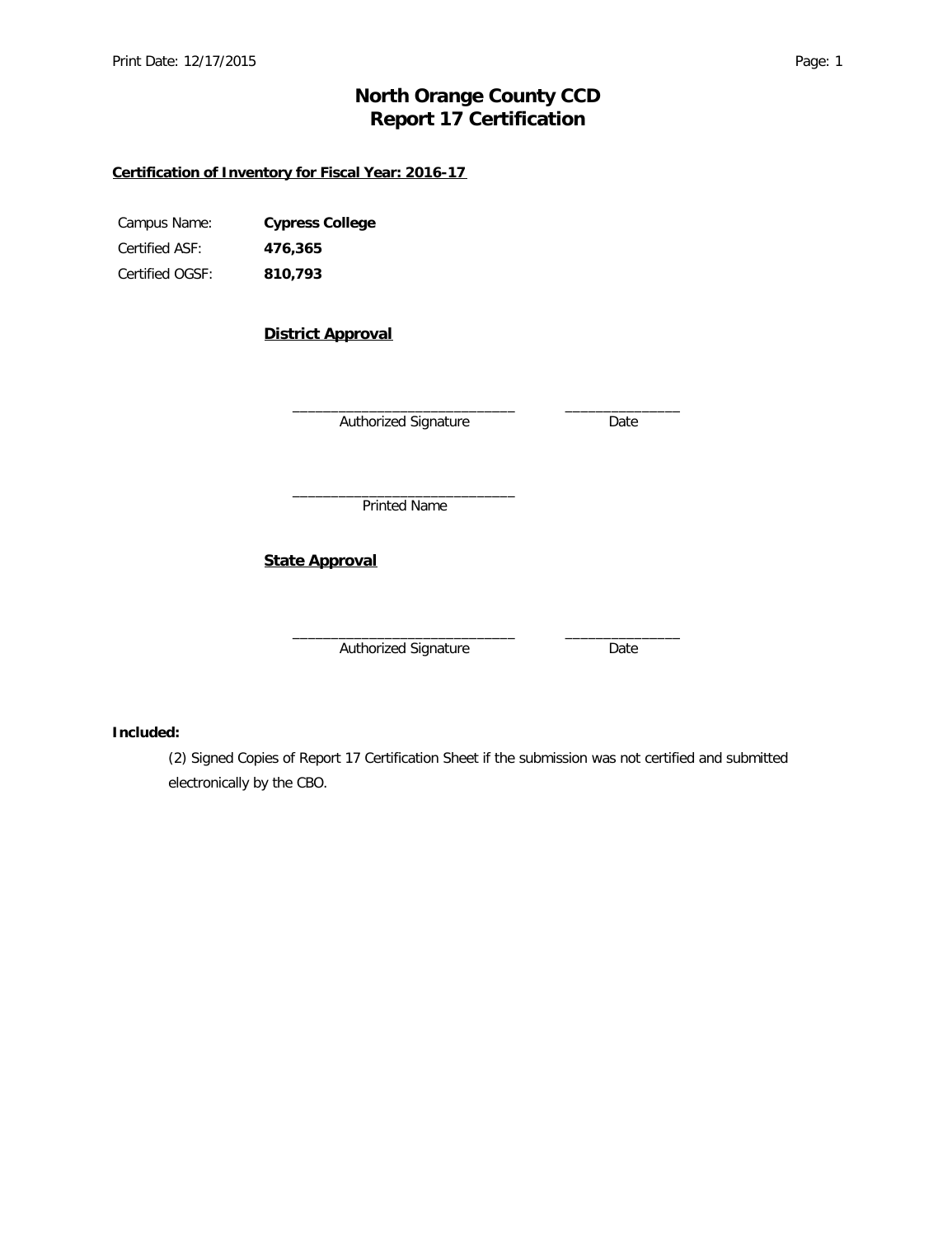# North Orange County CCD
# Report 17 Certification

**Certification of Inventory for Fiscal Year: 2016-17**

| | |
|---|---|
| Campus Name: | **Cypress College** |
| Certified ASF: | **476,365** |
| Certified OGSF: | **810,793** |

**District Approval**

_____________________________ Authorized Signature

_______________ Date

_____________________________ Printed Name

**State Approval**

_____________________________ Authorized Signature

_______________ Date

**Included:**

(2) Signed Copies of Report 17 Certification Sheet if the submission was not certified and submitted electronically by the CBO.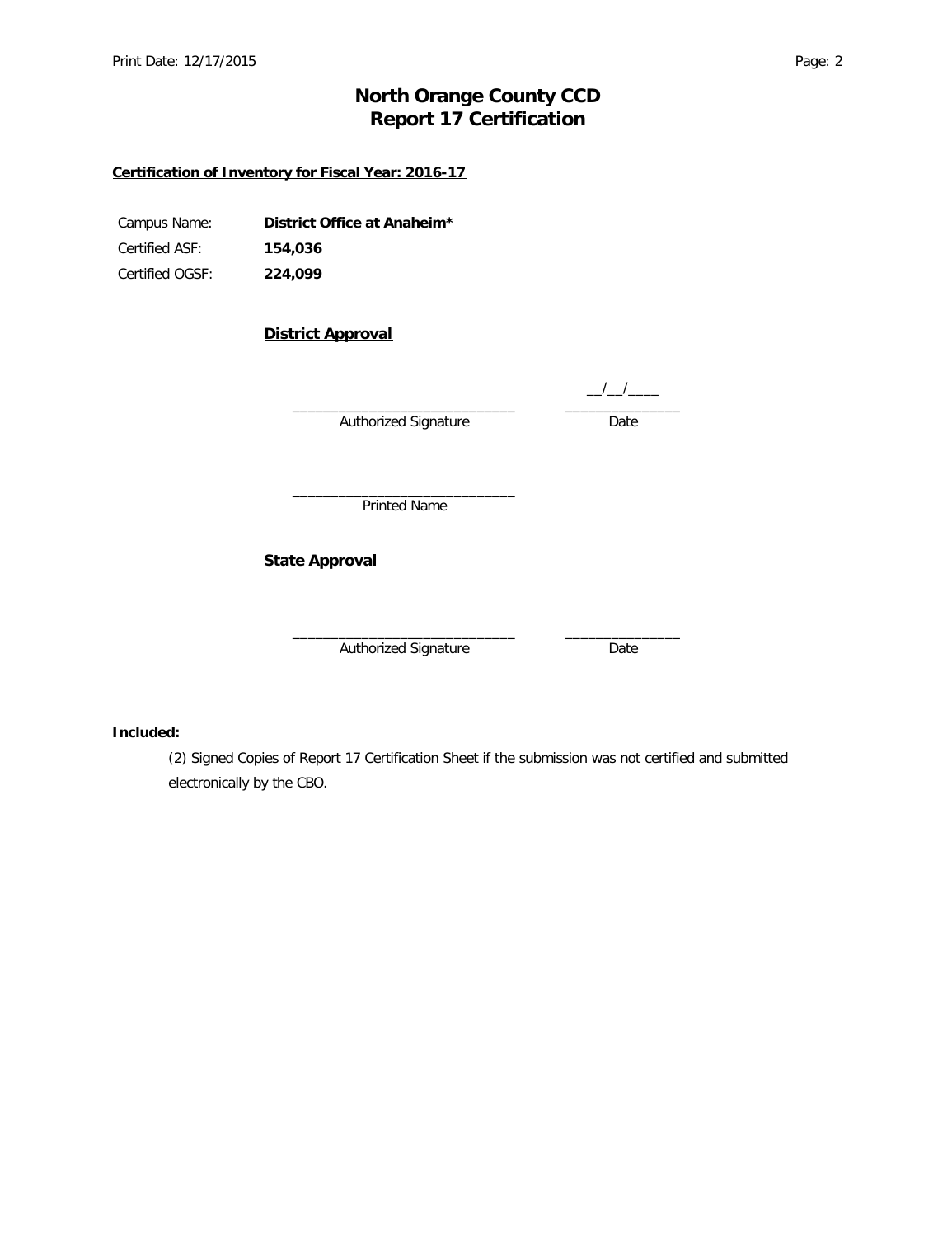# North Orange County CCD
## Report 17 Certification

**Certification of Inventory for Fiscal Year: 2016-17**

| | |
|---|---|
| Campus Name: | **District Office at Anaheim*** |
| Certified ASF: | **154,036** |
| Certified OGSF: | **224,099** |

**District Approval**

\_\_\_\_\_\_\_\_\_\_\_\_\_\_\_\_\_\_\_\_\_\_\_\_\_\_\_\_ &nbsp;&nbsp;&nbsp; \_\_/\_\_/\_\_\_\_

Authorized Signature &nbsp;&nbsp;&nbsp; Date

\_\_\_\_\_\_\_\_\_\_\_\_\_\_\_\_\_\_\_\_\_\_\_\_\_\_\_\_

Printed Name

**State Approval**

\_\_\_\_\_\_\_\_\_\_\_\_\_\_\_\_\_\_\_\_\_\_\_\_\_\_\_\_ &nbsp;&nbsp;&nbsp; \_\_\_\_\_\_\_\_\_\_\_\_\_\_\_

Authorized Signature &nbsp;&nbsp;&nbsp; Date

**Included:**

(2) Signed Copies of Report 17 Certification Sheet if the submission was not certified and submitted electronically by the CBO.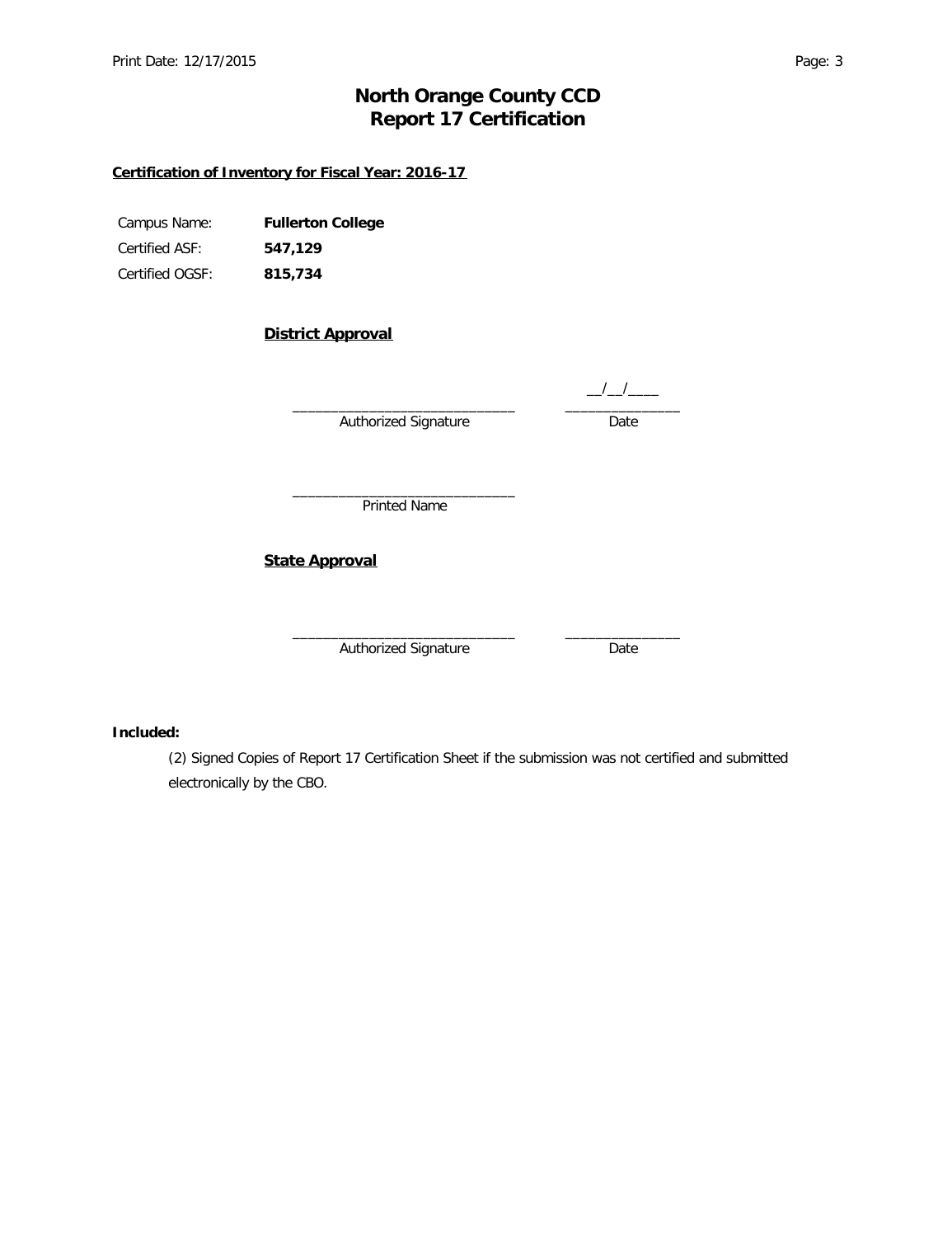# North Orange County CCD
## Report 17 Certification

**Certification of Inventory for Fiscal Year: 2016-17**

| | |
|---|---|
| Campus Name: | **Fullerton College** |
| Certified ASF: | **547,129** |
| Certified OGSF: | **815,734** |

**District Approval**

| | |
|---|---|
| ______________________________ | __/__/____ |
| Authorized Signature | Date |

______________________________
Printed Name

**State Approval**

| | |
|---|---|
| ______________________________ | _______________ |
| Authorized Signature | Date |

**Included:**

(2) Signed Copies of Report 17 Certification Sheet if the submission was not certified and submitted electronically by the CBO.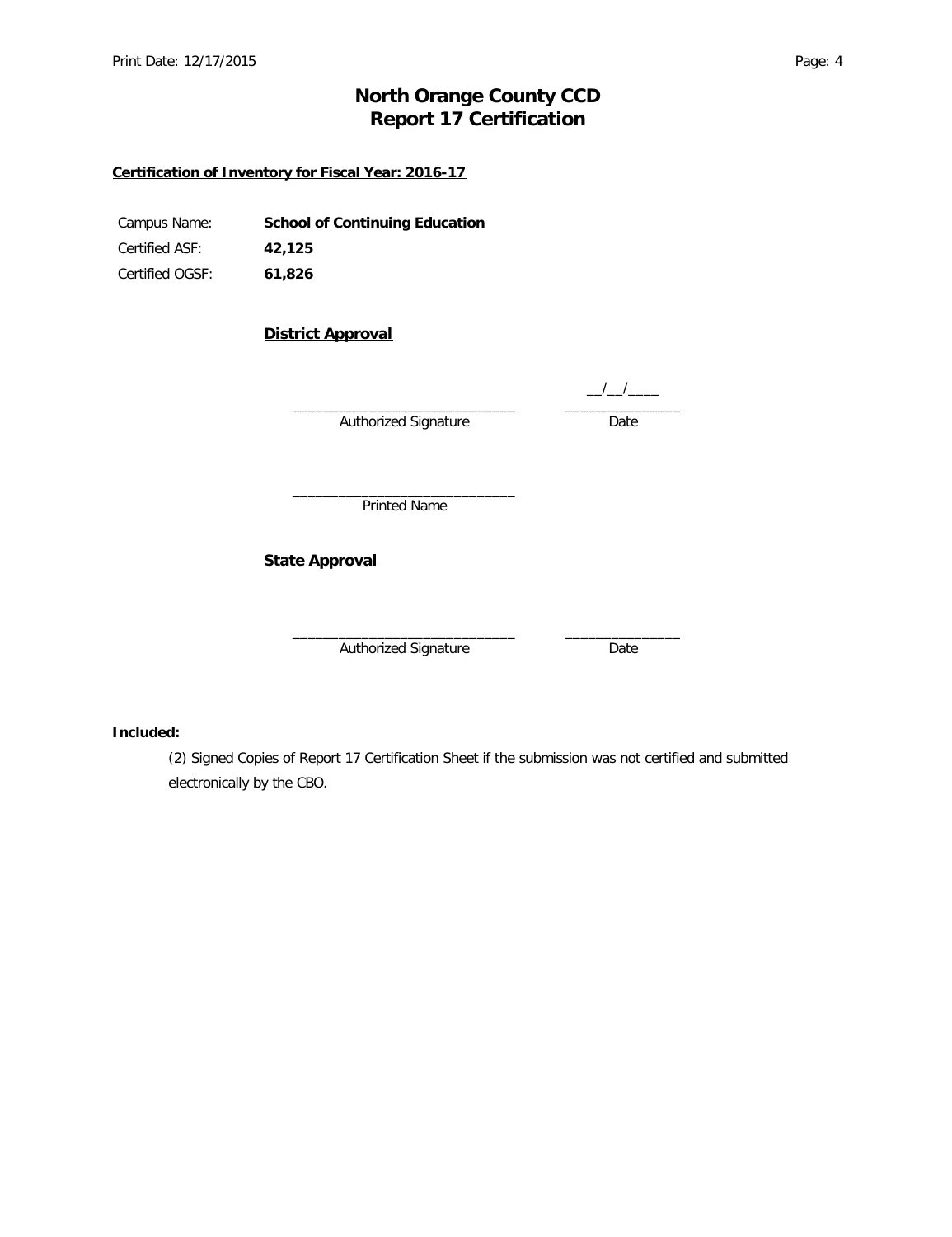# North Orange County CCD
# Report 17 Certification

**Certification of Inventory for Fiscal Year: 2016-17**

| | |
|---|---|
| Campus Name: | **School of Continuing Education** |
| Certified ASF: | **42,125** |
| Certified OGSF: | **61,826** |

**District Approval**

______________________________ __/__/____
Authorized Signature Date

______________________________
Printed Name

**State Approval**

______________________________ _______________
Authorized Signature Date

**Included:**

(2) Signed Copies of Report 17 Certification Sheet if the submission was not certified and submitted electronically by the CBO.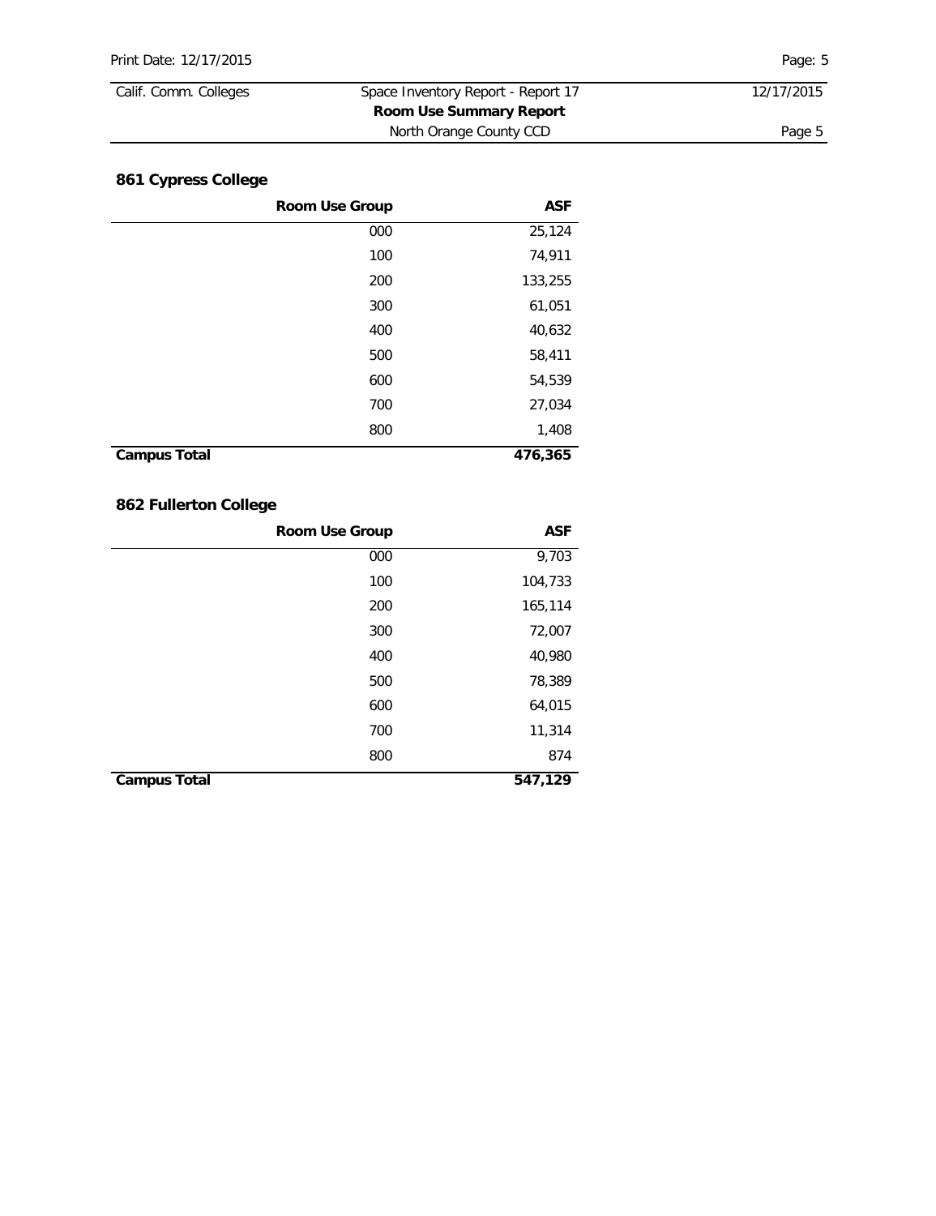Calif. Comm. Colleges | Space Inventory Report - Report 17 | 12/17/2015

**Room Use Summary Report**

North Orange County CCD

### 861 Cypress College

| | Room Use Group | ASF |
|---|---|---|
| | 000 | 25,124 |
| | 100 | 74,911 |
| | 200 | 133,255 |
| | 300 | 61,051 |
| | 400 | 40,632 |
| | 500 | 58,411 |
| | 600 | 54,539 |
| | 700 | 27,034 |
| | 800 | 1,408 |
| **Campus Total** | | **476,365** |

### 862 Fullerton College

| | Room Use Group | ASF |
|---|---|---|
| | 000 | 9,703 |
| | 100 | 104,733 |
| | 200 | 165,114 |
| | 300 | 72,007 |
| | 400 | 40,980 |
| | 500 | 78,389 |
| | 600 | 64,015 |
| | 700 | 11,314 |
| | 800 | 874 |
| **Campus Total** | | **547,129** |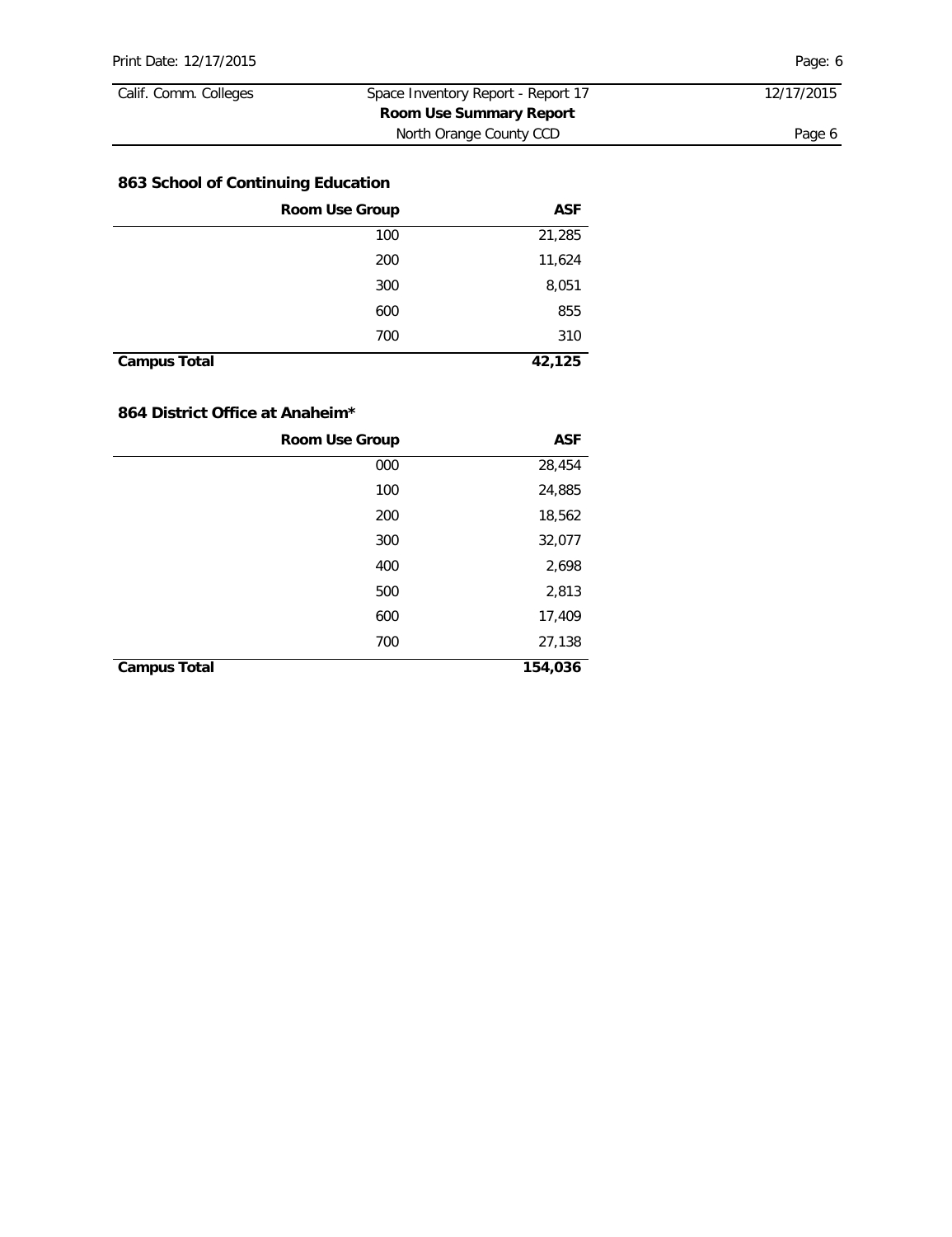### 863 School of Continuing Education

| | Room Use Group | ASF |
|---|---|---|
| | 100 | 21,285 |
| | 200 | 11,624 |
| | 300 | 8,051 |
| | 600 | 855 |
| | 700 | 310 |
| **Campus Total** | | **42,125** |

### 864 District Office at Anaheim*

| | Room Use Group | ASF |
|---|---|---|
| | 000 | 28,454 |
| | 100 | 24,885 |
| | 200 | 18,562 |
| | 300 | 32,077 |
| | 400 | 2,698 |
| | 500 | 2,813 |
| | 600 | 17,409 |
| | 700 | 27,138 |
| **Campus Total** | | **154,036** |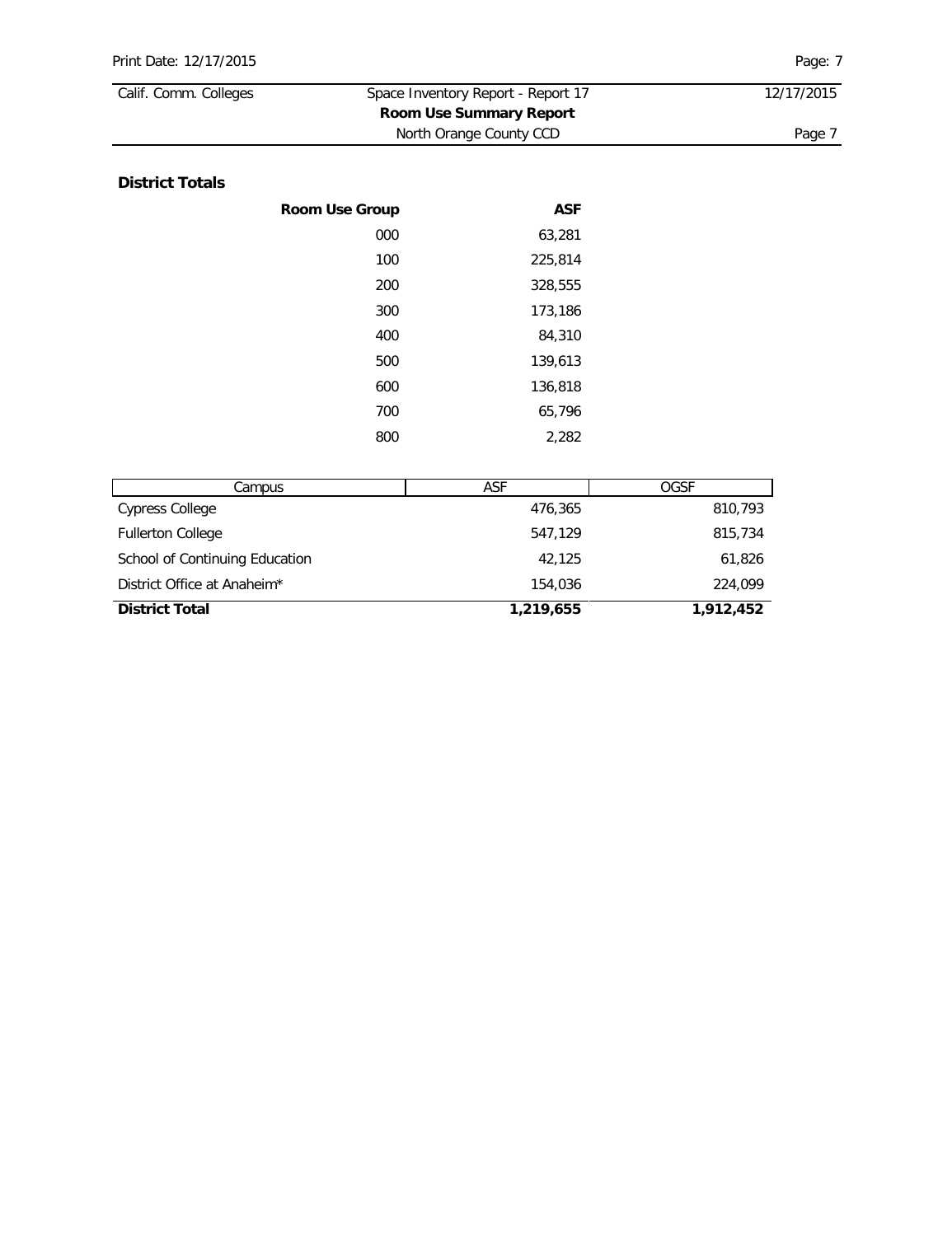Calif. Comm. Colleges — Space Inventory Report - Report 17 — 12/17/2015

**Room Use Summary Report**

North Orange County CCD

### District Totals

| Room Use Group | ASF |
|---|---|
| 000 | 63,281 |
| 100 | 225,814 |
| 200 | 328,555 |
| 300 | 173,186 |
| 400 | 84,310 |
| 500 | 139,613 |
| 600 | 136,818 |
| 700 | 65,796 |
| 800 | 2,282 |

| Campus | ASF | OGSF |
|---|---|---|
| Cypress College | 476,365 | 810,793 |
| Fullerton College | 547,129 | 815,734 |
| School of Continuing Education | 42,125 | 61,826 |
| District Office at Anaheim* | 154,036 | 224,099 |
| **District Total** | **1,219,655** | **1,912,452** |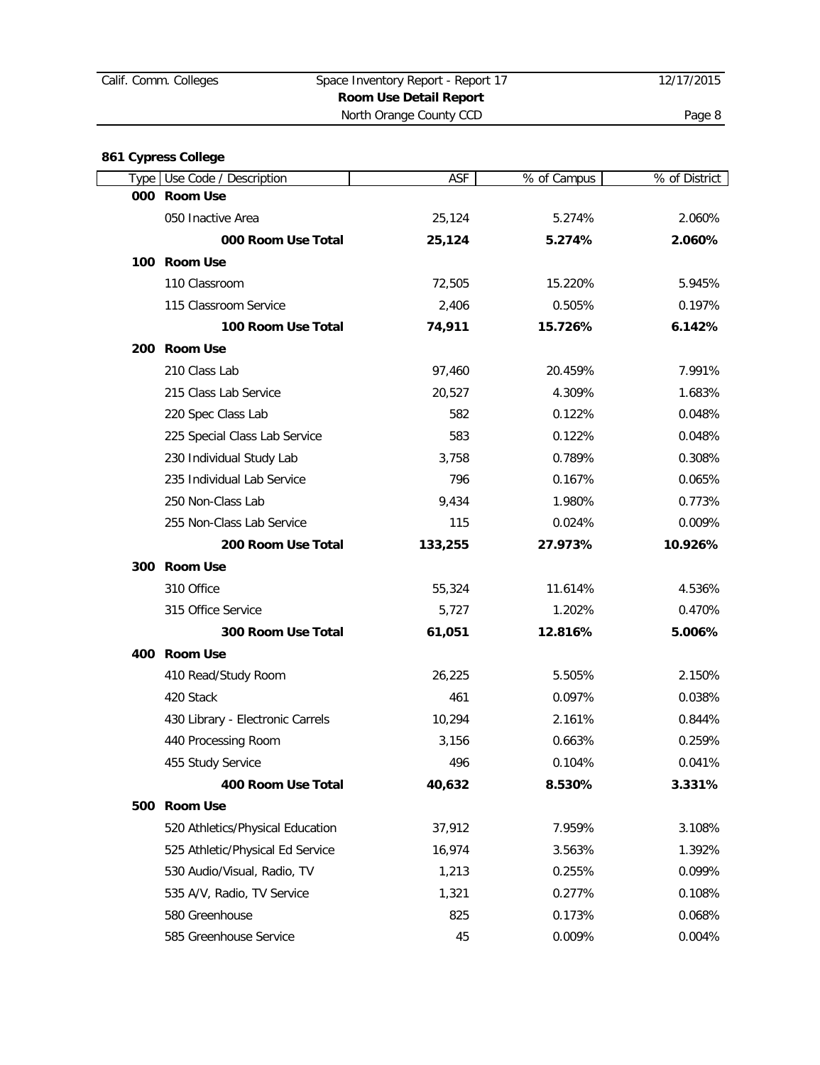**861 Cypress College**

| Type | Use Code / Description | ASF | % of Campus | % of District |
|---|---|---|---|---|
| **000** | **Room Use** | | | |
| | 050 Inactive Area | 25,124 | 5.274% | 2.060% |
| | **000 Room Use Total** | **25,124** | **5.274%** | **2.060%** |
| **100** | **Room Use** | | | |
| | 110 Classroom | 72,505 | 15.220% | 5.945% |
| | 115 Classroom Service | 2,406 | 0.505% | 0.197% |
| | **100 Room Use Total** | **74,911** | **15.726%** | **6.142%** |
| **200** | **Room Use** | | | |
| | 210 Class Lab | 97,460 | 20.459% | 7.991% |
| | 215 Class Lab Service | 20,527 | 4.309% | 1.683% |
| | 220 Spec Class Lab | 582 | 0.122% | 0.048% |
| | 225 Special Class Lab Service | 583 | 0.122% | 0.048% |
| | 230 Individual Study Lab | 3,758 | 0.789% | 0.308% |
| | 235 Individual Lab Service | 796 | 0.167% | 0.065% |
| | 250 Non-Class Lab | 9,434 | 1.980% | 0.773% |
| | 255 Non-Class Lab Service | 115 | 0.024% | 0.009% |
| | **200 Room Use Total** | **133,255** | **27.973%** | **10.926%** |
| **300** | **Room Use** | | | |
| | 310 Office | 55,324 | 11.614% | 4.536% |
| | 315 Office Service | 5,727 | 1.202% | 0.470% |
| | **300 Room Use Total** | **61,051** | **12.816%** | **5.006%** |
| **400** | **Room Use** | | | |
| | 410 Read/Study Room | 26,225 | 5.505% | 2.150% |
| | 420 Stack | 461 | 0.097% | 0.038% |
| | 430 Library - Electronic Carrels | 10,294 | 2.161% | 0.844% |
| | 440 Processing Room | 3,156 | 0.663% | 0.259% |
| | 455 Study Service | 496 | 0.104% | 0.041% |
| | **400 Room Use Total** | **40,632** | **8.530%** | **3.331%** |
| **500** | **Room Use** | | | |
| | 520 Athletics/Physical Education | 37,912 | 7.959% | 3.108% |
| | 525 Athletic/Physical Ed Service | 16,974 | 3.563% | 1.392% |
| | 530 Audio/Visual, Radio, TV | 1,213 | 0.255% | 0.099% |
| | 535 A/V, Radio, TV Service | 1,321 | 0.277% | 0.108% |
| | 580 Greenhouse | 825 | 0.173% | 0.068% |
| | 585 Greenhouse Service | 45 | 0.009% | 0.004% |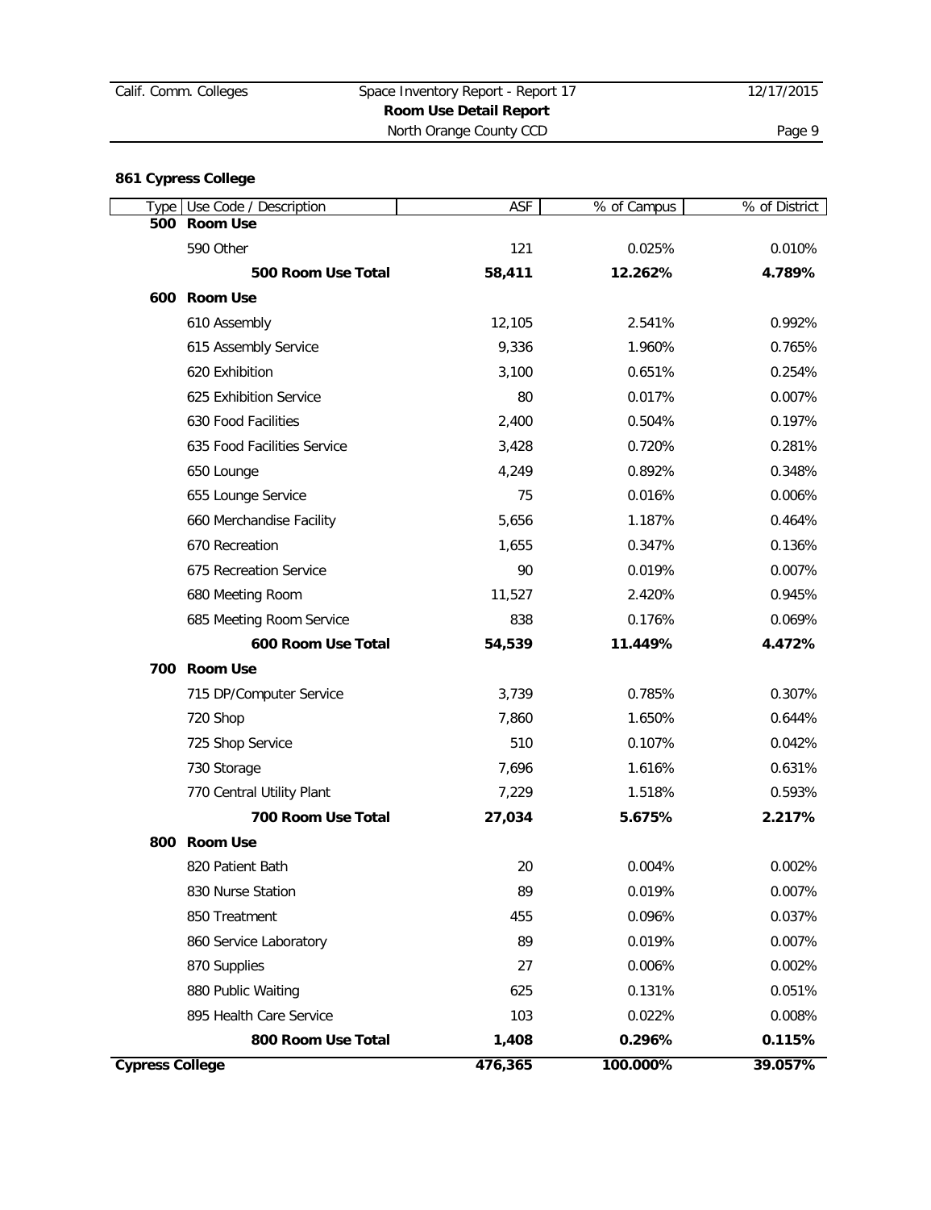**861 Cypress College**

| Type | Use Code / Description | ASF | % of Campus | % of District |
|---|---|---|---|---|
| **500** | **Room Use** | | | |
| | 590 Other | 121 | 0.025% | 0.010% |
| | **500 Room Use Total** | **58,411** | **12.262%** | **4.789%** |
| **600** | **Room Use** | | | |
| | 610 Assembly | 12,105 | 2.541% | 0.992% |
| | 615 Assembly Service | 9,336 | 1.960% | 0.765% |
| | 620 Exhibition | 3,100 | 0.651% | 0.254% |
| | 625 Exhibition Service | 80 | 0.017% | 0.007% |
| | 630 Food Facilities | 2,400 | 0.504% | 0.197% |
| | 635 Food Facilities Service | 3,428 | 0.720% | 0.281% |
| | 650 Lounge | 4,249 | 0.892% | 0.348% |
| | 655 Lounge Service | 75 | 0.016% | 0.006% |
| | 660 Merchandise Facility | 5,656 | 1.187% | 0.464% |
| | 670 Recreation | 1,655 | 0.347% | 0.136% |
| | 675 Recreation Service | 90 | 0.019% | 0.007% |
| | 680 Meeting Room | 11,527 | 2.420% | 0.945% |
| | 685 Meeting Room Service | 838 | 0.176% | 0.069% |
| | **600 Room Use Total** | **54,539** | **11.449%** | **4.472%** |
| **700** | **Room Use** | | | |
| | 715 DP/Computer Service | 3,739 | 0.785% | 0.307% |
| | 720 Shop | 7,860 | 1.650% | 0.644% |
| | 725 Shop Service | 510 | 0.107% | 0.042% |
| | 730 Storage | 7,696 | 1.616% | 0.631% |
| | 770 Central Utility Plant | 7,229 | 1.518% | 0.593% |
| | **700 Room Use Total** | **27,034** | **5.675%** | **2.217%** |
| **800** | **Room Use** | | | |
| | 820 Patient Bath | 20 | 0.004% | 0.002% |
| | 830 Nurse Station | 89 | 0.019% | 0.007% |
| | 850 Treatment | 455 | 0.096% | 0.037% |
| | 860 Service Laboratory | 89 | 0.019% | 0.007% |
| | 870 Supplies | 27 | 0.006% | 0.002% |
| | 880 Public Waiting | 625 | 0.131% | 0.051% |
| | 895 Health Care Service | 103 | 0.022% | 0.008% |
| | **800 Room Use Total** | **1,408** | **0.296%** | **0.115%** |
| **Cypress College** | | **476,365** | **100.000%** | **39.057%** |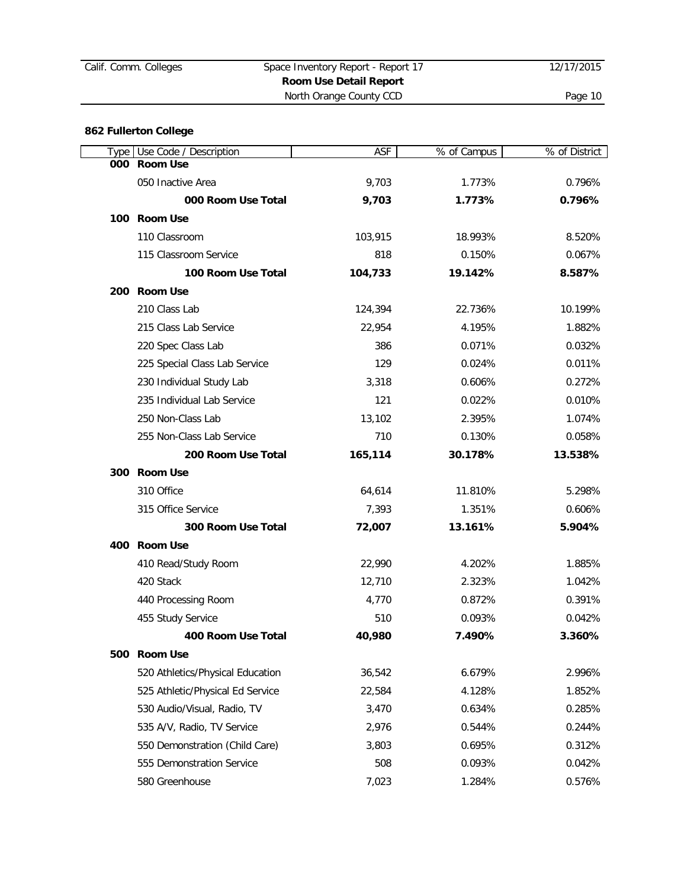**862 Fullerton College**

| Type | Use Code / Description | ASF | % of Campus | % of District |
|---|---|---|---|---|
| 000 | **Room Use** | | | |
| | 050 Inactive Area | 9,703 | 1.773% | 0.796% |
| | **000 Room Use Total** | **9,703** | **1.773%** | **0.796%** |
| 100 | **Room Use** | | | |
| | 110 Classroom | 103,915 | 18.993% | 8.520% |
| | 115 Classroom Service | 818 | 0.150% | 0.067% |
| | **100 Room Use Total** | **104,733** | **19.142%** | **8.587%** |
| 200 | **Room Use** | | | |
| | 210 Class Lab | 124,394 | 22.736% | 10.199% |
| | 215 Class Lab Service | 22,954 | 4.195% | 1.882% |
| | 220 Spec Class Lab | 386 | 0.071% | 0.032% |
| | 225 Special Class Lab Service | 129 | 0.024% | 0.011% |
| | 230 Individual Study Lab | 3,318 | 0.606% | 0.272% |
| | 235 Individual Lab Service | 121 | 0.022% | 0.010% |
| | 250 Non-Class Lab | 13,102 | 2.395% | 1.074% |
| | 255 Non-Class Lab Service | 710 | 0.130% | 0.058% |
| | **200 Room Use Total** | **165,114** | **30.178%** | **13.538%** |
| 300 | **Room Use** | | | |
| | 310 Office | 64,614 | 11.810% | 5.298% |
| | 315 Office Service | 7,393 | 1.351% | 0.606% |
| | **300 Room Use Total** | **72,007** | **13.161%** | **5.904%** |
| 400 | **Room Use** | | | |
| | 410 Read/Study Room | 22,990 | 4.202% | 1.885% |
| | 420 Stack | 12,710 | 2.323% | 1.042% |
| | 440 Processing Room | 4,770 | 0.872% | 0.391% |
| | 455 Study Service | 510 | 0.093% | 0.042% |
| | **400 Room Use Total** | **40,980** | **7.490%** | **3.360%** |
| 500 | **Room Use** | | | |
| | 520 Athletics/Physical Education | 36,542 | 6.679% | 2.996% |
| | 525 Athletic/Physical Ed Service | 22,584 | 4.128% | 1.852% |
| | 530 Audio/Visual, Radio, TV | 3,470 | 0.634% | 0.285% |
| | 535 A/V, Radio, TV Service | 2,976 | 0.544% | 0.244% |
| | 550 Demonstration (Child Care) | 3,803 | 0.695% | 0.312% |
| | 555 Demonstration Service | 508 | 0.093% | 0.042% |
| | 580 Greenhouse | 7,023 | 1.284% | 0.576% |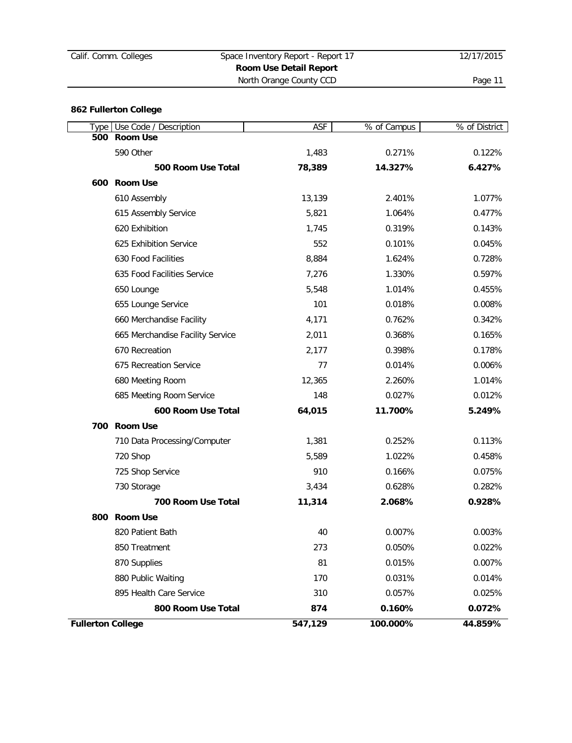### 862 Fullerton College

| Type | Use Code / Description | ASF | % of Campus | % of District |
|---|---|---|---|---|
| 500 | Room Use | | | |
| | 590 Other | 1,483 | 0.271% | 0.122% |
| | **500 Room Use Total** | **78,389** | **14.327%** | **6.427%** |
| 600 | Room Use | | | |
| | 610 Assembly | 13,139 | 2.401% | 1.077% |
| | 615 Assembly Service | 5,821 | 1.064% | 0.477% |
| | 620 Exhibition | 1,745 | 0.319% | 0.143% |
| | 625 Exhibition Service | 552 | 0.101% | 0.045% |
| | 630 Food Facilities | 8,884 | 1.624% | 0.728% |
| | 635 Food Facilities Service | 7,276 | 1.330% | 0.597% |
| | 650 Lounge | 5,548 | 1.014% | 0.455% |
| | 655 Lounge Service | 101 | 0.018% | 0.008% |
| | 660 Merchandise Facility | 4,171 | 0.762% | 0.342% |
| | 665 Merchandise Facility Service | 2,011 | 0.368% | 0.165% |
| | 670 Recreation | 2,177 | 0.398% | 0.178% |
| | 675 Recreation Service | 77 | 0.014% | 0.006% |
| | 680 Meeting Room | 12,365 | 2.260% | 1.014% |
| | 685 Meeting Room Service | 148 | 0.027% | 0.012% |
| | **600 Room Use Total** | **64,015** | **11.700%** | **5.249%** |
| 700 | Room Use | | | |
| | 710 Data Processing/Computer | 1,381 | 0.252% | 0.113% |
| | 720 Shop | 5,589 | 1.022% | 0.458% |
| | 725 Shop Service | 910 | 0.166% | 0.075% |
| | 730 Storage | 3,434 | 0.628% | 0.282% |
| | **700 Room Use Total** | **11,314** | **2.068%** | **0.928%** |
| 800 | Room Use | | | |
| | 820 Patient Bath | 40 | 0.007% | 0.003% |
| | 850 Treatment | 273 | 0.050% | 0.022% |
| | 870 Supplies | 81 | 0.015% | 0.007% |
| | 880 Public Waiting | 170 | 0.031% | 0.014% |
| | 895 Health Care Service | 310 | 0.057% | 0.025% |
| | **800 Room Use Total** | **874** | **0.160%** | **0.072%** |
| **Fullerton College** | | **547,129** | **100.000%** | **44.859%** |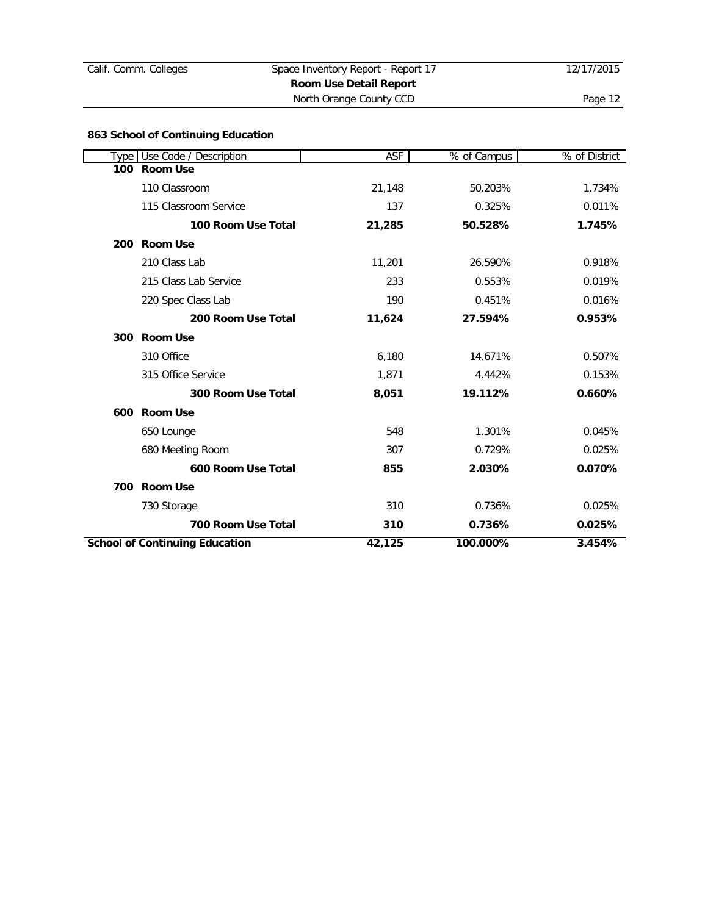## 863 School of Continuing Education

| Type | Use Code / Description | ASF | % of Campus | % of District |
|---|---|---|---|---|
| **100** | **Room Use** | | | |
| | 110 Classroom | 21,148 | 50.203% | 1.734% |
| | 115 Classroom Service | 137 | 0.325% | 0.011% |
| | **100 Room Use Total** | **21,285** | **50.528%** | **1.745%** |
| **200** | **Room Use** | | | |
| | 210 Class Lab | 11,201 | 26.590% | 0.918% |
| | 215 Class Lab Service | 233 | 0.553% | 0.019% |
| | 220 Spec Class Lab | 190 | 0.451% | 0.016% |
| | **200 Room Use Total** | **11,624** | **27.594%** | **0.953%** |
| **300** | **Room Use** | | | |
| | 310 Office | 6,180 | 14.671% | 0.507% |
| | 315 Office Service | 1,871 | 4.442% | 0.153% |
| | **300 Room Use Total** | **8,051** | **19.112%** | **0.660%** |
| **600** | **Room Use** | | | |
| | 650 Lounge | 548 | 1.301% | 0.045% |
| | 680 Meeting Room | 307 | 0.729% | 0.025% |
| | **600 Room Use Total** | **855** | **2.030%** | **0.070%** |
| **700** | **Room Use** | | | |
| | 730 Storage | 310 | 0.736% | 0.025% |
| | **700 Room Use Total** | **310** | **0.736%** | **0.025%** |
| **School of Continuing Education** | | **42,125** | **100.000%** | **3.454%** |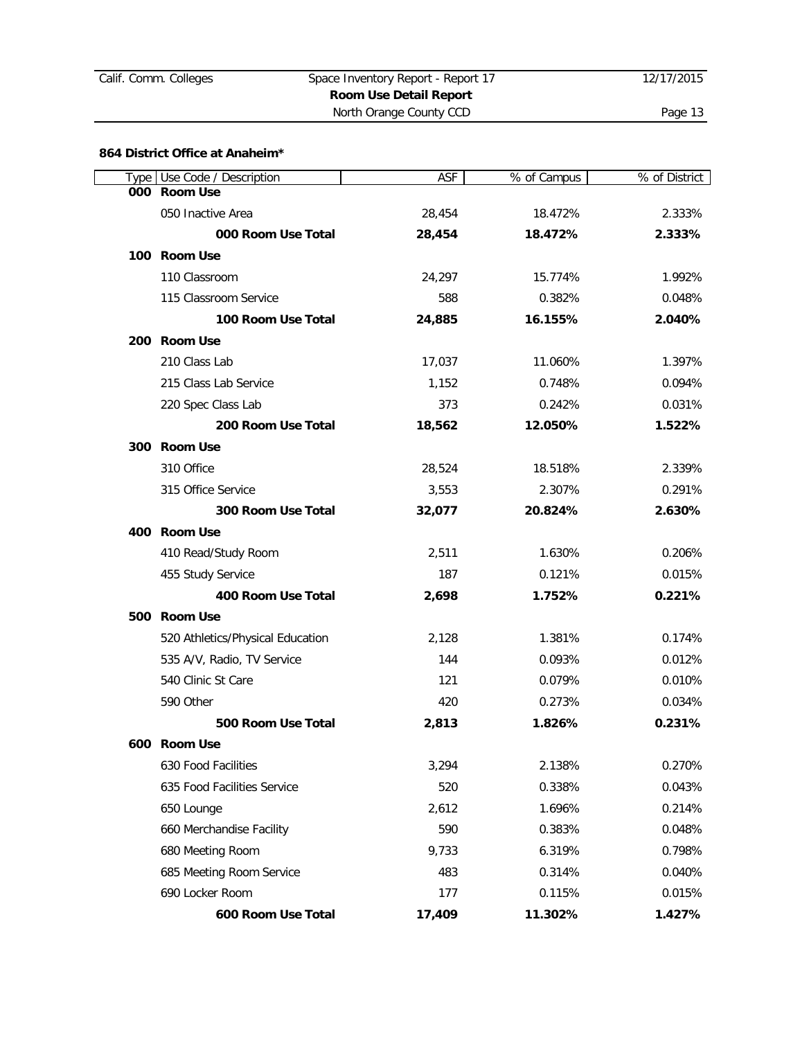## 864 District Office at Anaheim*

| Type | Use Code / Description | ASF | % of Campus | % of District |
|---|---|---|---|---|
| 000 | **Room Use** | | | |
| | 050 Inactive Area | 28,454 | 18.472% | 2.333% |
| | **000 Room Use Total** | **28,454** | **18.472%** | **2.333%** |
| 100 | **Room Use** | | | |
| | 110 Classroom | 24,297 | 15.774% | 1.992% |
| | 115 Classroom Service | 588 | 0.382% | 0.048% |
| | **100 Room Use Total** | **24,885** | **16.155%** | **2.040%** |
| 200 | **Room Use** | | | |
| | 210 Class Lab | 17,037 | 11.060% | 1.397% |
| | 215 Class Lab Service | 1,152 | 0.748% | 0.094% |
| | 220 Spec Class Lab | 373 | 0.242% | 0.031% |
| | **200 Room Use Total** | **18,562** | **12.050%** | **1.522%** |
| 300 | **Room Use** | | | |
| | 310 Office | 28,524 | 18.518% | 2.339% |
| | 315 Office Service | 3,553 | 2.307% | 0.291% |
| | **300 Room Use Total** | **32,077** | **20.824%** | **2.630%** |
| 400 | **Room Use** | | | |
| | 410 Read/Study Room | 2,511 | 1.630% | 0.206% |
| | 455 Study Service | 187 | 0.121% | 0.015% |
| | **400 Room Use Total** | **2,698** | **1.752%** | **0.221%** |
| 500 | **Room Use** | | | |
| | 520 Athletics/Physical Education | 2,128 | 1.381% | 0.174% |
| | 535 A/V, Radio, TV Service | 144 | 0.093% | 0.012% |
| | 540 Clinic St Care | 121 | 0.079% | 0.010% |
| | 590 Other | 420 | 0.273% | 0.034% |
| | **500 Room Use Total** | **2,813** | **1.826%** | **0.231%** |
| 600 | **Room Use** | | | |
| | 630 Food Facilities | 3,294 | 2.138% | 0.270% |
| | 635 Food Facilities Service | 520 | 0.338% | 0.043% |
| | 650 Lounge | 2,612 | 1.696% | 0.214% |
| | 660 Merchandise Facility | 590 | 0.383% | 0.048% |
| | 680 Meeting Room | 9,733 | 6.319% | 0.798% |
| | 685 Meeting Room Service | 483 | 0.314% | 0.040% |
| | 690 Locker Room | 177 | 0.115% | 0.015% |
| | **600 Room Use Total** | **17,409** | **11.302%** | **1.427%** |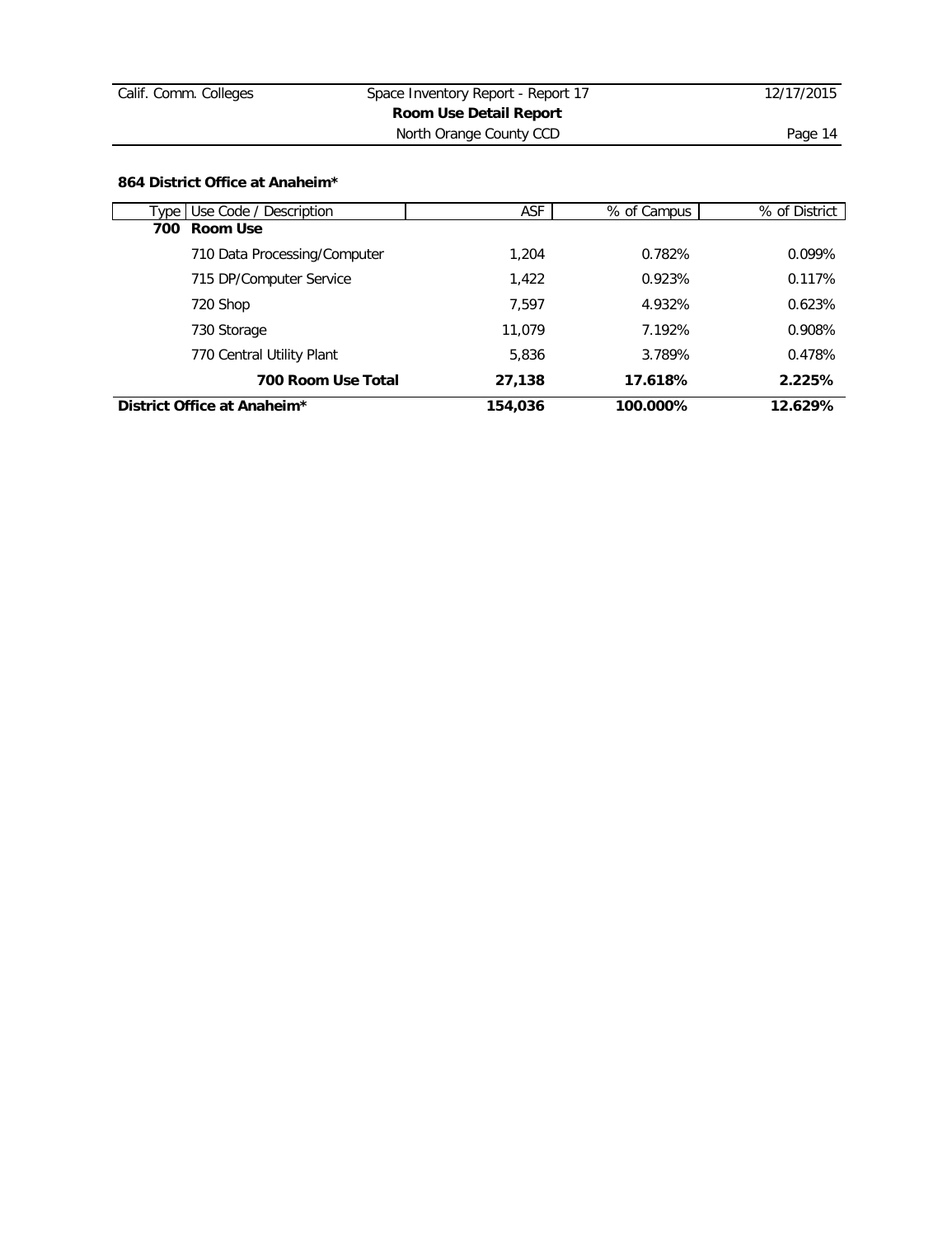**864 District Office at Anaheim***

| Type | Use Code / Description | ASF | % of Campus | % of District |
|---|---|---|---|---|
| **700** | **Room Use** | | | |
| | 710 Data Processing/Computer | 1,204 | 0.782% | 0.099% |
| | 715 DP/Computer Service | 1,422 | 0.923% | 0.117% |
| | 720 Shop | 7,597 | 4.932% | 0.623% |
| | 730 Storage | 11,079 | 7.192% | 0.908% |
| | 770 Central Utility Plant | 5,836 | 3.789% | 0.478% |
| | **700 Room Use Total** | **27,138** | **17.618%** | **2.225%** |
| **District Office at Anaheim*** | | **154,036** | **100.000%** | **12.629%** |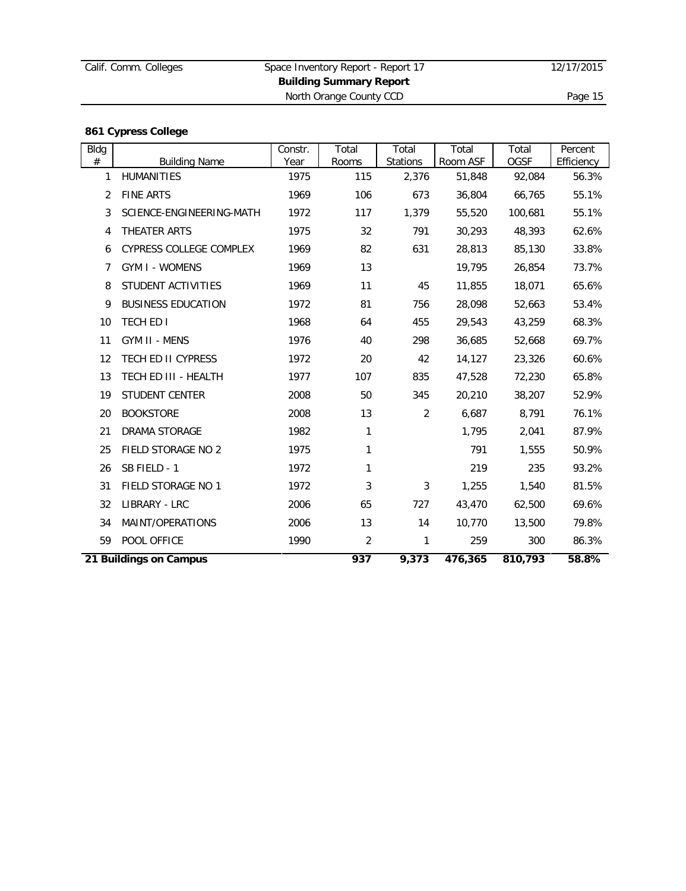## 861 Cypress College

| Bldg # | Building Name | Constr. Year | Total Rooms | Total Stations | Total Room ASF | Total OGSF | Percent Efficiency |
|---|---|---|---|---|---|---|---|
| 1 | HUMANITIES | 1975 | 115 | 2,376 | 51,848 | 92,084 | 56.3% |
| 2 | FINE ARTS | 1969 | 106 | 673 | 36,804 | 66,765 | 55.1% |
| 3 | SCIENCE-ENGINEERING-MATH | 1972 | 117 | 1,379 | 55,520 | 100,681 | 55.1% |
| 4 | THEATER ARTS | 1975 | 32 | 791 | 30,293 | 48,393 | 62.6% |
| 6 | CYPRESS COLLEGE COMPLEX | 1969 | 82 | 631 | 28,813 | 85,130 | 33.8% |
| 7 | GYM I - WOMENS | 1969 | 13 | | 19,795 | 26,854 | 73.7% |
| 8 | STUDENT ACTIVITIES | 1969 | 11 | 45 | 11,855 | 18,071 | 65.6% |
| 9 | BUSINESS EDUCATION | 1972 | 81 | 756 | 28,098 | 52,663 | 53.4% |
| 10 | TECH ED I | 1968 | 64 | 455 | 29,543 | 43,259 | 68.3% |
| 11 | GYM II - MENS | 1976 | 40 | 298 | 36,685 | 52,668 | 69.7% |
| 12 | TECH ED II CYPRESS | 1972 | 20 | 42 | 14,127 | 23,326 | 60.6% |
| 13 | TECH ED III - HEALTH | 1977 | 107 | 835 | 47,528 | 72,230 | 65.8% |
| 19 | STUDENT CENTER | 2008 | 50 | 345 | 20,210 | 38,207 | 52.9% |
| 20 | BOOKSTORE | 2008 | 13 | 2 | 6,687 | 8,791 | 76.1% |
| 21 | DRAMA STORAGE | 1982 | 1 | | 1,795 | 2,041 | 87.9% |
| 25 | FIELD STORAGE NO 2 | 1975 | 1 | | 791 | 1,555 | 50.9% |
| 26 | SB FIELD - 1 | 1972 | 1 | | 219 | 235 | 93.2% |
| 31 | FIELD STORAGE NO 1 | 1972 | 3 | 3 | 1,255 | 1,540 | 81.5% |
| 32 | LIBRARY - LRC | 2006 | 65 | 727 | 43,470 | 62,500 | 69.6% |
| 34 | MAINT/OPERATIONS | 2006 | 13 | 14 | 10,770 | 13,500 | 79.8% |
| 59 | POOL OFFICE | 1990 | 2 | 1 | 259 | 300 | 86.3% |
| **21 Buildings on Campus** | | | **937** | **9,373** | **476,365** | **810,793** | **58.8%** |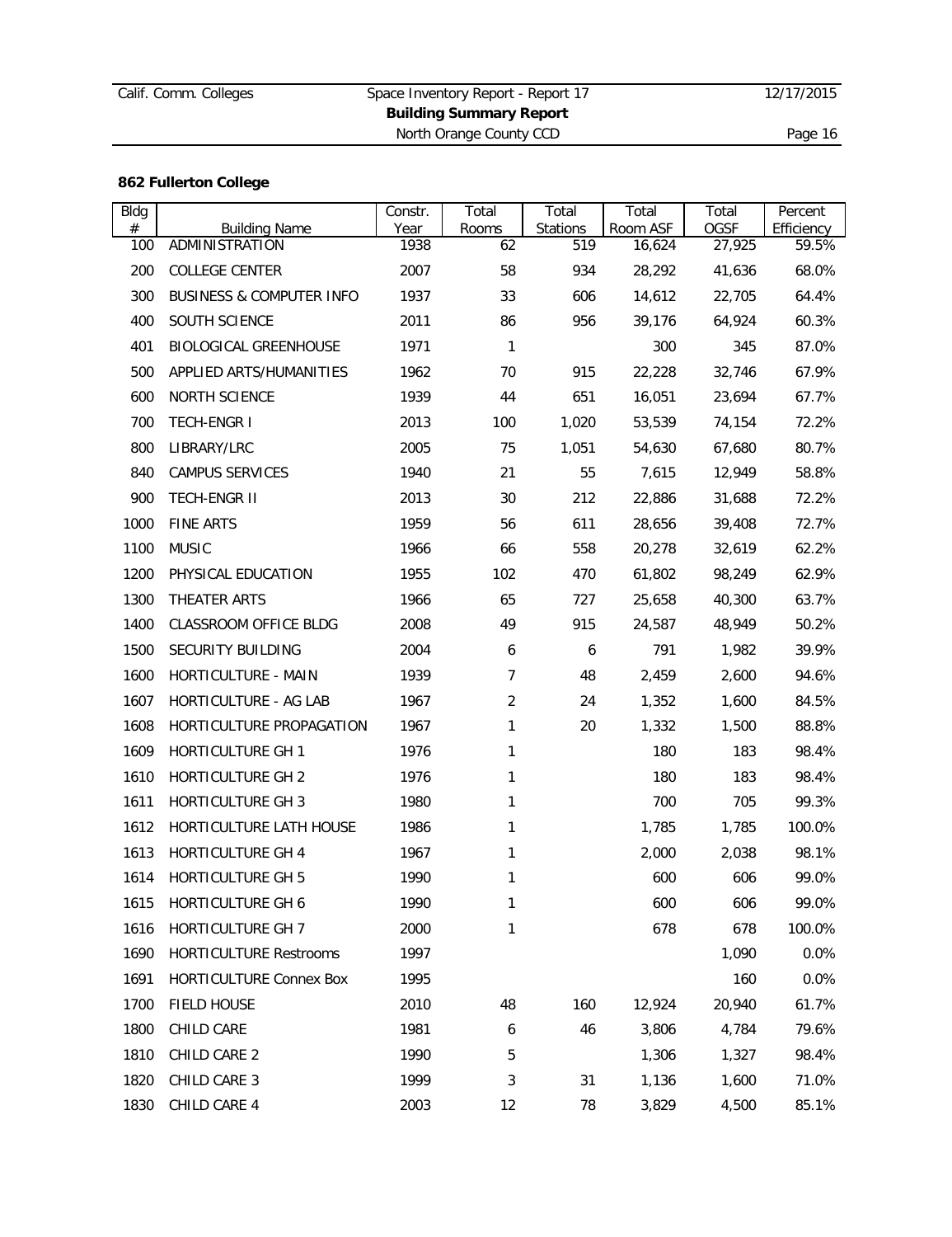### 862 Fullerton College

| Bldg # | Building Name | Constr. Year | Total Rooms | Total Stations | Total Room ASF | Total OGSF | Percent Efficiency |
|---|---|---|---|---|---|---|---|
| 100 | ADMINISTRATION | 1938 | 62 | 519 | 16,624 | 27,925 | 59.5% |
| 200 | COLLEGE CENTER | 2007 | 58 | 934 | 28,292 | 41,636 | 68.0% |
| 300 | BUSINESS & COMPUTER INFO | 1937 | 33 | 606 | 14,612 | 22,705 | 64.4% |
| 400 | SOUTH SCIENCE | 2011 | 86 | 956 | 39,176 | 64,924 | 60.3% |
| 401 | BIOLOGICAL GREENHOUSE | 1971 | 1 | | 300 | 345 | 87.0% |
| 500 | APPLIED ARTS/HUMANITIES | 1962 | 70 | 915 | 22,228 | 32,746 | 67.9% |
| 600 | NORTH SCIENCE | 1939 | 44 | 651 | 16,051 | 23,694 | 67.7% |
| 700 | TECH-ENGR I | 2013 | 100 | 1,020 | 53,539 | 74,154 | 72.2% |
| 800 | LIBRARY/LRC | 2005 | 75 | 1,051 | 54,630 | 67,680 | 80.7% |
| 840 | CAMPUS SERVICES | 1940 | 21 | 55 | 7,615 | 12,949 | 58.8% |
| 900 | TECH-ENGR II | 2013 | 30 | 212 | 22,886 | 31,688 | 72.2% |
| 1000 | FINE ARTS | 1959 | 56 | 611 | 28,656 | 39,408 | 72.7% |
| 1100 | MUSIC | 1966 | 66 | 558 | 20,278 | 32,619 | 62.2% |
| 1200 | PHYSICAL EDUCATION | 1955 | 102 | 470 | 61,802 | 98,249 | 62.9% |
| 1300 | THEATER ARTS | 1966 | 65 | 727 | 25,658 | 40,300 | 63.7% |
| 1400 | CLASSROOM OFFICE BLDG | 2008 | 49 | 915 | 24,587 | 48,949 | 50.2% |
| 1500 | SECURITY BUILDING | 2004 | 6 | 6 | 791 | 1,982 | 39.9% |
| 1600 | HORTICULTURE - MAIN | 1939 | 7 | 48 | 2,459 | 2,600 | 94.6% |
| 1607 | HORTICULTURE - AG LAB | 1967 | 2 | 24 | 1,352 | 1,600 | 84.5% |
| 1608 | HORTICULTURE PROPAGATION | 1967 | 1 | 20 | 1,332 | 1,500 | 88.8% |
| 1609 | HORTICULTURE GH 1 | 1976 | 1 | | 180 | 183 | 98.4% |
| 1610 | HORTICULTURE GH 2 | 1976 | 1 | | 180 | 183 | 98.4% |
| 1611 | HORTICULTURE GH 3 | 1980 | 1 | | 700 | 705 | 99.3% |
| 1612 | HORTICULTURE LATH HOUSE | 1986 | 1 | | 1,785 | 1,785 | 100.0% |
| 1613 | HORTICULTURE GH 4 | 1967 | 1 | | 2,000 | 2,038 | 98.1% |
| 1614 | HORTICULTURE GH 5 | 1990 | 1 | | 600 | 606 | 99.0% |
| 1615 | HORTICULTURE GH 6 | 1990 | 1 | | 600 | 606 | 99.0% |
| 1616 | HORTICULTURE GH 7 | 2000 | 1 | | 678 | 678 | 100.0% |
| 1690 | HORTICULTURE Restrooms | 1997 | | | | 1,090 | 0.0% |
| 1691 | HORTICULTURE Connex Box | 1995 | | | | 160 | 0.0% |
| 1700 | FIELD HOUSE | 2010 | 48 | 160 | 12,924 | 20,940 | 61.7% |
| 1800 | CHILD CARE | 1981 | 6 | 46 | 3,806 | 4,784 | 79.6% |
| 1810 | CHILD CARE 2 | 1990 | 5 | | 1,306 | 1,327 | 98.4% |
| 1820 | CHILD CARE 3 | 1999 | 3 | 31 | 1,136 | 1,600 | 71.0% |
| 1830 | CHILD CARE 4 | 2003 | 12 | 78 | 3,829 | 4,500 | 85.1% |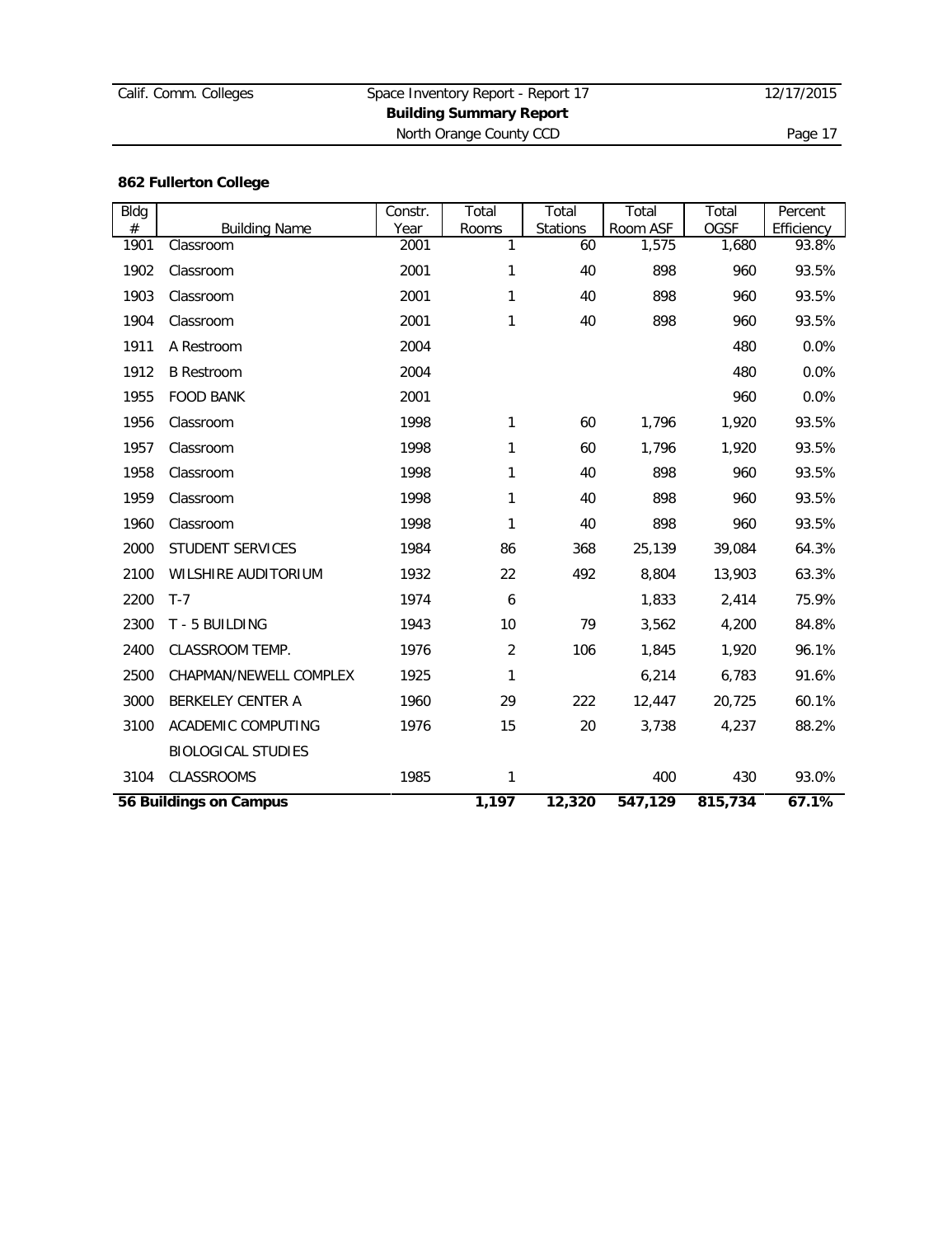### 862 Fullerton College

| Bldg # | Building Name | Constr. Year | Total Rooms | Total Stations | Total Room ASF | Total OGSF | Percent Efficiency |
|---|---|---|---|---|---|---|---|
| 1901 | Classroom | 2001 | 1 | 60 | 1,575 | 1,680 | 93.8% |
| 1902 | Classroom | 2001 | 1 | 40 | 898 | 960 | 93.5% |
| 1903 | Classroom | 2001 | 1 | 40 | 898 | 960 | 93.5% |
| 1904 | Classroom | 2001 | 1 | 40 | 898 | 960 | 93.5% |
| 1911 | A Restroom | 2004 | | | | 480 | 0.0% |
| 1912 | B Restroom | 2004 | | | | 480 | 0.0% |
| 1955 | FOOD BANK | 2001 | | | | 960 | 0.0% |
| 1956 | Classroom | 1998 | 1 | 60 | 1,796 | 1,920 | 93.5% |
| 1957 | Classroom | 1998 | 1 | 60 | 1,796 | 1,920 | 93.5% |
| 1958 | Classroom | 1998 | 1 | 40 | 898 | 960 | 93.5% |
| 1959 | Classroom | 1998 | 1 | 40 | 898 | 960 | 93.5% |
| 1960 | Classroom | 1998 | 1 | 40 | 898 | 960 | 93.5% |
| 2000 | STUDENT SERVICES | 1984 | 86 | 368 | 25,139 | 39,084 | 64.3% |
| 2100 | WILSHIRE AUDITORIUM | 1932 | 22 | 492 | 8,804 | 13,903 | 63.3% |
| 2200 | T-7 | 1974 | 6 | | 1,833 | 2,414 | 75.9% |
| 2300 | T - 5 BUILDING | 1943 | 10 | 79 | 3,562 | 4,200 | 84.8% |
| 2400 | CLASSROOM TEMP. | 1976 | 2 | 106 | 1,845 | 1,920 | 96.1% |
| 2500 | CHAPMAN/NEWELL COMPLEX | 1925 | 1 | | 6,214 | 6,783 | 91.6% |
| 3000 | BERKELEY CENTER A | 1960 | 29 | 222 | 12,447 | 20,725 | 60.1% |
| 3100 | ACADEMIC COMPUTING | 1976 | 15 | 20 | 3,738 | 4,237 | 88.2% |
| 3104 | BIOLOGICAL STUDIES CLASSROOMS | 1985 | 1 | | 400 | 430 | 93.0% |
| **56 Buildings on Campus** | | | **1,197** | **12,320** | **547,129** | **815,734** | **67.1%** |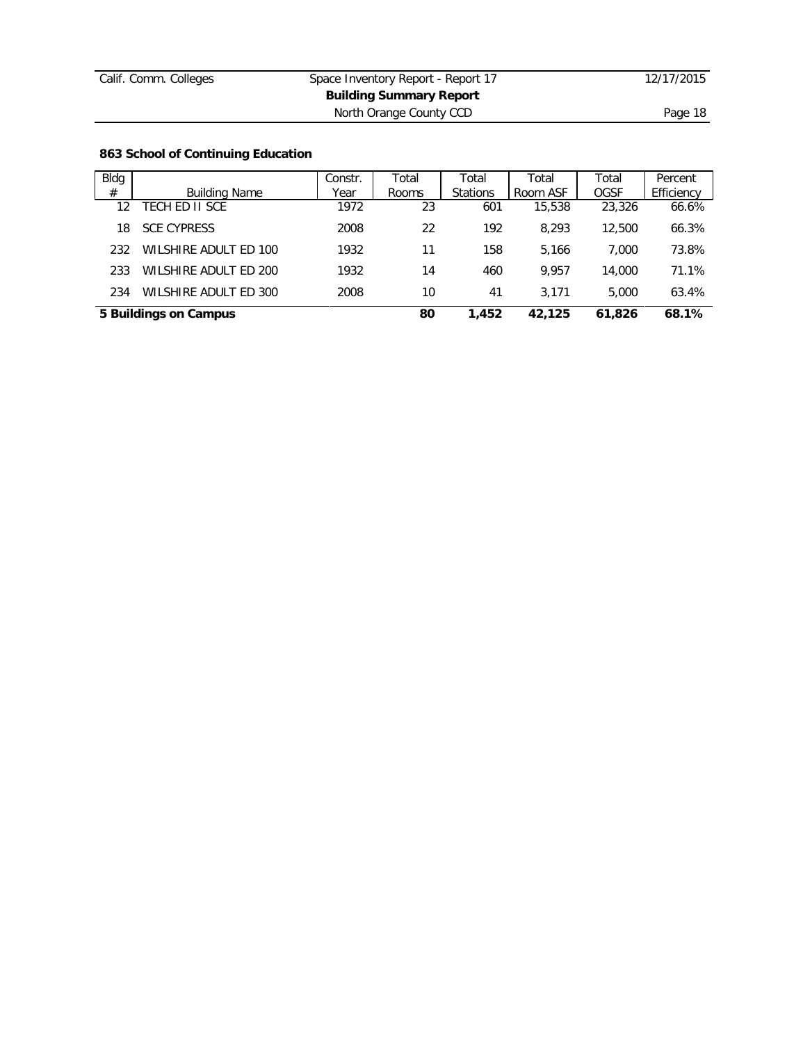### 863 School of Continuing Education

| Bldg # | Building Name | Constr. Year | Total Rooms | Total Stations | Total Room ASF | Total OGSF | Percent Efficiency |
|---|---|---|---|---|---|---|---|
| 12 | TECH ED II SCE | 1972 | 23 | 601 | 15,538 | 23,326 | 66.6% |
| 18 | SCE CYPRESS | 2008 | 22 | 192 | 8,293 | 12,500 | 66.3% |
| 232 | WILSHIRE ADULT ED 100 | 1932 | 11 | 158 | 5,166 | 7,000 | 73.8% |
| 233 | WILSHIRE ADULT ED 200 | 1932 | 14 | 460 | 9,957 | 14,000 | 71.1% |
| 234 | WILSHIRE ADULT ED 300 | 2008 | 10 | 41 | 3,171 | 5,000 | 63.4% |
| **5 Buildings on Campus** | | | **80** | **1,452** | **42,125** | **61,826** | **68.1%** |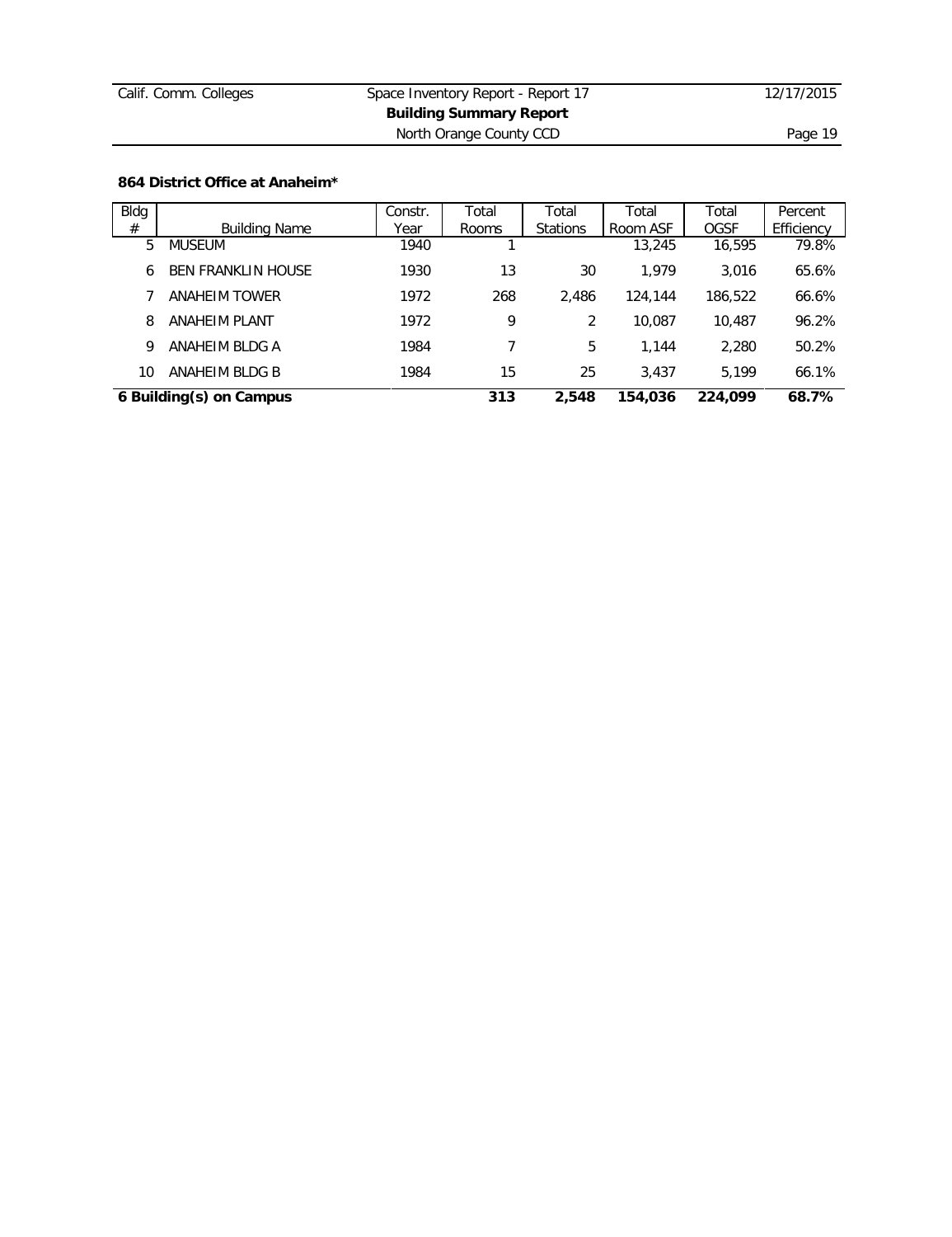### 864 District Office at Anaheim*

| Bldg # | Building Name | Constr. Year | Total Rooms | Total Stations | Total Room ASF | Total OGSF | Percent Efficiency |
|---|---|---|---|---|---|---|---|
| 5 | MUSEUM | 1940 | 1 | | 13,245 | 16,595 | 79.8% |
| 6 | BEN FRANKLIN HOUSE | 1930 | 13 | 30 | 1,979 | 3,016 | 65.6% |
| 7 | ANAHEIM TOWER | 1972 | 268 | 2,486 | 124,144 | 186,522 | 66.6% |
| 8 | ANAHEIM PLANT | 1972 | 9 | 2 | 10,087 | 10,487 | 96.2% |
| 9 | ANAHEIM BLDG A | 1984 | 7 | 5 | 1,144 | 2,280 | 50.2% |
| 10 | ANAHEIM BLDG B | 1984 | 15 | 25 | 3,437 | 5,199 | 66.1% |
| **6 Building(s) on Campus** | | | **313** | **2,548** | **154,036** | **224,099** | **68.7%** |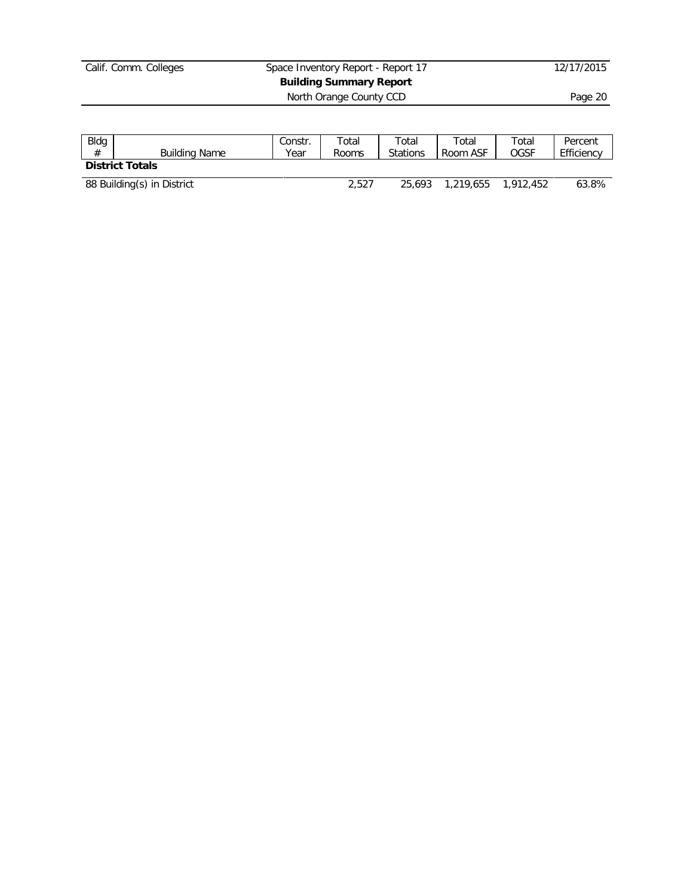| Bldg # | Building Name | Constr. Year | Total Rooms | Total Stations | Total Room ASF | Total OGSF | Percent Efficiency |
|---|---|---|---|---|---|---|---|
| **District Totals** | | | | | | | |
| 88 Building(s) in District | | | 2,527 | 25,693 | 1,219,655 | 1,912,452 | 63.8% |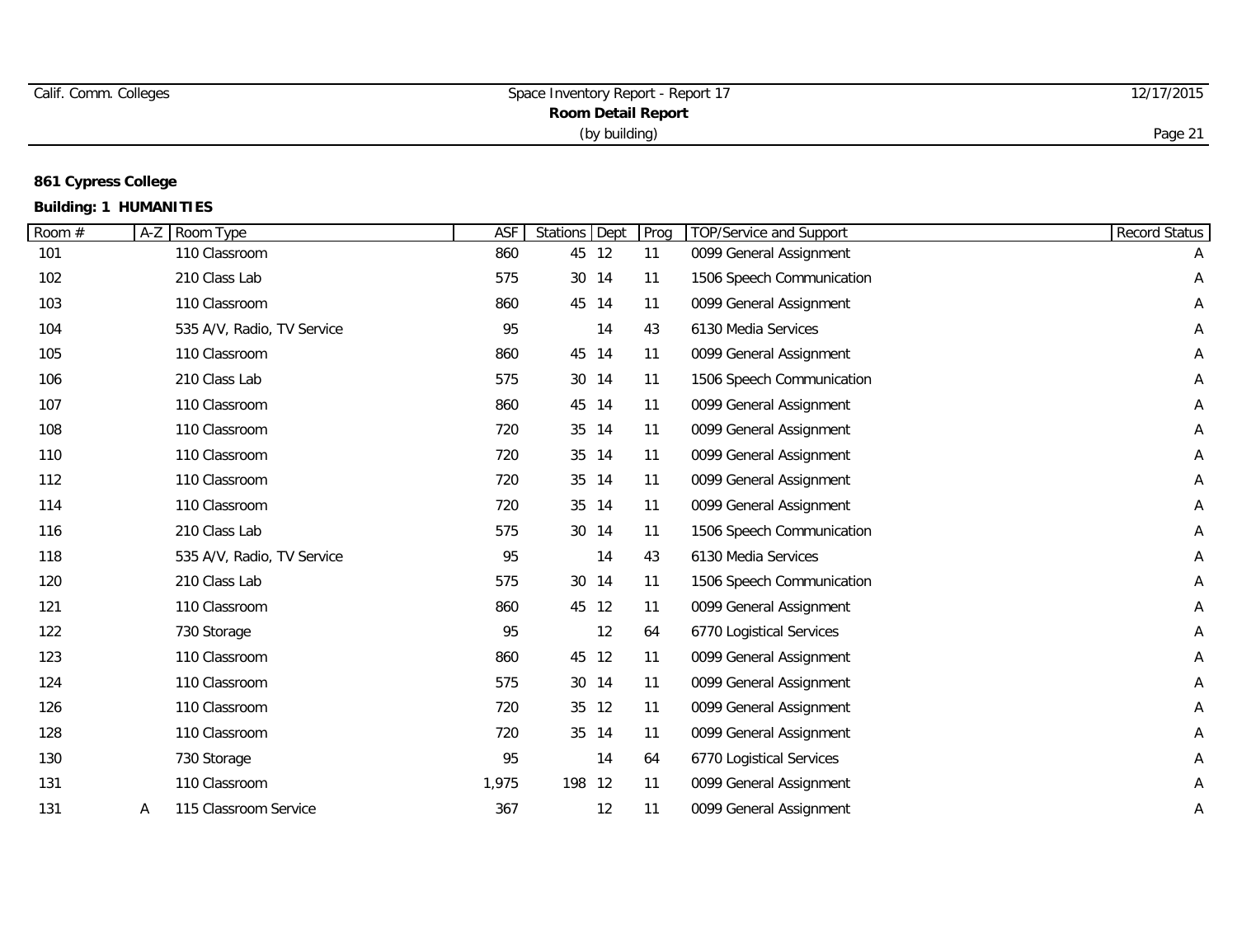**861 Cypress College**

**Building: 1 HUMANITIES**

| Room # | A-Z | Room Type | ASF | Stations | Dept | Prog | TOP/Service and Support | Record Status |
|---|---|---|---|---|---|---|---|---|
| 101 | | 110 Classroom | 860 | 45 | 12 | 11 | 0099 General Assignment | A |
| 102 | | 210 Class Lab | 575 | 30 | 14 | 11 | 1506 Speech Communication | A |
| 103 | | 110 Classroom | 860 | 45 | 14 | 11 | 0099 General Assignment | A |
| 104 | | 535 A/V, Radio, TV Service | 95 | | 14 | 43 | 6130 Media Services | A |
| 105 | | 110 Classroom | 860 | 45 | 14 | 11 | 0099 General Assignment | A |
| 106 | | 210 Class Lab | 575 | 30 | 14 | 11 | 1506 Speech Communication | A |
| 107 | | 110 Classroom | 860 | 45 | 14 | 11 | 0099 General Assignment | A |
| 108 | | 110 Classroom | 720 | 35 | 14 | 11 | 0099 General Assignment | A |
| 110 | | 110 Classroom | 720 | 35 | 14 | 11 | 0099 General Assignment | A |
| 112 | | 110 Classroom | 720 | 35 | 14 | 11 | 0099 General Assignment | A |
| 114 | | 110 Classroom | 720 | 35 | 14 | 11 | 0099 General Assignment | A |
| 116 | | 210 Class Lab | 575 | 30 | 14 | 11 | 1506 Speech Communication | A |
| 118 | | 535 A/V, Radio, TV Service | 95 | | 14 | 43 | 6130 Media Services | A |
| 120 | | 210 Class Lab | 575 | 30 | 14 | 11 | 1506 Speech Communication | A |
| 121 | | 110 Classroom | 860 | 45 | 12 | 11 | 0099 General Assignment | A |
| 122 | | 730 Storage | 95 | | 12 | 64 | 6770 Logistical Services | A |
| 123 | | 110 Classroom | 860 | 45 | 12 | 11 | 0099 General Assignment | A |
| 124 | | 110 Classroom | 575 | 30 | 14 | 11 | 0099 General Assignment | A |
| 126 | | 110 Classroom | 720 | 35 | 12 | 11 | 0099 General Assignment | A |
| 128 | | 110 Classroom | 720 | 35 | 14 | 11 | 0099 General Assignment | A |
| 130 | | 730 Storage | 95 | | 14 | 64 | 6770 Logistical Services | A |
| 131 | | 110 Classroom | 1,975 | 198 | 12 | 11 | 0099 General Assignment | A |
| 131 | A | 115 Classroom Service | 367 | | 12 | 11 | 0099 General Assignment | A |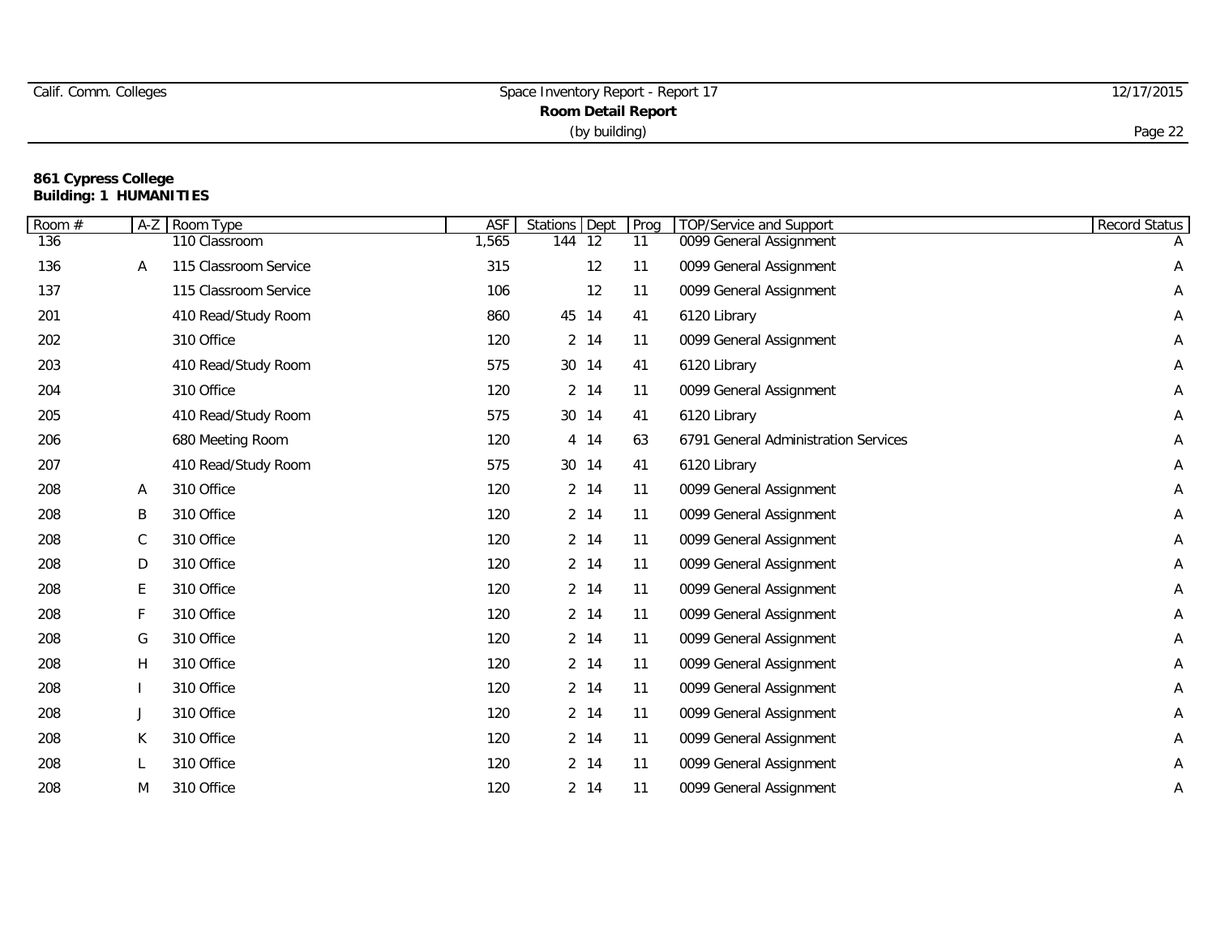**861 Cypress College**
**Building: 1 HUMANITIES**

| Room # | A-Z | Room Type | ASF | Stations | Dept | Prog | TOP/Service and Support | Record Status |
|---|---|---|---|---|---|---|---|---|
| 136 | | 110 Classroom | 1,565 | 144 | 12 | 11 | 0099 General Assignment | A |
| 136 | A | 115 Classroom Service | 315 | | 12 | 11 | 0099 General Assignment | A |
| 137 | | 115 Classroom Service | 106 | | 12 | 11 | 0099 General Assignment | A |
| 201 | | 410 Read/Study Room | 860 | 45 | 14 | 41 | 6120 Library | A |
| 202 | | 310 Office | 120 | 2 | 14 | 11 | 0099 General Assignment | A |
| 203 | | 410 Read/Study Room | 575 | 30 | 14 | 41 | 6120 Library | A |
| 204 | | 310 Office | 120 | 2 | 14 | 11 | 0099 General Assignment | A |
| 205 | | 410 Read/Study Room | 575 | 30 | 14 | 41 | 6120 Library | A |
| 206 | | 680 Meeting Room | 120 | 4 | 14 | 63 | 6791 General Administration Services | A |
| 207 | | 410 Read/Study Room | 575 | 30 | 14 | 41 | 6120 Library | A |
| 208 | A | 310 Office | 120 | 2 | 14 | 11 | 0099 General Assignment | A |
| 208 | B | 310 Office | 120 | 2 | 14 | 11 | 0099 General Assignment | A |
| 208 | C | 310 Office | 120 | 2 | 14 | 11 | 0099 General Assignment | A |
| 208 | D | 310 Office | 120 | 2 | 14 | 11 | 0099 General Assignment | A |
| 208 | E | 310 Office | 120 | 2 | 14 | 11 | 0099 General Assignment | A |
| 208 | F | 310 Office | 120 | 2 | 14 | 11 | 0099 General Assignment | A |
| 208 | G | 310 Office | 120 | 2 | 14 | 11 | 0099 General Assignment | A |
| 208 | H | 310 Office | 120 | 2 | 14 | 11 | 0099 General Assignment | A |
| 208 | I | 310 Office | 120 | 2 | 14 | 11 | 0099 General Assignment | A |
| 208 | J | 310 Office | 120 | 2 | 14 | 11 | 0099 General Assignment | A |
| 208 | K | 310 Office | 120 | 2 | 14 | 11 | 0099 General Assignment | A |
| 208 | L | 310 Office | 120 | 2 | 14 | 11 | 0099 General Assignment | A |
| 208 | M | 310 Office | 120 | 2 | 14 | 11 | 0099 General Assignment | A |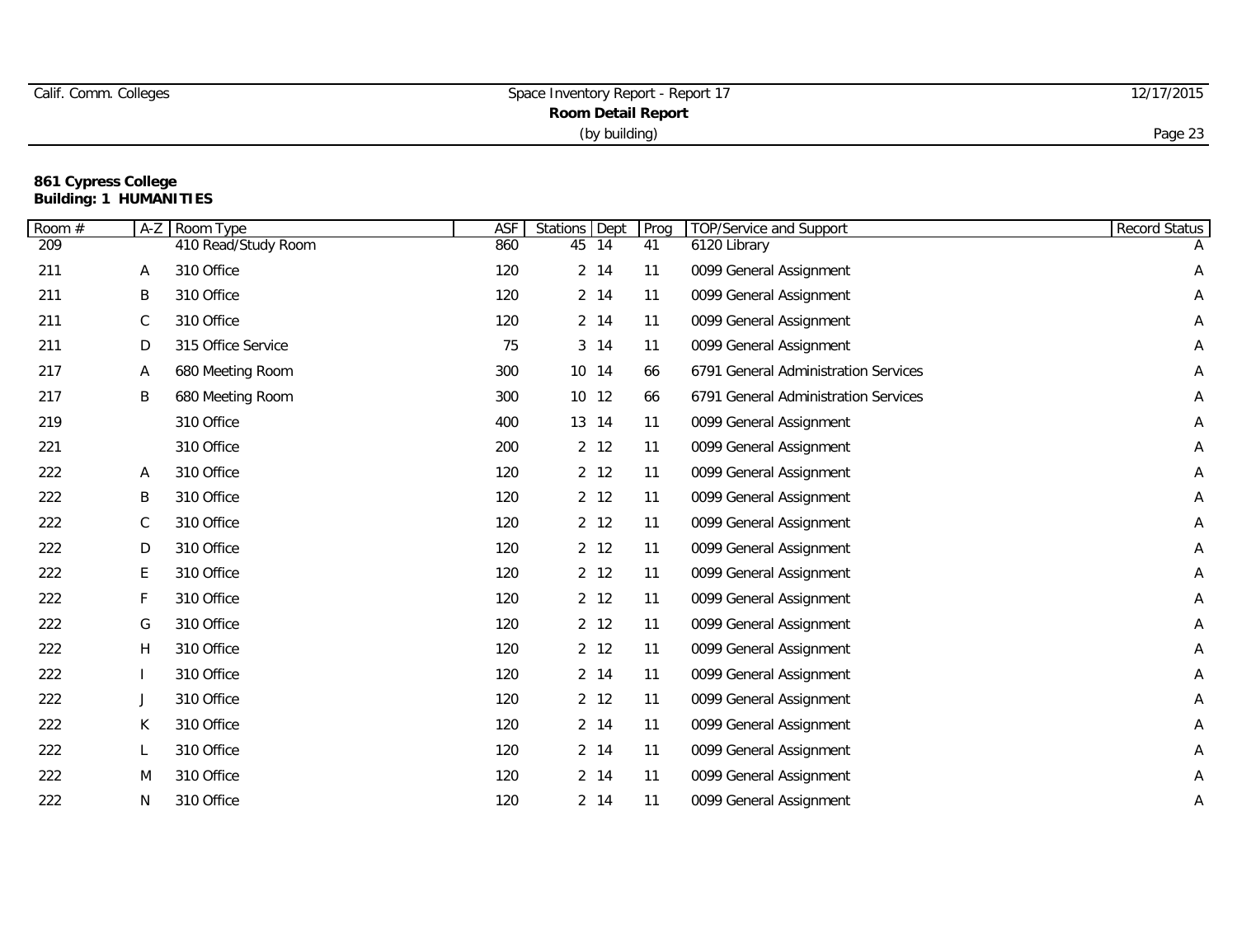**861 Cypress College**
**Building: 1 HUMANITIES**

| Room # | A-Z | Room Type | ASF | Stations | Dept | Prog | TOP/Service and Support | Record Status |
|---|---|---|---|---|---|---|---|---|
| 209 | | 410 Read/Study Room | 860 | 45 | 14 | 41 | 6120 Library | A |
| 211 | A | 310 Office | 120 | 2 | 14 | 11 | 0099 General Assignment | A |
| 211 | B | 310 Office | 120 | 2 | 14 | 11 | 0099 General Assignment | A |
| 211 | C | 310 Office | 120 | 2 | 14 | 11 | 0099 General Assignment | A |
| 211 | D | 315 Office Service | 75 | 3 | 14 | 11 | 0099 General Assignment | A |
| 217 | A | 680 Meeting Room | 300 | 10 | 14 | 66 | 6791 General Administration Services | A |
| 217 | B | 680 Meeting Room | 300 | 10 | 12 | 66 | 6791 General Administration Services | A |
| 219 | | 310 Office | 400 | 13 | 14 | 11 | 0099 General Assignment | A |
| 221 | | 310 Office | 200 | 2 | 12 | 11 | 0099 General Assignment | A |
| 222 | A | 310 Office | 120 | 2 | 12 | 11 | 0099 General Assignment | A |
| 222 | B | 310 Office | 120 | 2 | 12 | 11 | 0099 General Assignment | A |
| 222 | C | 310 Office | 120 | 2 | 12 | 11 | 0099 General Assignment | A |
| 222 | D | 310 Office | 120 | 2 | 12 | 11 | 0099 General Assignment | A |
| 222 | E | 310 Office | 120 | 2 | 12 | 11 | 0099 General Assignment | A |
| 222 | F | 310 Office | 120 | 2 | 12 | 11 | 0099 General Assignment | A |
| 222 | G | 310 Office | 120 | 2 | 12 | 11 | 0099 General Assignment | A |
| 222 | H | 310 Office | 120 | 2 | 12 | 11 | 0099 General Assignment | A |
| 222 | I | 310 Office | 120 | 2 | 14 | 11 | 0099 General Assignment | A |
| 222 | J | 310 Office | 120 | 2 | 12 | 11 | 0099 General Assignment | A |
| 222 | K | 310 Office | 120 | 2 | 14 | 11 | 0099 General Assignment | A |
| 222 | L | 310 Office | 120 | 2 | 14 | 11 | 0099 General Assignment | A |
| 222 | M | 310 Office | 120 | 2 | 14 | 11 | 0099 General Assignment | A |
| 222 | N | 310 Office | 120 | 2 | 14 | 11 | 0099 General Assignment | A |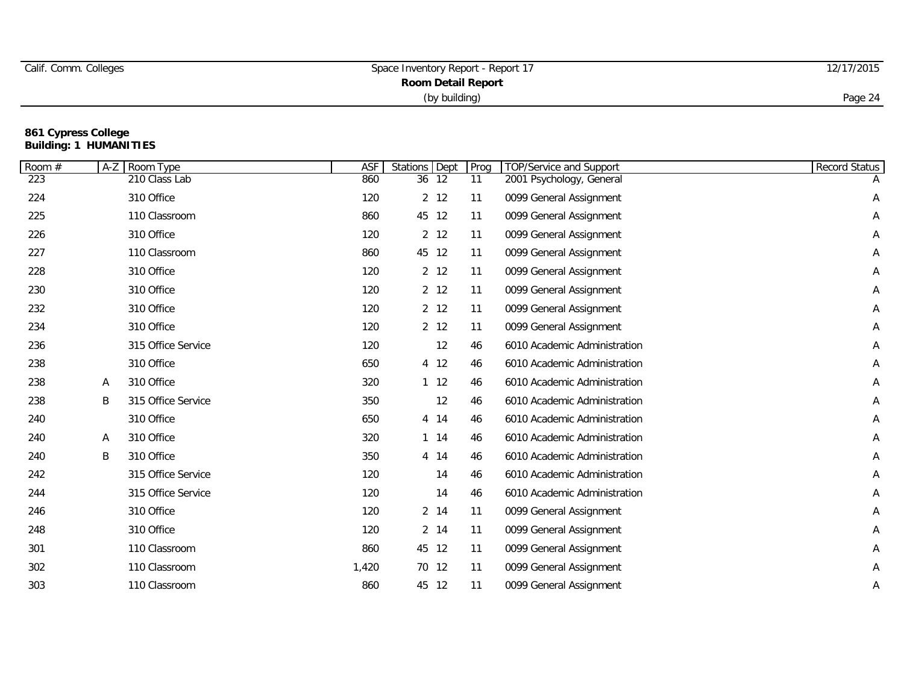**861 Cypress College**
**Building: 1 HUMANITIES**

| Room # | A-Z | Room Type | ASF | Stations | Dept | Prog | TOP/Service and Support | Record Status |
|---|---|---|---|---|---|---|---|---|
| 223 | | 210 Class Lab | 860 | 36 | 12 | 11 | 2001 Psychology, General | A |
| 224 | | 310 Office | 120 | 2 | 12 | 11 | 0099 General Assignment | A |
| 225 | | 110 Classroom | 860 | 45 | 12 | 11 | 0099 General Assignment | A |
| 226 | | 310 Office | 120 | 2 | 12 | 11 | 0099 General Assignment | A |
| 227 | | 110 Classroom | 860 | 45 | 12 | 11 | 0099 General Assignment | A |
| 228 | | 310 Office | 120 | 2 | 12 | 11 | 0099 General Assignment | A |
| 230 | | 310 Office | 120 | 2 | 12 | 11 | 0099 General Assignment | A |
| 232 | | 310 Office | 120 | 2 | 12 | 11 | 0099 General Assignment | A |
| 234 | | 310 Office | 120 | 2 | 12 | 11 | 0099 General Assignment | A |
| 236 | | 315 Office Service | 120 | | 12 | 46 | 6010 Academic Administration | A |
| 238 | | 310 Office | 650 | 4 | 12 | 46 | 6010 Academic Administration | A |
| 238 | A | 310 Office | 320 | 1 | 12 | 46 | 6010 Academic Administration | A |
| 238 | B | 315 Office Service | 350 | | 12 | 46 | 6010 Academic Administration | A |
| 240 | | 310 Office | 650 | 4 | 14 | 46 | 6010 Academic Administration | A |
| 240 | A | 310 Office | 320 | 1 | 14 | 46 | 6010 Academic Administration | A |
| 240 | B | 310 Office | 350 | 4 | 14 | 46 | 6010 Academic Administration | A |
| 242 | | 315 Office Service | 120 | | 14 | 46 | 6010 Academic Administration | A |
| 244 | | 315 Office Service | 120 | | 14 | 46 | 6010 Academic Administration | A |
| 246 | | 310 Office | 120 | 2 | 14 | 11 | 0099 General Assignment | A |
| 248 | | 310 Office | 120 | 2 | 14 | 11 | 0099 General Assignment | A |
| 301 | | 110 Classroom | 860 | 45 | 12 | 11 | 0099 General Assignment | A |
| 302 | | 110 Classroom | 1,420 | 70 | 12 | 11 | 0099 General Assignment | A |
| 303 | | 110 Classroom | 860 | 45 | 12 | 11 | 0099 General Assignment | A |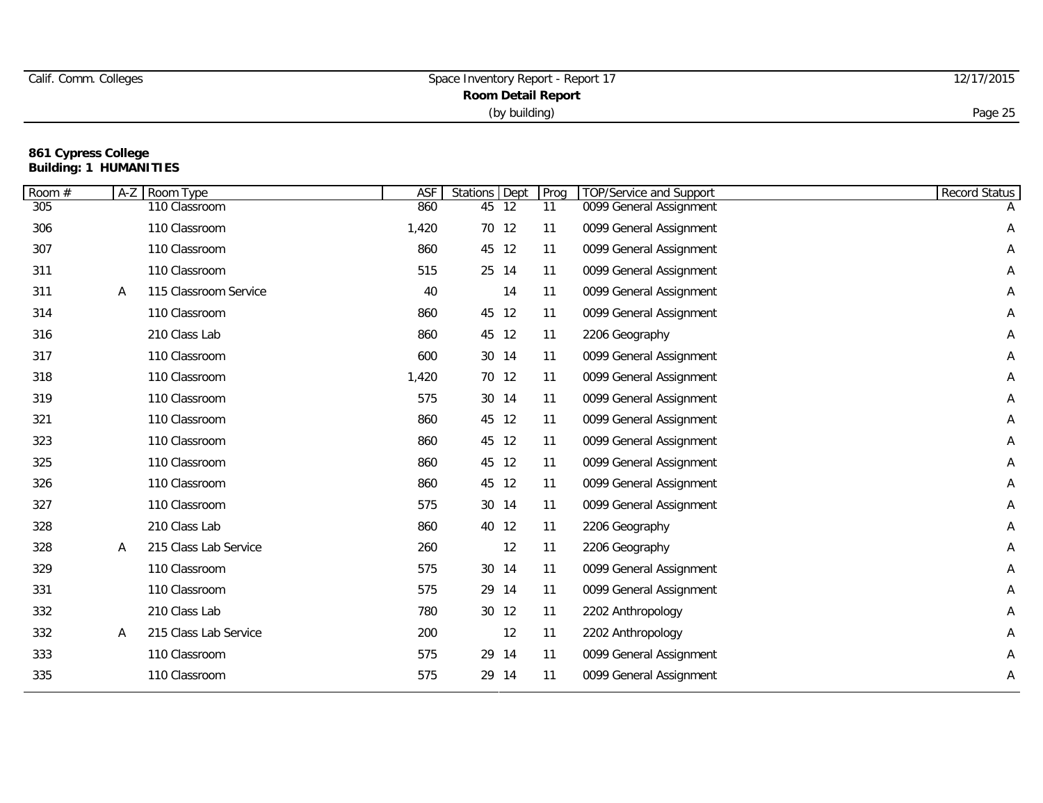**861 Cypress College**
**Building: 1 HUMANITIES**

| Room # | A-Z | Room Type | ASF | Stations | Dept | Prog | TOP/Service and Support | Record Status |
|---|---|---|---|---|---|---|---|---|
| 305 | | 110 Classroom | 860 | 45 | 12 | 11 | 0099 General Assignment | A |
| 306 | | 110 Classroom | 1,420 | 70 | 12 | 11 | 0099 General Assignment | A |
| 307 | | 110 Classroom | 860 | 45 | 12 | 11 | 0099 General Assignment | A |
| 311 | | 110 Classroom | 515 | 25 | 14 | 11 | 0099 General Assignment | A |
| 311 | A | 115 Classroom Service | 40 | | 14 | 11 | 0099 General Assignment | A |
| 314 | | 110 Classroom | 860 | 45 | 12 | 11 | 0099 General Assignment | A |
| 316 | | 210 Class Lab | 860 | 45 | 12 | 11 | 2206 Geography | A |
| 317 | | 110 Classroom | 600 | 30 | 14 | 11 | 0099 General Assignment | A |
| 318 | | 110 Classroom | 1,420 | 70 | 12 | 11 | 0099 General Assignment | A |
| 319 | | 110 Classroom | 575 | 30 | 14 | 11 | 0099 General Assignment | A |
| 321 | | 110 Classroom | 860 | 45 | 12 | 11 | 0099 General Assignment | A |
| 323 | | 110 Classroom | 860 | 45 | 12 | 11 | 0099 General Assignment | A |
| 325 | | 110 Classroom | 860 | 45 | 12 | 11 | 0099 General Assignment | A |
| 326 | | 110 Classroom | 860 | 45 | 12 | 11 | 0099 General Assignment | A |
| 327 | | 110 Classroom | 575 | 30 | 14 | 11 | 0099 General Assignment | A |
| 328 | | 210 Class Lab | 860 | 40 | 12 | 11 | 2206 Geography | A |
| 328 | A | 215 Class Lab Service | 260 | | 12 | 11 | 2206 Geography | A |
| 329 | | 110 Classroom | 575 | 30 | 14 | 11 | 0099 General Assignment | A |
| 331 | | 110 Classroom | 575 | 29 | 14 | 11 | 0099 General Assignment | A |
| 332 | | 210 Class Lab | 780 | 30 | 12 | 11 | 2202 Anthropology | A |
| 332 | A | 215 Class Lab Service | 200 | | 12 | 11 | 2202 Anthropology | A |
| 333 | | 110 Classroom | 575 | 29 | 14 | 11 | 0099 General Assignment | A |
| 335 | | 110 Classroom | 575 | 29 | 14 | 11 | 0099 General Assignment | A |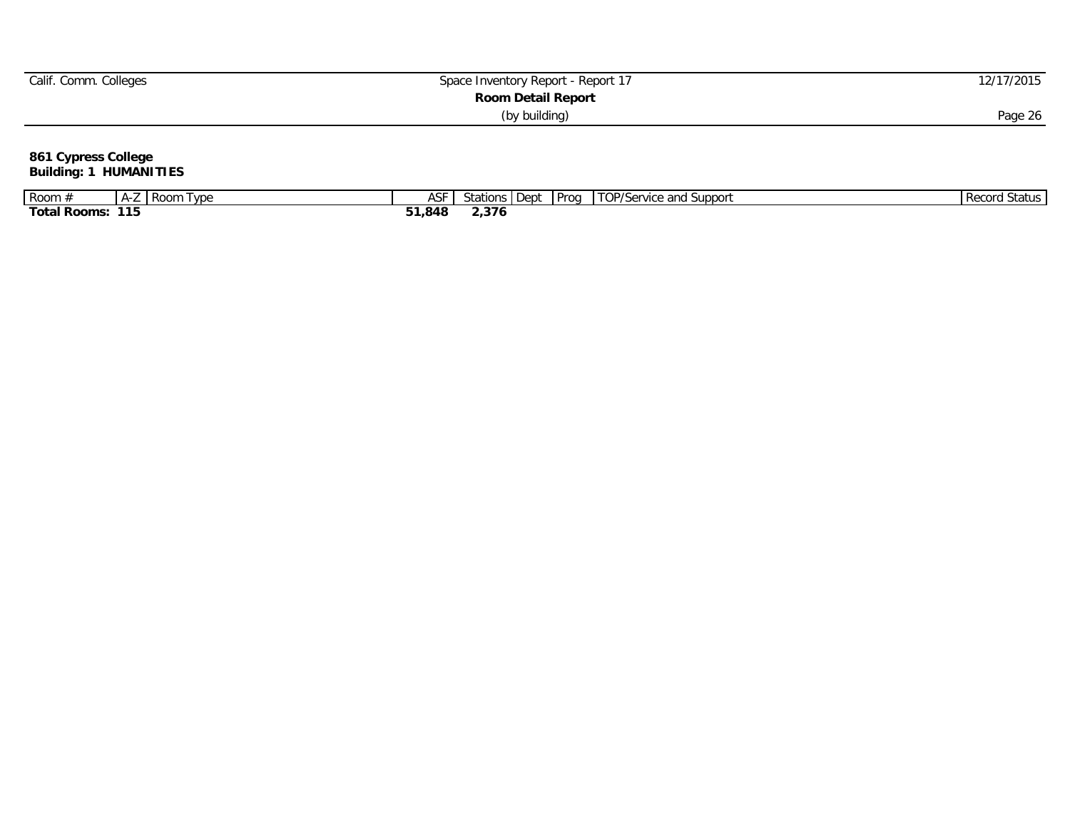**861 Cypress College**
**Building: 1 HUMANITIES**

| Room # | A-Z | Room Type | ASF | Stations | Dept | Prog | TOP/Service and Support | Record Status |
|---|---|---|---|---|---|---|---|---|
| **Total Rooms: 115** | | | **51,848** | **2,376** | | | | |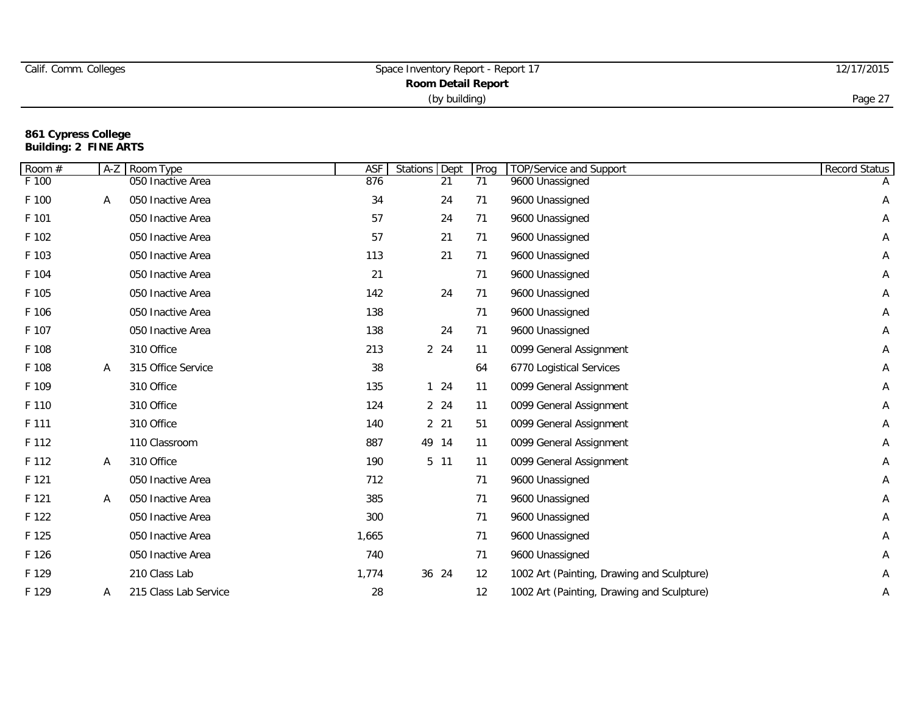**861 Cypress College**
**Building: 2 FINE ARTS**

| Room # | A-Z | Room Type | ASF | Stations | Dept | Prog | TOP/Service and Support | Record Status |
|---|---|---|---|---|---|---|---|---|
| F 100 | | 050 Inactive Area | 876 | | 21 | 71 | 9600 Unassigned | A |
| F 100 | A | 050 Inactive Area | 34 | | 24 | 71 | 9600 Unassigned | A |
| F 101 | | 050 Inactive Area | 57 | | 24 | 71 | 9600 Unassigned | A |
| F 102 | | 050 Inactive Area | 57 | | 21 | 71 | 9600 Unassigned | A |
| F 103 | | 050 Inactive Area | 113 | | 21 | 71 | 9600 Unassigned | A |
| F 104 | | 050 Inactive Area | 21 | | | 71 | 9600 Unassigned | A |
| F 105 | | 050 Inactive Area | 142 | | 24 | 71 | 9600 Unassigned | A |
| F 106 | | 050 Inactive Area | 138 | | | 71 | 9600 Unassigned | A |
| F 107 | | 050 Inactive Area | 138 | | 24 | 71 | 9600 Unassigned | A |
| F 108 | | 310 Office | 213 | 2 | 24 | 11 | 0099 General Assignment | A |
| F 108 | A | 315 Office Service | 38 | | | 64 | 6770 Logistical Services | A |
| F 109 | | 310 Office | 135 | 1 | 24 | 11 | 0099 General Assignment | A |
| F 110 | | 310 Office | 124 | 2 | 24 | 11 | 0099 General Assignment | A |
| F 111 | | 310 Office | 140 | 2 | 21 | 51 | 0099 General Assignment | A |
| F 112 | | 110 Classroom | 887 | 49 | 14 | 11 | 0099 General Assignment | A |
| F 112 | A | 310 Office | 190 | 5 | 11 | 11 | 0099 General Assignment | A |
| F 121 | | 050 Inactive Area | 712 | | | 71 | 9600 Unassigned | A |
| F 121 | A | 050 Inactive Area | 385 | | | 71 | 9600 Unassigned | A |
| F 122 | | 050 Inactive Area | 300 | | | 71 | 9600 Unassigned | A |
| F 125 | | 050 Inactive Area | 1,665 | | | 71 | 9600 Unassigned | A |
| F 126 | | 050 Inactive Area | 740 | | | 71 | 9600 Unassigned | A |
| F 129 | | 210 Class Lab | 1,774 | 36 | 24 | 12 | 1002 Art (Painting, Drawing and Sculpture) | A |
| F 129 | A | 215 Class Lab Service | 28 | | | 12 | 1002 Art (Painting, Drawing and Sculpture) | A |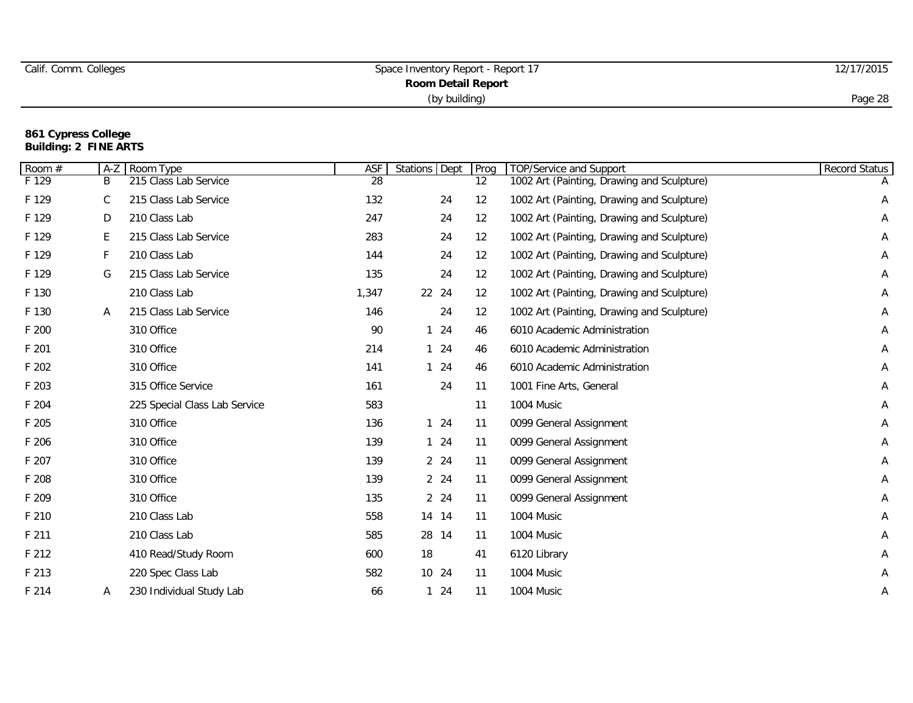**861 Cypress College**
**Building: 2 FINE ARTS**

| Room # | A-Z | Room Type | ASF | Stations | Dept | Prog | TOP/Service and Support | Record Status |
|---|---|---|---|---|---|---|---|---|
| F 129 | B | 215 Class Lab Service | 28 | | | 12 | 1002 Art (Painting, Drawing and Sculpture) | A |
| F 129 | C | 215 Class Lab Service | 132 | | 24 | 12 | 1002 Art (Painting, Drawing and Sculpture) | A |
| F 129 | D | 210 Class Lab | 247 | | 24 | 12 | 1002 Art (Painting, Drawing and Sculpture) | A |
| F 129 | E | 215 Class Lab Service | 283 | | 24 | 12 | 1002 Art (Painting, Drawing and Sculpture) | A |
| F 129 | F | 210 Class Lab | 144 | | 24 | 12 | 1002 Art (Painting, Drawing and Sculpture) | A |
| F 129 | G | 215 Class Lab Service | 135 | | 24 | 12 | 1002 Art (Painting, Drawing and Sculpture) | A |
| F 130 | | 210 Class Lab | 1,347 | 22 | 24 | 12 | 1002 Art (Painting, Drawing and Sculpture) | A |
| F 130 | A | 215 Class Lab Service | 146 | | 24 | 12 | 1002 Art (Painting, Drawing and Sculpture) | A |
| F 200 | | 310 Office | 90 | 1 | 24 | 46 | 6010 Academic Administration | A |
| F 201 | | 310 Office | 214 | 1 | 24 | 46 | 6010 Academic Administration | A |
| F 202 | | 310 Office | 141 | 1 | 24 | 46 | 6010 Academic Administration | A |
| F 203 | | 315 Office Service | 161 | | 24 | 11 | 1001 Fine Arts, General | A |
| F 204 | | 225 Special Class Lab Service | 583 | | | 11 | 1004 Music | A |
| F 205 | | 310 Office | 136 | 1 | 24 | 11 | 0099 General Assignment | A |
| F 206 | | 310 Office | 139 | 1 | 24 | 11 | 0099 General Assignment | A |
| F 207 | | 310 Office | 139 | 2 | 24 | 11 | 0099 General Assignment | A |
| F 208 | | 310 Office | 139 | 2 | 24 | 11 | 0099 General Assignment | A |
| F 209 | | 310 Office | 135 | 2 | 24 | 11 | 0099 General Assignment | A |
| F 210 | | 210 Class Lab | 558 | 14 | 14 | 11 | 1004 Music | A |
| F 211 | | 210 Class Lab | 585 | 28 | 14 | 11 | 1004 Music | A |
| F 212 | | 410 Read/Study Room | 600 | 18 | | 41 | 6120 Library | A |
| F 213 | | 220 Spec Class Lab | 582 | 10 | 24 | 11 | 1004 Music | A |
| F 214 | A | 230 Individual Study Lab | 66 | 1 | 24 | 11 | 1004 Music | A |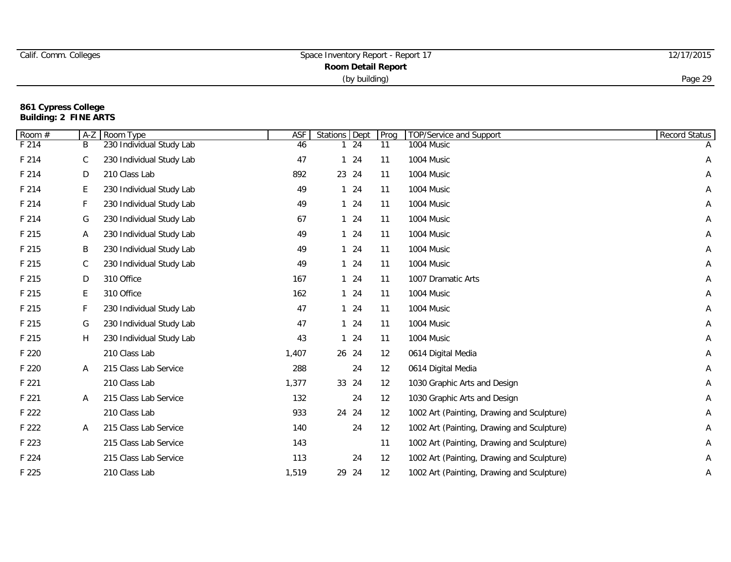**861 Cypress College**
**Building: 2 FINE ARTS**

| Room # | A-Z | Room Type | ASF | Stations | Dept | Prog | TOP/Service and Support | Record Status |
|---|---|---|---|---|---|---|---|---|
| F 214 | B | 230 Individual Study Lab | 46 | 1 | 24 | 11 | 1004 Music | A |
| F 214 | C | 230 Individual Study Lab | 47 | 1 | 24 | 11 | 1004 Music | A |
| F 214 | D | 210 Class Lab | 892 | 23 | 24 | 11 | 1004 Music | A |
| F 214 | E | 230 Individual Study Lab | 49 | 1 | 24 | 11 | 1004 Music | A |
| F 214 | F | 230 Individual Study Lab | 49 | 1 | 24 | 11 | 1004 Music | A |
| F 214 | G | 230 Individual Study Lab | 67 | 1 | 24 | 11 | 1004 Music | A |
| F 215 | A | 230 Individual Study Lab | 49 | 1 | 24 | 11 | 1004 Music | A |
| F 215 | B | 230 Individual Study Lab | 49 | 1 | 24 | 11 | 1004 Music | A |
| F 215 | C | 230 Individual Study Lab | 49 | 1 | 24 | 11 | 1004 Music | A |
| F 215 | D | 310 Office | 167 | 1 | 24 | 11 | 1007 Dramatic Arts | A |
| F 215 | E | 310 Office | 162 | 1 | 24 | 11 | 1004 Music | A |
| F 215 | F | 230 Individual Study Lab | 47 | 1 | 24 | 11 | 1004 Music | A |
| F 215 | G | 230 Individual Study Lab | 47 | 1 | 24 | 11 | 1004 Music | A |
| F 215 | H | 230 Individual Study Lab | 43 | 1 | 24 | 11 | 1004 Music | A |
| F 220 | | 210 Class Lab | 1,407 | 26 | 24 | 12 | 0614 Digital Media | A |
| F 220 | A | 215 Class Lab Service | 288 | | 24 | 12 | 0614 Digital Media | A |
| F 221 | | 210 Class Lab | 1,377 | 33 | 24 | 12 | 1030 Graphic Arts and Design | A |
| F 221 | A | 215 Class Lab Service | 132 | | 24 | 12 | 1030 Graphic Arts and Design | A |
| F 222 | | 210 Class Lab | 933 | 24 | 24 | 12 | 1002 Art (Painting, Drawing and Sculpture) | A |
| F 222 | A | 215 Class Lab Service | 140 | | 24 | 12 | 1002 Art (Painting, Drawing and Sculpture) | A |
| F 223 | | 215 Class Lab Service | 143 | | | 11 | 1002 Art (Painting, Drawing and Sculpture) | A |
| F 224 | | 215 Class Lab Service | 113 | | 24 | 12 | 1002 Art (Painting, Drawing and Sculpture) | A |
| F 225 | | 210 Class Lab | 1,519 | 29 | 24 | 12 | 1002 Art (Painting, Drawing and Sculpture) | A |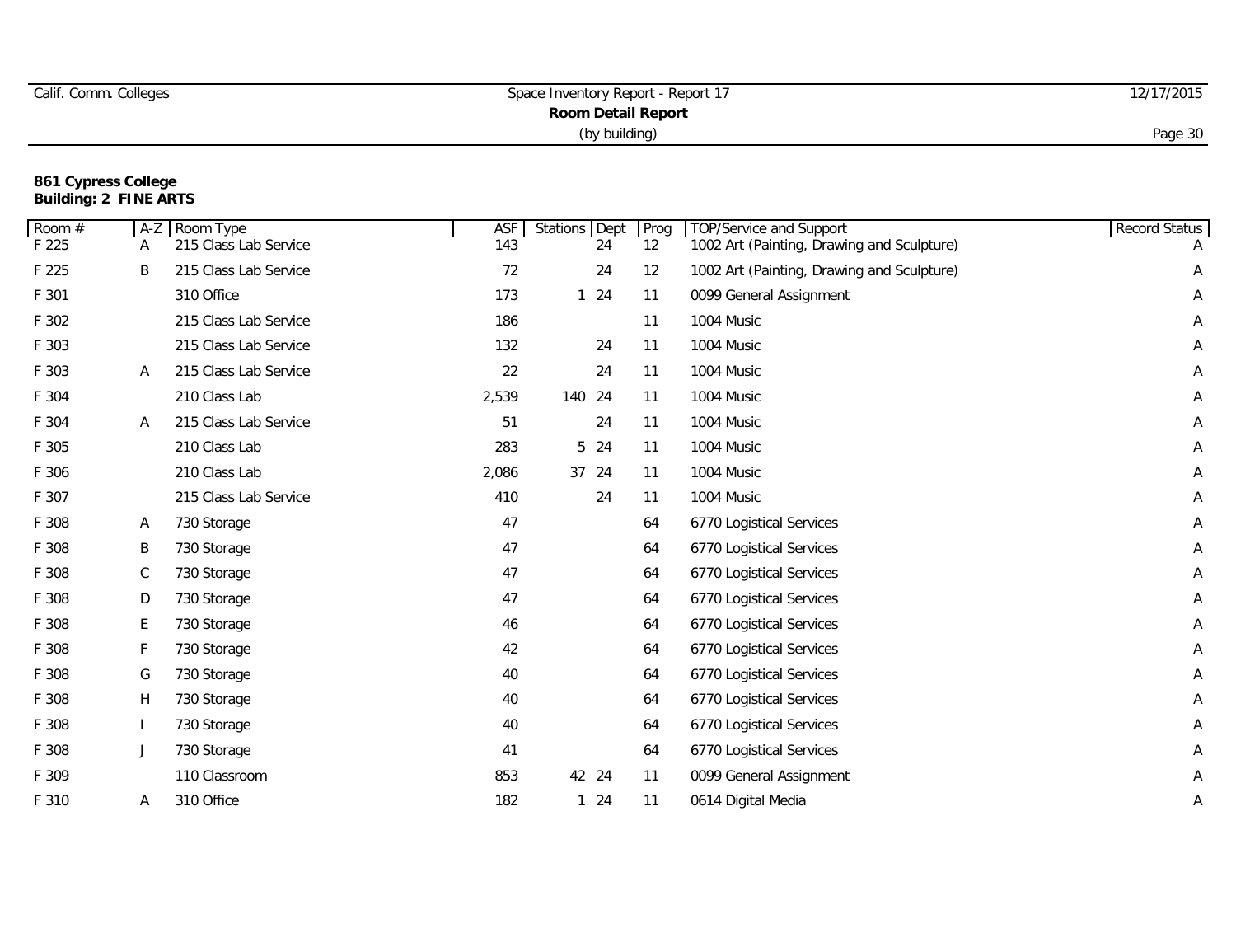**861 Cypress College**
**Building: 2 FINE ARTS**

| Room # | A-Z | Room Type | ASF | Stations | Dept | Prog | TOP/Service and Support | Record Status |
|---|---|---|---|---|---|---|---|---|
| F 225 | A | 215 Class Lab Service | 143 | | 24 | 12 | 1002 Art (Painting, Drawing and Sculpture) | A |
| F 225 | B | 215 Class Lab Service | 72 | | 24 | 12 | 1002 Art (Painting, Drawing and Sculpture) | A |
| F 301 | | 310 Office | 173 | 1 | 24 | 11 | 0099 General Assignment | A |
| F 302 | | 215 Class Lab Service | 186 | | | 11 | 1004 Music | A |
| F 303 | | 215 Class Lab Service | 132 | | 24 | 11 | 1004 Music | A |
| F 303 | A | 215 Class Lab Service | 22 | | 24 | 11 | 1004 Music | A |
| F 304 | | 210 Class Lab | 2,539 | 140 | 24 | 11 | 1004 Music | A |
| F 304 | A | 215 Class Lab Service | 51 | | 24 | 11 | 1004 Music | A |
| F 305 | | 210 Class Lab | 283 | 5 | 24 | 11 | 1004 Music | A |
| F 306 | | 210 Class Lab | 2,086 | 37 | 24 | 11 | 1004 Music | A |
| F 307 | | 215 Class Lab Service | 410 | | 24 | 11 | 1004 Music | A |
| F 308 | A | 730 Storage | 47 | | | 64 | 6770 Logistical Services | A |
| F 308 | B | 730 Storage | 47 | | | 64 | 6770 Logistical Services | A |
| F 308 | C | 730 Storage | 47 | | | 64 | 6770 Logistical Services | A |
| F 308 | D | 730 Storage | 47 | | | 64 | 6770 Logistical Services | A |
| F 308 | E | 730 Storage | 46 | | | 64 | 6770 Logistical Services | A |
| F 308 | F | 730 Storage | 42 | | | 64 | 6770 Logistical Services | A |
| F 308 | G | 730 Storage | 40 | | | 64 | 6770 Logistical Services | A |
| F 308 | H | 730 Storage | 40 | | | 64 | 6770 Logistical Services | A |
| F 308 | I | 730 Storage | 40 | | | 64 | 6770 Logistical Services | A |
| F 308 | J | 730 Storage | 41 | | | 64 | 6770 Logistical Services | A |
| F 309 | | 110 Classroom | 853 | 42 | 24 | 11 | 0099 General Assignment | A |
| F 310 | A | 310 Office | 182 | 1 | 24 | 11 | 0614 Digital Media | A |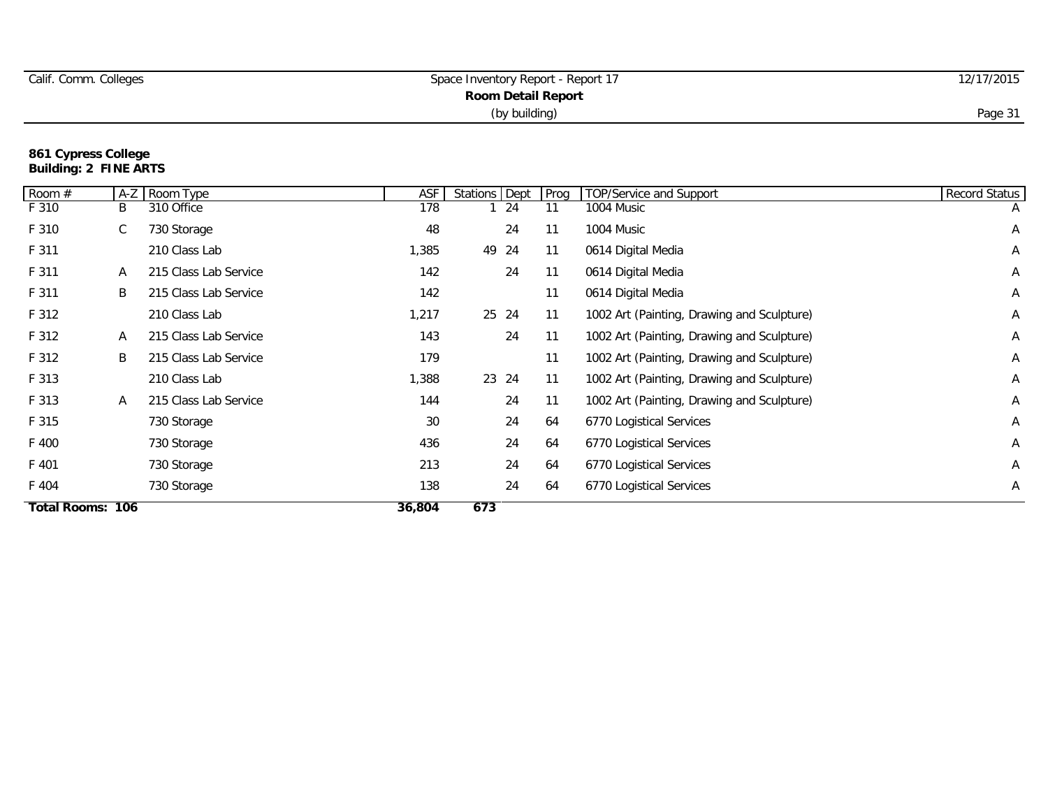**861 Cypress College**
**Building: 2 FINE ARTS**

| Room # | A-Z | Room Type | ASF | Stations | Dept | Prog | TOP/Service and Support | Record Status |
|---|---|---|---|---|---|---|---|---|
| F 310 | B | 310 Office | 178 | 1 | 24 | 11 | 1004 Music | A |
| F 310 | C | 730 Storage | 48 | | 24 | 11 | 1004 Music | A |
| F 311 | | 210 Class Lab | 1,385 | 49 | 24 | 11 | 0614 Digital Media | A |
| F 311 | A | 215 Class Lab Service | 142 | | 24 | 11 | 0614 Digital Media | A |
| F 311 | B | 215 Class Lab Service | 142 | | | 11 | 0614 Digital Media | A |
| F 312 | | 210 Class Lab | 1,217 | 25 | 24 | 11 | 1002 Art (Painting, Drawing and Sculpture) | A |
| F 312 | A | 215 Class Lab Service | 143 | | 24 | 11 | 1002 Art (Painting, Drawing and Sculpture) | A |
| F 312 | B | 215 Class Lab Service | 179 | | | 11 | 1002 Art (Painting, Drawing and Sculpture) | A |
| F 313 | | 210 Class Lab | 1,388 | 23 | 24 | 11 | 1002 Art (Painting, Drawing and Sculpture) | A |
| F 313 | A | 215 Class Lab Service | 144 | | 24 | 11 | 1002 Art (Painting, Drawing and Sculpture) | A |
| F 315 | | 730 Storage | 30 | | 24 | 64 | 6770 Logistical Services | A |
| F 400 | | 730 Storage | 436 | | 24 | 64 | 6770 Logistical Services | A |
| F 401 | | 730 Storage | 213 | | 24 | 64 | 6770 Logistical Services | A |
| F 404 | | 730 Storage | 138 | | 24 | 64 | 6770 Logistical Services | A |
| **Total Rooms: 106** | | | **36,804** | **673** | | | | |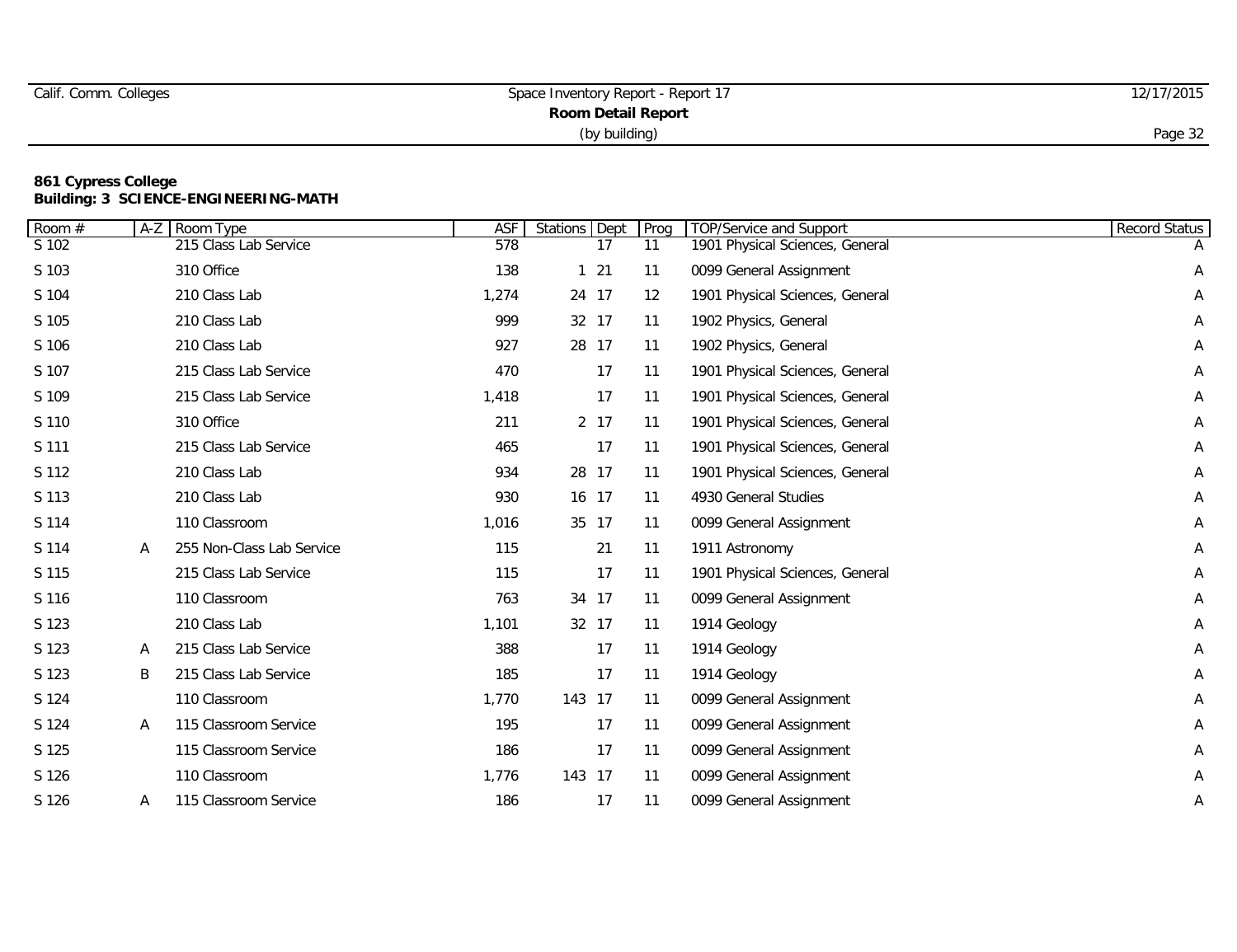**861 Cypress College**
**Building: 3 SCIENCE-ENGINEERING-MATH**

| Room # | A-Z | Room Type | ASF | Stations | Dept | Prog | TOP/Service and Support | Record Status |
|---|---|---|---|---|---|---|---|---|
| S 102 | | 215 Class Lab Service | 578 | | 17 | 11 | 1901 Physical Sciences, General | A |
| S 103 | | 310 Office | 138 | 1 | 21 | 11 | 0099 General Assignment | A |
| S 104 | | 210 Class Lab | 1,274 | 24 | 17 | 12 | 1901 Physical Sciences, General | A |
| S 105 | | 210 Class Lab | 999 | 32 | 17 | 11 | 1902 Physics, General | A |
| S 106 | | 210 Class Lab | 927 | 28 | 17 | 11 | 1902 Physics, General | A |
| S 107 | | 215 Class Lab Service | 470 | | 17 | 11 | 1901 Physical Sciences, General | A |
| S 109 | | 215 Class Lab Service | 1,418 | | 17 | 11 | 1901 Physical Sciences, General | A |
| S 110 | | 310 Office | 211 | 2 | 17 | 11 | 1901 Physical Sciences, General | A |
| S 111 | | 215 Class Lab Service | 465 | | 17 | 11 | 1901 Physical Sciences, General | A |
| S 112 | | 210 Class Lab | 934 | 28 | 17 | 11 | 1901 Physical Sciences, General | A |
| S 113 | | 210 Class Lab | 930 | 16 | 17 | 11 | 4930 General Studies | A |
| S 114 | | 110 Classroom | 1,016 | 35 | 17 | 11 | 0099 General Assignment | A |
| S 114 | A | 255 Non-Class Lab Service | 115 | | 21 | 11 | 1911 Astronomy | A |
| S 115 | | 215 Class Lab Service | 115 | | 17 | 11 | 1901 Physical Sciences, General | A |
| S 116 | | 110 Classroom | 763 | 34 | 17 | 11 | 0099 General Assignment | A |
| S 123 | | 210 Class Lab | 1,101 | 32 | 17 | 11 | 1914 Geology | A |
| S 123 | A | 215 Class Lab Service | 388 | | 17 | 11 | 1914 Geology | A |
| S 123 | B | 215 Class Lab Service | 185 | | 17 | 11 | 1914 Geology | A |
| S 124 | | 110 Classroom | 1,770 | 143 | 17 | 11 | 0099 General Assignment | A |
| S 124 | A | 115 Classroom Service | 195 | | 17 | 11 | 0099 General Assignment | A |
| S 125 | | 115 Classroom Service | 186 | | 17 | 11 | 0099 General Assignment | A |
| S 126 | | 110 Classroom | 1,776 | 143 | 17 | 11 | 0099 General Assignment | A |
| S 126 | A | 115 Classroom Service | 186 | | 17 | 11 | 0099 General Assignment | A |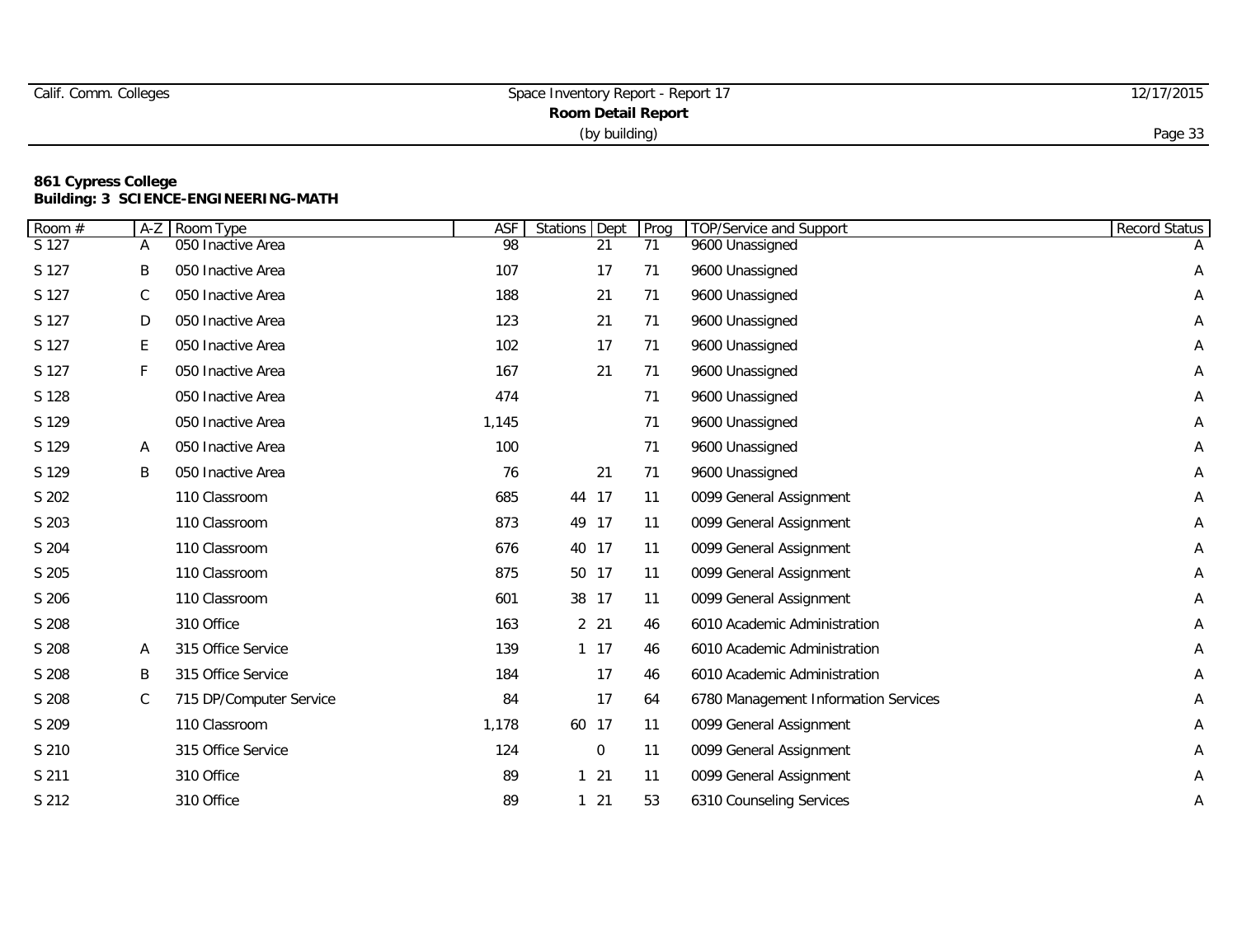**861 Cypress College**
**Building: 3 SCIENCE-ENGINEERING-MATH**

| Room # | A-Z | Room Type | ASF | Stations | Dept | Prog | TOP/Service and Support | Record Status |
|---|---|---|---|---|---|---|---|---|
| S 127 | A | 050 Inactive Area | 98 | | 21 | 71 | 9600 Unassigned | A |
| S 127 | B | 050 Inactive Area | 107 | | 17 | 71 | 9600 Unassigned | A |
| S 127 | C | 050 Inactive Area | 188 | | 21 | 71 | 9600 Unassigned | A |
| S 127 | D | 050 Inactive Area | 123 | | 21 | 71 | 9600 Unassigned | A |
| S 127 | E | 050 Inactive Area | 102 | | 17 | 71 | 9600 Unassigned | A |
| S 127 | F | 050 Inactive Area | 167 | | 21 | 71 | 9600 Unassigned | A |
| S 128 | | 050 Inactive Area | 474 | | | 71 | 9600 Unassigned | A |
| S 129 | | 050 Inactive Area | 1,145 | | | 71 | 9600 Unassigned | A |
| S 129 | A | 050 Inactive Area | 100 | | | 71 | 9600 Unassigned | A |
| S 129 | B | 050 Inactive Area | 76 | | 21 | 71 | 9600 Unassigned | A |
| S 202 | | 110 Classroom | 685 | 44 | 17 | 11 | 0099 General Assignment | A |
| S 203 | | 110 Classroom | 873 | 49 | 17 | 11 | 0099 General Assignment | A |
| S 204 | | 110 Classroom | 676 | 40 | 17 | 11 | 0099 General Assignment | A |
| S 205 | | 110 Classroom | 875 | 50 | 17 | 11 | 0099 General Assignment | A |
| S 206 | | 110 Classroom | 601 | 38 | 17 | 11 | 0099 General Assignment | A |
| S 208 | | 310 Office | 163 | 2 | 21 | 46 | 6010 Academic Administration | A |
| S 208 | A | 315 Office Service | 139 | 1 | 17 | 46 | 6010 Academic Administration | A |
| S 208 | B | 315 Office Service | 184 | | 17 | 46 | 6010 Academic Administration | A |
| S 208 | C | 715 DP/Computer Service | 84 | | 17 | 64 | 6780 Management Information Services | A |
| S 209 | | 110 Classroom | 1,178 | 60 | 17 | 11 | 0099 General Assignment | A |
| S 210 | | 315 Office Service | 124 | | 0 | 11 | 0099 General Assignment | A |
| S 211 | | 310 Office | 89 | 1 | 21 | 11 | 0099 General Assignment | A |
| S 212 | | 310 Office | 89 | 1 | 21 | 53 | 6310 Counseling Services | A |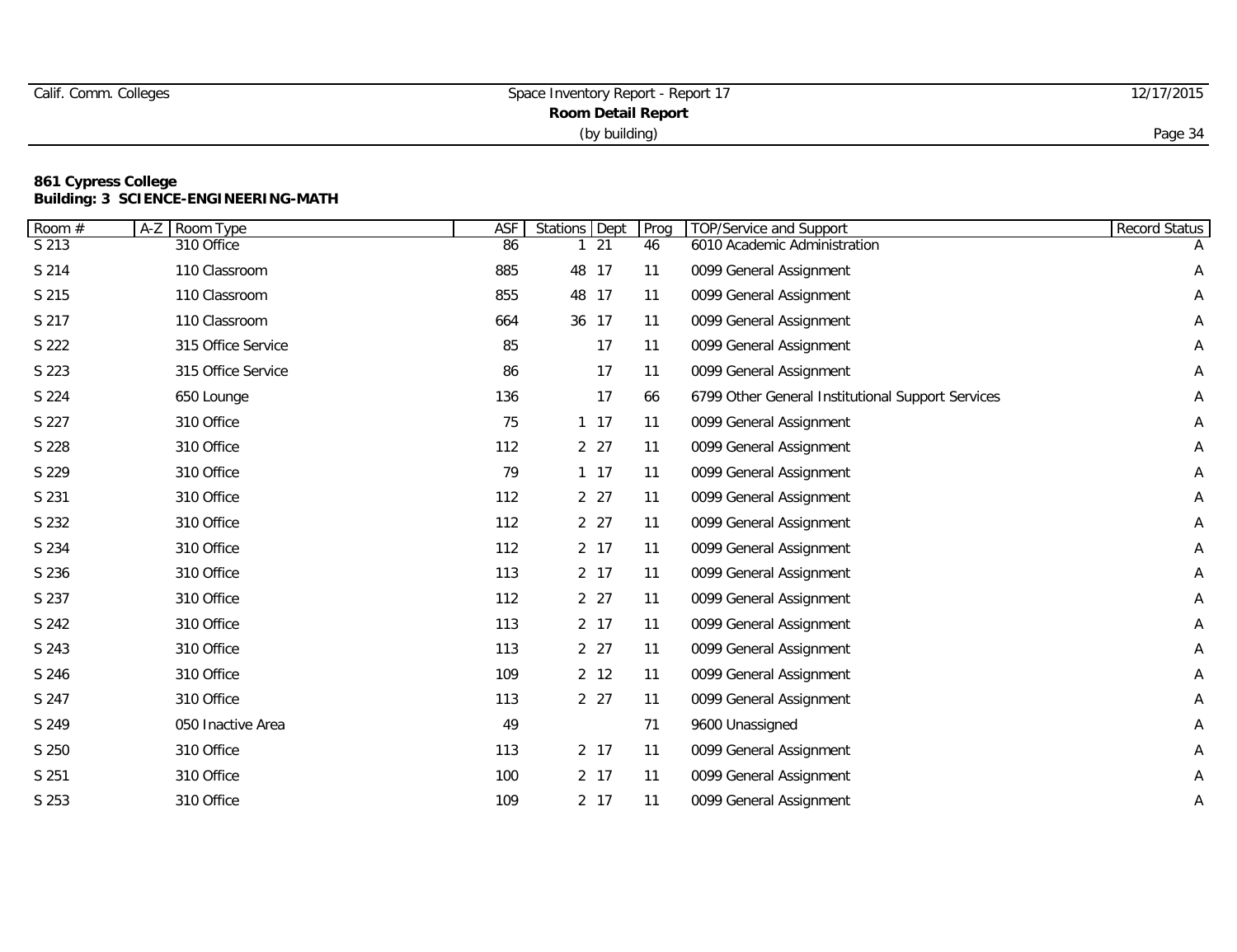**861 Cypress College**
**Building: 3 SCIENCE-ENGINEERING-MATH**

| Room # | A-Z | Room Type | ASF | Stations | Dept | Prog | TOP/Service and Support | Record Status |
|---|---|---|---|---|---|---|---|---|
| S 213 | | 310 Office | 86 | 1 | 21 | 46 | 6010 Academic Administration | A |
| S 214 | | 110 Classroom | 885 | 48 | 17 | 11 | 0099 General Assignment | A |
| S 215 | | 110 Classroom | 855 | 48 | 17 | 11 | 0099 General Assignment | A |
| S 217 | | 110 Classroom | 664 | 36 | 17 | 11 | 0099 General Assignment | A |
| S 222 | | 315 Office Service | 85 | | 17 | 11 | 0099 General Assignment | A |
| S 223 | | 315 Office Service | 86 | | 17 | 11 | 0099 General Assignment | A |
| S 224 | | 650 Lounge | 136 | | 17 | 66 | 6799 Other General Institutional Support Services | A |
| S 227 | | 310 Office | 75 | 1 | 17 | 11 | 0099 General Assignment | A |
| S 228 | | 310 Office | 112 | 2 | 27 | 11 | 0099 General Assignment | A |
| S 229 | | 310 Office | 79 | 1 | 17 | 11 | 0099 General Assignment | A |
| S 231 | | 310 Office | 112 | 2 | 27 | 11 | 0099 General Assignment | A |
| S 232 | | 310 Office | 112 | 2 | 27 | 11 | 0099 General Assignment | A |
| S 234 | | 310 Office | 112 | 2 | 17 | 11 | 0099 General Assignment | A |
| S 236 | | 310 Office | 113 | 2 | 17 | 11 | 0099 General Assignment | A |
| S 237 | | 310 Office | 112 | 2 | 27 | 11 | 0099 General Assignment | A |
| S 242 | | 310 Office | 113 | 2 | 17 | 11 | 0099 General Assignment | A |
| S 243 | | 310 Office | 113 | 2 | 27 | 11 | 0099 General Assignment | A |
| S 246 | | 310 Office | 109 | 2 | 12 | 11 | 0099 General Assignment | A |
| S 247 | | 310 Office | 113 | 2 | 27 | 11 | 0099 General Assignment | A |
| S 249 | | 050 Inactive Area | 49 | | | 71 | 9600 Unassigned | A |
| S 250 | | 310 Office | 113 | 2 | 17 | 11 | 0099 General Assignment | A |
| S 251 | | 310 Office | 100 | 2 | 17 | 11 | 0099 General Assignment | A |
| S 253 | | 310 Office | 109 | 2 | 17 | 11 | 0099 General Assignment | A |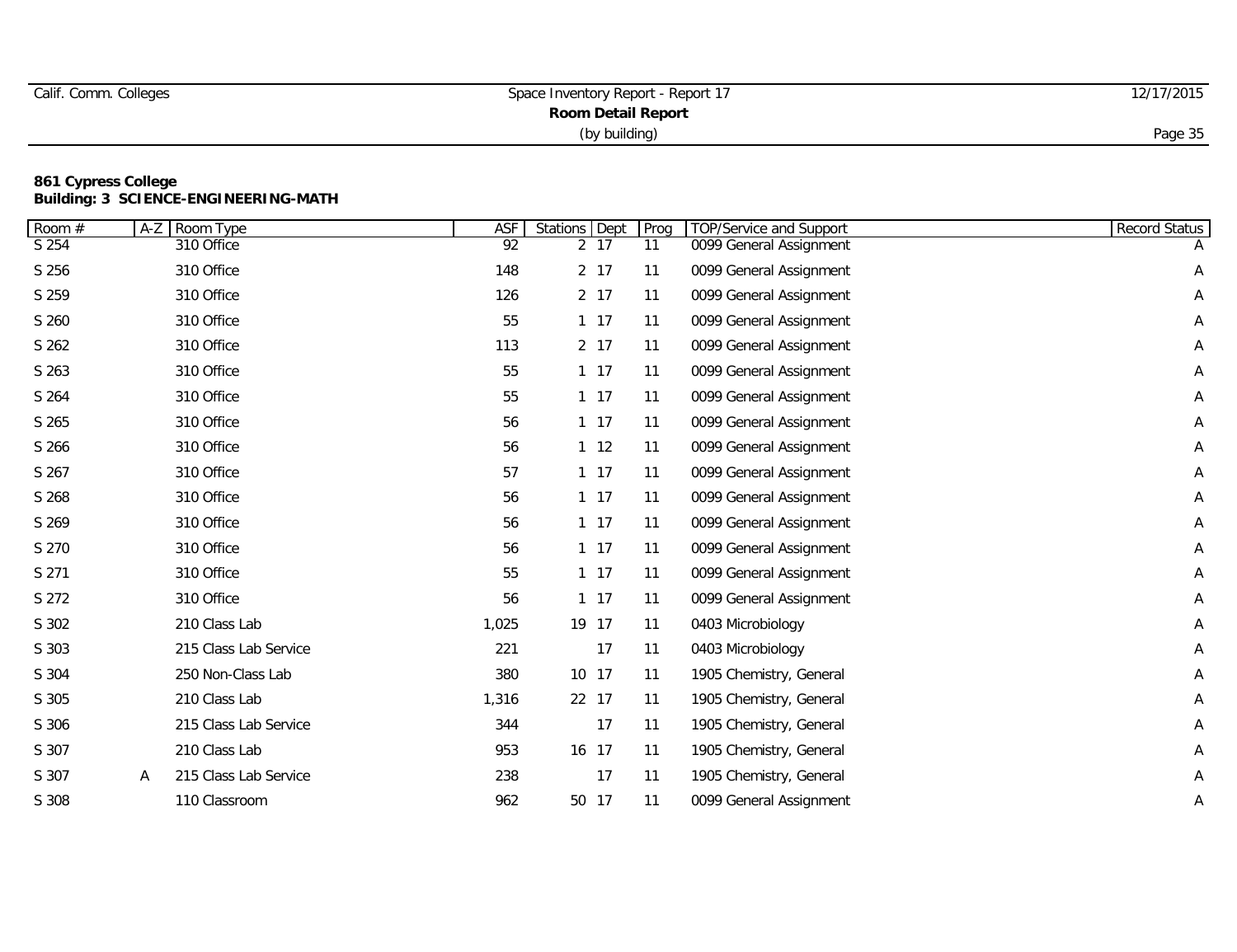**861 Cypress College**
**Building: 3 SCIENCE-ENGINEERING-MATH**

| Room # | A-Z | Room Type | ASF | Stations | Dept | Prog | TOP/Service and Support | Record Status |
|---|---|---|---|---|---|---|---|---|
| S 254 | | 310 Office | 92 | 2 | 17 | 11 | 0099 General Assignment | A |
| S 256 | | 310 Office | 148 | 2 | 17 | 11 | 0099 General Assignment | A |
| S 259 | | 310 Office | 126 | 2 | 17 | 11 | 0099 General Assignment | A |
| S 260 | | 310 Office | 55 | 1 | 17 | 11 | 0099 General Assignment | A |
| S 262 | | 310 Office | 113 | 2 | 17 | 11 | 0099 General Assignment | A |
| S 263 | | 310 Office | 55 | 1 | 17 | 11 | 0099 General Assignment | A |
| S 264 | | 310 Office | 55 | 1 | 17 | 11 | 0099 General Assignment | A |
| S 265 | | 310 Office | 56 | 1 | 17 | 11 | 0099 General Assignment | A |
| S 266 | | 310 Office | 56 | 1 | 12 | 11 | 0099 General Assignment | A |
| S 267 | | 310 Office | 57 | 1 | 17 | 11 | 0099 General Assignment | A |
| S 268 | | 310 Office | 56 | 1 | 17 | 11 | 0099 General Assignment | A |
| S 269 | | 310 Office | 56 | 1 | 17 | 11 | 0099 General Assignment | A |
| S 270 | | 310 Office | 56 | 1 | 17 | 11 | 0099 General Assignment | A |
| S 271 | | 310 Office | 55 | 1 | 17 | 11 | 0099 General Assignment | A |
| S 272 | | 310 Office | 56 | 1 | 17 | 11 | 0099 General Assignment | A |
| S 302 | | 210 Class Lab | 1,025 | 19 | 17 | 11 | 0403 Microbiology | A |
| S 303 | | 215 Class Lab Service | 221 | | 17 | 11 | 0403 Microbiology | A |
| S 304 | | 250 Non-Class Lab | 380 | 10 | 17 | 11 | 1905 Chemistry, General | A |
| S 305 | | 210 Class Lab | 1,316 | 22 | 17 | 11 | 1905 Chemistry, General | A |
| S 306 | | 215 Class Lab Service | 344 | | 17 | 11 | 1905 Chemistry, General | A |
| S 307 | | 210 Class Lab | 953 | 16 | 17 | 11 | 1905 Chemistry, General | A |
| S 307 | A | 215 Class Lab Service | 238 | | 17 | 11 | 1905 Chemistry, General | A |
| S 308 | | 110 Classroom | 962 | 50 | 17 | 11 | 0099 General Assignment | A |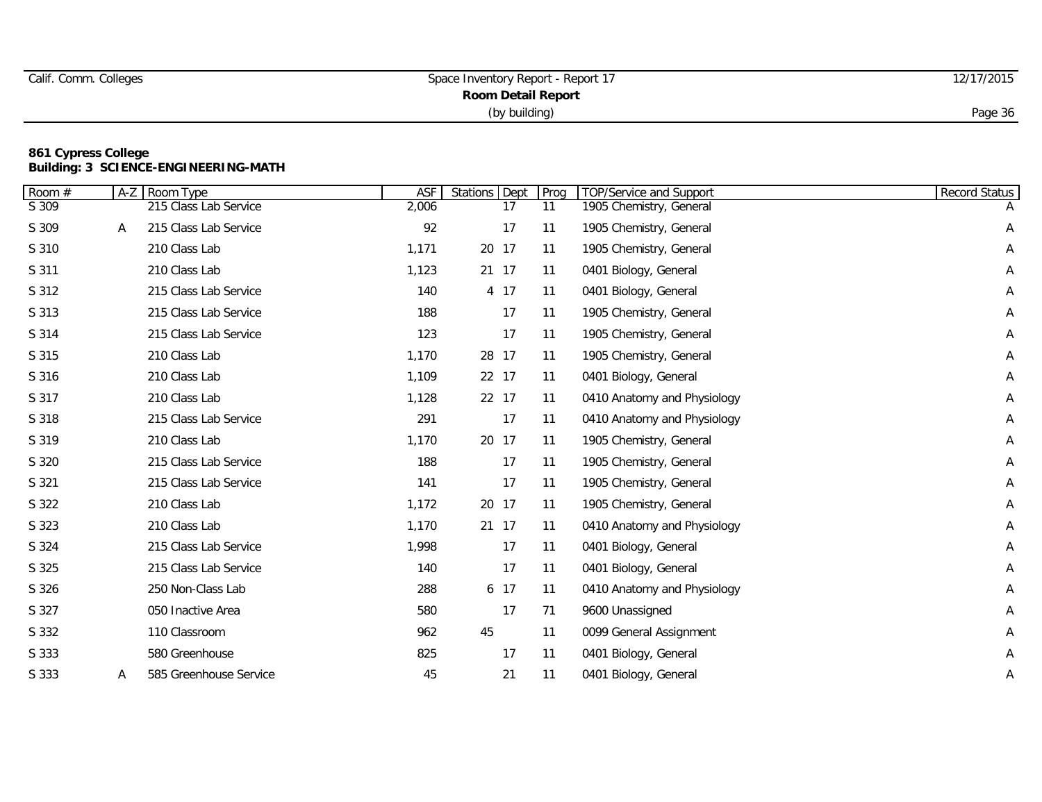**861 Cypress College**
**Building: 3 SCIENCE-ENGINEERING-MATH**

| Room # | A-Z | Room Type | ASF | Stations | Dept | Prog | TOP/Service and Support | Record Status |
|---|---|---|---|---|---|---|---|---|
| S 309 | | 215 Class Lab Service | 2,006 | | 17 | 11 | 1905 Chemistry, General | A |
| S 309 | A | 215 Class Lab Service | 92 | | 17 | 11 | 1905 Chemistry, General | A |
| S 310 | | 210 Class Lab | 1,171 | 20 | 17 | 11 | 1905 Chemistry, General | A |
| S 311 | | 210 Class Lab | 1,123 | 21 | 17 | 11 | 0401 Biology, General | A |
| S 312 | | 215 Class Lab Service | 140 | 4 | 17 | 11 | 0401 Biology, General | A |
| S 313 | | 215 Class Lab Service | 188 | | 17 | 11 | 1905 Chemistry, General | A |
| S 314 | | 215 Class Lab Service | 123 | | 17 | 11 | 1905 Chemistry, General | A |
| S 315 | | 210 Class Lab | 1,170 | 28 | 17 | 11 | 1905 Chemistry, General | A |
| S 316 | | 210 Class Lab | 1,109 | 22 | 17 | 11 | 0401 Biology, General | A |
| S 317 | | 210 Class Lab | 1,128 | 22 | 17 | 11 | 0410 Anatomy and Physiology | A |
| S 318 | | 215 Class Lab Service | 291 | | 17 | 11 | 0410 Anatomy and Physiology | A |
| S 319 | | 210 Class Lab | 1,170 | 20 | 17 | 11 | 1905 Chemistry, General | A |
| S 320 | | 215 Class Lab Service | 188 | | 17 | 11 | 1905 Chemistry, General | A |
| S 321 | | 215 Class Lab Service | 141 | | 17 | 11 | 1905 Chemistry, General | A |
| S 322 | | 210 Class Lab | 1,172 | 20 | 17 | 11 | 1905 Chemistry, General | A |
| S 323 | | 210 Class Lab | 1,170 | 21 | 17 | 11 | 0410 Anatomy and Physiology | A |
| S 324 | | 215 Class Lab Service | 1,998 | | 17 | 11 | 0401 Biology, General | A |
| S 325 | | 215 Class Lab Service | 140 | | 17 | 11 | 0401 Biology, General | A |
| S 326 | | 250 Non-Class Lab | 288 | 6 | 17 | 11 | 0410 Anatomy and Physiology | A |
| S 327 | | 050 Inactive Area | 580 | | 17 | 71 | 9600 Unassigned | A |
| S 332 | | 110 Classroom | 962 | 45 | | 11 | 0099 General Assignment | A |
| S 333 | | 580 Greenhouse | 825 | | 17 | 11 | 0401 Biology, General | A |
| S 333 | A | 585 Greenhouse Service | 45 | | 21 | 11 | 0401 Biology, General | A |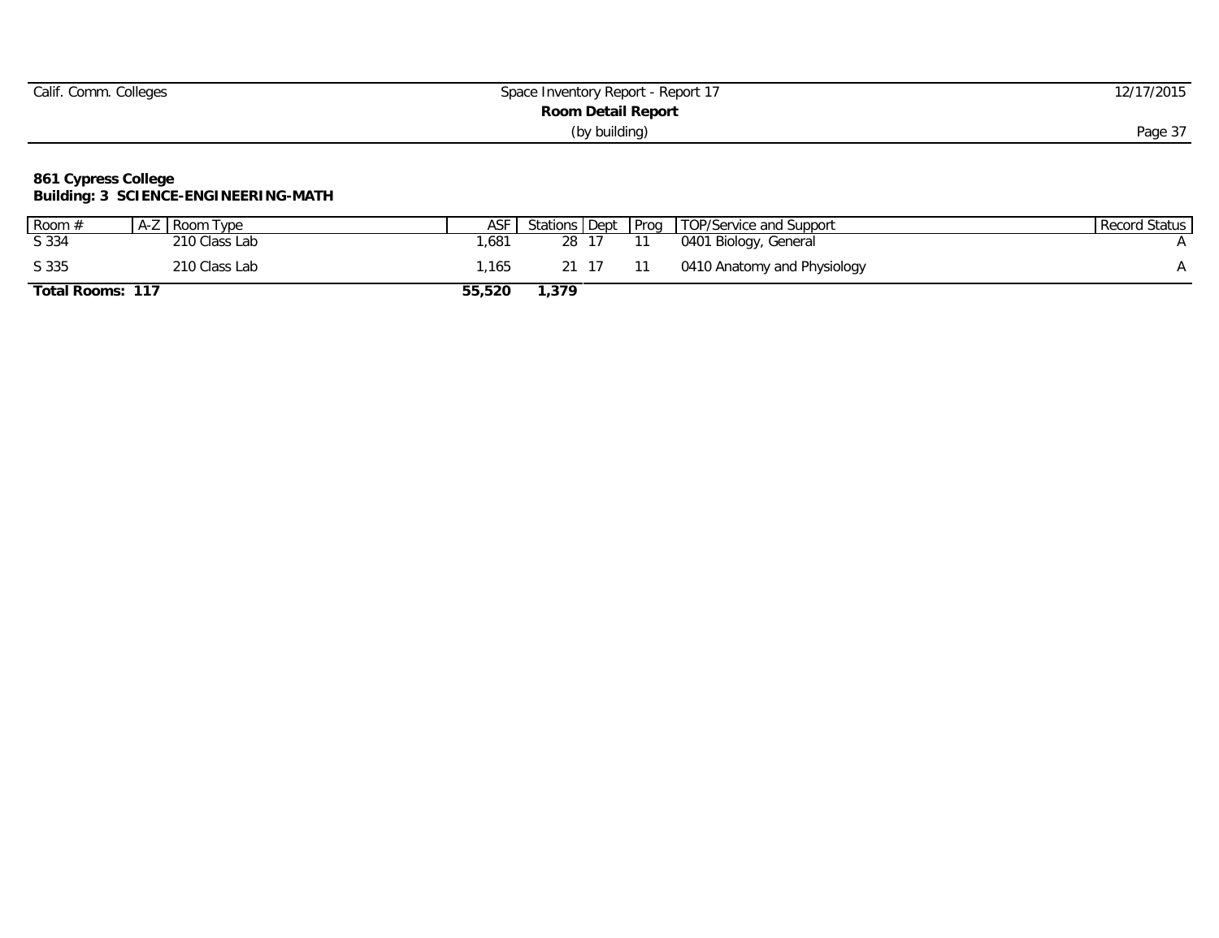**861 Cypress College**
**Building: 3 SCIENCE-ENGINEERING-MATH**

| Room # | A-Z | Room Type | ASF | Stations | Dept | Prog | TOP/Service and Support | Record Status |
|---|---|---|---|---|---|---|---|---|
| S 334 | | 210 Class Lab | 1,681 | 28 | 17 | 11 | 0401 Biology, General | A |
| S 335 | | 210 Class Lab | 1,165 | 21 | 17 | 11 | 0410 Anatomy and Physiology | A |
| **Total Rooms: 117** | | | **55,520** | **1,379** | | | | |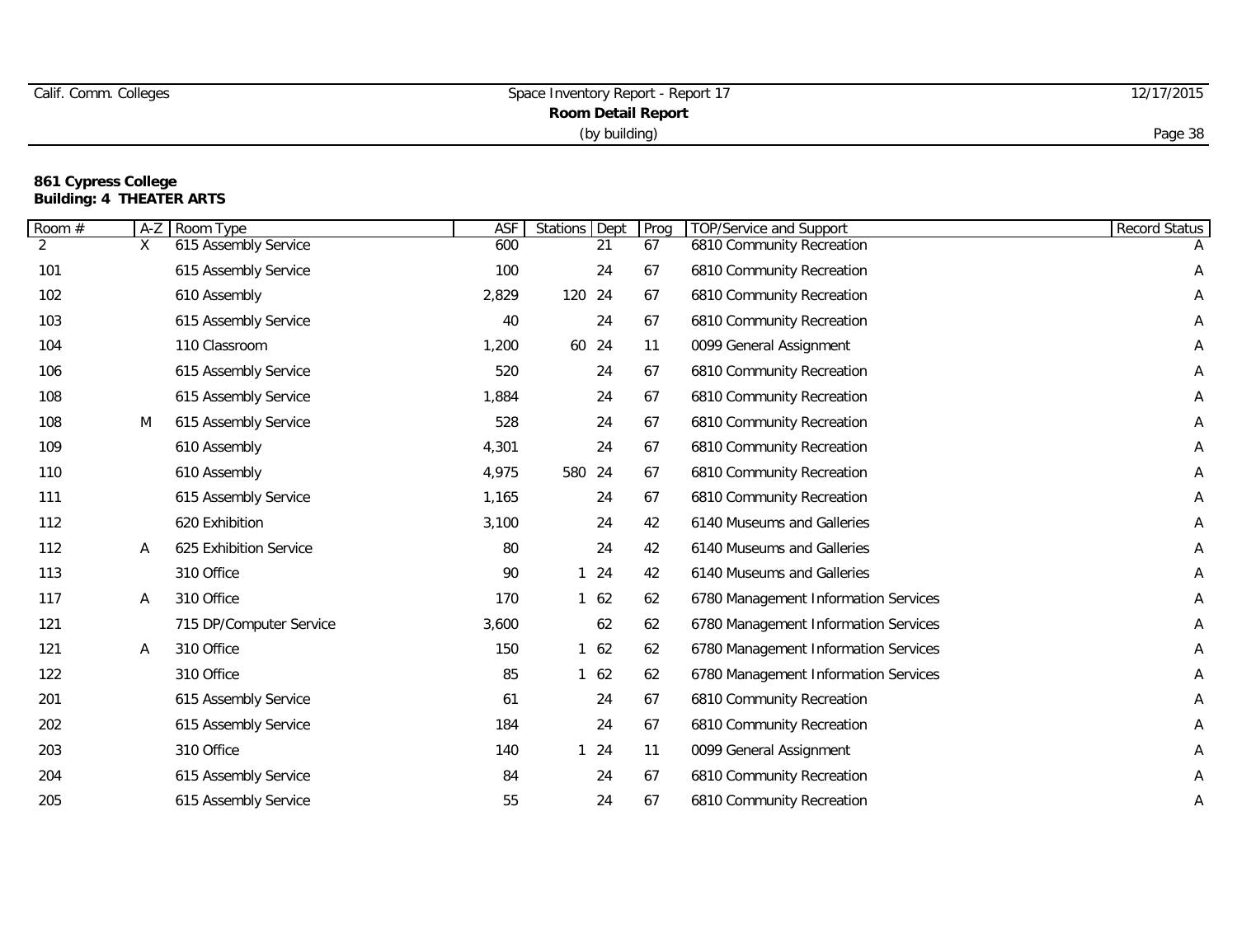**861 Cypress College**
**Building: 4 THEATER ARTS**

| Room # | A-Z | Room Type | ASF | Stations | Dept | Prog | TOP/Service and Support | Record Status |
|---|---|---|---|---|---|---|---|---|
| 2 | X | 615 Assembly Service | 600 | | 21 | 67 | 6810 Community Recreation | A |
| 101 | | 615 Assembly Service | 100 | | 24 | 67 | 6810 Community Recreation | A |
| 102 | | 610 Assembly | 2,829 | 120 | 24 | 67 | 6810 Community Recreation | A |
| 103 | | 615 Assembly Service | 40 | | 24 | 67 | 6810 Community Recreation | A |
| 104 | | 110 Classroom | 1,200 | 60 | 24 | 11 | 0099 General Assignment | A |
| 106 | | 615 Assembly Service | 520 | | 24 | 67 | 6810 Community Recreation | A |
| 108 | | 615 Assembly Service | 1,884 | | 24 | 67 | 6810 Community Recreation | A |
| 108 | M | 615 Assembly Service | 528 | | 24 | 67 | 6810 Community Recreation | A |
| 109 | | 610 Assembly | 4,301 | | 24 | 67 | 6810 Community Recreation | A |
| 110 | | 610 Assembly | 4,975 | 580 | 24 | 67 | 6810 Community Recreation | A |
| 111 | | 615 Assembly Service | 1,165 | | 24 | 67 | 6810 Community Recreation | A |
| 112 | | 620 Exhibition | 3,100 | | 24 | 42 | 6140 Museums and Galleries | A |
| 112 | A | 625 Exhibition Service | 80 | | 24 | 42 | 6140 Museums and Galleries | A |
| 113 | | 310 Office | 90 | 1 | 24 | 42 | 6140 Museums and Galleries | A |
| 117 | A | 310 Office | 170 | 1 | 62 | 62 | 6780 Management Information Services | A |
| 121 | | 715 DP/Computer Service | 3,600 | | 62 | 62 | 6780 Management Information Services | A |
| 121 | A | 310 Office | 150 | 1 | 62 | 62 | 6780 Management Information Services | A |
| 122 | | 310 Office | 85 | 1 | 62 | 62 | 6780 Management Information Services | A |
| 201 | | 615 Assembly Service | 61 | | 24 | 67 | 6810 Community Recreation | A |
| 202 | | 615 Assembly Service | 184 | | 24 | 67 | 6810 Community Recreation | A |
| 203 | | 310 Office | 140 | 1 | 24 | 11 | 0099 General Assignment | A |
| 204 | | 615 Assembly Service | 84 | | 24 | 67 | 6810 Community Recreation | A |
| 205 | | 615 Assembly Service | 55 | | 24 | 67 | 6810 Community Recreation | A |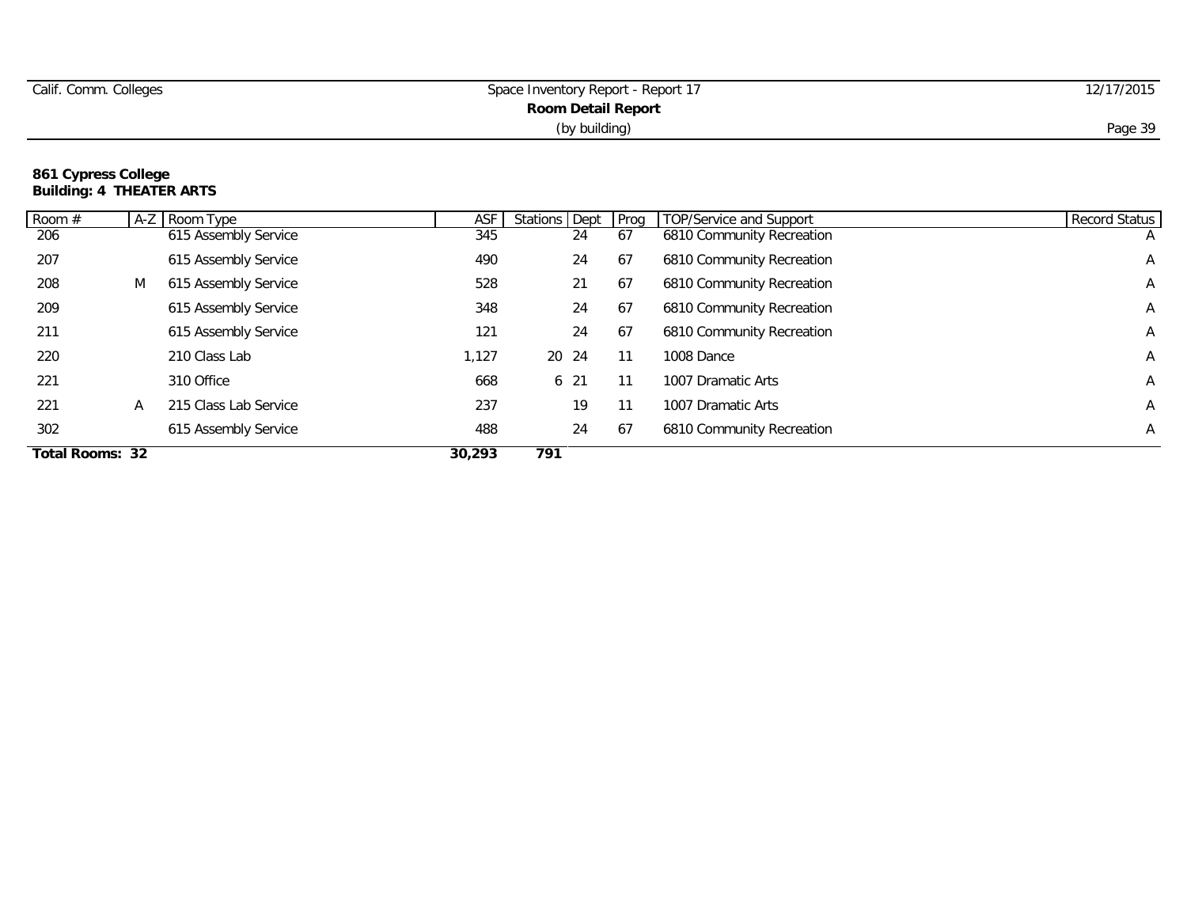**861 Cypress College**
**Building: 4 THEATER ARTS**

| Room # | A-Z | Room Type | ASF | Stations | Dept | Prog | TOP/Service and Support | Record Status |
|---|---|---|---|---|---|---|---|---|
| 206 | | 615 Assembly Service | 345 | | 24 | 67 | 6810 Community Recreation | A |
| 207 | | 615 Assembly Service | 490 | | 24 | 67 | 6810 Community Recreation | A |
| 208 | M | 615 Assembly Service | 528 | | 21 | 67 | 6810 Community Recreation | A |
| 209 | | 615 Assembly Service | 348 | | 24 | 67 | 6810 Community Recreation | A |
| 211 | | 615 Assembly Service | 121 | | 24 | 67 | 6810 Community Recreation | A |
| 220 | | 210 Class Lab | 1,127 | 20 | 24 | 11 | 1008 Dance | A |
| 221 | | 310 Office | 668 | 6 | 21 | 11 | 1007 Dramatic Arts | A |
| 221 | A | 215 Class Lab Service | 237 | | 19 | 11 | 1007 Dramatic Arts | A |
| 302 | | 615 Assembly Service | 488 | | 24 | 67 | 6810 Community Recreation | A |
| **Total Rooms: 32** | | | **30,293** | **791** | | | | |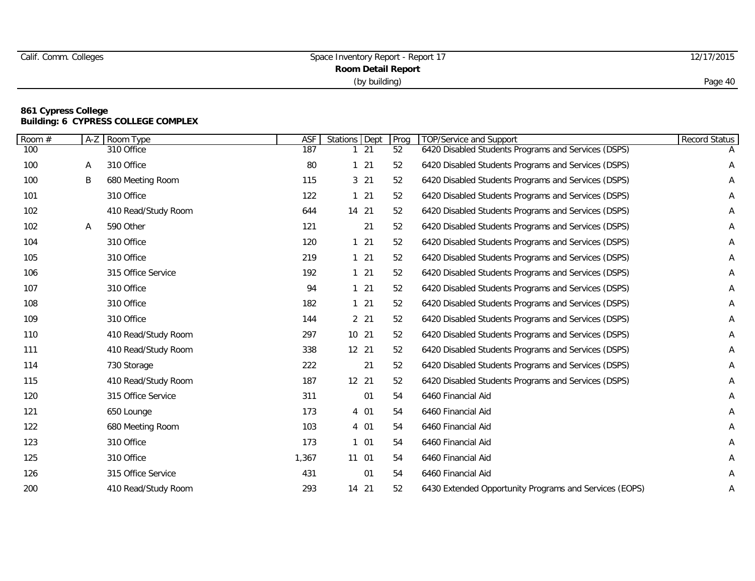**861 Cypress College**
**Building: 6 CYPRESS COLLEGE COMPLEX**

| Room # | A-Z | Room Type | ASF | Stations | Dept | Prog | TOP/Service and Support | Record Status |
|---|---|---|---|---|---|---|---|---|
| 100 | | 310 Office | 187 | 1 | 21 | 52 | 6420 Disabled Students Programs and Services (DSPS) | A |
| 100 | A | 310 Office | 80 | 1 | 21 | 52 | 6420 Disabled Students Programs and Services (DSPS) | A |
| 100 | B | 680 Meeting Room | 115 | 3 | 21 | 52 | 6420 Disabled Students Programs and Services (DSPS) | A |
| 101 | | 310 Office | 122 | 1 | 21 | 52 | 6420 Disabled Students Programs and Services (DSPS) | A |
| 102 | | 410 Read/Study Room | 644 | 14 | 21 | 52 | 6420 Disabled Students Programs and Services (DSPS) | A |
| 102 | A | 590 Other | 121 | | 21 | 52 | 6420 Disabled Students Programs and Services (DSPS) | A |
| 104 | | 310 Office | 120 | 1 | 21 | 52 | 6420 Disabled Students Programs and Services (DSPS) | A |
| 105 | | 310 Office | 219 | 1 | 21 | 52 | 6420 Disabled Students Programs and Services (DSPS) | A |
| 106 | | 315 Office Service | 192 | 1 | 21 | 52 | 6420 Disabled Students Programs and Services (DSPS) | A |
| 107 | | 310 Office | 94 | 1 | 21 | 52 | 6420 Disabled Students Programs and Services (DSPS) | A |
| 108 | | 310 Office | 182 | 1 | 21 | 52 | 6420 Disabled Students Programs and Services (DSPS) | A |
| 109 | | 310 Office | 144 | 2 | 21 | 52 | 6420 Disabled Students Programs and Services (DSPS) | A |
| 110 | | 410 Read/Study Room | 297 | 10 | 21 | 52 | 6420 Disabled Students Programs and Services (DSPS) | A |
| 111 | | 410 Read/Study Room | 338 | 12 | 21 | 52 | 6420 Disabled Students Programs and Services (DSPS) | A |
| 114 | | 730 Storage | 222 | | 21 | 52 | 6420 Disabled Students Programs and Services (DSPS) | A |
| 115 | | 410 Read/Study Room | 187 | 12 | 21 | 52 | 6420 Disabled Students Programs and Services (DSPS) | A |
| 120 | | 315 Office Service | 311 | | 01 | 54 | 6460 Financial Aid | A |
| 121 | | 650 Lounge | 173 | 4 | 01 | 54 | 6460 Financial Aid | A |
| 122 | | 680 Meeting Room | 103 | 4 | 01 | 54 | 6460 Financial Aid | A |
| 123 | | 310 Office | 173 | 1 | 01 | 54 | 6460 Financial Aid | A |
| 125 | | 310 Office | 1,367 | 11 | 01 | 54 | 6460 Financial Aid | A |
| 126 | | 315 Office Service | 431 | | 01 | 54 | 6460 Financial Aid | A |
| 200 | | 410 Read/Study Room | 293 | 14 | 21 | 52 | 6430 Extended Opportunity Programs and Services (EOPS) | A |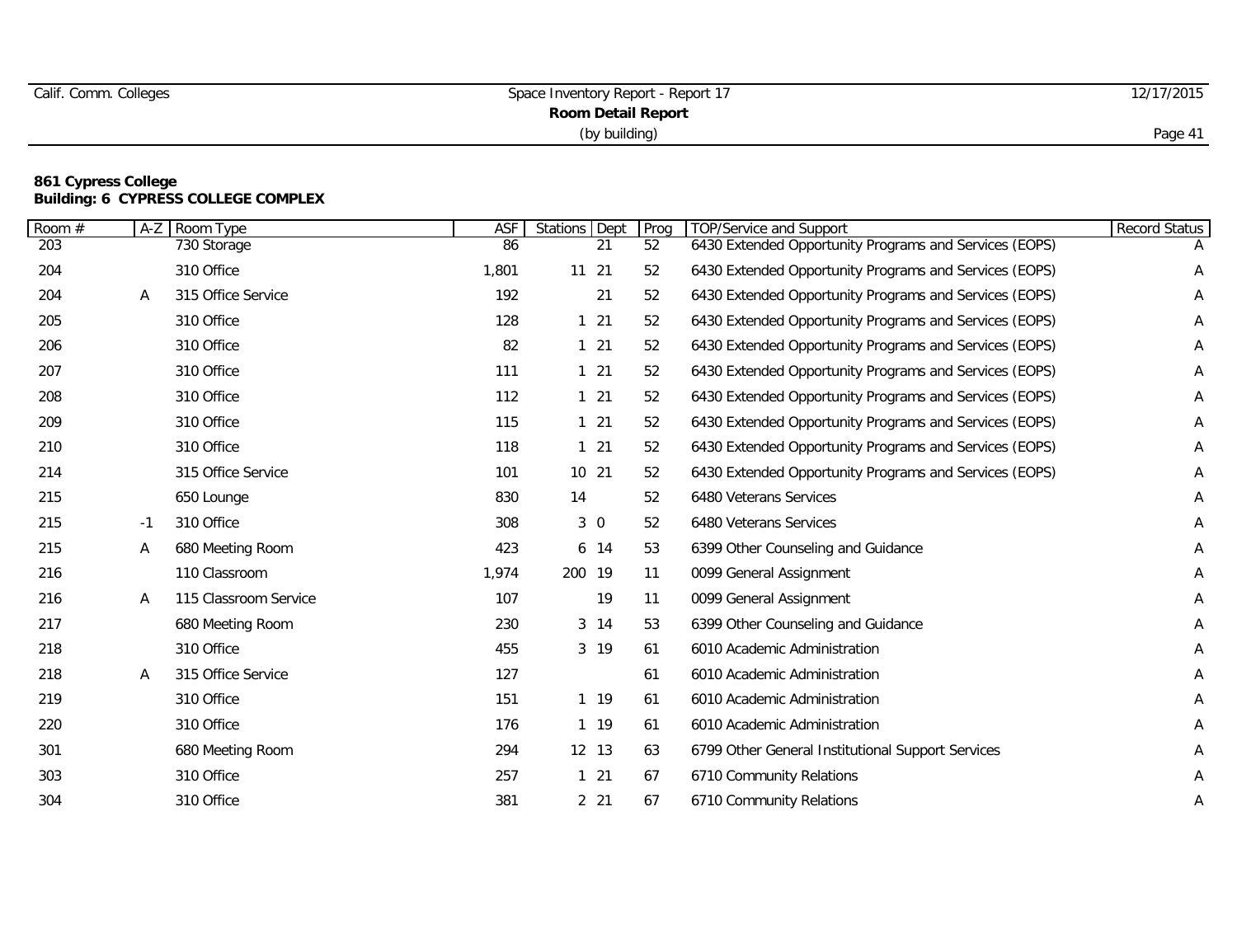**861 Cypress College**
**Building: 6 CYPRESS COLLEGE COMPLEX**

| Room # | A-Z | Room Type | ASF | Stations | Dept | Prog | TOP/Service and Support | Record Status |
|---|---|---|---|---|---|---|---|---|
| 203 | | 730 Storage | 86 | | 21 | 52 | 6430 Extended Opportunity Programs and Services (EOPS) | A |
| 204 | | 310 Office | 1,801 | 11 | 21 | 52 | 6430 Extended Opportunity Programs and Services (EOPS) | A |
| 204 | A | 315 Office Service | 192 | | 21 | 52 | 6430 Extended Opportunity Programs and Services (EOPS) | A |
| 205 | | 310 Office | 128 | 1 | 21 | 52 | 6430 Extended Opportunity Programs and Services (EOPS) | A |
| 206 | | 310 Office | 82 | 1 | 21 | 52 | 6430 Extended Opportunity Programs and Services (EOPS) | A |
| 207 | | 310 Office | 111 | 1 | 21 | 52 | 6430 Extended Opportunity Programs and Services (EOPS) | A |
| 208 | | 310 Office | 112 | 1 | 21 | 52 | 6430 Extended Opportunity Programs and Services (EOPS) | A |
| 209 | | 310 Office | 115 | 1 | 21 | 52 | 6430 Extended Opportunity Programs and Services (EOPS) | A |
| 210 | | 310 Office | 118 | 1 | 21 | 52 | 6430 Extended Opportunity Programs and Services (EOPS) | A |
| 214 | | 315 Office Service | 101 | 10 | 21 | 52 | 6430 Extended Opportunity Programs and Services (EOPS) | A |
| 215 | | 650 Lounge | 830 | 14 | | 52 | 6480 Veterans Services | A |
| 215 | -1 | 310 Office | 308 | 3 | 0 | 52 | 6480 Veterans Services | A |
| 215 | A | 680 Meeting Room | 423 | 6 | 14 | 53 | 6399 Other Counseling and Guidance | A |
| 216 | | 110 Classroom | 1,974 | 200 | 19 | 11 | 0099 General Assignment | A |
| 216 | A | 115 Classroom Service | 107 | | 19 | 11 | 0099 General Assignment | A |
| 217 | | 680 Meeting Room | 230 | 3 | 14 | 53 | 6399 Other Counseling and Guidance | A |
| 218 | | 310 Office | 455 | 3 | 19 | 61 | 6010 Academic Administration | A |
| 218 | A | 315 Office Service | 127 | | | 61 | 6010 Academic Administration | A |
| 219 | | 310 Office | 151 | 1 | 19 | 61 | 6010 Academic Administration | A |
| 220 | | 310 Office | 176 | 1 | 19 | 61 | 6010 Academic Administration | A |
| 301 | | 680 Meeting Room | 294 | 12 | 13 | 63 | 6799 Other General Institutional Support Services | A |
| 303 | | 310 Office | 257 | 1 | 21 | 67 | 6710 Community Relations | A |
| 304 | | 310 Office | 381 | 2 | 21 | 67 | 6710 Community Relations | A |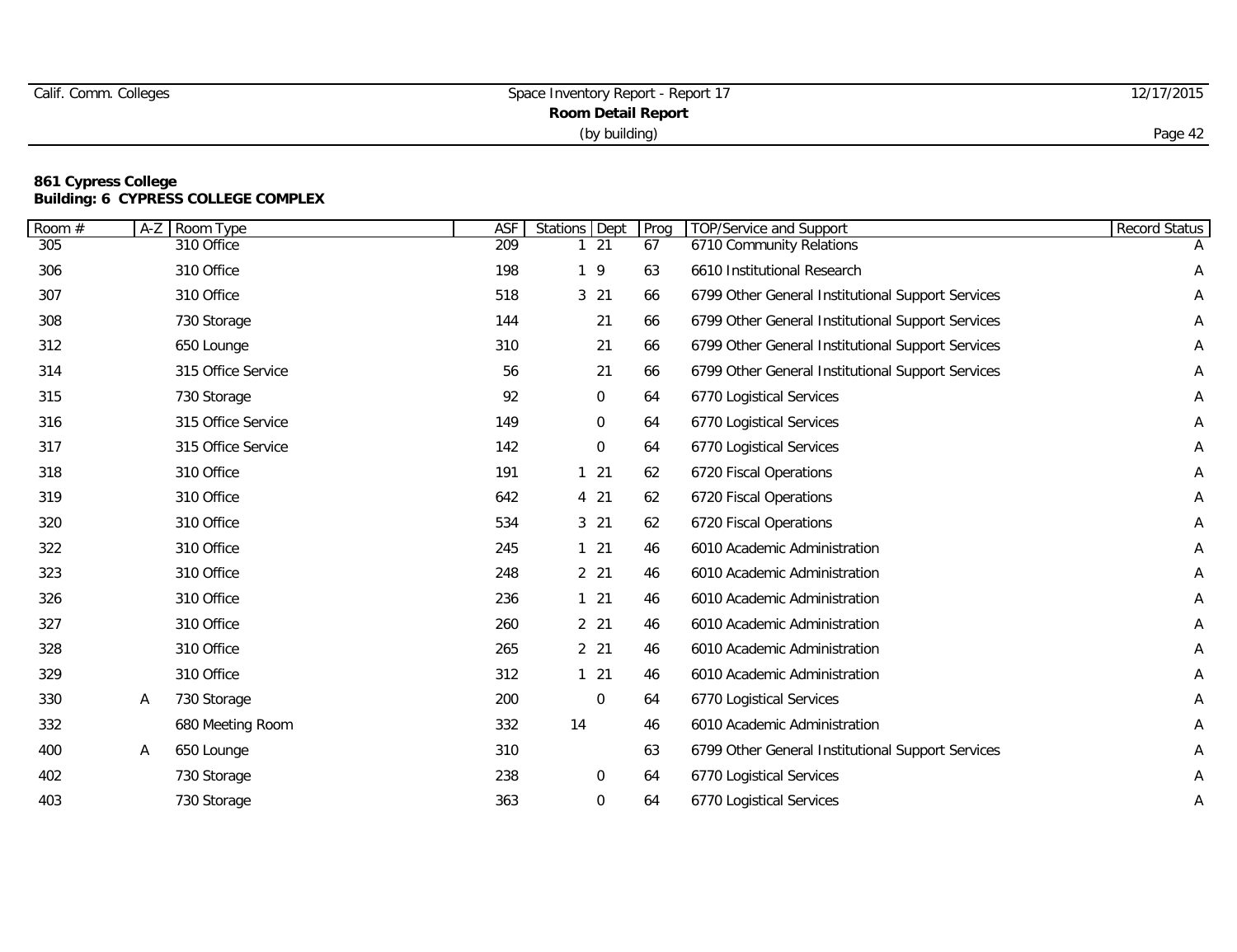**861 Cypress College**
**Building: 6 CYPRESS COLLEGE COMPLEX**

| Room # | A-Z | Room Type | ASF | Stations | Dept | Prog | TOP/Service and Support | Record Status |
|---|---|---|---|---|---|---|---|---|
| 305 | | 310 Office | 209 | 1 | 21 | 67 | 6710 Community Relations | A |
| 306 | | 310 Office | 198 | 1 | 9 | 63 | 6610 Institutional Research | A |
| 307 | | 310 Office | 518 | 3 | 21 | 66 | 6799 Other General Institutional Support Services | A |
| 308 | | 730 Storage | 144 | | 21 | 66 | 6799 Other General Institutional Support Services | A |
| 312 | | 650 Lounge | 310 | | 21 | 66 | 6799 Other General Institutional Support Services | A |
| 314 | | 315 Office Service | 56 | | 21 | 66 | 6799 Other General Institutional Support Services | A |
| 315 | | 730 Storage | 92 | | 0 | 64 | 6770 Logistical Services | A |
| 316 | | 315 Office Service | 149 | | 0 | 64 | 6770 Logistical Services | A |
| 317 | | 315 Office Service | 142 | | 0 | 64 | 6770 Logistical Services | A |
| 318 | | 310 Office | 191 | 1 | 21 | 62 | 6720 Fiscal Operations | A |
| 319 | | 310 Office | 642 | 4 | 21 | 62 | 6720 Fiscal Operations | A |
| 320 | | 310 Office | 534 | 3 | 21 | 62 | 6720 Fiscal Operations | A |
| 322 | | 310 Office | 245 | 1 | 21 | 46 | 6010 Academic Administration | A |
| 323 | | 310 Office | 248 | 2 | 21 | 46 | 6010 Academic Administration | A |
| 326 | | 310 Office | 236 | 1 | 21 | 46 | 6010 Academic Administration | A |
| 327 | | 310 Office | 260 | 2 | 21 | 46 | 6010 Academic Administration | A |
| 328 | | 310 Office | 265 | 2 | 21 | 46 | 6010 Academic Administration | A |
| 329 | | 310 Office | 312 | 1 | 21 | 46 | 6010 Academic Administration | A |
| 330 | A | 730 Storage | 200 | | 0 | 64 | 6770 Logistical Services | A |
| 332 | | 680 Meeting Room | 332 | 14 | | 46 | 6010 Academic Administration | A |
| 400 | A | 650 Lounge | 310 | | | 63 | 6799 Other General Institutional Support Services | A |
| 402 | | 730 Storage | 238 | | 0 | 64 | 6770 Logistical Services | A |
| 403 | | 730 Storage | 363 | | 0 | 64 | 6770 Logistical Services | A |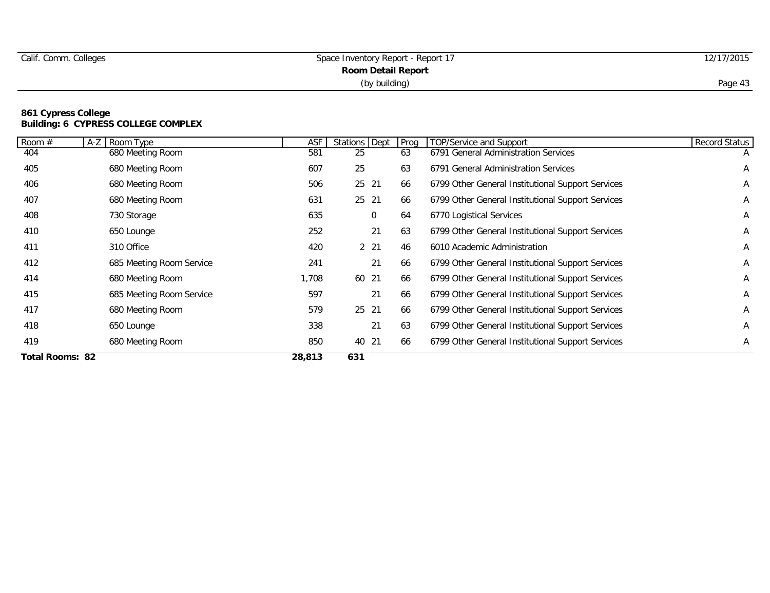**861 Cypress College**
**Building: 6 CYPRESS COLLEGE COMPLEX**

| Room # | A-Z | Room Type | ASF | Stations | Dept | Prog | TOP/Service and Support | Record Status |
|---|---|---|---|---|---|---|---|---|
| 404 | | 680 Meeting Room | 581 | 25 | | 63 | 6791 General Administration Services | A |
| 405 | | 680 Meeting Room | 607 | 25 | | 63 | 6791 General Administration Services | A |
| 406 | | 680 Meeting Room | 506 | 25 | 21 | 66 | 6799 Other General Institutional Support Services | A |
| 407 | | 680 Meeting Room | 631 | 25 | 21 | 66 | 6799 Other General Institutional Support Services | A |
| 408 | | 730 Storage | 635 | | 0 | 64 | 6770 Logistical Services | A |
| 410 | | 650 Lounge | 252 | | 21 | 63 | 6799 Other General Institutional Support Services | A |
| 411 | | 310 Office | 420 | 2 | 21 | 46 | 6010 Academic Administration | A |
| 412 | | 685 Meeting Room Service | 241 | | 21 | 66 | 6799 Other General Institutional Support Services | A |
| 414 | | 680 Meeting Room | 1,708 | 60 | 21 | 66 | 6799 Other General Institutional Support Services | A |
| 415 | | 685 Meeting Room Service | 597 | | 21 | 66 | 6799 Other General Institutional Support Services | A |
| 417 | | 680 Meeting Room | 579 | 25 | 21 | 66 | 6799 Other General Institutional Support Services | A |
| 418 | | 650 Lounge | 338 | | 21 | 63 | 6799 Other General Institutional Support Services | A |
| 419 | | 680 Meeting Room | 850 | 40 | 21 | 66 | 6799 Other General Institutional Support Services | A |
| **Total Rooms: 82** | | | **28,813** | **631** | | | | |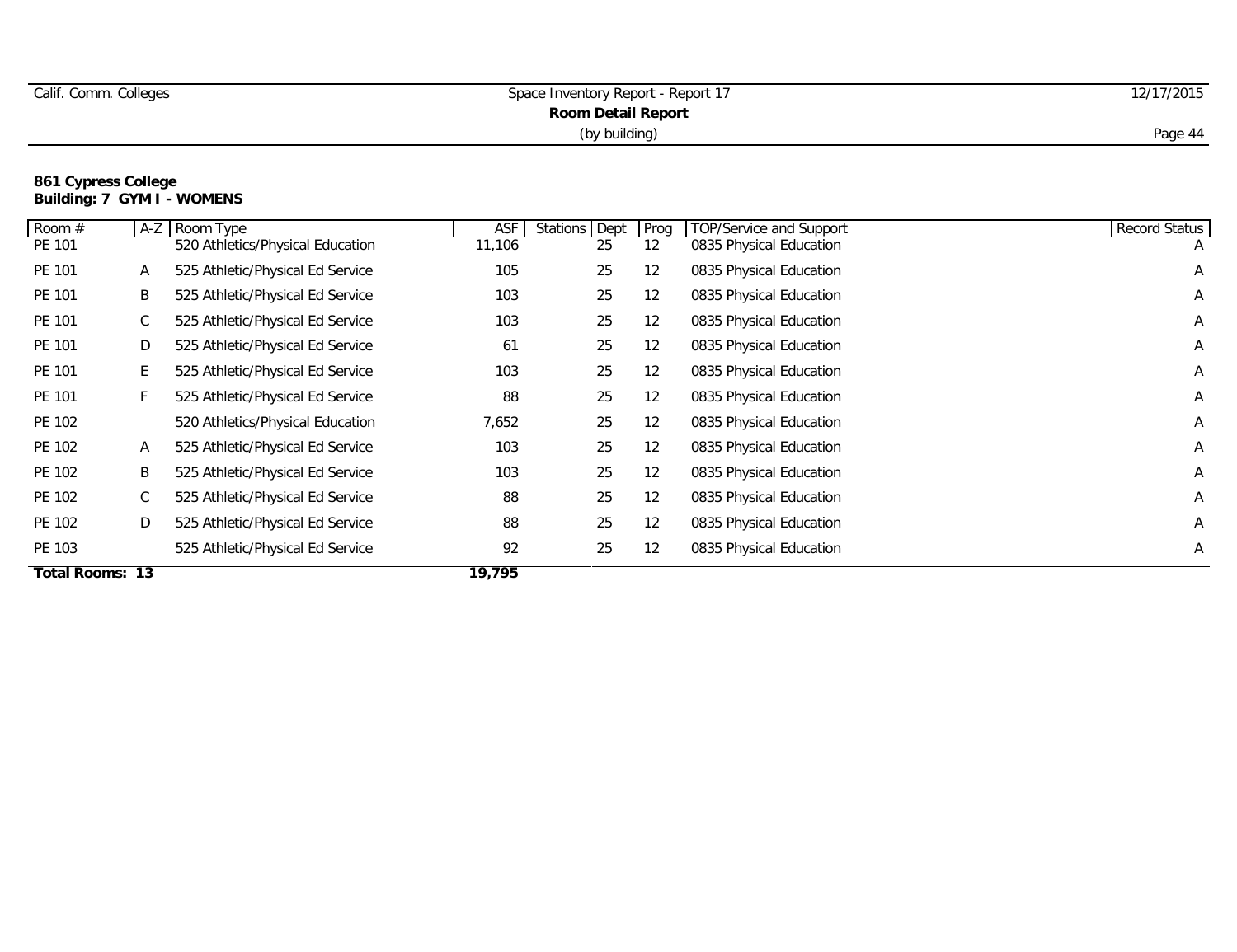**861 Cypress College**
**Building: 7 GYM I - WOMENS**

| Room # | A-Z | Room Type | ASF | Stations | Dept | Prog | TOP/Service and Support | Record Status |
|---|---|---|---|---|---|---|---|---|
| PE 101 | | 520 Athletics/Physical Education | 11,106 | | 25 | 12 | 0835 Physical Education | A |
| PE 101 | A | 525 Athletic/Physical Ed Service | 105 | | 25 | 12 | 0835 Physical Education | A |
| PE 101 | B | 525 Athletic/Physical Ed Service | 103 | | 25 | 12 | 0835 Physical Education | A |
| PE 101 | C | 525 Athletic/Physical Ed Service | 103 | | 25 | 12 | 0835 Physical Education | A |
| PE 101 | D | 525 Athletic/Physical Ed Service | 61 | | 25 | 12 | 0835 Physical Education | A |
| PE 101 | E | 525 Athletic/Physical Ed Service | 103 | | 25 | 12 | 0835 Physical Education | A |
| PE 101 | F | 525 Athletic/Physical Ed Service | 88 | | 25 | 12 | 0835 Physical Education | A |
| PE 102 | | 520 Athletics/Physical Education | 7,652 | | 25 | 12 | 0835 Physical Education | A |
| PE 102 | A | 525 Athletic/Physical Ed Service | 103 | | 25 | 12 | 0835 Physical Education | A |
| PE 102 | B | 525 Athletic/Physical Ed Service | 103 | | 25 | 12 | 0835 Physical Education | A |
| PE 102 | C | 525 Athletic/Physical Ed Service | 88 | | 25 | 12 | 0835 Physical Education | A |
| PE 102 | D | 525 Athletic/Physical Ed Service | 88 | | 25 | 12 | 0835 Physical Education | A |
| PE 103 | | 525 Athletic/Physical Ed Service | 92 | | 25 | 12 | 0835 Physical Education | A |
| **Total Rooms: 13** | | | **19,795** | | | | | |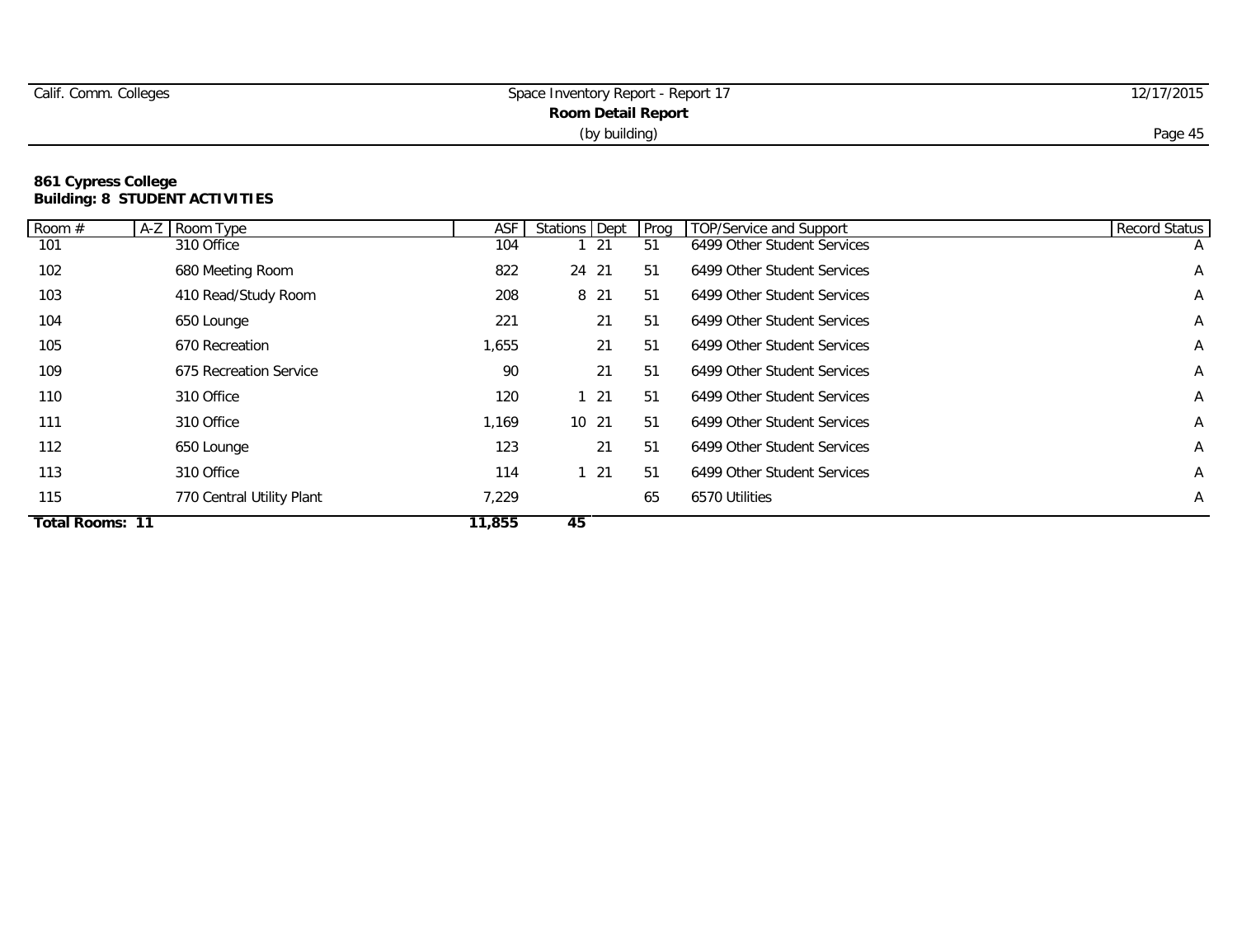**861 Cypress College**
**Building: 8 STUDENT ACTIVITIES**

| Room # | A-Z | Room Type | ASF | Stations | Dept | Prog | TOP/Service and Support | Record Status |
|---|---|---|---|---|---|---|---|---|
| 101 | | 310 Office | 104 | 1 | 21 | 51 | 6499 Other Student Services | A |
| 102 | | 680 Meeting Room | 822 | 24 | 21 | 51 | 6499 Other Student Services | A |
| 103 | | 410 Read/Study Room | 208 | 8 | 21 | 51 | 6499 Other Student Services | A |
| 104 | | 650 Lounge | 221 | | 21 | 51 | 6499 Other Student Services | A |
| 105 | | 670 Recreation | 1,655 | | 21 | 51 | 6499 Other Student Services | A |
| 109 | | 675 Recreation Service | 90 | | 21 | 51 | 6499 Other Student Services | A |
| 110 | | 310 Office | 120 | 1 | 21 | 51 | 6499 Other Student Services | A |
| 111 | | 310 Office | 1,169 | 10 | 21 | 51 | 6499 Other Student Services | A |
| 112 | | 650 Lounge | 123 | | 21 | 51 | 6499 Other Student Services | A |
| 113 | | 310 Office | 114 | 1 | 21 | 51 | 6499 Other Student Services | A |
| 115 | | 770 Central Utility Plant | 7,229 | | | 65 | 6570 Utilities | A |
| **Total Rooms: 11** | | | **11,855** | **45** | | | | |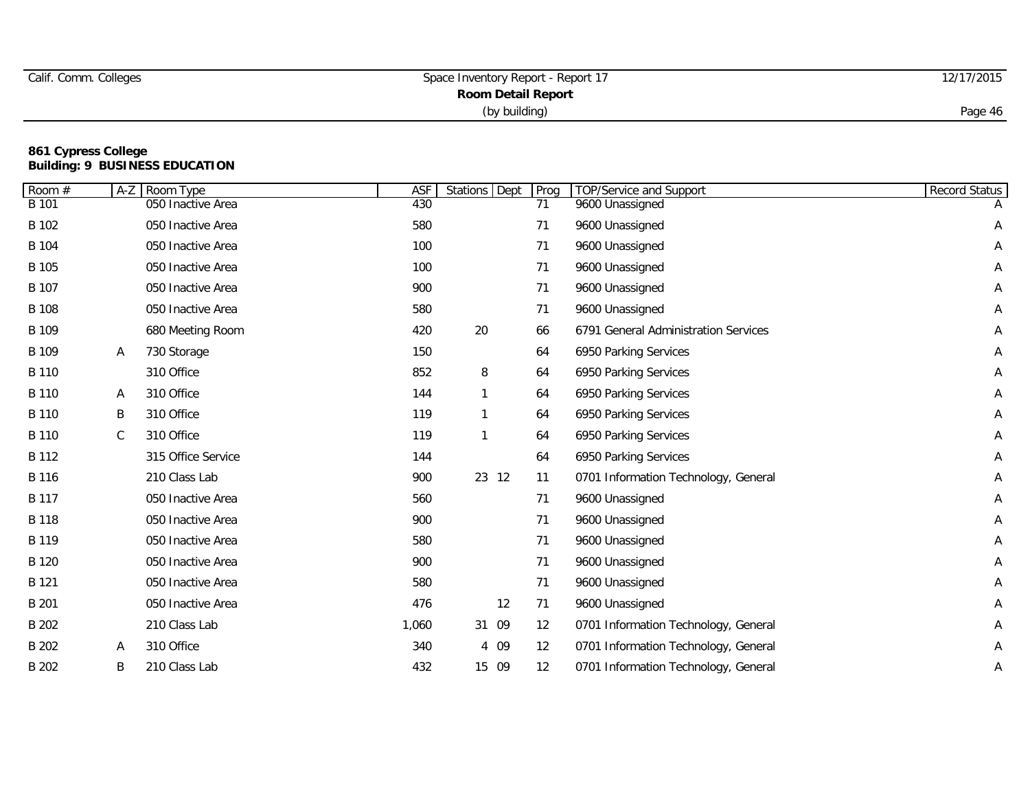**861 Cypress College**
**Building: 9 BUSINESS EDUCATION**

| Room # | A-Z | Room Type | ASF | Stations | Dept | Prog | TOP/Service and Support | Record Status |
|---|---|---|---|---|---|---|---|---|
| B 101 | | 050 Inactive Area | 430 | | | 71 | 9600 Unassigned | A |
| B 102 | | 050 Inactive Area | 580 | | | 71 | 9600 Unassigned | A |
| B 104 | | 050 Inactive Area | 100 | | | 71 | 9600 Unassigned | A |
| B 105 | | 050 Inactive Area | 100 | | | 71 | 9600 Unassigned | A |
| B 107 | | 050 Inactive Area | 900 | | | 71 | 9600 Unassigned | A |
| B 108 | | 050 Inactive Area | 580 | | | 71 | 9600 Unassigned | A |
| B 109 | | 680 Meeting Room | 420 | 20 | | 66 | 6791 General Administration Services | A |
| B 109 | A | 730 Storage | 150 | | | 64 | 6950 Parking Services | A |
| B 110 | | 310 Office | 852 | 8 | | 64 | 6950 Parking Services | A |
| B 110 | A | 310 Office | 144 | 1 | | 64 | 6950 Parking Services | A |
| B 110 | B | 310 Office | 119 | 1 | | 64 | 6950 Parking Services | A |
| B 110 | C | 310 Office | 119 | 1 | | 64 | 6950 Parking Services | A |
| B 112 | | 315 Office Service | 144 | | | 64 | 6950 Parking Services | A |
| B 116 | | 210 Class Lab | 900 | 23 | 12 | 11 | 0701 Information Technology, General | A |
| B 117 | | 050 Inactive Area | 560 | | | 71 | 9600 Unassigned | A |
| B 118 | | 050 Inactive Area | 900 | | | 71 | 9600 Unassigned | A |
| B 119 | | 050 Inactive Area | 580 | | | 71 | 9600 Unassigned | A |
| B 120 | | 050 Inactive Area | 900 | | | 71 | 9600 Unassigned | A |
| B 121 | | 050 Inactive Area | 580 | | | 71 | 9600 Unassigned | A |
| B 201 | | 050 Inactive Area | 476 | | 12 | 71 | 9600 Unassigned | A |
| B 202 | | 210 Class Lab | 1,060 | 31 | 09 | 12 | 0701 Information Technology, General | A |
| B 202 | A | 310 Office | 340 | 4 | 09 | 12 | 0701 Information Technology, General | A |
| B 202 | B | 210 Class Lab | 432 | 15 | 09 | 12 | 0701 Information Technology, General | A |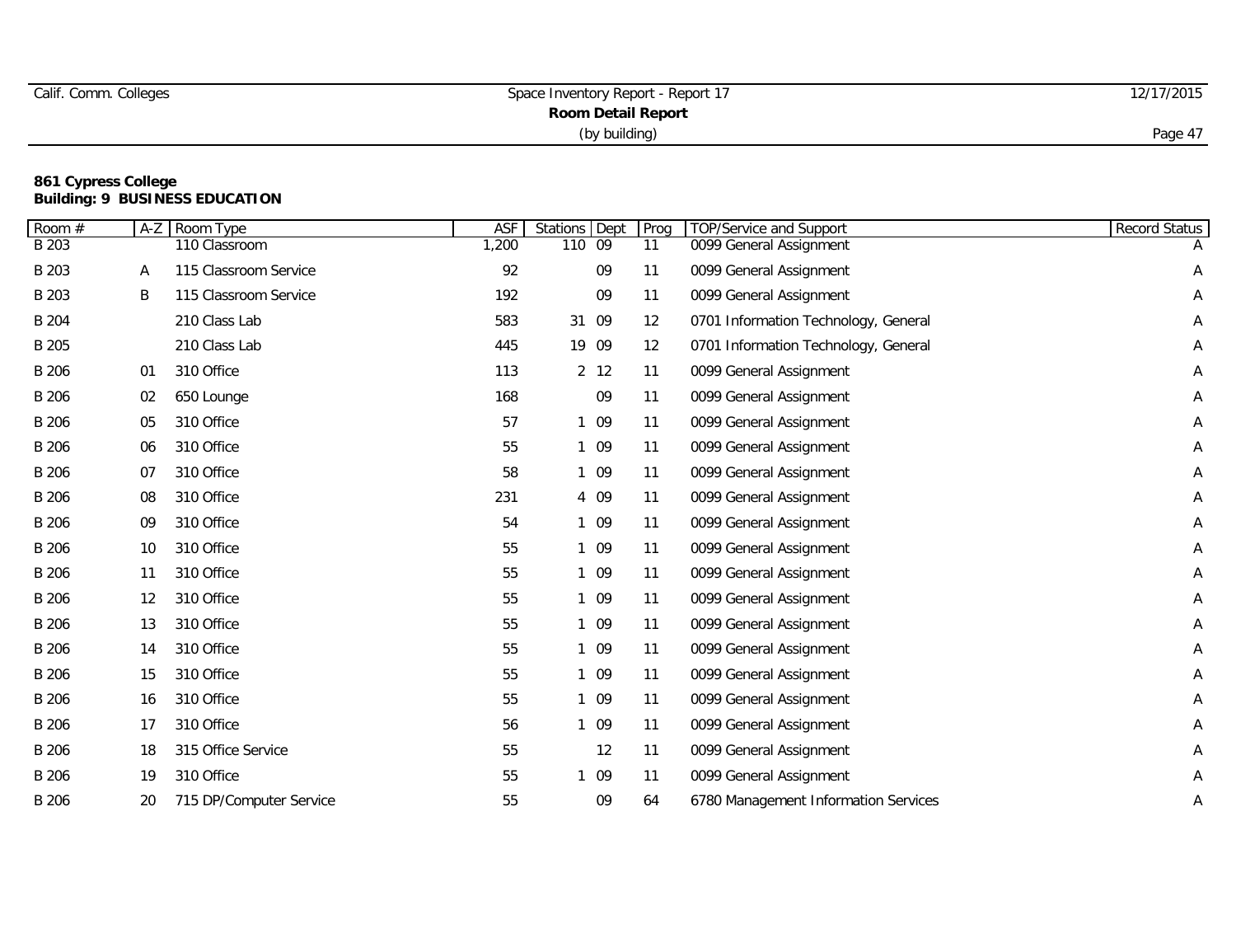**861 Cypress College**
**Building: 9 BUSINESS EDUCATION**

| Room # | A-Z | Room Type | ASF | Stations | Dept | Prog | TOP/Service and Support | Record Status |
|---|---|---|---|---|---|---|---|---|
| B 203 | | 110 Classroom | 1,200 | 110 | 09 | 11 | 0099 General Assignment | A |
| B 203 | A | 115 Classroom Service | 92 | | 09 | 11 | 0099 General Assignment | A |
| B 203 | B | 115 Classroom Service | 192 | | 09 | 11 | 0099 General Assignment | A |
| B 204 | | 210 Class Lab | 583 | 31 | 09 | 12 | 0701 Information Technology, General | A |
| B 205 | | 210 Class Lab | 445 | 19 | 09 | 12 | 0701 Information Technology, General | A |
| B 206 | 01 | 310 Office | 113 | 2 | 12 | 11 | 0099 General Assignment | A |
| B 206 | 02 | 650 Lounge | 168 | | 09 | 11 | 0099 General Assignment | A |
| B 206 | 05 | 310 Office | 57 | 1 | 09 | 11 | 0099 General Assignment | A |
| B 206 | 06 | 310 Office | 55 | 1 | 09 | 11 | 0099 General Assignment | A |
| B 206 | 07 | 310 Office | 58 | 1 | 09 | 11 | 0099 General Assignment | A |
| B 206 | 08 | 310 Office | 231 | 4 | 09 | 11 | 0099 General Assignment | A |
| B 206 | 09 | 310 Office | 54 | 1 | 09 | 11 | 0099 General Assignment | A |
| B 206 | 10 | 310 Office | 55 | 1 | 09 | 11 | 0099 General Assignment | A |
| B 206 | 11 | 310 Office | 55 | 1 | 09 | 11 | 0099 General Assignment | A |
| B 206 | 12 | 310 Office | 55 | 1 | 09 | 11 | 0099 General Assignment | A |
| B 206 | 13 | 310 Office | 55 | 1 | 09 | 11 | 0099 General Assignment | A |
| B 206 | 14 | 310 Office | 55 | 1 | 09 | 11 | 0099 General Assignment | A |
| B 206 | 15 | 310 Office | 55 | 1 | 09 | 11 | 0099 General Assignment | A |
| B 206 | 16 | 310 Office | 55 | 1 | 09 | 11 | 0099 General Assignment | A |
| B 206 | 17 | 310 Office | 56 | 1 | 09 | 11 | 0099 General Assignment | A |
| B 206 | 18 | 315 Office Service | 55 | | 12 | 11 | 0099 General Assignment | A |
| B 206 | 19 | 310 Office | 55 | 1 | 09 | 11 | 0099 General Assignment | A |
| B 206 | 20 | 715 DP/Computer Service | 55 | | 09 | 64 | 6780 Management Information Services | A |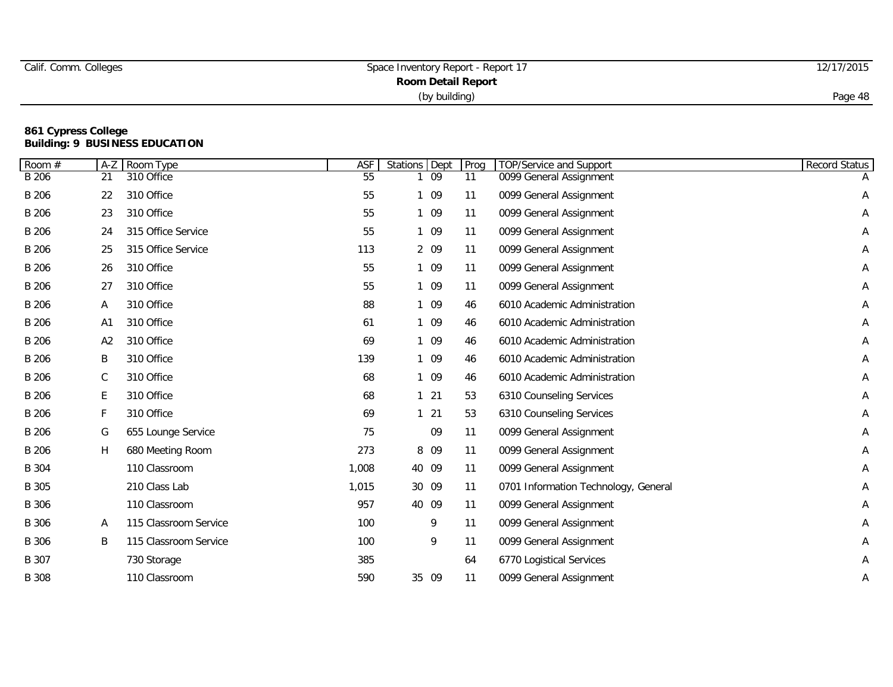**861 Cypress College**
**Building: 9 BUSINESS EDUCATION**

| Room # | A-Z | Room Type | ASF | Stations | Dept | Prog | TOP/Service and Support | Record Status |
|---|---|---|---|---|---|---|---|---|
| B 206 | 21 | 310 Office | 55 | 1 | 09 | 11 | 0099 General Assignment | A |
| B 206 | 22 | 310 Office | 55 | 1 | 09 | 11 | 0099 General Assignment | A |
| B 206 | 23 | 310 Office | 55 | 1 | 09 | 11 | 0099 General Assignment | A |
| B 206 | 24 | 315 Office Service | 55 | 1 | 09 | 11 | 0099 General Assignment | A |
| B 206 | 25 | 315 Office Service | 113 | 2 | 09 | 11 | 0099 General Assignment | A |
| B 206 | 26 | 310 Office | 55 | 1 | 09 | 11 | 0099 General Assignment | A |
| B 206 | 27 | 310 Office | 55 | 1 | 09 | 11 | 0099 General Assignment | A |
| B 206 | A | 310 Office | 88 | 1 | 09 | 46 | 6010 Academic Administration | A |
| B 206 | A1 | 310 Office | 61 | 1 | 09 | 46 | 6010 Academic Administration | A |
| B 206 | A2 | 310 Office | 69 | 1 | 09 | 46 | 6010 Academic Administration | A |
| B 206 | B | 310 Office | 139 | 1 | 09 | 46 | 6010 Academic Administration | A |
| B 206 | C | 310 Office | 68 | 1 | 09 | 46 | 6010 Academic Administration | A |
| B 206 | E | 310 Office | 68 | 1 | 21 | 53 | 6310 Counseling Services | A |
| B 206 | F | 310 Office | 69 | 1 | 21 | 53 | 6310 Counseling Services | A |
| B 206 | G | 655 Lounge Service | 75 | | 09 | 11 | 0099 General Assignment | A |
| B 206 | H | 680 Meeting Room | 273 | 8 | 09 | 11 | 0099 General Assignment | A |
| B 304 | | 110 Classroom | 1,008 | 40 | 09 | 11 | 0099 General Assignment | A |
| B 305 | | 210 Class Lab | 1,015 | 30 | 09 | 11 | 0701 Information Technology, General | A |
| B 306 | | 110 Classroom | 957 | 40 | 09 | 11 | 0099 General Assignment | A |
| B 306 | A | 115 Classroom Service | 100 | | 9 | 11 | 0099 General Assignment | A |
| B 306 | B | 115 Classroom Service | 100 | | 9 | 11 | 0099 General Assignment | A |
| B 307 | | 730 Storage | 385 | | | 64 | 6770 Logistical Services | A |
| B 308 | | 110 Classroom | 590 | 35 | 09 | 11 | 0099 General Assignment | A |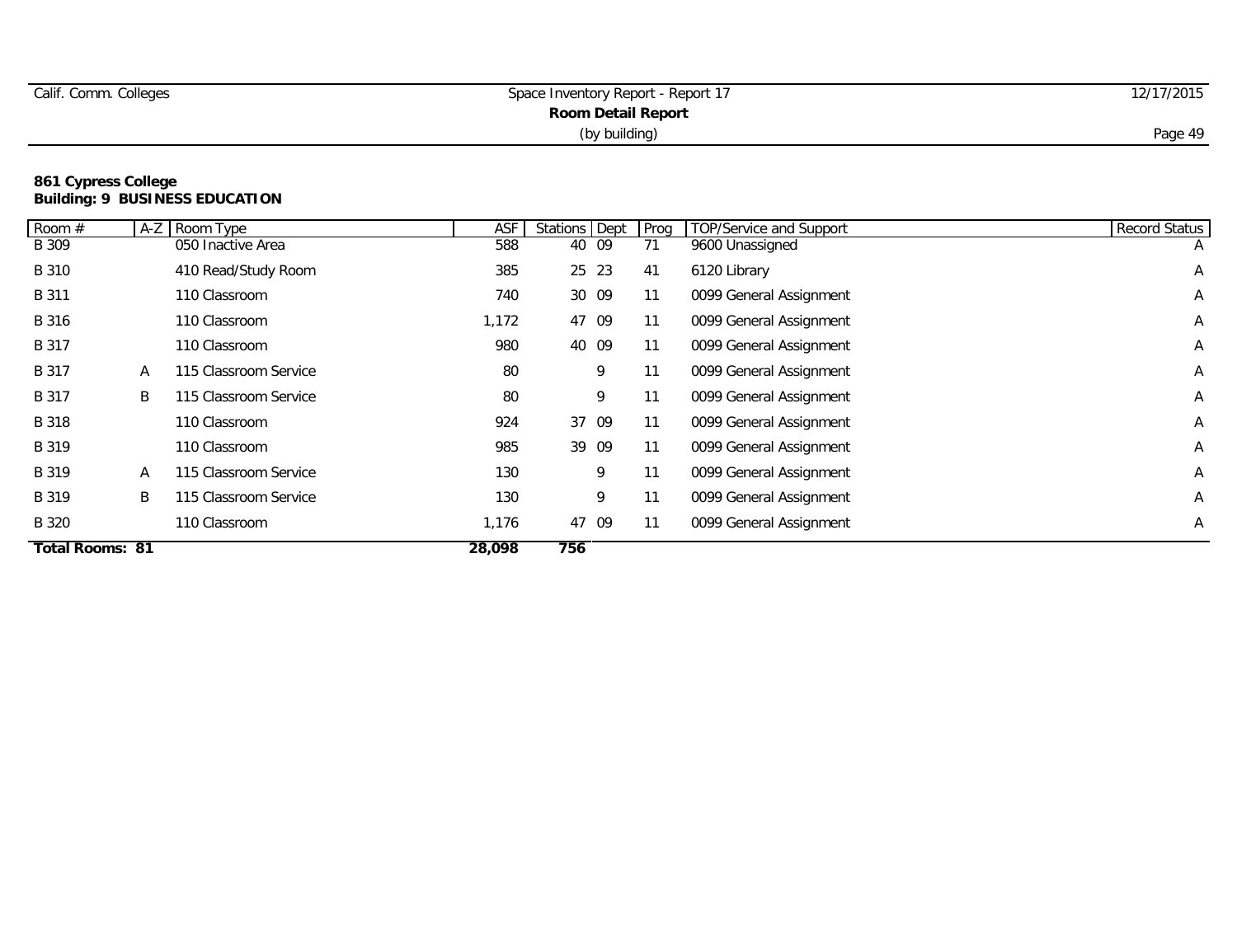**861 Cypress College**
**Building: 9 BUSINESS EDUCATION**

| Room # | A-Z | Room Type | ASF | Stations | Dept | Prog | TOP/Service and Support | Record Status |
|---|---|---|---|---|---|---|---|---|
| B 309 | | 050 Inactive Area | 588 | 40 | 09 | 71 | 9600 Unassigned | A |
| B 310 | | 410 Read/Study Room | 385 | 25 | 23 | 41 | 6120 Library | A |
| B 311 | | 110 Classroom | 740 | 30 | 09 | 11 | 0099 General Assignment | A |
| B 316 | | 110 Classroom | 1,172 | 47 | 09 | 11 | 0099 General Assignment | A |
| B 317 | | 110 Classroom | 980 | 40 | 09 | 11 | 0099 General Assignment | A |
| B 317 | A | 115 Classroom Service | 80 | | 9 | 11 | 0099 General Assignment | A |
| B 317 | B | 115 Classroom Service | 80 | | 9 | 11 | 0099 General Assignment | A |
| B 318 | | 110 Classroom | 924 | 37 | 09 | 11 | 0099 General Assignment | A |
| B 319 | | 110 Classroom | 985 | 39 | 09 | 11 | 0099 General Assignment | A |
| B 319 | A | 115 Classroom Service | 130 | | 9 | 11 | 0099 General Assignment | A |
| B 319 | B | 115 Classroom Service | 130 | | 9 | 11 | 0099 General Assignment | A |
| B 320 | | 110 Classroom | 1,176 | 47 | 09 | 11 | 0099 General Assignment | A |
| **Total Rooms: 81** | | | **28,098** | **756** | | | | |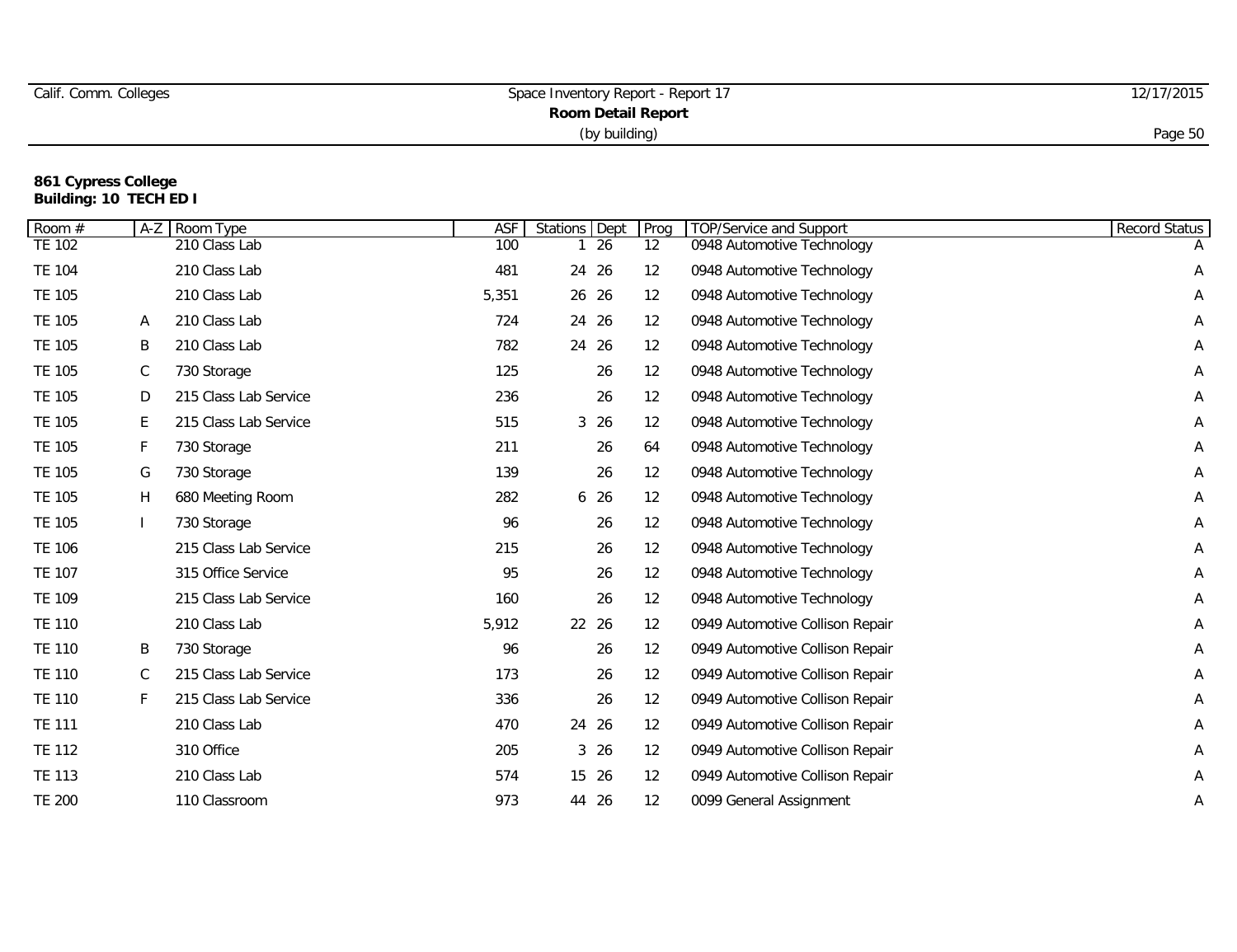**861 Cypress College**
**Building: 10 TECH ED I**

| Room # | A-Z | Room Type | ASF | Stations | Dept | Prog | TOP/Service and Support | Record Status |
|---|---|---|---|---|---|---|---|---|
| TE 102 | | 210 Class Lab | 100 | 1 | 26 | 12 | 0948 Automotive Technology | A |
| TE 104 | | 210 Class Lab | 481 | 24 | 26 | 12 | 0948 Automotive Technology | A |
| TE 105 | | 210 Class Lab | 5,351 | 26 | 26 | 12 | 0948 Automotive Technology | A |
| TE 105 | A | 210 Class Lab | 724 | 24 | 26 | 12 | 0948 Automotive Technology | A |
| TE 105 | B | 210 Class Lab | 782 | 24 | 26 | 12 | 0948 Automotive Technology | A |
| TE 105 | C | 730 Storage | 125 | | 26 | 12 | 0948 Automotive Technology | A |
| TE 105 | D | 215 Class Lab Service | 236 | | 26 | 12 | 0948 Automotive Technology | A |
| TE 105 | E | 215 Class Lab Service | 515 | 3 | 26 | 12 | 0948 Automotive Technology | A |
| TE 105 | F | 730 Storage | 211 | | 26 | 64 | 0948 Automotive Technology | A |
| TE 105 | G | 730 Storage | 139 | | 26 | 12 | 0948 Automotive Technology | A |
| TE 105 | H | 680 Meeting Room | 282 | 6 | 26 | 12 | 0948 Automotive Technology | A |
| TE 105 | I | 730 Storage | 96 | | 26 | 12 | 0948 Automotive Technology | A |
| TE 106 | | 215 Class Lab Service | 215 | | 26 | 12 | 0948 Automotive Technology | A |
| TE 107 | | 315 Office Service | 95 | | 26 | 12 | 0948 Automotive Technology | A |
| TE 109 | | 215 Class Lab Service | 160 | | 26 | 12 | 0948 Automotive Technology | A |
| TE 110 | | 210 Class Lab | 5,912 | 22 | 26 | 12 | 0949 Automotive Collison Repair | A |
| TE 110 | B | 730 Storage | 96 | | 26 | 12 | 0949 Automotive Collison Repair | A |
| TE 110 | C | 215 Class Lab Service | 173 | | 26 | 12 | 0949 Automotive Collison Repair | A |
| TE 110 | F | 215 Class Lab Service | 336 | | 26 | 12 | 0949 Automotive Collison Repair | A |
| TE 111 | | 210 Class Lab | 470 | 24 | 26 | 12 | 0949 Automotive Collison Repair | A |
| TE 112 | | 310 Office | 205 | 3 | 26 | 12 | 0949 Automotive Collison Repair | A |
| TE 113 | | 210 Class Lab | 574 | 15 | 26 | 12 | 0949 Automotive Collison Repair | A |
| TE 200 | | 110 Classroom | 973 | 44 | 26 | 12 | 0099 General Assignment | A |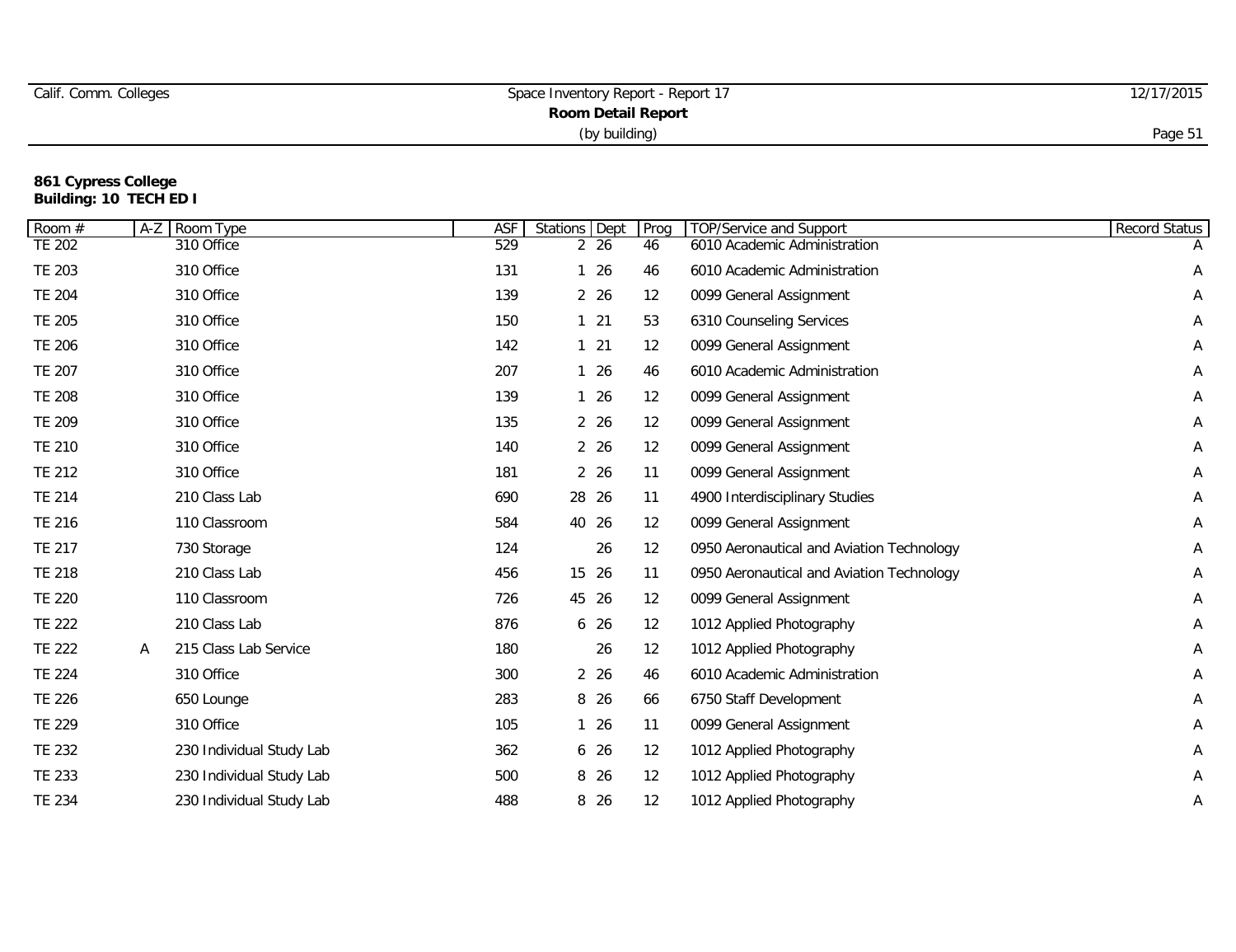**861 Cypress College**
**Building: 10 TECH ED I**

| Room # | A-Z | Room Type | ASF | Stations | Dept | Prog | TOP/Service and Support | Record Status |
|---|---|---|---|---|---|---|---|---|
| TE 202 | | 310 Office | 529 | 2 | 26 | 46 | 6010 Academic Administration | A |
| TE 203 | | 310 Office | 131 | 1 | 26 | 46 | 6010 Academic Administration | A |
| TE 204 | | 310 Office | 139 | 2 | 26 | 12 | 0099 General Assignment | A |
| TE 205 | | 310 Office | 150 | 1 | 21 | 53 | 6310 Counseling Services | A |
| TE 206 | | 310 Office | 142 | 1 | 21 | 12 | 0099 General Assignment | A |
| TE 207 | | 310 Office | 207 | 1 | 26 | 46 | 6010 Academic Administration | A |
| TE 208 | | 310 Office | 139 | 1 | 26 | 12 | 0099 General Assignment | A |
| TE 209 | | 310 Office | 135 | 2 | 26 | 12 | 0099 General Assignment | A |
| TE 210 | | 310 Office | 140 | 2 | 26 | 12 | 0099 General Assignment | A |
| TE 212 | | 310 Office | 181 | 2 | 26 | 11 | 0099 General Assignment | A |
| TE 214 | | 210 Class Lab | 690 | 28 | 26 | 11 | 4900 Interdisciplinary Studies | A |
| TE 216 | | 110 Classroom | 584 | 40 | 26 | 12 | 0099 General Assignment | A |
| TE 217 | | 730 Storage | 124 | | 26 | 12 | 0950 Aeronautical and Aviation Technology | A |
| TE 218 | | 210 Class Lab | 456 | 15 | 26 | 11 | 0950 Aeronautical and Aviation Technology | A |
| TE 220 | | 110 Classroom | 726 | 45 | 26 | 12 | 0099 General Assignment | A |
| TE 222 | | 210 Class Lab | 876 | 6 | 26 | 12 | 1012 Applied Photography | A |
| TE 222 | A | 215 Class Lab Service | 180 | | 26 | 12 | 1012 Applied Photography | A |
| TE 224 | | 310 Office | 300 | 2 | 26 | 46 | 6010 Academic Administration | A |
| TE 226 | | 650 Lounge | 283 | 8 | 26 | 66 | 6750 Staff Development | A |
| TE 229 | | 310 Office | 105 | 1 | 26 | 11 | 0099 General Assignment | A |
| TE 232 | | 230 Individual Study Lab | 362 | 6 | 26 | 12 | 1012 Applied Photography | A |
| TE 233 | | 230 Individual Study Lab | 500 | 8 | 26 | 12 | 1012 Applied Photography | A |
| TE 234 | | 230 Individual Study Lab | 488 | 8 | 26 | 12 | 1012 Applied Photography | A |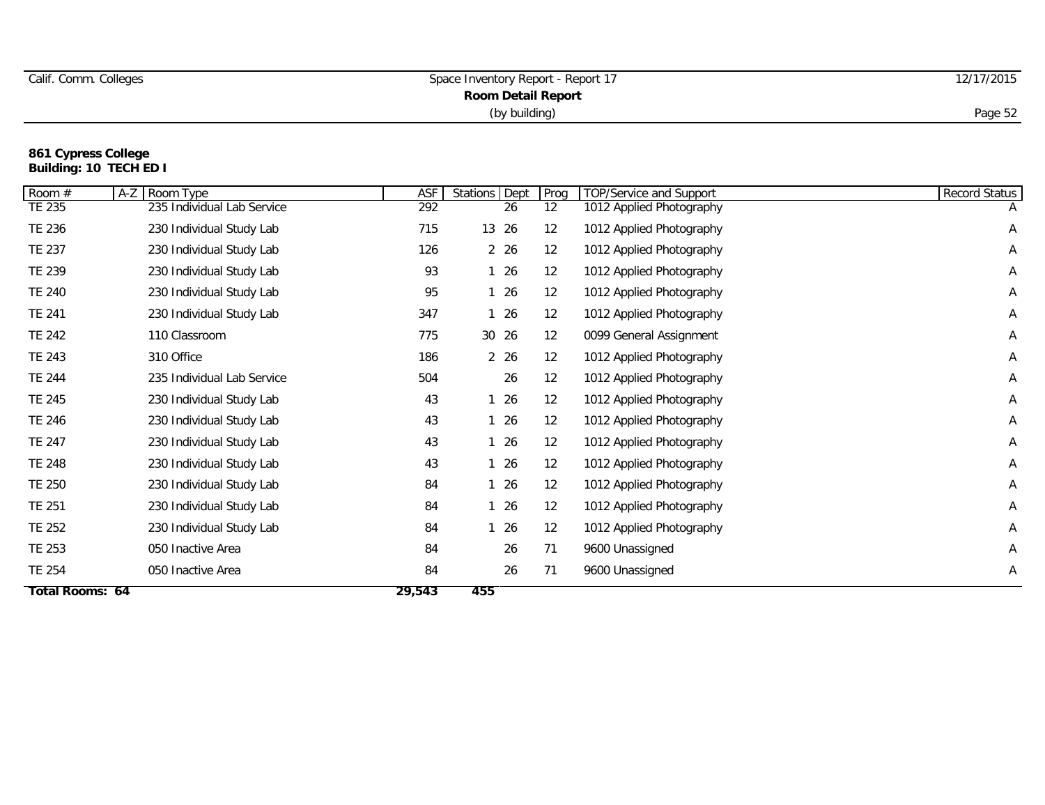**861 Cypress College**
**Building: 10 TECH ED I**

| Room # | A-Z | Room Type | ASF | Stations | Dept | Prog | TOP/Service and Support | Record Status |
|---|---|---|---|---|---|---|---|---|
| TE 235 | | 235 Individual Lab Service | 292 | | 26 | 12 | 1012 Applied Photography | A |
| TE 236 | | 230 Individual Study Lab | 715 | 13 | 26 | 12 | 1012 Applied Photography | A |
| TE 237 | | 230 Individual Study Lab | 126 | 2 | 26 | 12 | 1012 Applied Photography | A |
| TE 239 | | 230 Individual Study Lab | 93 | 1 | 26 | 12 | 1012 Applied Photography | A |
| TE 240 | | 230 Individual Study Lab | 95 | 1 | 26 | 12 | 1012 Applied Photography | A |
| TE 241 | | 230 Individual Study Lab | 347 | 1 | 26 | 12 | 1012 Applied Photography | A |
| TE 242 | | 110 Classroom | 775 | 30 | 26 | 12 | 0099 General Assignment | A |
| TE 243 | | 310 Office | 186 | 2 | 26 | 12 | 1012 Applied Photography | A |
| TE 244 | | 235 Individual Lab Service | 504 | | 26 | 12 | 1012 Applied Photography | A |
| TE 245 | | 230 Individual Study Lab | 43 | 1 | 26 | 12 | 1012 Applied Photography | A |
| TE 246 | | 230 Individual Study Lab | 43 | 1 | 26 | 12 | 1012 Applied Photography | A |
| TE 247 | | 230 Individual Study Lab | 43 | 1 | 26 | 12 | 1012 Applied Photography | A |
| TE 248 | | 230 Individual Study Lab | 43 | 1 | 26 | 12 | 1012 Applied Photography | A |
| TE 250 | | 230 Individual Study Lab | 84 | 1 | 26 | 12 | 1012 Applied Photography | A |
| TE 251 | | 230 Individual Study Lab | 84 | 1 | 26 | 12 | 1012 Applied Photography | A |
| TE 252 | | 230 Individual Study Lab | 84 | 1 | 26 | 12 | 1012 Applied Photography | A |
| TE 253 | | 050 Inactive Area | 84 | | 26 | 71 | 9600 Unassigned | A |
| TE 254 | | 050 Inactive Area | 84 | | 26 | 71 | 9600 Unassigned | A |
| **Total Rooms: 64** | | | **29,543** | **455** | | | | |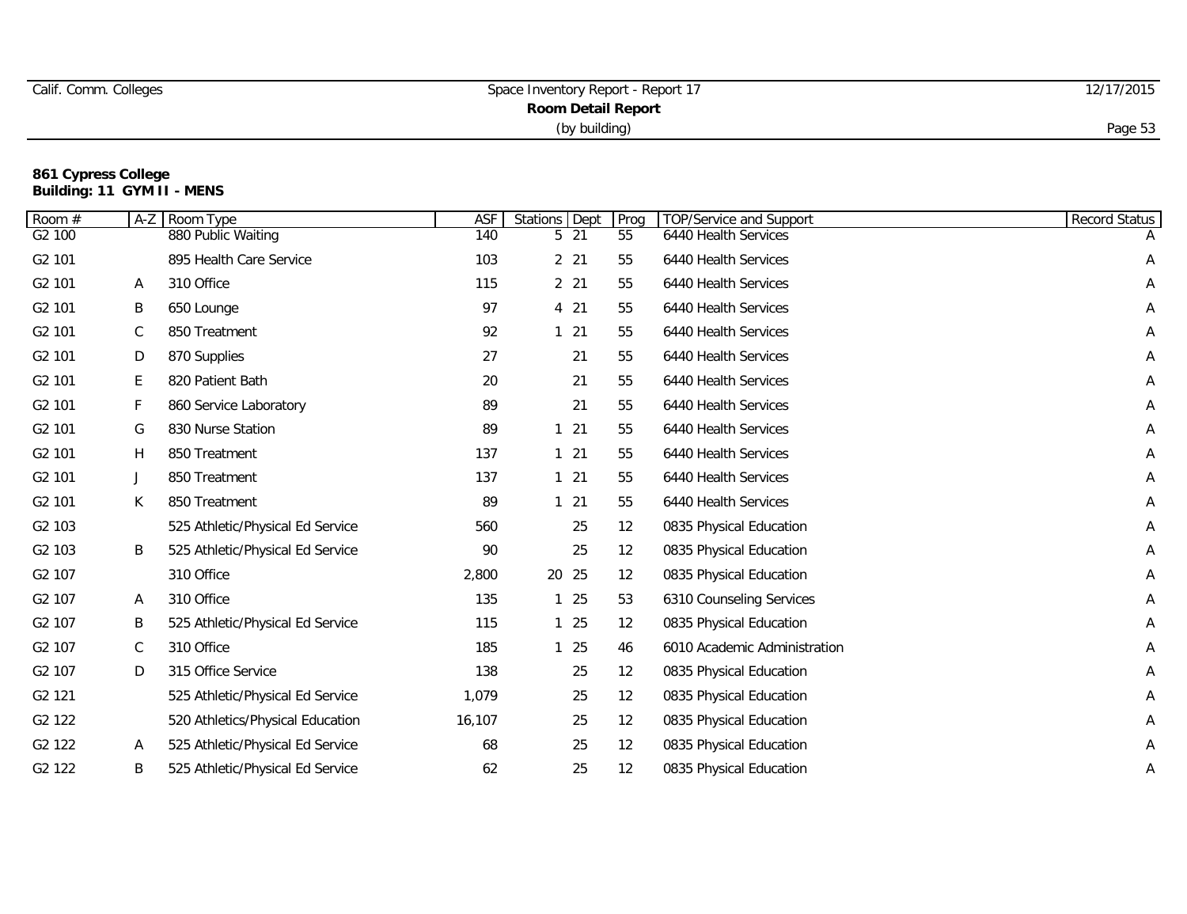**861 Cypress College**
**Building: 11 GYM II - MENS**

| Room # | A-Z | Room Type | ASF | Stations | Dept | Prog | TOP/Service and Support | Record Status |
|---|---|---|---|---|---|---|---|---|
| G2 100 | | 880 Public Waiting | 140 | 5 | 21 | 55 | 6440 Health Services | A |
| G2 101 | | 895 Health Care Service | 103 | 2 | 21 | 55 | 6440 Health Services | A |
| G2 101 | A | 310 Office | 115 | 2 | 21 | 55 | 6440 Health Services | A |
| G2 101 | B | 650 Lounge | 97 | 4 | 21 | 55 | 6440 Health Services | A |
| G2 101 | C | 850 Treatment | 92 | 1 | 21 | 55 | 6440 Health Services | A |
| G2 101 | D | 870 Supplies | 27 | | 21 | 55 | 6440 Health Services | A |
| G2 101 | E | 820 Patient Bath | 20 | | 21 | 55 | 6440 Health Services | A |
| G2 101 | F | 860 Service Laboratory | 89 | | 21 | 55 | 6440 Health Services | A |
| G2 101 | G | 830 Nurse Station | 89 | 1 | 21 | 55 | 6440 Health Services | A |
| G2 101 | H | 850 Treatment | 137 | 1 | 21 | 55 | 6440 Health Services | A |
| G2 101 | J | 850 Treatment | 137 | 1 | 21 | 55 | 6440 Health Services | A |
| G2 101 | K | 850 Treatment | 89 | 1 | 21 | 55 | 6440 Health Services | A |
| G2 103 | | 525 Athletic/Physical Ed Service | 560 | | 25 | 12 | 0835 Physical Education | A |
| G2 103 | B | 525 Athletic/Physical Ed Service | 90 | | 25 | 12 | 0835 Physical Education | A |
| G2 107 | | 310 Office | 2,800 | 20 | 25 | 12 | 0835 Physical Education | A |
| G2 107 | A | 310 Office | 135 | 1 | 25 | 53 | 6310 Counseling Services | A |
| G2 107 | B | 525 Athletic/Physical Ed Service | 115 | 1 | 25 | 12 | 0835 Physical Education | A |
| G2 107 | C | 310 Office | 185 | 1 | 25 | 46 | 6010 Academic Administration | A |
| G2 107 | D | 315 Office Service | 138 | | 25 | 12 | 0835 Physical Education | A |
| G2 121 | | 525 Athletic/Physical Ed Service | 1,079 | | 25 | 12 | 0835 Physical Education | A |
| G2 122 | | 520 Athletics/Physical Education | 16,107 | | 25 | 12 | 0835 Physical Education | A |
| G2 122 | A | 525 Athletic/Physical Ed Service | 68 | | 25 | 12 | 0835 Physical Education | A |
| G2 122 | B | 525 Athletic/Physical Ed Service | 62 | | 25 | 12 | 0835 Physical Education | A |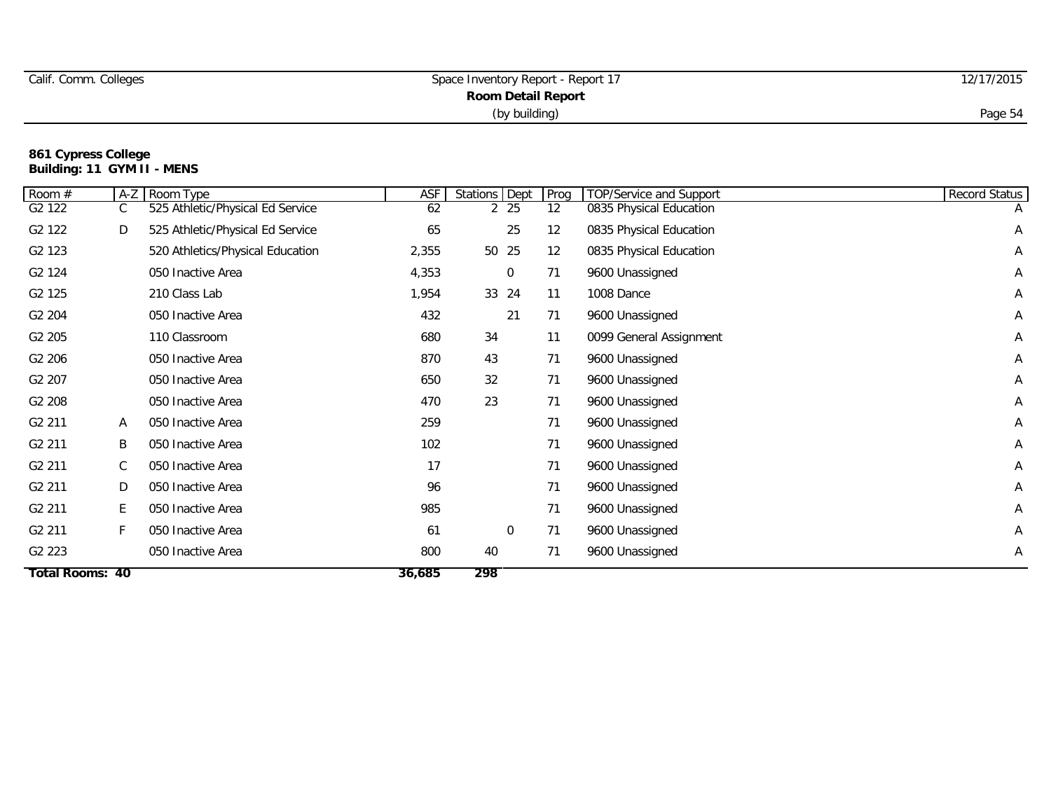**861 Cypress College**
**Building: 11 GYM II - MENS**

| Room # | A-Z | Room Type | ASF | Stations | Dept | Prog | TOP/Service and Support | Record Status |
|---|---|---|---|---|---|---|---|---|
| G2 122 | C | 525 Athletic/Physical Ed Service | 62 | 2 | 25 | 12 | 0835 Physical Education | A |
| G2 122 | D | 525 Athletic/Physical Ed Service | 65 | | 25 | 12 | 0835 Physical Education | A |
| G2 123 | | 520 Athletics/Physical Education | 2,355 | 50 | 25 | 12 | 0835 Physical Education | A |
| G2 124 | | 050 Inactive Area | 4,353 | | 0 | 71 | 9600 Unassigned | A |
| G2 125 | | 210 Class Lab | 1,954 | 33 | 24 | 11 | 1008 Dance | A |
| G2 204 | | 050 Inactive Area | 432 | | 21 | 71 | 9600 Unassigned | A |
| G2 205 | | 110 Classroom | 680 | 34 | | 11 | 0099 General Assignment | A |
| G2 206 | | 050 Inactive Area | 870 | 43 | | 71 | 9600 Unassigned | A |
| G2 207 | | 050 Inactive Area | 650 | 32 | | 71 | 9600 Unassigned | A |
| G2 208 | | 050 Inactive Area | 470 | 23 | | 71 | 9600 Unassigned | A |
| G2 211 | A | 050 Inactive Area | 259 | | | 71 | 9600 Unassigned | A |
| G2 211 | B | 050 Inactive Area | 102 | | | 71 | 9600 Unassigned | A |
| G2 211 | C | 050 Inactive Area | 17 | | | 71 | 9600 Unassigned | A |
| G2 211 | D | 050 Inactive Area | 96 | | | 71 | 9600 Unassigned | A |
| G2 211 | E | 050 Inactive Area | 985 | | | 71 | 9600 Unassigned | A |
| G2 211 | F | 050 Inactive Area | 61 | | 0 | 71 | 9600 Unassigned | A |
| G2 223 | | 050 Inactive Area | 800 | 40 | | 71 | 9600 Unassigned | A |
| **Total Rooms: 40** | | | **36,685** | **298** | | | | |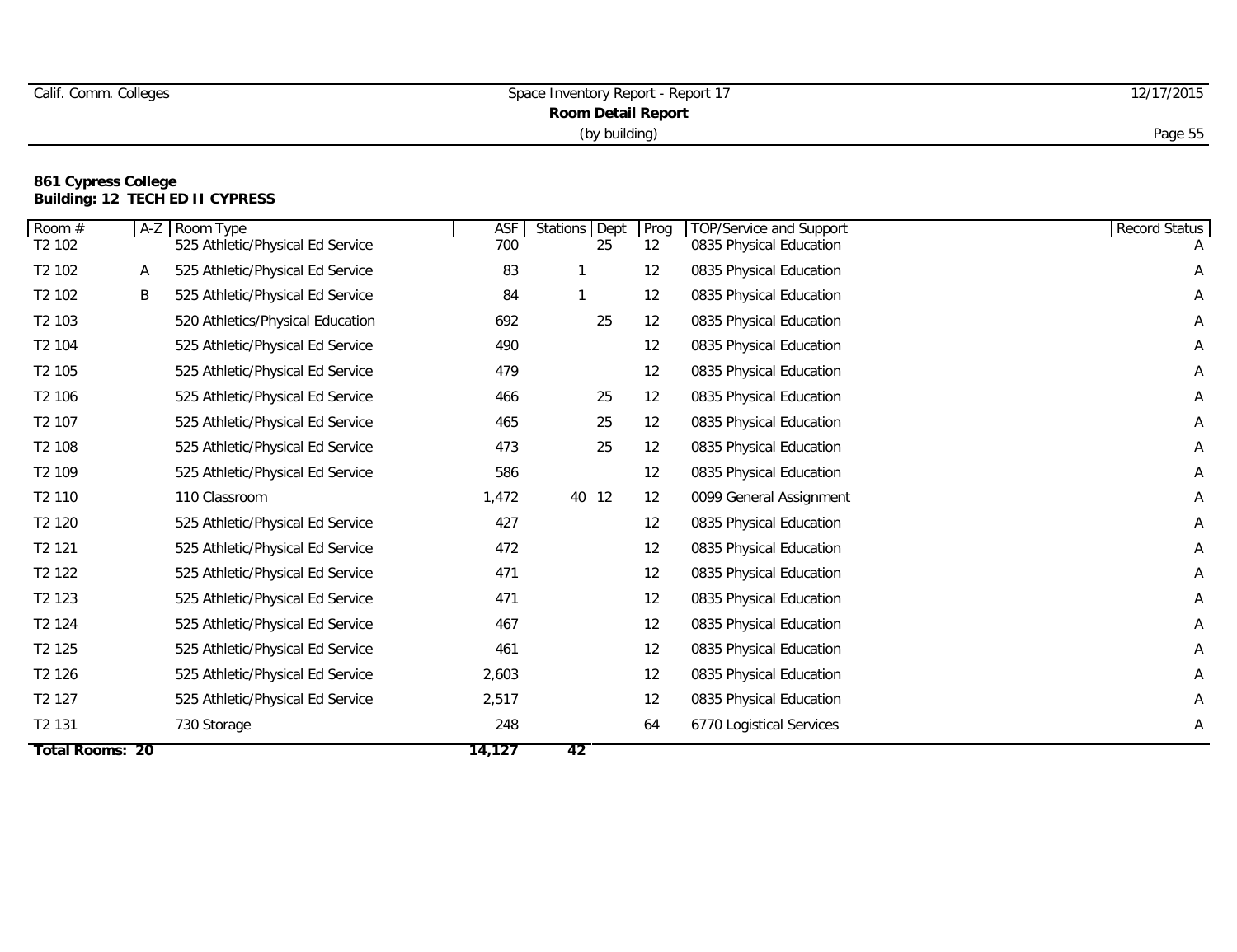**861 Cypress College**
**Building: 12 TECH ED II CYPRESS**

| Room # | A-Z | Room Type | ASF | Stations | Dept | Prog | TOP/Service and Support | Record Status |
|---|---|---|---|---|---|---|---|---|
| T2 102 | | 525 Athletic/Physical Ed Service | 700 | | 25 | 12 | 0835 Physical Education | A |
| T2 102 | A | 525 Athletic/Physical Ed Service | 83 | 1 | | 12 | 0835 Physical Education | A |
| T2 102 | B | 525 Athletic/Physical Ed Service | 84 | 1 | | 12 | 0835 Physical Education | A |
| T2 103 | | 520 Athletics/Physical Education | 692 | | 25 | 12 | 0835 Physical Education | A |
| T2 104 | | 525 Athletic/Physical Ed Service | 490 | | | 12 | 0835 Physical Education | A |
| T2 105 | | 525 Athletic/Physical Ed Service | 479 | | | 12 | 0835 Physical Education | A |
| T2 106 | | 525 Athletic/Physical Ed Service | 466 | | 25 | 12 | 0835 Physical Education | A |
| T2 107 | | 525 Athletic/Physical Ed Service | 465 | | 25 | 12 | 0835 Physical Education | A |
| T2 108 | | 525 Athletic/Physical Ed Service | 473 | | 25 | 12 | 0835 Physical Education | A |
| T2 109 | | 525 Athletic/Physical Ed Service | 586 | | | 12 | 0835 Physical Education | A |
| T2 110 | | 110 Classroom | 1,472 | 40 | 12 | 12 | 0099 General Assignment | A |
| T2 120 | | 525 Athletic/Physical Ed Service | 427 | | | 12 | 0835 Physical Education | A |
| T2 121 | | 525 Athletic/Physical Ed Service | 472 | | | 12 | 0835 Physical Education | A |
| T2 122 | | 525 Athletic/Physical Ed Service | 471 | | | 12 | 0835 Physical Education | A |
| T2 123 | | 525 Athletic/Physical Ed Service | 471 | | | 12 | 0835 Physical Education | A |
| T2 124 | | 525 Athletic/Physical Ed Service | 467 | | | 12 | 0835 Physical Education | A |
| T2 125 | | 525 Athletic/Physical Ed Service | 461 | | | 12 | 0835 Physical Education | A |
| T2 126 | | 525 Athletic/Physical Ed Service | 2,603 | | | 12 | 0835 Physical Education | A |
| T2 127 | | 525 Athletic/Physical Ed Service | 2,517 | | | 12 | 0835 Physical Education | A |
| T2 131 | | 730 Storage | 248 | | | 64 | 6770 Logistical Services | A |
| **Total Rooms: 20** | | | **14,127** | **42** | | | | |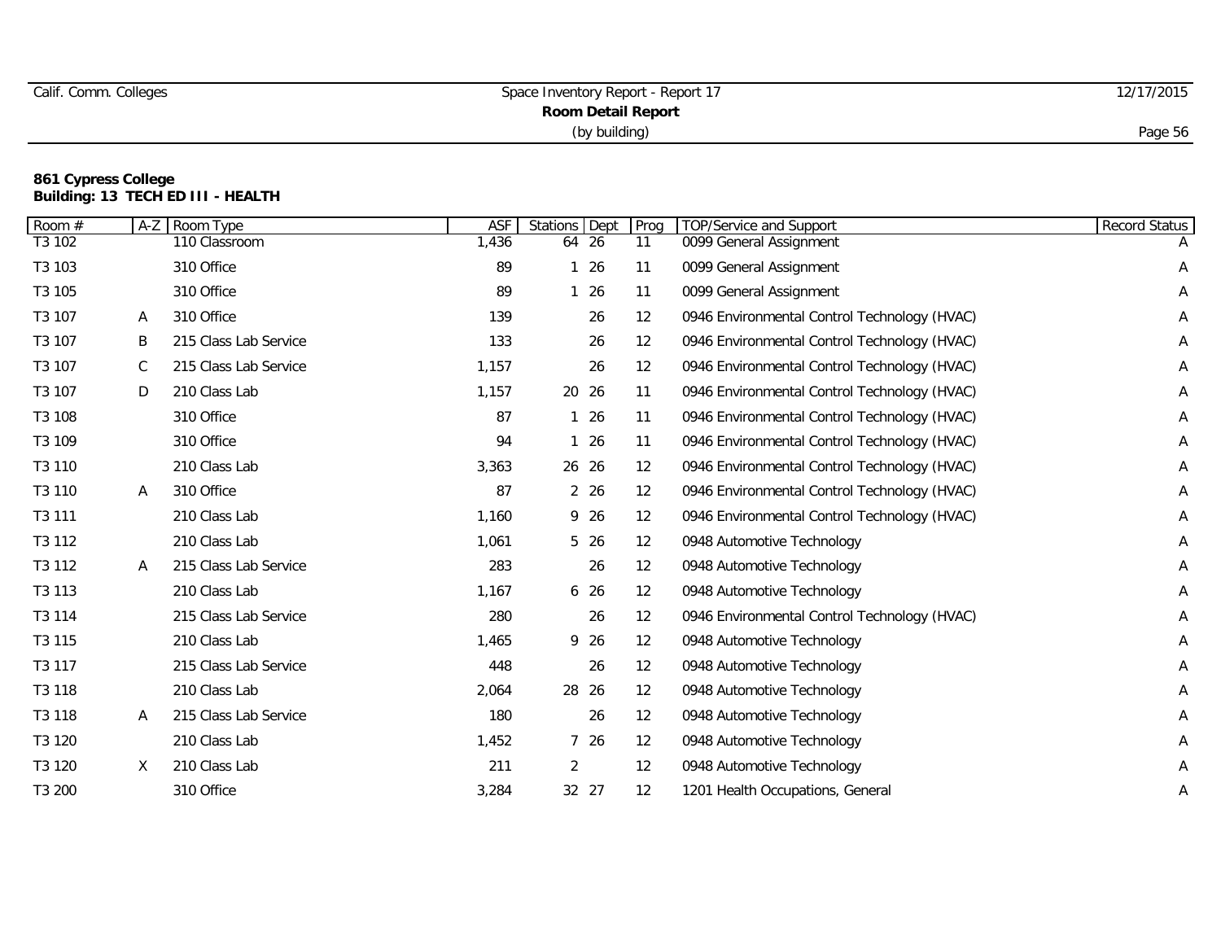**861 Cypress College**
**Building: 13 TECH ED III - HEALTH**

| Room # | A-Z | Room Type | ASF | Stations | Dept | Prog | TOP/Service and Support | Record Status |
|---|---|---|---|---|---|---|---|---|
| T3 102 | | 110 Classroom | 1,436 | 64 | 26 | 11 | 0099 General Assignment | A |
| T3 103 | | 310 Office | 89 | 1 | 26 | 11 | 0099 General Assignment | A |
| T3 105 | | 310 Office | 89 | 1 | 26 | 11 | 0099 General Assignment | A |
| T3 107 | A | 310 Office | 139 | | 26 | 12 | 0946 Environmental Control Technology (HVAC) | A |
| T3 107 | B | 215 Class Lab Service | 133 | | 26 | 12 | 0946 Environmental Control Technology (HVAC) | A |
| T3 107 | C | 215 Class Lab Service | 1,157 | | 26 | 12 | 0946 Environmental Control Technology (HVAC) | A |
| T3 107 | D | 210 Class Lab | 1,157 | 20 | 26 | 11 | 0946 Environmental Control Technology (HVAC) | A |
| T3 108 | | 310 Office | 87 | 1 | 26 | 11 | 0946 Environmental Control Technology (HVAC) | A |
| T3 109 | | 310 Office | 94 | 1 | 26 | 11 | 0946 Environmental Control Technology (HVAC) | A |
| T3 110 | | 210 Class Lab | 3,363 | 26 | 26 | 12 | 0946 Environmental Control Technology (HVAC) | A |
| T3 110 | A | 310 Office | 87 | 2 | 26 | 12 | 0946 Environmental Control Technology (HVAC) | A |
| T3 111 | | 210 Class Lab | 1,160 | 9 | 26 | 12 | 0946 Environmental Control Technology (HVAC) | A |
| T3 112 | | 210 Class Lab | 1,061 | 5 | 26 | 12 | 0948 Automotive Technology | A |
| T3 112 | A | 215 Class Lab Service | 283 | | 26 | 12 | 0948 Automotive Technology | A |
| T3 113 | | 210 Class Lab | 1,167 | 6 | 26 | 12 | 0948 Automotive Technology | A |
| T3 114 | | 215 Class Lab Service | 280 | | 26 | 12 | 0946 Environmental Control Technology (HVAC) | A |
| T3 115 | | 210 Class Lab | 1,465 | 9 | 26 | 12 | 0948 Automotive Technology | A |
| T3 117 | | 215 Class Lab Service | 448 | | 26 | 12 | 0948 Automotive Technology | A |
| T3 118 | | 210 Class Lab | 2,064 | 28 | 26 | 12 | 0948 Automotive Technology | A |
| T3 118 | A | 215 Class Lab Service | 180 | | 26 | 12 | 0948 Automotive Technology | A |
| T3 120 | | 210 Class Lab | 1,452 | 7 | 26 | 12 | 0948 Automotive Technology | A |
| T3 120 | X | 210 Class Lab | 211 | 2 | | 12 | 0948 Automotive Technology | A |
| T3 200 | | 310 Office | 3,284 | 32 | 27 | 12 | 1201 Health Occupations, General | A |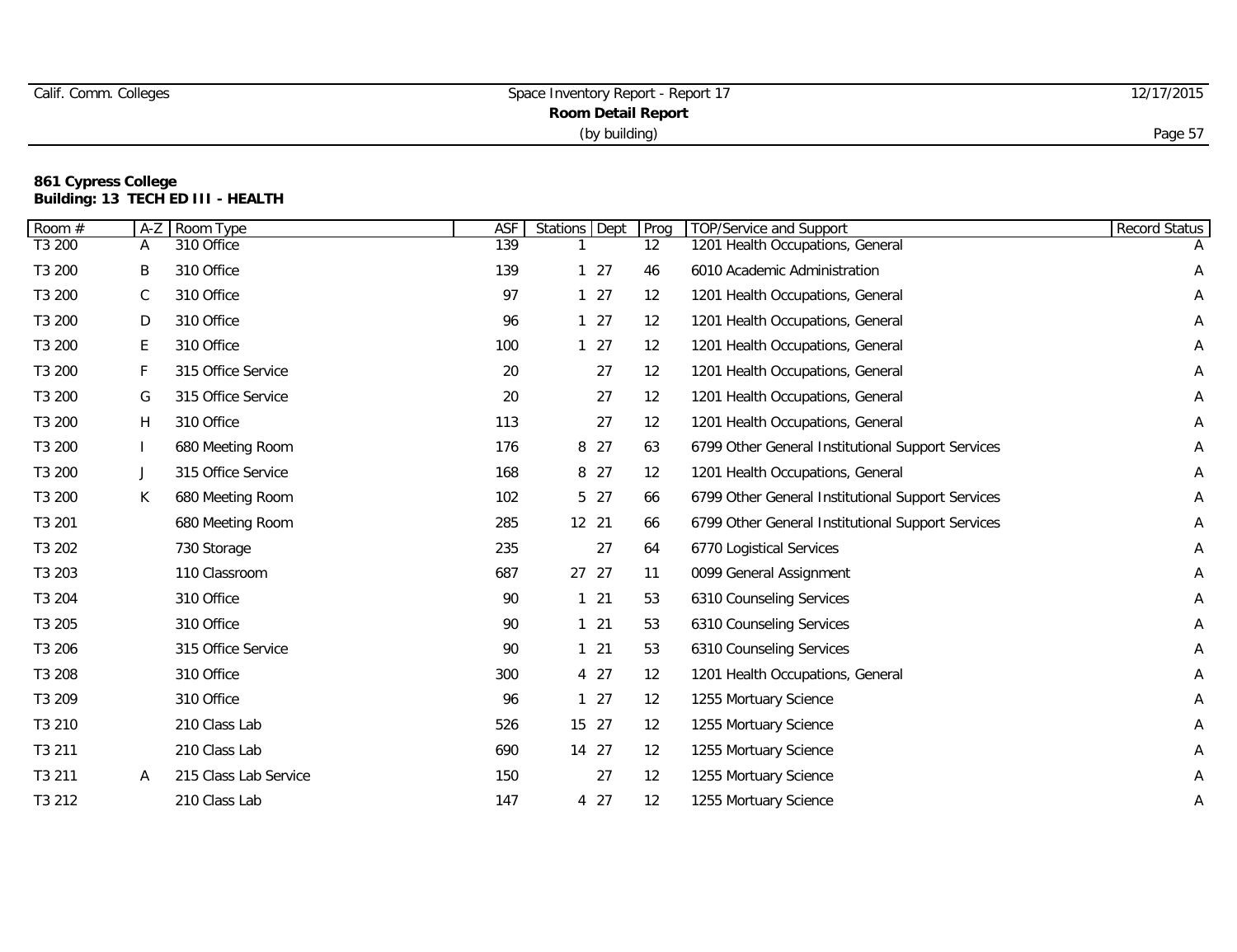**861 Cypress College**
**Building: 13 TECH ED III - HEALTH**

| Room # | A-Z | Room Type | ASF | Stations | Dept | Prog | TOP/Service and Support | Record Status |
|---|---|---|---|---|---|---|---|---|
| T3 200 | A | 310 Office | 139 | 1 | | 12 | 1201 Health Occupations, General | A |
| T3 200 | B | 310 Office | 139 | 1 | 27 | 46 | 6010 Academic Administration | A |
| T3 200 | C | 310 Office | 97 | 1 | 27 | 12 | 1201 Health Occupations, General | A |
| T3 200 | D | 310 Office | 96 | 1 | 27 | 12 | 1201 Health Occupations, General | A |
| T3 200 | E | 310 Office | 100 | 1 | 27 | 12 | 1201 Health Occupations, General | A |
| T3 200 | F | 315 Office Service | 20 | | 27 | 12 | 1201 Health Occupations, General | A |
| T3 200 | G | 315 Office Service | 20 | | 27 | 12 | 1201 Health Occupations, General | A |
| T3 200 | H | 310 Office | 113 | | 27 | 12 | 1201 Health Occupations, General | A |
| T3 200 | I | 680 Meeting Room | 176 | 8 | 27 | 63 | 6799 Other General Institutional Support Services | A |
| T3 200 | J | 315 Office Service | 168 | 8 | 27 | 12 | 1201 Health Occupations, General | A |
| T3 200 | K | 680 Meeting Room | 102 | 5 | 27 | 66 | 6799 Other General Institutional Support Services | A |
| T3 201 | | 680 Meeting Room | 285 | 12 | 21 | 66 | 6799 Other General Institutional Support Services | A |
| T3 202 | | 730 Storage | 235 | | 27 | 64 | 6770 Logistical Services | A |
| T3 203 | | 110 Classroom | 687 | 27 | 27 | 11 | 0099 General Assignment | A |
| T3 204 | | 310 Office | 90 | 1 | 21 | 53 | 6310 Counseling Services | A |
| T3 205 | | 310 Office | 90 | 1 | 21 | 53 | 6310 Counseling Services | A |
| T3 206 | | 315 Office Service | 90 | 1 | 21 | 53 | 6310 Counseling Services | A |
| T3 208 | | 310 Office | 300 | 4 | 27 | 12 | 1201 Health Occupations, General | A |
| T3 209 | | 310 Office | 96 | 1 | 27 | 12 | 1255 Mortuary Science | A |
| T3 210 | | 210 Class Lab | 526 | 15 | 27 | 12 | 1255 Mortuary Science | A |
| T3 211 | | 210 Class Lab | 690 | 14 | 27 | 12 | 1255 Mortuary Science | A |
| T3 211 | A | 215 Class Lab Service | 150 | | 27 | 12 | 1255 Mortuary Science | A |
| T3 212 | | 210 Class Lab | 147 | 4 | 27 | 12 | 1255 Mortuary Science | A |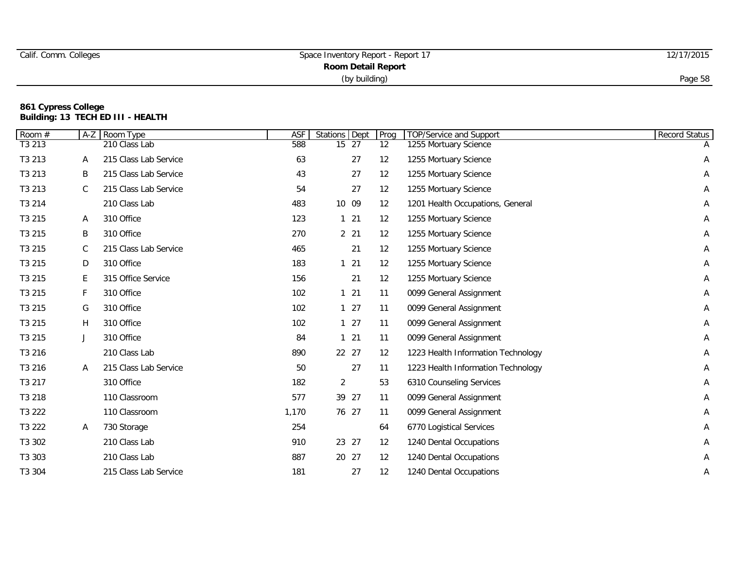**861 Cypress College**
**Building: 13 TECH ED III - HEALTH**

| Room # | A-Z | Room Type | ASF | Stations | Dept | Prog | TOP/Service and Support | Record Status |
|---|---|---|---|---|---|---|---|---|
| T3 213 | | 210 Class Lab | 588 | 15 | 27 | 12 | 1255 Mortuary Science | A |
| T3 213 | A | 215 Class Lab Service | 63 | | 27 | 12 | 1255 Mortuary Science | A |
| T3 213 | B | 215 Class Lab Service | 43 | | 27 | 12 | 1255 Mortuary Science | A |
| T3 213 | C | 215 Class Lab Service | 54 | | 27 | 12 | 1255 Mortuary Science | A |
| T3 214 | | 210 Class Lab | 483 | 10 | 09 | 12 | 1201 Health Occupations, General | A |
| T3 215 | A | 310 Office | 123 | 1 | 21 | 12 | 1255 Mortuary Science | A |
| T3 215 | B | 310 Office | 270 | 2 | 21 | 12 | 1255 Mortuary Science | A |
| T3 215 | C | 215 Class Lab Service | 465 | | 21 | 12 | 1255 Mortuary Science | A |
| T3 215 | D | 310 Office | 183 | 1 | 21 | 12 | 1255 Mortuary Science | A |
| T3 215 | E | 315 Office Service | 156 | | 21 | 12 | 1255 Mortuary Science | A |
| T3 215 | F | 310 Office | 102 | 1 | 21 | 11 | 0099 General Assignment | A |
| T3 215 | G | 310 Office | 102 | 1 | 27 | 11 | 0099 General Assignment | A |
| T3 215 | H | 310 Office | 102 | 1 | 27 | 11 | 0099 General Assignment | A |
| T3 215 | J | 310 Office | 84 | 1 | 21 | 11 | 0099 General Assignment | A |
| T3 216 | | 210 Class Lab | 890 | 22 | 27 | 12 | 1223 Health Information Technology | A |
| T3 216 | A | 215 Class Lab Service | 50 | | 27 | 11 | 1223 Health Information Technology | A |
| T3 217 | | 310 Office | 182 | 2 | | 53 | 6310 Counseling Services | A |
| T3 218 | | 110 Classroom | 577 | 39 | 27 | 11 | 0099 General Assignment | A |
| T3 222 | | 110 Classroom | 1,170 | 76 | 27 | 11 | 0099 General Assignment | A |
| T3 222 | A | 730 Storage | 254 | | | 64 | 6770 Logistical Services | A |
| T3 302 | | 210 Class Lab | 910 | 23 | 27 | 12 | 1240 Dental Occupations | A |
| T3 303 | | 210 Class Lab | 887 | 20 | 27 | 12 | 1240 Dental Occupations | A |
| T3 304 | | 215 Class Lab Service | 181 | | 27 | 12 | 1240 Dental Occupations | A |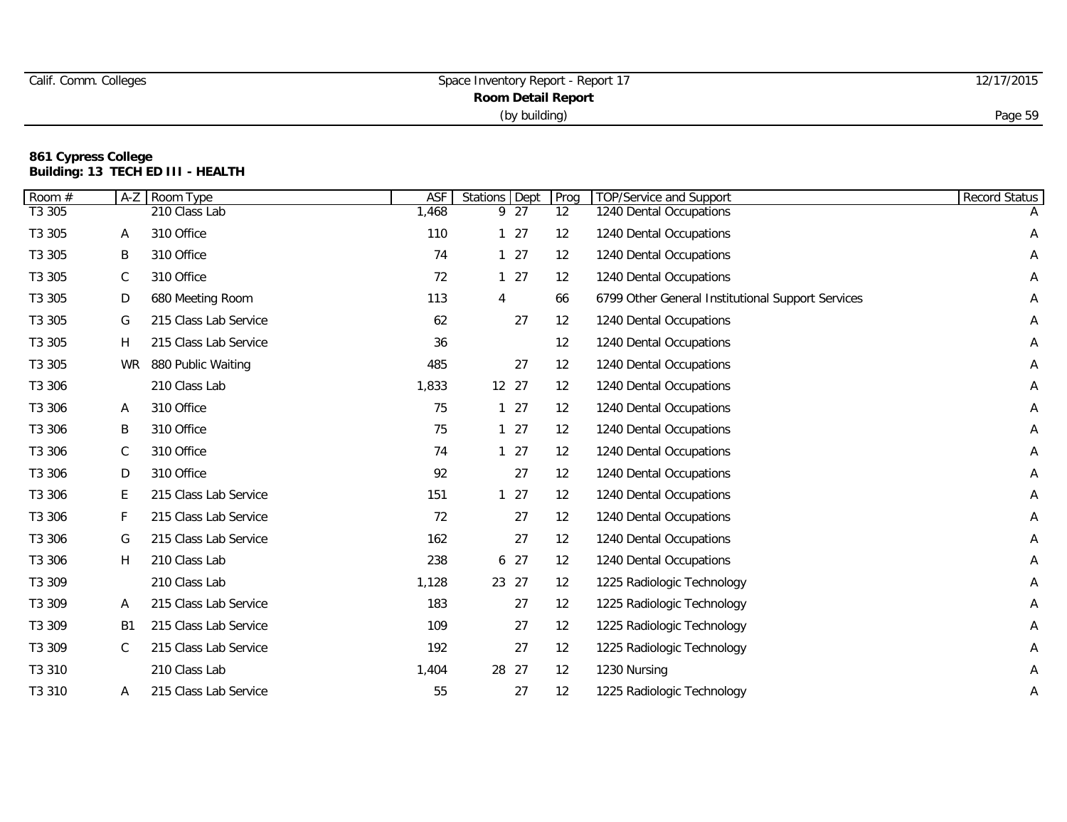**861 Cypress College**
**Building: 13 TECH ED III - HEALTH**

| Room # | A-Z | Room Type | ASF | Stations | Dept | Prog | TOP/Service and Support | Record Status |
|---|---|---|---|---|---|---|---|---|
| T3 305 | | 210 Class Lab | 1,468 | 9 | 27 | 12 | 1240 Dental Occupations | A |
| T3 305 | A | 310 Office | 110 | 1 | 27 | 12 | 1240 Dental Occupations | A |
| T3 305 | B | 310 Office | 74 | 1 | 27 | 12 | 1240 Dental Occupations | A |
| T3 305 | C | 310 Office | 72 | 1 | 27 | 12 | 1240 Dental Occupations | A |
| T3 305 | D | 680 Meeting Room | 113 | 4 | | 66 | 6799 Other General Institutional Support Services | A |
| T3 305 | G | 215 Class Lab Service | 62 | | 27 | 12 | 1240 Dental Occupations | A |
| T3 305 | H | 215 Class Lab Service | 36 | | | 12 | 1240 Dental Occupations | A |
| T3 305 | WR | 880 Public Waiting | 485 | | 27 | 12 | 1240 Dental Occupations | A |
| T3 306 | | 210 Class Lab | 1,833 | 12 | 27 | 12 | 1240 Dental Occupations | A |
| T3 306 | A | 310 Office | 75 | 1 | 27 | 12 | 1240 Dental Occupations | A |
| T3 306 | B | 310 Office | 75 | 1 | 27 | 12 | 1240 Dental Occupations | A |
| T3 306 | C | 310 Office | 74 | 1 | 27 | 12 | 1240 Dental Occupations | A |
| T3 306 | D | 310 Office | 92 | | 27 | 12 | 1240 Dental Occupations | A |
| T3 306 | E | 215 Class Lab Service | 151 | 1 | 27 | 12 | 1240 Dental Occupations | A |
| T3 306 | F | 215 Class Lab Service | 72 | | 27 | 12 | 1240 Dental Occupations | A |
| T3 306 | G | 215 Class Lab Service | 162 | | 27 | 12 | 1240 Dental Occupations | A |
| T3 306 | H | 210 Class Lab | 238 | 6 | 27 | 12 | 1240 Dental Occupations | A |
| T3 309 | | 210 Class Lab | 1,128 | 23 | 27 | 12 | 1225 Radiologic Technology | A |
| T3 309 | A | 215 Class Lab Service | 183 | | 27 | 12 | 1225 Radiologic Technology | A |
| T3 309 | B1 | 215 Class Lab Service | 109 | | 27 | 12 | 1225 Radiologic Technology | A |
| T3 309 | C | 215 Class Lab Service | 192 | | 27 | 12 | 1225 Radiologic Technology | A |
| T3 310 | | 210 Class Lab | 1,404 | 28 | 27 | 12 | 1230 Nursing | A |
| T3 310 | A | 215 Class Lab Service | 55 | | 27 | 12 | 1225 Radiologic Technology | A |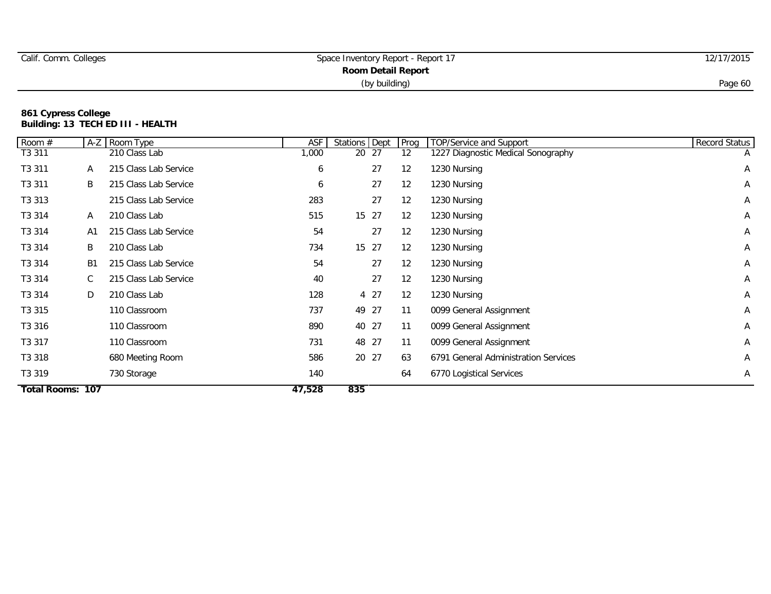**861 Cypress College**
**Building: 13 TECH ED III - HEALTH**

| Room # | A-Z | Room Type | ASF | Stations | Dept | Prog | TOP/Service and Support | Record Status |
|---|---|---|---|---|---|---|---|---|
| T3 311 | | 210 Class Lab | 1,000 | 20 | 27 | 12 | 1227 Diagnostic Medical Sonography | A |
| T3 311 | A | 215 Class Lab Service | 6 | | 27 | 12 | 1230 Nursing | A |
| T3 311 | B | 215 Class Lab Service | 6 | | 27 | 12 | 1230 Nursing | A |
| T3 313 | | 215 Class Lab Service | 283 | | 27 | 12 | 1230 Nursing | A |
| T3 314 | A | 210 Class Lab | 515 | 15 | 27 | 12 | 1230 Nursing | A |
| T3 314 | A1 | 215 Class Lab Service | 54 | | 27 | 12 | 1230 Nursing | A |
| T3 314 | B | 210 Class Lab | 734 | 15 | 27 | 12 | 1230 Nursing | A |
| T3 314 | B1 | 215 Class Lab Service | 54 | | 27 | 12 | 1230 Nursing | A |
| T3 314 | C | 215 Class Lab Service | 40 | | 27 | 12 | 1230 Nursing | A |
| T3 314 | D | 210 Class Lab | 128 | 4 | 27 | 12 | 1230 Nursing | A |
| T3 315 | | 110 Classroom | 737 | 49 | 27 | 11 | 0099 General Assignment | A |
| T3 316 | | 110 Classroom | 890 | 40 | 27 | 11 | 0099 General Assignment | A |
| T3 317 | | 110 Classroom | 731 | 48 | 27 | 11 | 0099 General Assignment | A |
| T3 318 | | 680 Meeting Room | 586 | 20 | 27 | 63 | 6791 General Administration Services | A |
| T3 319 | | 730 Storage | 140 | | | 64 | 6770 Logistical Services | A |
| **Total Rooms: 107** | | | **47,528** | **835** | | | | |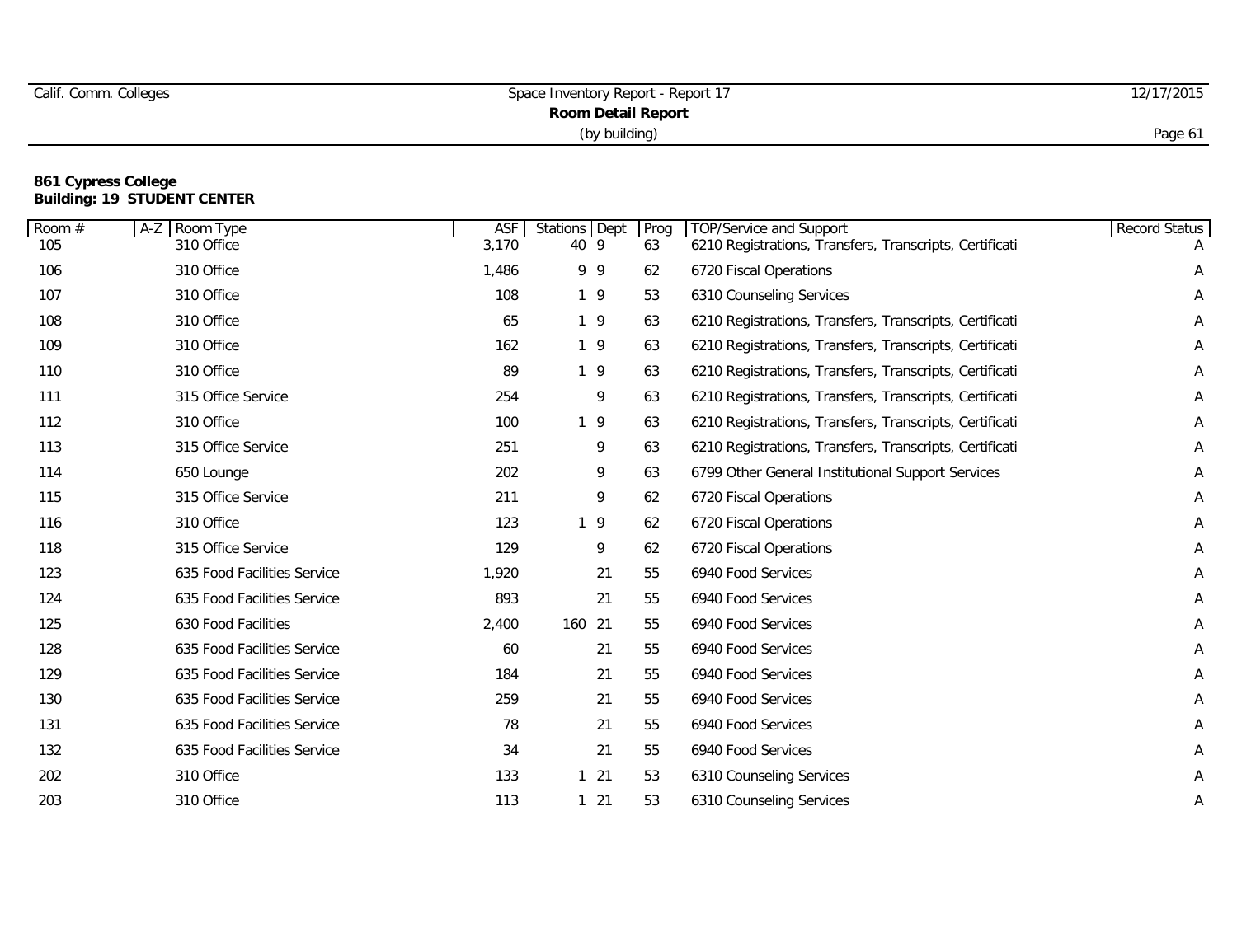**861 Cypress College**
**Building: 19 STUDENT CENTER**

| Room # | A-Z | Room Type | ASF | Stations | Dept | Prog | TOP/Service and Support | Record Status |
|---|---|---|---|---|---|---|---|---|
| 105 | | 310 Office | 3,170 | 40 | 9 | 63 | 6210 Registrations, Transfers, Transcripts, Certificati | A |
| 106 | | 310 Office | 1,486 | 9 | 9 | 62 | 6720 Fiscal Operations | A |
| 107 | | 310 Office | 108 | 1 | 9 | 53 | 6310 Counseling Services | A |
| 108 | | 310 Office | 65 | 1 | 9 | 63 | 6210 Registrations, Transfers, Transcripts, Certificati | A |
| 109 | | 310 Office | 162 | 1 | 9 | 63 | 6210 Registrations, Transfers, Transcripts, Certificati | A |
| 110 | | 310 Office | 89 | 1 | 9 | 63 | 6210 Registrations, Transfers, Transcripts, Certificati | A |
| 111 | | 315 Office Service | 254 | | 9 | 63 | 6210 Registrations, Transfers, Transcripts, Certificati | A |
| 112 | | 310 Office | 100 | 1 | 9 | 63 | 6210 Registrations, Transfers, Transcripts, Certificati | A |
| 113 | | 315 Office Service | 251 | | 9 | 63 | 6210 Registrations, Transfers, Transcripts, Certificati | A |
| 114 | | 650 Lounge | 202 | | 9 | 63 | 6799 Other General Institutional Support Services | A |
| 115 | | 315 Office Service | 211 | | 9 | 62 | 6720 Fiscal Operations | A |
| 116 | | 310 Office | 123 | 1 | 9 | 62 | 6720 Fiscal Operations | A |
| 118 | | 315 Office Service | 129 | | 9 | 62 | 6720 Fiscal Operations | A |
| 123 | | 635 Food Facilities Service | 1,920 | | 21 | 55 | 6940 Food Services | A |
| 124 | | 635 Food Facilities Service | 893 | | 21 | 55 | 6940 Food Services | A |
| 125 | | 630 Food Facilities | 2,400 | 160 | 21 | 55 | 6940 Food Services | A |
| 128 | | 635 Food Facilities Service | 60 | | 21 | 55 | 6940 Food Services | A |
| 129 | | 635 Food Facilities Service | 184 | | 21 | 55 | 6940 Food Services | A |
| 130 | | 635 Food Facilities Service | 259 | | 21 | 55 | 6940 Food Services | A |
| 131 | | 635 Food Facilities Service | 78 | | 21 | 55 | 6940 Food Services | A |
| 132 | | 635 Food Facilities Service | 34 | | 21 | 55 | 6940 Food Services | A |
| 202 | | 310 Office | 133 | 1 | 21 | 53 | 6310 Counseling Services | A |
| 203 | | 310 Office | 113 | 1 | 21 | 53 | 6310 Counseling Services | A |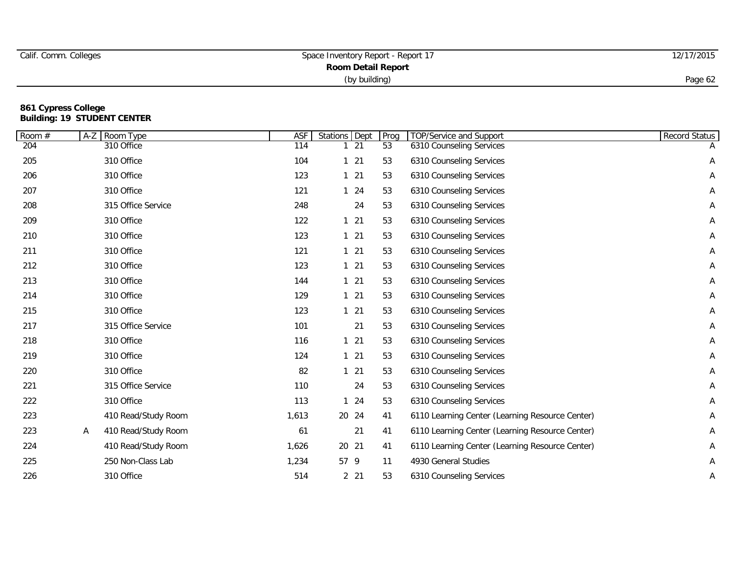**861 Cypress College**
**Building: 19 STUDENT CENTER**

| Room # | A-Z | Room Type | ASF | Stations | Dept | Prog | TOP/Service and Support | Record Status |
|---|---|---|---|---|---|---|---|---|
| 204 | | 310 Office | 114 | 1 | 21 | 53 | 6310 Counseling Services | A |
| 205 | | 310 Office | 104 | 1 | 21 | 53 | 6310 Counseling Services | A |
| 206 | | 310 Office | 123 | 1 | 21 | 53 | 6310 Counseling Services | A |
| 207 | | 310 Office | 121 | 1 | 24 | 53 | 6310 Counseling Services | A |
| 208 | | 315 Office Service | 248 | | 24 | 53 | 6310 Counseling Services | A |
| 209 | | 310 Office | 122 | 1 | 21 | 53 | 6310 Counseling Services | A |
| 210 | | 310 Office | 123 | 1 | 21 | 53 | 6310 Counseling Services | A |
| 211 | | 310 Office | 121 | 1 | 21 | 53 | 6310 Counseling Services | A |
| 212 | | 310 Office | 123 | 1 | 21 | 53 | 6310 Counseling Services | A |
| 213 | | 310 Office | 144 | 1 | 21 | 53 | 6310 Counseling Services | A |
| 214 | | 310 Office | 129 | 1 | 21 | 53 | 6310 Counseling Services | A |
| 215 | | 310 Office | 123 | 1 | 21 | 53 | 6310 Counseling Services | A |
| 217 | | 315 Office Service | 101 | | 21 | 53 | 6310 Counseling Services | A |
| 218 | | 310 Office | 116 | 1 | 21 | 53 | 6310 Counseling Services | A |
| 219 | | 310 Office | 124 | 1 | 21 | 53 | 6310 Counseling Services | A |
| 220 | | 310 Office | 82 | 1 | 21 | 53 | 6310 Counseling Services | A |
| 221 | | 315 Office Service | 110 | | 24 | 53 | 6310 Counseling Services | A |
| 222 | | 310 Office | 113 | 1 | 24 | 53 | 6310 Counseling Services | A |
| 223 | | 410 Read/Study Room | 1,613 | 20 | 24 | 41 | 6110 Learning Center (Learning Resource Center) | A |
| 223 | A | 410 Read/Study Room | 61 | | 21 | 41 | 6110 Learning Center (Learning Resource Center) | A |
| 224 | | 410 Read/Study Room | 1,626 | 20 | 21 | 41 | 6110 Learning Center (Learning Resource Center) | A |
| 225 | | 250 Non-Class Lab | 1,234 | 57 | 9 | 11 | 4930 General Studies | A |
| 226 | | 310 Office | 514 | 2 | 21 | 53 | 6310 Counseling Services | A |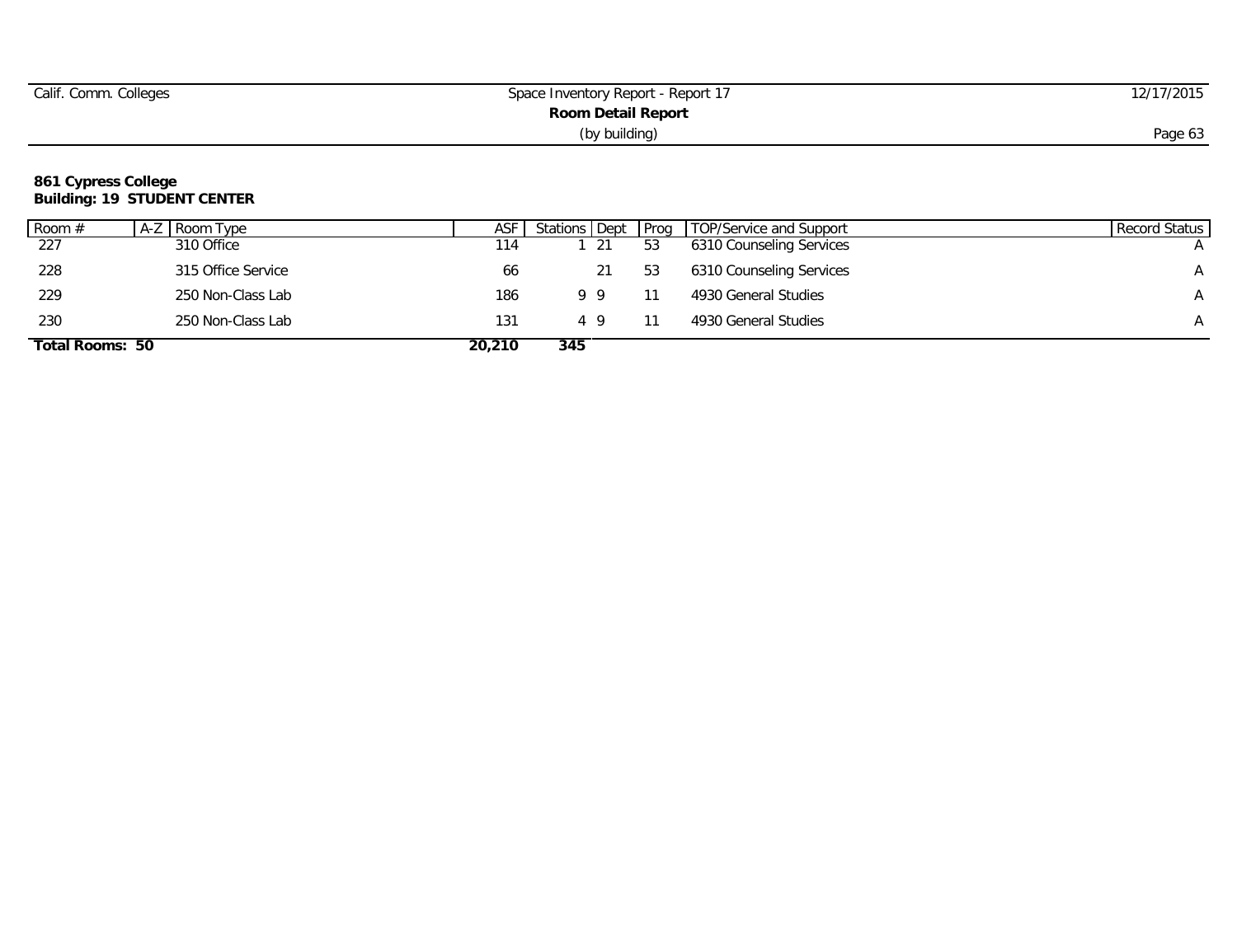**861 Cypress College**
**Building: 19 STUDENT CENTER**

| Room # | A-Z | Room Type | ASF | Stations | Dept | Prog | TOP/Service and Support | Record Status |
|---|---|---|---|---|---|---|---|---|
| 227 | | 310 Office | 114 | 1 | 21 | 53 | 6310 Counseling Services | A |
| 228 | | 315 Office Service | 66 | | 21 | 53 | 6310 Counseling Services | A |
| 229 | | 250 Non-Class Lab | 186 | 9 | 9 | 11 | 4930 General Studies | A |
| 230 | | 250 Non-Class Lab | 131 | 4 | 9 | 11 | 4930 General Studies | A |
| **Total Rooms: 50** | | | **20,210** | **345** | | | | |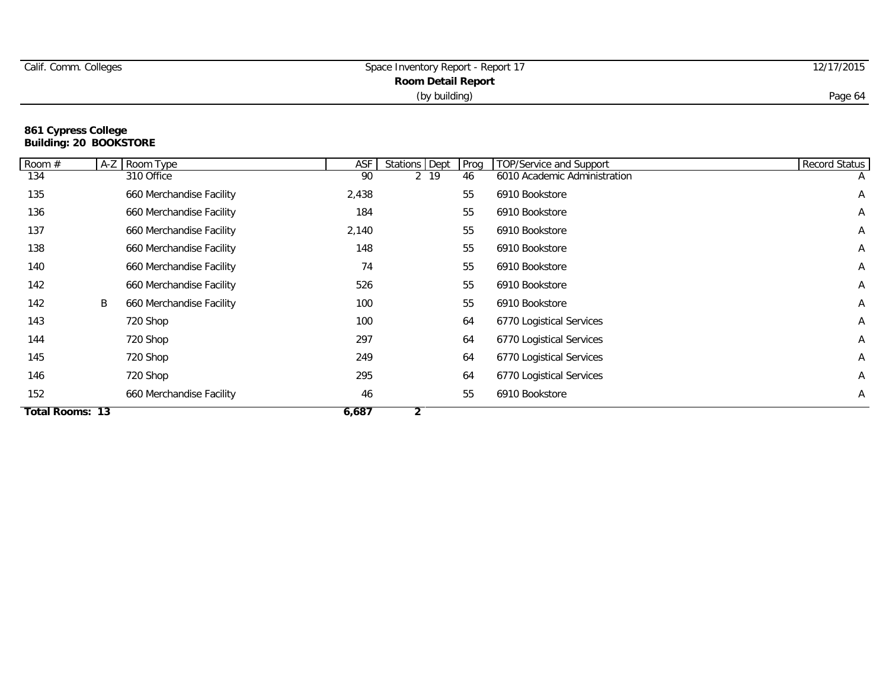**861 Cypress College**
**Building: 20 BOOKSTORE**

| Room # | A-Z | Room Type | ASF | Stations | Dept | Prog | TOP/Service and Support | Record Status |
|---|---|---|---|---|---|---|---|---|
| 134 | | 310 Office | 90 | 2 | 19 | 46 | 6010 Academic Administration | A |
| 135 | | 660 Merchandise Facility | 2,438 | | | 55 | 6910 Bookstore | A |
| 136 | | 660 Merchandise Facility | 184 | | | 55 | 6910 Bookstore | A |
| 137 | | 660 Merchandise Facility | 2,140 | | | 55 | 6910 Bookstore | A |
| 138 | | 660 Merchandise Facility | 148 | | | 55 | 6910 Bookstore | A |
| 140 | | 660 Merchandise Facility | 74 | | | 55 | 6910 Bookstore | A |
| 142 | | 660 Merchandise Facility | 526 | | | 55 | 6910 Bookstore | A |
| 142 | B | 660 Merchandise Facility | 100 | | | 55 | 6910 Bookstore | A |
| 143 | | 720 Shop | 100 | | | 64 | 6770 Logistical Services | A |
| 144 | | 720 Shop | 297 | | | 64 | 6770 Logistical Services | A |
| 145 | | 720 Shop | 249 | | | 64 | 6770 Logistical Services | A |
| 146 | | 720 Shop | 295 | | | 64 | 6770 Logistical Services | A |
| 152 | | 660 Merchandise Facility | 46 | | | 55 | 6910 Bookstore | A |
| **Total Rooms: 13** | | | **6,687** | **2** | | | | |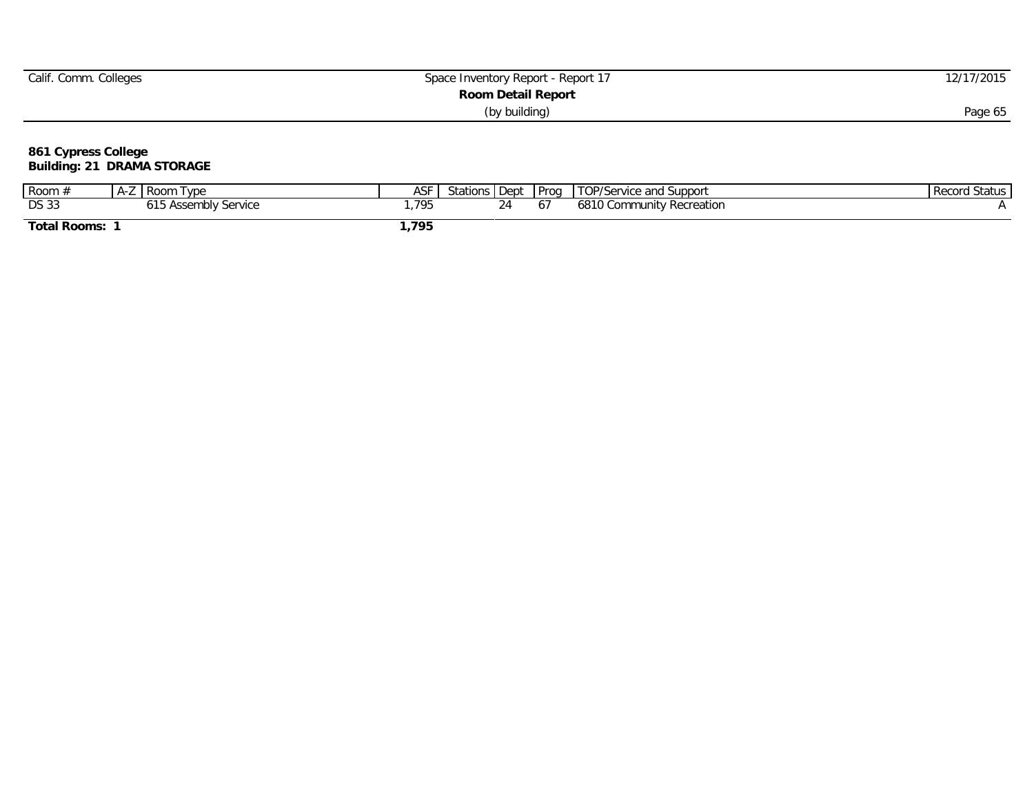**861 Cypress College**
**Building: 21 DRAMA STORAGE**

| Room # | A-Z | Room Type | ASF | Stations | Dept | Prog | TOP/Service and Support | Record Status |
|---|---|---|---|---|---|---|---|---|
| DS 33 | | 615 Assembly Service | 1,795 | | 24 | 67 | 6810 Community Recreation | A |
| **Total Rooms: 1** | | | **1,795** | | | | | |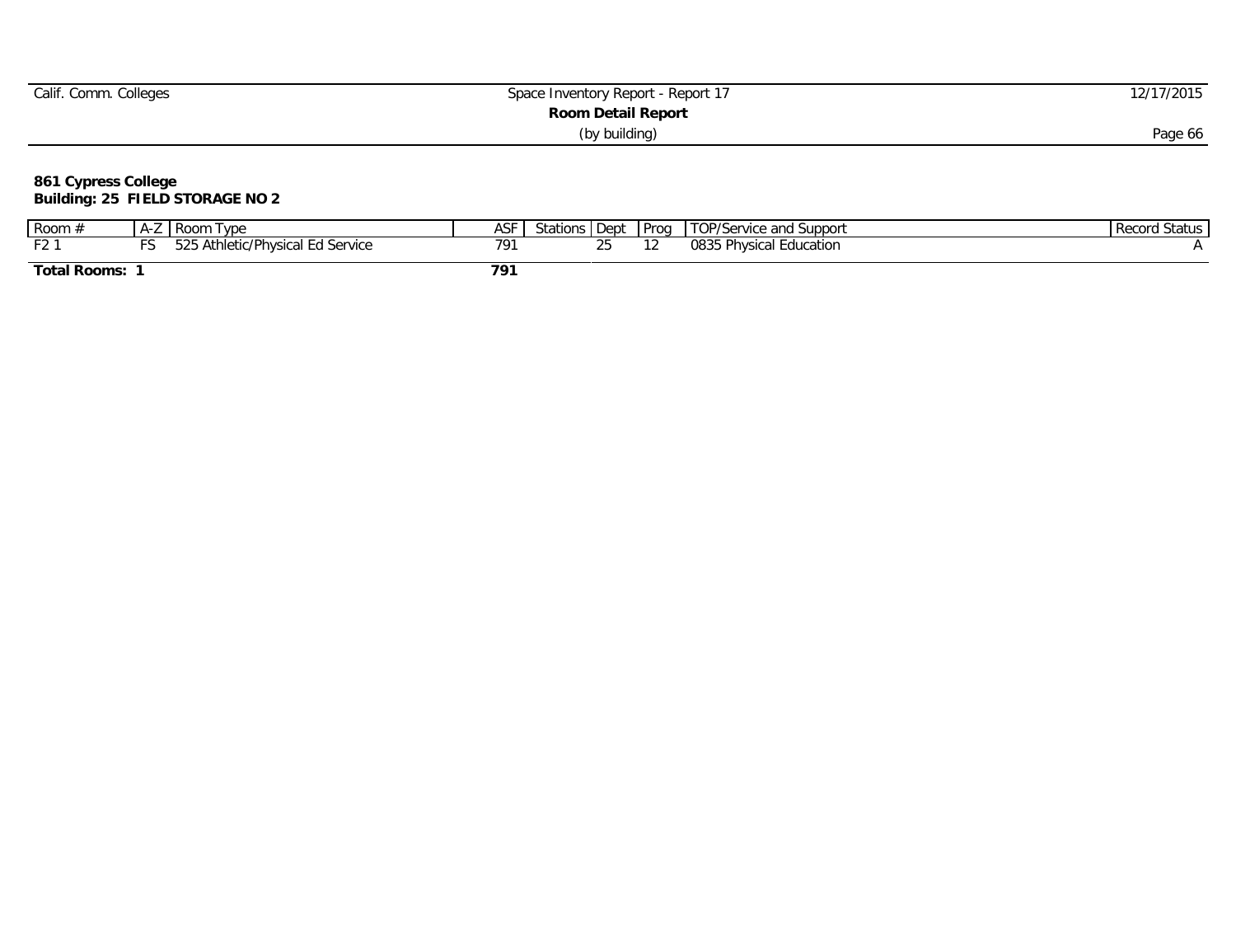**861 Cypress College**
**Building: 25 FIELD STORAGE NO 2**

| Room # | A-Z | Room Type | ASF | Stations | Dept | Prog | TOP/Service and Support | Record Status |
|---|---|---|---|---|---|---|---|---|
| F2 1 | FS | 525 Athletic/Physical Ed Service | 791 | | 25 | 12 | 0835 Physical Education | A |
| **Total Rooms: 1** | | | **791** | | | | | |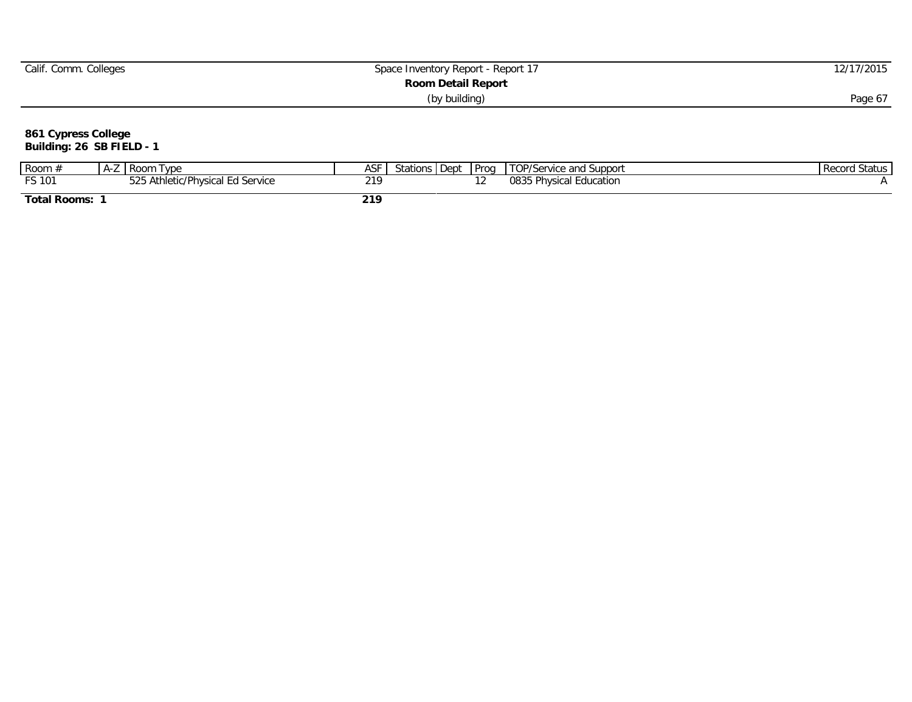**861 Cypress College**
**Building: 26 SB FIELD - 1**

| Room # | A-Z | Room Type | ASF | Stations | Dept | Prog | TOP/Service and Support | Record Status |
|---|---|---|---|---|---|---|---|---|
| FS 101 | | 525 Athletic/Physical Ed Service | 219 | | | 12 | 0835 Physical Education | A |
| **Total Rooms: 1** | | | **219** | | | | | |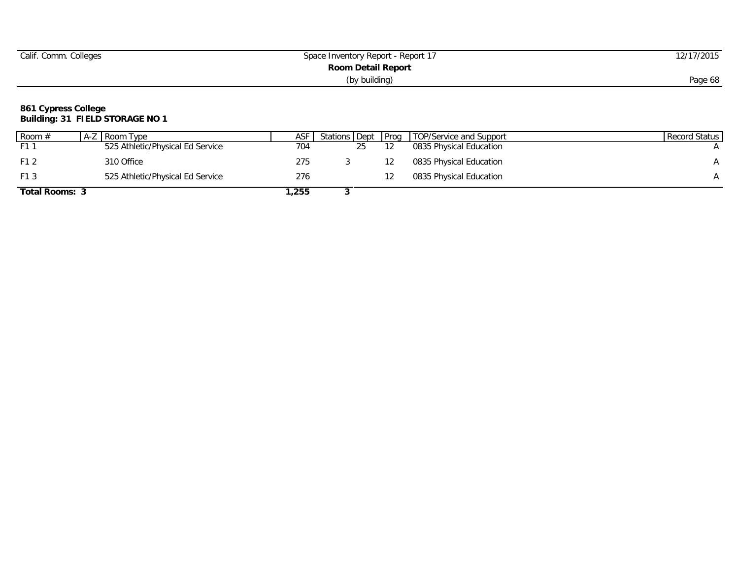**861 Cypress College**
**Building: 31 FIELD STORAGE NO 1**

| Room # | A-Z | Room Type | ASF | Stations | Dept | Prog | TOP/Service and Support | Record Status |
|---|---|---|---|---|---|---|---|---|
| F1 1 | | 525 Athletic/Physical Ed Service | 704 | | 25 | 12 | 0835 Physical Education | A |
| F1 2 | | 310 Office | 275 | 3 | | 12 | 0835 Physical Education | A |
| F1 3 | | 525 Athletic/Physical Ed Service | 276 | | | 12 | 0835 Physical Education | A |
| **Total Rooms: 3** | | | **1,255** | **3** | | | | |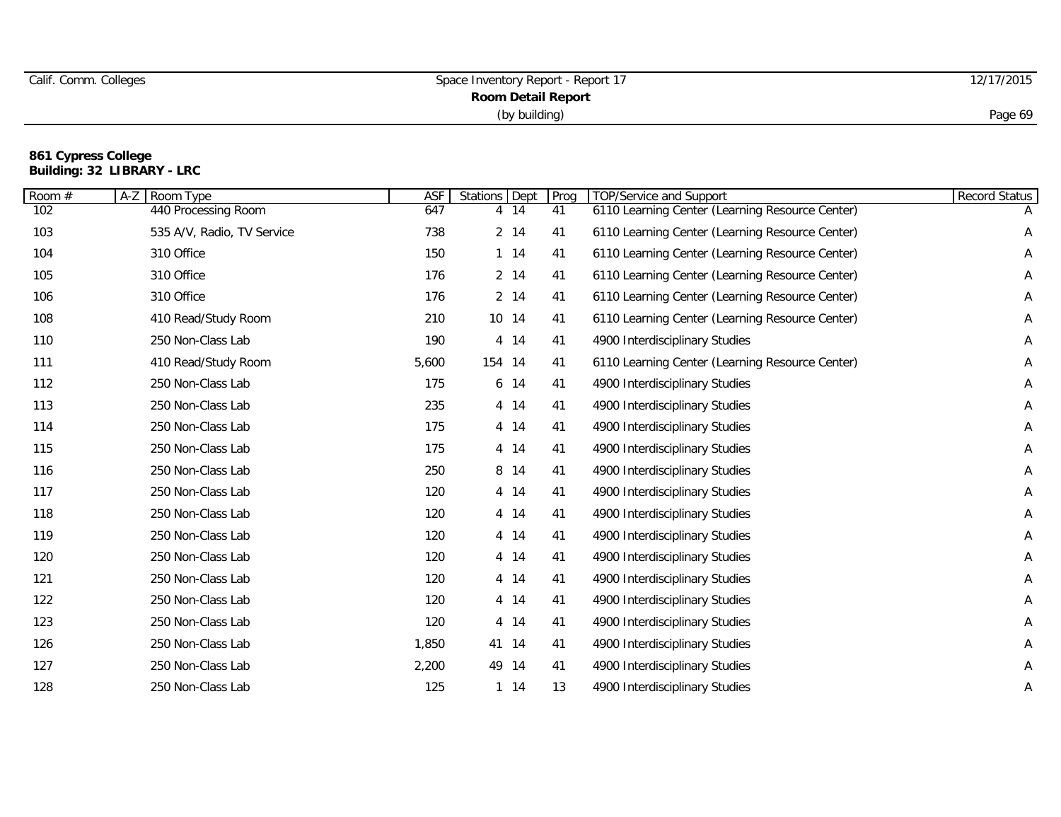**861 Cypress College**
**Building: 32 LIBRARY - LRC**

| Room # | A-Z | Room Type | ASF | Stations | Dept | Prog | TOP/Service and Support | Record Status |
|---|---|---|---|---|---|---|---|---|
| 102 | | 440 Processing Room | 647 | 4 | 14 | 41 | 6110 Learning Center (Learning Resource Center) | A |
| 103 | | 535 A/V, Radio, TV Service | 738 | 2 | 14 | 41 | 6110 Learning Center (Learning Resource Center) | A |
| 104 | | 310 Office | 150 | 1 | 14 | 41 | 6110 Learning Center (Learning Resource Center) | A |
| 105 | | 310 Office | 176 | 2 | 14 | 41 | 6110 Learning Center (Learning Resource Center) | A |
| 106 | | 310 Office | 176 | 2 | 14 | 41 | 6110 Learning Center (Learning Resource Center) | A |
| 108 | | 410 Read/Study Room | 210 | 10 | 14 | 41 | 6110 Learning Center (Learning Resource Center) | A |
| 110 | | 250 Non-Class Lab | 190 | 4 | 14 | 41 | 4900 Interdisciplinary Studies | A |
| 111 | | 410 Read/Study Room | 5,600 | 154 | 14 | 41 | 6110 Learning Center (Learning Resource Center) | A |
| 112 | | 250 Non-Class Lab | 175 | 6 | 14 | 41 | 4900 Interdisciplinary Studies | A |
| 113 | | 250 Non-Class Lab | 235 | 4 | 14 | 41 | 4900 Interdisciplinary Studies | A |
| 114 | | 250 Non-Class Lab | 175 | 4 | 14 | 41 | 4900 Interdisciplinary Studies | A |
| 115 | | 250 Non-Class Lab | 175 | 4 | 14 | 41 | 4900 Interdisciplinary Studies | A |
| 116 | | 250 Non-Class Lab | 250 | 8 | 14 | 41 | 4900 Interdisciplinary Studies | A |
| 117 | | 250 Non-Class Lab | 120 | 4 | 14 | 41 | 4900 Interdisciplinary Studies | A |
| 118 | | 250 Non-Class Lab | 120 | 4 | 14 | 41 | 4900 Interdisciplinary Studies | A |
| 119 | | 250 Non-Class Lab | 120 | 4 | 14 | 41 | 4900 Interdisciplinary Studies | A |
| 120 | | 250 Non-Class Lab | 120 | 4 | 14 | 41 | 4900 Interdisciplinary Studies | A |
| 121 | | 250 Non-Class Lab | 120 | 4 | 14 | 41 | 4900 Interdisciplinary Studies | A |
| 122 | | 250 Non-Class Lab | 120 | 4 | 14 | 41 | 4900 Interdisciplinary Studies | A |
| 123 | | 250 Non-Class Lab | 120 | 4 | 14 | 41 | 4900 Interdisciplinary Studies | A |
| 126 | | 250 Non-Class Lab | 1,850 | 41 | 14 | 41 | 4900 Interdisciplinary Studies | A |
| 127 | | 250 Non-Class Lab | 2,200 | 49 | 14 | 41 | 4900 Interdisciplinary Studies | A |
| 128 | | 250 Non-Class Lab | 125 | 1 | 14 | 13 | 4900 Interdisciplinary Studies | A |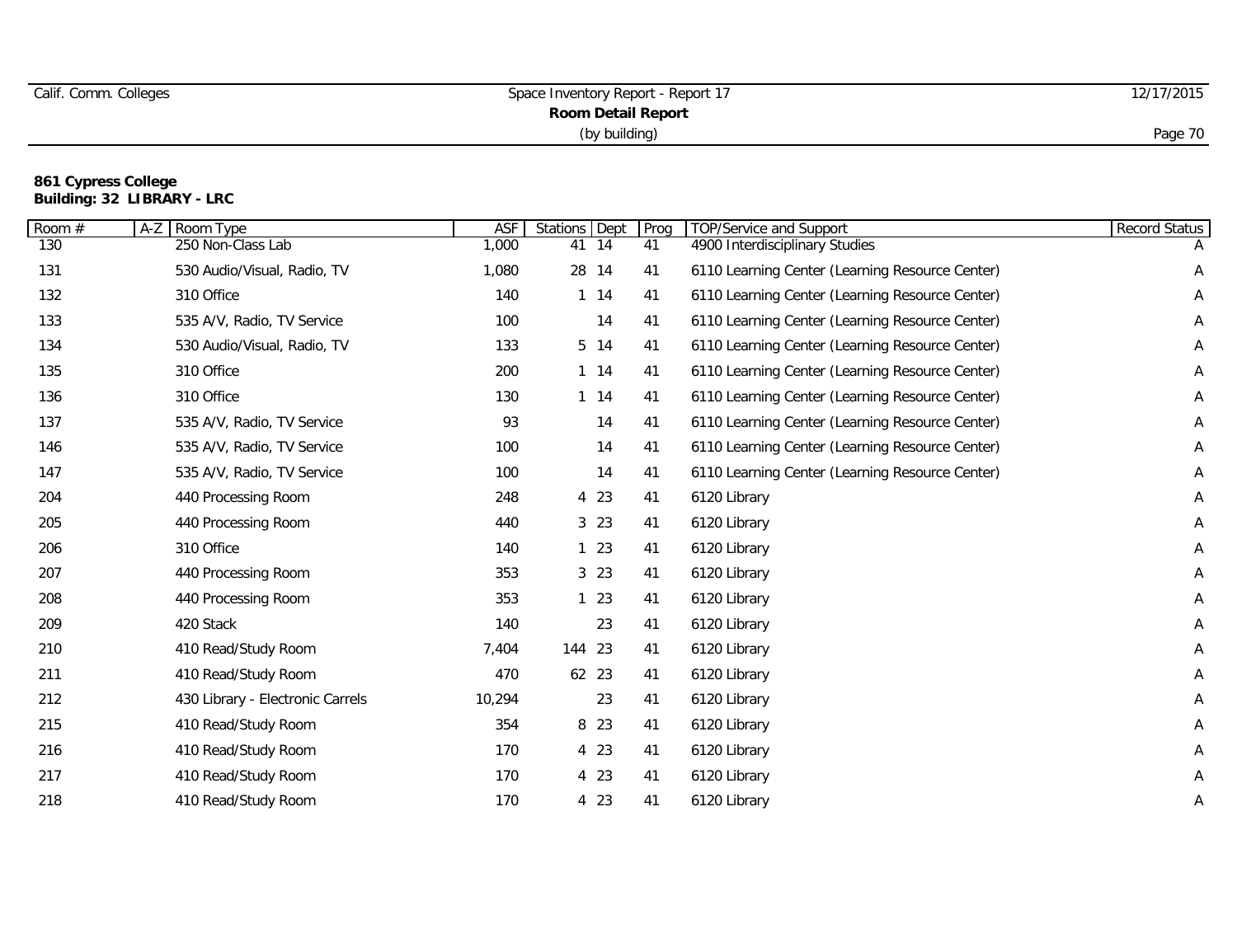**861 Cypress College**
**Building: 32 LIBRARY - LRC**

| Room # | A-Z | Room Type | ASF | Stations | Dept | Prog | TOP/Service and Support | Record Status |
|---|---|---|---|---|---|---|---|---|
| 130 | | 250 Non-Class Lab | 1,000 | 41 | 14 | 41 | 4900 Interdisciplinary Studies | A |
| 131 | | 530 Audio/Visual, Radio, TV | 1,080 | 28 | 14 | 41 | 6110 Learning Center (Learning Resource Center) | A |
| 132 | | 310 Office | 140 | 1 | 14 | 41 | 6110 Learning Center (Learning Resource Center) | A |
| 133 | | 535 A/V, Radio, TV Service | 100 | | 14 | 41 | 6110 Learning Center (Learning Resource Center) | A |
| 134 | | 530 Audio/Visual, Radio, TV | 133 | 5 | 14 | 41 | 6110 Learning Center (Learning Resource Center) | A |
| 135 | | 310 Office | 200 | 1 | 14 | 41 | 6110 Learning Center (Learning Resource Center) | A |
| 136 | | 310 Office | 130 | 1 | 14 | 41 | 6110 Learning Center (Learning Resource Center) | A |
| 137 | | 535 A/V, Radio, TV Service | 93 | | 14 | 41 | 6110 Learning Center (Learning Resource Center) | A |
| 146 | | 535 A/V, Radio, TV Service | 100 | | 14 | 41 | 6110 Learning Center (Learning Resource Center) | A |
| 147 | | 535 A/V, Radio, TV Service | 100 | | 14 | 41 | 6110 Learning Center (Learning Resource Center) | A |
| 204 | | 440 Processing Room | 248 | 4 | 23 | 41 | 6120 Library | A |
| 205 | | 440 Processing Room | 440 | 3 | 23 | 41 | 6120 Library | A |
| 206 | | 310 Office | 140 | 1 | 23 | 41 | 6120 Library | A |
| 207 | | 440 Processing Room | 353 | 3 | 23 | 41 | 6120 Library | A |
| 208 | | 440 Processing Room | 353 | 1 | 23 | 41 | 6120 Library | A |
| 209 | | 420 Stack | 140 | | 23 | 41 | 6120 Library | A |
| 210 | | 410 Read/Study Room | 7,404 | 144 | 23 | 41 | 6120 Library | A |
| 211 | | 410 Read/Study Room | 470 | 62 | 23 | 41 | 6120 Library | A |
| 212 | | 430 Library - Electronic Carrels | 10,294 | | 23 | 41 | 6120 Library | A |
| 215 | | 410 Read/Study Room | 354 | 8 | 23 | 41 | 6120 Library | A |
| 216 | | 410 Read/Study Room | 170 | 4 | 23 | 41 | 6120 Library | A |
| 217 | | 410 Read/Study Room | 170 | 4 | 23 | 41 | 6120 Library | A |
| 218 | | 410 Read/Study Room | 170 | 4 | 23 | 41 | 6120 Library | A |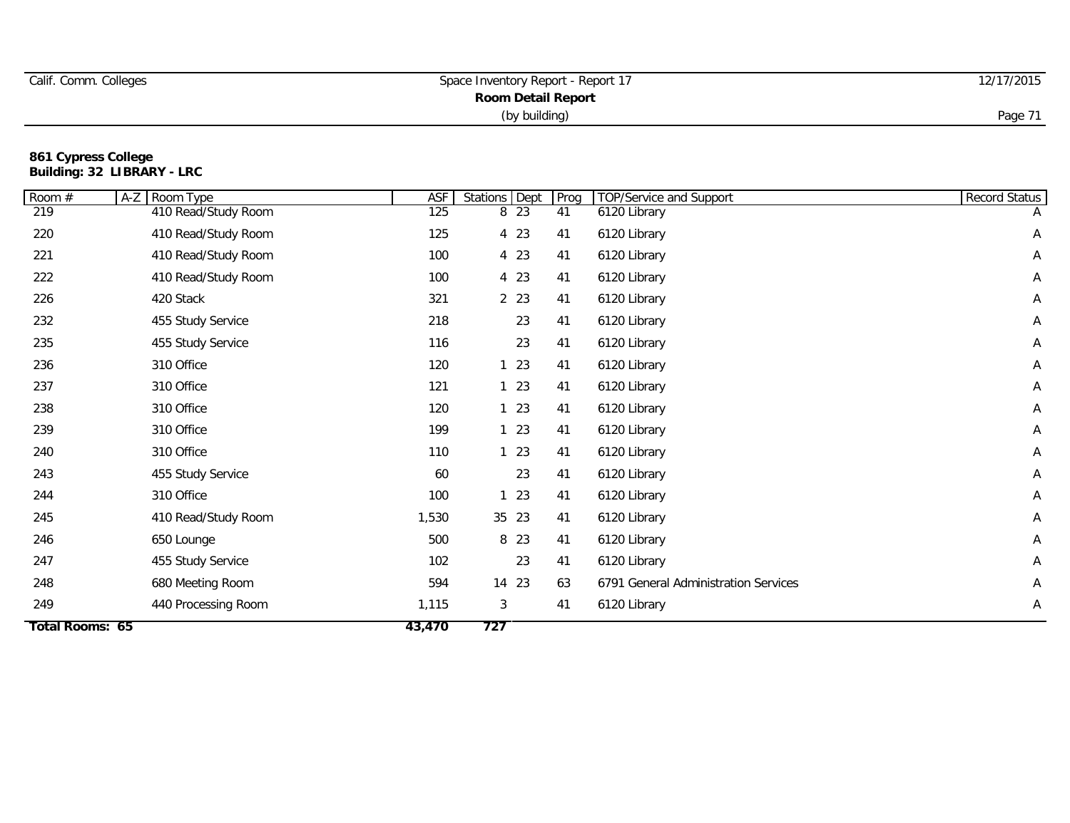**861 Cypress College**
**Building: 32 LIBRARY - LRC**

| Room # | A-Z | Room Type | ASF | Stations | Dept | Prog | TOP/Service and Support | Record Status |
|---|---|---|---|---|---|---|---|---|
| 219 | | 410 Read/Study Room | 125 | 8 | 23 | 41 | 6120 Library | A |
| 220 | | 410 Read/Study Room | 125 | 4 | 23 | 41 | 6120 Library | A |
| 221 | | 410 Read/Study Room | 100 | 4 | 23 | 41 | 6120 Library | A |
| 222 | | 410 Read/Study Room | 100 | 4 | 23 | 41 | 6120 Library | A |
| 226 | | 420 Stack | 321 | 2 | 23 | 41 | 6120 Library | A |
| 232 | | 455 Study Service | 218 | | 23 | 41 | 6120 Library | A |
| 235 | | 455 Study Service | 116 | | 23 | 41 | 6120 Library | A |
| 236 | | 310 Office | 120 | 1 | 23 | 41 | 6120 Library | A |
| 237 | | 310 Office | 121 | 1 | 23 | 41 | 6120 Library | A |
| 238 | | 310 Office | 120 | 1 | 23 | 41 | 6120 Library | A |
| 239 | | 310 Office | 199 | 1 | 23 | 41 | 6120 Library | A |
| 240 | | 310 Office | 110 | 1 | 23 | 41 | 6120 Library | A |
| 243 | | 455 Study Service | 60 | | 23 | 41 | 6120 Library | A |
| 244 | | 310 Office | 100 | 1 | 23 | 41 | 6120 Library | A |
| 245 | | 410 Read/Study Room | 1,530 | 35 | 23 | 41 | 6120 Library | A |
| 246 | | 650 Lounge | 500 | 8 | 23 | 41 | 6120 Library | A |
| 247 | | 455 Study Service | 102 | | 23 | 41 | 6120 Library | A |
| 248 | | 680 Meeting Room | 594 | 14 | 23 | 63 | 6791 General Administration Services | A |
| 249 | | 440 Processing Room | 1,115 | 3 | | 41 | 6120 Library | A |
| **Total Rooms: 65** | | | **43,470** | **727** | | | | |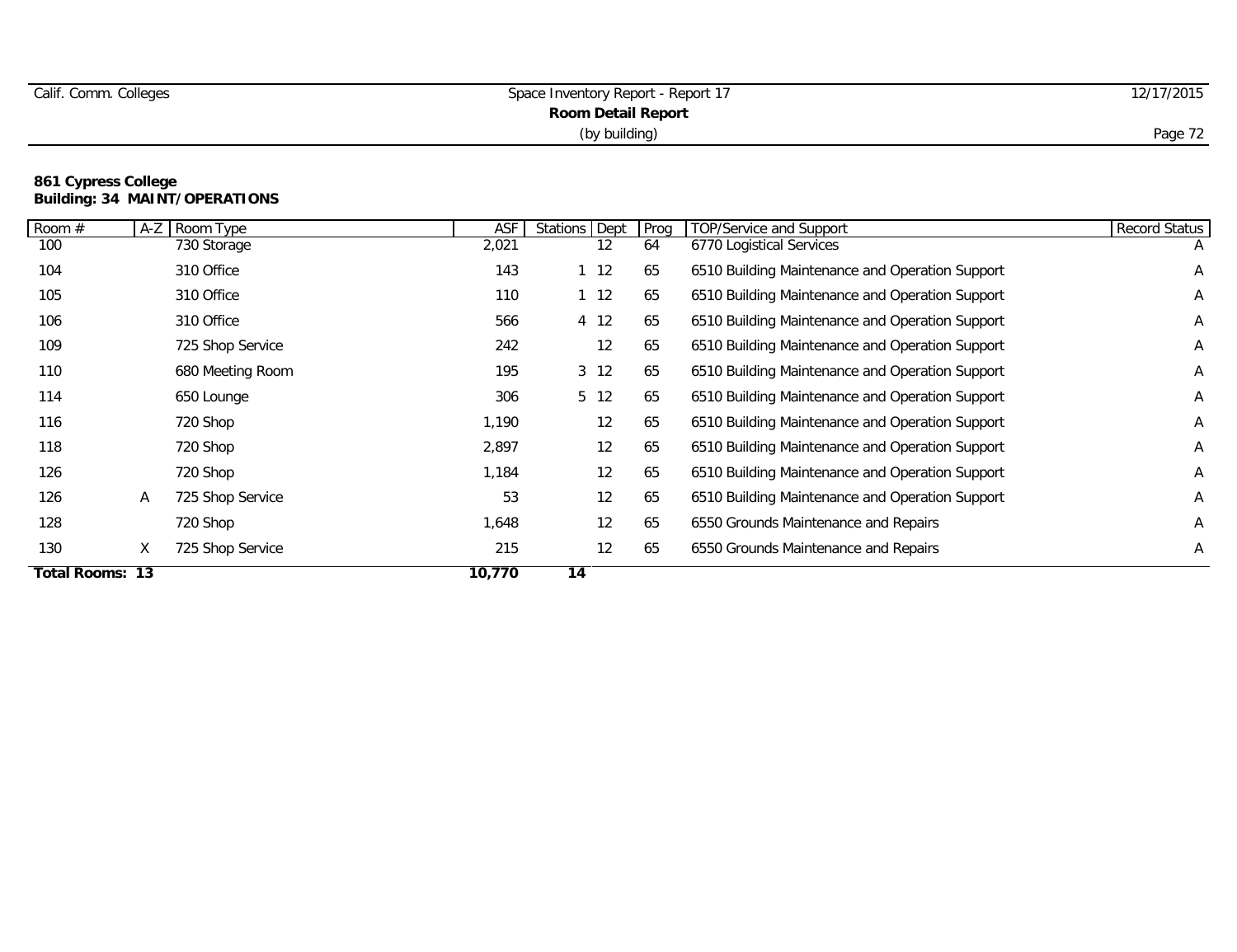**861 Cypress College**
**Building: 34 MAINT/OPERATIONS**

| Room # | A-Z | Room Type | ASF | Stations | Dept | Prog | TOP/Service and Support | Record Status |
|---|---|---|---|---|---|---|---|---|
| 100 | | 730 Storage | 2,021 | | 12 | 64 | 6770 Logistical Services | A |
| 104 | | 310 Office | 143 | 1 | 12 | 65 | 6510 Building Maintenance and Operation Support | A |
| 105 | | 310 Office | 110 | 1 | 12 | 65 | 6510 Building Maintenance and Operation Support | A |
| 106 | | 310 Office | 566 | 4 | 12 | 65 | 6510 Building Maintenance and Operation Support | A |
| 109 | | 725 Shop Service | 242 | | 12 | 65 | 6510 Building Maintenance and Operation Support | A |
| 110 | | 680 Meeting Room | 195 | 3 | 12 | 65 | 6510 Building Maintenance and Operation Support | A |
| 114 | | 650 Lounge | 306 | 5 | 12 | 65 | 6510 Building Maintenance and Operation Support | A |
| 116 | | 720 Shop | 1,190 | | 12 | 65 | 6510 Building Maintenance and Operation Support | A |
| 118 | | 720 Shop | 2,897 | | 12 | 65 | 6510 Building Maintenance and Operation Support | A |
| 126 | | 720 Shop | 1,184 | | 12 | 65 | 6510 Building Maintenance and Operation Support | A |
| 126 | A | 725 Shop Service | 53 | | 12 | 65 | 6510 Building Maintenance and Operation Support | A |
| 128 | | 720 Shop | 1,648 | | 12 | 65 | 6550 Grounds Maintenance and Repairs | A |
| 130 | X | 725 Shop Service | 215 | | 12 | 65 | 6550 Grounds Maintenance and Repairs | A |
| **Total Rooms: 13** | | | **10,770** | **14** | | | | |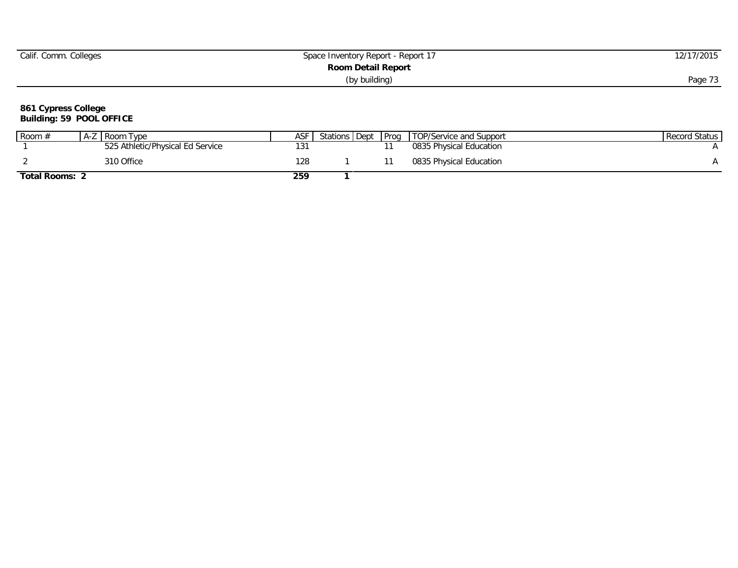**861 Cypress College**
**Building: 59 POOL OFFICE**

| Room # | A-Z | Room Type | ASF | Stations | Dept | Prog | TOP/Service and Support | Record Status |
|---|---|---|---|---|---|---|---|---|
| 1 | | 525 Athletic/Physical Ed Service | 131 | | | 11 | 0835 Physical Education | A |
| 2 | | 310 Office | 128 | 1 | | 11 | 0835 Physical Education | A |
| **Total Rooms: 2** | | | **259** | **1** | | | | |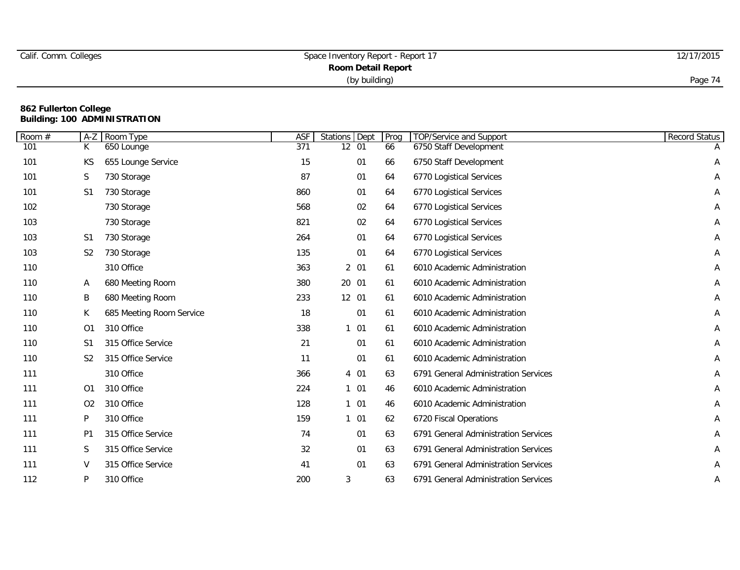**862 Fullerton College**
**Building: 100 ADMINISTRATION**

| Room # | A-Z | Room Type | ASF | Stations | Dept | Prog | TOP/Service and Support | Record Status |
|---|---|---|---|---|---|---|---|---|
| 101 | K | 650 Lounge | 371 | 12 | 01 | 66 | 6750 Staff Development | A |
| 101 | KS | 655 Lounge Service | 15 | | 01 | 66 | 6750 Staff Development | A |
| 101 | S | 730 Storage | 87 | | 01 | 64 | 6770 Logistical Services | A |
| 101 | S1 | 730 Storage | 860 | | 01 | 64 | 6770 Logistical Services | A |
| 102 | | 730 Storage | 568 | | 02 | 64 | 6770 Logistical Services | A |
| 103 | | 730 Storage | 821 | | 02 | 64 | 6770 Logistical Services | A |
| 103 | S1 | 730 Storage | 264 | | 01 | 64 | 6770 Logistical Services | A |
| 103 | S2 | 730 Storage | 135 | | 01 | 64 | 6770 Logistical Services | A |
| 110 | | 310 Office | 363 | 2 | 01 | 61 | 6010 Academic Administration | A |
| 110 | A | 680 Meeting Room | 380 | 20 | 01 | 61 | 6010 Academic Administration | A |
| 110 | B | 680 Meeting Room | 233 | 12 | 01 | 61 | 6010 Academic Administration | A |
| 110 | K | 685 Meeting Room Service | 18 | | 01 | 61 | 6010 Academic Administration | A |
| 110 | O1 | 310 Office | 338 | 1 | 01 | 61 | 6010 Academic Administration | A |
| 110 | S1 | 315 Office Service | 21 | | 01 | 61 | 6010 Academic Administration | A |
| 110 | S2 | 315 Office Service | 11 | | 01 | 61 | 6010 Academic Administration | A |
| 111 | | 310 Office | 366 | 4 | 01 | 63 | 6791 General Administration Services | A |
| 111 | O1 | 310 Office | 224 | 1 | 01 | 46 | 6010 Academic Administration | A |
| 111 | O2 | 310 Office | 128 | 1 | 01 | 46 | 6010 Academic Administration | A |
| 111 | P | 310 Office | 159 | 1 | 01 | 62 | 6720 Fiscal Operations | A |
| 111 | P1 | 315 Office Service | 74 | | 01 | 63 | 6791 General Administration Services | A |
| 111 | S | 315 Office Service | 32 | | 01 | 63 | 6791 General Administration Services | A |
| 111 | V | 315 Office Service | 41 | | 01 | 63 | 6791 General Administration Services | A |
| 112 | P | 310 Office | 200 | 3 | | 63 | 6791 General Administration Services | A |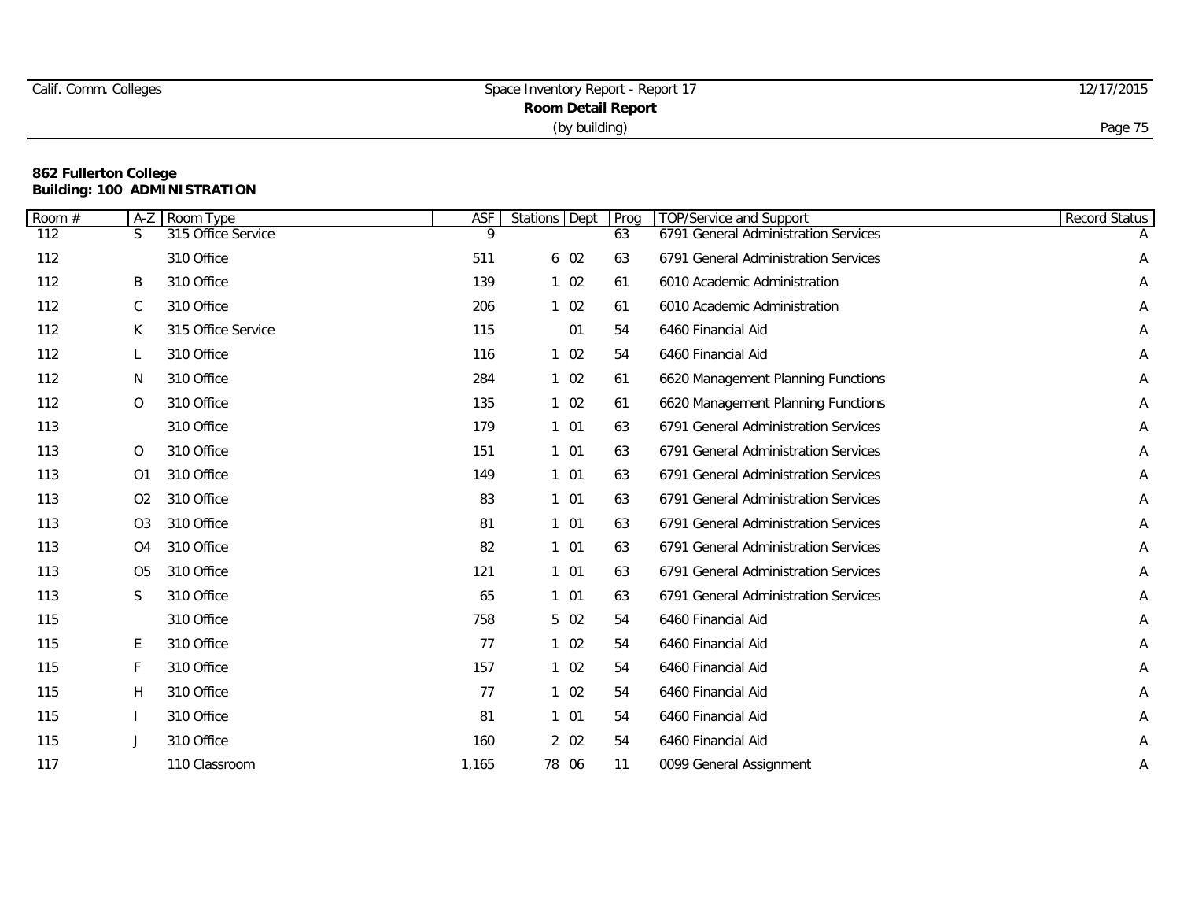**862 Fullerton College**
**Building: 100 ADMINISTRATION**

| Room # | A-Z | Room Type | ASF | Stations | Dept | Prog | TOP/Service and Support | Record Status |
|---|---|---|---|---|---|---|---|---|
| 112 | S | 315 Office Service | 9 | | | 63 | 6791 General Administration Services | A |
| 112 | | 310 Office | 511 | 6 | 02 | 63 | 6791 General Administration Services | A |
| 112 | B | 310 Office | 139 | 1 | 02 | 61 | 6010 Academic Administration | A |
| 112 | C | 310 Office | 206 | 1 | 02 | 61 | 6010 Academic Administration | A |
| 112 | K | 315 Office Service | 115 | | 01 | 54 | 6460 Financial Aid | A |
| 112 | L | 310 Office | 116 | 1 | 02 | 54 | 6460 Financial Aid | A |
| 112 | N | 310 Office | 284 | 1 | 02 | 61 | 6620 Management Planning Functions | A |
| 112 | O | 310 Office | 135 | 1 | 02 | 61 | 6620 Management Planning Functions | A |
| 113 | | 310 Office | 179 | 1 | 01 | 63 | 6791 General Administration Services | A |
| 113 | O | 310 Office | 151 | 1 | 01 | 63 | 6791 General Administration Services | A |
| 113 | O1 | 310 Office | 149 | 1 | 01 | 63 | 6791 General Administration Services | A |
| 113 | O2 | 310 Office | 83 | 1 | 01 | 63 | 6791 General Administration Services | A |
| 113 | O3 | 310 Office | 81 | 1 | 01 | 63 | 6791 General Administration Services | A |
| 113 | O4 | 310 Office | 82 | 1 | 01 | 63 | 6791 General Administration Services | A |
| 113 | O5 | 310 Office | 121 | 1 | 01 | 63 | 6791 General Administration Services | A |
| 113 | S | 310 Office | 65 | 1 | 01 | 63 | 6791 General Administration Services | A |
| 115 | | 310 Office | 758 | 5 | 02 | 54 | 6460 Financial Aid | A |
| 115 | E | 310 Office | 77 | 1 | 02 | 54 | 6460 Financial Aid | A |
| 115 | F | 310 Office | 157 | 1 | 02 | 54 | 6460 Financial Aid | A |
| 115 | H | 310 Office | 77 | 1 | 02 | 54 | 6460 Financial Aid | A |
| 115 | I | 310 Office | 81 | 1 | 01 | 54 | 6460 Financial Aid | A |
| 115 | J | 310 Office | 160 | 2 | 02 | 54 | 6460 Financial Aid | A |
| 117 | | 110 Classroom | 1,165 | 78 | 06 | 11 | 0099 General Assignment | A |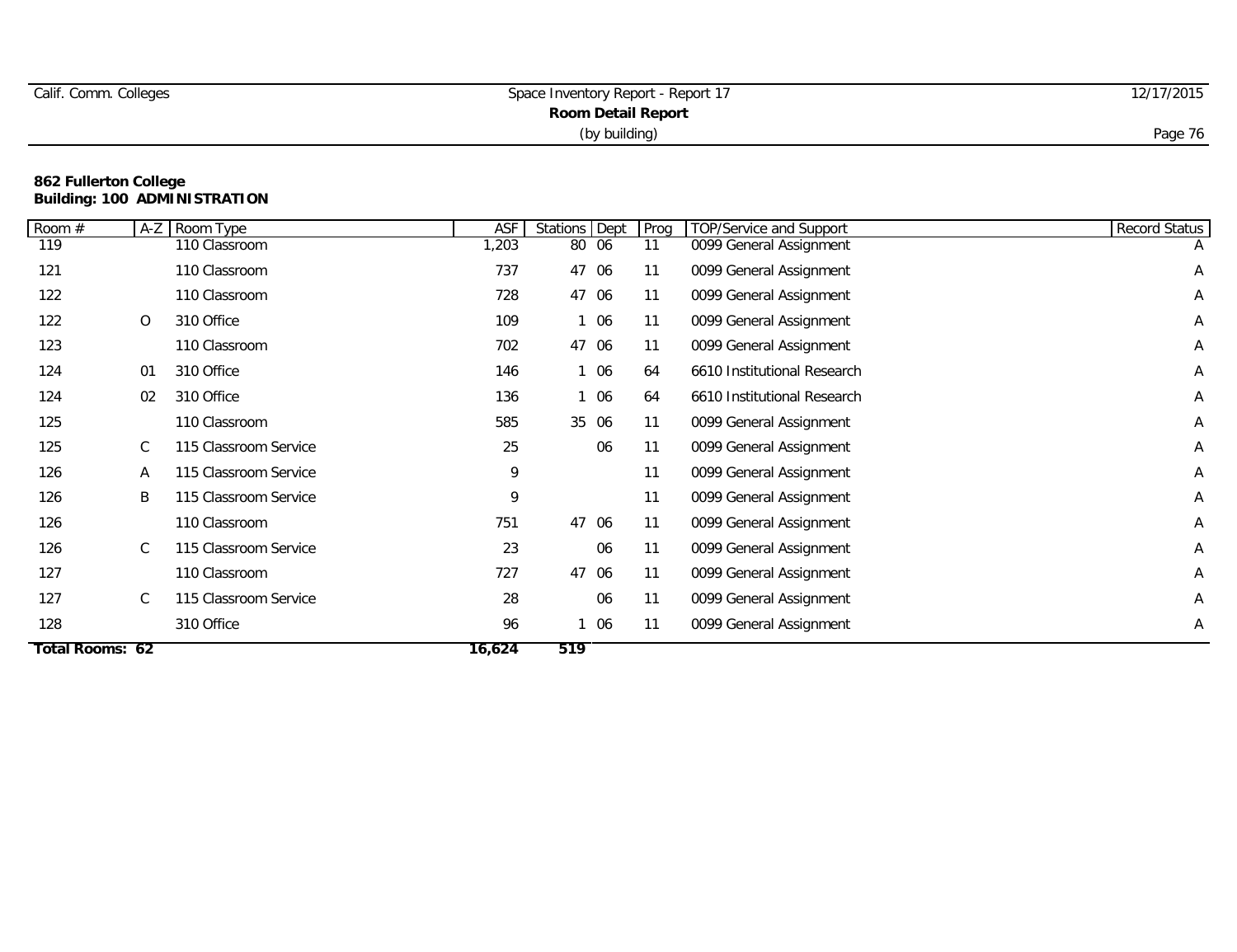**862 Fullerton College**
**Building: 100 ADMINISTRATION**

| Room # | A-Z | Room Type | ASF | Stations | Dept | Prog | TOP/Service and Support | Record Status |
|---|---|---|---|---|---|---|---|---|
| 119 | | 110 Classroom | 1,203 | 80 | 06 | 11 | 0099 General Assignment | A |
| 121 | | 110 Classroom | 737 | 47 | 06 | 11 | 0099 General Assignment | A |
| 122 | | 110 Classroom | 728 | 47 | 06 | 11 | 0099 General Assignment | A |
| 122 | O | 310 Office | 109 | 1 | 06 | 11 | 0099 General Assignment | A |
| 123 | | 110 Classroom | 702 | 47 | 06 | 11 | 0099 General Assignment | A |
| 124 | 01 | 310 Office | 146 | 1 | 06 | 64 | 6610 Institutional Research | A |
| 124 | 02 | 310 Office | 136 | 1 | 06 | 64 | 6610 Institutional Research | A |
| 125 | | 110 Classroom | 585 | 35 | 06 | 11 | 0099 General Assignment | A |
| 125 | C | 115 Classroom Service | 25 | | 06 | 11 | 0099 General Assignment | A |
| 126 | A | 115 Classroom Service | 9 | | | 11 | 0099 General Assignment | A |
| 126 | B | 115 Classroom Service | 9 | | | 11 | 0099 General Assignment | A |
| 126 | | 110 Classroom | 751 | 47 | 06 | 11 | 0099 General Assignment | A |
| 126 | C | 115 Classroom Service | 23 | | 06 | 11 | 0099 General Assignment | A |
| 127 | | 110 Classroom | 727 | 47 | 06 | 11 | 0099 General Assignment | A |
| 127 | C | 115 Classroom Service | 28 | | 06 | 11 | 0099 General Assignment | A |
| 128 | | 310 Office | 96 | 1 | 06 | 11 | 0099 General Assignment | A |
| **Total Rooms: 62** | | | **16,624** | **519** | | | | |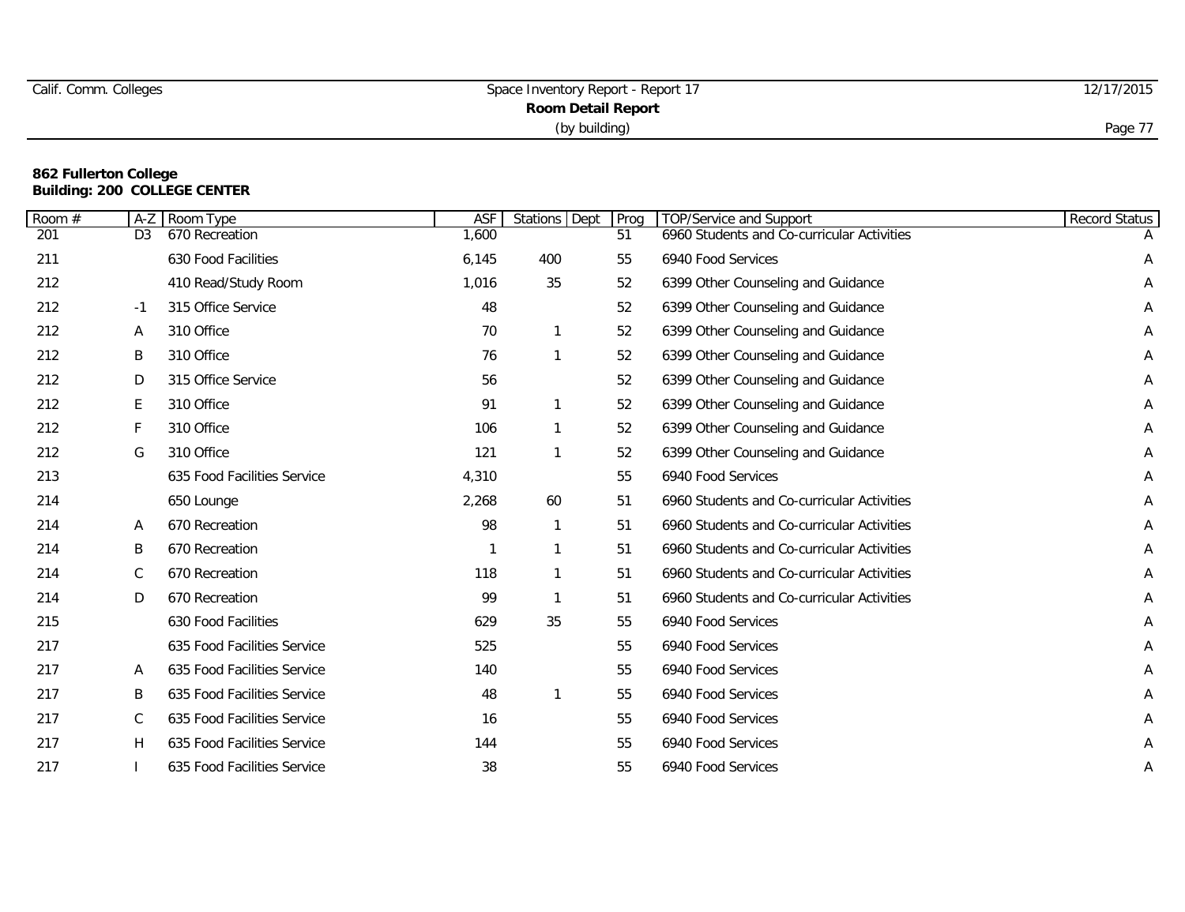**862 Fullerton College**
**Building: 200 COLLEGE CENTER**

| Room # | A-Z | Room Type | ASF | Stations | Dept | Prog | TOP/Service and Support | Record Status |
|---|---|---|---|---|---|---|---|---|
| 201 | D3 | 670 Recreation | 1,600 | | | 51 | 6960 Students and Co-curricular Activities | A |
| 211 | | 630 Food Facilities | 6,145 | 400 | | 55 | 6940 Food Services | A |
| 212 | | 410 Read/Study Room | 1,016 | 35 | | 52 | 6399 Other Counseling and Guidance | A |
| 212 | -1 | 315 Office Service | 48 | | | 52 | 6399 Other Counseling and Guidance | A |
| 212 | A | 310 Office | 70 | 1 | | 52 | 6399 Other Counseling and Guidance | A |
| 212 | B | 310 Office | 76 | 1 | | 52 | 6399 Other Counseling and Guidance | A |
| 212 | D | 315 Office Service | 56 | | | 52 | 6399 Other Counseling and Guidance | A |
| 212 | E | 310 Office | 91 | 1 | | 52 | 6399 Other Counseling and Guidance | A |
| 212 | F | 310 Office | 106 | 1 | | 52 | 6399 Other Counseling and Guidance | A |
| 212 | G | 310 Office | 121 | 1 | | 52 | 6399 Other Counseling and Guidance | A |
| 213 | | 635 Food Facilities Service | 4,310 | | | 55 | 6940 Food Services | A |
| 214 | | 650 Lounge | 2,268 | 60 | | 51 | 6960 Students and Co-curricular Activities | A |
| 214 | A | 670 Recreation | 98 | 1 | | 51 | 6960 Students and Co-curricular Activities | A |
| 214 | B | 670 Recreation | 1 | 1 | | 51 | 6960 Students and Co-curricular Activities | A |
| 214 | C | 670 Recreation | 118 | 1 | | 51 | 6960 Students and Co-curricular Activities | A |
| 214 | D | 670 Recreation | 99 | 1 | | 51 | 6960 Students and Co-curricular Activities | A |
| 215 | | 630 Food Facilities | 629 | 35 | | 55 | 6940 Food Services | A |
| 217 | | 635 Food Facilities Service | 525 | | | 55 | 6940 Food Services | A |
| 217 | A | 635 Food Facilities Service | 140 | | | 55 | 6940 Food Services | A |
| 217 | B | 635 Food Facilities Service | 48 | 1 | | 55 | 6940 Food Services | A |
| 217 | C | 635 Food Facilities Service | 16 | | | 55 | 6940 Food Services | A |
| 217 | H | 635 Food Facilities Service | 144 | | | 55 | 6940 Food Services | A |
| 217 | I | 635 Food Facilities Service | 38 | | | 55 | 6940 Food Services | A |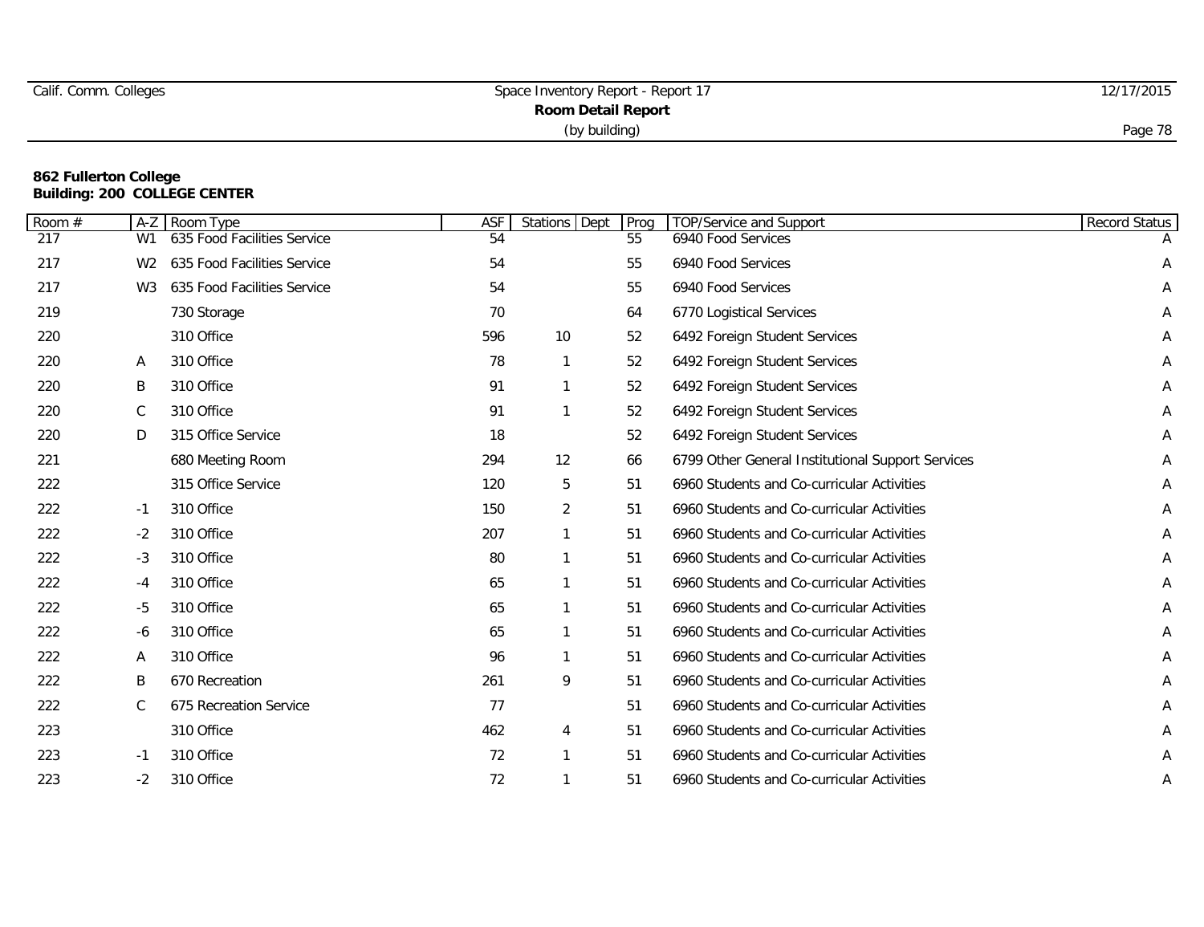**862 Fullerton College**
**Building: 200 COLLEGE CENTER**

| Room # | A-Z | Room Type | ASF | Stations | Dept | Prog | TOP/Service and Support | Record Status |
|---|---|---|---|---|---|---|---|---|
| 217 | W1 | 635 Food Facilities Service | 54 | | | 55 | 6940 Food Services | A |
| 217 | W2 | 635 Food Facilities Service | 54 | | | 55 | 6940 Food Services | A |
| 217 | W3 | 635 Food Facilities Service | 54 | | | 55 | 6940 Food Services | A |
| 219 | | 730 Storage | 70 | | | 64 | 6770 Logistical Services | A |
| 220 | | 310 Office | 596 | 10 | | 52 | 6492 Foreign Student Services | A |
| 220 | A | 310 Office | 78 | 1 | | 52 | 6492 Foreign Student Services | A |
| 220 | B | 310 Office | 91 | 1 | | 52 | 6492 Foreign Student Services | A |
| 220 | C | 310 Office | 91 | 1 | | 52 | 6492 Foreign Student Services | A |
| 220 | D | 315 Office Service | 18 | | | 52 | 6492 Foreign Student Services | A |
| 221 | | 680 Meeting Room | 294 | 12 | | 66 | 6799 Other General Institutional Support Services | A |
| 222 | | 315 Office Service | 120 | 5 | | 51 | 6960 Students and Co-curricular Activities | A |
| 222 | -1 | 310 Office | 150 | 2 | | 51 | 6960 Students and Co-curricular Activities | A |
| 222 | -2 | 310 Office | 207 | 1 | | 51 | 6960 Students and Co-curricular Activities | A |
| 222 | -3 | 310 Office | 80 | 1 | | 51 | 6960 Students and Co-curricular Activities | A |
| 222 | -4 | 310 Office | 65 | 1 | | 51 | 6960 Students and Co-curricular Activities | A |
| 222 | -5 | 310 Office | 65 | 1 | | 51 | 6960 Students and Co-curricular Activities | A |
| 222 | -6 | 310 Office | 65 | 1 | | 51 | 6960 Students and Co-curricular Activities | A |
| 222 | A | 310 Office | 96 | 1 | | 51 | 6960 Students and Co-curricular Activities | A |
| 222 | B | 670 Recreation | 261 | 9 | | 51 | 6960 Students and Co-curricular Activities | A |
| 222 | C | 675 Recreation Service | 77 | | | 51 | 6960 Students and Co-curricular Activities | A |
| 223 | | 310 Office | 462 | 4 | | 51 | 6960 Students and Co-curricular Activities | A |
| 223 | -1 | 310 Office | 72 | 1 | | 51 | 6960 Students and Co-curricular Activities | A |
| 223 | -2 | 310 Office | 72 | 1 | | 51 | 6960 Students and Co-curricular Activities | A |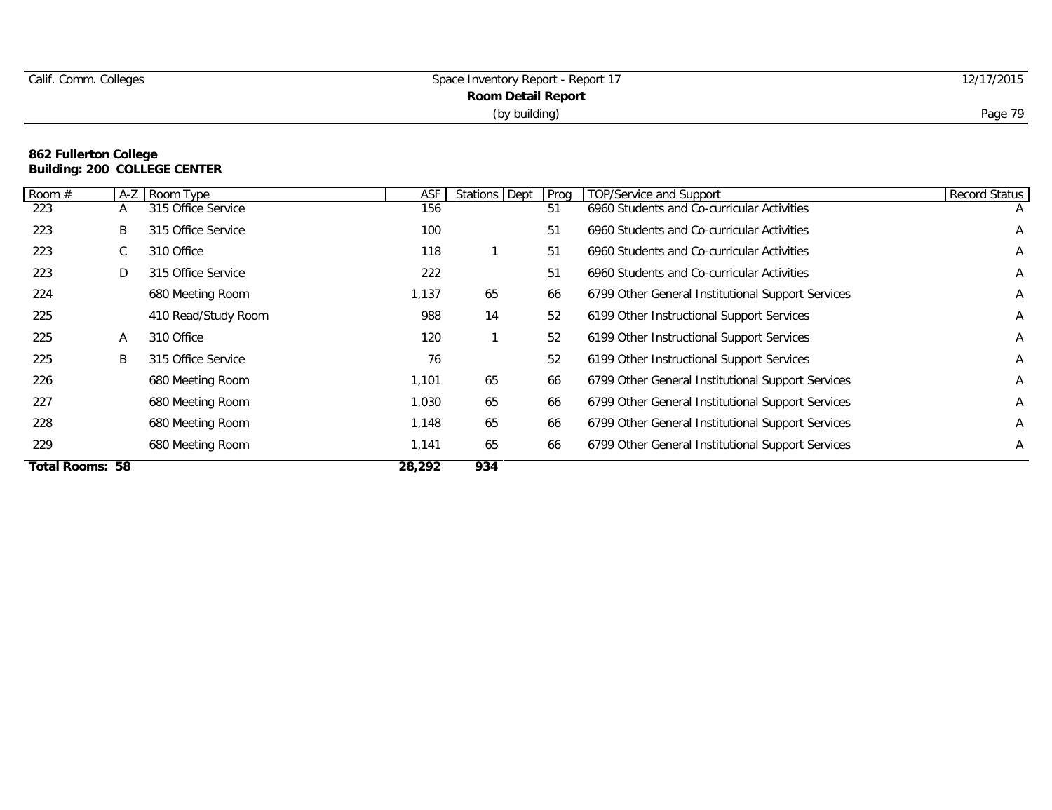**862 Fullerton College**
**Building: 200 COLLEGE CENTER**

| Room # | A-Z | Room Type | ASF | Stations | Dept | Prog | TOP/Service and Support | Record Status |
|---|---|---|---|---|---|---|---|---|
| 223 | A | 315 Office Service | 156 | | | 51 | 6960 Students and Co-curricular Activities | A |
| 223 | B | 315 Office Service | 100 | | | 51 | 6960 Students and Co-curricular Activities | A |
| 223 | C | 310 Office | 118 | 1 | | 51 | 6960 Students and Co-curricular Activities | A |
| 223 | D | 315 Office Service | 222 | | | 51 | 6960 Students and Co-curricular Activities | A |
| 224 | | 680 Meeting Room | 1,137 | 65 | | 66 | 6799 Other General Institutional Support Services | A |
| 225 | | 410 Read/Study Room | 988 | 14 | | 52 | 6199 Other Instructional Support Services | A |
| 225 | A | 310 Office | 120 | 1 | | 52 | 6199 Other Instructional Support Services | A |
| 225 | B | 315 Office Service | 76 | | | 52 | 6199 Other Instructional Support Services | A |
| 226 | | 680 Meeting Room | 1,101 | 65 | | 66 | 6799 Other General Institutional Support Services | A |
| 227 | | 680 Meeting Room | 1,030 | 65 | | 66 | 6799 Other General Institutional Support Services | A |
| 228 | | 680 Meeting Room | 1,148 | 65 | | 66 | 6799 Other General Institutional Support Services | A |
| 229 | | 680 Meeting Room | 1,141 | 65 | | 66 | 6799 Other General Institutional Support Services | A |
| **Total Rooms: 58** | | | **28,292** | **934** | | | | |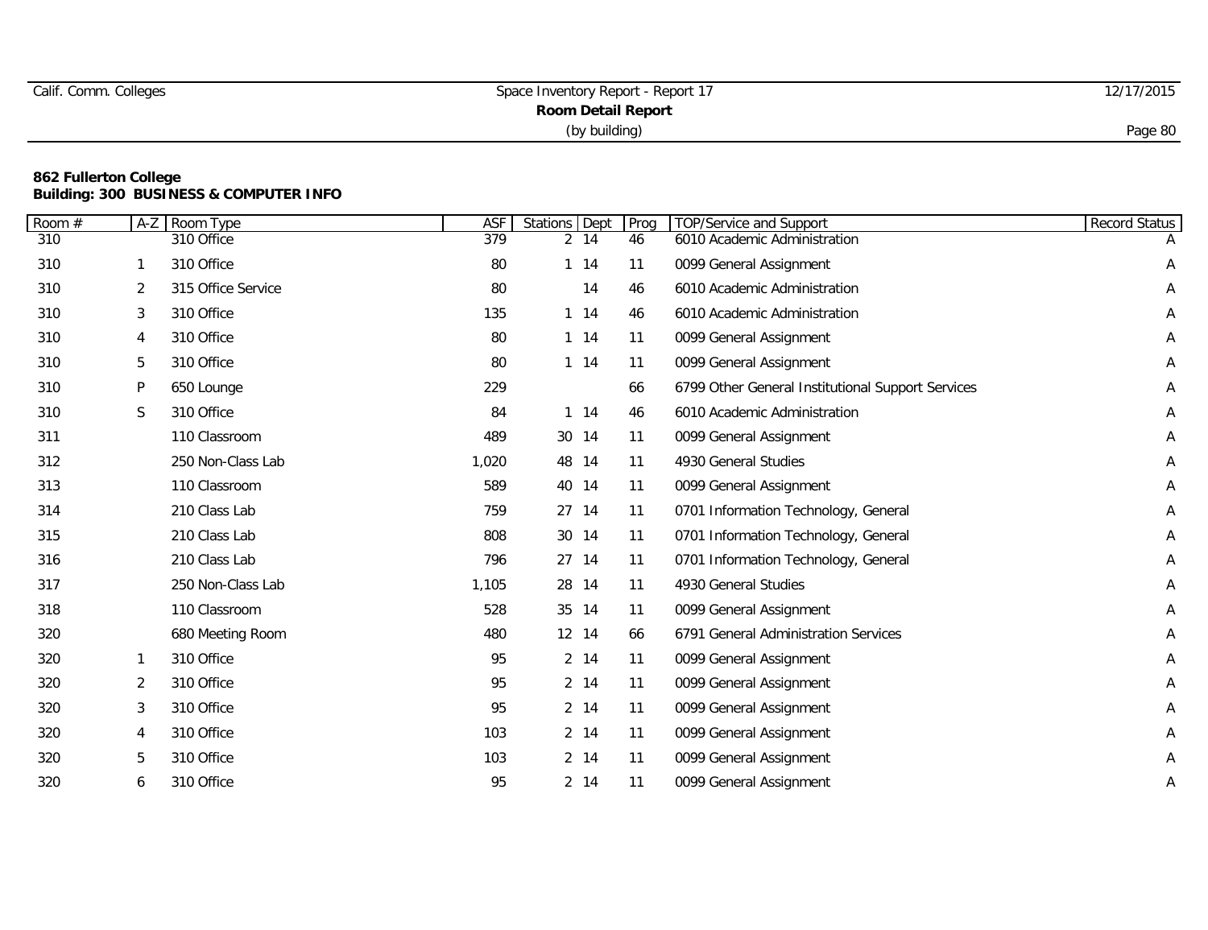**862 Fullerton College**
**Building: 300 BUSINESS & COMPUTER INFO**

| Room # | A-Z | Room Type | ASF | Stations | Dept | Prog | TOP/Service and Support | Record Status |
|---|---|---|---|---|---|---|---|---|
| 310 | | 310 Office | 379 | 2 | 14 | 46 | 6010 Academic Administration | A |
| 310 | 1 | 310 Office | 80 | 1 | 14 | 11 | 0099 General Assignment | A |
| 310 | 2 | 315 Office Service | 80 | | 14 | 46 | 6010 Academic Administration | A |
| 310 | 3 | 310 Office | 135 | 1 | 14 | 46 | 6010 Academic Administration | A |
| 310 | 4 | 310 Office | 80 | 1 | 14 | 11 | 0099 General Assignment | A |
| 310 | 5 | 310 Office | 80 | 1 | 14 | 11 | 0099 General Assignment | A |
| 310 | P | 650 Lounge | 229 | | | 66 | 6799 Other General Institutional Support Services | A |
| 310 | S | 310 Office | 84 | 1 | 14 | 46 | 6010 Academic Administration | A |
| 311 | | 110 Classroom | 489 | 30 | 14 | 11 | 0099 General Assignment | A |
| 312 | | 250 Non-Class Lab | 1,020 | 48 | 14 | 11 | 4930 General Studies | A |
| 313 | | 110 Classroom | 589 | 40 | 14 | 11 | 0099 General Assignment | A |
| 314 | | 210 Class Lab | 759 | 27 | 14 | 11 | 0701 Information Technology, General | A |
| 315 | | 210 Class Lab | 808 | 30 | 14 | 11 | 0701 Information Technology, General | A |
| 316 | | 210 Class Lab | 796 | 27 | 14 | 11 | 0701 Information Technology, General | A |
| 317 | | 250 Non-Class Lab | 1,105 | 28 | 14 | 11 | 4930 General Studies | A |
| 318 | | 110 Classroom | 528 | 35 | 14 | 11 | 0099 General Assignment | A |
| 320 | | 680 Meeting Room | 480 | 12 | 14 | 66 | 6791 General Administration Services | A |
| 320 | 1 | 310 Office | 95 | 2 | 14 | 11 | 0099 General Assignment | A |
| 320 | 2 | 310 Office | 95 | 2 | 14 | 11 | 0099 General Assignment | A |
| 320 | 3 | 310 Office | 95 | 2 | 14 | 11 | 0099 General Assignment | A |
| 320 | 4 | 310 Office | 103 | 2 | 14 | 11 | 0099 General Assignment | A |
| 320 | 5 | 310 Office | 103 | 2 | 14 | 11 | 0099 General Assignment | A |
| 320 | 6 | 310 Office | 95 | 2 | 14 | 11 | 0099 General Assignment | A |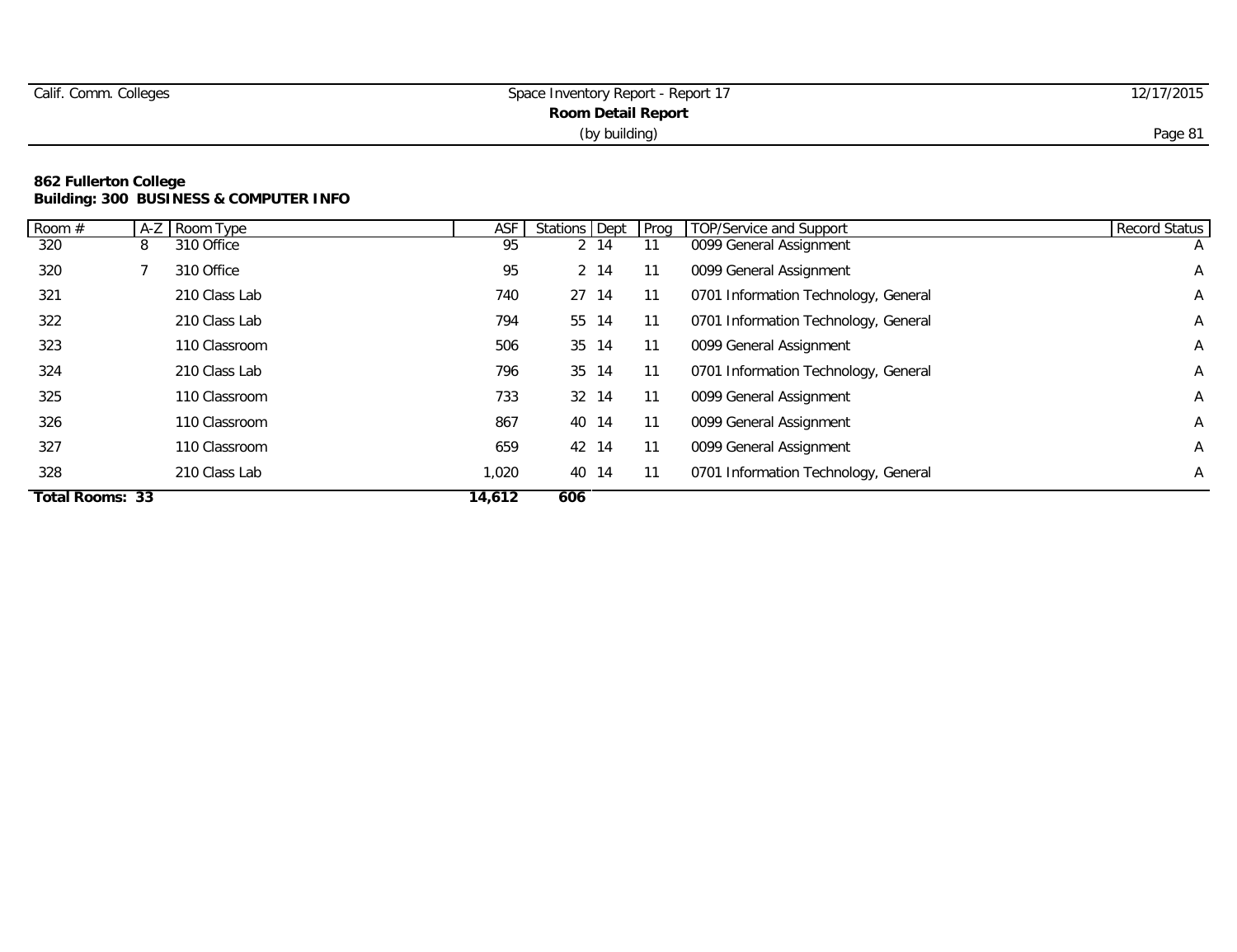**862 Fullerton College**
**Building: 300 BUSINESS & COMPUTER INFO**

| Room # | A-Z | Room Type | ASF | Stations | Dept | Prog | TOP/Service and Support | Record Status |
|---|---|---|---|---|---|---|---|---|
| 320 | 8 | 310 Office | 95 | 2 | 14 | 11 | 0099 General Assignment | A |
| 320 | 7 | 310 Office | 95 | 2 | 14 | 11 | 0099 General Assignment | A |
| 321 | | 210 Class Lab | 740 | 27 | 14 | 11 | 0701 Information Technology, General | A |
| 322 | | 210 Class Lab | 794 | 55 | 14 | 11 | 0701 Information Technology, General | A |
| 323 | | 110 Classroom | 506 | 35 | 14 | 11 | 0099 General Assignment | A |
| 324 | | 210 Class Lab | 796 | 35 | 14 | 11 | 0701 Information Technology, General | A |
| 325 | | 110 Classroom | 733 | 32 | 14 | 11 | 0099 General Assignment | A |
| 326 | | 110 Classroom | 867 | 40 | 14 | 11 | 0099 General Assignment | A |
| 327 | | 110 Classroom | 659 | 42 | 14 | 11 | 0099 General Assignment | A |
| 328 | | 210 Class Lab | 1,020 | 40 | 14 | 11 | 0701 Information Technology, General | A |
| **Total Rooms: 33** | | | **14,612** | **606** | | | | |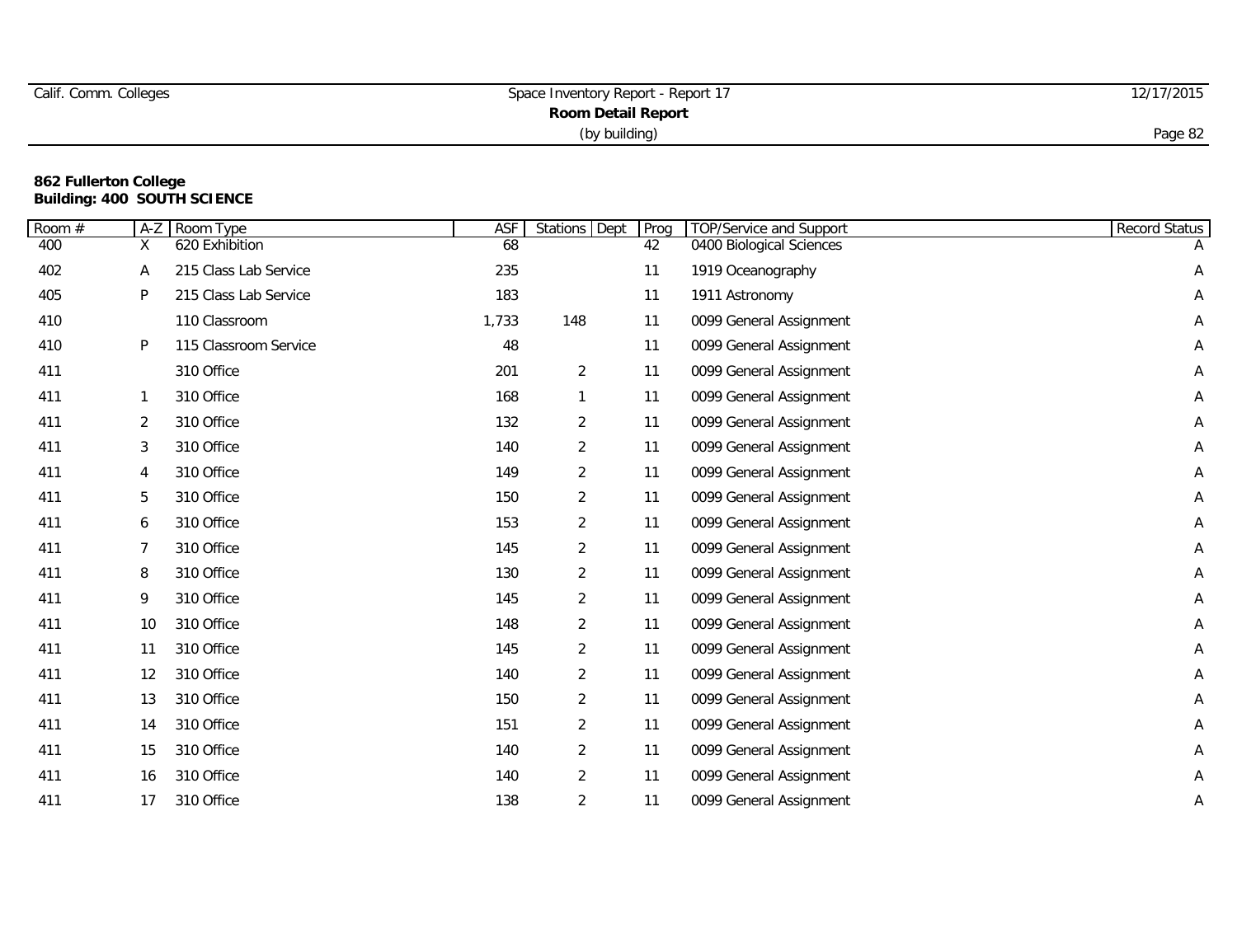**862 Fullerton College**
**Building: 400 SOUTH SCIENCE**

| Room # | A-Z | Room Type | ASF | Stations | Dept | Prog | TOP/Service and Support | Record Status |
|---|---|---|---|---|---|---|---|---|
| 400 | X | 620 Exhibition | 68 | | | 42 | 0400 Biological Sciences | A |
| 402 | A | 215 Class Lab Service | 235 | | | 11 | 1919 Oceanography | A |
| 405 | P | 215 Class Lab Service | 183 | | | 11 | 1911 Astronomy | A |
| 410 | | 110 Classroom | 1,733 | 148 | | 11 | 0099 General Assignment | A |
| 410 | P | 115 Classroom Service | 48 | | | 11 | 0099 General Assignment | A |
| 411 | | 310 Office | 201 | 2 | | 11 | 0099 General Assignment | A |
| 411 | 1 | 310 Office | 168 | 1 | | 11 | 0099 General Assignment | A |
| 411 | 2 | 310 Office | 132 | 2 | | 11 | 0099 General Assignment | A |
| 411 | 3 | 310 Office | 140 | 2 | | 11 | 0099 General Assignment | A |
| 411 | 4 | 310 Office | 149 | 2 | | 11 | 0099 General Assignment | A |
| 411 | 5 | 310 Office | 150 | 2 | | 11 | 0099 General Assignment | A |
| 411 | 6 | 310 Office | 153 | 2 | | 11 | 0099 General Assignment | A |
| 411 | 7 | 310 Office | 145 | 2 | | 11 | 0099 General Assignment | A |
| 411 | 8 | 310 Office | 130 | 2 | | 11 | 0099 General Assignment | A |
| 411 | 9 | 310 Office | 145 | 2 | | 11 | 0099 General Assignment | A |
| 411 | 10 | 310 Office | 148 | 2 | | 11 | 0099 General Assignment | A |
| 411 | 11 | 310 Office | 145 | 2 | | 11 | 0099 General Assignment | A |
| 411 | 12 | 310 Office | 140 | 2 | | 11 | 0099 General Assignment | A |
| 411 | 13 | 310 Office | 150 | 2 | | 11 | 0099 General Assignment | A |
| 411 | 14 | 310 Office | 151 | 2 | | 11 | 0099 General Assignment | A |
| 411 | 15 | 310 Office | 140 | 2 | | 11 | 0099 General Assignment | A |
| 411 | 16 | 310 Office | 140 | 2 | | 11 | 0099 General Assignment | A |
| 411 | 17 | 310 Office | 138 | 2 | | 11 | 0099 General Assignment | A |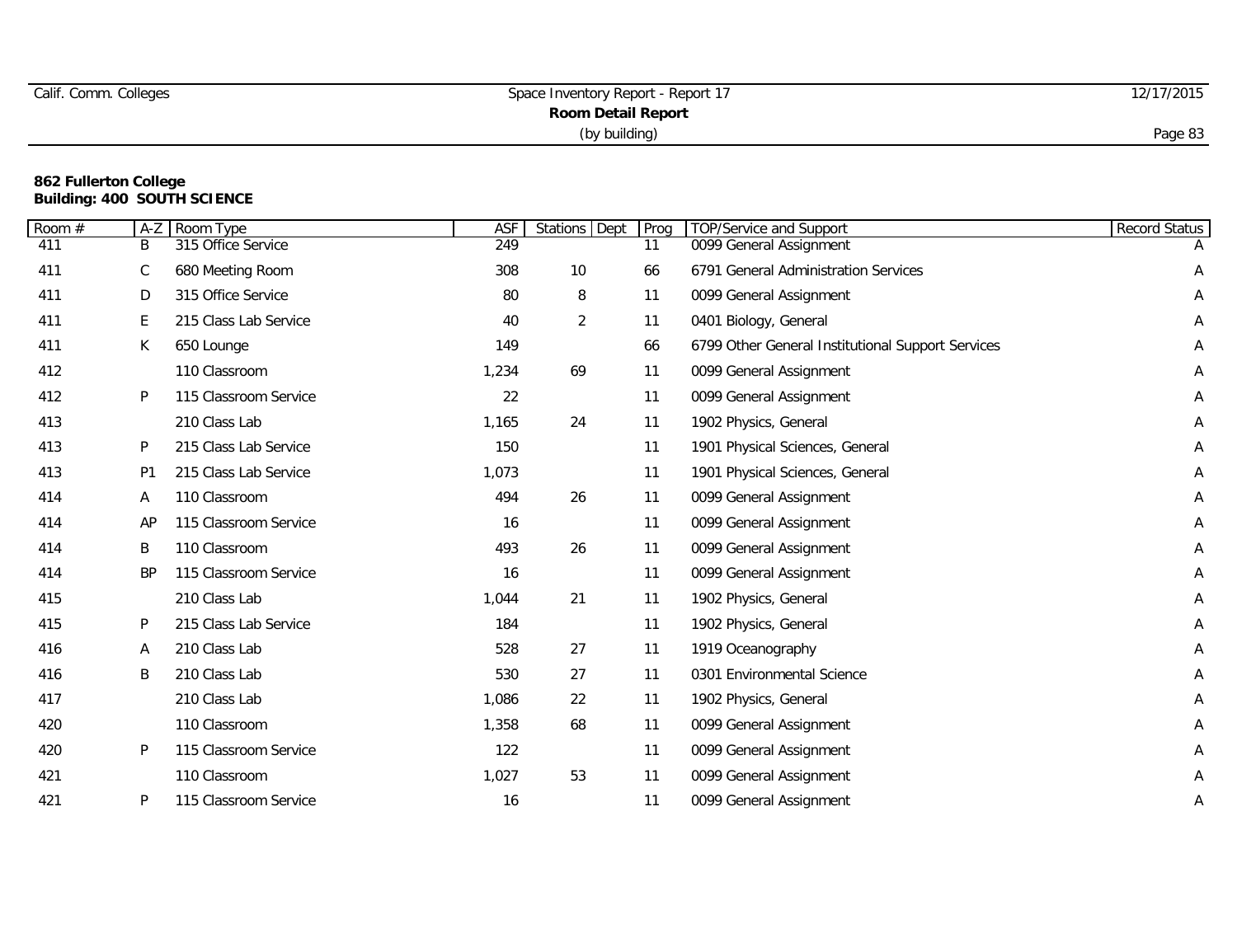**862 Fullerton College**
**Building: 400 SOUTH SCIENCE**

| Room # | A-Z | Room Type | ASF | Stations | Dept | Prog | TOP/Service and Support | Record Status |
|---|---|---|---|---|---|---|---|---|
| 411 | B | 315 Office Service | 249 | | | 11 | 0099 General Assignment | A |
| 411 | C | 680 Meeting Room | 308 | 10 | | 66 | 6791 General Administration Services | A |
| 411 | D | 315 Office Service | 80 | 8 | | 11 | 0099 General Assignment | A |
| 411 | E | 215 Class Lab Service | 40 | 2 | | 11 | 0401 Biology, General | A |
| 411 | K | 650 Lounge | 149 | | | 66 | 6799 Other General Institutional Support Services | A |
| 412 | | 110 Classroom | 1,234 | 69 | | 11 | 0099 General Assignment | A |
| 412 | P | 115 Classroom Service | 22 | | | 11 | 0099 General Assignment | A |
| 413 | | 210 Class Lab | 1,165 | 24 | | 11 | 1902 Physics, General | A |
| 413 | P | 215 Class Lab Service | 150 | | | 11 | 1901 Physical Sciences, General | A |
| 413 | P1 | 215 Class Lab Service | 1,073 | | | 11 | 1901 Physical Sciences, General | A |
| 414 | A | 110 Classroom | 494 | 26 | | 11 | 0099 General Assignment | A |
| 414 | AP | 115 Classroom Service | 16 | | | 11 | 0099 General Assignment | A |
| 414 | B | 110 Classroom | 493 | 26 | | 11 | 0099 General Assignment | A |
| 414 | BP | 115 Classroom Service | 16 | | | 11 | 0099 General Assignment | A |
| 415 | | 210 Class Lab | 1,044 | 21 | | 11 | 1902 Physics, General | A |
| 415 | P | 215 Class Lab Service | 184 | | | 11 | 1902 Physics, General | A |
| 416 | A | 210 Class Lab | 528 | 27 | | 11 | 1919 Oceanography | A |
| 416 | B | 210 Class Lab | 530 | 27 | | 11 | 0301 Environmental Science | A |
| 417 | | 210 Class Lab | 1,086 | 22 | | 11 | 1902 Physics, General | A |
| 420 | | 110 Classroom | 1,358 | 68 | | 11 | 0099 General Assignment | A |
| 420 | P | 115 Classroom Service | 122 | | | 11 | 0099 General Assignment | A |
| 421 | | 110 Classroom | 1,027 | 53 | | 11 | 0099 General Assignment | A |
| 421 | P | 115 Classroom Service | 16 | | | 11 | 0099 General Assignment | A |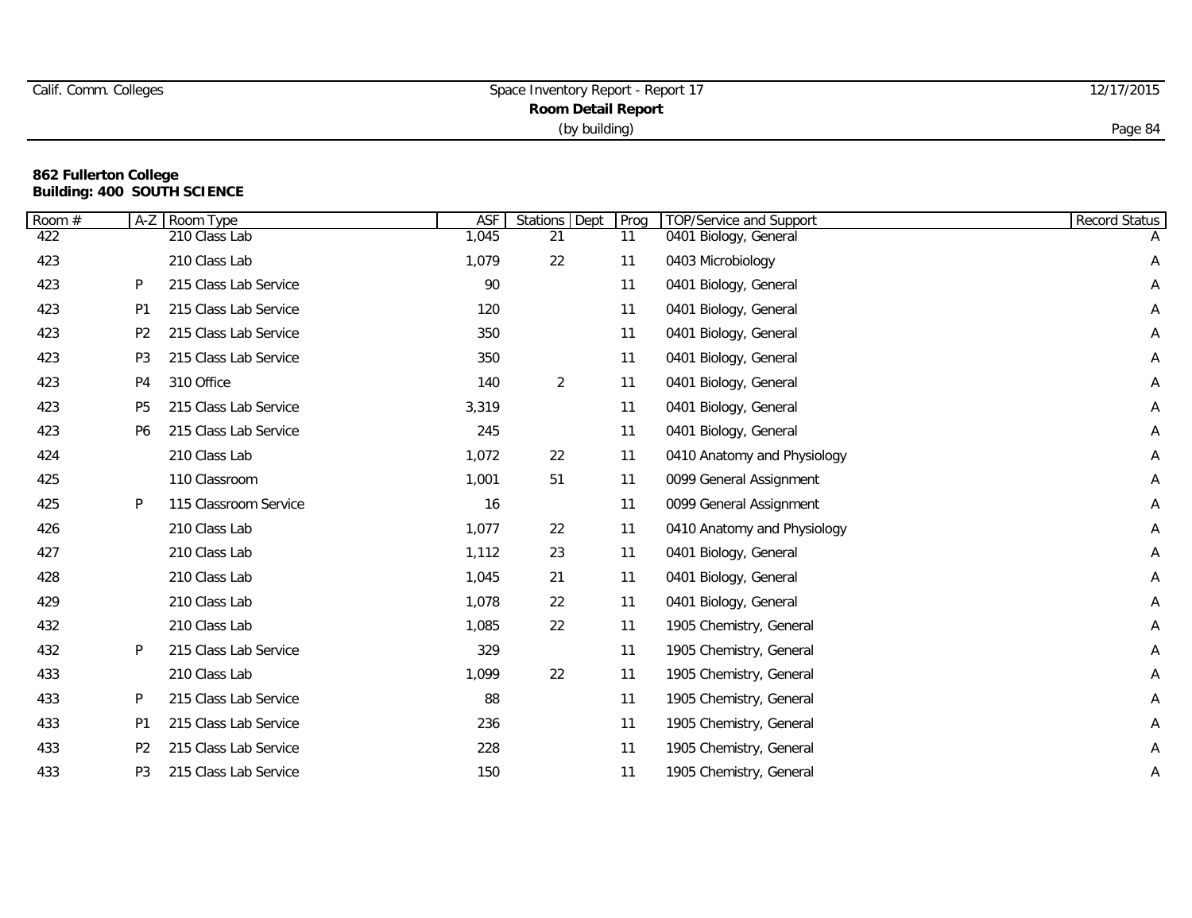**862 Fullerton College**
**Building: 400 SOUTH SCIENCE**

| Room # | A-Z | Room Type | ASF | Stations | Dept | Prog | TOP/Service and Support | Record Status |
|---|---|---|---|---|---|---|---|---|
| 422 | | 210 Class Lab | 1,045 | 21 | | 11 | 0401 Biology, General | A |
| 423 | | 210 Class Lab | 1,079 | 22 | | 11 | 0403 Microbiology | A |
| 423 | P | 215 Class Lab Service | 90 | | | 11 | 0401 Biology, General | A |
| 423 | P1 | 215 Class Lab Service | 120 | | | 11 | 0401 Biology, General | A |
| 423 | P2 | 215 Class Lab Service | 350 | | | 11 | 0401 Biology, General | A |
| 423 | P3 | 215 Class Lab Service | 350 | | | 11 | 0401 Biology, General | A |
| 423 | P4 | 310 Office | 140 | 2 | | 11 | 0401 Biology, General | A |
| 423 | P5 | 215 Class Lab Service | 3,319 | | | 11 | 0401 Biology, General | A |
| 423 | P6 | 215 Class Lab Service | 245 | | | 11 | 0401 Biology, General | A |
| 424 | | 210 Class Lab | 1,072 | 22 | | 11 | 0410 Anatomy and Physiology | A |
| 425 | | 110 Classroom | 1,001 | 51 | | 11 | 0099 General Assignment | A |
| 425 | P | 115 Classroom Service | 16 | | | 11 | 0099 General Assignment | A |
| 426 | | 210 Class Lab | 1,077 | 22 | | 11 | 0410 Anatomy and Physiology | A |
| 427 | | 210 Class Lab | 1,112 | 23 | | 11 | 0401 Biology, General | A |
| 428 | | 210 Class Lab | 1,045 | 21 | | 11 | 0401 Biology, General | A |
| 429 | | 210 Class Lab | 1,078 | 22 | | 11 | 0401 Biology, General | A |
| 432 | | 210 Class Lab | 1,085 | 22 | | 11 | 1905 Chemistry, General | A |
| 432 | P | 215 Class Lab Service | 329 | | | 11 | 1905 Chemistry, General | A |
| 433 | | 210 Class Lab | 1,099 | 22 | | 11 | 1905 Chemistry, General | A |
| 433 | P | 215 Class Lab Service | 88 | | | 11 | 1905 Chemistry, General | A |
| 433 | P1 | 215 Class Lab Service | 236 | | | 11 | 1905 Chemistry, General | A |
| 433 | P2 | 215 Class Lab Service | 228 | | | 11 | 1905 Chemistry, General | A |
| 433 | P3 | 215 Class Lab Service | 150 | | | 11 | 1905 Chemistry, General | A |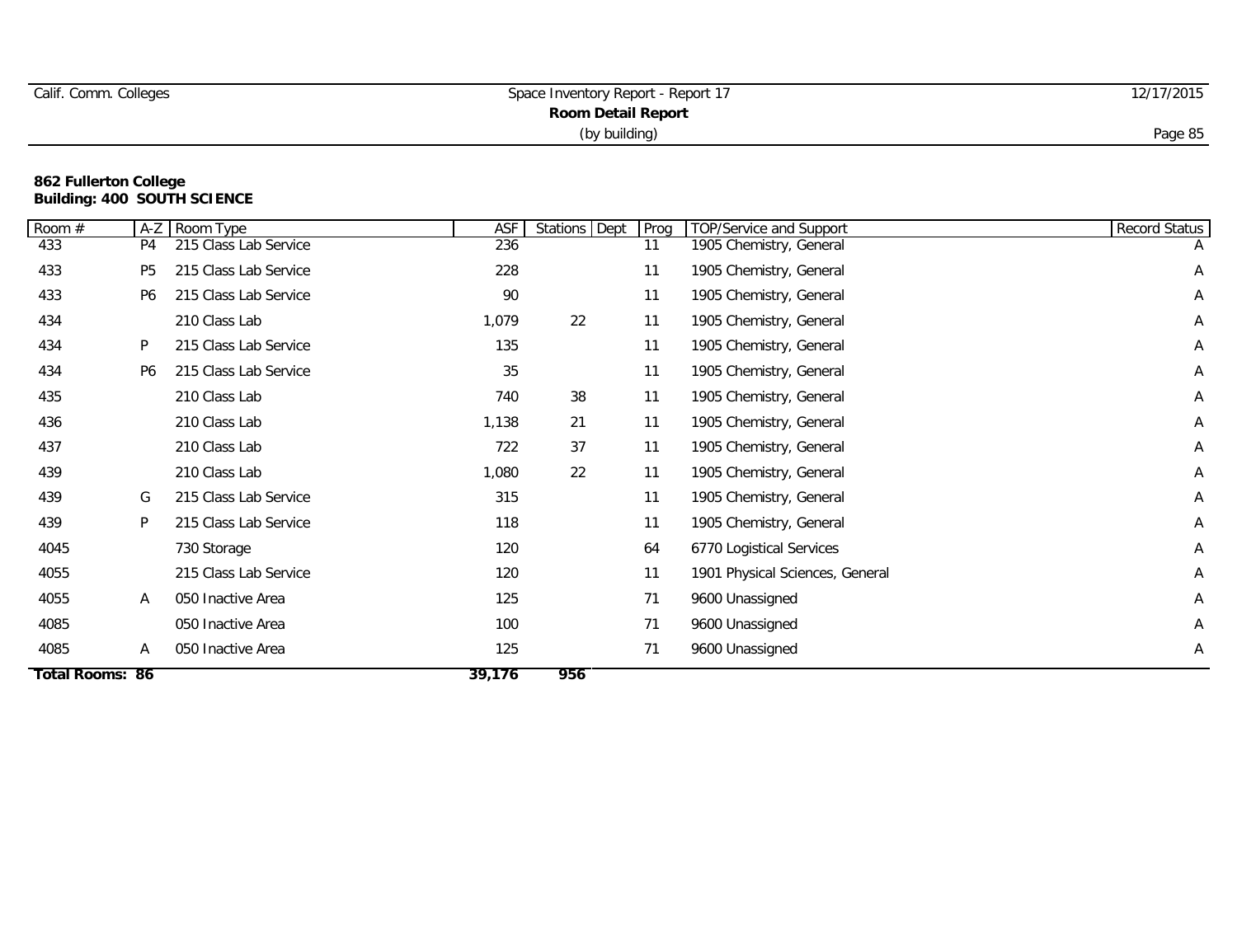**862 Fullerton College**
**Building: 400 SOUTH SCIENCE**

| Room # | A-Z | Room Type | ASF | Stations | Dept | Prog | TOP/Service and Support | Record Status |
|---|---|---|---|---|---|---|---|---|
| 433 | P4 | 215 Class Lab Service | 236 | | | 11 | 1905 Chemistry, General | A |
| 433 | P5 | 215 Class Lab Service | 228 | | | 11 | 1905 Chemistry, General | A |
| 433 | P6 | 215 Class Lab Service | 90 | | | 11 | 1905 Chemistry, General | A |
| 434 | | 210 Class Lab | 1,079 | 22 | | 11 | 1905 Chemistry, General | A |
| 434 | P | 215 Class Lab Service | 135 | | | 11 | 1905 Chemistry, General | A |
| 434 | P6 | 215 Class Lab Service | 35 | | | 11 | 1905 Chemistry, General | A |
| 435 | | 210 Class Lab | 740 | 38 | | 11 | 1905 Chemistry, General | A |
| 436 | | 210 Class Lab | 1,138 | 21 | | 11 | 1905 Chemistry, General | A |
| 437 | | 210 Class Lab | 722 | 37 | | 11 | 1905 Chemistry, General | A |
| 439 | | 210 Class Lab | 1,080 | 22 | | 11 | 1905 Chemistry, General | A |
| 439 | G | 215 Class Lab Service | 315 | | | 11 | 1905 Chemistry, General | A |
| 439 | P | 215 Class Lab Service | 118 | | | 11 | 1905 Chemistry, General | A |
| 4045 | | 730 Storage | 120 | | | 64 | 6770 Logistical Services | A |
| 4055 | | 215 Class Lab Service | 120 | | | 11 | 1901 Physical Sciences, General | A |
| 4055 | A | 050 Inactive Area | 125 | | | 71 | 9600 Unassigned | A |
| 4085 | | 050 Inactive Area | 100 | | | 71 | 9600 Unassigned | A |
| 4085 | A | 050 Inactive Area | 125 | | | 71 | 9600 Unassigned | A |
| **Total Rooms: 86** | | | **39,176** | **956** | | | | |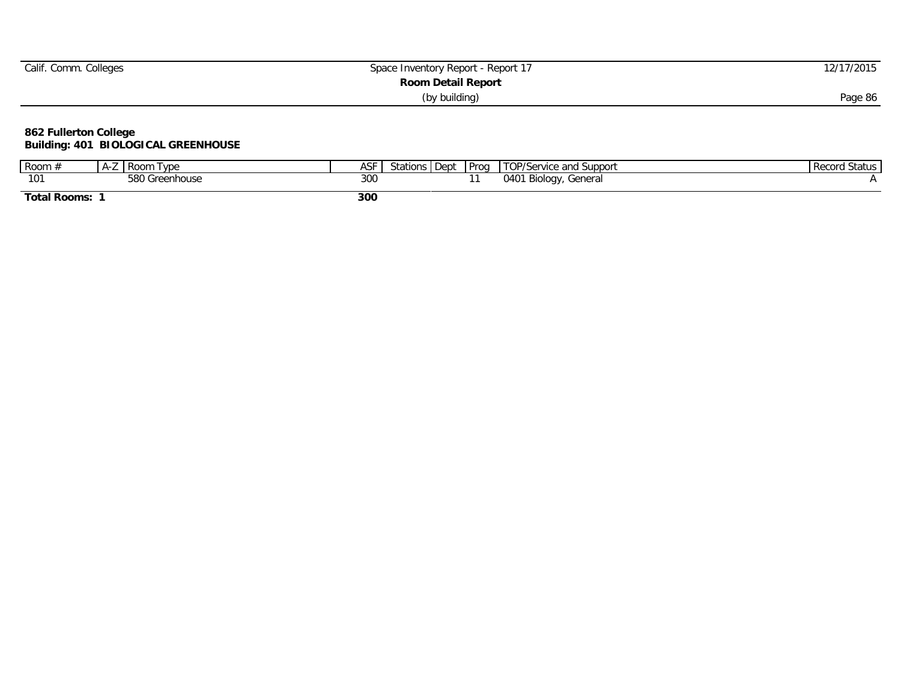**862 Fullerton College**
**Building: 401 BIOLOGICAL GREENHOUSE**

| Room # | A-Z | Room Type | ASF | Stations | Dept | Prog | TOP/Service and Support | Record Status |
|---|---|---|---|---|---|---|---|---|
| 101 | | 580 Greenhouse | 300 | | | 11 | 0401 Biology, General | A |
| **Total Rooms: 1** | | | **300** | | | | | |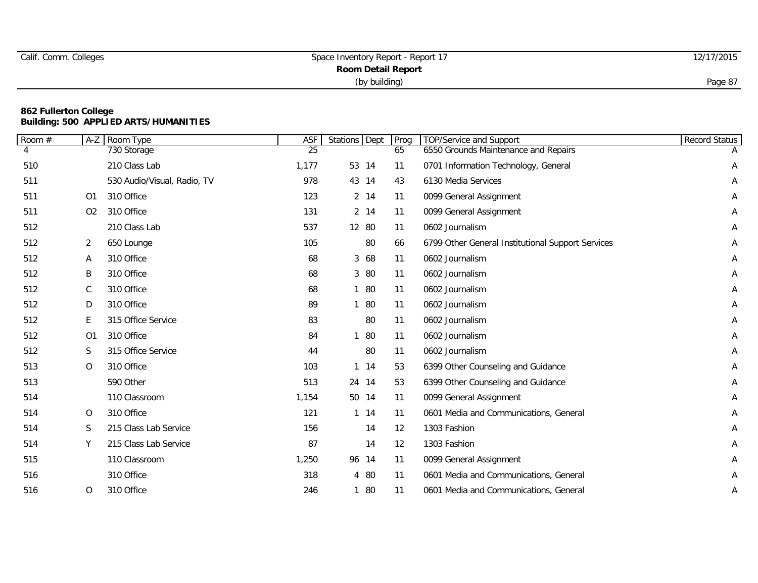**862 Fullerton College**
**Building: 500 APPLIED ARTS/HUMANITIES**

| Room # | A-Z | Room Type | ASF | Stations | Dept | Prog | TOP/Service and Support | Record Status |
|---|---|---|---|---|---|---|---|---|
| 4 | | 730 Storage | 25 | | | 65 | 6550 Grounds Maintenance and Repairs | A |
| 510 | | 210 Class Lab | 1,177 | 53 | 14 | 11 | 0701 Information Technology, General | A |
| 511 | | 530 Audio/Visual, Radio, TV | 978 | 43 | 14 | 43 | 6130 Media Services | A |
| 511 | O1 | 310 Office | 123 | 2 | 14 | 11 | 0099 General Assignment | A |
| 511 | O2 | 310 Office | 131 | 2 | 14 | 11 | 0099 General Assignment | A |
| 512 | | 210 Class Lab | 537 | 12 | 80 | 11 | 0602 Journalism | A |
| 512 | 2 | 650 Lounge | 105 | | 80 | 66 | 6799 Other General Institutional Support Services | A |
| 512 | A | 310 Office | 68 | 3 | 68 | 11 | 0602 Journalism | A |
| 512 | B | 310 Office | 68 | 3 | 80 | 11 | 0602 Journalism | A |
| 512 | C | 310 Office | 68 | 1 | 80 | 11 | 0602 Journalism | A |
| 512 | D | 310 Office | 89 | 1 | 80 | 11 | 0602 Journalism | A |
| 512 | E | 315 Office Service | 83 | | 80 | 11 | 0602 Journalism | A |
| 512 | O1 | 310 Office | 84 | 1 | 80 | 11 | 0602 Journalism | A |
| 512 | S | 315 Office Service | 44 | | 80 | 11 | 0602 Journalism | A |
| 513 | O | 310 Office | 103 | 1 | 14 | 53 | 6399 Other Counseling and Guidance | A |
| 513 | | 590 Other | 513 | 24 | 14 | 53 | 6399 Other Counseling and Guidance | A |
| 514 | | 110 Classroom | 1,154 | 50 | 14 | 11 | 0099 General Assignment | A |
| 514 | O | 310 Office | 121 | 1 | 14 | 11 | 0601 Media and Communications, General | A |
| 514 | S | 215 Class Lab Service | 156 | | 14 | 12 | 1303 Fashion | A |
| 514 | Y | 215 Class Lab Service | 87 | | 14 | 12 | 1303 Fashion | A |
| 515 | | 110 Classroom | 1,250 | 96 | 14 | 11 | 0099 General Assignment | A |
| 516 | | 310 Office | 318 | 4 | 80 | 11 | 0601 Media and Communications, General | A |
| 516 | O | 310 Office | 246 | 1 | 80 | 11 | 0601 Media and Communications, General | A |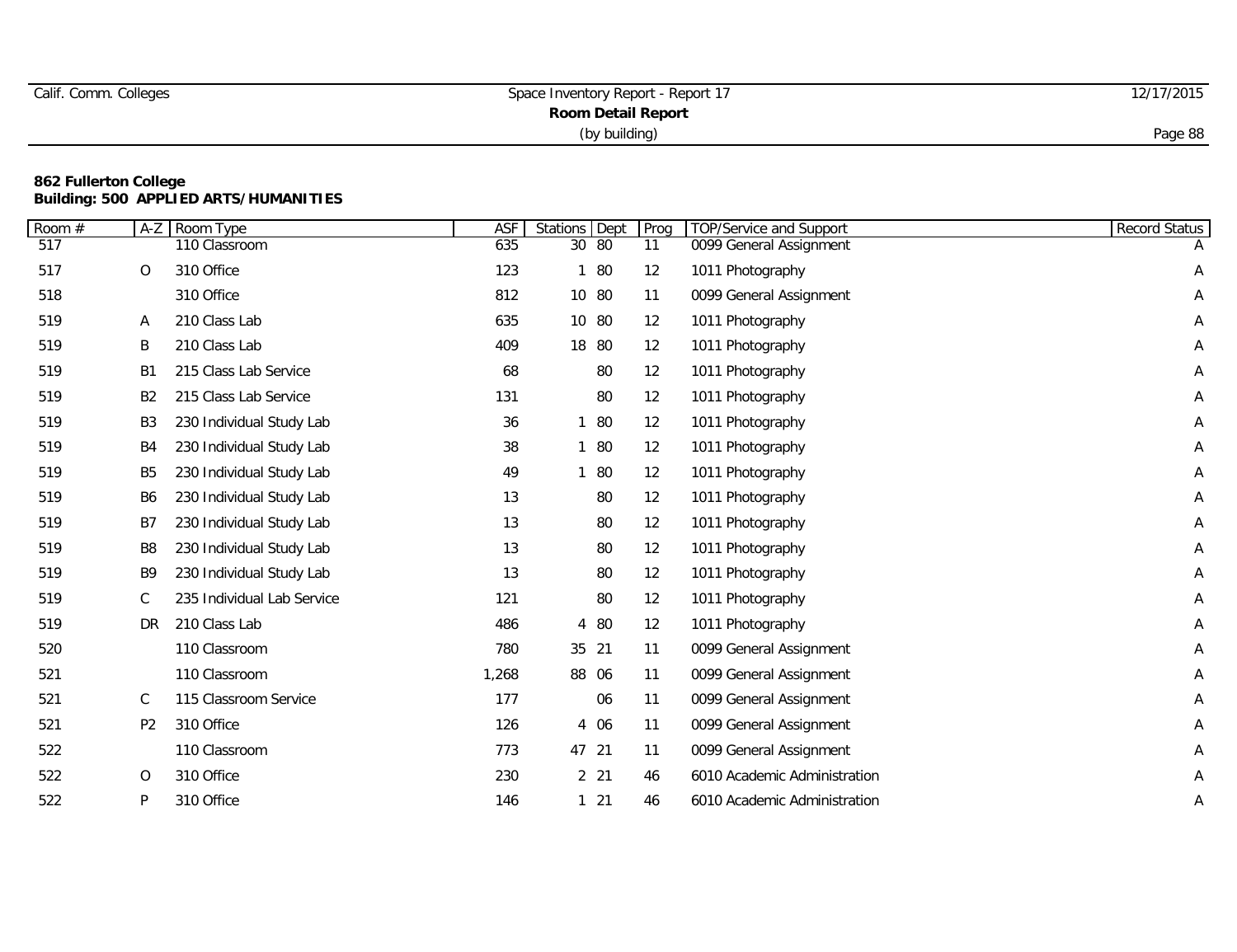**862 Fullerton College**
**Building: 500 APPLIED ARTS/HUMANITIES**

| Room # | A-Z | Room Type | ASF | Stations | Dept | Prog | TOP/Service and Support | Record Status |
|---|---|---|---|---|---|---|---|---|
| 517 | | 110 Classroom | 635 | 30 | 80 | 11 | 0099 General Assignment | A |
| 517 | O | 310 Office | 123 | 1 | 80 | 12 | 1011 Photography | A |
| 518 | | 310 Office | 812 | 10 | 80 | 11 | 0099 General Assignment | A |
| 519 | A | 210 Class Lab | 635 | 10 | 80 | 12 | 1011 Photography | A |
| 519 | B | 210 Class Lab | 409 | 18 | 80 | 12 | 1011 Photography | A |
| 519 | B1 | 215 Class Lab Service | 68 | | 80 | 12 | 1011 Photography | A |
| 519 | B2 | 215 Class Lab Service | 131 | | 80 | 12 | 1011 Photography | A |
| 519 | B3 | 230 Individual Study Lab | 36 | 1 | 80 | 12 | 1011 Photography | A |
| 519 | B4 | 230 Individual Study Lab | 38 | 1 | 80 | 12 | 1011 Photography | A |
| 519 | B5 | 230 Individual Study Lab | 49 | 1 | 80 | 12 | 1011 Photography | A |
| 519 | B6 | 230 Individual Study Lab | 13 | | 80 | 12 | 1011 Photography | A |
| 519 | B7 | 230 Individual Study Lab | 13 | | 80 | 12 | 1011 Photography | A |
| 519 | B8 | 230 Individual Study Lab | 13 | | 80 | 12 | 1011 Photography | A |
| 519 | B9 | 230 Individual Study Lab | 13 | | 80 | 12 | 1011 Photography | A |
| 519 | C | 235 Individual Lab Service | 121 | | 80 | 12 | 1011 Photography | A |
| 519 | DR | 210 Class Lab | 486 | 4 | 80 | 12 | 1011 Photography | A |
| 520 | | 110 Classroom | 780 | 35 | 21 | 11 | 0099 General Assignment | A |
| 521 | | 110 Classroom | 1,268 | 88 | 06 | 11 | 0099 General Assignment | A |
| 521 | C | 115 Classroom Service | 177 | | 06 | 11 | 0099 General Assignment | A |
| 521 | P2 | 310 Office | 126 | 4 | 06 | 11 | 0099 General Assignment | A |
| 522 | | 110 Classroom | 773 | 47 | 21 | 11 | 0099 General Assignment | A |
| 522 | O | 310 Office | 230 | 2 | 21 | 46 | 6010 Academic Administration | A |
| 522 | P | 310 Office | 146 | 1 | 21 | 46 | 6010 Academic Administration | A |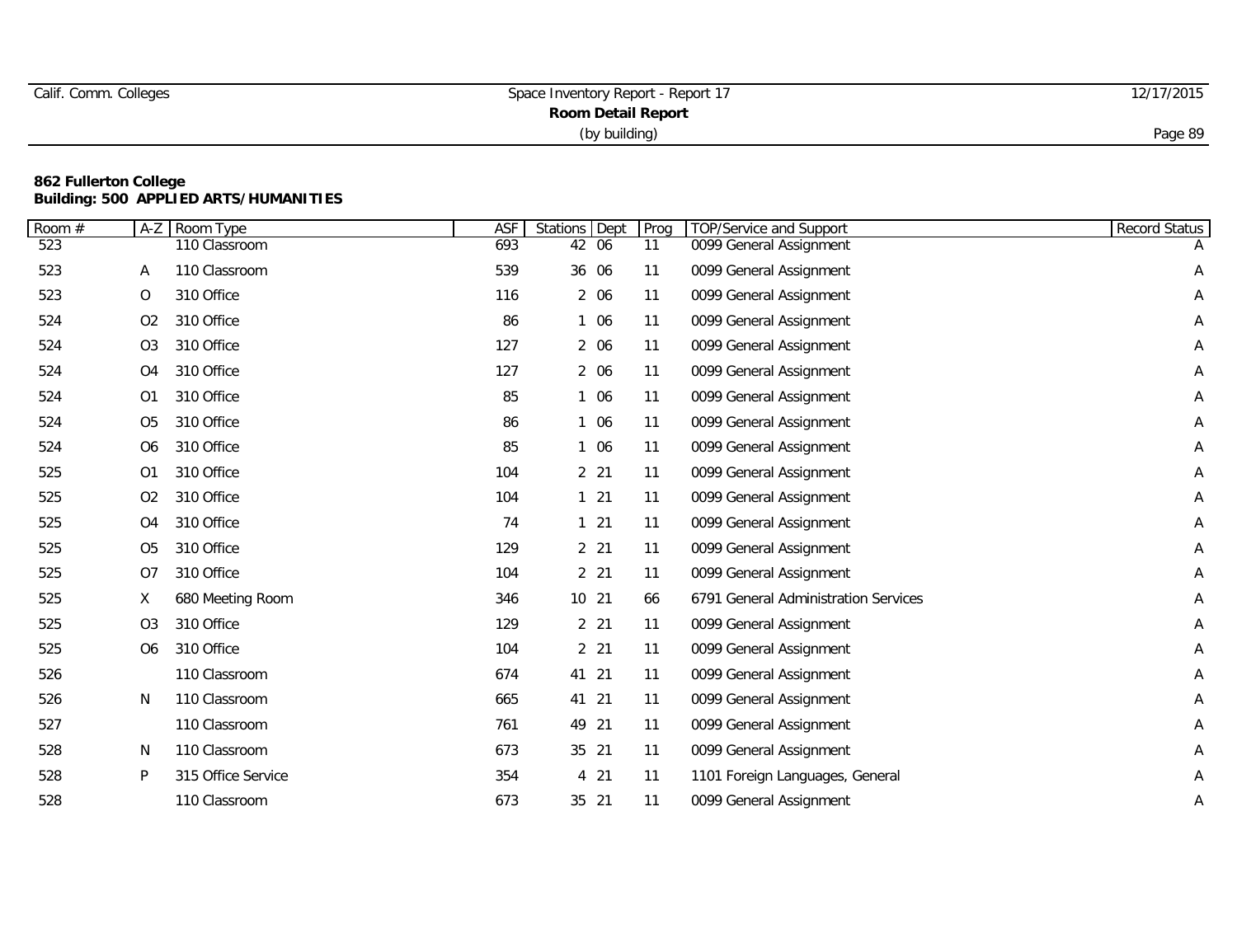**862 Fullerton College**
**Building: 500 APPLIED ARTS/HUMANITIES**

| Room # | A-Z | Room Type | ASF | Stations | Dept | Prog | TOP/Service and Support | Record Status |
|---|---|---|---|---|---|---|---|---|
| 523 | | 110 Classroom | 693 | 42 | 06 | 11 | 0099 General Assignment | A |
| 523 | A | 110 Classroom | 539 | 36 | 06 | 11 | 0099 General Assignment | A |
| 523 | O | 310 Office | 116 | 2 | 06 | 11 | 0099 General Assignment | A |
| 524 | O2 | 310 Office | 86 | 1 | 06 | 11 | 0099 General Assignment | A |
| 524 | O3 | 310 Office | 127 | 2 | 06 | 11 | 0099 General Assignment | A |
| 524 | O4 | 310 Office | 127 | 2 | 06 | 11 | 0099 General Assignment | A |
| 524 | O1 | 310 Office | 85 | 1 | 06 | 11 | 0099 General Assignment | A |
| 524 | O5 | 310 Office | 86 | 1 | 06 | 11 | 0099 General Assignment | A |
| 524 | O6 | 310 Office | 85 | 1 | 06 | 11 | 0099 General Assignment | A |
| 525 | O1 | 310 Office | 104 | 2 | 21 | 11 | 0099 General Assignment | A |
| 525 | O2 | 310 Office | 104 | 1 | 21 | 11 | 0099 General Assignment | A |
| 525 | O4 | 310 Office | 74 | 1 | 21 | 11 | 0099 General Assignment | A |
| 525 | O5 | 310 Office | 129 | 2 | 21 | 11 | 0099 General Assignment | A |
| 525 | O7 | 310 Office | 104 | 2 | 21 | 11 | 0099 General Assignment | A |
| 525 | X | 680 Meeting Room | 346 | 10 | 21 | 66 | 6791 General Administration Services | A |
| 525 | O3 | 310 Office | 129 | 2 | 21 | 11 | 0099 General Assignment | A |
| 525 | O6 | 310 Office | 104 | 2 | 21 | 11 | 0099 General Assignment | A |
| 526 | | 110 Classroom | 674 | 41 | 21 | 11 | 0099 General Assignment | A |
| 526 | N | 110 Classroom | 665 | 41 | 21 | 11 | 0099 General Assignment | A |
| 527 | | 110 Classroom | 761 | 49 | 21 | 11 | 0099 General Assignment | A |
| 528 | N | 110 Classroom | 673 | 35 | 21 | 11 | 0099 General Assignment | A |
| 528 | P | 315 Office Service | 354 | 4 | 21 | 11 | 1101 Foreign Languages, General | A |
| 528 | | 110 Classroom | 673 | 35 | 21 | 11 | 0099 General Assignment | A |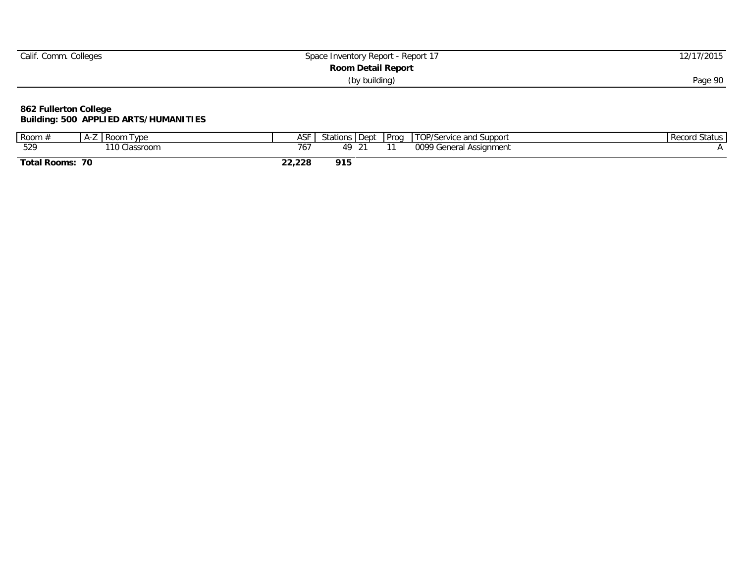**862 Fullerton College**
**Building: 500 APPLIED ARTS/HUMANITIES**

| Room # | A-Z | Room Type | ASF | Stations | Dept | Prog | TOP/Service and Support | Record Status |
|---|---|---|---|---|---|---|---|---|
| 529 | | 110 Classroom | 767 | 49 | 21 | 11 | 0099 General Assignment | A |
| **Total Rooms: 70** | | | **22,228** | **915** | | | | |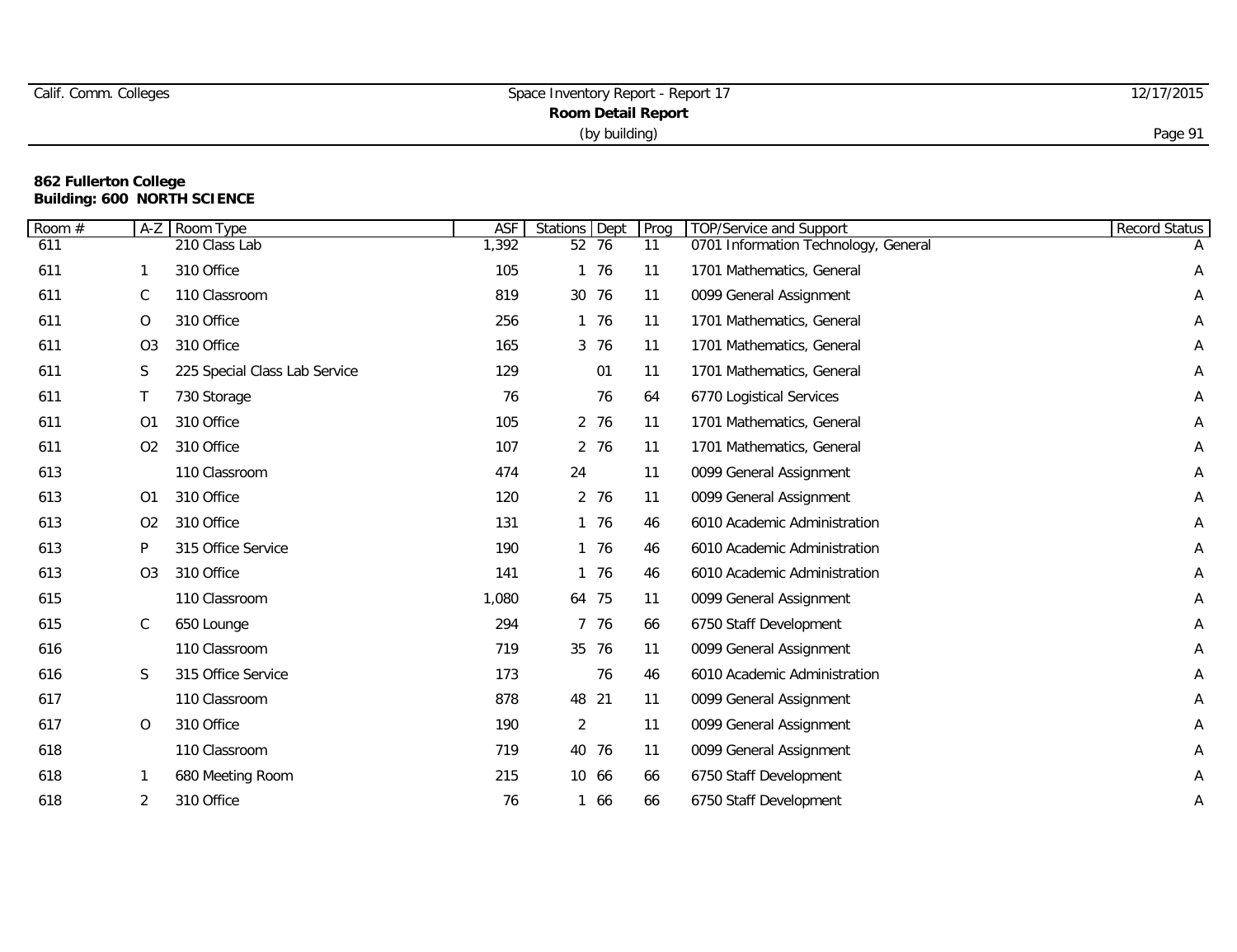**862 Fullerton College**
**Building: 600 NORTH SCIENCE**

| Room # | A-Z | Room Type | ASF | Stations | Dept | Prog | TOP/Service and Support | Record Status |
|---|---|---|---|---|---|---|---|---|
| 611 | | 210 Class Lab | 1,392 | 52 | 76 | 11 | 0701 Information Technology, General | A |
| 611 | 1 | 310 Office | 105 | 1 | 76 | 11 | 1701 Mathematics, General | A |
| 611 | C | 110 Classroom | 819 | 30 | 76 | 11 | 0099 General Assignment | A |
| 611 | O | 310 Office | 256 | 1 | 76 | 11 | 1701 Mathematics, General | A |
| 611 | O3 | 310 Office | 165 | 3 | 76 | 11 | 1701 Mathematics, General | A |
| 611 | S | 225 Special Class Lab Service | 129 | | 01 | 11 | 1701 Mathematics, General | A |
| 611 | T | 730 Storage | 76 | | 76 | 64 | 6770 Logistical Services | A |
| 611 | O1 | 310 Office | 105 | 2 | 76 | 11 | 1701 Mathematics, General | A |
| 611 | O2 | 310 Office | 107 | 2 | 76 | 11 | 1701 Mathematics, General | A |
| 613 | | 110 Classroom | 474 | 24 | | 11 | 0099 General Assignment | A |
| 613 | O1 | 310 Office | 120 | 2 | 76 | 11 | 0099 General Assignment | A |
| 613 | O2 | 310 Office | 131 | 1 | 76 | 46 | 6010 Academic Administration | A |
| 613 | P | 315 Office Service | 190 | 1 | 76 | 46 | 6010 Academic Administration | A |
| 613 | O3 | 310 Office | 141 | 1 | 76 | 46 | 6010 Academic Administration | A |
| 615 | | 110 Classroom | 1,080 | 64 | 75 | 11 | 0099 General Assignment | A |
| 615 | C | 650 Lounge | 294 | 7 | 76 | 66 | 6750 Staff Development | A |
| 616 | | 110 Classroom | 719 | 35 | 76 | 11 | 0099 General Assignment | A |
| 616 | S | 315 Office Service | 173 | | 76 | 46 | 6010 Academic Administration | A |
| 617 | | 110 Classroom | 878 | 48 | 21 | 11 | 0099 General Assignment | A |
| 617 | O | 310 Office | 190 | 2 | | 11 | 0099 General Assignment | A |
| 618 | | 110 Classroom | 719 | 40 | 76 | 11 | 0099 General Assignment | A |
| 618 | 1 | 680 Meeting Room | 215 | 10 | 66 | 66 | 6750 Staff Development | A |
| 618 | 2 | 310 Office | 76 | 1 | 66 | 66 | 6750 Staff Development | A |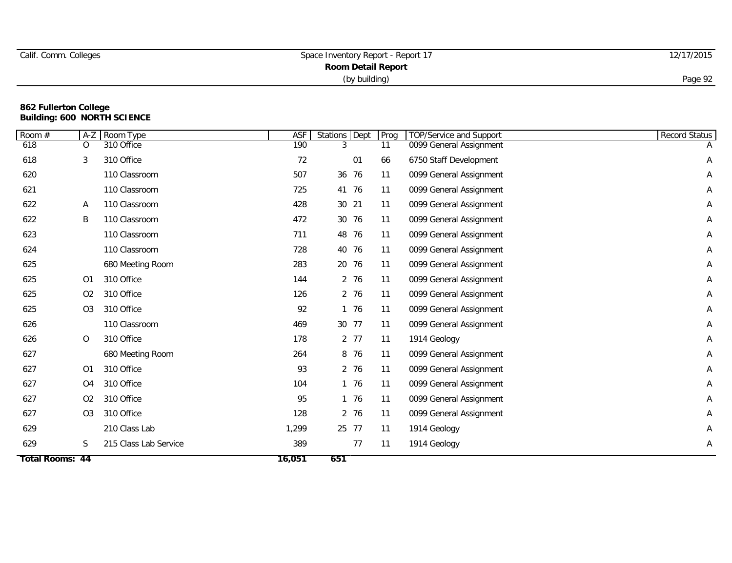**862 Fullerton College**
**Building: 600 NORTH SCIENCE**

| Room # | A-Z | Room Type | ASF | Stations | Dept | Prog | TOP/Service and Support | Record Status |
|---|---|---|---|---|---|---|---|---|
| 618 | O | 310 Office | 190 | 3 | | 11 | 0099 General Assignment | A |
| 618 | 3 | 310 Office | 72 | | 01 | 66 | 6750 Staff Development | A |
| 620 | | 110 Classroom | 507 | 36 | 76 | 11 | 0099 General Assignment | A |
| 621 | | 110 Classroom | 725 | 41 | 76 | 11 | 0099 General Assignment | A |
| 622 | A | 110 Classroom | 428 | 30 | 21 | 11 | 0099 General Assignment | A |
| 622 | B | 110 Classroom | 472 | 30 | 76 | 11 | 0099 General Assignment | A |
| 623 | | 110 Classroom | 711 | 48 | 76 | 11 | 0099 General Assignment | A |
| 624 | | 110 Classroom | 728 | 40 | 76 | 11 | 0099 General Assignment | A |
| 625 | | 680 Meeting Room | 283 | 20 | 76 | 11 | 0099 General Assignment | A |
| 625 | O1 | 310 Office | 144 | 2 | 76 | 11 | 0099 General Assignment | A |
| 625 | O2 | 310 Office | 126 | 2 | 76 | 11 | 0099 General Assignment | A |
| 625 | O3 | 310 Office | 92 | 1 | 76 | 11 | 0099 General Assignment | A |
| 626 | | 110 Classroom | 469 | 30 | 77 | 11 | 0099 General Assignment | A |
| 626 | O | 310 Office | 178 | 2 | 77 | 11 | 1914 Geology | A |
| 627 | | 680 Meeting Room | 264 | 8 | 76 | 11 | 0099 General Assignment | A |
| 627 | O1 | 310 Office | 93 | 2 | 76 | 11 | 0099 General Assignment | A |
| 627 | O4 | 310 Office | 104 | 1 | 76 | 11 | 0099 General Assignment | A |
| 627 | O2 | 310 Office | 95 | 1 | 76 | 11 | 0099 General Assignment | A |
| 627 | O3 | 310 Office | 128 | 2 | 76 | 11 | 0099 General Assignment | A |
| 629 | | 210 Class Lab | 1,299 | 25 | 77 | 11 | 1914 Geology | A |
| 629 | S | 215 Class Lab Service | 389 | | 77 | 11 | 1914 Geology | A |
| **Total Rooms: 44** | | | **16,051** | **651** | | | | |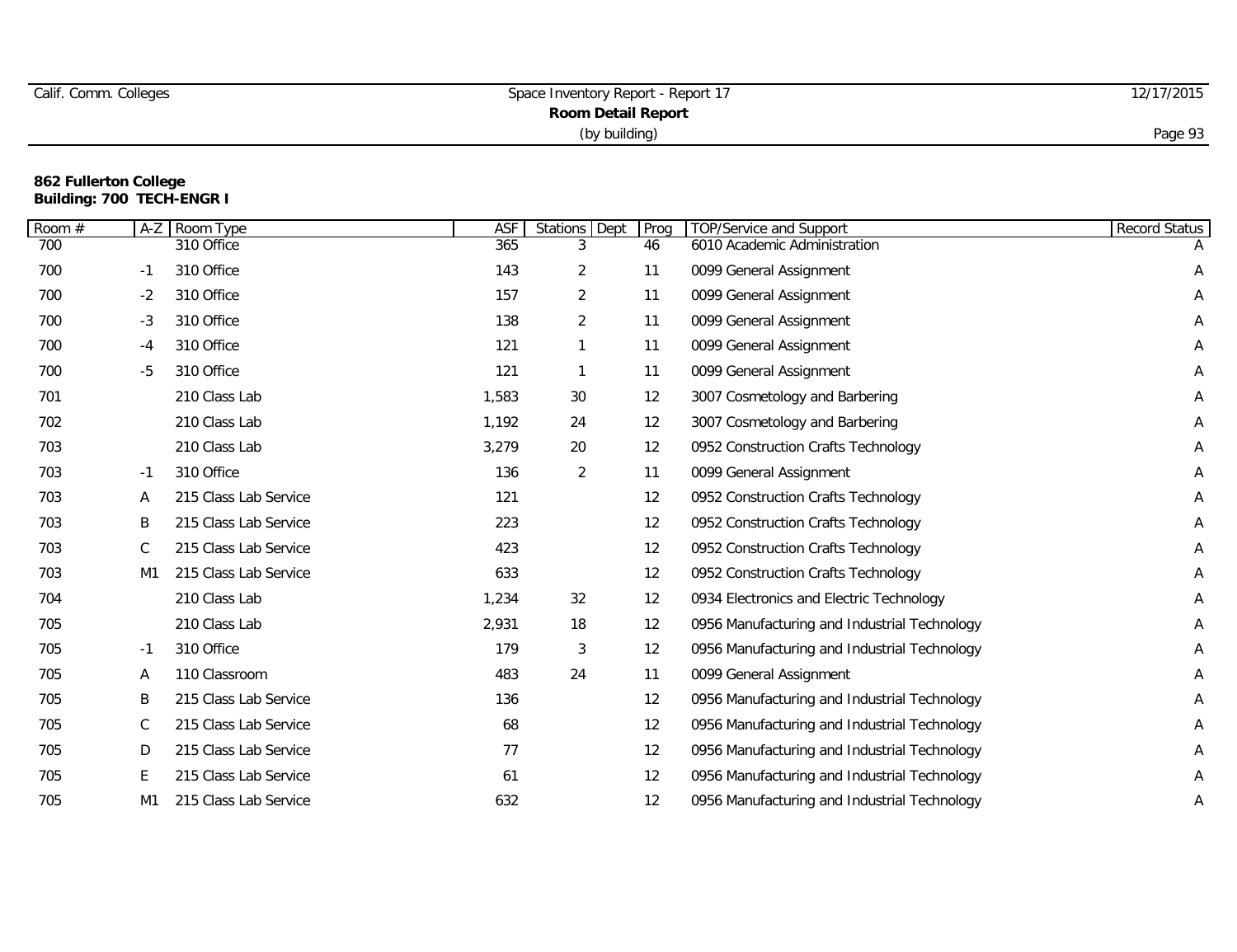**862 Fullerton College**
**Building: 700 TECH-ENGR I**

| Room # | A-Z | Room Type | ASF | Stations | Dept | Prog | TOP/Service and Support | Record Status |
|---|---|---|---|---|---|---|---|---|
| 700 | | 310 Office | 365 | 3 | | 46 | 6010 Academic Administration | A |
| 700 | -1 | 310 Office | 143 | 2 | | 11 | 0099 General Assignment | A |
| 700 | -2 | 310 Office | 157 | 2 | | 11 | 0099 General Assignment | A |
| 700 | -3 | 310 Office | 138 | 2 | | 11 | 0099 General Assignment | A |
| 700 | -4 | 310 Office | 121 | 1 | | 11 | 0099 General Assignment | A |
| 700 | -5 | 310 Office | 121 | 1 | | 11 | 0099 General Assignment | A |
| 701 | | 210 Class Lab | 1,583 | 30 | | 12 | 3007 Cosmetology and Barbering | A |
| 702 | | 210 Class Lab | 1,192 | 24 | | 12 | 3007 Cosmetology and Barbering | A |
| 703 | | 210 Class Lab | 3,279 | 20 | | 12 | 0952 Construction Crafts Technology | A |
| 703 | -1 | 310 Office | 136 | 2 | | 11 | 0099 General Assignment | A |
| 703 | A | 215 Class Lab Service | 121 | | | 12 | 0952 Construction Crafts Technology | A |
| 703 | B | 215 Class Lab Service | 223 | | | 12 | 0952 Construction Crafts Technology | A |
| 703 | C | 215 Class Lab Service | 423 | | | 12 | 0952 Construction Crafts Technology | A |
| 703 | M1 | 215 Class Lab Service | 633 | | | 12 | 0952 Construction Crafts Technology | A |
| 704 | | 210 Class Lab | 1,234 | 32 | | 12 | 0934 Electronics and Electric Technology | A |
| 705 | | 210 Class Lab | 2,931 | 18 | | 12 | 0956 Manufacturing and Industrial Technology | A |
| 705 | -1 | 310 Office | 179 | 3 | | 12 | 0956 Manufacturing and Industrial Technology | A |
| 705 | A | 110 Classroom | 483 | 24 | | 11 | 0099 General Assignment | A |
| 705 | B | 215 Class Lab Service | 136 | | | 12 | 0956 Manufacturing and Industrial Technology | A |
| 705 | C | 215 Class Lab Service | 68 | | | 12 | 0956 Manufacturing and Industrial Technology | A |
| 705 | D | 215 Class Lab Service | 77 | | | 12 | 0956 Manufacturing and Industrial Technology | A |
| 705 | E | 215 Class Lab Service | 61 | | | 12 | 0956 Manufacturing and Industrial Technology | A |
| 705 | M1 | 215 Class Lab Service | 632 | | | 12 | 0956 Manufacturing and Industrial Technology | A |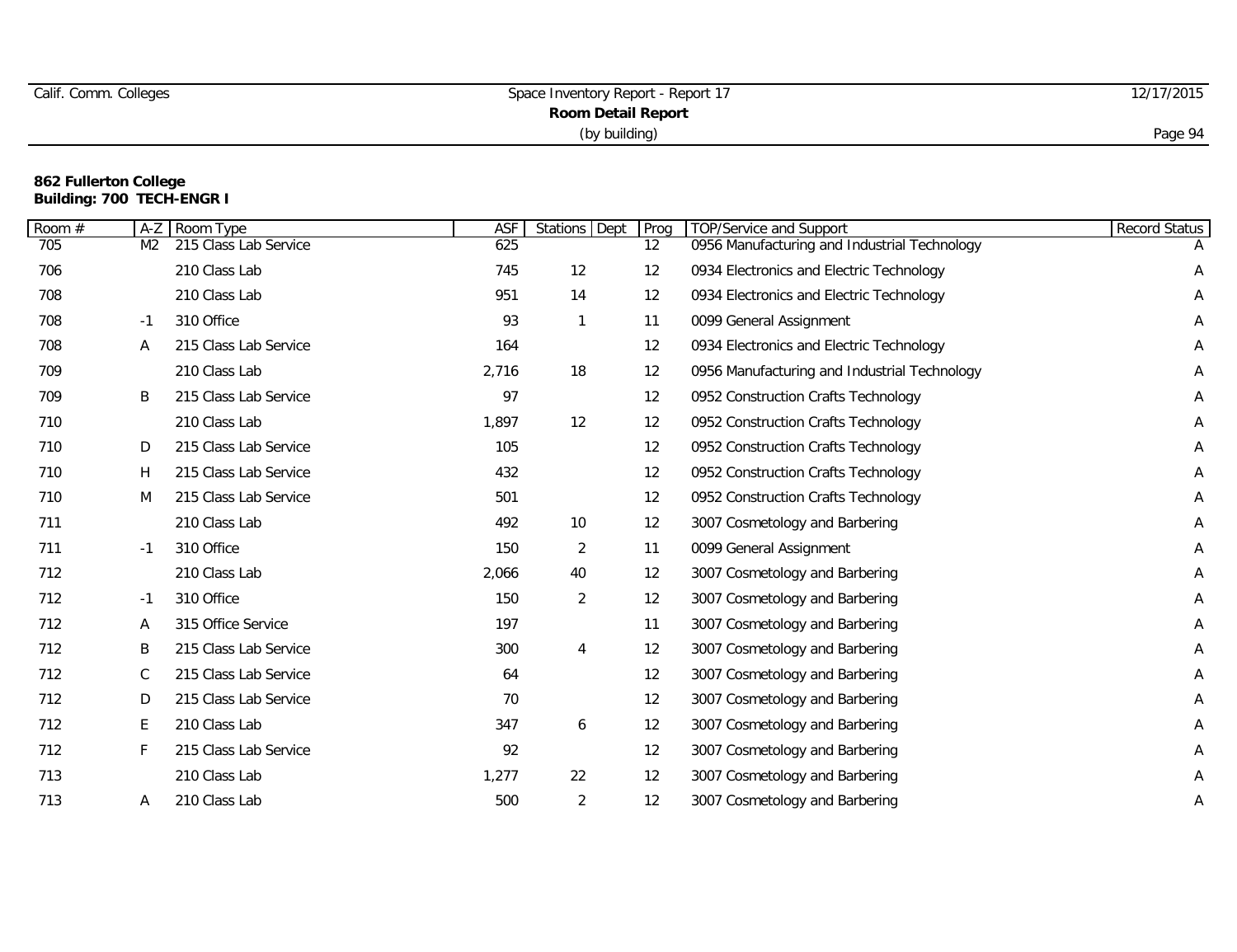**862 Fullerton College**
**Building: 700 TECH-ENGR I**

| Room # | A-Z | Room Type | ASF | Stations | Dept | Prog | TOP/Service and Support | Record Status |
|---|---|---|---|---|---|---|---|---|
| 705 | M2 | 215 Class Lab Service | 625 | | | 12 | 0956 Manufacturing and Industrial Technology | A |
| 706 | | 210 Class Lab | 745 | 12 | | 12 | 0934 Electronics and Electric Technology | A |
| 708 | | 210 Class Lab | 951 | 14 | | 12 | 0934 Electronics and Electric Technology | A |
| 708 | -1 | 310 Office | 93 | 1 | | 11 | 0099 General Assignment | A |
| 708 | A | 215 Class Lab Service | 164 | | | 12 | 0934 Electronics and Electric Technology | A |
| 709 | | 210 Class Lab | 2,716 | 18 | | 12 | 0956 Manufacturing and Industrial Technology | A |
| 709 | B | 215 Class Lab Service | 97 | | | 12 | 0952 Construction Crafts Technology | A |
| 710 | | 210 Class Lab | 1,897 | 12 | | 12 | 0952 Construction Crafts Technology | A |
| 710 | D | 215 Class Lab Service | 105 | | | 12 | 0952 Construction Crafts Technology | A |
| 710 | H | 215 Class Lab Service | 432 | | | 12 | 0952 Construction Crafts Technology | A |
| 710 | M | 215 Class Lab Service | 501 | | | 12 | 0952 Construction Crafts Technology | A |
| 711 | | 210 Class Lab | 492 | 10 | | 12 | 3007 Cosmetology and Barbering | A |
| 711 | -1 | 310 Office | 150 | 2 | | 11 | 0099 General Assignment | A |
| 712 | | 210 Class Lab | 2,066 | 40 | | 12 | 3007 Cosmetology and Barbering | A |
| 712 | -1 | 310 Office | 150 | 2 | | 12 | 3007 Cosmetology and Barbering | A |
| 712 | A | 315 Office Service | 197 | | | 11 | 3007 Cosmetology and Barbering | A |
| 712 | B | 215 Class Lab Service | 300 | 4 | | 12 | 3007 Cosmetology and Barbering | A |
| 712 | C | 215 Class Lab Service | 64 | | | 12 | 3007 Cosmetology and Barbering | A |
| 712 | D | 215 Class Lab Service | 70 | | | 12 | 3007 Cosmetology and Barbering | A |
| 712 | E | 210 Class Lab | 347 | 6 | | 12 | 3007 Cosmetology and Barbering | A |
| 712 | F | 215 Class Lab Service | 92 | | | 12 | 3007 Cosmetology and Barbering | A |
| 713 | | 210 Class Lab | 1,277 | 22 | | 12 | 3007 Cosmetology and Barbering | A |
| 713 | A | 210 Class Lab | 500 | 2 | | 12 | 3007 Cosmetology and Barbering | A |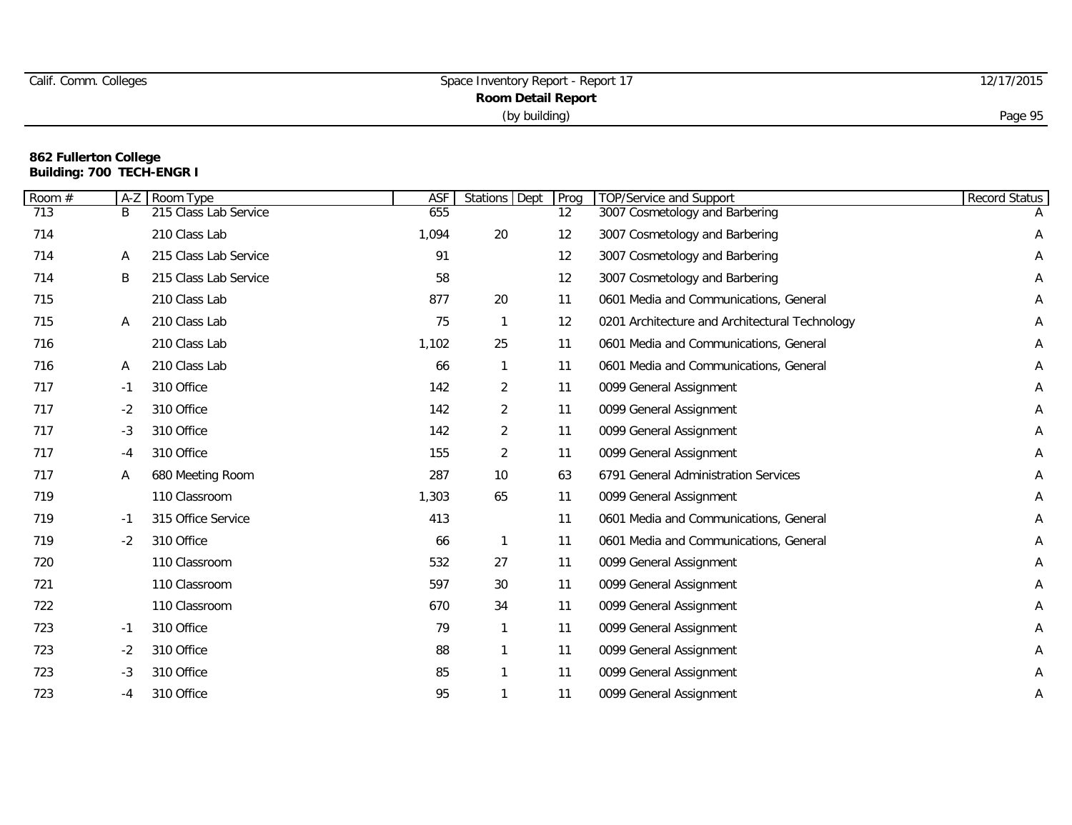**862 Fullerton College**
**Building: 700 TECH-ENGR I**

| Room # | A-Z | Room Type | ASF | Stations | Dept | Prog | TOP/Service and Support | Record Status |
|---|---|---|---|---|---|---|---|---|
| 713 | B | 215 Class Lab Service | 655 | | | 12 | 3007 Cosmetology and Barbering | A |
| 714 | | 210 Class Lab | 1,094 | 20 | | 12 | 3007 Cosmetology and Barbering | A |
| 714 | A | 215 Class Lab Service | 91 | | | 12 | 3007 Cosmetology and Barbering | A |
| 714 | B | 215 Class Lab Service | 58 | | | 12 | 3007 Cosmetology and Barbering | A |
| 715 | | 210 Class Lab | 877 | 20 | | 11 | 0601 Media and Communications, General | A |
| 715 | A | 210 Class Lab | 75 | 1 | | 12 | 0201 Architecture and Architectural Technology | A |
| 716 | | 210 Class Lab | 1,102 | 25 | | 11 | 0601 Media and Communications, General | A |
| 716 | A | 210 Class Lab | 66 | 1 | | 11 | 0601 Media and Communications, General | A |
| 717 | -1 | 310 Office | 142 | 2 | | 11 | 0099 General Assignment | A |
| 717 | -2 | 310 Office | 142 | 2 | | 11 | 0099 General Assignment | A |
| 717 | -3 | 310 Office | 142 | 2 | | 11 | 0099 General Assignment | A |
| 717 | -4 | 310 Office | 155 | 2 | | 11 | 0099 General Assignment | A |
| 717 | A | 680 Meeting Room | 287 | 10 | | 63 | 6791 General Administration Services | A |
| 719 | | 110 Classroom | 1,303 | 65 | | 11 | 0099 General Assignment | A |
| 719 | -1 | 315 Office Service | 413 | | | 11 | 0601 Media and Communications, General | A |
| 719 | -2 | 310 Office | 66 | 1 | | 11 | 0601 Media and Communications, General | A |
| 720 | | 110 Classroom | 532 | 27 | | 11 | 0099 General Assignment | A |
| 721 | | 110 Classroom | 597 | 30 | | 11 | 0099 General Assignment | A |
| 722 | | 110 Classroom | 670 | 34 | | 11 | 0099 General Assignment | A |
| 723 | -1 | 310 Office | 79 | 1 | | 11 | 0099 General Assignment | A |
| 723 | -2 | 310 Office | 88 | 1 | | 11 | 0099 General Assignment | A |
| 723 | -3 | 310 Office | 85 | 1 | | 11 | 0099 General Assignment | A |
| 723 | -4 | 310 Office | 95 | 1 | | 11 | 0099 General Assignment | A |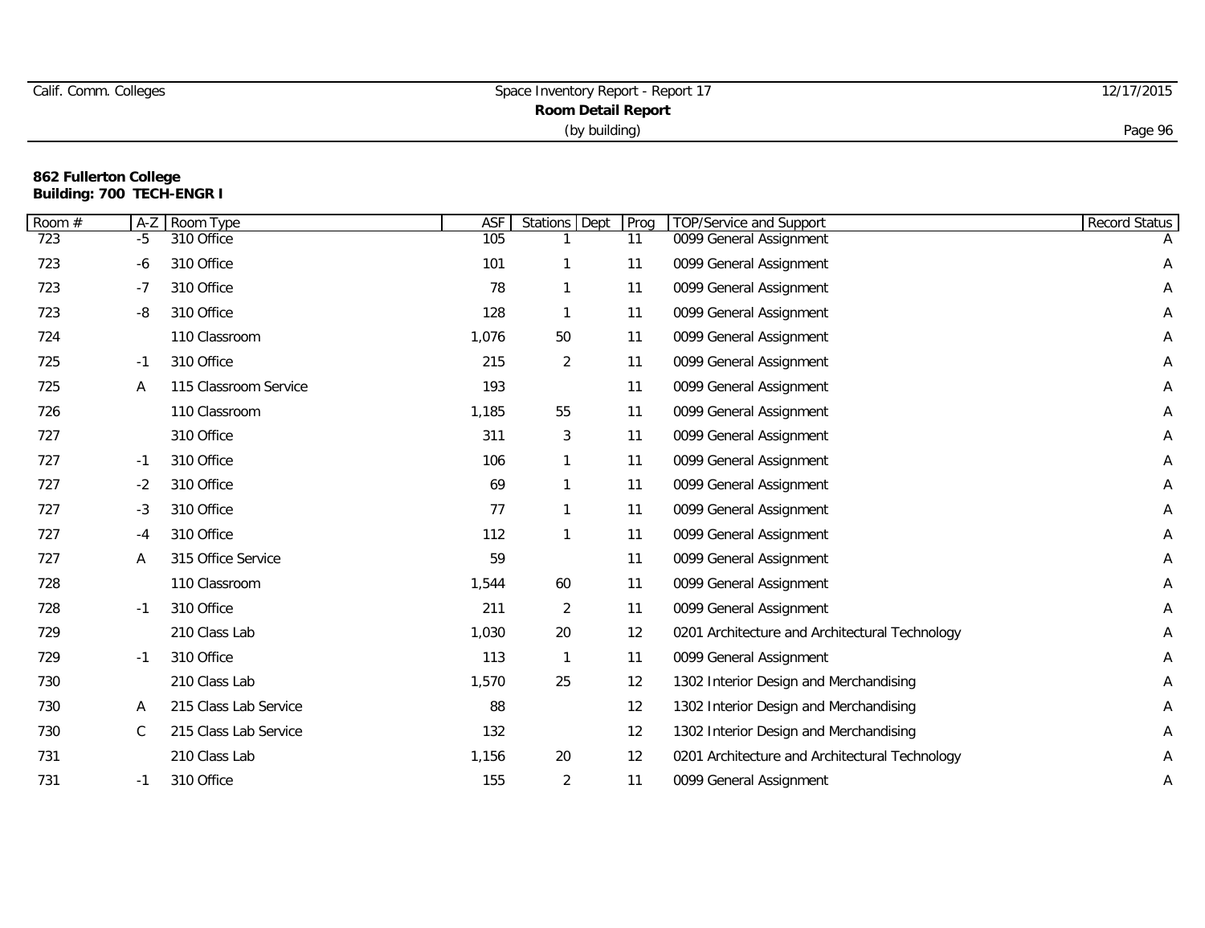**862 Fullerton College**
**Building: 700 TECH-ENGR I**

| Room # | A-Z | Room Type | ASF | Stations | Dept | Prog | TOP/Service and Support | Record Status |
|---|---|---|---|---|---|---|---|---|
| 723 | -5 | 310 Office | 105 | 1 | | 11 | 0099 General Assignment | A |
| 723 | -6 | 310 Office | 101 | 1 | | 11 | 0099 General Assignment | A |
| 723 | -7 | 310 Office | 78 | 1 | | 11 | 0099 General Assignment | A |
| 723 | -8 | 310 Office | 128 | 1 | | 11 | 0099 General Assignment | A |
| 724 | | 110 Classroom | 1,076 | 50 | | 11 | 0099 General Assignment | A |
| 725 | -1 | 310 Office | 215 | 2 | | 11 | 0099 General Assignment | A |
| 725 | A | 115 Classroom Service | 193 | | | 11 | 0099 General Assignment | A |
| 726 | | 110 Classroom | 1,185 | 55 | | 11 | 0099 General Assignment | A |
| 727 | | 310 Office | 311 | 3 | | 11 | 0099 General Assignment | A |
| 727 | -1 | 310 Office | 106 | 1 | | 11 | 0099 General Assignment | A |
| 727 | -2 | 310 Office | 69 | 1 | | 11 | 0099 General Assignment | A |
| 727 | -3 | 310 Office | 77 | 1 | | 11 | 0099 General Assignment | A |
| 727 | -4 | 310 Office | 112 | 1 | | 11 | 0099 General Assignment | A |
| 727 | A | 315 Office Service | 59 | | | 11 | 0099 General Assignment | A |
| 728 | | 110 Classroom | 1,544 | 60 | | 11 | 0099 General Assignment | A |
| 728 | -1 | 310 Office | 211 | 2 | | 11 | 0099 General Assignment | A |
| 729 | | 210 Class Lab | 1,030 | 20 | | 12 | 0201 Architecture and Architectural Technology | A |
| 729 | -1 | 310 Office | 113 | 1 | | 11 | 0099 General Assignment | A |
| 730 | | 210 Class Lab | 1,570 | 25 | | 12 | 1302 Interior Design and Merchandising | A |
| 730 | A | 215 Class Lab Service | 88 | | | 12 | 1302 Interior Design and Merchandising | A |
| 730 | C | 215 Class Lab Service | 132 | | | 12 | 1302 Interior Design and Merchandising | A |
| 731 | | 210 Class Lab | 1,156 | 20 | | 12 | 0201 Architecture and Architectural Technology | A |
| 731 | -1 | 310 Office | 155 | 2 | | 11 | 0099 General Assignment | A |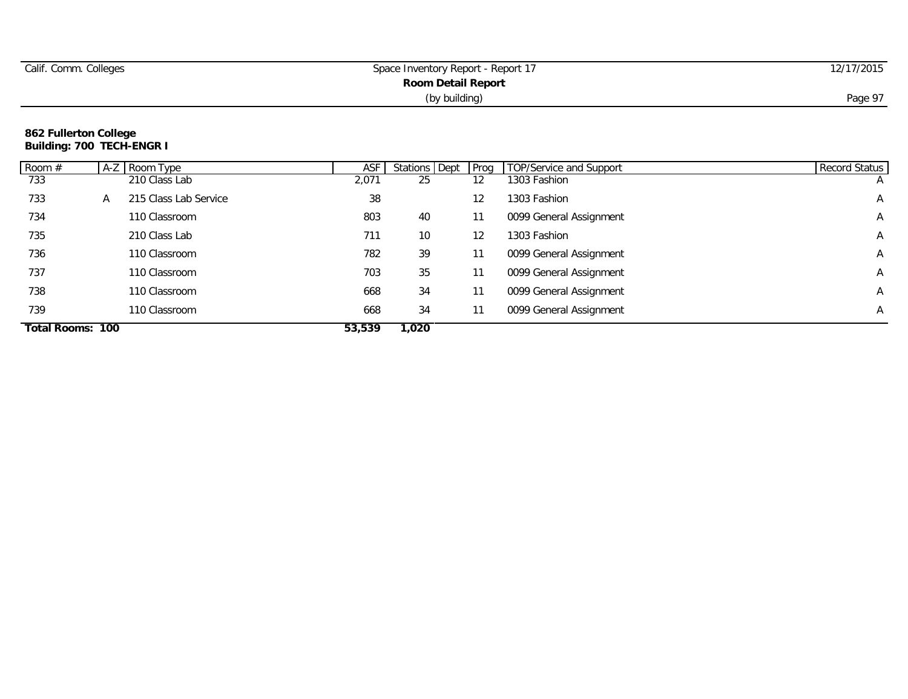**862 Fullerton College**
**Building: 700 TECH-ENGR I**

| Room # | A-Z | Room Type | ASF | Stations | Dept | Prog | TOP/Service and Support | Record Status |
|---|---|---|---|---|---|---|---|---|
| 733 | | 210 Class Lab | 2,071 | 25 | | 12 | 1303 Fashion | A |
| 733 | A | 215 Class Lab Service | 38 | | | 12 | 1303 Fashion | A |
| 734 | | 110 Classroom | 803 | 40 | | 11 | 0099 General Assignment | A |
| 735 | | 210 Class Lab | 711 | 10 | | 12 | 1303 Fashion | A |
| 736 | | 110 Classroom | 782 | 39 | | 11 | 0099 General Assignment | A |
| 737 | | 110 Classroom | 703 | 35 | | 11 | 0099 General Assignment | A |
| 738 | | 110 Classroom | 668 | 34 | | 11 | 0099 General Assignment | A |
| 739 | | 110 Classroom | 668 | 34 | | 11 | 0099 General Assignment | A |
| **Total Rooms: 100** | | | **53,539** | **1,020** | | | | |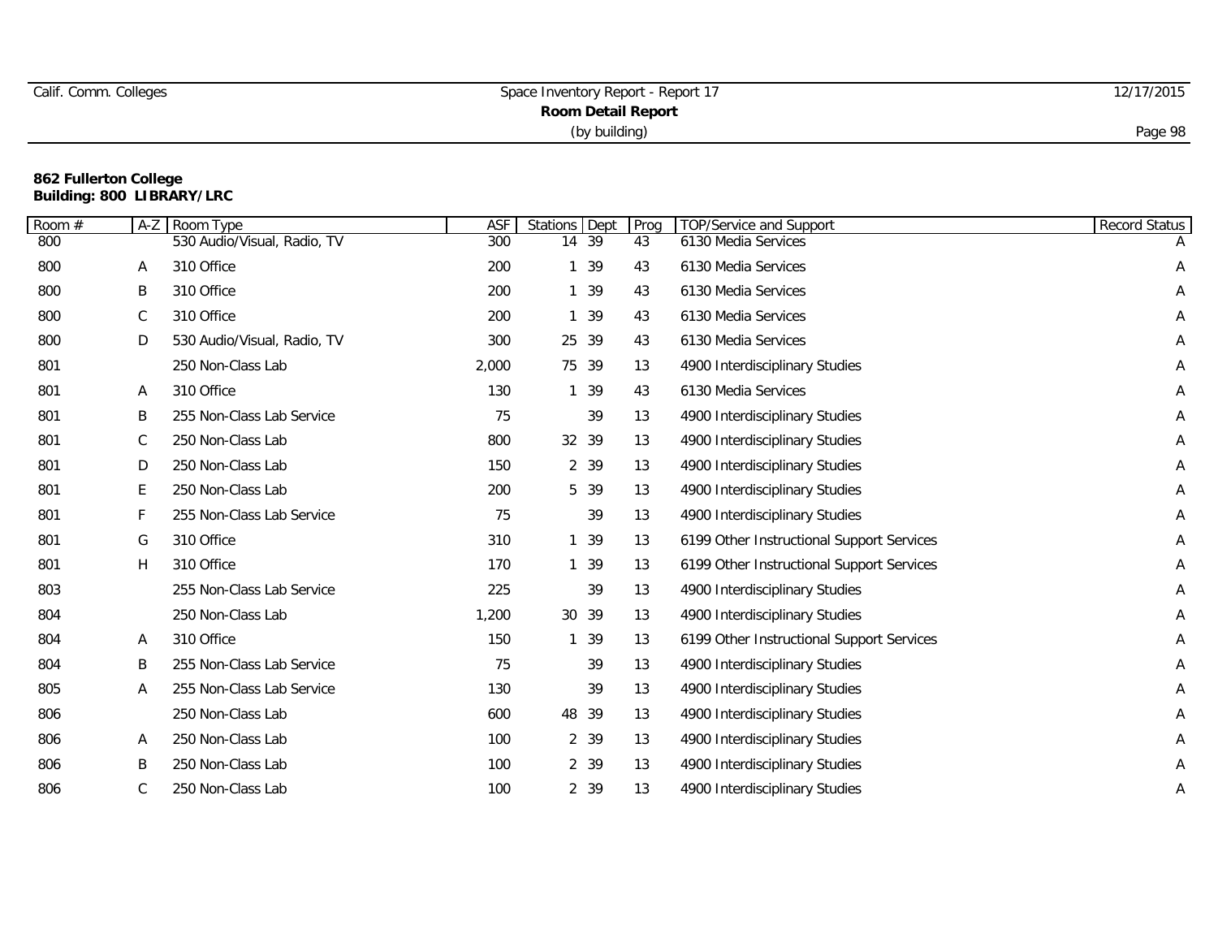**862 Fullerton College**
**Building: 800 LIBRARY/LRC**

| Room # | A-Z | Room Type | ASF | Stations | Dept | Prog | TOP/Service and Support | Record Status |
|---|---|---|---|---|---|---|---|---|
| 800 | | 530 Audio/Visual, Radio, TV | 300 | 14 | 39 | 43 | 6130 Media Services | A |
| 800 | A | 310 Office | 200 | 1 | 39 | 43 | 6130 Media Services | A |
| 800 | B | 310 Office | 200 | 1 | 39 | 43 | 6130 Media Services | A |
| 800 | C | 310 Office | 200 | 1 | 39 | 43 | 6130 Media Services | A |
| 800 | D | 530 Audio/Visual, Radio, TV | 300 | 25 | 39 | 43 | 6130 Media Services | A |
| 801 | | 250 Non-Class Lab | 2,000 | 75 | 39 | 13 | 4900 Interdisciplinary Studies | A |
| 801 | A | 310 Office | 130 | 1 | 39 | 43 | 6130 Media Services | A |
| 801 | B | 255 Non-Class Lab Service | 75 | | 39 | 13 | 4900 Interdisciplinary Studies | A |
| 801 | C | 250 Non-Class Lab | 800 | 32 | 39 | 13 | 4900 Interdisciplinary Studies | A |
| 801 | D | 250 Non-Class Lab | 150 | 2 | 39 | 13 | 4900 Interdisciplinary Studies | A |
| 801 | E | 250 Non-Class Lab | 200 | 5 | 39 | 13 | 4900 Interdisciplinary Studies | A |
| 801 | F | 255 Non-Class Lab Service | 75 | | 39 | 13 | 4900 Interdisciplinary Studies | A |
| 801 | G | 310 Office | 310 | 1 | 39 | 13 | 6199 Other Instructional Support Services | A |
| 801 | H | 310 Office | 170 | 1 | 39 | 13 | 6199 Other Instructional Support Services | A |
| 803 | | 255 Non-Class Lab Service | 225 | | 39 | 13 | 4900 Interdisciplinary Studies | A |
| 804 | | 250 Non-Class Lab | 1,200 | 30 | 39 | 13 | 4900 Interdisciplinary Studies | A |
| 804 | A | 310 Office | 150 | 1 | 39 | 13 | 6199 Other Instructional Support Services | A |
| 804 | B | 255 Non-Class Lab Service | 75 | | 39 | 13 | 4900 Interdisciplinary Studies | A |
| 805 | A | 255 Non-Class Lab Service | 130 | | 39 | 13 | 4900 Interdisciplinary Studies | A |
| 806 | | 250 Non-Class Lab | 600 | 48 | 39 | 13 | 4900 Interdisciplinary Studies | A |
| 806 | A | 250 Non-Class Lab | 100 | 2 | 39 | 13 | 4900 Interdisciplinary Studies | A |
| 806 | B | 250 Non-Class Lab | 100 | 2 | 39 | 13 | 4900 Interdisciplinary Studies | A |
| 806 | C | 250 Non-Class Lab | 100 | 2 | 39 | 13 | 4900 Interdisciplinary Studies | A |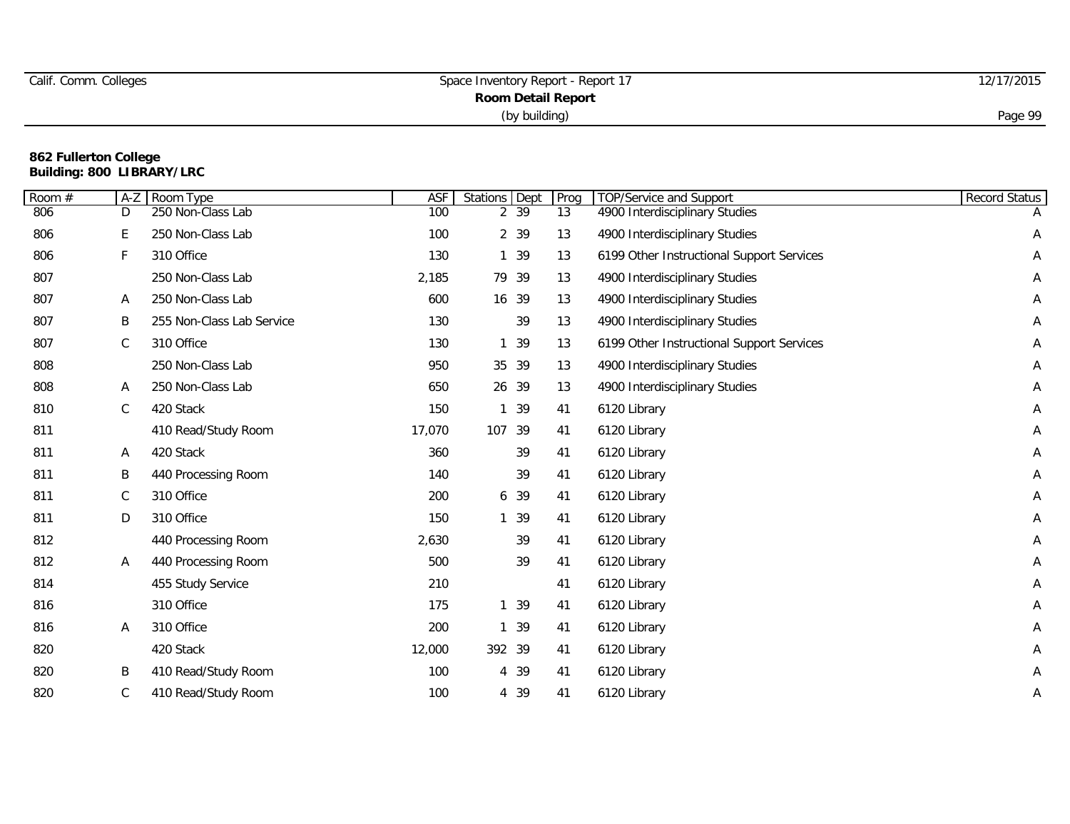**862 Fullerton College**
**Building: 800 LIBRARY/LRC**

| Room # | A-Z | Room Type | ASF | Stations | Dept | Prog | TOP/Service and Support | Record Status |
|---|---|---|---|---|---|---|---|---|
| 806 | D | 250 Non-Class Lab | 100 | 2 | 39 | 13 | 4900 Interdisciplinary Studies | A |
| 806 | E | 250 Non-Class Lab | 100 | 2 | 39 | 13 | 4900 Interdisciplinary Studies | A |
| 806 | F | 310 Office | 130 | 1 | 39 | 13 | 6199 Other Instructional Support Services | A |
| 807 | | 250 Non-Class Lab | 2,185 | 79 | 39 | 13 | 4900 Interdisciplinary Studies | A |
| 807 | A | 250 Non-Class Lab | 600 | 16 | 39 | 13 | 4900 Interdisciplinary Studies | A |
| 807 | B | 255 Non-Class Lab Service | 130 | | 39 | 13 | 4900 Interdisciplinary Studies | A |
| 807 | C | 310 Office | 130 | 1 | 39 | 13 | 6199 Other Instructional Support Services | A |
| 808 | | 250 Non-Class Lab | 950 | 35 | 39 | 13 | 4900 Interdisciplinary Studies | A |
| 808 | A | 250 Non-Class Lab | 650 | 26 | 39 | 13 | 4900 Interdisciplinary Studies | A |
| 810 | C | 420 Stack | 150 | 1 | 39 | 41 | 6120 Library | A |
| 811 | | 410 Read/Study Room | 17,070 | 107 | 39 | 41 | 6120 Library | A |
| 811 | A | 420 Stack | 360 | | 39 | 41 | 6120 Library | A |
| 811 | B | 440 Processing Room | 140 | | 39 | 41 | 6120 Library | A |
| 811 | C | 310 Office | 200 | 6 | 39 | 41 | 6120 Library | A |
| 811 | D | 310 Office | 150 | 1 | 39 | 41 | 6120 Library | A |
| 812 | | 440 Processing Room | 2,630 | | 39 | 41 | 6120 Library | A |
| 812 | A | 440 Processing Room | 500 | | 39 | 41 | 6120 Library | A |
| 814 | | 455 Study Service | 210 | | | 41 | 6120 Library | A |
| 816 | | 310 Office | 175 | 1 | 39 | 41 | 6120 Library | A |
| 816 | A | 310 Office | 200 | 1 | 39 | 41 | 6120 Library | A |
| 820 | | 420 Stack | 12,000 | 392 | 39 | 41 | 6120 Library | A |
| 820 | B | 410 Read/Study Room | 100 | 4 | 39 | 41 | 6120 Library | A |
| 820 | C | 410 Read/Study Room | 100 | 4 | 39 | 41 | 6120 Library | A |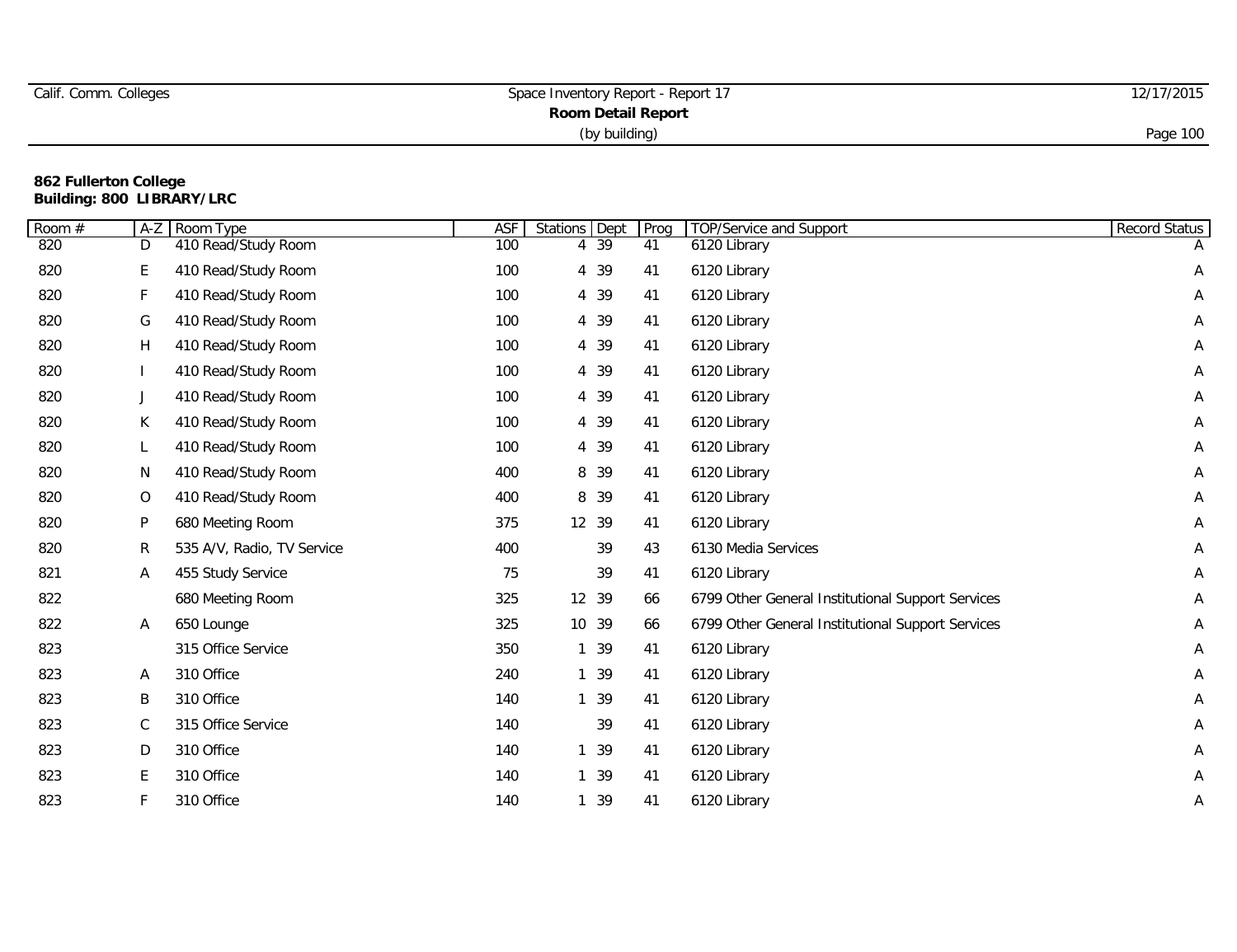**862 Fullerton College**
**Building: 800 LIBRARY/LRC**

| Room # | A-Z | Room Type | ASF | Stations | Dept | Prog | TOP/Service and Support | Record Status |
|---|---|---|---|---|---|---|---|---|
| 820 | D | 410 Read/Study Room | 100 | 4 | 39 | 41 | 6120 Library | A |
| 820 | E | 410 Read/Study Room | 100 | 4 | 39 | 41 | 6120 Library | A |
| 820 | F | 410 Read/Study Room | 100 | 4 | 39 | 41 | 6120 Library | A |
| 820 | G | 410 Read/Study Room | 100 | 4 | 39 | 41 | 6120 Library | A |
| 820 | H | 410 Read/Study Room | 100 | 4 | 39 | 41 | 6120 Library | A |
| 820 | I | 410 Read/Study Room | 100 | 4 | 39 | 41 | 6120 Library | A |
| 820 | J | 410 Read/Study Room | 100 | 4 | 39 | 41 | 6120 Library | A |
| 820 | K | 410 Read/Study Room | 100 | 4 | 39 | 41 | 6120 Library | A |
| 820 | L | 410 Read/Study Room | 100 | 4 | 39 | 41 | 6120 Library | A |
| 820 | N | 410 Read/Study Room | 400 | 8 | 39 | 41 | 6120 Library | A |
| 820 | O | 410 Read/Study Room | 400 | 8 | 39 | 41 | 6120 Library | A |
| 820 | P | 680 Meeting Room | 375 | 12 | 39 | 41 | 6120 Library | A |
| 820 | R | 535 A/V, Radio, TV Service | 400 | | 39 | 43 | 6130 Media Services | A |
| 821 | A | 455 Study Service | 75 | | 39 | 41 | 6120 Library | A |
| 822 | | 680 Meeting Room | 325 | 12 | 39 | 66 | 6799 Other General Institutional Support Services | A |
| 822 | A | 650 Lounge | 325 | 10 | 39 | 66 | 6799 Other General Institutional Support Services | A |
| 823 | | 315 Office Service | 350 | 1 | 39 | 41 | 6120 Library | A |
| 823 | A | 310 Office | 240 | 1 | 39 | 41 | 6120 Library | A |
| 823 | B | 310 Office | 140 | 1 | 39 | 41 | 6120 Library | A |
| 823 | C | 315 Office Service | 140 | | 39 | 41 | 6120 Library | A |
| 823 | D | 310 Office | 140 | 1 | 39 | 41 | 6120 Library | A |
| 823 | E | 310 Office | 140 | 1 | 39 | 41 | 6120 Library | A |
| 823 | F | 310 Office | 140 | 1 | 39 | 41 | 6120 Library | A |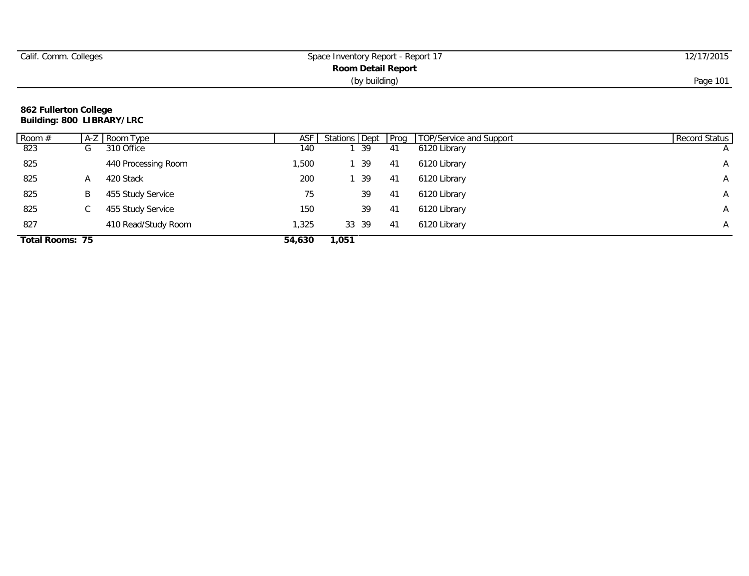**862 Fullerton College**
**Building: 800 LIBRARY/LRC**

| Room # | A-Z | Room Type | ASF | Stations | Dept | Prog | TOP/Service and Support | Record Status |
|---|---|---|---|---|---|---|---|---|
| 823 | G | 310 Office | 140 | 1 | 39 | 41 | 6120 Library | A |
| 825 | | 440 Processing Room | 1,500 | 1 | 39 | 41 | 6120 Library | A |
| 825 | A | 420 Stack | 200 | 1 | 39 | 41 | 6120 Library | A |
| 825 | B | 455 Study Service | 75 | | 39 | 41 | 6120 Library | A |
| 825 | C | 455 Study Service | 150 | | 39 | 41 | 6120 Library | A |
| 827 | | 410 Read/Study Room | 1,325 | 33 | 39 | 41 | 6120 Library | A |
| **Total Rooms: 75** | | | **54,630** | **1,051** | | | | |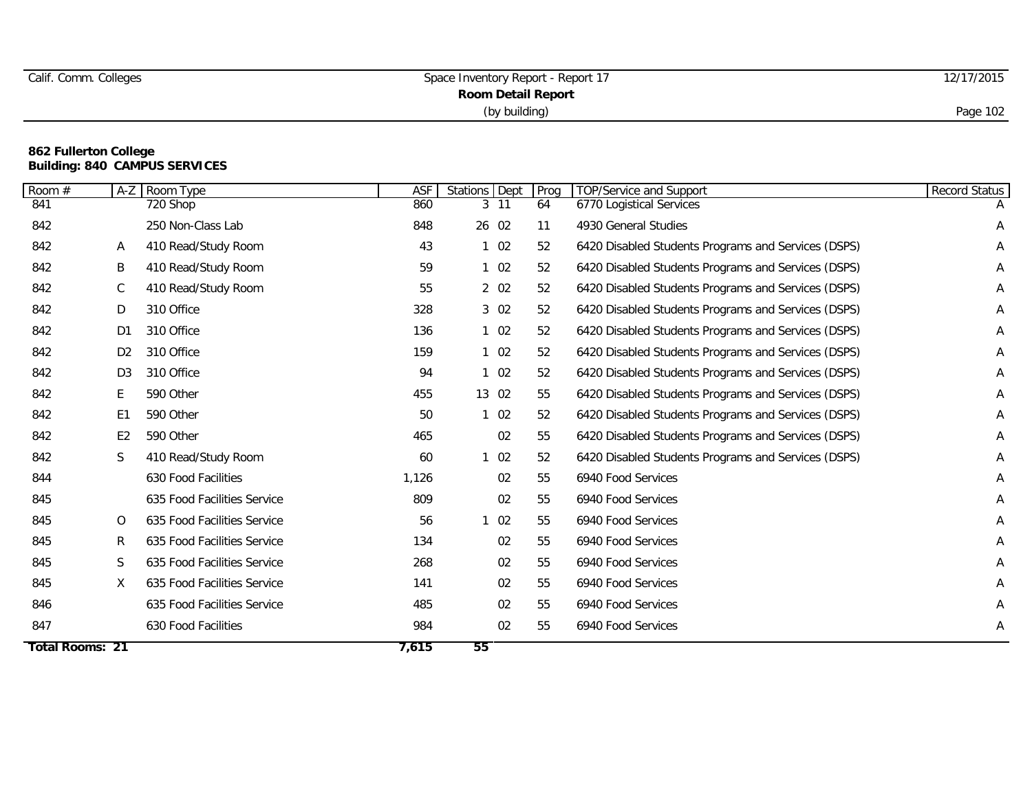**862 Fullerton College**
**Building: 840 CAMPUS SERVICES**

| Room # | A-Z | Room Type | ASF | Stations | Dept | Prog | TOP/Service and Support | Record Status |
|---|---|---|---|---|---|---|---|---|
| 841 | | 720 Shop | 860 | 3 | 11 | 64 | 6770 Logistical Services | A |
| 842 | | 250 Non-Class Lab | 848 | 26 | 02 | 11 | 4930 General Studies | A |
| 842 | A | 410 Read/Study Room | 43 | 1 | 02 | 52 | 6420 Disabled Students Programs and Services (DSPS) | A |
| 842 | B | 410 Read/Study Room | 59 | 1 | 02 | 52 | 6420 Disabled Students Programs and Services (DSPS) | A |
| 842 | C | 410 Read/Study Room | 55 | 2 | 02 | 52 | 6420 Disabled Students Programs and Services (DSPS) | A |
| 842 | D | 310 Office | 328 | 3 | 02 | 52 | 6420 Disabled Students Programs and Services (DSPS) | A |
| 842 | D1 | 310 Office | 136 | 1 | 02 | 52 | 6420 Disabled Students Programs and Services (DSPS) | A |
| 842 | D2 | 310 Office | 159 | 1 | 02 | 52 | 6420 Disabled Students Programs and Services (DSPS) | A |
| 842 | D3 | 310 Office | 94 | 1 | 02 | 52 | 6420 Disabled Students Programs and Services (DSPS) | A |
| 842 | E | 590 Other | 455 | 13 | 02 | 55 | 6420 Disabled Students Programs and Services (DSPS) | A |
| 842 | E1 | 590 Other | 50 | 1 | 02 | 52 | 6420 Disabled Students Programs and Services (DSPS) | A |
| 842 | E2 | 590 Other | 465 | | 02 | 55 | 6420 Disabled Students Programs and Services (DSPS) | A |
| 842 | S | 410 Read/Study Room | 60 | 1 | 02 | 52 | 6420 Disabled Students Programs and Services (DSPS) | A |
| 844 | | 630 Food Facilities | 1,126 | | 02 | 55 | 6940 Food Services | A |
| 845 | | 635 Food Facilities Service | 809 | | 02 | 55 | 6940 Food Services | A |
| 845 | O | 635 Food Facilities Service | 56 | 1 | 02 | 55 | 6940 Food Services | A |
| 845 | R | 635 Food Facilities Service | 134 | | 02 | 55 | 6940 Food Services | A |
| 845 | S | 635 Food Facilities Service | 268 | | 02 | 55 | 6940 Food Services | A |
| 845 | X | 635 Food Facilities Service | 141 | | 02 | 55 | 6940 Food Services | A |
| 846 | | 635 Food Facilities Service | 485 | | 02 | 55 | 6940 Food Services | A |
| 847 | | 630 Food Facilities | 984 | | 02 | 55 | 6940 Food Services | A |
| **Total Rooms: 21** | | | **7,615** | **55** | | | | |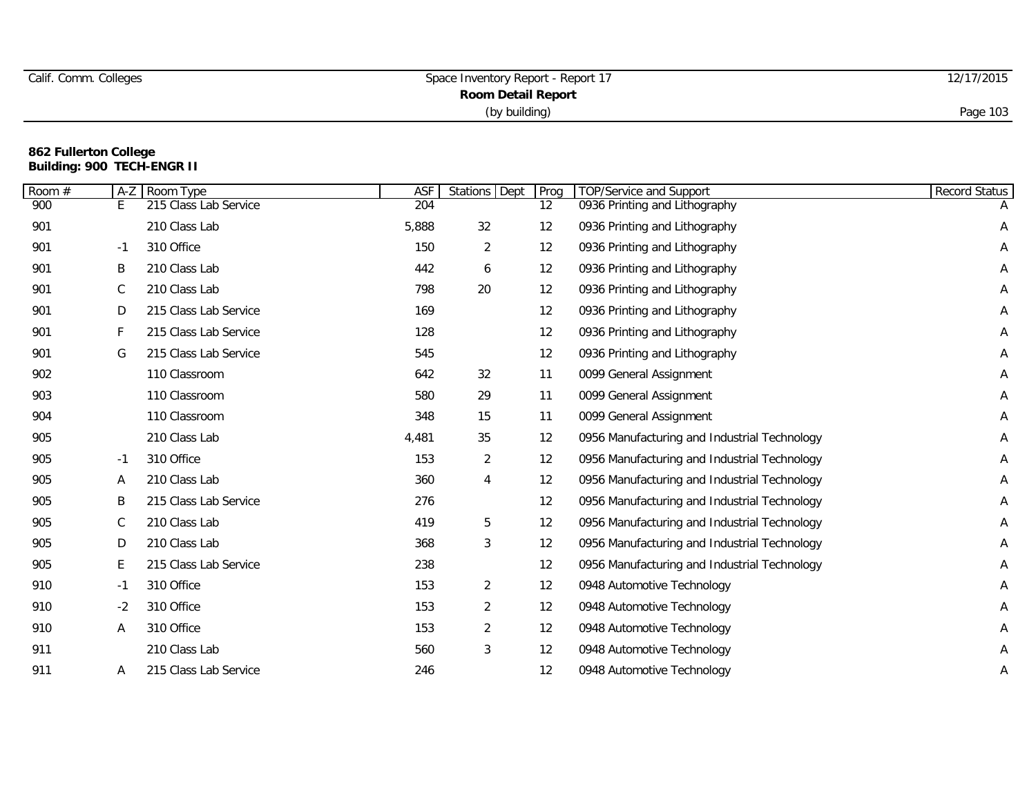**862 Fullerton College**
**Building: 900 TECH-ENGR II**

| Room # | A-Z | Room Type | ASF | Stations | Dept | Prog | TOP/Service and Support | Record Status |
|---|---|---|---|---|---|---|---|---|
| 900 | E | 215 Class Lab Service | 204 | | | 12 | 0936 Printing and Lithography | A |
| 901 | | 210 Class Lab | 5,888 | 32 | | 12 | 0936 Printing and Lithography | A |
| 901 | -1 | 310 Office | 150 | 2 | | 12 | 0936 Printing and Lithography | A |
| 901 | B | 210 Class Lab | 442 | 6 | | 12 | 0936 Printing and Lithography | A |
| 901 | C | 210 Class Lab | 798 | 20 | | 12 | 0936 Printing and Lithography | A |
| 901 | D | 215 Class Lab Service | 169 | | | 12 | 0936 Printing and Lithography | A |
| 901 | F | 215 Class Lab Service | 128 | | | 12 | 0936 Printing and Lithography | A |
| 901 | G | 215 Class Lab Service | 545 | | | 12 | 0936 Printing and Lithography | A |
| 902 | | 110 Classroom | 642 | 32 | | 11 | 0099 General Assignment | A |
| 903 | | 110 Classroom | 580 | 29 | | 11 | 0099 General Assignment | A |
| 904 | | 110 Classroom | 348 | 15 | | 11 | 0099 General Assignment | A |
| 905 | | 210 Class Lab | 4,481 | 35 | | 12 | 0956 Manufacturing and Industrial Technology | A |
| 905 | -1 | 310 Office | 153 | 2 | | 12 | 0956 Manufacturing and Industrial Technology | A |
| 905 | A | 210 Class Lab | 360 | 4 | | 12 | 0956 Manufacturing and Industrial Technology | A |
| 905 | B | 215 Class Lab Service | 276 | | | 12 | 0956 Manufacturing and Industrial Technology | A |
| 905 | C | 210 Class Lab | 419 | 5 | | 12 | 0956 Manufacturing and Industrial Technology | A |
| 905 | D | 210 Class Lab | 368 | 3 | | 12 | 0956 Manufacturing and Industrial Technology | A |
| 905 | E | 215 Class Lab Service | 238 | | | 12 | 0956 Manufacturing and Industrial Technology | A |
| 910 | -1 | 310 Office | 153 | 2 | | 12 | 0948 Automotive Technology | A |
| 910 | -2 | 310 Office | 153 | 2 | | 12 | 0948 Automotive Technology | A |
| 910 | A | 310 Office | 153 | 2 | | 12 | 0948 Automotive Technology | A |
| 911 | | 210 Class Lab | 560 | 3 | | 12 | 0948 Automotive Technology | A |
| 911 | A | 215 Class Lab Service | 246 | | | 12 | 0948 Automotive Technology | A |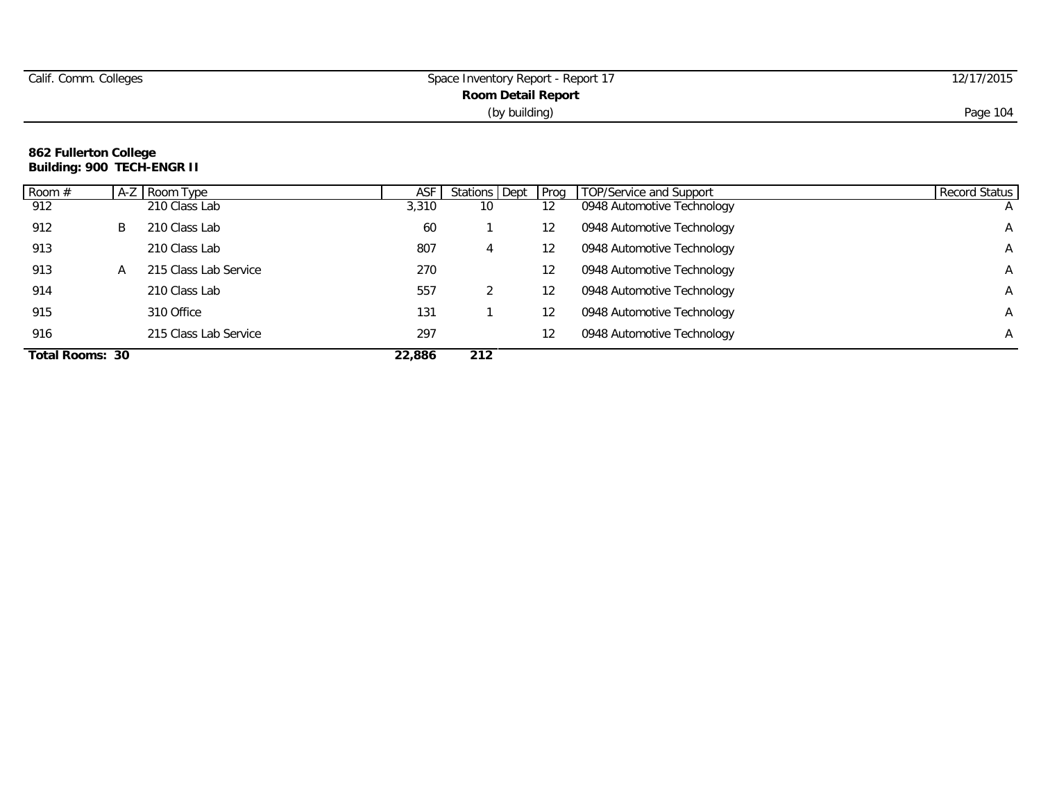**862 Fullerton College**
**Building: 900 TECH-ENGR II**

| Room # | A-Z | Room Type | ASF | Stations | Dept | Prog | TOP/Service and Support | Record Status |
|---|---|---|---|---|---|---|---|---|
| 912 | | 210 Class Lab | 3,310 | 10 | | 12 | 0948 Automotive Technology | A |
| 912 | B | 210 Class Lab | 60 | 1 | | 12 | 0948 Automotive Technology | A |
| 913 | | 210 Class Lab | 807 | 4 | | 12 | 0948 Automotive Technology | A |
| 913 | A | 215 Class Lab Service | 270 | | | 12 | 0948 Automotive Technology | A |
| 914 | | 210 Class Lab | 557 | 2 | | 12 | 0948 Automotive Technology | A |
| 915 | | 310 Office | 131 | 1 | | 12 | 0948 Automotive Technology | A |
| 916 | | 215 Class Lab Service | 297 | | | 12 | 0948 Automotive Technology | A |
| **Total Rooms: 30** | | | **22,886** | **212** | | | | |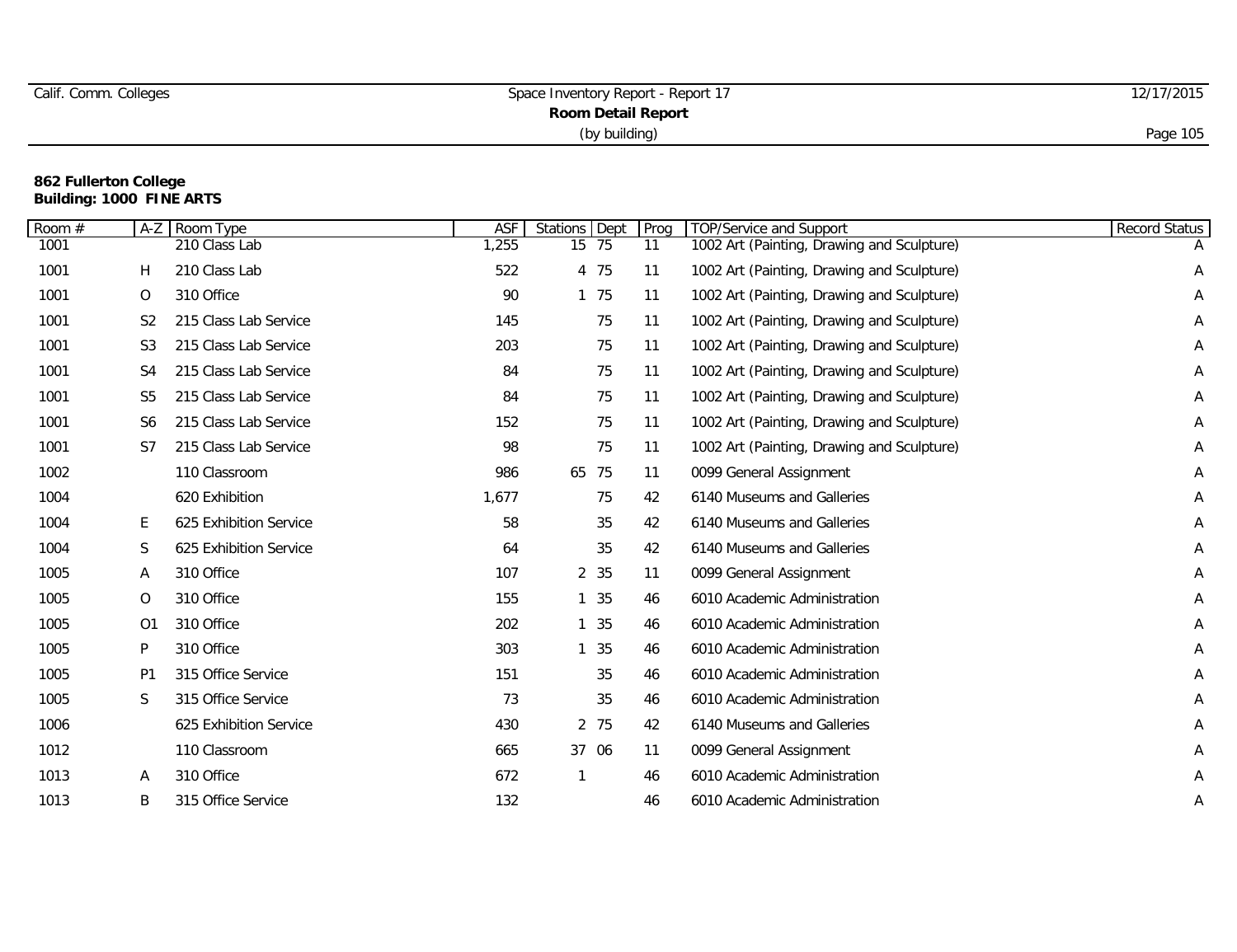**862 Fullerton College**
**Building: 1000 FINE ARTS**

| Room # | A-Z | Room Type | ASF | Stations | Dept | Prog | TOP/Service and Support | Record Status |
|---|---|---|---|---|---|---|---|---|
| 1001 | | 210 Class Lab | 1,255 | 15 | 75 | 11 | 1002 Art (Painting, Drawing and Sculpture) | A |
| 1001 | H | 210 Class Lab | 522 | 4 | 75 | 11 | 1002 Art (Painting, Drawing and Sculpture) | A |
| 1001 | O | 310 Office | 90 | 1 | 75 | 11 | 1002 Art (Painting, Drawing and Sculpture) | A |
| 1001 | S2 | 215 Class Lab Service | 145 | | 75 | 11 | 1002 Art (Painting, Drawing and Sculpture) | A |
| 1001 | S3 | 215 Class Lab Service | 203 | | 75 | 11 | 1002 Art (Painting, Drawing and Sculpture) | A |
| 1001 | S4 | 215 Class Lab Service | 84 | | 75 | 11 | 1002 Art (Painting, Drawing and Sculpture) | A |
| 1001 | S5 | 215 Class Lab Service | 84 | | 75 | 11 | 1002 Art (Painting, Drawing and Sculpture) | A |
| 1001 | S6 | 215 Class Lab Service | 152 | | 75 | 11 | 1002 Art (Painting, Drawing and Sculpture) | A |
| 1001 | S7 | 215 Class Lab Service | 98 | | 75 | 11 | 1002 Art (Painting, Drawing and Sculpture) | A |
| 1002 | | 110 Classroom | 986 | 65 | 75 | 11 | 0099 General Assignment | A |
| 1004 | | 620 Exhibition | 1,677 | | 75 | 42 | 6140 Museums and Galleries | A |
| 1004 | E | 625 Exhibition Service | 58 | | 35 | 42 | 6140 Museums and Galleries | A |
| 1004 | S | 625 Exhibition Service | 64 | | 35 | 42 | 6140 Museums and Galleries | A |
| 1005 | A | 310 Office | 107 | 2 | 35 | 11 | 0099 General Assignment | A |
| 1005 | O | 310 Office | 155 | 1 | 35 | 46 | 6010 Academic Administration | A |
| 1005 | O1 | 310 Office | 202 | 1 | 35 | 46 | 6010 Academic Administration | A |
| 1005 | P | 310 Office | 303 | 1 | 35 | 46 | 6010 Academic Administration | A |
| 1005 | P1 | 315 Office Service | 151 | | 35 | 46 | 6010 Academic Administration | A |
| 1005 | S | 315 Office Service | 73 | | 35 | 46 | 6010 Academic Administration | A |
| 1006 | | 625 Exhibition Service | 430 | 2 | 75 | 42 | 6140 Museums and Galleries | A |
| 1012 | | 110 Classroom | 665 | 37 | 06 | 11 | 0099 General Assignment | A |
| 1013 | A | 310 Office | 672 | 1 | | 46 | 6010 Academic Administration | A |
| 1013 | B | 315 Office Service | 132 | | | 46 | 6010 Academic Administration | A |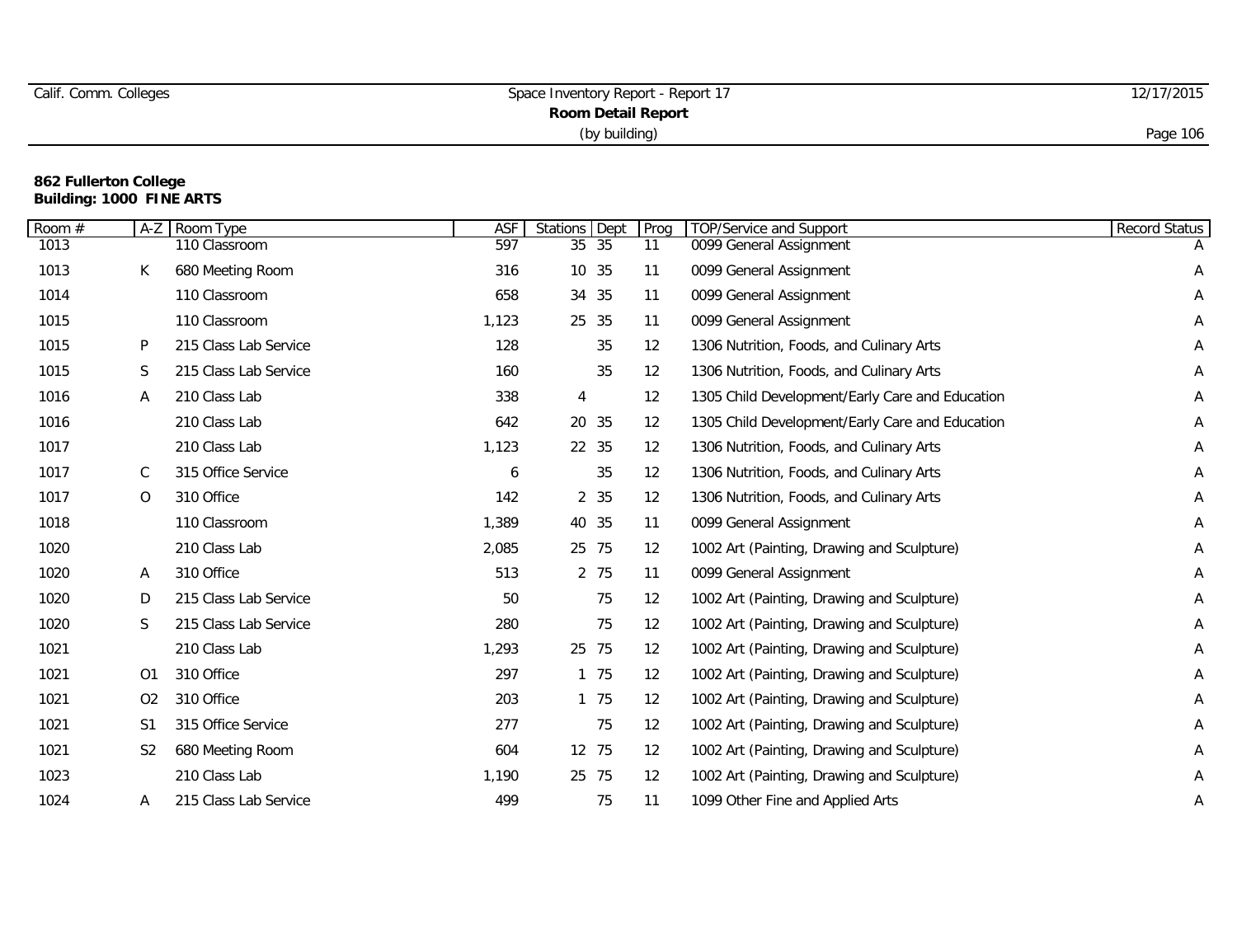**862 Fullerton College**
**Building: 1000 FINE ARTS**

| Room # | A-Z | Room Type | ASF | Stations | Dept | Prog | TOP/Service and Support | Record Status |
|---|---|---|---|---|---|---|---|---|
| 1013 | | 110 Classroom | 597 | 35 | 35 | 11 | 0099 General Assignment | A |
| 1013 | K | 680 Meeting Room | 316 | 10 | 35 | 11 | 0099 General Assignment | A |
| 1014 | | 110 Classroom | 658 | 34 | 35 | 11 | 0099 General Assignment | A |
| 1015 | | 110 Classroom | 1,123 | 25 | 35 | 11 | 0099 General Assignment | A |
| 1015 | P | 215 Class Lab Service | 128 | | 35 | 12 | 1306 Nutrition, Foods, and Culinary Arts | A |
| 1015 | S | 215 Class Lab Service | 160 | | 35 | 12 | 1306 Nutrition, Foods, and Culinary Arts | A |
| 1016 | A | 210 Class Lab | 338 | 4 | | 12 | 1305 Child Development/Early Care and Education | A |
| 1016 | | 210 Class Lab | 642 | 20 | 35 | 12 | 1305 Child Development/Early Care and Education | A |
| 1017 | | 210 Class Lab | 1,123 | 22 | 35 | 12 | 1306 Nutrition, Foods, and Culinary Arts | A |
| 1017 | C | 315 Office Service | 6 | | 35 | 12 | 1306 Nutrition, Foods, and Culinary Arts | A |
| 1017 | O | 310 Office | 142 | 2 | 35 | 12 | 1306 Nutrition, Foods, and Culinary Arts | A |
| 1018 | | 110 Classroom | 1,389 | 40 | 35 | 11 | 0099 General Assignment | A |
| 1020 | | 210 Class Lab | 2,085 | 25 | 75 | 12 | 1002 Art (Painting, Drawing and Sculpture) | A |
| 1020 | A | 310 Office | 513 | 2 | 75 | 11 | 0099 General Assignment | A |
| 1020 | D | 215 Class Lab Service | 50 | | 75 | 12 | 1002 Art (Painting, Drawing and Sculpture) | A |
| 1020 | S | 215 Class Lab Service | 280 | | 75 | 12 | 1002 Art (Painting, Drawing and Sculpture) | A |
| 1021 | | 210 Class Lab | 1,293 | 25 | 75 | 12 | 1002 Art (Painting, Drawing and Sculpture) | A |
| 1021 | O1 | 310 Office | 297 | 1 | 75 | 12 | 1002 Art (Painting, Drawing and Sculpture) | A |
| 1021 | O2 | 310 Office | 203 | 1 | 75 | 12 | 1002 Art (Painting, Drawing and Sculpture) | A |
| 1021 | S1 | 315 Office Service | 277 | | 75 | 12 | 1002 Art (Painting, Drawing and Sculpture) | A |
| 1021 | S2 | 680 Meeting Room | 604 | 12 | 75 | 12 | 1002 Art (Painting, Drawing and Sculpture) | A |
| 1023 | | 210 Class Lab | 1,190 | 25 | 75 | 12 | 1002 Art (Painting, Drawing and Sculpture) | A |
| 1024 | A | 215 Class Lab Service | 499 | | 75 | 11 | 1099 Other Fine and Applied Arts | A |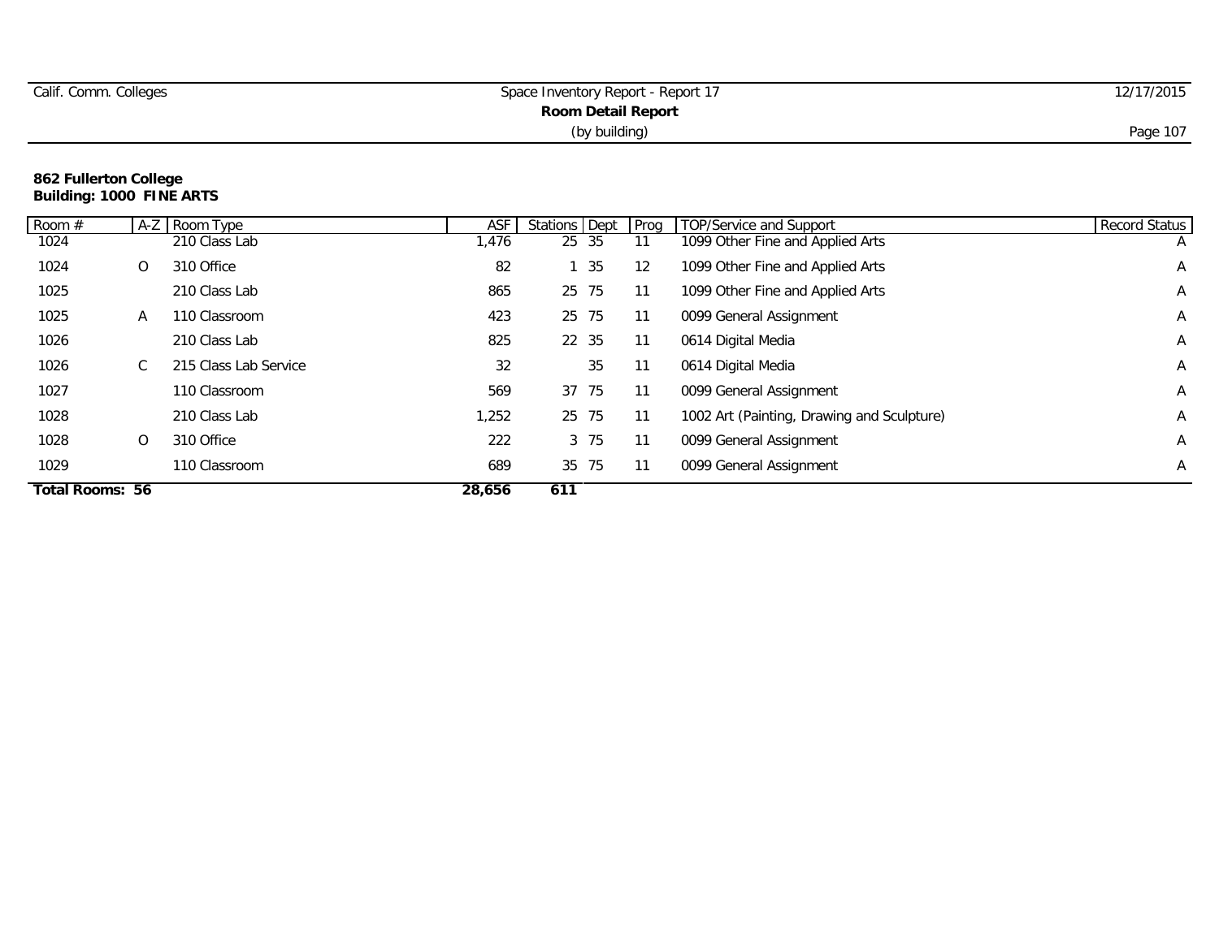**862 Fullerton College**
**Building: 1000 FINE ARTS**

| Room # | A-Z | Room Type | ASF | Stations | Dept | Prog | TOP/Service and Support | Record Status |
|---|---|---|---|---|---|---|---|---|
| 1024 | | 210 Class Lab | 1,476 | 25 | 35 | 11 | 1099 Other Fine and Applied Arts | A |
| 1024 | O | 310 Office | 82 | 1 | 35 | 12 | 1099 Other Fine and Applied Arts | A |
| 1025 | | 210 Class Lab | 865 | 25 | 75 | 11 | 1099 Other Fine and Applied Arts | A |
| 1025 | A | 110 Classroom | 423 | 25 | 75 | 11 | 0099 General Assignment | A |
| 1026 | | 210 Class Lab | 825 | 22 | 35 | 11 | 0614 Digital Media | A |
| 1026 | C | 215 Class Lab Service | 32 | | 35 | 11 | 0614 Digital Media | A |
| 1027 | | 110 Classroom | 569 | 37 | 75 | 11 | 0099 General Assignment | A |
| 1028 | | 210 Class Lab | 1,252 | 25 | 75 | 11 | 1002 Art (Painting, Drawing and Sculpture) | A |
| 1028 | O | 310 Office | 222 | 3 | 75 | 11 | 0099 General Assignment | A |
| 1029 | | 110 Classroom | 689 | 35 | 75 | 11 | 0099 General Assignment | A |
| **Total Rooms: 56** | | | **28,656** | **611** | | | | |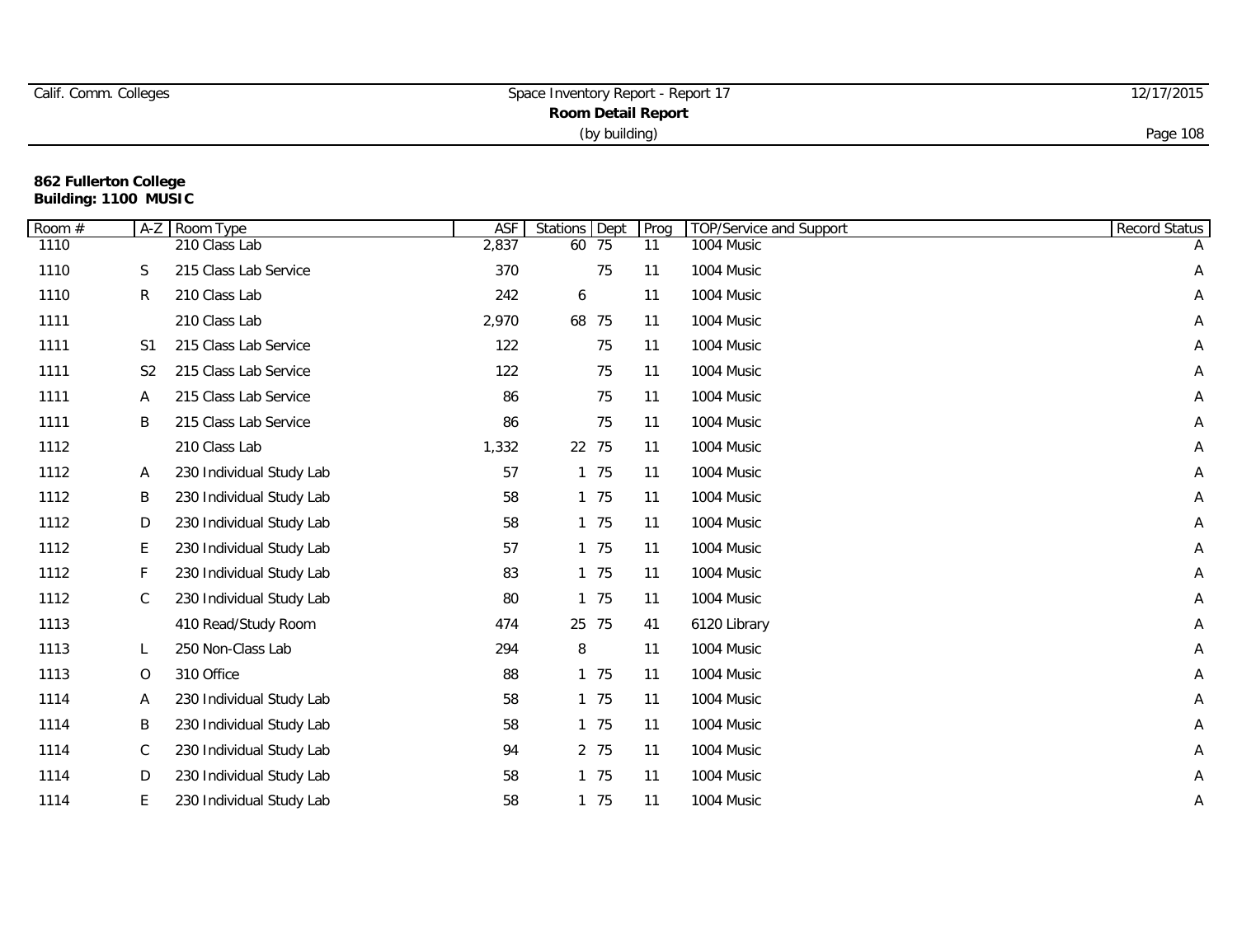**862 Fullerton College**
**Building: 1100 MUSIC**

| Room # | A-Z | Room Type | ASF | Stations | Dept | Prog | TOP/Service and Support | Record Status |
|---|---|---|---|---|---|---|---|---|
| 1110 | | 210 Class Lab | 2,837 | 60 | 75 | 11 | 1004 Music | A |
| 1110 | S | 215 Class Lab Service | 370 | | 75 | 11 | 1004 Music | A |
| 1110 | R | 210 Class Lab | 242 | 6 | | 11 | 1004 Music | A |
| 1111 | | 210 Class Lab | 2,970 | 68 | 75 | 11 | 1004 Music | A |
| 1111 | S1 | 215 Class Lab Service | 122 | | 75 | 11 | 1004 Music | A |
| 1111 | S2 | 215 Class Lab Service | 122 | | 75 | 11 | 1004 Music | A |
| 1111 | A | 215 Class Lab Service | 86 | | 75 | 11 | 1004 Music | A |
| 1111 | B | 215 Class Lab Service | 86 | | 75 | 11 | 1004 Music | A |
| 1112 | | 210 Class Lab | 1,332 | 22 | 75 | 11 | 1004 Music | A |
| 1112 | A | 230 Individual Study Lab | 57 | 1 | 75 | 11 | 1004 Music | A |
| 1112 | B | 230 Individual Study Lab | 58 | 1 | 75 | 11 | 1004 Music | A |
| 1112 | D | 230 Individual Study Lab | 58 | 1 | 75 | 11 | 1004 Music | A |
| 1112 | E | 230 Individual Study Lab | 57 | 1 | 75 | 11 | 1004 Music | A |
| 1112 | F | 230 Individual Study Lab | 83 | 1 | 75 | 11 | 1004 Music | A |
| 1112 | C | 230 Individual Study Lab | 80 | 1 | 75 | 11 | 1004 Music | A |
| 1113 | | 410 Read/Study Room | 474 | 25 | 75 | 41 | 6120 Library | A |
| 1113 | L | 250 Non-Class Lab | 294 | 8 | | 11 | 1004 Music | A |
| 1113 | O | 310 Office | 88 | 1 | 75 | 11 | 1004 Music | A |
| 1114 | A | 230 Individual Study Lab | 58 | 1 | 75 | 11 | 1004 Music | A |
| 1114 | B | 230 Individual Study Lab | 58 | 1 | 75 | 11 | 1004 Music | A |
| 1114 | C | 230 Individual Study Lab | 94 | 2 | 75 | 11 | 1004 Music | A |
| 1114 | D | 230 Individual Study Lab | 58 | 1 | 75 | 11 | 1004 Music | A |
| 1114 | E | 230 Individual Study Lab | 58 | 1 | 75 | 11 | 1004 Music | A |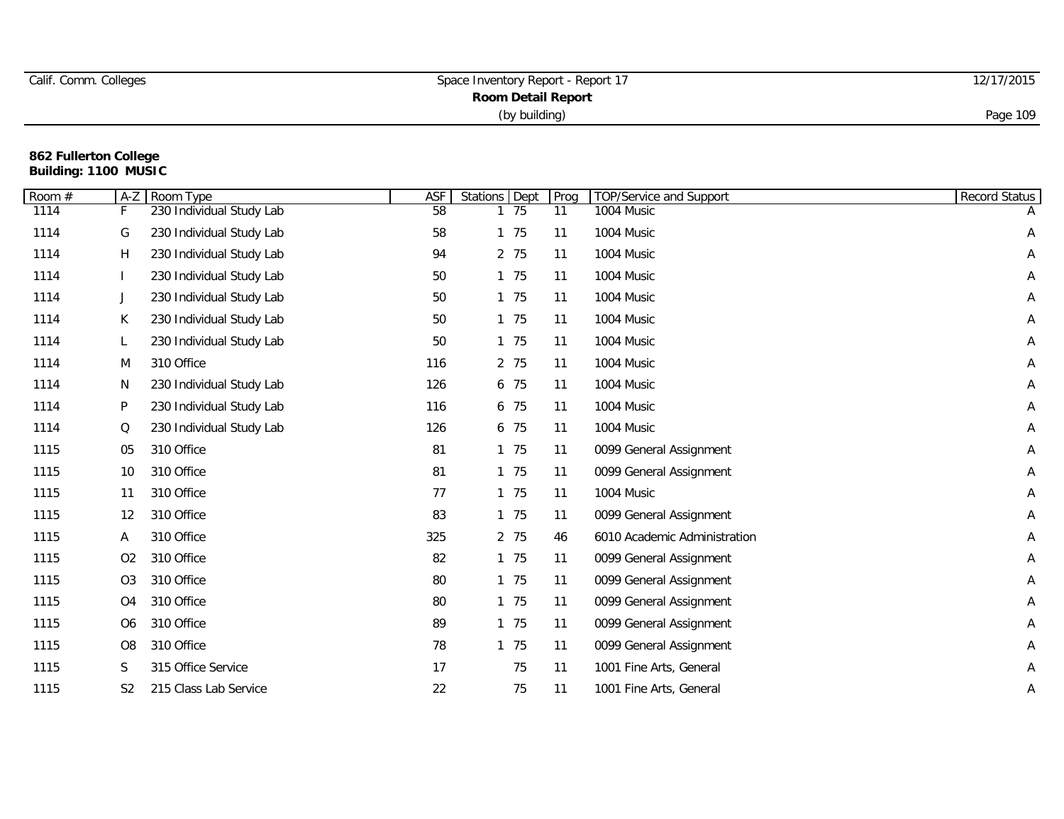**862 Fullerton College**
**Building: 1100 MUSIC**

| Room # | A-Z | Room Type | ASF | Stations | Dept | Prog | TOP/Service and Support | Record Status |
|---|---|---|---|---|---|---|---|---|
| 1114 | F | 230 Individual Study Lab | 58 | 1 | 75 | 11 | 1004 Music | A |
| 1114 | G | 230 Individual Study Lab | 58 | 1 | 75 | 11 | 1004 Music | A |
| 1114 | H | 230 Individual Study Lab | 94 | 2 | 75 | 11 | 1004 Music | A |
| 1114 | I | 230 Individual Study Lab | 50 | 1 | 75 | 11 | 1004 Music | A |
| 1114 | J | 230 Individual Study Lab | 50 | 1 | 75 | 11 | 1004 Music | A |
| 1114 | K | 230 Individual Study Lab | 50 | 1 | 75 | 11 | 1004 Music | A |
| 1114 | L | 230 Individual Study Lab | 50 | 1 | 75 | 11 | 1004 Music | A |
| 1114 | M | 310 Office | 116 | 2 | 75 | 11 | 1004 Music | A |
| 1114 | N | 230 Individual Study Lab | 126 | 6 | 75 | 11 | 1004 Music | A |
| 1114 | P | 230 Individual Study Lab | 116 | 6 | 75 | 11 | 1004 Music | A |
| 1114 | Q | 230 Individual Study Lab | 126 | 6 | 75 | 11 | 1004 Music | A |
| 1115 | 05 | 310 Office | 81 | 1 | 75 | 11 | 0099 General Assignment | A |
| 1115 | 10 | 310 Office | 81 | 1 | 75 | 11 | 0099 General Assignment | A |
| 1115 | 11 | 310 Office | 77 | 1 | 75 | 11 | 1004 Music | A |
| 1115 | 12 | 310 Office | 83 | 1 | 75 | 11 | 0099 General Assignment | A |
| 1115 | A | 310 Office | 325 | 2 | 75 | 46 | 6010 Academic Administration | A |
| 1115 | O2 | 310 Office | 82 | 1 | 75 | 11 | 0099 General Assignment | A |
| 1115 | O3 | 310 Office | 80 | 1 | 75 | 11 | 0099 General Assignment | A |
| 1115 | O4 | 310 Office | 80 | 1 | 75 | 11 | 0099 General Assignment | A |
| 1115 | O6 | 310 Office | 89 | 1 | 75 | 11 | 0099 General Assignment | A |
| 1115 | O8 | 310 Office | 78 | 1 | 75 | 11 | 0099 General Assignment | A |
| 1115 | S | 315 Office Service | 17 | | 75 | 11 | 1001 Fine Arts, General | A |
| 1115 | S2 | 215 Class Lab Service | 22 | | 75 | 11 | 1001 Fine Arts, General | A |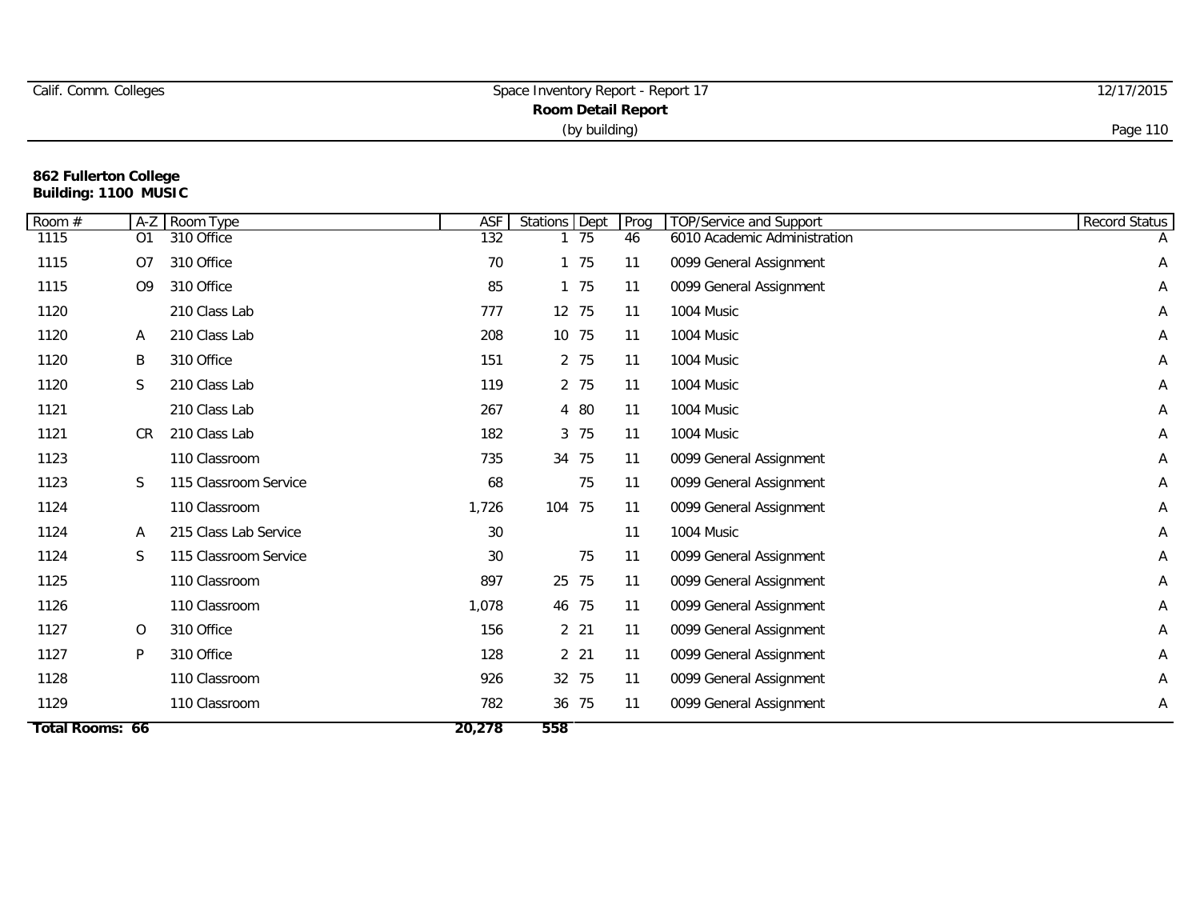**862 Fullerton College**
**Building: 1100 MUSIC**

| Room # | A-Z | Room Type | ASF | Stations | Dept | Prog | TOP/Service and Support | Record Status |
|---|---|---|---|---|---|---|---|---|
| 1115 | O1 | 310 Office | 132 | 1 | 75 | 46 | 6010 Academic Administration | A |
| 1115 | O7 | 310 Office | 70 | 1 | 75 | 11 | 0099 General Assignment | A |
| 1115 | O9 | 310 Office | 85 | 1 | 75 | 11 | 0099 General Assignment | A |
| 1120 | | 210 Class Lab | 777 | 12 | 75 | 11 | 1004 Music | A |
| 1120 | A | 210 Class Lab | 208 | 10 | 75 | 11 | 1004 Music | A |
| 1120 | B | 310 Office | 151 | 2 | 75 | 11 | 1004 Music | A |
| 1120 | S | 210 Class Lab | 119 | 2 | 75 | 11 | 1004 Music | A |
| 1121 | | 210 Class Lab | 267 | 4 | 80 | 11 | 1004 Music | A |
| 1121 | CR | 210 Class Lab | 182 | 3 | 75 | 11 | 1004 Music | A |
| 1123 | | 110 Classroom | 735 | 34 | 75 | 11 | 0099 General Assignment | A |
| 1123 | S | 115 Classroom Service | 68 | | 75 | 11 | 0099 General Assignment | A |
| 1124 | | 110 Classroom | 1,726 | 104 | 75 | 11 | 0099 General Assignment | A |
| 1124 | A | 215 Class Lab Service | 30 | | | 11 | 1004 Music | A |
| 1124 | S | 115 Classroom Service | 30 | | 75 | 11 | 0099 General Assignment | A |
| 1125 | | 110 Classroom | 897 | 25 | 75 | 11 | 0099 General Assignment | A |
| 1126 | | 110 Classroom | 1,078 | 46 | 75 | 11 | 0099 General Assignment | A |
| 1127 | O | 310 Office | 156 | 2 | 21 | 11 | 0099 General Assignment | A |
| 1127 | P | 310 Office | 128 | 2 | 21 | 11 | 0099 General Assignment | A |
| 1128 | | 110 Classroom | 926 | 32 | 75 | 11 | 0099 General Assignment | A |
| 1129 | | 110 Classroom | 782 | 36 | 75 | 11 | 0099 General Assignment | A |
| **Total Rooms: 66** | | | **20,278** | **558** | | | | |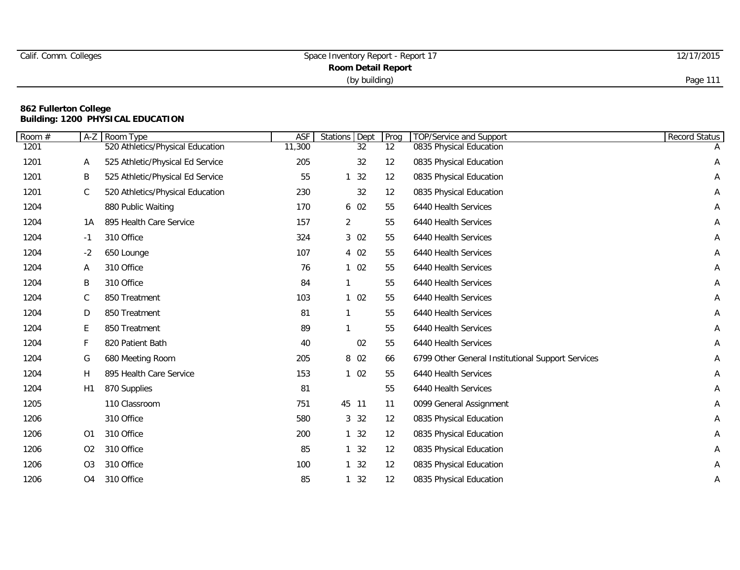**862 Fullerton College**
**Building: 1200 PHYSICAL EDUCATION**

| Room # | A-Z | Room Type | ASF | Stations | Dept | Prog | TOP/Service and Support | Record Status |
|---|---|---|---|---|---|---|---|---|
| 1201 | | 520 Athletics/Physical Education | 11,300 | | 32 | 12 | 0835 Physical Education | A |
| 1201 | A | 525 Athletic/Physical Ed Service | 205 | | 32 | 12 | 0835 Physical Education | A |
| 1201 | B | 525 Athletic/Physical Ed Service | 55 | 1 | 32 | 12 | 0835 Physical Education | A |
| 1201 | C | 520 Athletics/Physical Education | 230 | | 32 | 12 | 0835 Physical Education | A |
| 1204 | | 880 Public Waiting | 170 | 6 | 02 | 55 | 6440 Health Services | A |
| 1204 | 1A | 895 Health Care Service | 157 | 2 | | 55 | 6440 Health Services | A |
| 1204 | -1 | 310 Office | 324 | 3 | 02 | 55 | 6440 Health Services | A |
| 1204 | -2 | 650 Lounge | 107 | 4 | 02 | 55 | 6440 Health Services | A |
| 1204 | A | 310 Office | 76 | 1 | 02 | 55 | 6440 Health Services | A |
| 1204 | B | 310 Office | 84 | 1 | | 55 | 6440 Health Services | A |
| 1204 | C | 850 Treatment | 103 | 1 | 02 | 55 | 6440 Health Services | A |
| 1204 | D | 850 Treatment | 81 | 1 | | 55 | 6440 Health Services | A |
| 1204 | E | 850 Treatment | 89 | 1 | | 55 | 6440 Health Services | A |
| 1204 | F | 820 Patient Bath | 40 | | 02 | 55 | 6440 Health Services | A |
| 1204 | G | 680 Meeting Room | 205 | 8 | 02 | 66 | 6799 Other General Institutional Support Services | A |
| 1204 | H | 895 Health Care Service | 153 | 1 | 02 | 55 | 6440 Health Services | A |
| 1204 | H1 | 870 Supplies | 81 | | | 55 | 6440 Health Services | A |
| 1205 | | 110 Classroom | 751 | 45 | 11 | 11 | 0099 General Assignment | A |
| 1206 | | 310 Office | 580 | 3 | 32 | 12 | 0835 Physical Education | A |
| 1206 | O1 | 310 Office | 200 | 1 | 32 | 12 | 0835 Physical Education | A |
| 1206 | O2 | 310 Office | 85 | 1 | 32 | 12 | 0835 Physical Education | A |
| 1206 | O3 | 310 Office | 100 | 1 | 32 | 12 | 0835 Physical Education | A |
| 1206 | O4 | 310 Office | 85 | 1 | 32 | 12 | 0835 Physical Education | A |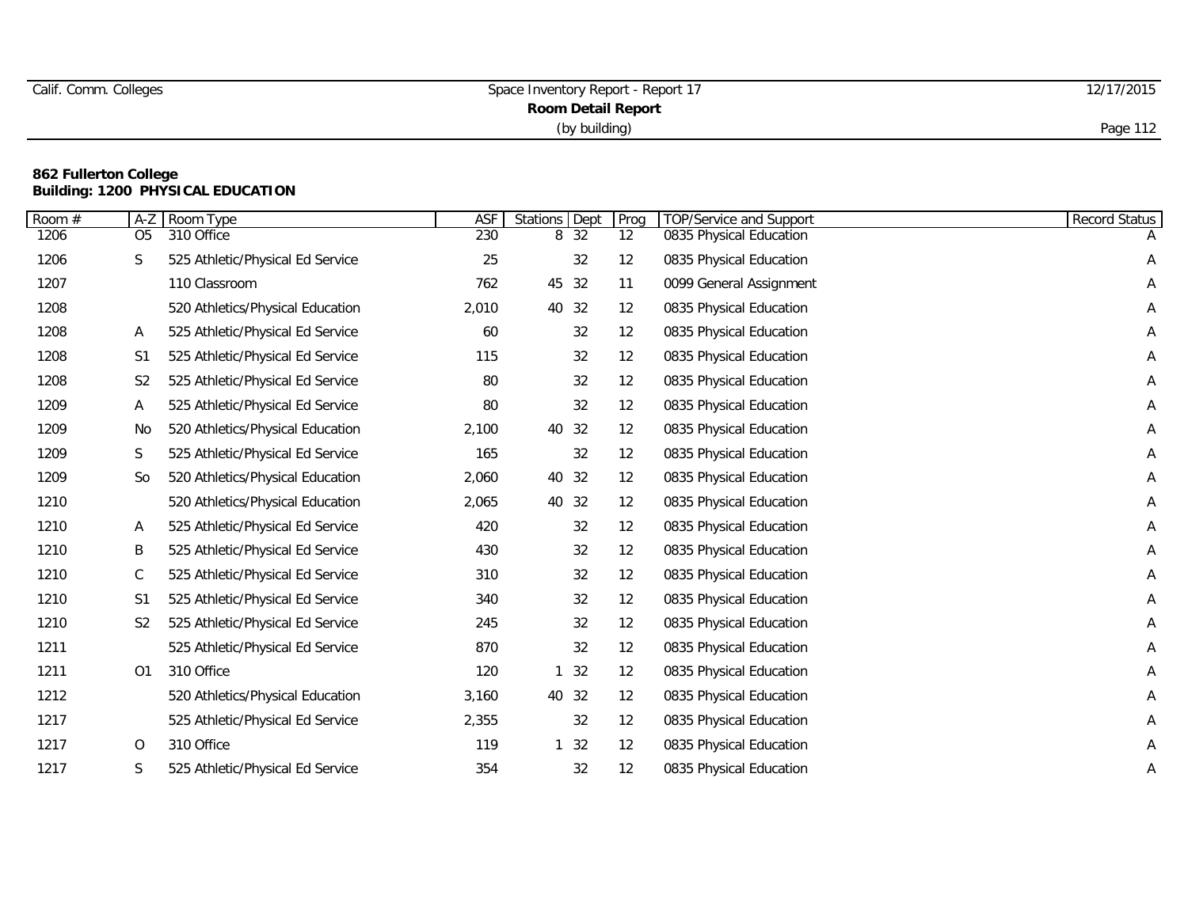**862 Fullerton College**
**Building: 1200 PHYSICAL EDUCATION**

| Room # | A-Z | Room Type | ASF | Stations | Dept | Prog | TOP/Service and Support | Record Status |
|---|---|---|---|---|---|---|---|---|
| 1206 | O5 | 310 Office | 230 | 8 | 32 | 12 | 0835 Physical Education | A |
| 1206 | S | 525 Athletic/Physical Ed Service | 25 | | 32 | 12 | 0835 Physical Education | A |
| 1207 | | 110 Classroom | 762 | 45 | 32 | 11 | 0099 General Assignment | A |
| 1208 | | 520 Athletics/Physical Education | 2,010 | 40 | 32 | 12 | 0835 Physical Education | A |
| 1208 | A | 525 Athletic/Physical Ed Service | 60 | | 32 | 12 | 0835 Physical Education | A |
| 1208 | S1 | 525 Athletic/Physical Ed Service | 115 | | 32 | 12 | 0835 Physical Education | A |
| 1208 | S2 | 525 Athletic/Physical Ed Service | 80 | | 32 | 12 | 0835 Physical Education | A |
| 1209 | A | 525 Athletic/Physical Ed Service | 80 | | 32 | 12 | 0835 Physical Education | A |
| 1209 | No | 520 Athletics/Physical Education | 2,100 | 40 | 32 | 12 | 0835 Physical Education | A |
| 1209 | S | 525 Athletic/Physical Ed Service | 165 | | 32 | 12 | 0835 Physical Education | A |
| 1209 | So | 520 Athletics/Physical Education | 2,060 | 40 | 32 | 12 | 0835 Physical Education | A |
| 1210 | | 520 Athletics/Physical Education | 2,065 | 40 | 32 | 12 | 0835 Physical Education | A |
| 1210 | A | 525 Athletic/Physical Ed Service | 420 | | 32 | 12 | 0835 Physical Education | A |
| 1210 | B | 525 Athletic/Physical Ed Service | 430 | | 32 | 12 | 0835 Physical Education | A |
| 1210 | C | 525 Athletic/Physical Ed Service | 310 | | 32 | 12 | 0835 Physical Education | A |
| 1210 | S1 | 525 Athletic/Physical Ed Service | 340 | | 32 | 12 | 0835 Physical Education | A |
| 1210 | S2 | 525 Athletic/Physical Ed Service | 245 | | 32 | 12 | 0835 Physical Education | A |
| 1211 | | 525 Athletic/Physical Ed Service | 870 | | 32 | 12 | 0835 Physical Education | A |
| 1211 | O1 | 310 Office | 120 | 1 | 32 | 12 | 0835 Physical Education | A |
| 1212 | | 520 Athletics/Physical Education | 3,160 | 40 | 32 | 12 | 0835 Physical Education | A |
| 1217 | | 525 Athletic/Physical Ed Service | 2,355 | | 32 | 12 | 0835 Physical Education | A |
| 1217 | O | 310 Office | 119 | 1 | 32 | 12 | 0835 Physical Education | A |
| 1217 | S | 525 Athletic/Physical Ed Service | 354 | | 32 | 12 | 0835 Physical Education | A |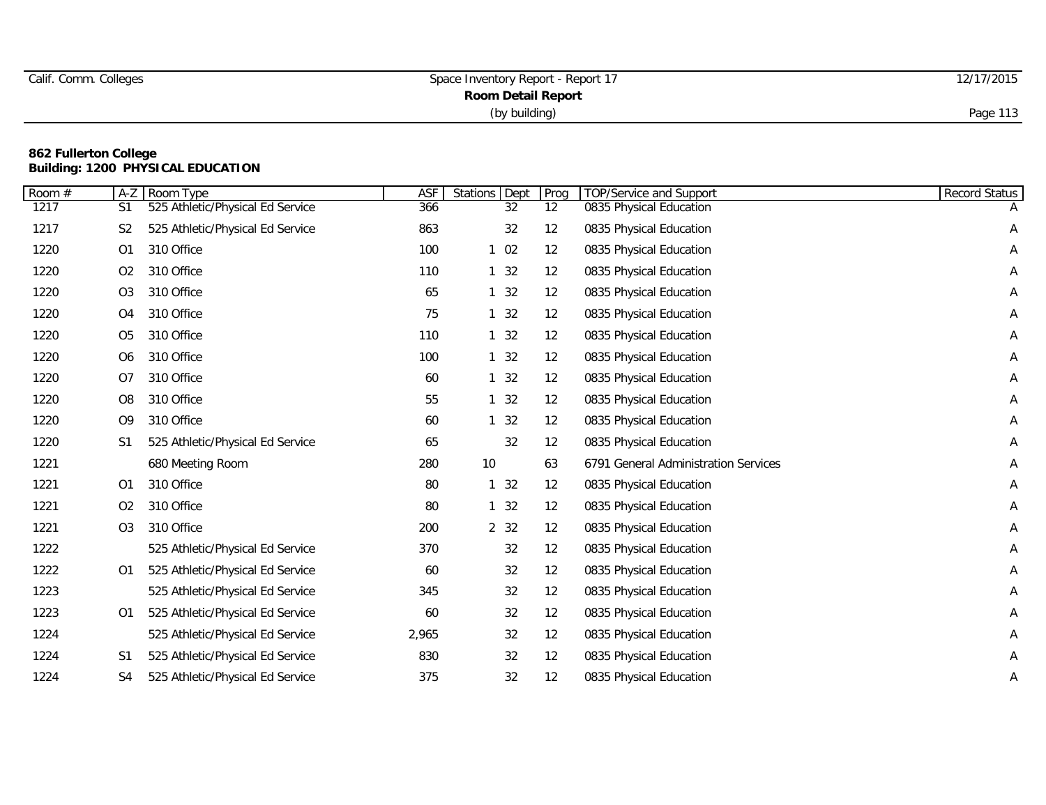**862 Fullerton College**
**Building: 1200 PHYSICAL EDUCATION**

| Room # | A-Z | Room Type | ASF | Stations | Dept | Prog | TOP/Service and Support | Record Status |
|---|---|---|---|---|---|---|---|---|
| 1217 | S1 | 525 Athletic/Physical Ed Service | 366 | | 32 | 12 | 0835 Physical Education | A |
| 1217 | S2 | 525 Athletic/Physical Ed Service | 863 | | 32 | 12 | 0835 Physical Education | A |
| 1220 | O1 | 310 Office | 100 | 1 | 02 | 12 | 0835 Physical Education | A |
| 1220 | O2 | 310 Office | 110 | 1 | 32 | 12 | 0835 Physical Education | A |
| 1220 | O3 | 310 Office | 65 | 1 | 32 | 12 | 0835 Physical Education | A |
| 1220 | O4 | 310 Office | 75 | 1 | 32 | 12 | 0835 Physical Education | A |
| 1220 | O5 | 310 Office | 110 | 1 | 32 | 12 | 0835 Physical Education | A |
| 1220 | O6 | 310 Office | 100 | 1 | 32 | 12 | 0835 Physical Education | A |
| 1220 | O7 | 310 Office | 60 | 1 | 32 | 12 | 0835 Physical Education | A |
| 1220 | O8 | 310 Office | 55 | 1 | 32 | 12 | 0835 Physical Education | A |
| 1220 | O9 | 310 Office | 60 | 1 | 32 | 12 | 0835 Physical Education | A |
| 1220 | S1 | 525 Athletic/Physical Ed Service | 65 | | 32 | 12 | 0835 Physical Education | A |
| 1221 | | 680 Meeting Room | 280 | 10 | | 63 | 6791 General Administration Services | A |
| 1221 | O1 | 310 Office | 80 | 1 | 32 | 12 | 0835 Physical Education | A |
| 1221 | O2 | 310 Office | 80 | 1 | 32 | 12 | 0835 Physical Education | A |
| 1221 | O3 | 310 Office | 200 | 2 | 32 | 12 | 0835 Physical Education | A |
| 1222 | | 525 Athletic/Physical Ed Service | 370 | | 32 | 12 | 0835 Physical Education | A |
| 1222 | O1 | 525 Athletic/Physical Ed Service | 60 | | 32 | 12 | 0835 Physical Education | A |
| 1223 | | 525 Athletic/Physical Ed Service | 345 | | 32 | 12 | 0835 Physical Education | A |
| 1223 | O1 | 525 Athletic/Physical Ed Service | 60 | | 32 | 12 | 0835 Physical Education | A |
| 1224 | | 525 Athletic/Physical Ed Service | 2,965 | | 32 | 12 | 0835 Physical Education | A |
| 1224 | S1 | 525 Athletic/Physical Ed Service | 830 | | 32 | 12 | 0835 Physical Education | A |
| 1224 | S4 | 525 Athletic/Physical Ed Service | 375 | | 32 | 12 | 0835 Physical Education | A |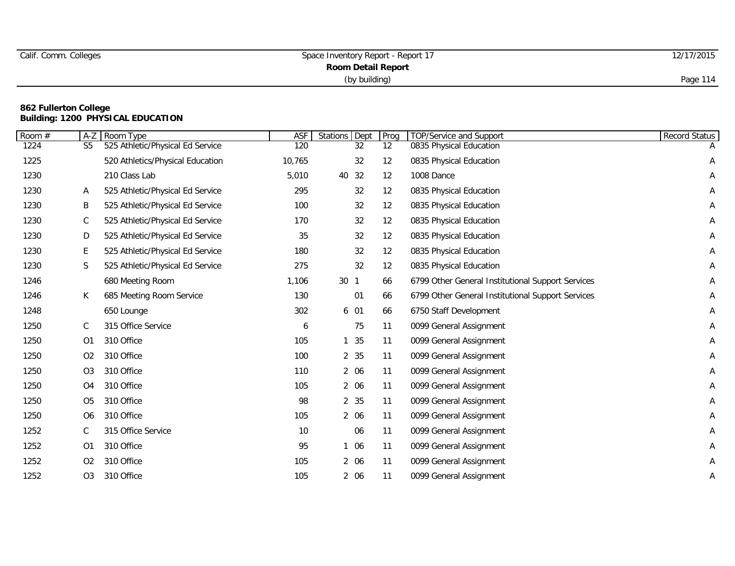**862 Fullerton College**
**Building: 1200 PHYSICAL EDUCATION**

| Room # | A-Z | Room Type | ASF | Stations | Dept | Prog | TOP/Service and Support | Record Status |
|---|---|---|---|---|---|---|---|---|
| 1224 | S5 | 525 Athletic/Physical Ed Service | 120 | | 32 | 12 | 0835 Physical Education | A |
| 1225 | | 520 Athletics/Physical Education | 10,765 | | 32 | 12 | 0835 Physical Education | A |
| 1230 | | 210 Class Lab | 5,010 | 40 | 32 | 12 | 1008 Dance | A |
| 1230 | A | 525 Athletic/Physical Ed Service | 295 | | 32 | 12 | 0835 Physical Education | A |
| 1230 | B | 525 Athletic/Physical Ed Service | 100 | | 32 | 12 | 0835 Physical Education | A |
| 1230 | C | 525 Athletic/Physical Ed Service | 170 | | 32 | 12 | 0835 Physical Education | A |
| 1230 | D | 525 Athletic/Physical Ed Service | 35 | | 32 | 12 | 0835 Physical Education | A |
| 1230 | E | 525 Athletic/Physical Ed Service | 180 | | 32 | 12 | 0835 Physical Education | A |
| 1230 | S | 525 Athletic/Physical Ed Service | 275 | | 32 | 12 | 0835 Physical Education | A |
| 1246 | | 680 Meeting Room | 1,106 | 30 | 1 | 66 | 6799 Other General Institutional Support Services | A |
| 1246 | K | 685 Meeting Room Service | 130 | | 01 | 66 | 6799 Other General Institutional Support Services | A |
| 1248 | | 650 Lounge | 302 | 6 | 01 | 66 | 6750 Staff Development | A |
| 1250 | C | 315 Office Service | 6 | | 75 | 11 | 0099 General Assignment | A |
| 1250 | O1 | 310 Office | 105 | 1 | 35 | 11 | 0099 General Assignment | A |
| 1250 | O2 | 310 Office | 100 | 2 | 35 | 11 | 0099 General Assignment | A |
| 1250 | O3 | 310 Office | 110 | 2 | 06 | 11 | 0099 General Assignment | A |
| 1250 | O4 | 310 Office | 105 | 2 | 06 | 11 | 0099 General Assignment | A |
| 1250 | O5 | 310 Office | 98 | 2 | 35 | 11 | 0099 General Assignment | A |
| 1250 | O6 | 310 Office | 105 | 2 | 06 | 11 | 0099 General Assignment | A |
| 1252 | C | 315 Office Service | 10 | | 06 | 11 | 0099 General Assignment | A |
| 1252 | O1 | 310 Office | 95 | 1 | 06 | 11 | 0099 General Assignment | A |
| 1252 | O2 | 310 Office | 105 | 2 | 06 | 11 | 0099 General Assignment | A |
| 1252 | O3 | 310 Office | 105 | 2 | 06 | 11 | 0099 General Assignment | A |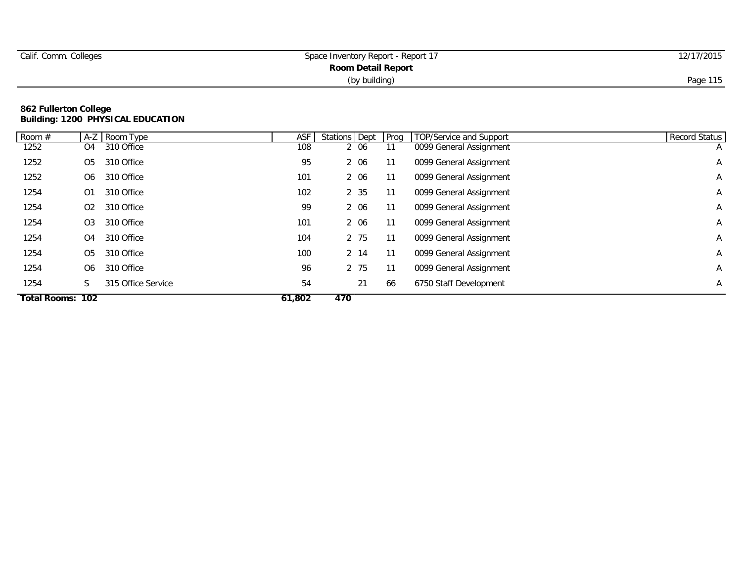**862 Fullerton College**
**Building: 1200 PHYSICAL EDUCATION**

| Room # | A-Z | Room Type | ASF | Stations | Dept | Prog | TOP/Service and Support | Record Status |
|---|---|---|---|---|---|---|---|---|
| 1252 | O4 | 310 Office | 108 | 2 | 06 | 11 | 0099 General Assignment | A |
| 1252 | O5 | 310 Office | 95 | 2 | 06 | 11 | 0099 General Assignment | A |
| 1252 | O6 | 310 Office | 101 | 2 | 06 | 11 | 0099 General Assignment | A |
| 1254 | O1 | 310 Office | 102 | 2 | 35 | 11 | 0099 General Assignment | A |
| 1254 | O2 | 310 Office | 99 | 2 | 06 | 11 | 0099 General Assignment | A |
| 1254 | O3 | 310 Office | 101 | 2 | 06 | 11 | 0099 General Assignment | A |
| 1254 | O4 | 310 Office | 104 | 2 | 75 | 11 | 0099 General Assignment | A |
| 1254 | O5 | 310 Office | 100 | 2 | 14 | 11 | 0099 General Assignment | A |
| 1254 | O6 | 310 Office | 96 | 2 | 75 | 11 | 0099 General Assignment | A |
| 1254 | S | 315 Office Service | 54 | | 21 | 66 | 6750 Staff Development | A |
| **Total Rooms: 102** | | | **61,802** | **470** | | | | |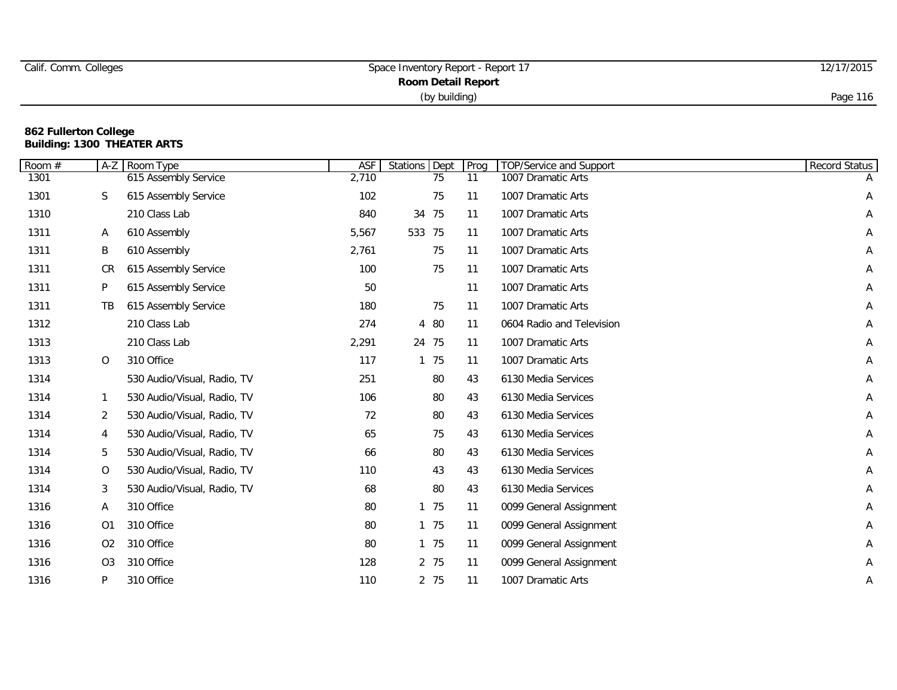**862 Fullerton College**
**Building: 1300 THEATER ARTS**

| Room # | A-Z | Room Type | ASF | Stations | Dept | Prog | TOP/Service and Support | Record Status |
|---|---|---|---|---|---|---|---|---|
| 1301 | | 615 Assembly Service | 2,710 | | 75 | 11 | 1007 Dramatic Arts | A |
| 1301 | S | 615 Assembly Service | 102 | | 75 | 11 | 1007 Dramatic Arts | A |
| 1310 | | 210 Class Lab | 840 | 34 | 75 | 11 | 1007 Dramatic Arts | A |
| 1311 | A | 610 Assembly | 5,567 | 533 | 75 | 11 | 1007 Dramatic Arts | A |
| 1311 | B | 610 Assembly | 2,761 | | 75 | 11 | 1007 Dramatic Arts | A |
| 1311 | CR | 615 Assembly Service | 100 | | 75 | 11 | 1007 Dramatic Arts | A |
| 1311 | P | 615 Assembly Service | 50 | | | 11 | 1007 Dramatic Arts | A |
| 1311 | TB | 615 Assembly Service | 180 | | 75 | 11 | 1007 Dramatic Arts | A |
| 1312 | | 210 Class Lab | 274 | 4 | 80 | 11 | 0604 Radio and Television | A |
| 1313 | | 210 Class Lab | 2,291 | 24 | 75 | 11 | 1007 Dramatic Arts | A |
| 1313 | O | 310 Office | 117 | 1 | 75 | 11 | 1007 Dramatic Arts | A |
| 1314 | | 530 Audio/Visual, Radio, TV | 251 | | 80 | 43 | 6130 Media Services | A |
| 1314 | 1 | 530 Audio/Visual, Radio, TV | 106 | | 80 | 43 | 6130 Media Services | A |
| 1314 | 2 | 530 Audio/Visual, Radio, TV | 72 | | 80 | 43 | 6130 Media Services | A |
| 1314 | 4 | 530 Audio/Visual, Radio, TV | 65 | | 75 | 43 | 6130 Media Services | A |
| 1314 | 5 | 530 Audio/Visual, Radio, TV | 66 | | 80 | 43 | 6130 Media Services | A |
| 1314 | O | 530 Audio/Visual, Radio, TV | 110 | | 43 | 43 | 6130 Media Services | A |
| 1314 | 3 | 530 Audio/Visual, Radio, TV | 68 | | 80 | 43 | 6130 Media Services | A |
| 1316 | A | 310 Office | 80 | 1 | 75 | 11 | 0099 General Assignment | A |
| 1316 | O1 | 310 Office | 80 | 1 | 75 | 11 | 0099 General Assignment | A |
| 1316 | O2 | 310 Office | 80 | 1 | 75 | 11 | 0099 General Assignment | A |
| 1316 | O3 | 310 Office | 128 | 2 | 75 | 11 | 0099 General Assignment | A |
| 1316 | P | 310 Office | 110 | 2 | 75 | 11 | 1007 Dramatic Arts | A |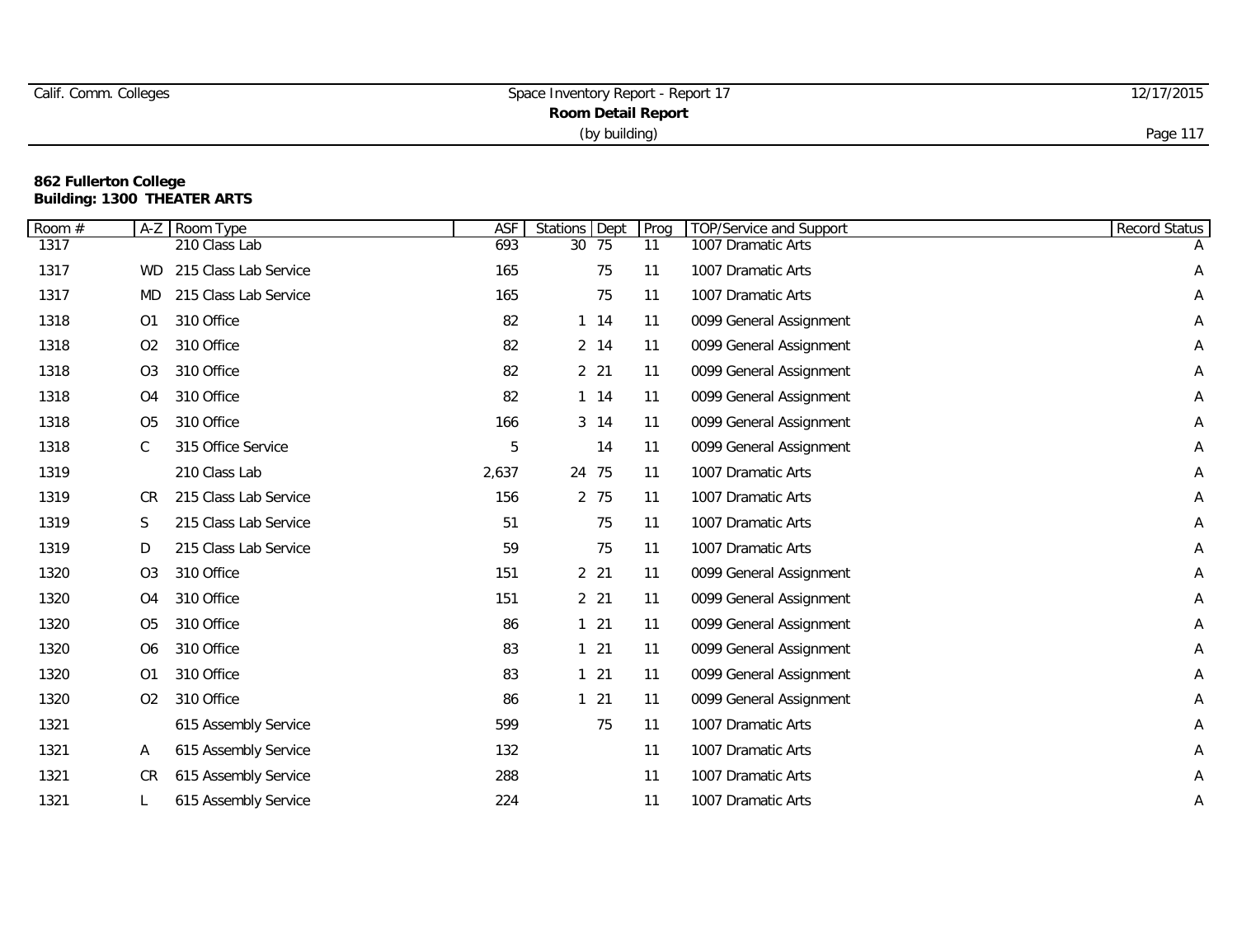**862 Fullerton College**
**Building: 1300 THEATER ARTS**

| Room # | A-Z | Room Type | ASF | Stations | Dept | Prog | TOP/Service and Support | Record Status |
|---|---|---|---|---|---|---|---|---|
| 1317 | | 210 Class Lab | 693 | 30 | 75 | 11 | 1007 Dramatic Arts | A |
| 1317 | WD | 215 Class Lab Service | 165 | | 75 | 11 | 1007 Dramatic Arts | A |
| 1317 | MD | 215 Class Lab Service | 165 | | 75 | 11 | 1007 Dramatic Arts | A |
| 1318 | O1 | 310 Office | 82 | 1 | 14 | 11 | 0099 General Assignment | A |
| 1318 | O2 | 310 Office | 82 | 2 | 14 | 11 | 0099 General Assignment | A |
| 1318 | O3 | 310 Office | 82 | 2 | 21 | 11 | 0099 General Assignment | A |
| 1318 | O4 | 310 Office | 82 | 1 | 14 | 11 | 0099 General Assignment | A |
| 1318 | O5 | 310 Office | 166 | 3 | 14 | 11 | 0099 General Assignment | A |
| 1318 | C | 315 Office Service | 5 | | 14 | 11 | 0099 General Assignment | A |
| 1319 | | 210 Class Lab | 2,637 | 24 | 75 | 11 | 1007 Dramatic Arts | A |
| 1319 | CR | 215 Class Lab Service | 156 | 2 | 75 | 11 | 1007 Dramatic Arts | A |
| 1319 | S | 215 Class Lab Service | 51 | | 75 | 11 | 1007 Dramatic Arts | A |
| 1319 | D | 215 Class Lab Service | 59 | | 75 | 11 | 1007 Dramatic Arts | A |
| 1320 | O3 | 310 Office | 151 | 2 | 21 | 11 | 0099 General Assignment | A |
| 1320 | O4 | 310 Office | 151 | 2 | 21 | 11 | 0099 General Assignment | A |
| 1320 | O5 | 310 Office | 86 | 1 | 21 | 11 | 0099 General Assignment | A |
| 1320 | O6 | 310 Office | 83 | 1 | 21 | 11 | 0099 General Assignment | A |
| 1320 | O1 | 310 Office | 83 | 1 | 21 | 11 | 0099 General Assignment | A |
| 1320 | O2 | 310 Office | 86 | 1 | 21 | 11 | 0099 General Assignment | A |
| 1321 | | 615 Assembly Service | 599 | | 75 | 11 | 1007 Dramatic Arts | A |
| 1321 | A | 615 Assembly Service | 132 | | | 11 | 1007 Dramatic Arts | A |
| 1321 | CR | 615 Assembly Service | 288 | | | 11 | 1007 Dramatic Arts | A |
| 1321 | L | 615 Assembly Service | 224 | | | 11 | 1007 Dramatic Arts | A |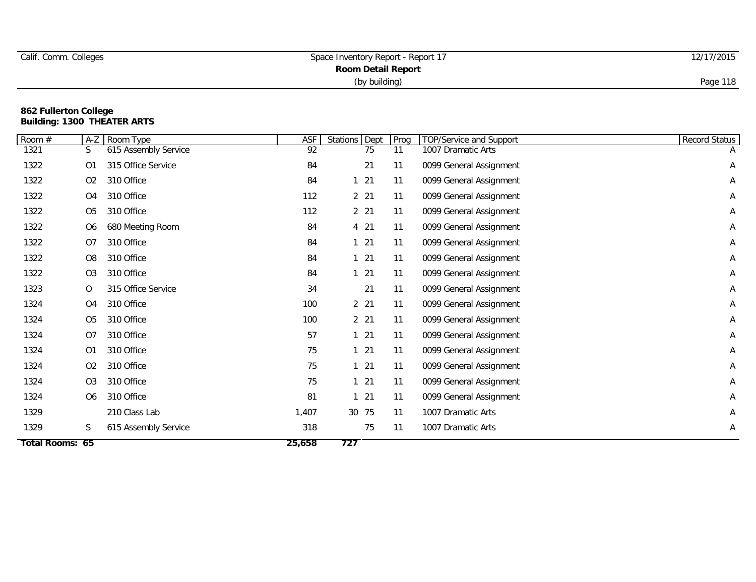**862 Fullerton College**
**Building: 1300 THEATER ARTS**

| Room # | A-Z | Room Type | ASF | Stations | Dept | Prog | TOP/Service and Support | Record Status |
|---|---|---|---|---|---|---|---|---|
| 1321 | S | 615 Assembly Service | 92 | | 75 | 11 | 1007 Dramatic Arts | A |
| 1322 | O1 | 315 Office Service | 84 | | 21 | 11 | 0099 General Assignment | A |
| 1322 | O2 | 310 Office | 84 | 1 | 21 | 11 | 0099 General Assignment | A |
| 1322 | O4 | 310 Office | 112 | 2 | 21 | 11 | 0099 General Assignment | A |
| 1322 | O5 | 310 Office | 112 | 2 | 21 | 11 | 0099 General Assignment | A |
| 1322 | O6 | 680 Meeting Room | 84 | 4 | 21 | 11 | 0099 General Assignment | A |
| 1322 | O7 | 310 Office | 84 | 1 | 21 | 11 | 0099 General Assignment | A |
| 1322 | O8 | 310 Office | 84 | 1 | 21 | 11 | 0099 General Assignment | A |
| 1322 | O3 | 310 Office | 84 | 1 | 21 | 11 | 0099 General Assignment | A |
| 1323 | O | 315 Office Service | 34 | | 21 | 11 | 0099 General Assignment | A |
| 1324 | O4 | 310 Office | 100 | 2 | 21 | 11 | 0099 General Assignment | A |
| 1324 | O5 | 310 Office | 100 | 2 | 21 | 11 | 0099 General Assignment | A |
| 1324 | O7 | 310 Office | 57 | 1 | 21 | 11 | 0099 General Assignment | A |
| 1324 | O1 | 310 Office | 75 | 1 | 21 | 11 | 0099 General Assignment | A |
| 1324 | O2 | 310 Office | 75 | 1 | 21 | 11 | 0099 General Assignment | A |
| 1324 | O3 | 310 Office | 75 | 1 | 21 | 11 | 0099 General Assignment | A |
| 1324 | O6 | 310 Office | 81 | 1 | 21 | 11 | 0099 General Assignment | A |
| 1329 | | 210 Class Lab | 1,407 | 30 | 75 | 11 | 1007 Dramatic Arts | A |
| 1329 | S | 615 Assembly Service | 318 | | 75 | 11 | 1007 Dramatic Arts | A |
| **Total Rooms: 65** | | | **25,658** | **727** | | | | |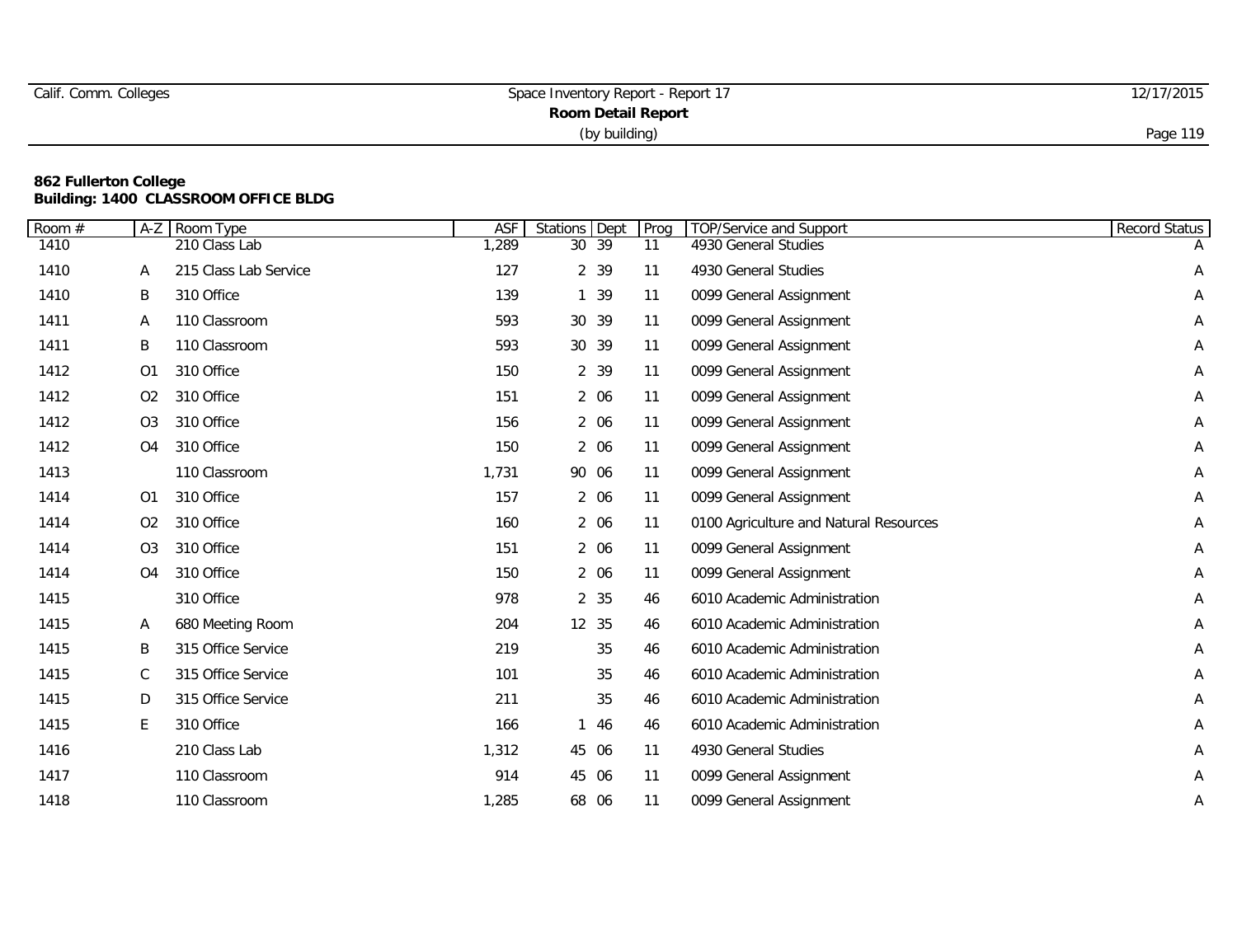**862 Fullerton College**
**Building: 1400 CLASSROOM OFFICE BLDG**

| Room # | A-Z | Room Type | ASF | Stations | Dept | Prog | TOP/Service and Support | Record Status |
|---|---|---|---|---|---|---|---|---|
| 1410 | | 210 Class Lab | 1,289 | 30 | 39 | 11 | 4930 General Studies | A |
| 1410 | A | 215 Class Lab Service | 127 | 2 | 39 | 11 | 4930 General Studies | A |
| 1410 | B | 310 Office | 139 | 1 | 39 | 11 | 0099 General Assignment | A |
| 1411 | A | 110 Classroom | 593 | 30 | 39 | 11 | 0099 General Assignment | A |
| 1411 | B | 110 Classroom | 593 | 30 | 39 | 11 | 0099 General Assignment | A |
| 1412 | O1 | 310 Office | 150 | 2 | 39 | 11 | 0099 General Assignment | A |
| 1412 | O2 | 310 Office | 151 | 2 | 06 | 11 | 0099 General Assignment | A |
| 1412 | O3 | 310 Office | 156 | 2 | 06 | 11 | 0099 General Assignment | A |
| 1412 | O4 | 310 Office | 150 | 2 | 06 | 11 | 0099 General Assignment | A |
| 1413 | | 110 Classroom | 1,731 | 90 | 06 | 11 | 0099 General Assignment | A |
| 1414 | O1 | 310 Office | 157 | 2 | 06 | 11 | 0099 General Assignment | A |
| 1414 | O2 | 310 Office | 160 | 2 | 06 | 11 | 0100 Agriculture and Natural Resources | A |
| 1414 | O3 | 310 Office | 151 | 2 | 06 | 11 | 0099 General Assignment | A |
| 1414 | O4 | 310 Office | 150 | 2 | 06 | 11 | 0099 General Assignment | A |
| 1415 | | 310 Office | 978 | 2 | 35 | 46 | 6010 Academic Administration | A |
| 1415 | A | 680 Meeting Room | 204 | 12 | 35 | 46 | 6010 Academic Administration | A |
| 1415 | B | 315 Office Service | 219 | | 35 | 46 | 6010 Academic Administration | A |
| 1415 | C | 315 Office Service | 101 | | 35 | 46 | 6010 Academic Administration | A |
| 1415 | D | 315 Office Service | 211 | | 35 | 46 | 6010 Academic Administration | A |
| 1415 | E | 310 Office | 166 | 1 | 46 | 46 | 6010 Academic Administration | A |
| 1416 | | 210 Class Lab | 1,312 | 45 | 06 | 11 | 4930 General Studies | A |
| 1417 | | 110 Classroom | 914 | 45 | 06 | 11 | 0099 General Assignment | A |
| 1418 | | 110 Classroom | 1,285 | 68 | 06 | 11 | 0099 General Assignment | A |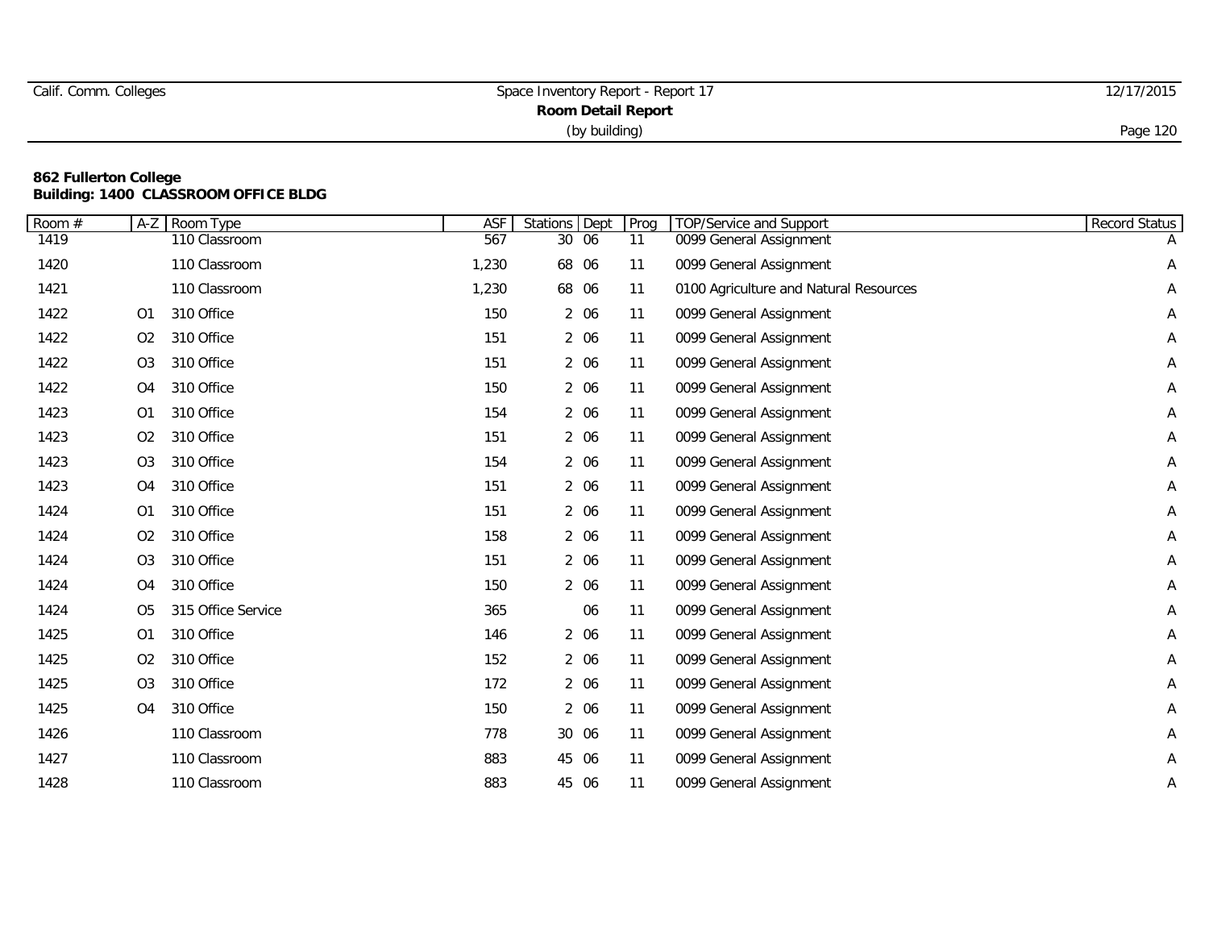**862 Fullerton College**
**Building: 1400 CLASSROOM OFFICE BLDG**

| Room # | A-Z | Room Type | ASF | Stations | Dept | Prog | TOP/Service and Support | Record Status |
|---|---|---|---|---|---|---|---|---|
| 1419 | | 110 Classroom | 567 | 30 | 06 | 11 | 0099 General Assignment | A |
| 1420 | | 110 Classroom | 1,230 | 68 | 06 | 11 | 0099 General Assignment | A |
| 1421 | | 110 Classroom | 1,230 | 68 | 06 | 11 | 0100 Agriculture and Natural Resources | A |
| 1422 | O1 | 310 Office | 150 | 2 | 06 | 11 | 0099 General Assignment | A |
| 1422 | O2 | 310 Office | 151 | 2 | 06 | 11 | 0099 General Assignment | A |
| 1422 | O3 | 310 Office | 151 | 2 | 06 | 11 | 0099 General Assignment | A |
| 1422 | O4 | 310 Office | 150 | 2 | 06 | 11 | 0099 General Assignment | A |
| 1423 | O1 | 310 Office | 154 | 2 | 06 | 11 | 0099 General Assignment | A |
| 1423 | O2 | 310 Office | 151 | 2 | 06 | 11 | 0099 General Assignment | A |
| 1423 | O3 | 310 Office | 154 | 2 | 06 | 11 | 0099 General Assignment | A |
| 1423 | O4 | 310 Office | 151 | 2 | 06 | 11 | 0099 General Assignment | A |
| 1424 | O1 | 310 Office | 151 | 2 | 06 | 11 | 0099 General Assignment | A |
| 1424 | O2 | 310 Office | 158 | 2 | 06 | 11 | 0099 General Assignment | A |
| 1424 | O3 | 310 Office | 151 | 2 | 06 | 11 | 0099 General Assignment | A |
| 1424 | O4 | 310 Office | 150 | 2 | 06 | 11 | 0099 General Assignment | A |
| 1424 | O5 | 315 Office Service | 365 | | 06 | 11 | 0099 General Assignment | A |
| 1425 | O1 | 310 Office | 146 | 2 | 06 | 11 | 0099 General Assignment | A |
| 1425 | O2 | 310 Office | 152 | 2 | 06 | 11 | 0099 General Assignment | A |
| 1425 | O3 | 310 Office | 172 | 2 | 06 | 11 | 0099 General Assignment | A |
| 1425 | O4 | 310 Office | 150 | 2 | 06 | 11 | 0099 General Assignment | A |
| 1426 | | 110 Classroom | 778 | 30 | 06 | 11 | 0099 General Assignment | A |
| 1427 | | 110 Classroom | 883 | 45 | 06 | 11 | 0099 General Assignment | A |
| 1428 | | 110 Classroom | 883 | 45 | 06 | 11 | 0099 General Assignment | A |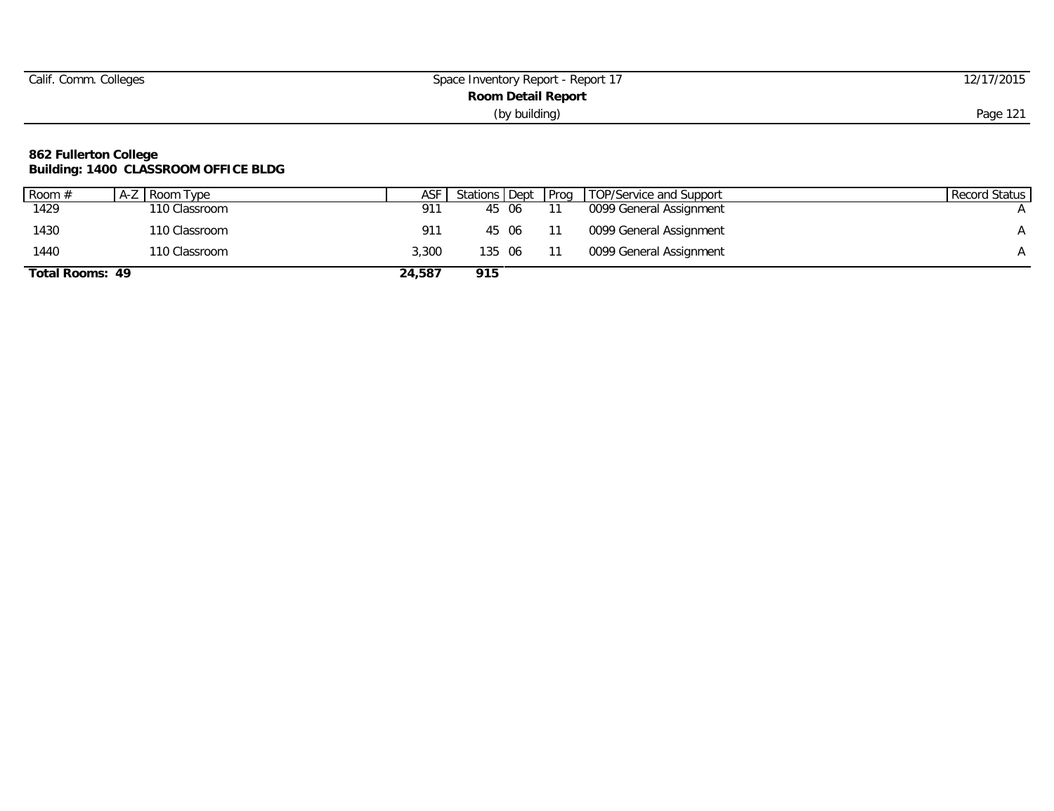**862 Fullerton College**
**Building: 1400 CLASSROOM OFFICE BLDG**

| Room # | A-Z | Room Type | ASF | Stations | Dept | Prog | TOP/Service and Support | Record Status |
|---|---|---|---|---|---|---|---|---|
| 1429 | | 110 Classroom | 911 | 45 | 06 | 11 | 0099 General Assignment | A |
| 1430 | | 110 Classroom | 911 | 45 | 06 | 11 | 0099 General Assignment | A |
| 1440 | | 110 Classroom | 3,300 | 135 | 06 | 11 | 0099 General Assignment | A |
| **Total Rooms: 49** | | | **24,587** | **915** | | | | |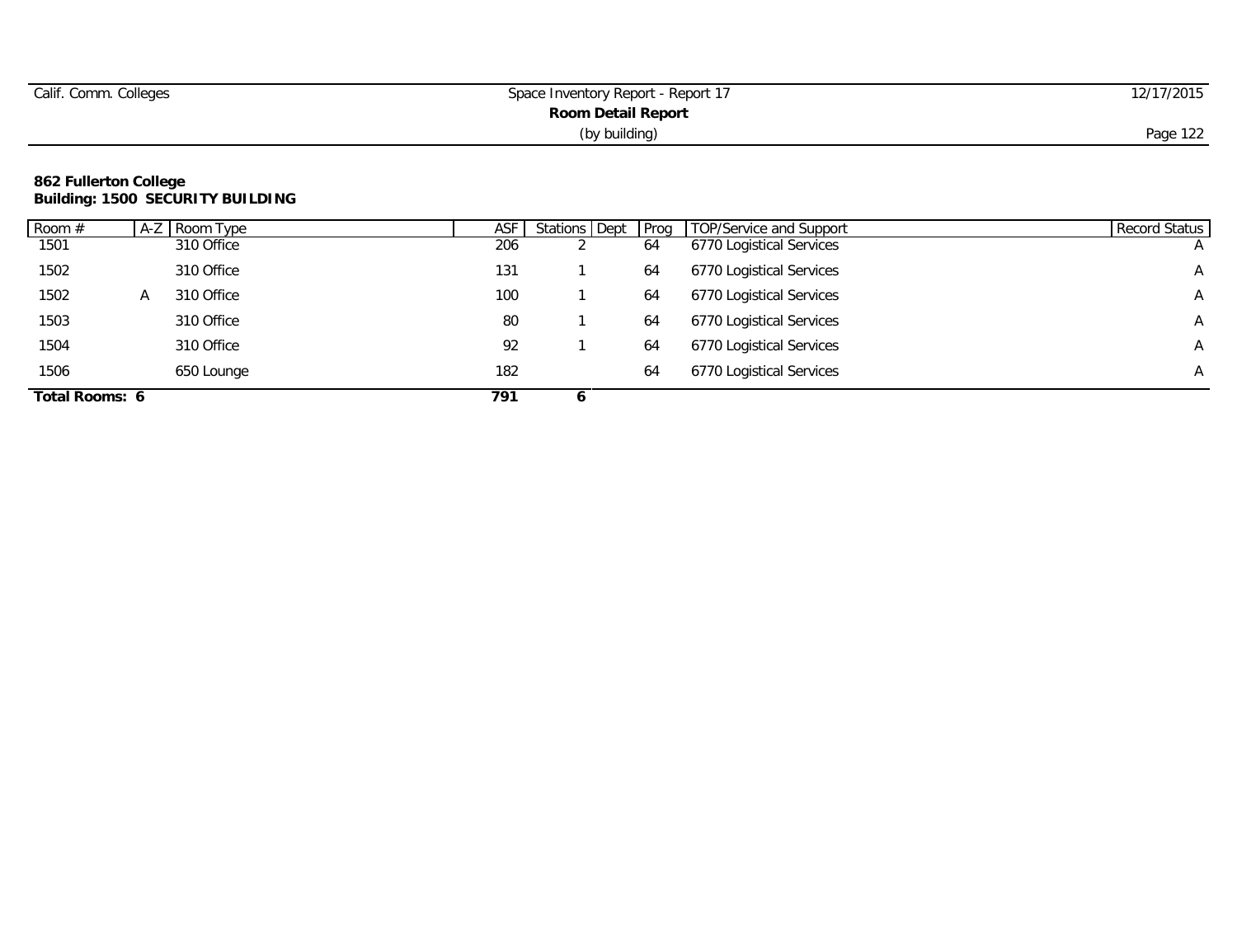**862 Fullerton College**
**Building: 1500 SECURITY BUILDING**

| Room # | A-Z | Room Type | ASF | Stations | Dept | Prog | TOP/Service and Support | Record Status |
|---|---|---|---|---|---|---|---|---|
| 1501 | | 310 Office | 206 | 2 | | 64 | 6770 Logistical Services | A |
| 1502 | | 310 Office | 131 | 1 | | 64 | 6770 Logistical Services | A |
| 1502 | A | 310 Office | 100 | 1 | | 64 | 6770 Logistical Services | A |
| 1503 | | 310 Office | 80 | 1 | | 64 | 6770 Logistical Services | A |
| 1504 | | 310 Office | 92 | 1 | | 64 | 6770 Logistical Services | A |
| 1506 | | 650 Lounge | 182 | | | 64 | 6770 Logistical Services | A |
| **Total Rooms: 6** | | | **791** | **6** | | | | |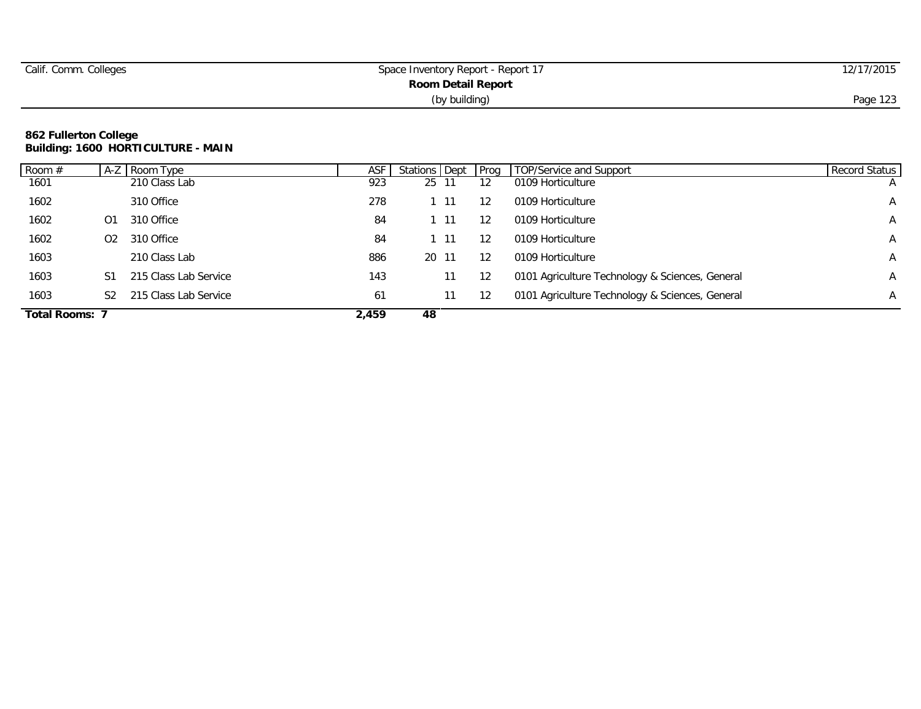**862 Fullerton College**
**Building: 1600 HORTICULTURE - MAIN**

| Room # | A-Z | Room Type | ASF | Stations | Dept | Prog | TOP/Service and Support | Record Status |
|---|---|---|---|---|---|---|---|---|
| 1601 | | 210 Class Lab | 923 | 25 | 11 | 12 | 0109 Horticulture | A |
| 1602 | | 310 Office | 278 | 1 | 11 | 12 | 0109 Horticulture | A |
| 1602 | O1 | 310 Office | 84 | 1 | 11 | 12 | 0109 Horticulture | A |
| 1602 | O2 | 310 Office | 84 | 1 | 11 | 12 | 0109 Horticulture | A |
| 1603 | | 210 Class Lab | 886 | 20 | 11 | 12 | 0109 Horticulture | A |
| 1603 | S1 | 215 Class Lab Service | 143 | | 11 | 12 | 0101 Agriculture Technology & Sciences, General | A |
| 1603 | S2 | 215 Class Lab Service | 61 | | 11 | 12 | 0101 Agriculture Technology & Sciences, General | A |
| **Total Rooms: 7** | | | **2,459** | **48** | | | | |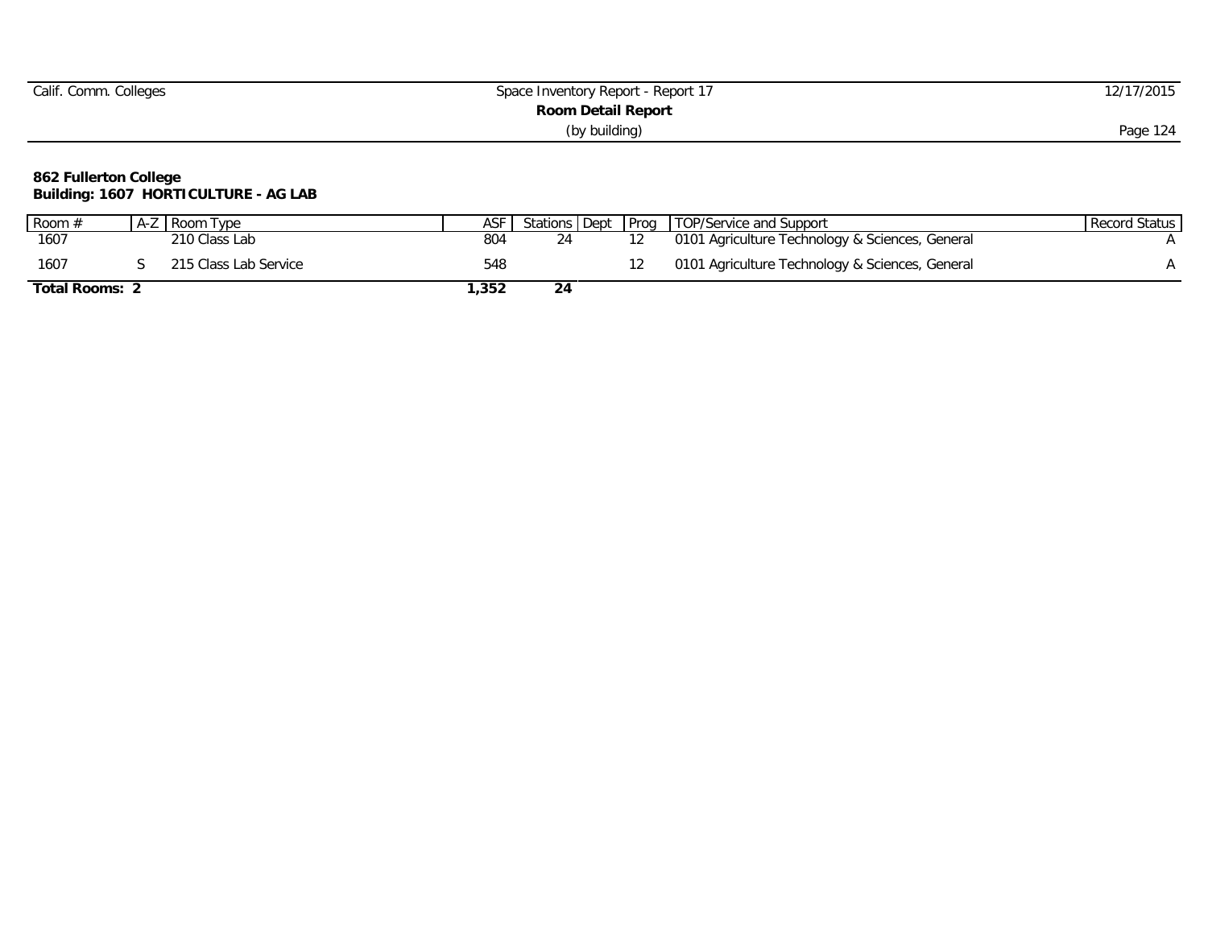**862 Fullerton College**
**Building: 1607 HORTICULTURE - AG LAB**

| Room # | A-Z | Room Type | ASF | Stations | Dept | Prog | TOP/Service and Support | Record Status |
|---|---|---|---|---|---|---|---|---|
| 1607 | | 210 Class Lab | 804 | 24 | | 12 | 0101 Agriculture Technology & Sciences, General | A |
| 1607 | S | 215 Class Lab Service | 548 | | | 12 | 0101 Agriculture Technology & Sciences, General | A |
| **Total Rooms: 2** | | | **1,352** | **24** | | | | |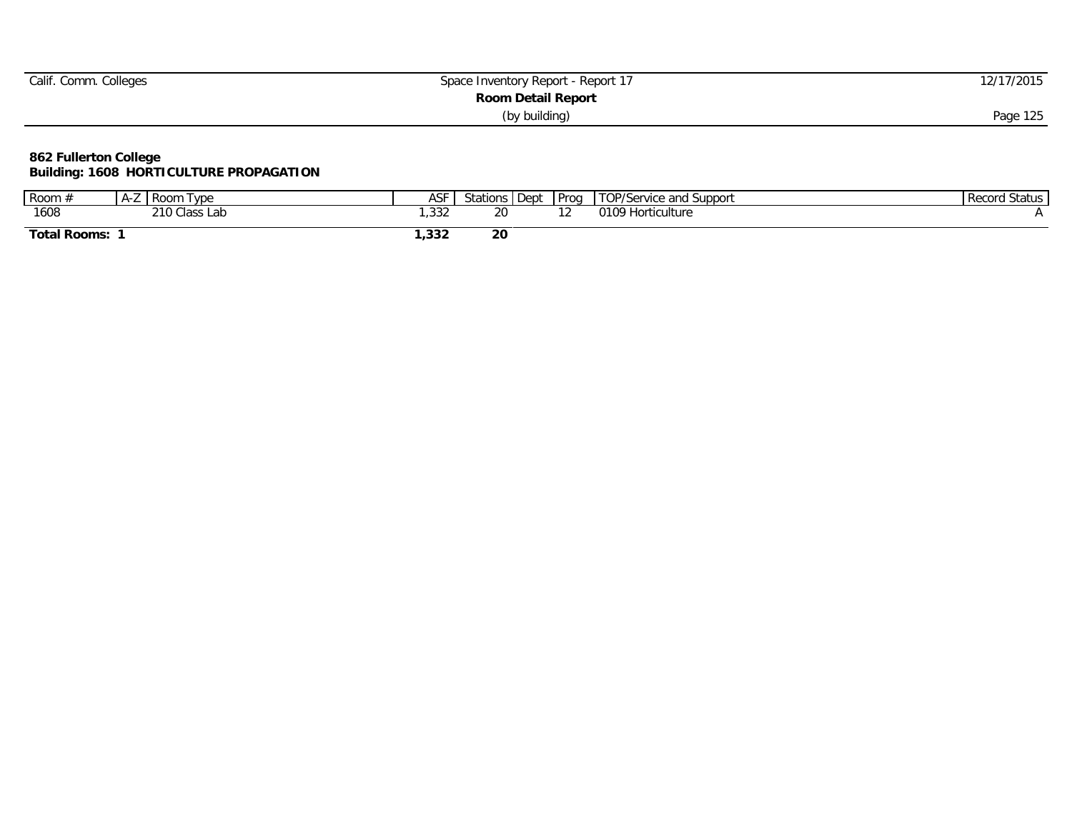**862 Fullerton College**
**Building: 1608 HORTICULTURE PROPAGATION**

| Room # | A-Z | Room Type | ASF | Stations | Dept | Prog | TOP/Service and Support | Record Status |
|---|---|---|---|---|---|---|---|---|
| 1608 | | 210 Class Lab | 1,332 | 20 | | 12 | 0109 Horticulture | A |
| **Total Rooms: 1** | | | **1,332** | **20** | | | | |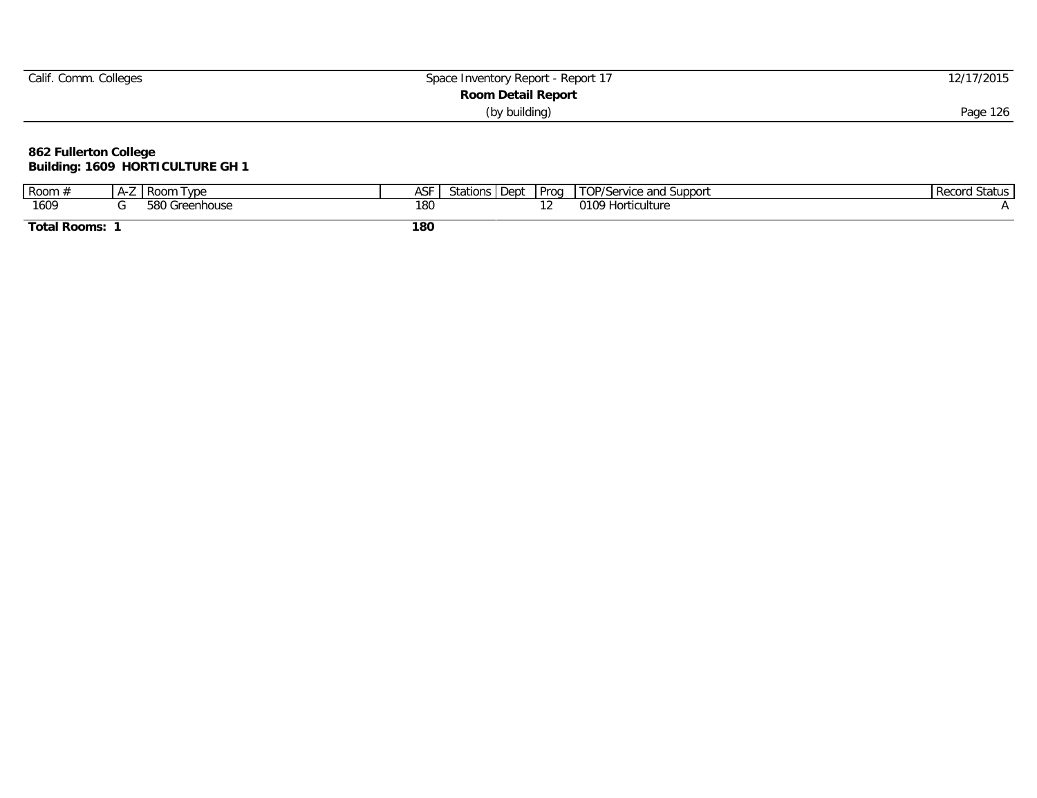**862 Fullerton College**
**Building: 1609 HORTICULTURE GH 1**

| Room # | A-Z | Room Type | ASF | Stations | Dept | Prog | TOP/Service and Support | Record Status |
|---|---|---|---|---|---|---|---|---|
| 1609 | G | 580 Greenhouse | 180 | | | 12 | 0109 Horticulture | A |
| **Total Rooms: 1** | | | **180** | | | | | |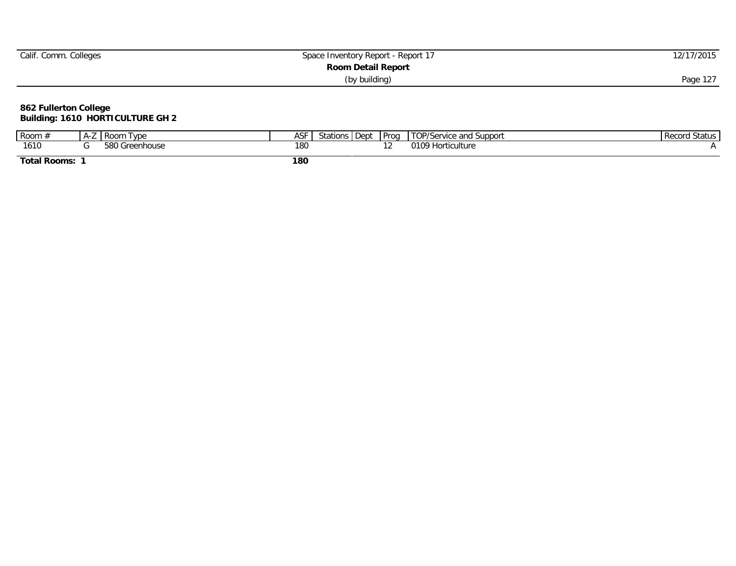**862 Fullerton College**
**Building: 1610 HORTICULTURE GH 2**

| Room # | A-Z | Room Type | ASF | Stations | Dept | Prog | TOP/Service and Support | Record Status |
|---|---|---|---|---|---|---|---|---|
| 1610 | G | 580 Greenhouse | 180 | | | 12 | 0109 Horticulture | A |
| **Total Rooms: 1** | | | **180** | | | | | |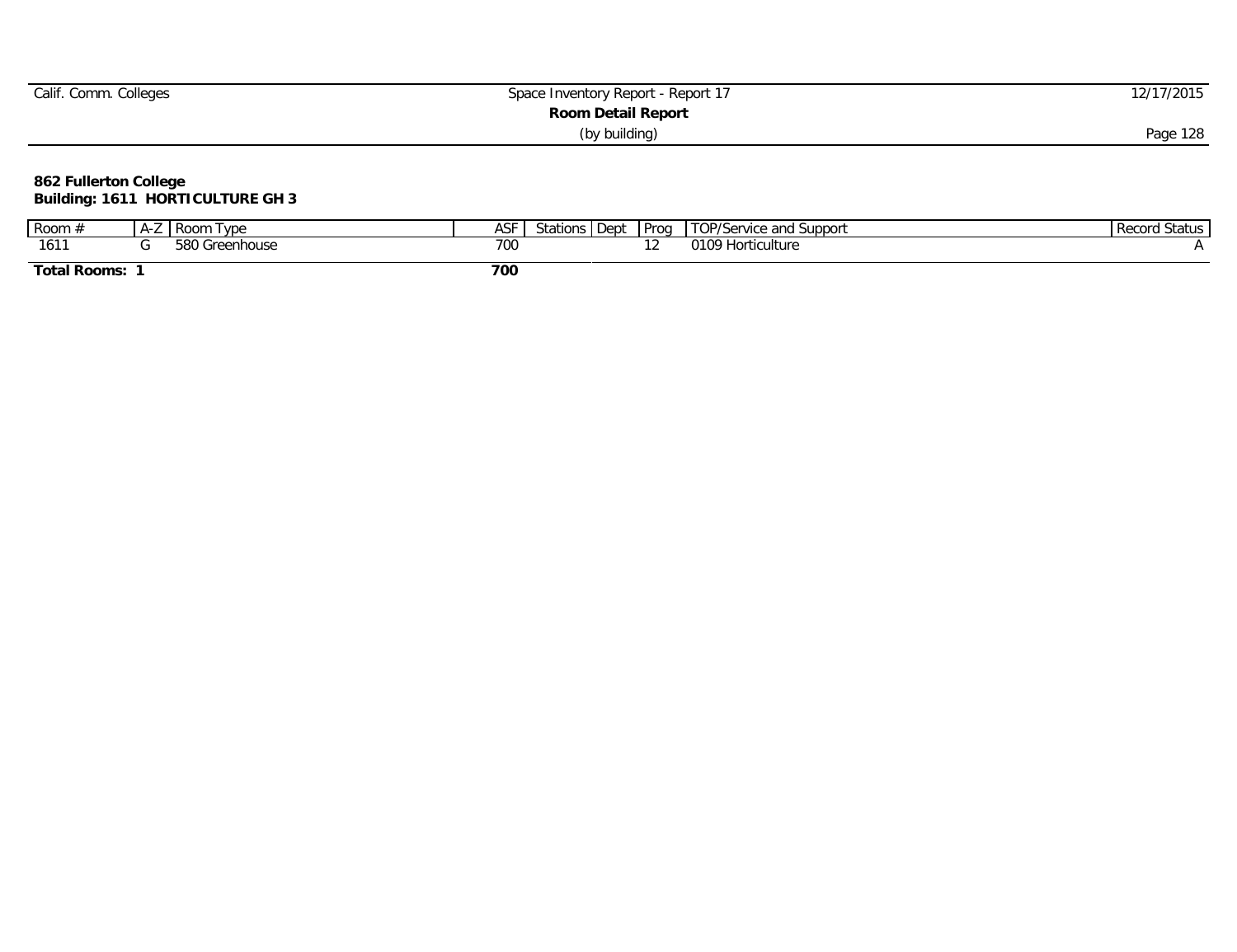**862 Fullerton College**
**Building: 1611 HORTICULTURE GH 3**

| Room # | A-Z | Room Type | ASF | Stations | Dept | Prog | TOP/Service and Support | Record Status |
|---|---|---|---|---|---|---|---|---|
| 1611 | G | 580 Greenhouse | 700 | | | 12 | 0109 Horticulture | A |
| **Total Rooms: 1** | | | **700** | | | | | |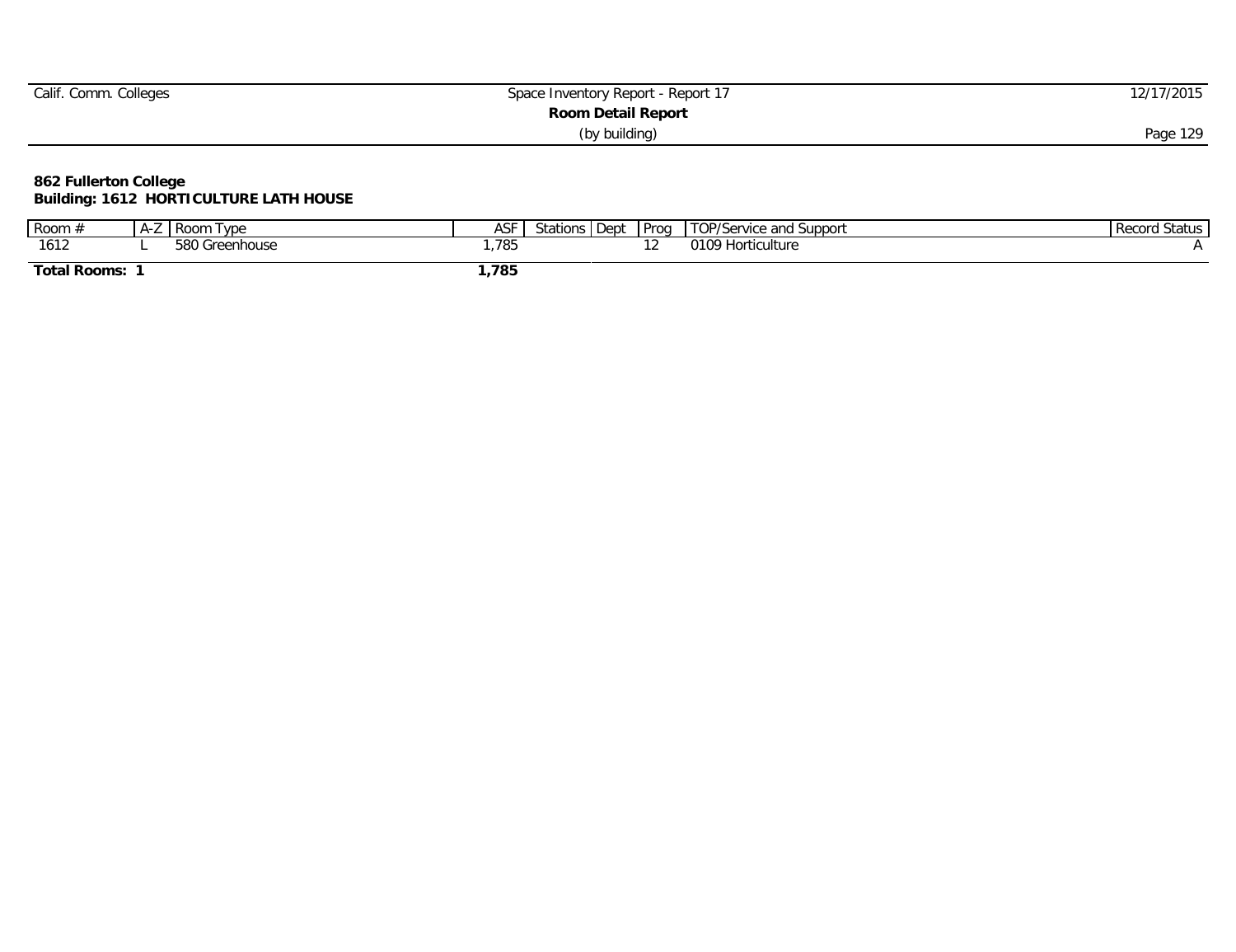**862 Fullerton College**
**Building: 1612 HORTICULTURE LATH HOUSE**

| Room # | A-Z | Room Type | ASF | Stations | Dept | Prog | TOP/Service and Support | Record Status |
|---|---|---|---|---|---|---|---|---|
| 1612 | L | 580 Greenhouse | 1,785 | | | 12 | 0109 Horticulture | A |
| **Total Rooms: 1** | | | **1,785** | | | | | |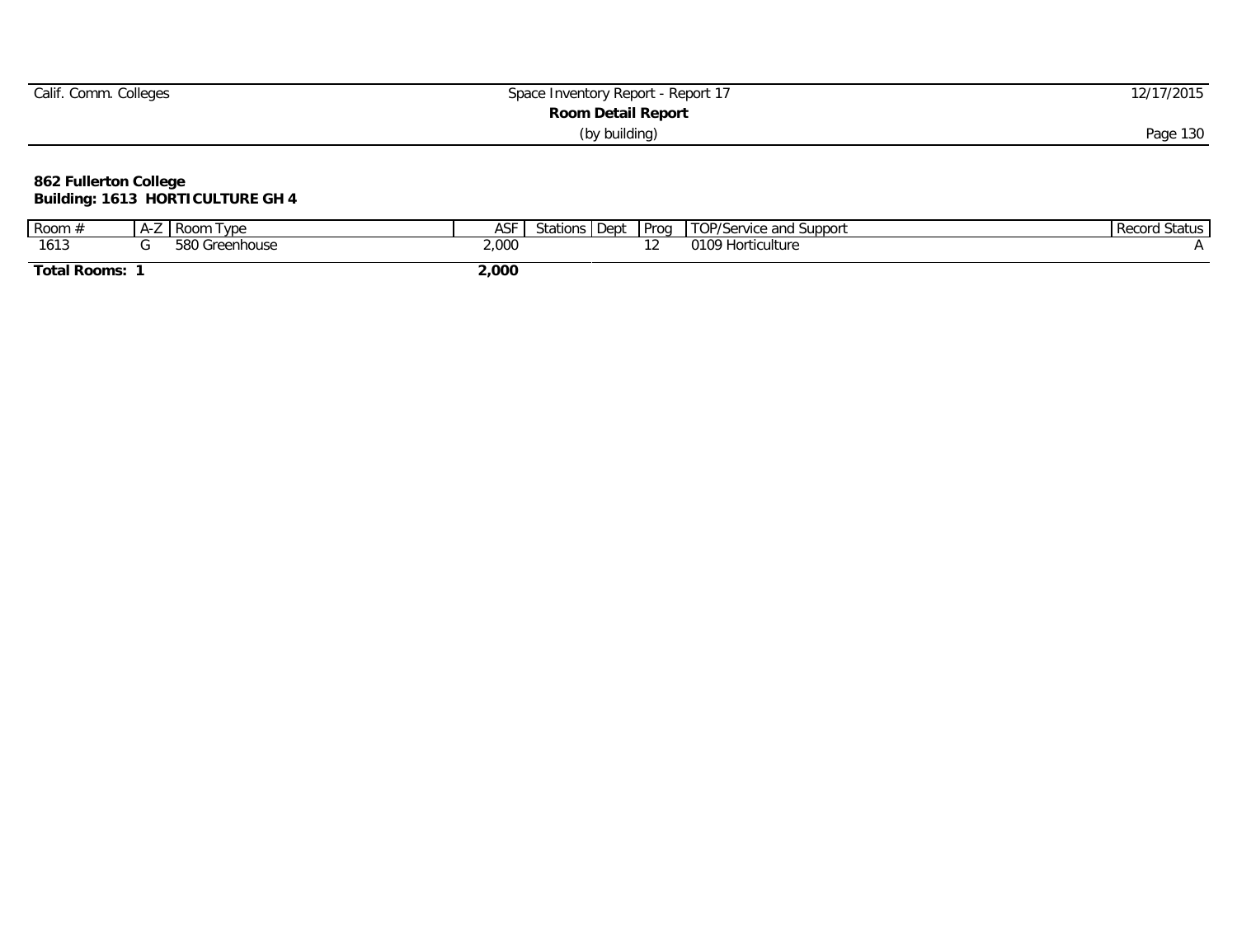**862 Fullerton College**
**Building: 1613 HORTICULTURE GH 4**

| Room # | A-Z | Room Type | ASF | Stations | Dept | Prog | TOP/Service and Support | Record Status |
|---|---|---|---|---|---|---|---|---|
| 1613 | G | 580 Greenhouse | 2,000 | | | 12 | 0109 Horticulture | A |
| **Total Rooms: 1** | | | **2,000** | | | | | |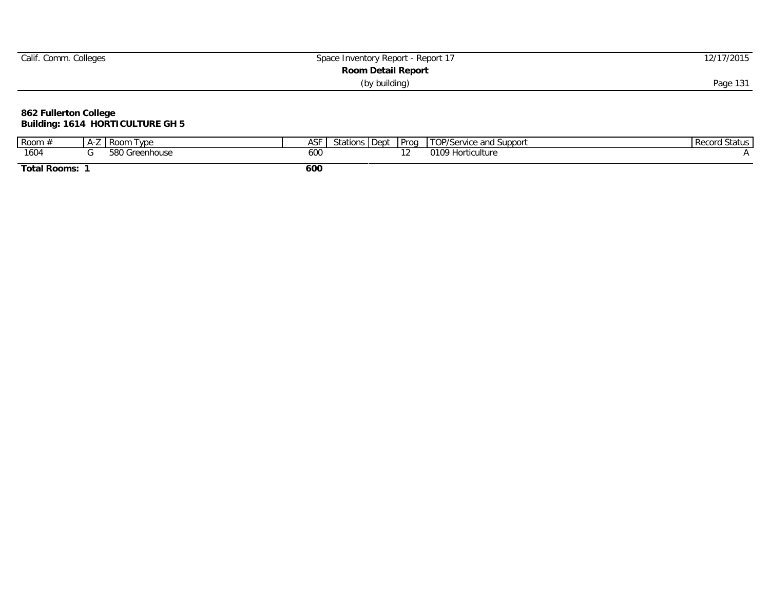**862 Fullerton College**
**Building: 1614 HORTICULTURE GH 5**

| Room # | A-Z | Room Type | ASF | Stations | Dept | Prog | TOP/Service and Support | Record Status |
|---|---|---|---|---|---|---|---|---|
| 1604 | G | 580 Greenhouse | 600 | | | 12 | 0109 Horticulture | A |
| **Total Rooms: 1** | | | **600** | | | | | |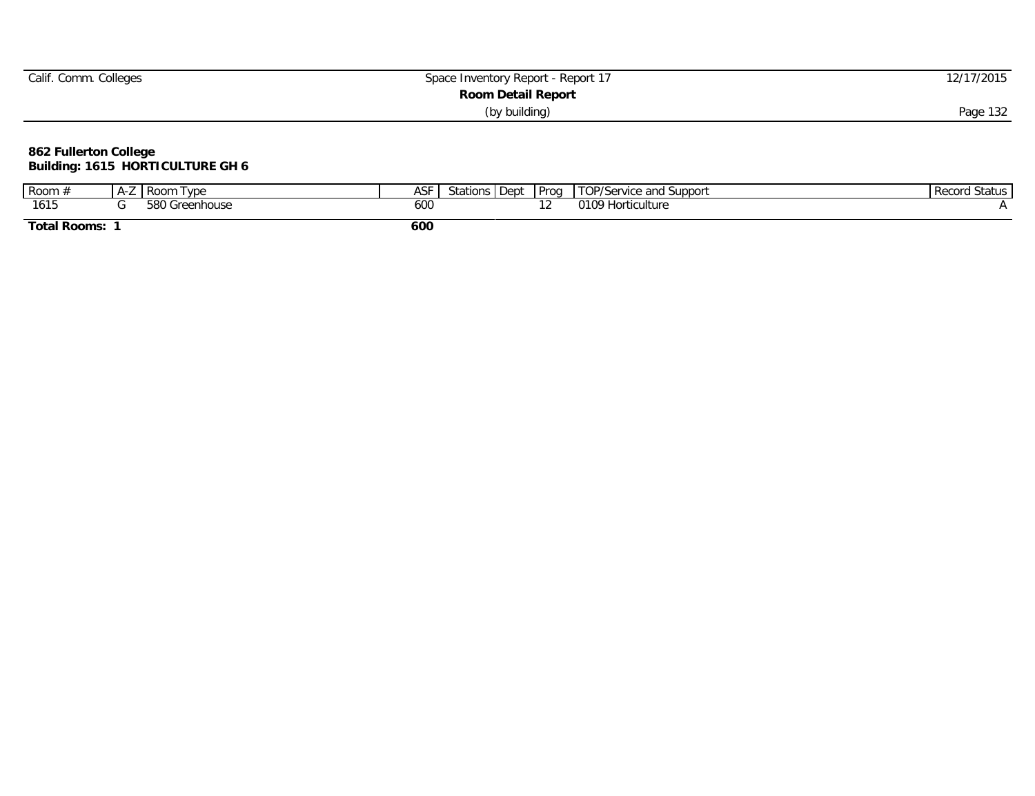**862 Fullerton College**
**Building: 1615 HORTICULTURE GH 6**

| Room # | A-Z | Room Type | ASF | Stations | Dept | Prog | TOP/Service and Support | Record Status |
|---|---|---|---|---|---|---|---|---|
| 1615 | G | 580 Greenhouse | 600 | | | 12 | 0109 Horticulture | A |
| **Total Rooms: 1** | | | **600** | | | | | |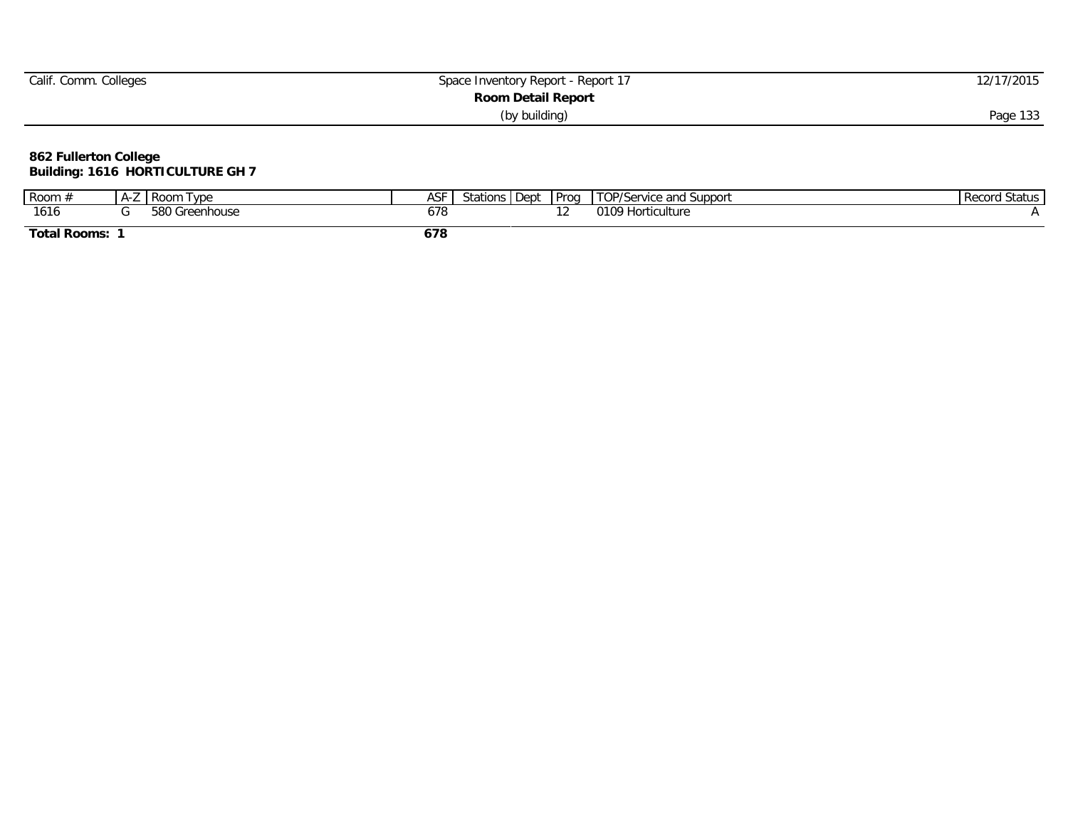**862 Fullerton College**
**Building: 1616 HORTICULTURE GH 7**

| Room # | A-Z | Room Type | ASF | Stations | Dept | Prog | TOP/Service and Support | Record Status |
|---|---|---|---|---|---|---|---|---|
| 1616 | G | 580 Greenhouse | 678 | | | 12 | 0109 Horticulture | A |
| **Total Rooms: 1** | | | **678** | | | | | |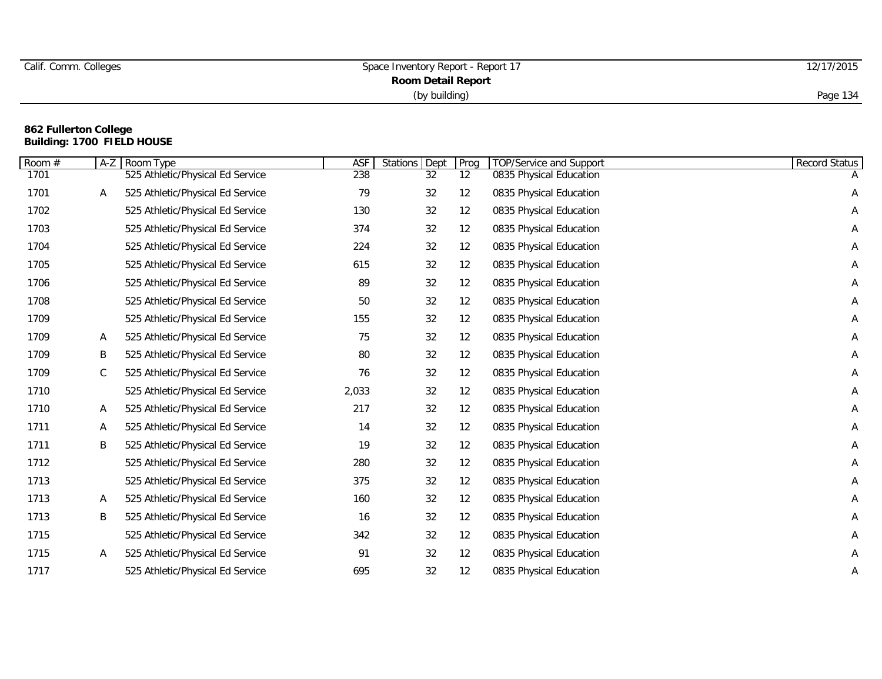**862 Fullerton College**
**Building: 1700 FIELD HOUSE**

| Room # | A-Z | Room Type | ASF | Stations | Dept | Prog | TOP/Service and Support | Record Status |
|---|---|---|---|---|---|---|---|---|
| 1701 | | 525 Athletic/Physical Ed Service | 238 | | 32 | 12 | 0835 Physical Education | A |
| 1701 | A | 525 Athletic/Physical Ed Service | 79 | | 32 | 12 | 0835 Physical Education | A |
| 1702 | | 525 Athletic/Physical Ed Service | 130 | | 32 | 12 | 0835 Physical Education | A |
| 1703 | | 525 Athletic/Physical Ed Service | 374 | | 32 | 12 | 0835 Physical Education | A |
| 1704 | | 525 Athletic/Physical Ed Service | 224 | | 32 | 12 | 0835 Physical Education | A |
| 1705 | | 525 Athletic/Physical Ed Service | 615 | | 32 | 12 | 0835 Physical Education | A |
| 1706 | | 525 Athletic/Physical Ed Service | 89 | | 32 | 12 | 0835 Physical Education | A |
| 1708 | | 525 Athletic/Physical Ed Service | 50 | | 32 | 12 | 0835 Physical Education | A |
| 1709 | | 525 Athletic/Physical Ed Service | 155 | | 32 | 12 | 0835 Physical Education | A |
| 1709 | A | 525 Athletic/Physical Ed Service | 75 | | 32 | 12 | 0835 Physical Education | A |
| 1709 | B | 525 Athletic/Physical Ed Service | 80 | | 32 | 12 | 0835 Physical Education | A |
| 1709 | C | 525 Athletic/Physical Ed Service | 76 | | 32 | 12 | 0835 Physical Education | A |
| 1710 | | 525 Athletic/Physical Ed Service | 2,033 | | 32 | 12 | 0835 Physical Education | A |
| 1710 | A | 525 Athletic/Physical Ed Service | 217 | | 32 | 12 | 0835 Physical Education | A |
| 1711 | A | 525 Athletic/Physical Ed Service | 14 | | 32 | 12 | 0835 Physical Education | A |
| 1711 | B | 525 Athletic/Physical Ed Service | 19 | | 32 | 12 | 0835 Physical Education | A |
| 1712 | | 525 Athletic/Physical Ed Service | 280 | | 32 | 12 | 0835 Physical Education | A |
| 1713 | | 525 Athletic/Physical Ed Service | 375 | | 32 | 12 | 0835 Physical Education | A |
| 1713 | A | 525 Athletic/Physical Ed Service | 160 | | 32 | 12 | 0835 Physical Education | A |
| 1713 | B | 525 Athletic/Physical Ed Service | 16 | | 32 | 12 | 0835 Physical Education | A |
| 1715 | | 525 Athletic/Physical Ed Service | 342 | | 32 | 12 | 0835 Physical Education | A |
| 1715 | A | 525 Athletic/Physical Ed Service | 91 | | 32 | 12 | 0835 Physical Education | A |
| 1717 | | 525 Athletic/Physical Ed Service | 695 | | 32 | 12 | 0835 Physical Education | A |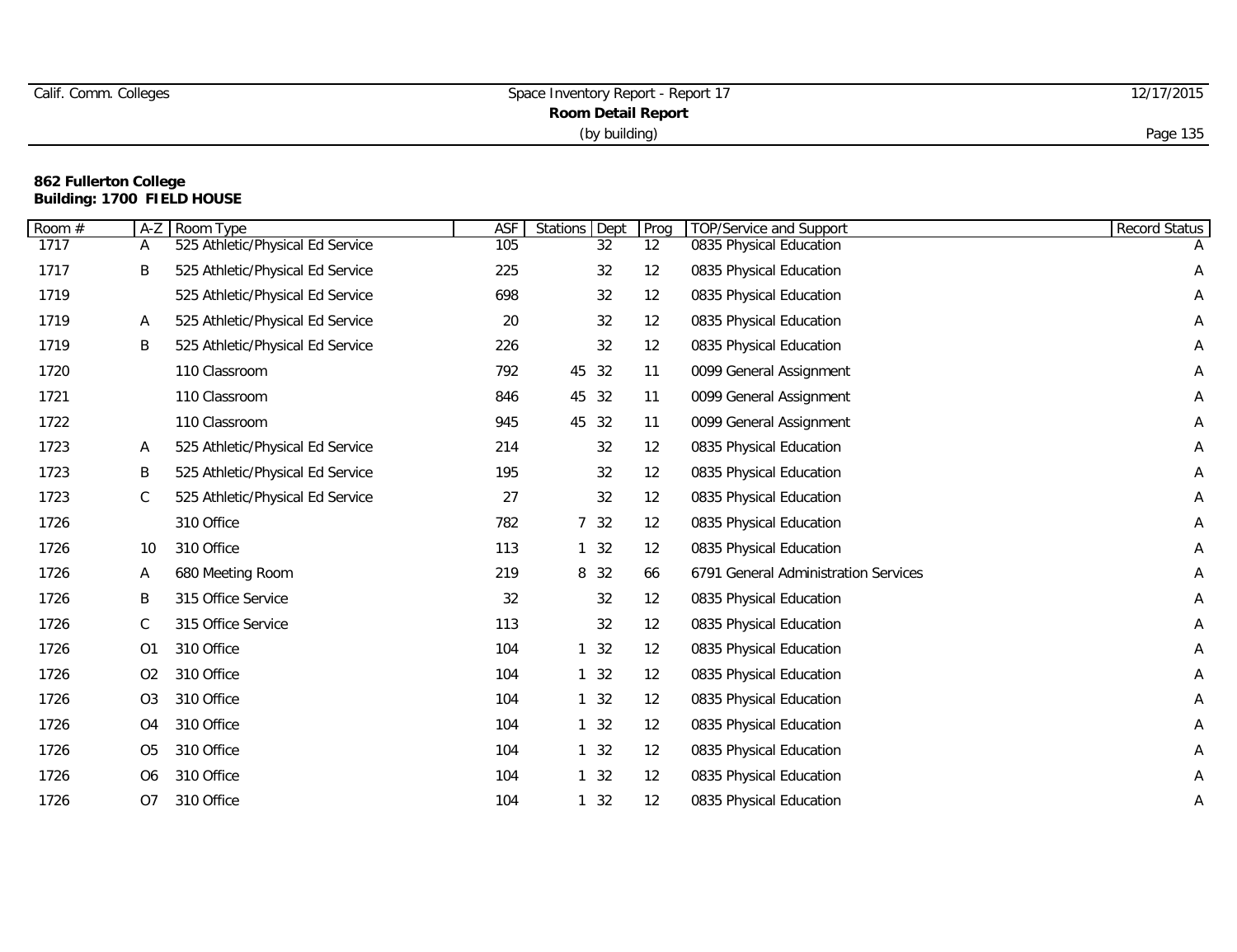**862 Fullerton College**
**Building: 1700 FIELD HOUSE**

| Room # | A-Z | Room Type | ASF | Stations | Dept | Prog | TOP/Service and Support | Record Status |
|---|---|---|---|---|---|---|---|---|
| 1717 | A | 525 Athletic/Physical Ed Service | 105 | | 32 | 12 | 0835 Physical Education | A |
| 1717 | B | 525 Athletic/Physical Ed Service | 225 | | 32 | 12 | 0835 Physical Education | A |
| 1719 | | 525 Athletic/Physical Ed Service | 698 | | 32 | 12 | 0835 Physical Education | A |
| 1719 | A | 525 Athletic/Physical Ed Service | 20 | | 32 | 12 | 0835 Physical Education | A |
| 1719 | B | 525 Athletic/Physical Ed Service | 226 | | 32 | 12 | 0835 Physical Education | A |
| 1720 | | 110 Classroom | 792 | 45 | 32 | 11 | 0099 General Assignment | A |
| 1721 | | 110 Classroom | 846 | 45 | 32 | 11 | 0099 General Assignment | A |
| 1722 | | 110 Classroom | 945 | 45 | 32 | 11 | 0099 General Assignment | A |
| 1723 | A | 525 Athletic/Physical Ed Service | 214 | | 32 | 12 | 0835 Physical Education | A |
| 1723 | B | 525 Athletic/Physical Ed Service | 195 | | 32 | 12 | 0835 Physical Education | A |
| 1723 | C | 525 Athletic/Physical Ed Service | 27 | | 32 | 12 | 0835 Physical Education | A |
| 1726 | | 310 Office | 782 | 7 | 32 | 12 | 0835 Physical Education | A |
| 1726 | 10 | 310 Office | 113 | 1 | 32 | 12 | 0835 Physical Education | A |
| 1726 | A | 680 Meeting Room | 219 | 8 | 32 | 66 | 6791 General Administration Services | A |
| 1726 | B | 315 Office Service | 32 | | 32 | 12 | 0835 Physical Education | A |
| 1726 | C | 315 Office Service | 113 | | 32 | 12 | 0835 Physical Education | A |
| 1726 | O1 | 310 Office | 104 | 1 | 32 | 12 | 0835 Physical Education | A |
| 1726 | O2 | 310 Office | 104 | 1 | 32 | 12 | 0835 Physical Education | A |
| 1726 | O3 | 310 Office | 104 | 1 | 32 | 12 | 0835 Physical Education | A |
| 1726 | O4 | 310 Office | 104 | 1 | 32 | 12 | 0835 Physical Education | A |
| 1726 | O5 | 310 Office | 104 | 1 | 32 | 12 | 0835 Physical Education | A |
| 1726 | O6 | 310 Office | 104 | 1 | 32 | 12 | 0835 Physical Education | A |
| 1726 | O7 | 310 Office | 104 | 1 | 32 | 12 | 0835 Physical Education | A |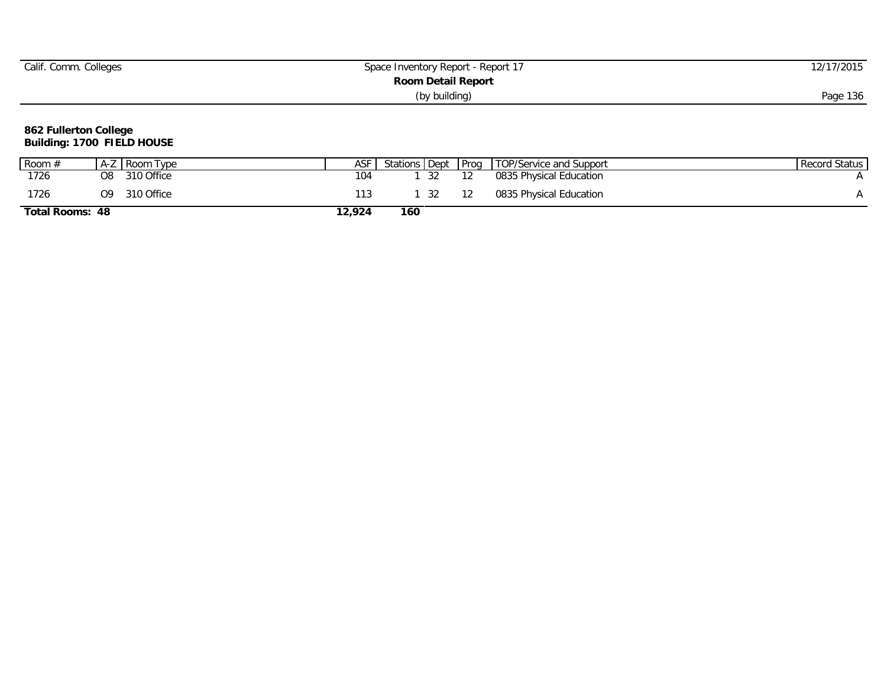**862 Fullerton College**
**Building: 1700 FIELD HOUSE**

| Room # | A-Z | Room Type | ASF | Stations | Dept | Prog | TOP/Service and Support | Record Status |
|---|---|---|---|---|---|---|---|---|
| 1726 | O8 | 310 Office | 104 | 1 | 32 | 12 | 0835 Physical Education | A |
| 1726 | O9 | 310 Office | 113 | 1 | 32 | 12 | 0835 Physical Education | A |
| **Total Rooms: 48** | | | **12,924** | **160** | | | | |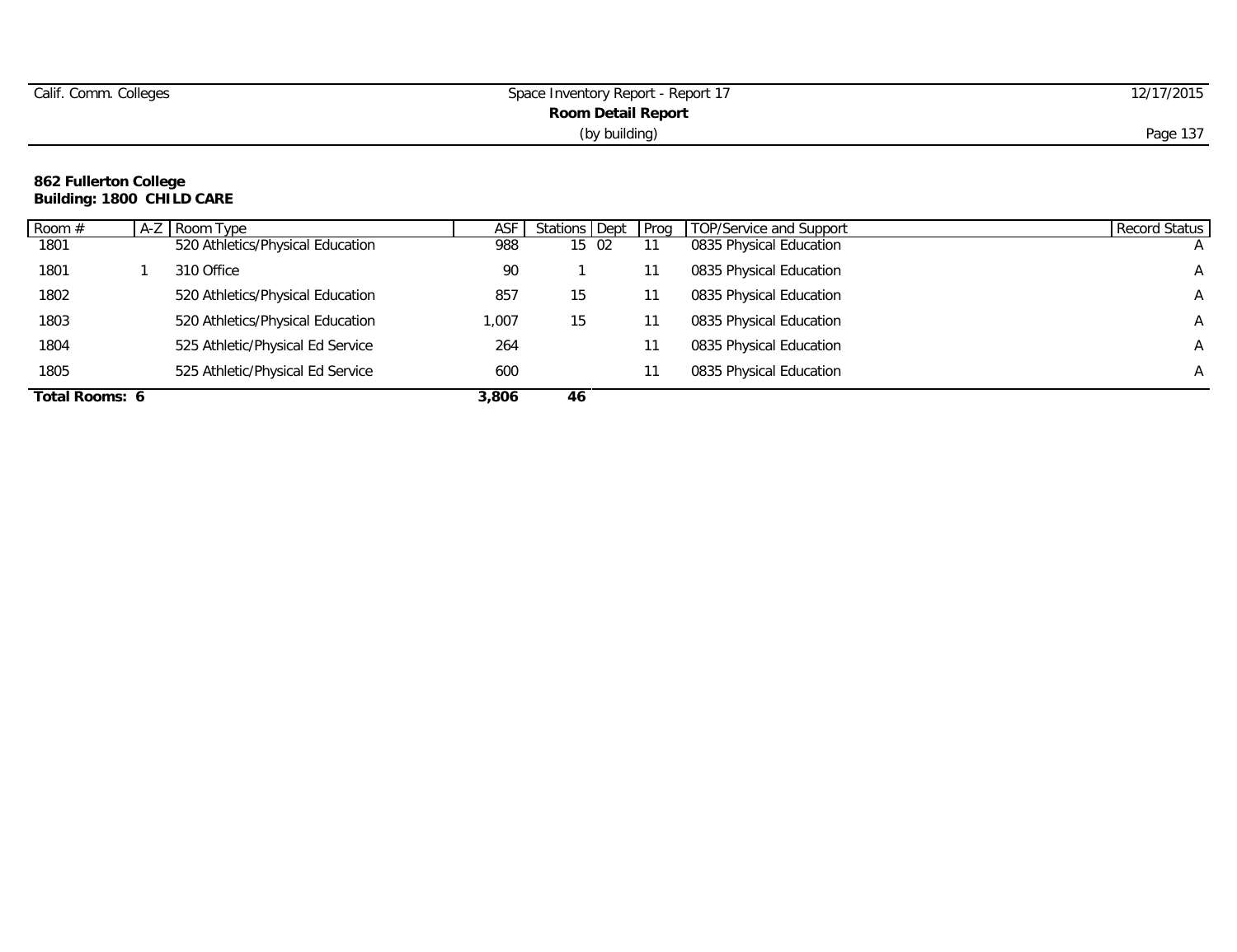**862 Fullerton College**
**Building: 1800 CHILD CARE**

| Room # | A-Z | Room Type | ASF | Stations | Dept | Prog | TOP/Service and Support | Record Status |
|---|---|---|---|---|---|---|---|---|
| 1801 | | 520 Athletics/Physical Education | 988 | 15 | 02 | 11 | 0835 Physical Education | A |
| 1801 | 1 | 310 Office | 90 | 1 | | 11 | 0835 Physical Education | A |
| 1802 | | 520 Athletics/Physical Education | 857 | 15 | | 11 | 0835 Physical Education | A |
| 1803 | | 520 Athletics/Physical Education | 1,007 | 15 | | 11 | 0835 Physical Education | A |
| 1804 | | 525 Athletic/Physical Ed Service | 264 | | | 11 | 0835 Physical Education | A |
| 1805 | | 525 Athletic/Physical Ed Service | 600 | | | 11 | 0835 Physical Education | A |
| **Total Rooms: 6** | | | **3,806** | **46** | | | | |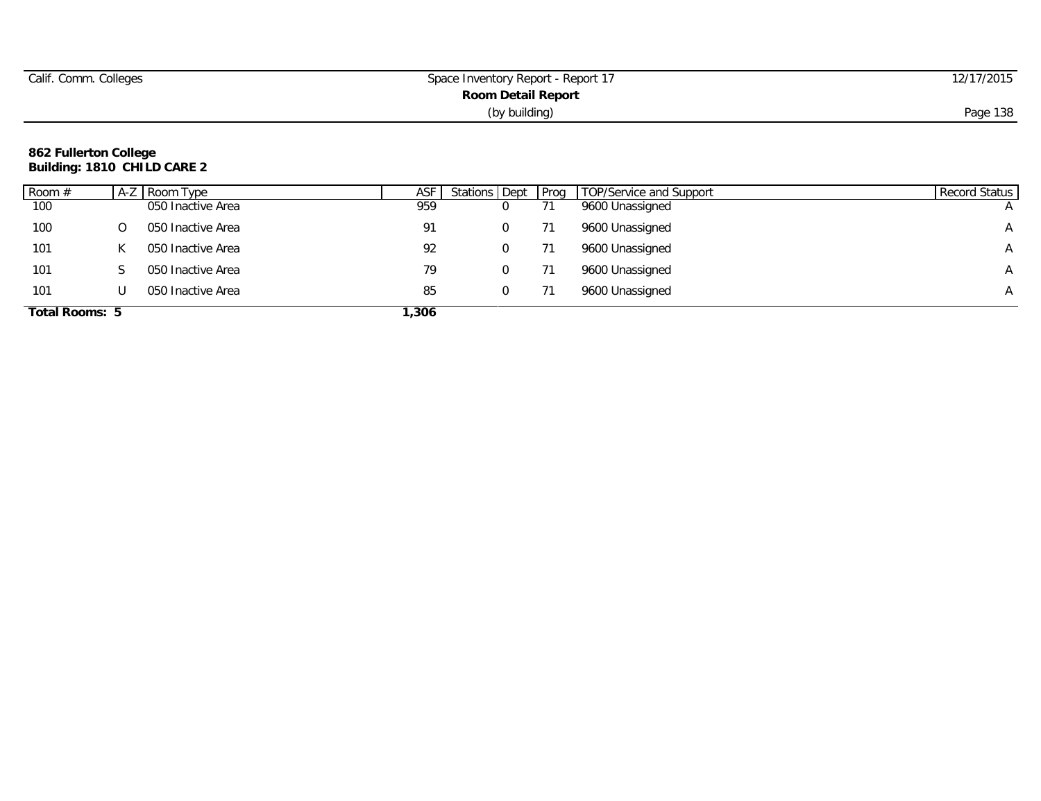**862 Fullerton College**
**Building: 1810 CHILD CARE 2**

| Room # | A-Z | Room Type | ASF | Stations | Dept | Prog | TOP/Service and Support | Record Status |
|---|---|---|---|---|---|---|---|---|
| 100 | | 050 Inactive Area | 959 | | 0 | 71 | 9600 Unassigned | A |
| 100 | O | 050 Inactive Area | 91 | | 0 | 71 | 9600 Unassigned | A |
| 101 | K | 050 Inactive Area | 92 | | 0 | 71 | 9600 Unassigned | A |
| 101 | S | 050 Inactive Area | 79 | | 0 | 71 | 9600 Unassigned | A |
| 101 | U | 050 Inactive Area | 85 | | 0 | 71 | 9600 Unassigned | A |
| **Total Rooms: 5** | | | **1,306** | | | | | |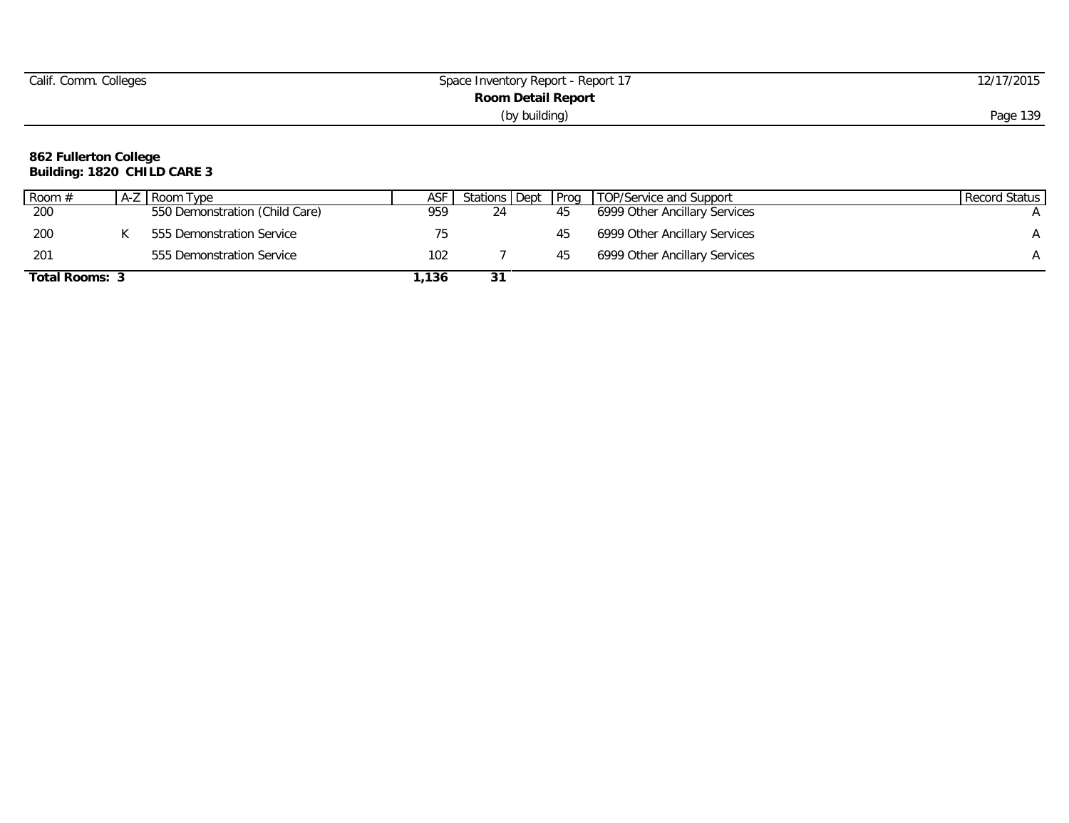**862 Fullerton College**
**Building: 1820 CHILD CARE 3**

| Room # | A-Z | Room Type | ASF | Stations | Dept | Prog | TOP/Service and Support | Record Status |
|---|---|---|---|---|---|---|---|---|
| 200 | | 550 Demonstration (Child Care) | 959 | 24 | | 45 | 6999 Other Ancillary Services | A |
| 200 | K | 555 Demonstration Service | 75 | | | 45 | 6999 Other Ancillary Services | A |
| 201 | | 555 Demonstration Service | 102 | 7 | | 45 | 6999 Other Ancillary Services | A |
| **Total Rooms: 3** | | | **1,136** | **31** | | | | |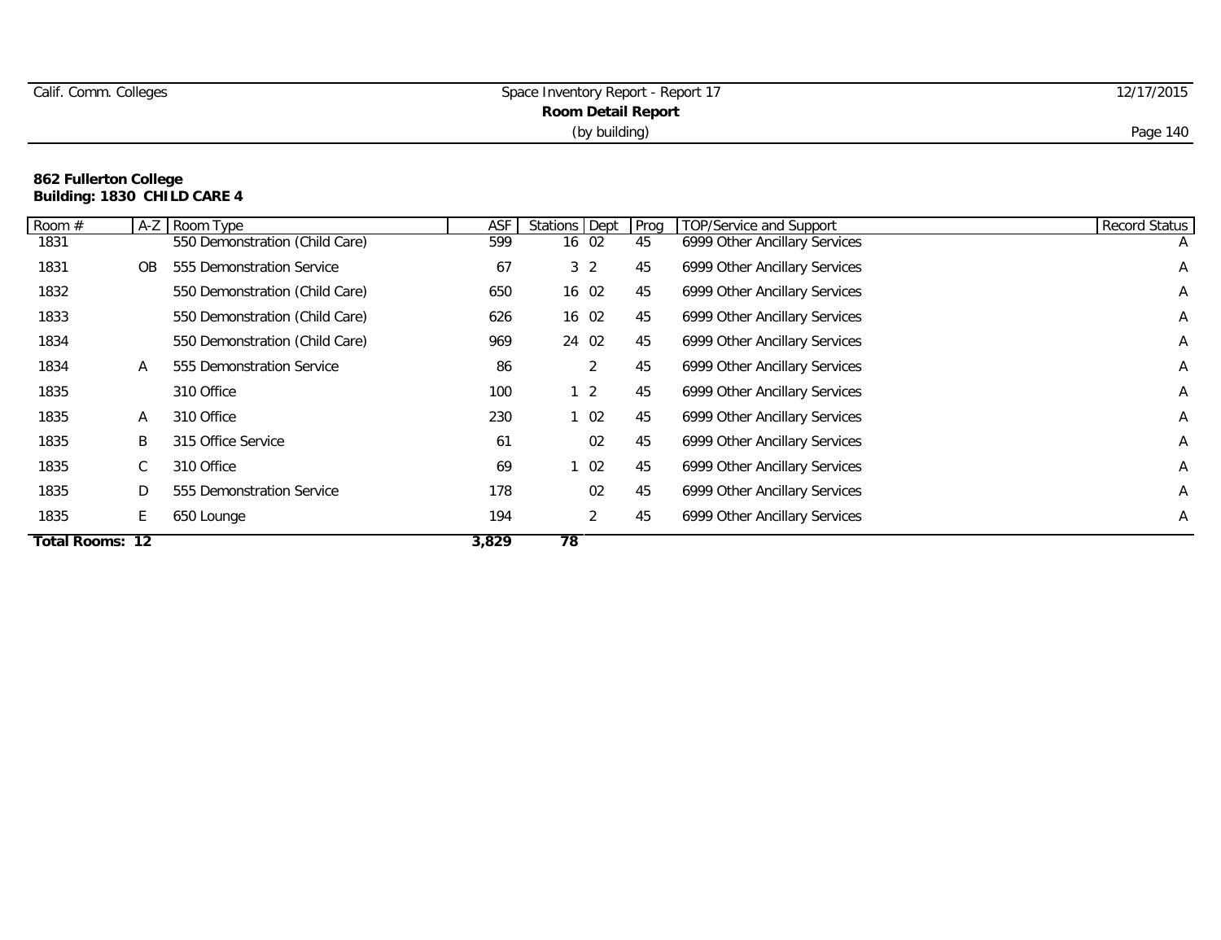**862 Fullerton College**
**Building: 1830 CHILD CARE 4**

| Room # | A-Z | Room Type | ASF | Stations | Dept | Prog | TOP/Service and Support | Record Status |
|---|---|---|---|---|---|---|---|---|
| 1831 | | 550 Demonstration (Child Care) | 599 | 16 | 02 | 45 | 6999 Other Ancillary Services | A |
| 1831 | OB | 555 Demonstration Service | 67 | 3 | 2 | 45 | 6999 Other Ancillary Services | A |
| 1832 | | 550 Demonstration (Child Care) | 650 | 16 | 02 | 45 | 6999 Other Ancillary Services | A |
| 1833 | | 550 Demonstration (Child Care) | 626 | 16 | 02 | 45 | 6999 Other Ancillary Services | A |
| 1834 | | 550 Demonstration (Child Care) | 969 | 24 | 02 | 45 | 6999 Other Ancillary Services | A |
| 1834 | A | 555 Demonstration Service | 86 | | 2 | 45 | 6999 Other Ancillary Services | A |
| 1835 | | 310 Office | 100 | 1 | 2 | 45 | 6999 Other Ancillary Services | A |
| 1835 | A | 310 Office | 230 | 1 | 02 | 45 | 6999 Other Ancillary Services | A |
| 1835 | B | 315 Office Service | 61 | | 02 | 45 | 6999 Other Ancillary Services | A |
| 1835 | C | 310 Office | 69 | 1 | 02 | 45 | 6999 Other Ancillary Services | A |
| 1835 | D | 555 Demonstration Service | 178 | | 02 | 45 | 6999 Other Ancillary Services | A |
| 1835 | E | 650 Lounge | 194 | | 2 | 45 | 6999 Other Ancillary Services | A |
| **Total Rooms: 12** | | | **3,829** | **78** | | | | |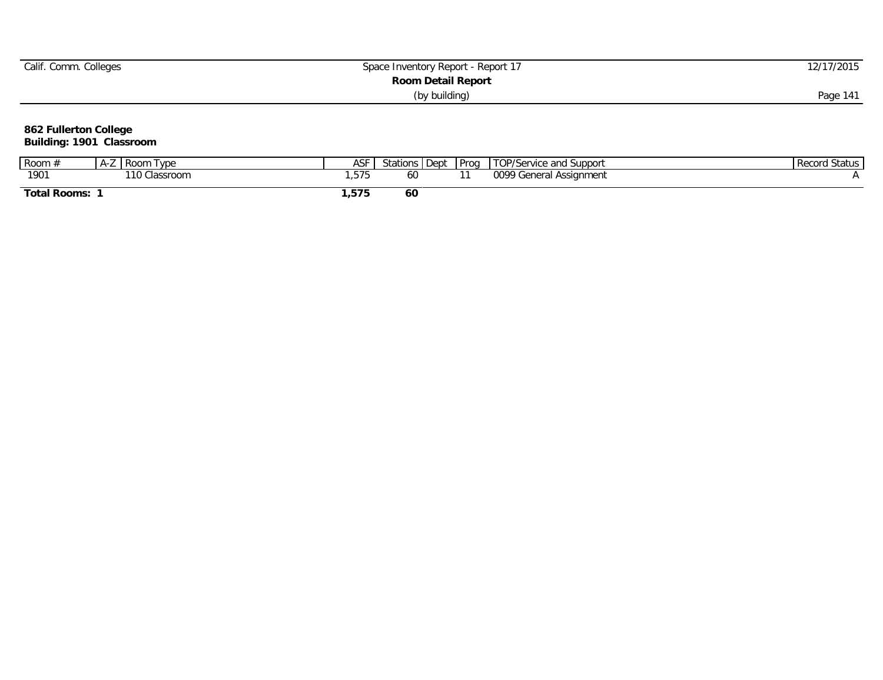**862 Fullerton College**
**Building: 1901 Classroom**

| Room # | A-Z | Room Type | ASF | Stations | Dept | Prog | TOP/Service and Support | Record Status |
|---|---|---|---|---|---|---|---|---|
| 1901 | | 110 Classroom | 1,575 | 60 | | 11 | 0099 General Assignment | A |
| **Total Rooms: 1** | | | **1,575** | **60** | | | | |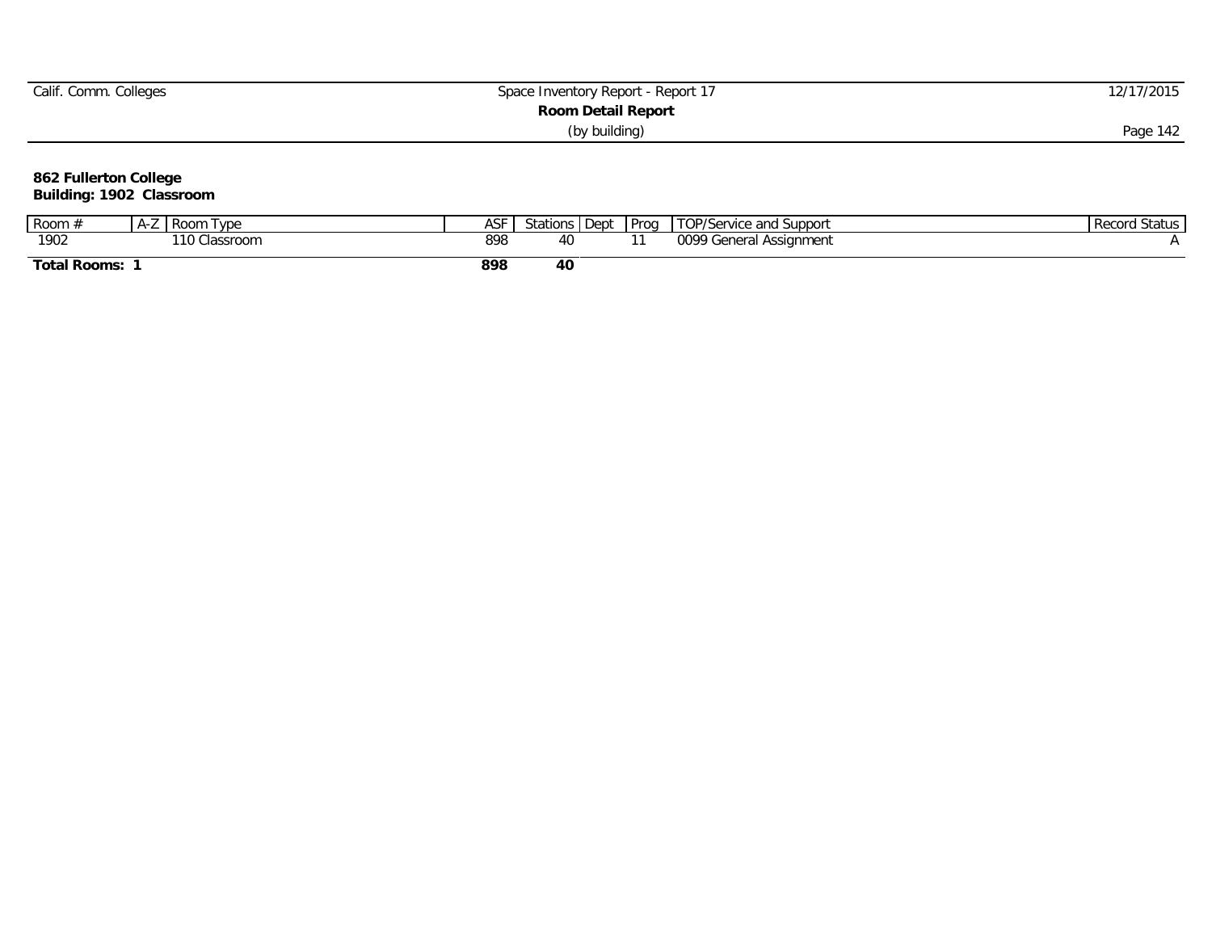**862 Fullerton College**
**Building: 1902 Classroom**

| Room # | A-Z | Room Type | ASF | Stations | Dept | Prog | TOP/Service and Support | Record Status |
|---|---|---|---|---|---|---|---|---|
| 1902 | | 110 Classroom | 898 | 40 | | 11 | 0099 General Assignment | A |
| **Total Rooms: 1** | | | **898** | **40** | | | | |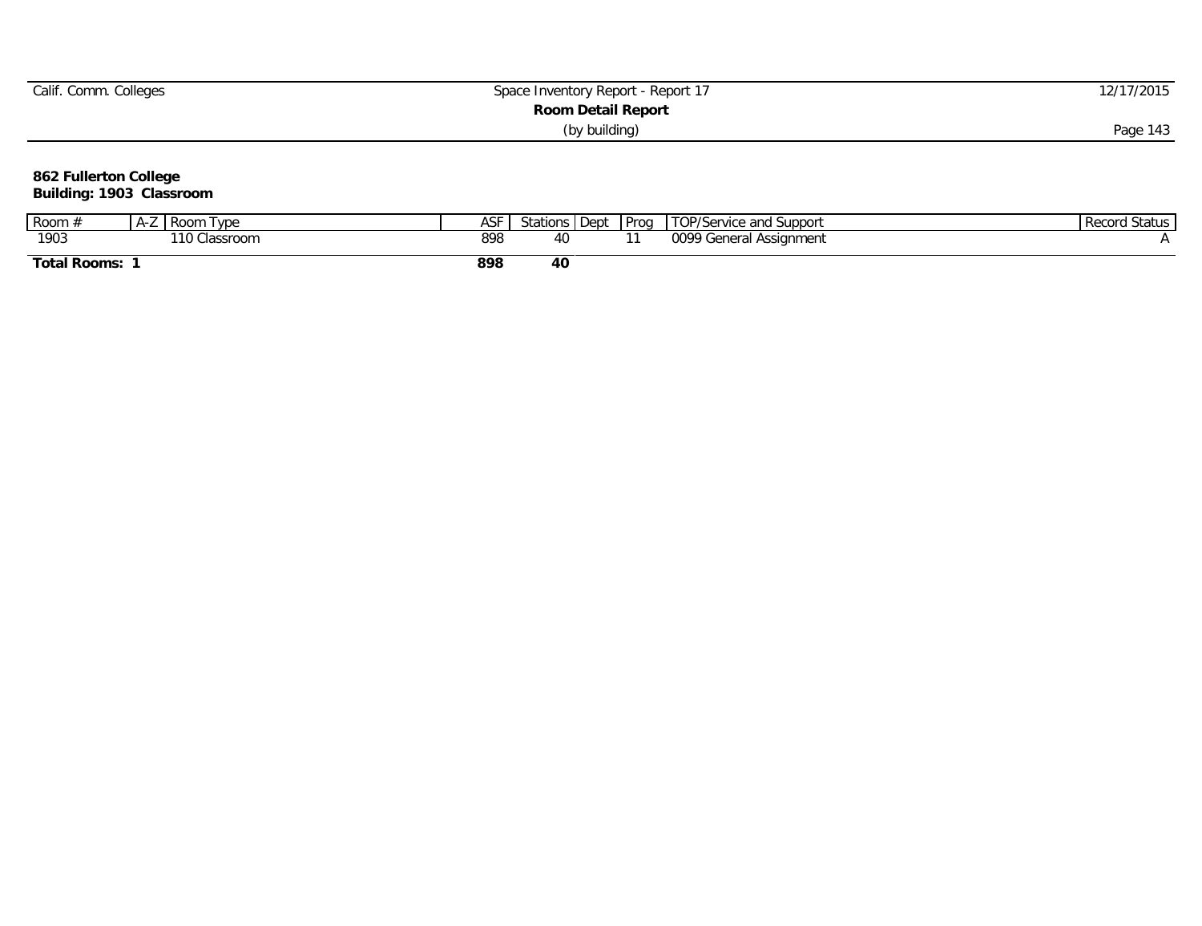**862 Fullerton College**
**Building: 1903 Classroom**

| Room # | A-Z | Room Type | ASF | Stations | Dept | Prog | TOP/Service and Support | Record Status |
|---|---|---|---|---|---|---|---|---|
| 1903 | | 110 Classroom | 898 | 40 | | 11 | 0099 General Assignment | A |
| **Total Rooms: 1** | | | **898** | **40** | | | | |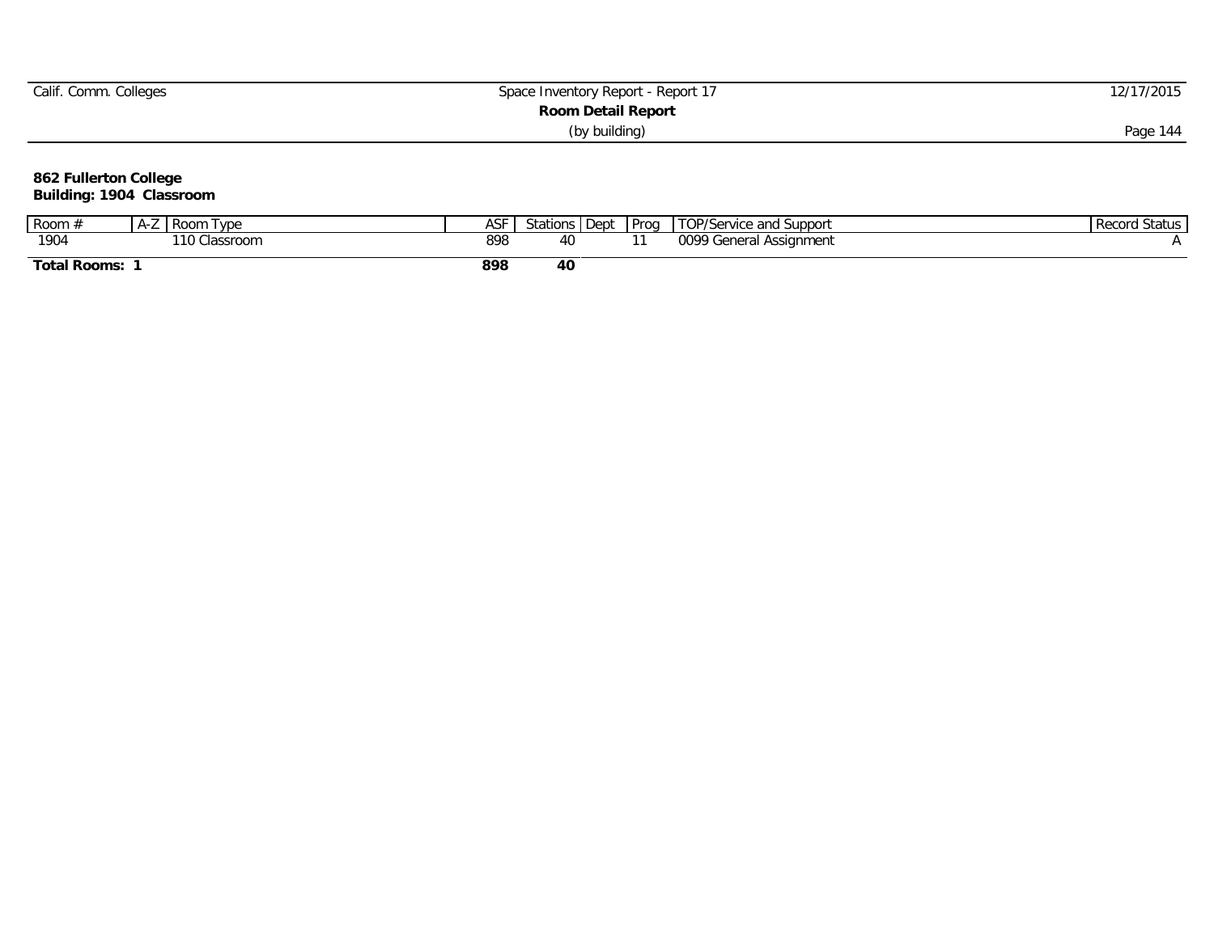**862 Fullerton College**
**Building: 1904 Classroom**

| Room # | A-Z | Room Type | ASF | Stations | Dept | Prog | TOP/Service and Support | Record Status |
|---|---|---|---|---|---|---|---|---|
| 1904 | | 110 Classroom | 898 | 40 | | 11 | 0099 General Assignment | A |
| **Total Rooms: 1** | | | **898** | **40** | | | | |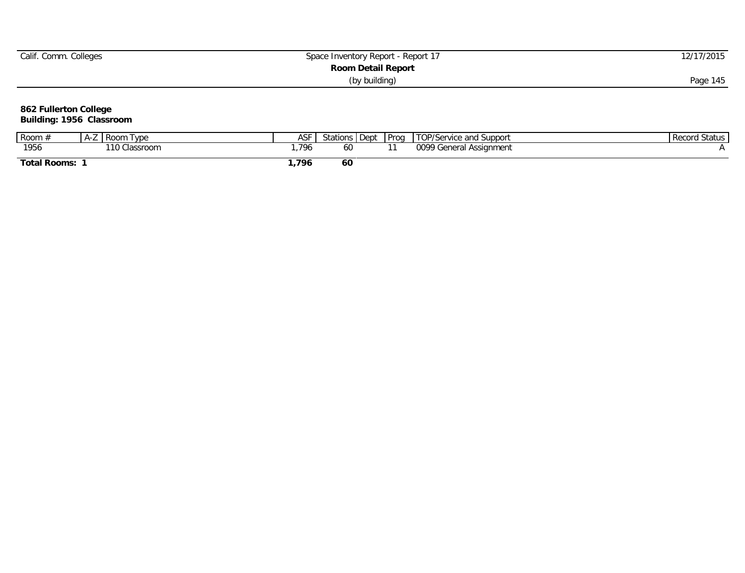**862 Fullerton College**
**Building: 1956 Classroom**

| Room # | A-Z | Room Type | ASF | Stations | Dept | Prog | TOP/Service and Support | Record Status |
|---|---|---|---|---|---|---|---|---|
| 1956 | | 110 Classroom | 1,796 | 60 | | 11 | 0099 General Assignment | A |
| **Total Rooms: 1** | | | **1,796** | **60** | | | | |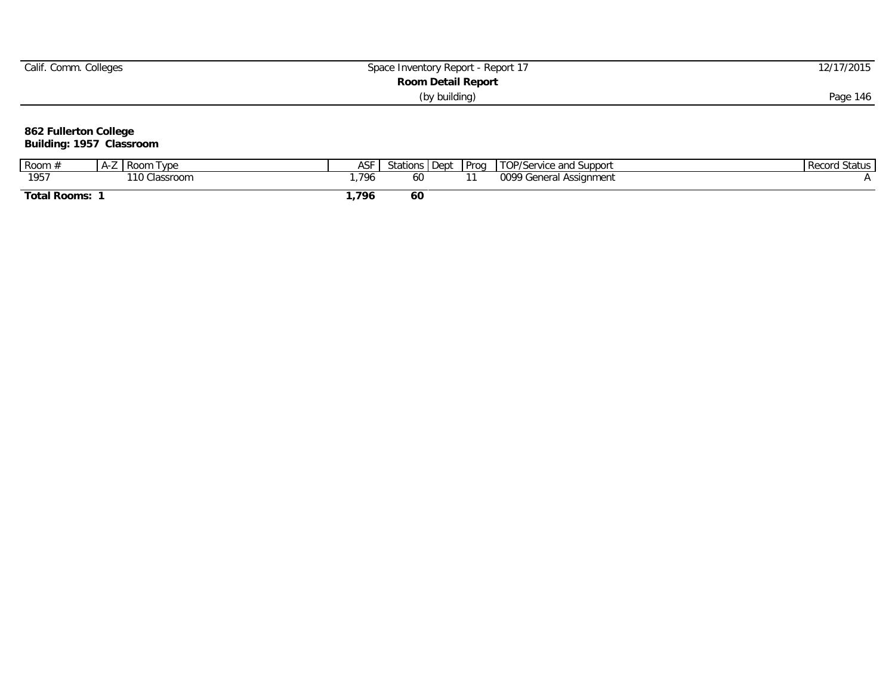**862 Fullerton College**
**Building: 1957 Classroom**

| Room # | A-Z | Room Type | ASF | Stations | Dept | Prog | TOP/Service and Support | Record Status |
|---|---|---|---|---|---|---|---|---|
| 1957 | | 110 Classroom | 1,796 | 60 | | 11 | 0099 General Assignment | A |
| **Total Rooms: 1** | | | **1,796** | **60** | | | | |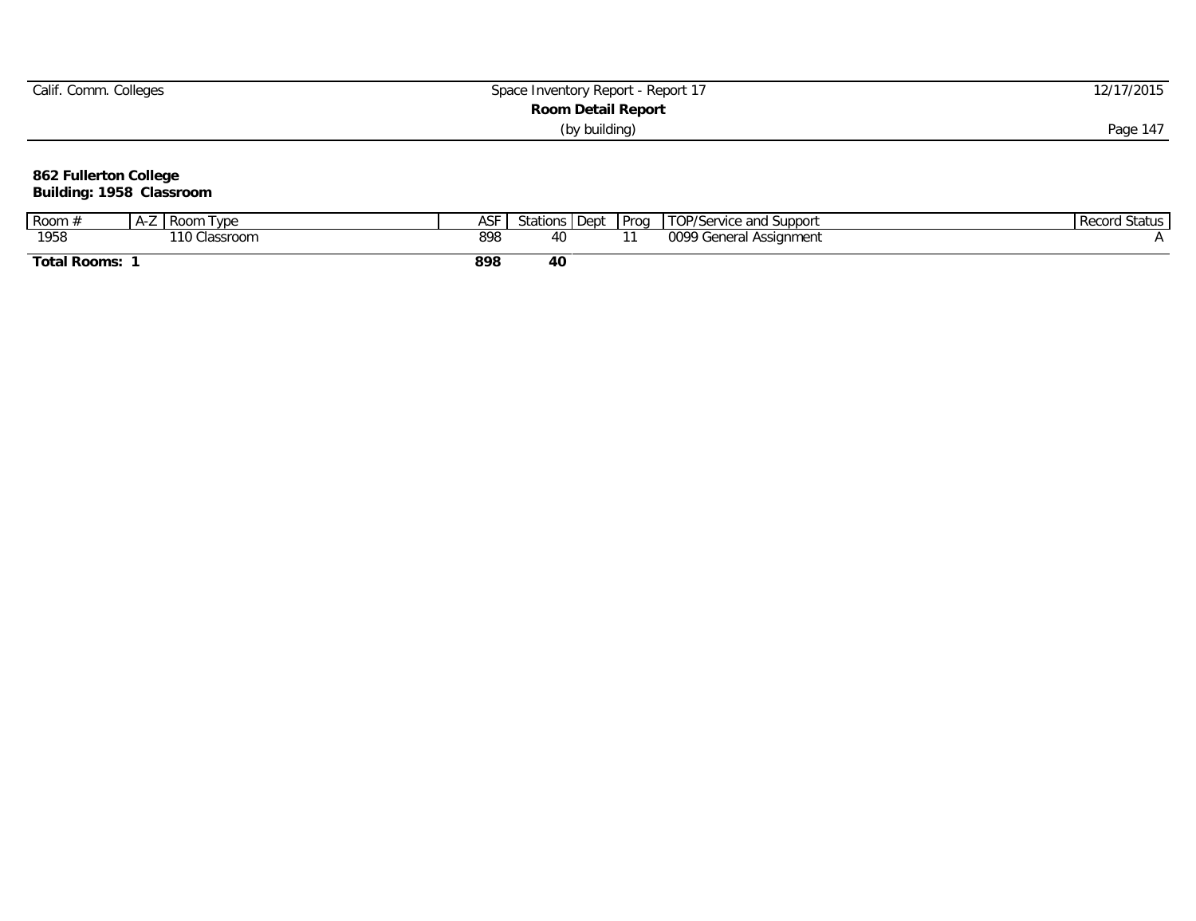**862 Fullerton College**
**Building: 1958 Classroom**

| Room # | A-Z | Room Type | ASF | Stations | Dept | Prog | TOP/Service and Support | Record Status |
|---|---|---|---|---|---|---|---|---|
| 1958 | | 110 Classroom | 898 | 40 | | 11 | 0099 General Assignment | A |
| **Total Rooms: 1** | | | **898** | **40** | | | | |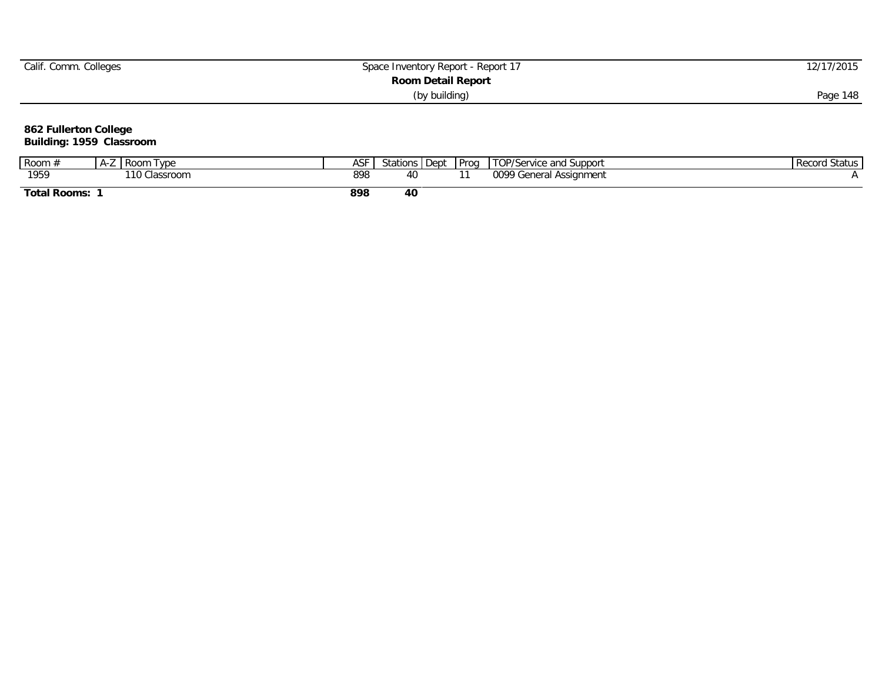**862 Fullerton College**
**Building: 1959 Classroom**

| Room # | A-Z | Room Type | ASF | Stations | Dept | Prog | TOP/Service and Support | Record Status |
|---|---|---|---|---|---|---|---|---|
| 1959 | | 110 Classroom | 898 | 40 | | 11 | 0099 General Assignment | A |
| **Total Rooms: 1** | | | **898** | **40** | | | | |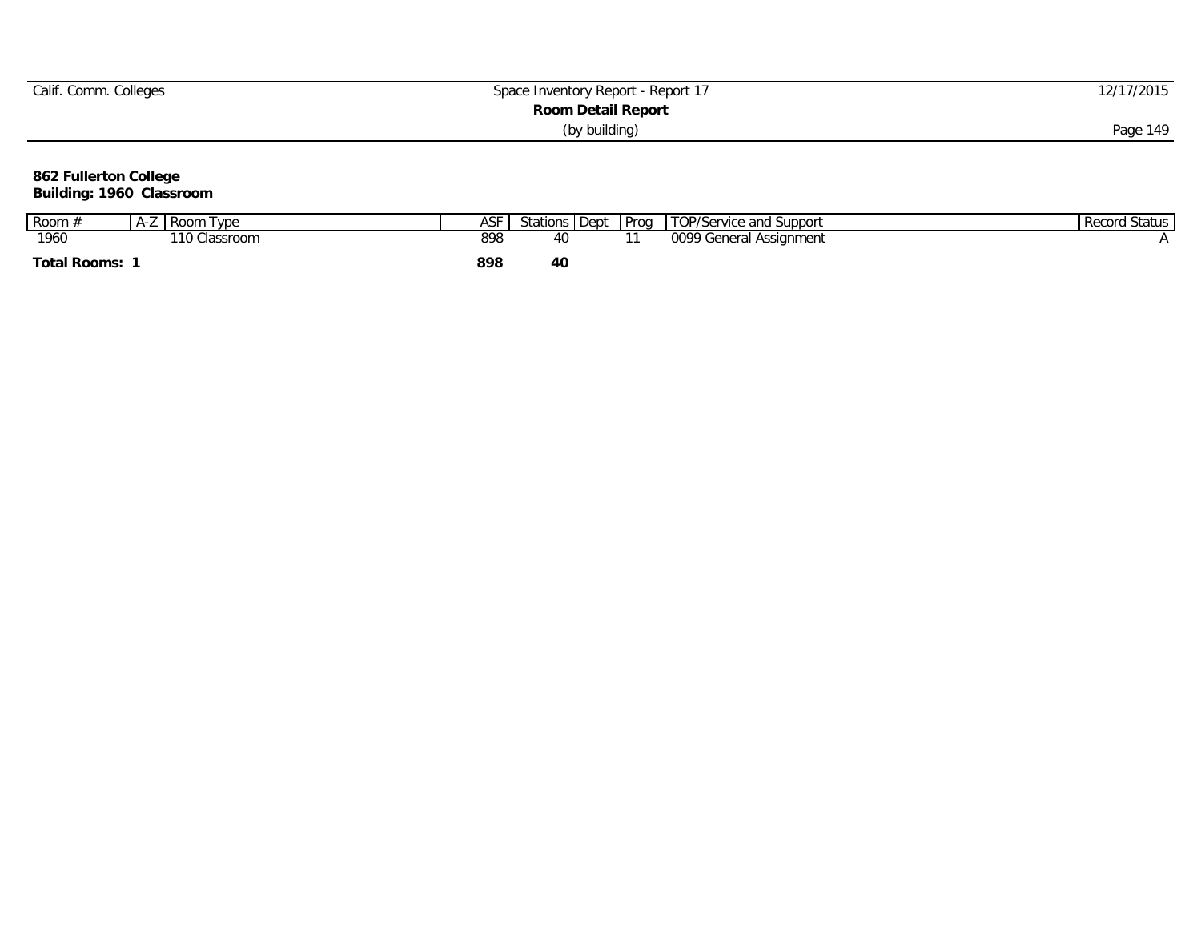**862 Fullerton College**
**Building: 1960 Classroom**

| Room # | A-Z | Room Type | ASF | Stations | Dept | Prog | TOP/Service and Support | Record Status |
|---|---|---|---|---|---|---|---|---|
| 1960 | | 110 Classroom | 898 | 40 | | 11 | 0099 General Assignment | A |
| **Total Rooms: 1** | | | **898** | **40** | | | | |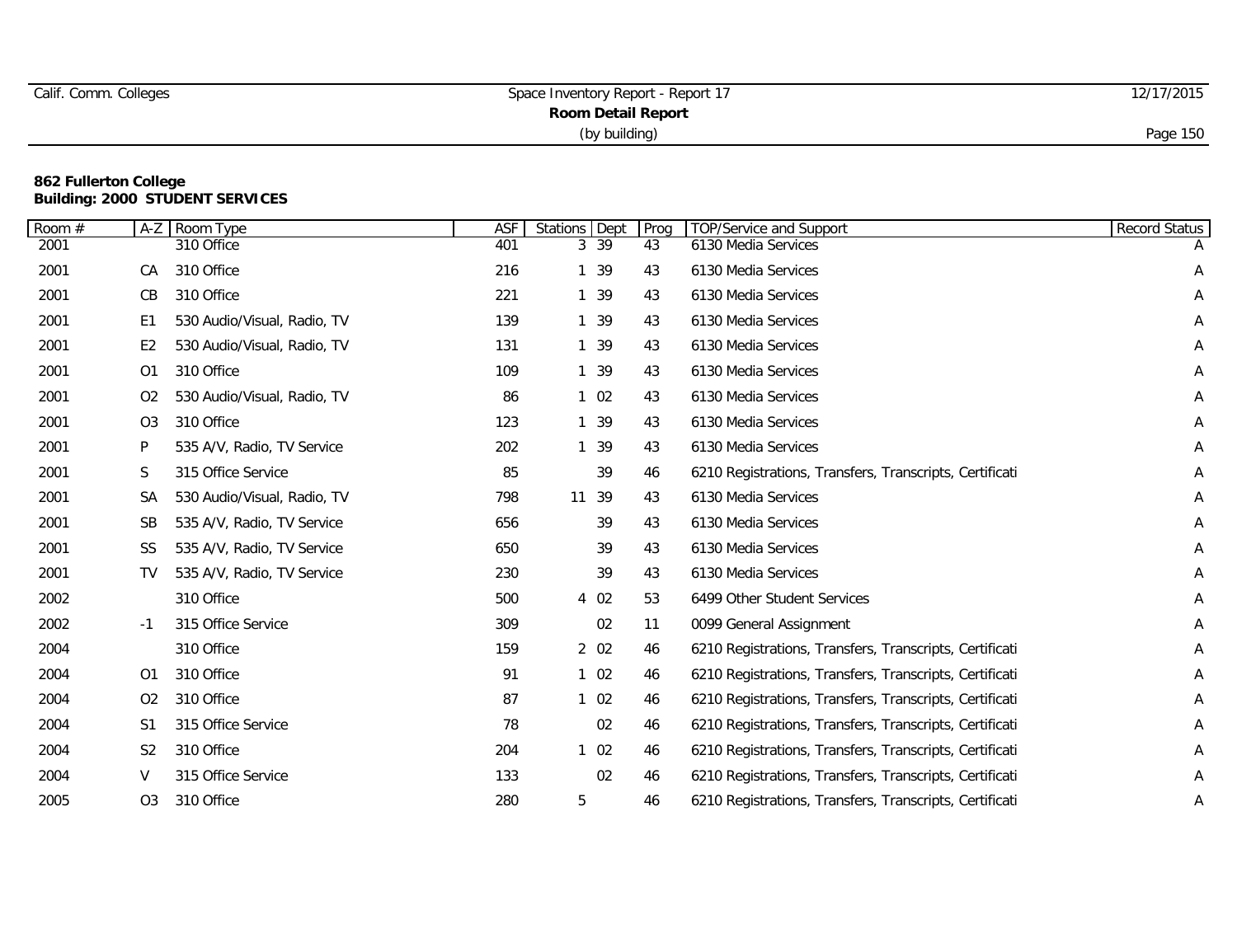**862 Fullerton College**
**Building: 2000 STUDENT SERVICES**

| Room # | A-Z | Room Type | ASF | Stations | Dept | Prog | TOP/Service and Support | Record Status |
|---|---|---|---|---|---|---|---|---|
| 2001 | | 310 Office | 401 | 3 | 39 | 43 | 6130 Media Services | A |
| 2001 | CA | 310 Office | 216 | 1 | 39 | 43 | 6130 Media Services | A |
| 2001 | CB | 310 Office | 221 | 1 | 39 | 43 | 6130 Media Services | A |
| 2001 | E1 | 530 Audio/Visual, Radio, TV | 139 | 1 | 39 | 43 | 6130 Media Services | A |
| 2001 | E2 | 530 Audio/Visual, Radio, TV | 131 | 1 | 39 | 43 | 6130 Media Services | A |
| 2001 | O1 | 310 Office | 109 | 1 | 39 | 43 | 6130 Media Services | A |
| 2001 | O2 | 530 Audio/Visual, Radio, TV | 86 | 1 | 02 | 43 | 6130 Media Services | A |
| 2001 | O3 | 310 Office | 123 | 1 | 39 | 43 | 6130 Media Services | A |
| 2001 | P | 535 A/V, Radio, TV Service | 202 | 1 | 39 | 43 | 6130 Media Services | A |
| 2001 | S | 315 Office Service | 85 | | 39 | 46 | 6210 Registrations, Transfers, Transcripts, Certificati | A |
| 2001 | SA | 530 Audio/Visual, Radio, TV | 798 | 11 | 39 | 43 | 6130 Media Services | A |
| 2001 | SB | 535 A/V, Radio, TV Service | 656 | | 39 | 43 | 6130 Media Services | A |
| 2001 | SS | 535 A/V, Radio, TV Service | 650 | | 39 | 43 | 6130 Media Services | A |
| 2001 | TV | 535 A/V, Radio, TV Service | 230 | | 39 | 43 | 6130 Media Services | A |
| 2002 | | 310 Office | 500 | 4 | 02 | 53 | 6499 Other Student Services | A |
| 2002 | -1 | 315 Office Service | 309 | | 02 | 11 | 0099 General Assignment | A |
| 2004 | | 310 Office | 159 | 2 | 02 | 46 | 6210 Registrations, Transfers, Transcripts, Certificati | A |
| 2004 | O1 | 310 Office | 91 | 1 | 02 | 46 | 6210 Registrations, Transfers, Transcripts, Certificati | A |
| 2004 | O2 | 310 Office | 87 | 1 | 02 | 46 | 6210 Registrations, Transfers, Transcripts, Certificati | A |
| 2004 | S1 | 315 Office Service | 78 | | 02 | 46 | 6210 Registrations, Transfers, Transcripts, Certificati | A |
| 2004 | S2 | 310 Office | 204 | 1 | 02 | 46 | 6210 Registrations, Transfers, Transcripts, Certificati | A |
| 2004 | V | 315 Office Service | 133 | | 02 | 46 | 6210 Registrations, Transfers, Transcripts, Certificati | A |
| 2005 | O3 | 310 Office | 280 | 5 | | 46 | 6210 Registrations, Transfers, Transcripts, Certificati | A |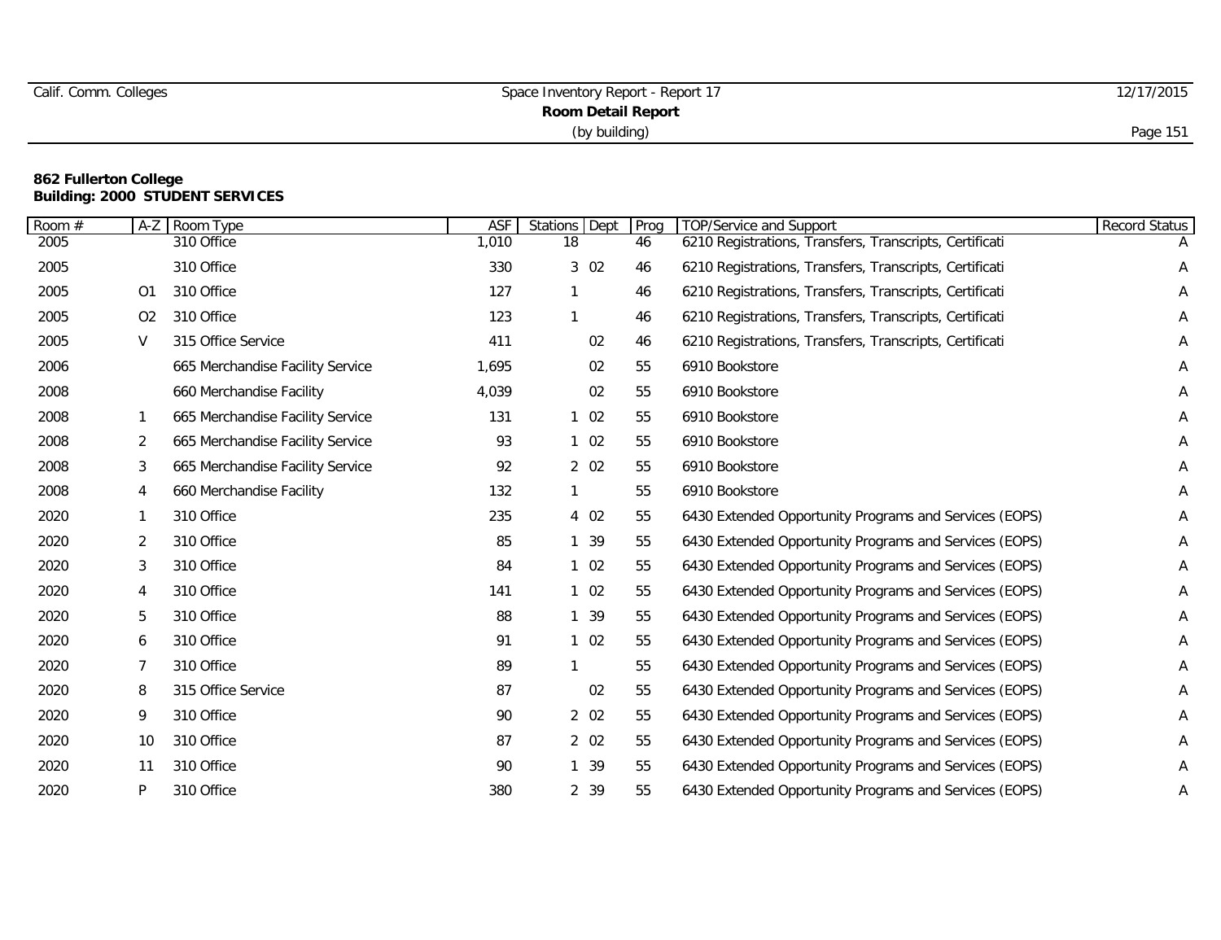**862 Fullerton College**
**Building: 2000 STUDENT SERVICES**

| Room # | A-Z | Room Type | ASF | Stations | Dept | Prog | TOP/Service and Support | Record Status |
|---|---|---|---|---|---|---|---|---|
| 2005 | | 310 Office | 1,010 | 18 | | 46 | 6210 Registrations, Transfers, Transcripts, Certificati | A |
| 2005 | | 310 Office | 330 | 3 | 02 | 46 | 6210 Registrations, Transfers, Transcripts, Certificati | A |
| 2005 | O1 | 310 Office | 127 | 1 | | 46 | 6210 Registrations, Transfers, Transcripts, Certificati | A |
| 2005 | O2 | 310 Office | 123 | 1 | | 46 | 6210 Registrations, Transfers, Transcripts, Certificati | A |
| 2005 | V | 315 Office Service | 411 | | 02 | 46 | 6210 Registrations, Transfers, Transcripts, Certificati | A |
| 2006 | | 665 Merchandise Facility Service | 1,695 | | 02 | 55 | 6910 Bookstore | A |
| 2008 | | 660 Merchandise Facility | 4,039 | | 02 | 55 | 6910 Bookstore | A |
| 2008 | 1 | 665 Merchandise Facility Service | 131 | 1 | 02 | 55 | 6910 Bookstore | A |
| 2008 | 2 | 665 Merchandise Facility Service | 93 | 1 | 02 | 55 | 6910 Bookstore | A |
| 2008 | 3 | 665 Merchandise Facility Service | 92 | 2 | 02 | 55 | 6910 Bookstore | A |
| 2008 | 4 | 660 Merchandise Facility | 132 | 1 | | 55 | 6910 Bookstore | A |
| 2020 | 1 | 310 Office | 235 | 4 | 02 | 55 | 6430 Extended Opportunity Programs and Services (EOPS) | A |
| 2020 | 2 | 310 Office | 85 | 1 | 39 | 55 | 6430 Extended Opportunity Programs and Services (EOPS) | A |
| 2020 | 3 | 310 Office | 84 | 1 | 02 | 55 | 6430 Extended Opportunity Programs and Services (EOPS) | A |
| 2020 | 4 | 310 Office | 141 | 1 | 02 | 55 | 6430 Extended Opportunity Programs and Services (EOPS) | A |
| 2020 | 5 | 310 Office | 88 | 1 | 39 | 55 | 6430 Extended Opportunity Programs and Services (EOPS) | A |
| 2020 | 6 | 310 Office | 91 | 1 | 02 | 55 | 6430 Extended Opportunity Programs and Services (EOPS) | A |
| 2020 | 7 | 310 Office | 89 | 1 | | 55 | 6430 Extended Opportunity Programs and Services (EOPS) | A |
| 2020 | 8 | 315 Office Service | 87 | | 02 | 55 | 6430 Extended Opportunity Programs and Services (EOPS) | A |
| 2020 | 9 | 310 Office | 90 | 2 | 02 | 55 | 6430 Extended Opportunity Programs and Services (EOPS) | A |
| 2020 | 10 | 310 Office | 87 | 2 | 02 | 55 | 6430 Extended Opportunity Programs and Services (EOPS) | A |
| 2020 | 11 | 310 Office | 90 | 1 | 39 | 55 | 6430 Extended Opportunity Programs and Services (EOPS) | A |
| 2020 | P | 310 Office | 380 | 2 | 39 | 55 | 6430 Extended Opportunity Programs and Services (EOPS) | A |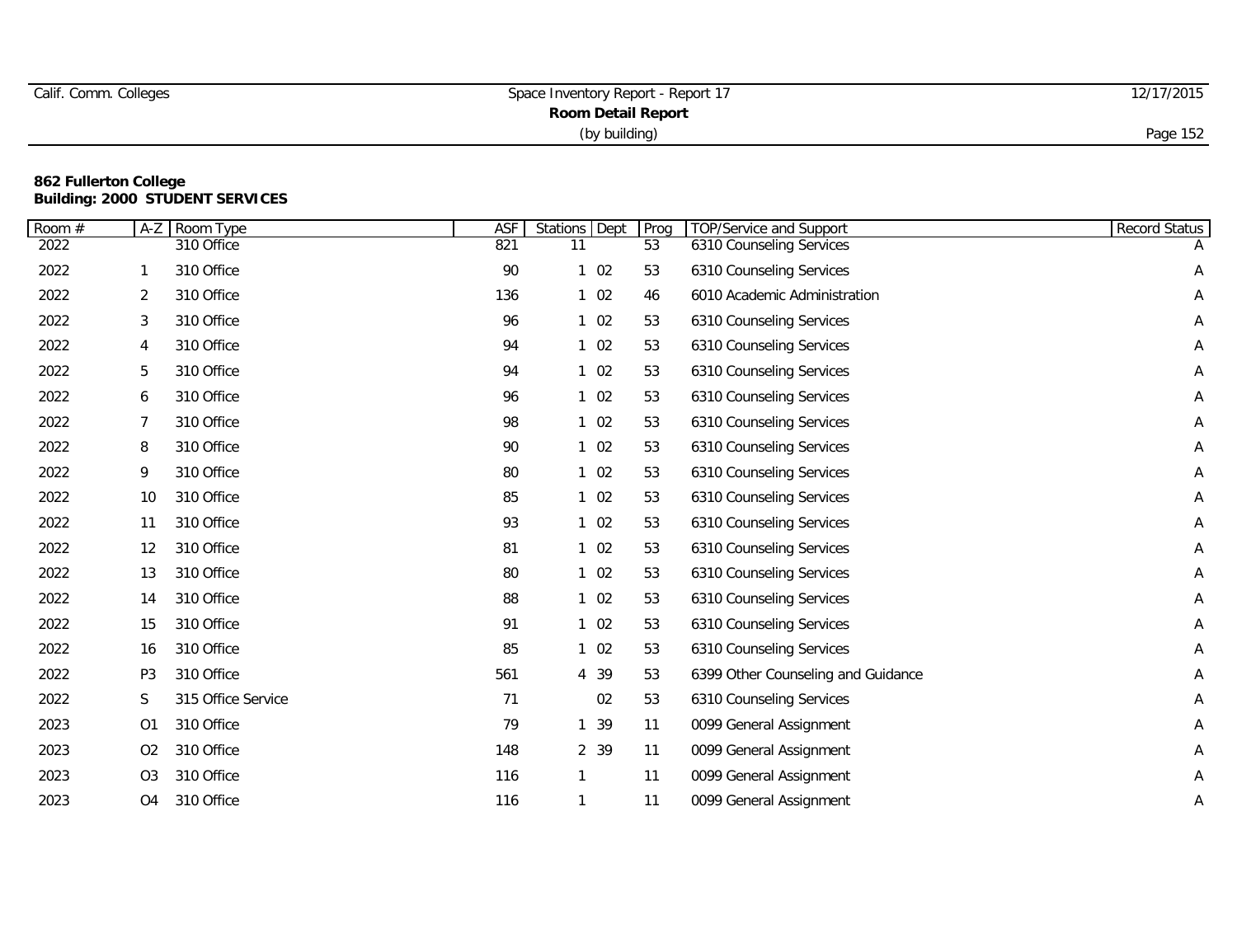**862 Fullerton College**
**Building: 2000 STUDENT SERVICES**

| Room # | A-Z | Room Type | ASF | Stations | Dept | Prog | TOP/Service and Support | Record Status |
|---|---|---|---|---|---|---|---|---|
| 2022 | | 310 Office | 821 | 11 | | 53 | 6310 Counseling Services | A |
| 2022 | 1 | 310 Office | 90 | 1 | 02 | 53 | 6310 Counseling Services | A |
| 2022 | 2 | 310 Office | 136 | 1 | 02 | 46 | 6010 Academic Administration | A |
| 2022 | 3 | 310 Office | 96 | 1 | 02 | 53 | 6310 Counseling Services | A |
| 2022 | 4 | 310 Office | 94 | 1 | 02 | 53 | 6310 Counseling Services | A |
| 2022 | 5 | 310 Office | 94 | 1 | 02 | 53 | 6310 Counseling Services | A |
| 2022 | 6 | 310 Office | 96 | 1 | 02 | 53 | 6310 Counseling Services | A |
| 2022 | 7 | 310 Office | 98 | 1 | 02 | 53 | 6310 Counseling Services | A |
| 2022 | 8 | 310 Office | 90 | 1 | 02 | 53 | 6310 Counseling Services | A |
| 2022 | 9 | 310 Office | 80 | 1 | 02 | 53 | 6310 Counseling Services | A |
| 2022 | 10 | 310 Office | 85 | 1 | 02 | 53 | 6310 Counseling Services | A |
| 2022 | 11 | 310 Office | 93 | 1 | 02 | 53 | 6310 Counseling Services | A |
| 2022 | 12 | 310 Office | 81 | 1 | 02 | 53 | 6310 Counseling Services | A |
| 2022 | 13 | 310 Office | 80 | 1 | 02 | 53 | 6310 Counseling Services | A |
| 2022 | 14 | 310 Office | 88 | 1 | 02 | 53 | 6310 Counseling Services | A |
| 2022 | 15 | 310 Office | 91 | 1 | 02 | 53 | 6310 Counseling Services | A |
| 2022 | 16 | 310 Office | 85 | 1 | 02 | 53 | 6310 Counseling Services | A |
| 2022 | P3 | 310 Office | 561 | 4 | 39 | 53 | 6399 Other Counseling and Guidance | A |
| 2022 | S | 315 Office Service | 71 | | 02 | 53 | 6310 Counseling Services | A |
| 2023 | O1 | 310 Office | 79 | 1 | 39 | 11 | 0099 General Assignment | A |
| 2023 | O2 | 310 Office | 148 | 2 | 39 | 11 | 0099 General Assignment | A |
| 2023 | O3 | 310 Office | 116 | 1 | | 11 | 0099 General Assignment | A |
| 2023 | O4 | 310 Office | 116 | 1 | | 11 | 0099 General Assignment | A |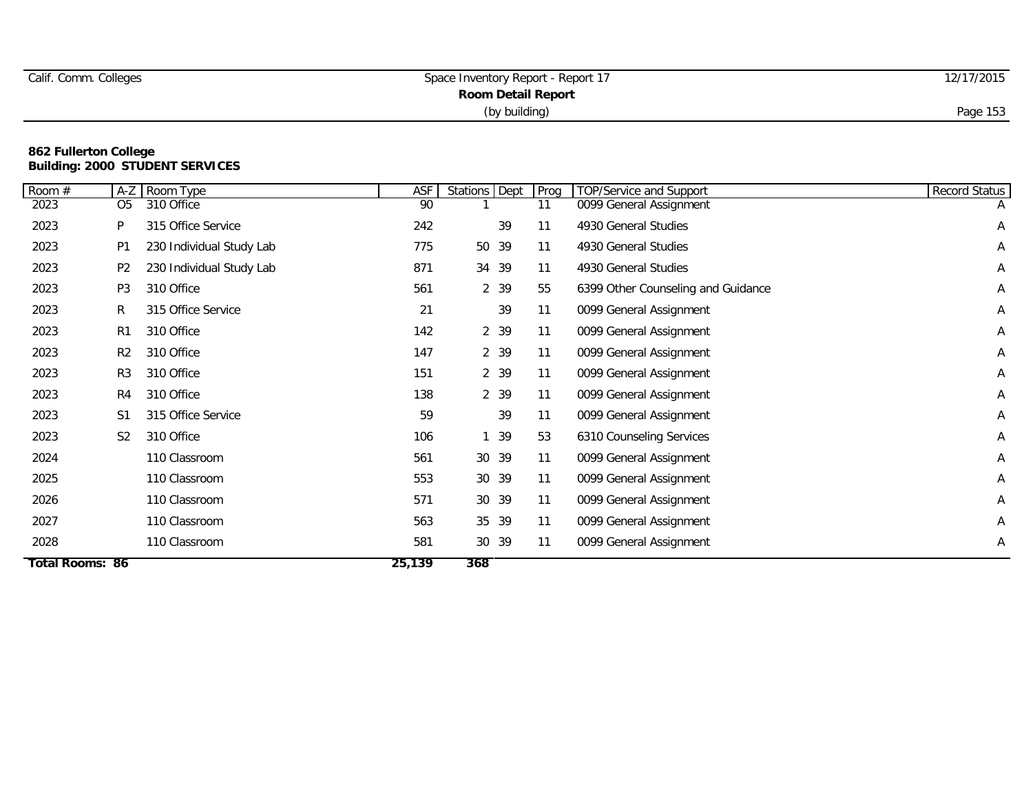**862 Fullerton College**
**Building: 2000 STUDENT SERVICES**

| Room # | A-Z | Room Type | ASF | Stations | Dept | Prog | TOP/Service and Support | Record Status |
|---|---|---|---|---|---|---|---|---|
| 2023 | O5 | 310 Office | 90 | 1 | | 11 | 0099 General Assignment | A |
| 2023 | P | 315 Office Service | 242 | | 39 | 11 | 4930 General Studies | A |
| 2023 | P1 | 230 Individual Study Lab | 775 | 50 | 39 | 11 | 4930 General Studies | A |
| 2023 | P2 | 230 Individual Study Lab | 871 | 34 | 39 | 11 | 4930 General Studies | A |
| 2023 | P3 | 310 Office | 561 | 2 | 39 | 55 | 6399 Other Counseling and Guidance | A |
| 2023 | R | 315 Office Service | 21 | | 39 | 11 | 0099 General Assignment | A |
| 2023 | R1 | 310 Office | 142 | 2 | 39 | 11 | 0099 General Assignment | A |
| 2023 | R2 | 310 Office | 147 | 2 | 39 | 11 | 0099 General Assignment | A |
| 2023 | R3 | 310 Office | 151 | 2 | 39 | 11 | 0099 General Assignment | A |
| 2023 | R4 | 310 Office | 138 | 2 | 39 | 11 | 0099 General Assignment | A |
| 2023 | S1 | 315 Office Service | 59 | | 39 | 11 | 0099 General Assignment | A |
| 2023 | S2 | 310 Office | 106 | 1 | 39 | 53 | 6310 Counseling Services | A |
| 2024 | | 110 Classroom | 561 | 30 | 39 | 11 | 0099 General Assignment | A |
| 2025 | | 110 Classroom | 553 | 30 | 39 | 11 | 0099 General Assignment | A |
| 2026 | | 110 Classroom | 571 | 30 | 39 | 11 | 0099 General Assignment | A |
| 2027 | | 110 Classroom | 563 | 35 | 39 | 11 | 0099 General Assignment | A |
| 2028 | | 110 Classroom | 581 | 30 | 39 | 11 | 0099 General Assignment | A |
| **Total Rooms: 86** | | | **25,139** | **368** | | | | |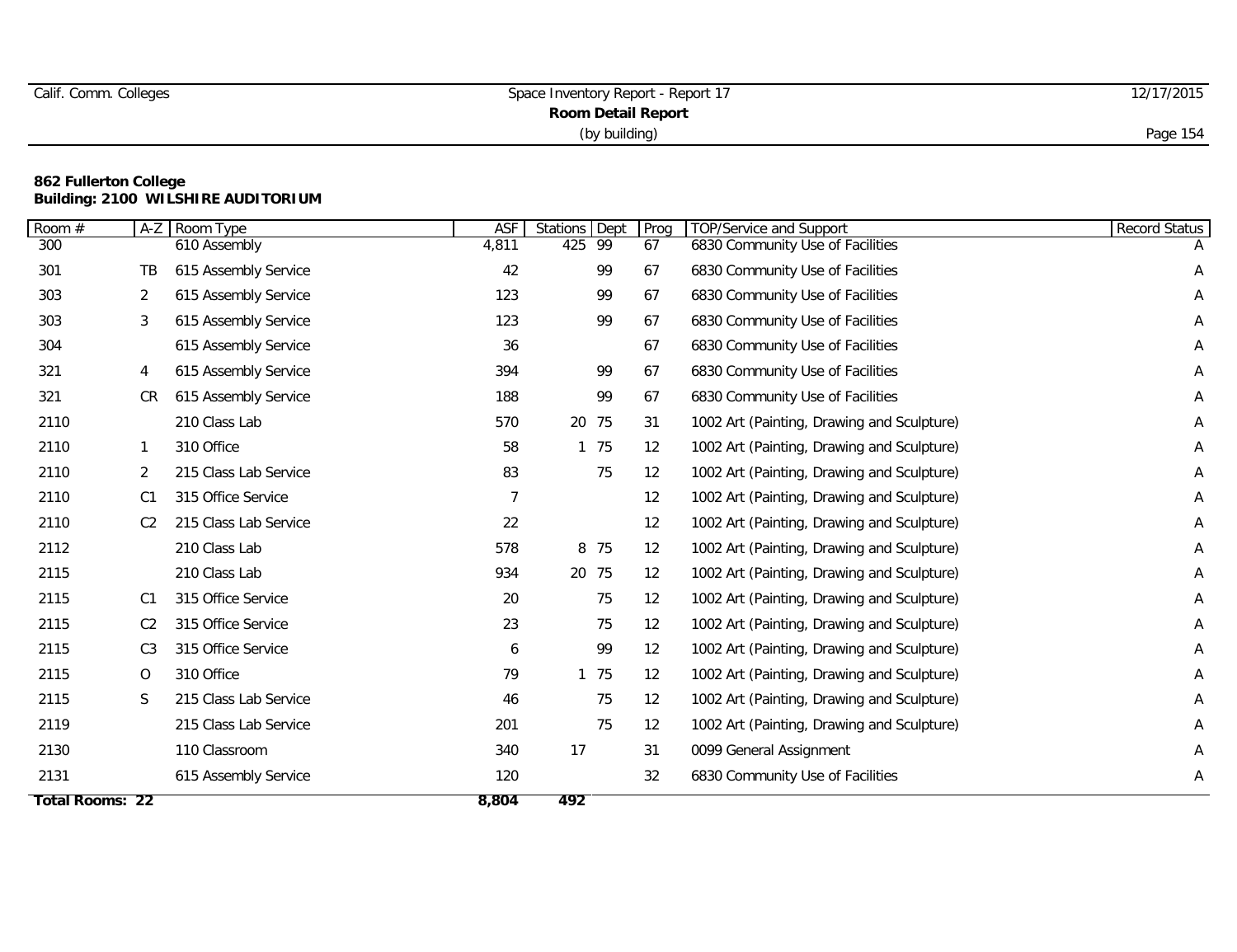**862 Fullerton College**
**Building: 2100 WILSHIRE AUDITORIUM**

| Room # | A-Z | Room Type | ASF | Stations | Dept | Prog | TOP/Service and Support | Record Status |
|---|---|---|---|---|---|---|---|---|
| 300 | | 610 Assembly | 4,811 | 425 | 99 | 67 | 6830 Community Use of Facilities | A |
| 301 | TB | 615 Assembly Service | 42 | | 99 | 67 | 6830 Community Use of Facilities | A |
| 303 | 2 | 615 Assembly Service | 123 | | 99 | 67 | 6830 Community Use of Facilities | A |
| 303 | 3 | 615 Assembly Service | 123 | | 99 | 67 | 6830 Community Use of Facilities | A |
| 304 | | 615 Assembly Service | 36 | | | 67 | 6830 Community Use of Facilities | A |
| 321 | 4 | 615 Assembly Service | 394 | | 99 | 67 | 6830 Community Use of Facilities | A |
| 321 | CR | 615 Assembly Service | 188 | | 99 | 67 | 6830 Community Use of Facilities | A |
| 2110 | | 210 Class Lab | 570 | 20 | 75 | 31 | 1002 Art (Painting, Drawing and Sculpture) | A |
| 2110 | 1 | 310 Office | 58 | 1 | 75 | 12 | 1002 Art (Painting, Drawing and Sculpture) | A |
| 2110 | 2 | 215 Class Lab Service | 83 | | 75 | 12 | 1002 Art (Painting, Drawing and Sculpture) | A |
| 2110 | C1 | 315 Office Service | 7 | | | 12 | 1002 Art (Painting, Drawing and Sculpture) | A |
| 2110 | C2 | 215 Class Lab Service | 22 | | | 12 | 1002 Art (Painting, Drawing and Sculpture) | A |
| 2112 | | 210 Class Lab | 578 | 8 | 75 | 12 | 1002 Art (Painting, Drawing and Sculpture) | A |
| 2115 | | 210 Class Lab | 934 | 20 | 75 | 12 | 1002 Art (Painting, Drawing and Sculpture) | A |
| 2115 | C1 | 315 Office Service | 20 | | 75 | 12 | 1002 Art (Painting, Drawing and Sculpture) | A |
| 2115 | C2 | 315 Office Service | 23 | | 75 | 12 | 1002 Art (Painting, Drawing and Sculpture) | A |
| 2115 | C3 | 315 Office Service | 6 | | 99 | 12 | 1002 Art (Painting, Drawing and Sculpture) | A |
| 2115 | O | 310 Office | 79 | 1 | 75 | 12 | 1002 Art (Painting, Drawing and Sculpture) | A |
| 2115 | S | 215 Class Lab Service | 46 | | 75 | 12 | 1002 Art (Painting, Drawing and Sculpture) | A |
| 2119 | | 215 Class Lab Service | 201 | | 75 | 12 | 1002 Art (Painting, Drawing and Sculpture) | A |
| 2130 | | 110 Classroom | 340 | 17 | | 31 | 0099 General Assignment | A |
| 2131 | | 615 Assembly Service | 120 | | | 32 | 6830 Community Use of Facilities | A |
| **Total Rooms: 22** | | | **8,804** | **492** | | | | |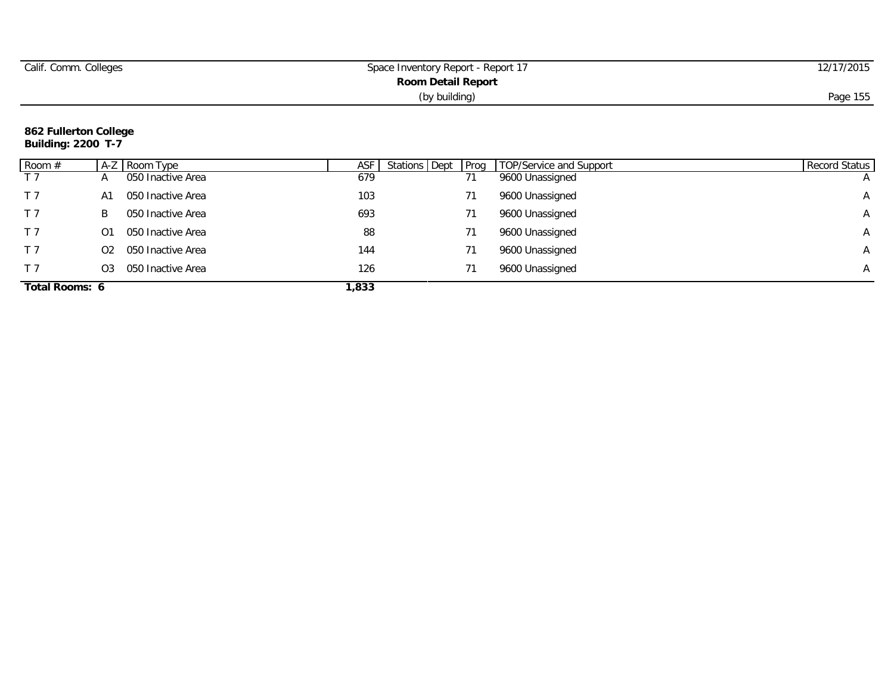**862 Fullerton College**
**Building: 2200 T-7**

| Room # | A-Z | Room Type | ASF | Stations | Dept | Prog | TOP/Service and Support | Record Status |
|---|---|---|---|---|---|---|---|---|
| T 7 | A | 050 Inactive Area | 679 | | | 71 | 9600 Unassigned | A |
| T 7 | A1 | 050 Inactive Area | 103 | | | 71 | 9600 Unassigned | A |
| T 7 | B | 050 Inactive Area | 693 | | | 71 | 9600 Unassigned | A |
| T 7 | O1 | 050 Inactive Area | 88 | | | 71 | 9600 Unassigned | A |
| T 7 | O2 | 050 Inactive Area | 144 | | | 71 | 9600 Unassigned | A |
| T 7 | O3 | 050 Inactive Area | 126 | | | 71 | 9600 Unassigned | A |
| **Total Rooms: 6** | | | **1,833** | | | | | |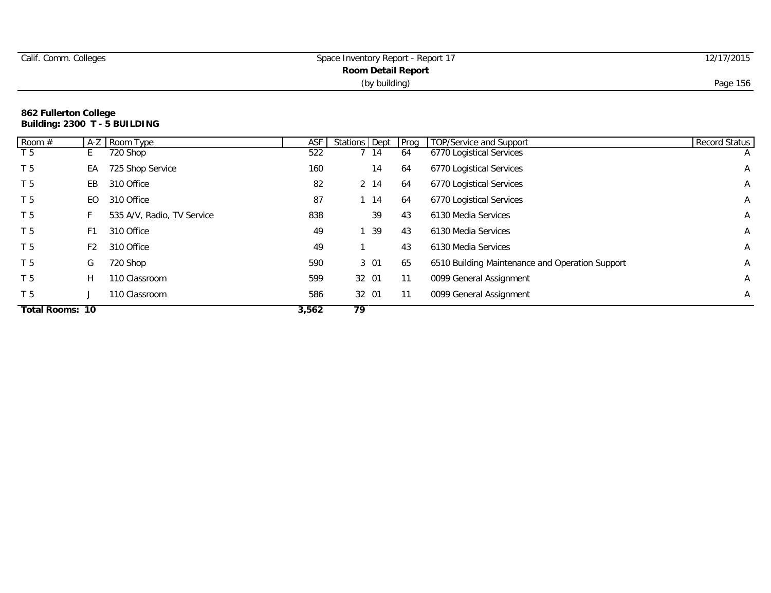**862 Fullerton College**
**Building: 2300 T - 5 BUILDING**

| Room # | A-Z | Room Type | ASF | Stations | Dept | Prog | TOP/Service and Support | Record Status |
|---|---|---|---|---|---|---|---|---|
| T 5 | E | 720 Shop | 522 | 7 | 14 | 64 | 6770 Logistical Services | A |
| T 5 | EA | 725 Shop Service | 160 | | 14 | 64 | 6770 Logistical Services | A |
| T 5 | EB | 310 Office | 82 | 2 | 14 | 64 | 6770 Logistical Services | A |
| T 5 | EO | 310 Office | 87 | 1 | 14 | 64 | 6770 Logistical Services | A |
| T 5 | F | 535 A/V, Radio, TV Service | 838 | | 39 | 43 | 6130 Media Services | A |
| T 5 | F1 | 310 Office | 49 | 1 | 39 | 43 | 6130 Media Services | A |
| T 5 | F2 | 310 Office | 49 | 1 | | 43 | 6130 Media Services | A |
| T 5 | G | 720 Shop | 590 | 3 | 01 | 65 | 6510 Building Maintenance and Operation Support | A |
| T 5 | H | 110 Classroom | 599 | 32 | 01 | 11 | 0099 General Assignment | A |
| T 5 | J | 110 Classroom | 586 | 32 | 01 | 11 | 0099 General Assignment | A |
| **Total Rooms: 10** | | | **3,562** | **79** | | | | |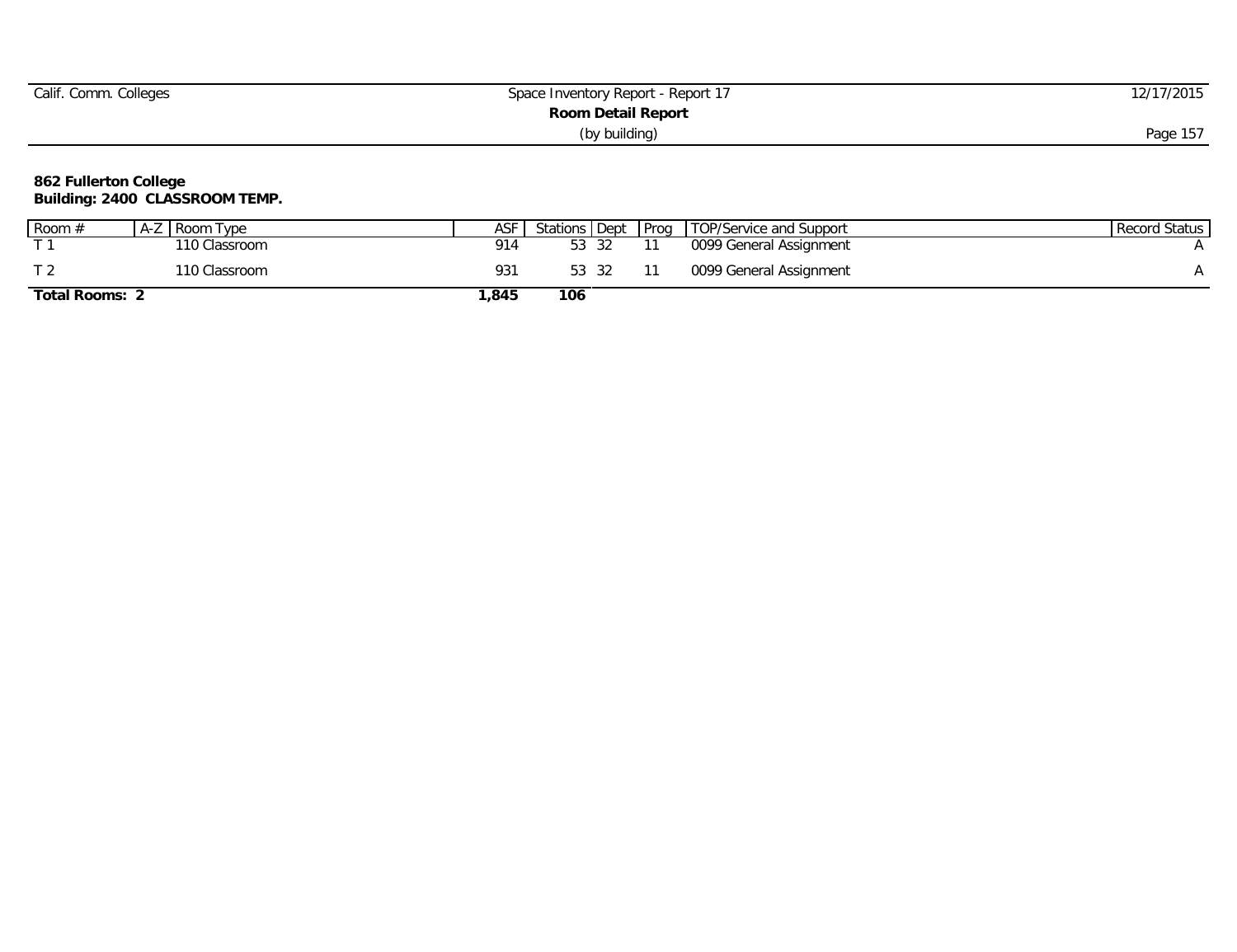**862 Fullerton College**
**Building: 2400 CLASSROOM TEMP.**

| Room # | A-Z | Room Type | ASF | Stations | Dept | Prog | TOP/Service and Support | Record Status |
|---|---|---|---|---|---|---|---|---|
| T 1 | | 110 Classroom | 914 | 53 | 32 | 11 | 0099 General Assignment | A |
| T 2 | | 110 Classroom | 931 | 53 | 32 | 11 | 0099 General Assignment | A |
| **Total Rooms: 2** | | | **1,845** | **106** | | | | |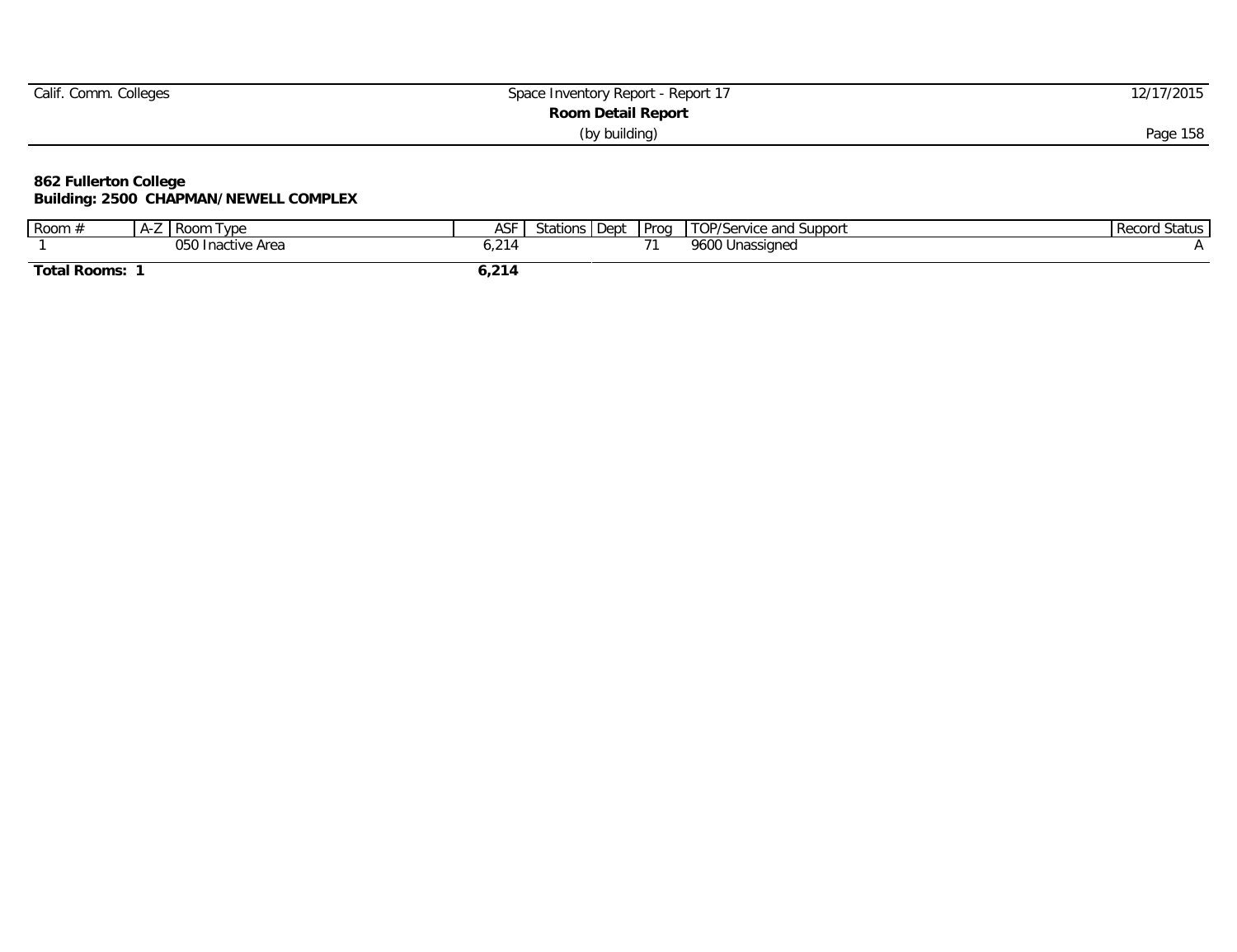**862 Fullerton College**
**Building: 2500 CHAPMAN/NEWELL COMPLEX**

| Room # | A-Z | Room Type | ASF | Stations | Dept | Prog | TOP/Service and Support | Record Status |
|---|---|---|---|---|---|---|---|---|
| 1 | | 050 Inactive Area | 6,214 | | | 71 | 9600 Unassigned | A |
| **Total Rooms: 1** | | | **6,214** | | | | | |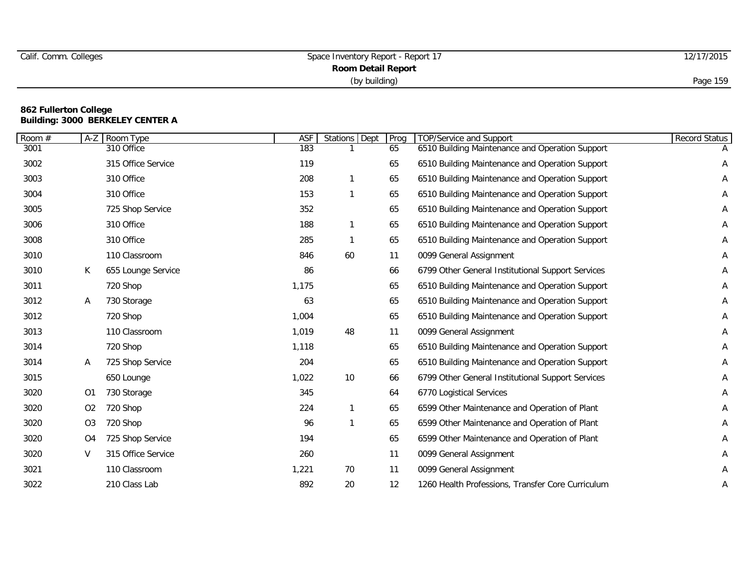**862 Fullerton College**
**Building: 3000 BERKELEY CENTER A**

| Room # | A-Z | Room Type | ASF | Stations | Dept | Prog | TOP/Service and Support | Record Status |
|---|---|---|---|---|---|---|---|---|
| 3001 | | 310 Office | 183 | 1 | | 65 | 6510 Building Maintenance and Operation Support | A |
| 3002 | | 315 Office Service | 119 | | | 65 | 6510 Building Maintenance and Operation Support | A |
| 3003 | | 310 Office | 208 | 1 | | 65 | 6510 Building Maintenance and Operation Support | A |
| 3004 | | 310 Office | 153 | 1 | | 65 | 6510 Building Maintenance and Operation Support | A |
| 3005 | | 725 Shop Service | 352 | | | 65 | 6510 Building Maintenance and Operation Support | A |
| 3006 | | 310 Office | 188 | 1 | | 65 | 6510 Building Maintenance and Operation Support | A |
| 3008 | | 310 Office | 285 | 1 | | 65 | 6510 Building Maintenance and Operation Support | A |
| 3010 | | 110 Classroom | 846 | 60 | | 11 | 0099 General Assignment | A |
| 3010 | K | 655 Lounge Service | 86 | | | 66 | 6799 Other General Institutional Support Services | A |
| 3011 | | 720 Shop | 1,175 | | | 65 | 6510 Building Maintenance and Operation Support | A |
| 3012 | A | 730 Storage | 63 | | | 65 | 6510 Building Maintenance and Operation Support | A |
| 3012 | | 720 Shop | 1,004 | | | 65 | 6510 Building Maintenance and Operation Support | A |
| 3013 | | 110 Classroom | 1,019 | 48 | | 11 | 0099 General Assignment | A |
| 3014 | | 720 Shop | 1,118 | | | 65 | 6510 Building Maintenance and Operation Support | A |
| 3014 | A | 725 Shop Service | 204 | | | 65 | 6510 Building Maintenance and Operation Support | A |
| 3015 | | 650 Lounge | 1,022 | 10 | | 66 | 6799 Other General Institutional Support Services | A |
| 3020 | O1 | 730 Storage | 345 | | | 64 | 6770 Logistical Services | A |
| 3020 | O2 | 720 Shop | 224 | 1 | | 65 | 6599 Other Maintenance and Operation of Plant | A |
| 3020 | O3 | 720 Shop | 96 | 1 | | 65 | 6599 Other Maintenance and Operation of Plant | A |
| 3020 | O4 | 725 Shop Service | 194 | | | 65 | 6599 Other Maintenance and Operation of Plant | A |
| 3020 | V | 315 Office Service | 260 | | | 11 | 0099 General Assignment | A |
| 3021 | | 110 Classroom | 1,221 | 70 | | 11 | 0099 General Assignment | A |
| 3022 | | 210 Class Lab | 892 | 20 | | 12 | 1260 Health Professions, Transfer Core Curriculum | A |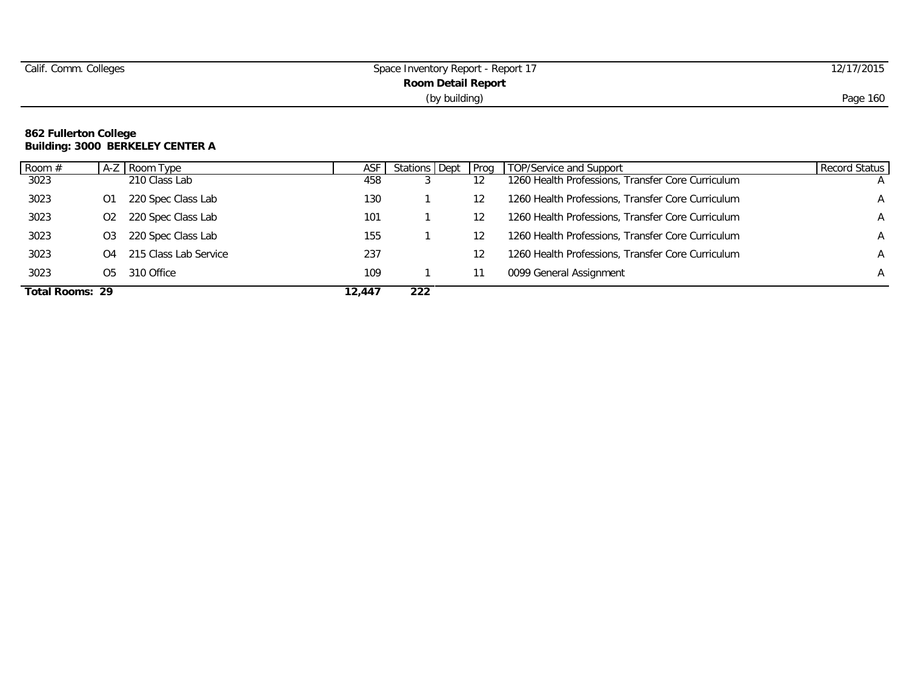**862 Fullerton College**
**Building: 3000 BERKELEY CENTER A**

| Room # | A-Z | Room Type | ASF | Stations | Dept | Prog | TOP/Service and Support | Record Status |
|---|---|---|---|---|---|---|---|---|
| 3023 | | 210 Class Lab | 458 | 3 | | 12 | 1260 Health Professions, Transfer Core Curriculum | A |
| 3023 | O1 | 220 Spec Class Lab | 130 | 1 | | 12 | 1260 Health Professions, Transfer Core Curriculum | A |
| 3023 | O2 | 220 Spec Class Lab | 101 | 1 | | 12 | 1260 Health Professions, Transfer Core Curriculum | A |
| 3023 | O3 | 220 Spec Class Lab | 155 | 1 | | 12 | 1260 Health Professions, Transfer Core Curriculum | A |
| 3023 | O4 | 215 Class Lab Service | 237 | | | 12 | 1260 Health Professions, Transfer Core Curriculum | A |
| 3023 | O5 | 310 Office | 109 | 1 | | 11 | 0099 General Assignment | A |
| **Total Rooms: 29** | | | **12,447** | **222** | | | | |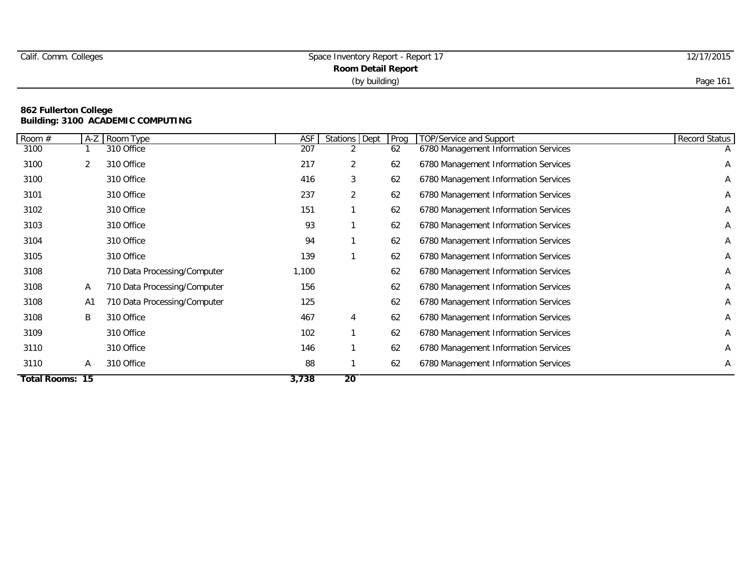**862 Fullerton College**
**Building: 3100 ACADEMIC COMPUTING**

| Room # | A-Z | Room Type | ASF | Stations | Dept | Prog | TOP/Service and Support | Record Status |
|---|---|---|---|---|---|---|---|---|
| 3100 | 1 | 310 Office | 207 | 2 | | 62 | 6780 Management Information Services | A |
| 3100 | 2 | 310 Office | 217 | 2 | | 62 | 6780 Management Information Services | A |
| 3100 | | 310 Office | 416 | 3 | | 62 | 6780 Management Information Services | A |
| 3101 | | 310 Office | 237 | 2 | | 62 | 6780 Management Information Services | A |
| 3102 | | 310 Office | 151 | 1 | | 62 | 6780 Management Information Services | A |
| 3103 | | 310 Office | 93 | 1 | | 62 | 6780 Management Information Services | A |
| 3104 | | 310 Office | 94 | 1 | | 62 | 6780 Management Information Services | A |
| 3105 | | 310 Office | 139 | 1 | | 62 | 6780 Management Information Services | A |
| 3108 | | 710 Data Processing/Computer | 1,100 | | | 62 | 6780 Management Information Services | A |
| 3108 | A | 710 Data Processing/Computer | 156 | | | 62 | 6780 Management Information Services | A |
| 3108 | A1 | 710 Data Processing/Computer | 125 | | | 62 | 6780 Management Information Services | A |
| 3108 | B | 310 Office | 467 | 4 | | 62 | 6780 Management Information Services | A |
| 3109 | | 310 Office | 102 | 1 | | 62 | 6780 Management Information Services | A |
| 3110 | | 310 Office | 146 | 1 | | 62 | 6780 Management Information Services | A |
| 3110 | A | 310 Office | 88 | 1 | | 62 | 6780 Management Information Services | A |
| **Total Rooms: 15** | | | **3,738** | **20** | | | | |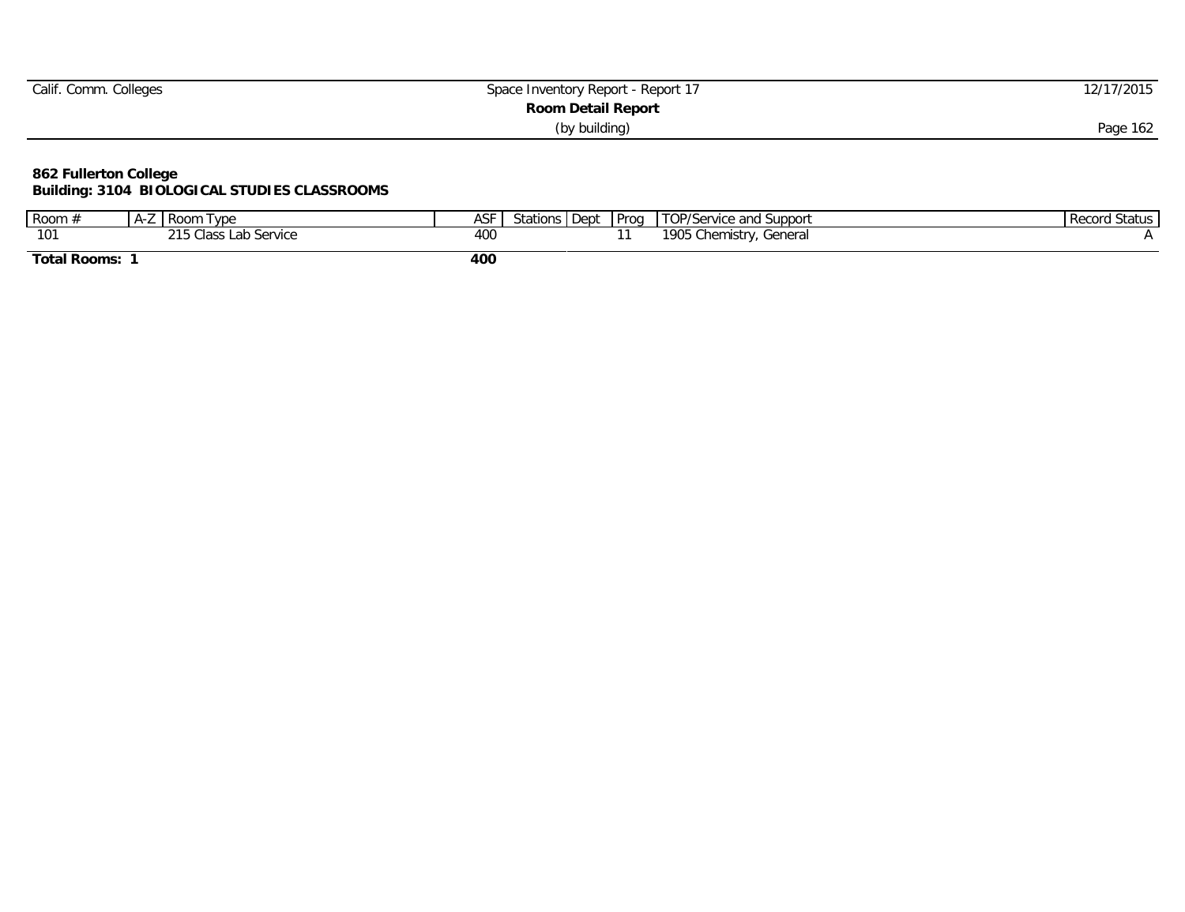**862 Fullerton College**
**Building: 3104 BIOLOGICAL STUDIES CLASSROOMS**

| Room # | A-Z | Room Type | ASF | Stations | Dept | Prog | TOP/Service and Support | Record Status |
|---|---|---|---|---|---|---|---|---|
| 101 | | 215 Class Lab Service | 400 | | | 11 | 1905 Chemistry, General | A |
| **Total Rooms: 1** | | | **400** | | | | | |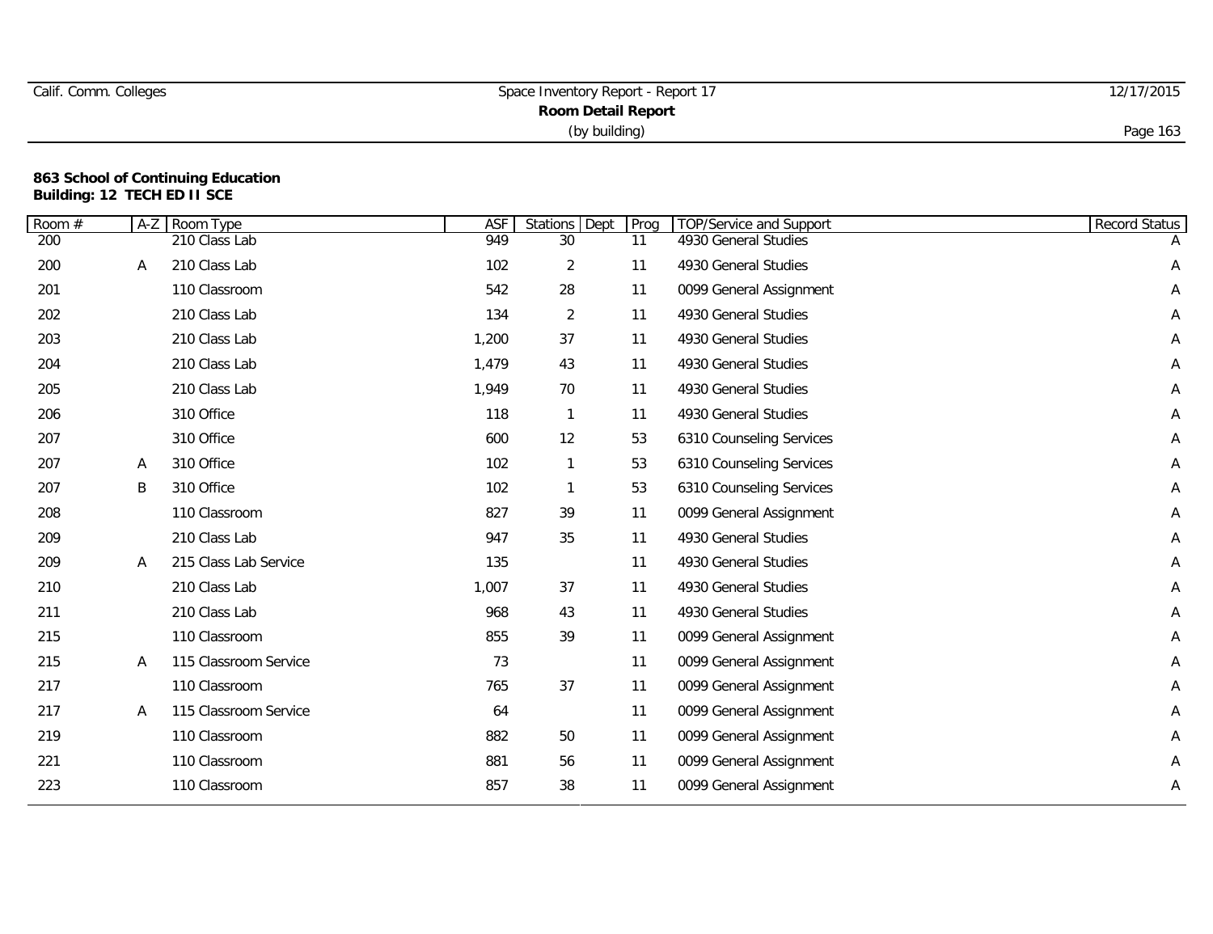**863 School of Continuing Education**
**Building: 12 TECH ED II SCE**

| Room # | A-Z | Room Type | ASF | Stations | Dept | Prog | TOP/Service and Support | Record Status |
|---|---|---|---|---|---|---|---|---|
| 200 | | 210 Class Lab | 949 | 30 | | 11 | 4930 General Studies | A |
| 200 | A | 210 Class Lab | 102 | 2 | | 11 | 4930 General Studies | A |
| 201 | | 110 Classroom | 542 | 28 | | 11 | 0099 General Assignment | A |
| 202 | | 210 Class Lab | 134 | 2 | | 11 | 4930 General Studies | A |
| 203 | | 210 Class Lab | 1,200 | 37 | | 11 | 4930 General Studies | A |
| 204 | | 210 Class Lab | 1,479 | 43 | | 11 | 4930 General Studies | A |
| 205 | | 210 Class Lab | 1,949 | 70 | | 11 | 4930 General Studies | A |
| 206 | | 310 Office | 118 | 1 | | 11 | 4930 General Studies | A |
| 207 | | 310 Office | 600 | 12 | | 53 | 6310 Counseling Services | A |
| 207 | A | 310 Office | 102 | 1 | | 53 | 6310 Counseling Services | A |
| 207 | B | 310 Office | 102 | 1 | | 53 | 6310 Counseling Services | A |
| 208 | | 110 Classroom | 827 | 39 | | 11 | 0099 General Assignment | A |
| 209 | | 210 Class Lab | 947 | 35 | | 11 | 4930 General Studies | A |
| 209 | A | 215 Class Lab Service | 135 | | | 11 | 4930 General Studies | A |
| 210 | | 210 Class Lab | 1,007 | 37 | | 11 | 4930 General Studies | A |
| 211 | | 210 Class Lab | 968 | 43 | | 11 | 4930 General Studies | A |
| 215 | | 110 Classroom | 855 | 39 | | 11 | 0099 General Assignment | A |
| 215 | A | 115 Classroom Service | 73 | | | 11 | 0099 General Assignment | A |
| 217 | | 110 Classroom | 765 | 37 | | 11 | 0099 General Assignment | A |
| 217 | A | 115 Classroom Service | 64 | | | 11 | 0099 General Assignment | A |
| 219 | | 110 Classroom | 882 | 50 | | 11 | 0099 General Assignment | A |
| 221 | | 110 Classroom | 881 | 56 | | 11 | 0099 General Assignment | A |
| 223 | | 110 Classroom | 857 | 38 | | 11 | 0099 General Assignment | A |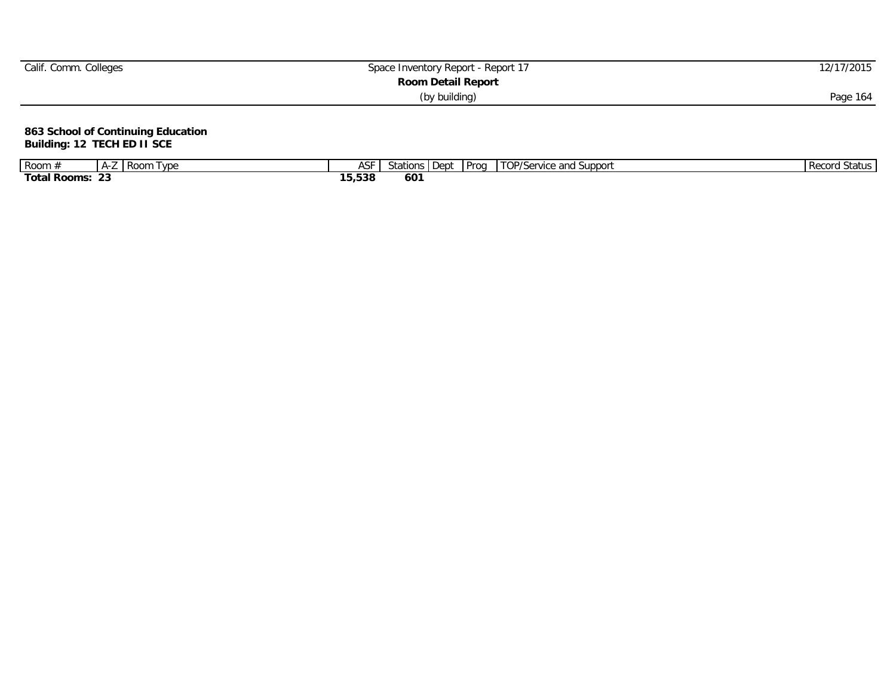**863 School of Continuing Education**
**Building: 12 TECH ED II SCE**

| Room # | A-Z | Room Type | ASF | Stations | Dept | Prog | TOP/Service and Support | Record Status |
|---|---|---|---|---|---|---|---|---|
| **Total Rooms: 23** | | | **15,538** | **601** | | | | |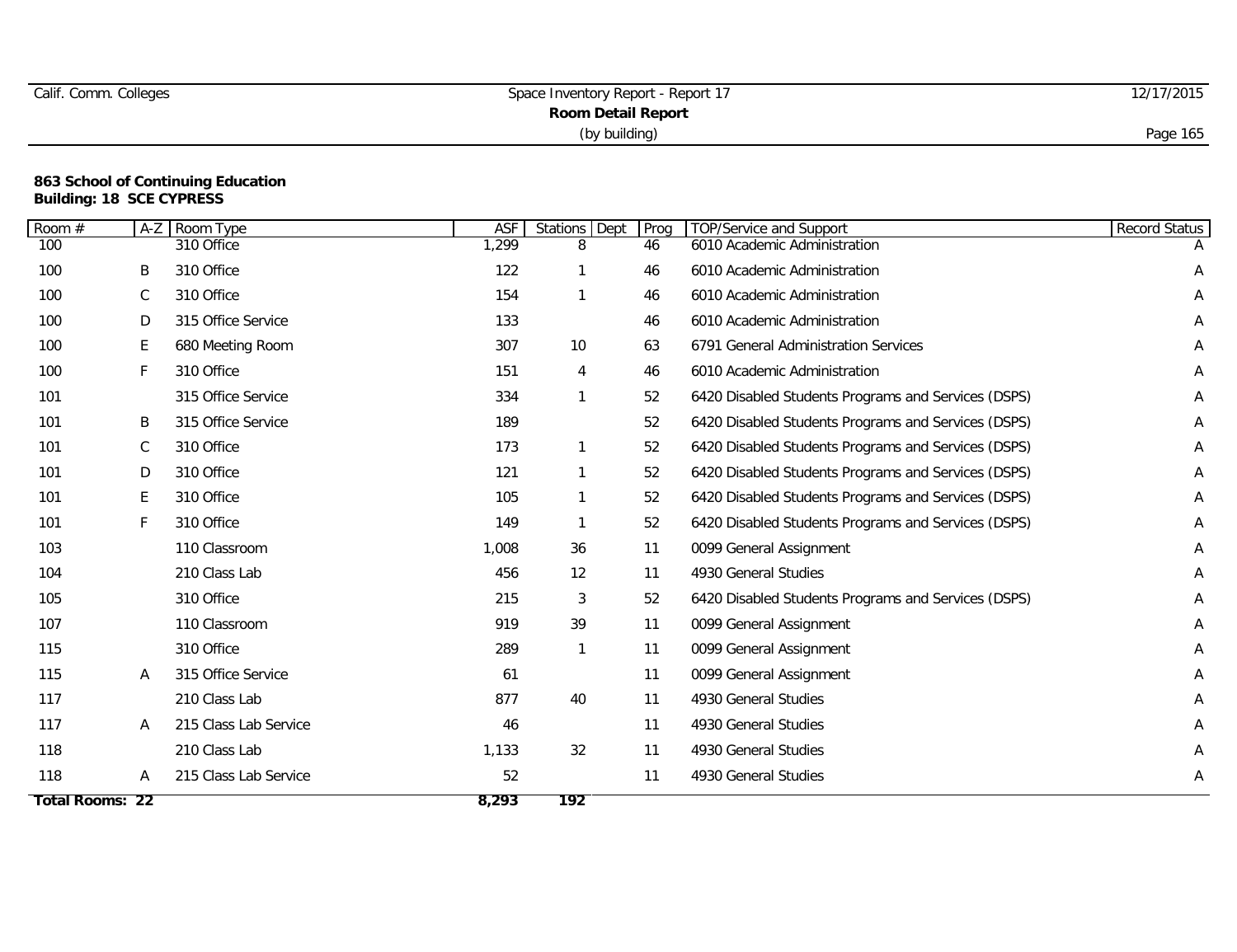**863 School of Continuing Education**
**Building: 18 SCE CYPRESS**

| Room # | A-Z | Room Type | ASF | Stations | Dept | Prog | TOP/Service and Support | Record Status |
|---|---|---|---|---|---|---|---|---|
| 100 | | 310 Office | 1,299 | 8 | | 46 | 6010 Academic Administration | A |
| 100 | B | 310 Office | 122 | 1 | | 46 | 6010 Academic Administration | A |
| 100 | C | 310 Office | 154 | 1 | | 46 | 6010 Academic Administration | A |
| 100 | D | 315 Office Service | 133 | | | 46 | 6010 Academic Administration | A |
| 100 | E | 680 Meeting Room | 307 | 10 | | 63 | 6791 General Administration Services | A |
| 100 | F | 310 Office | 151 | 4 | | 46 | 6010 Academic Administration | A |
| 101 | | 315 Office Service | 334 | 1 | | 52 | 6420 Disabled Students Programs and Services (DSPS) | A |
| 101 | B | 315 Office Service | 189 | | | 52 | 6420 Disabled Students Programs and Services (DSPS) | A |
| 101 | C | 310 Office | 173 | 1 | | 52 | 6420 Disabled Students Programs and Services (DSPS) | A |
| 101 | D | 310 Office | 121 | 1 | | 52 | 6420 Disabled Students Programs and Services (DSPS) | A |
| 101 | E | 310 Office | 105 | 1 | | 52 | 6420 Disabled Students Programs and Services (DSPS) | A |
| 101 | F | 310 Office | 149 | 1 | | 52 | 6420 Disabled Students Programs and Services (DSPS) | A |
| 103 | | 110 Classroom | 1,008 | 36 | | 11 | 0099 General Assignment | A |
| 104 | | 210 Class Lab | 456 | 12 | | 11 | 4930 General Studies | A |
| 105 | | 310 Office | 215 | 3 | | 52 | 6420 Disabled Students Programs and Services (DSPS) | A |
| 107 | | 110 Classroom | 919 | 39 | | 11 | 0099 General Assignment | A |
| 115 | | 310 Office | 289 | 1 | | 11 | 0099 General Assignment | A |
| 115 | A | 315 Office Service | 61 | | | 11 | 0099 General Assignment | A |
| 117 | | 210 Class Lab | 877 | 40 | | 11 | 4930 General Studies | A |
| 117 | A | 215 Class Lab Service | 46 | | | 11 | 4930 General Studies | A |
| 118 | | 210 Class Lab | 1,133 | 32 | | 11 | 4930 General Studies | A |
| 118 | A | 215 Class Lab Service | 52 | | | 11 | 4930 General Studies | A |
| **Total Rooms: 22** | | | **8,293** | **192** | | | | |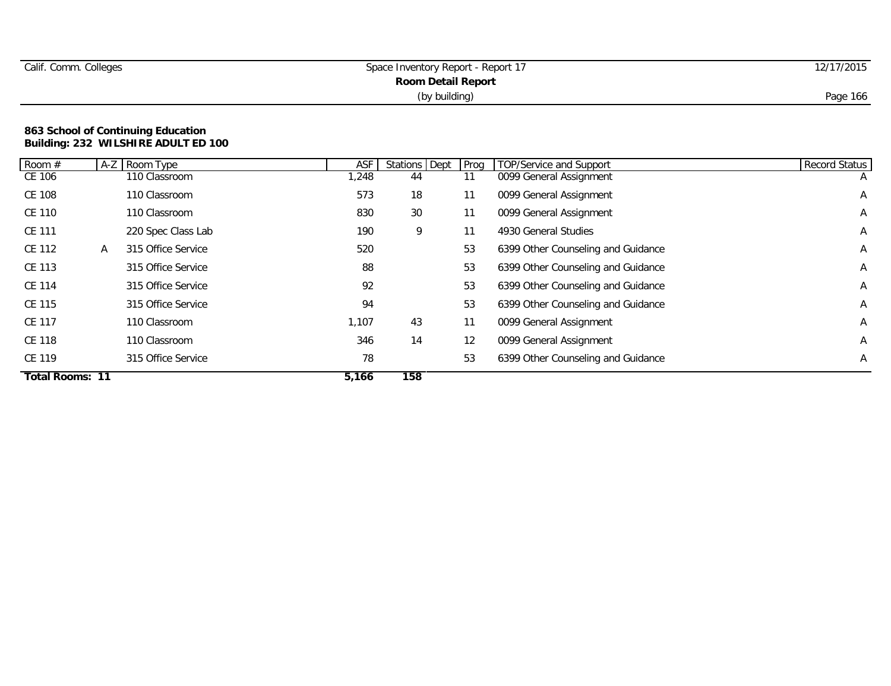**863 School of Continuing Education**
**Building: 232 WILSHIRE ADULT ED 100**

| Room # | A-Z | Room Type | ASF | Stations | Dept | Prog | TOP/Service and Support | Record Status |
|---|---|---|---|---|---|---|---|---|
| CE 106 | | 110 Classroom | 1,248 | 44 | | 11 | 0099 General Assignment | A |
| CE 108 | | 110 Classroom | 573 | 18 | | 11 | 0099 General Assignment | A |
| CE 110 | | 110 Classroom | 830 | 30 | | 11 | 0099 General Assignment | A |
| CE 111 | | 220 Spec Class Lab | 190 | 9 | | 11 | 4930 General Studies | A |
| CE 112 | A | 315 Office Service | 520 | | | 53 | 6399 Other Counseling and Guidance | A |
| CE 113 | | 315 Office Service | 88 | | | 53 | 6399 Other Counseling and Guidance | A |
| CE 114 | | 315 Office Service | 92 | | | 53 | 6399 Other Counseling and Guidance | A |
| CE 115 | | 315 Office Service | 94 | | | 53 | 6399 Other Counseling and Guidance | A |
| CE 117 | | 110 Classroom | 1,107 | 43 | | 11 | 0099 General Assignment | A |
| CE 118 | | 110 Classroom | 346 | 14 | | 12 | 0099 General Assignment | A |
| CE 119 | | 315 Office Service | 78 | | | 53 | 6399 Other Counseling and Guidance | A |
| **Total Rooms: 11** | | | **5,166** | **158** | | | | |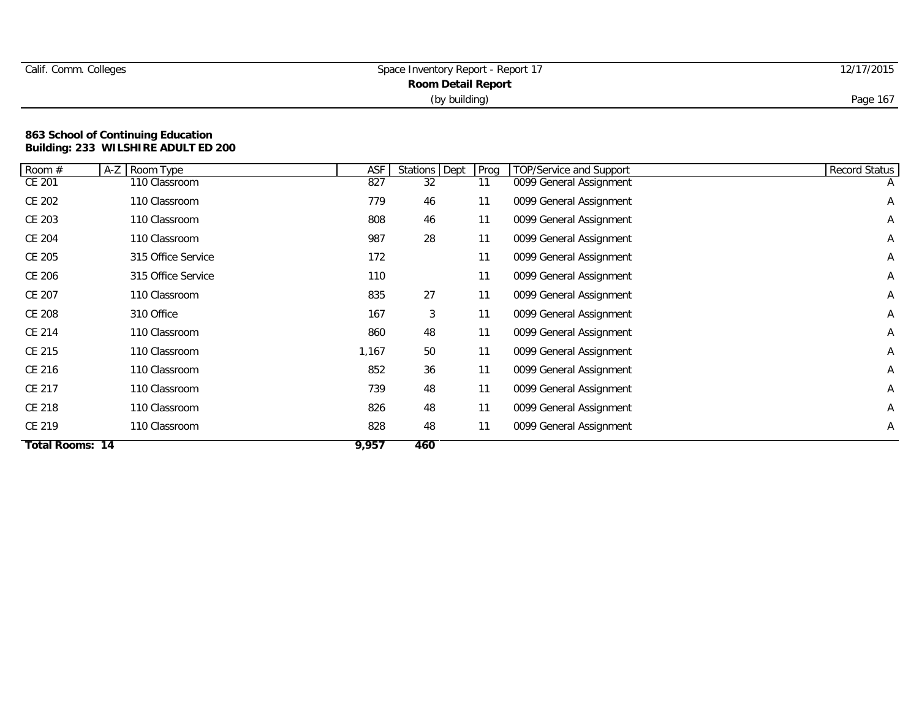**863 School of Continuing Education**
**Building: 233 WILSHIRE ADULT ED 200**

| Room # | A-Z | Room Type | ASF | Stations | Dept | Prog | TOP/Service and Support | Record Status |
|---|---|---|---|---|---|---|---|---|
| CE 201 | | 110 Classroom | 827 | 32 | | 11 | 0099 General Assignment | A |
| CE 202 | | 110 Classroom | 779 | 46 | | 11 | 0099 General Assignment | A |
| CE 203 | | 110 Classroom | 808 | 46 | | 11 | 0099 General Assignment | A |
| CE 204 | | 110 Classroom | 987 | 28 | | 11 | 0099 General Assignment | A |
| CE 205 | | 315 Office Service | 172 | | | 11 | 0099 General Assignment | A |
| CE 206 | | 315 Office Service | 110 | | | 11 | 0099 General Assignment | A |
| CE 207 | | 110 Classroom | 835 | 27 | | 11 | 0099 General Assignment | A |
| CE 208 | | 310 Office | 167 | 3 | | 11 | 0099 General Assignment | A |
| CE 214 | | 110 Classroom | 860 | 48 | | 11 | 0099 General Assignment | A |
| CE 215 | | 110 Classroom | 1,167 | 50 | | 11 | 0099 General Assignment | A |
| CE 216 | | 110 Classroom | 852 | 36 | | 11 | 0099 General Assignment | A |
| CE 217 | | 110 Classroom | 739 | 48 | | 11 | 0099 General Assignment | A |
| CE 218 | | 110 Classroom | 826 | 48 | | 11 | 0099 General Assignment | A |
| CE 219 | | 110 Classroom | 828 | 48 | | 11 | 0099 General Assignment | A |
| **Total Rooms: 14** | | | **9,957** | **460** | | | | |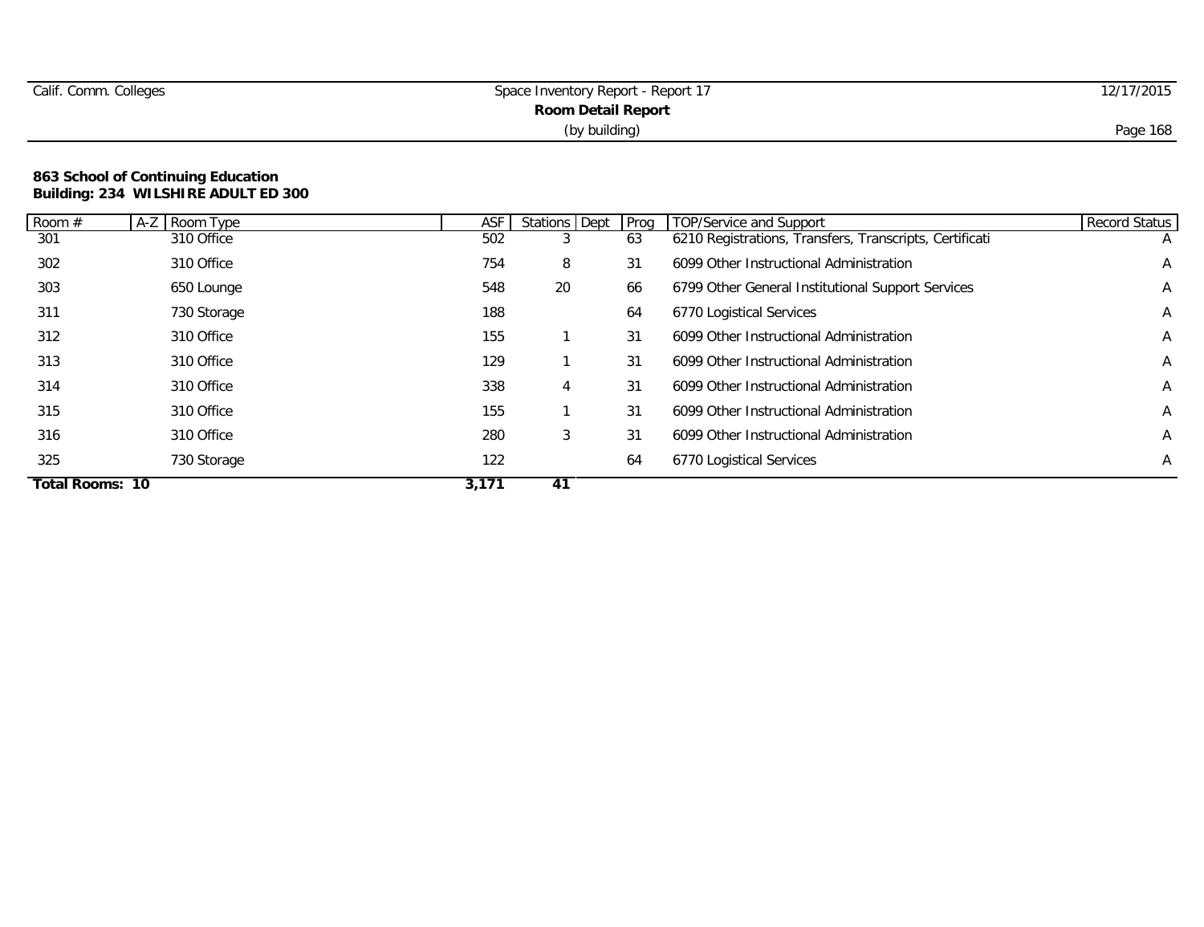**863 School of Continuing Education**
**Building: 234 WILSHIRE ADULT ED 300**

| Room # | A-Z | Room Type | ASF | Stations | Dept | Prog | TOP/Service and Support | Record Status |
|---|---|---|---|---|---|---|---|---|
| 301 | | 310 Office | 502 | 3 | | 63 | 6210 Registrations, Transfers, Transcripts, Certificati | A |
| 302 | | 310 Office | 754 | 8 | | 31 | 6099 Other Instructional Administration | A |
| 303 | | 650 Lounge | 548 | 20 | | 66 | 6799 Other General Institutional Support Services | A |
| 311 | | 730 Storage | 188 | | | 64 | 6770 Logistical Services | A |
| 312 | | 310 Office | 155 | 1 | | 31 | 6099 Other Instructional Administration | A |
| 313 | | 310 Office | 129 | 1 | | 31 | 6099 Other Instructional Administration | A |
| 314 | | 310 Office | 338 | 4 | | 31 | 6099 Other Instructional Administration | A |
| 315 | | 310 Office | 155 | 1 | | 31 | 6099 Other Instructional Administration | A |
| 316 | | 310 Office | 280 | 3 | | 31 | 6099 Other Instructional Administration | A |
| 325 | | 730 Storage | 122 | | | 64 | 6770 Logistical Services | A |
| **Total Rooms: 10** | | | **3,171** | **41** | | | | |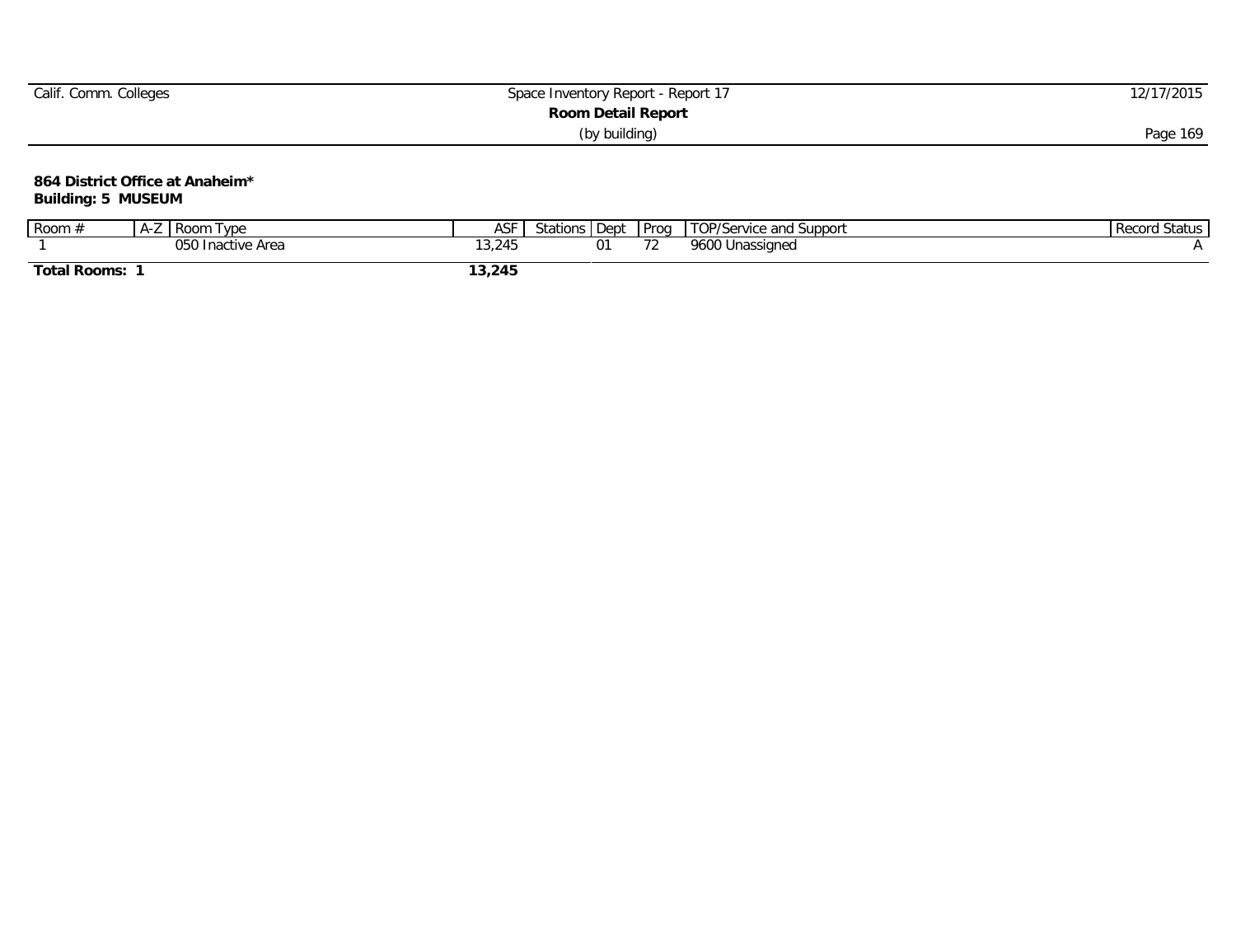**864 District Office at Anaheim***
**Building: 5 MUSEUM**

| Room # | A-Z | Room Type | ASF | Stations | Dept | Prog | TOP/Service and Support | Record Status |
|---|---|---|---|---|---|---|---|---|
| 1 | | 050 Inactive Area | 13,245 | | 01 | 72 | 9600 Unassigned | A |
| **Total Rooms: 1** | | | **13,245** | | | | | |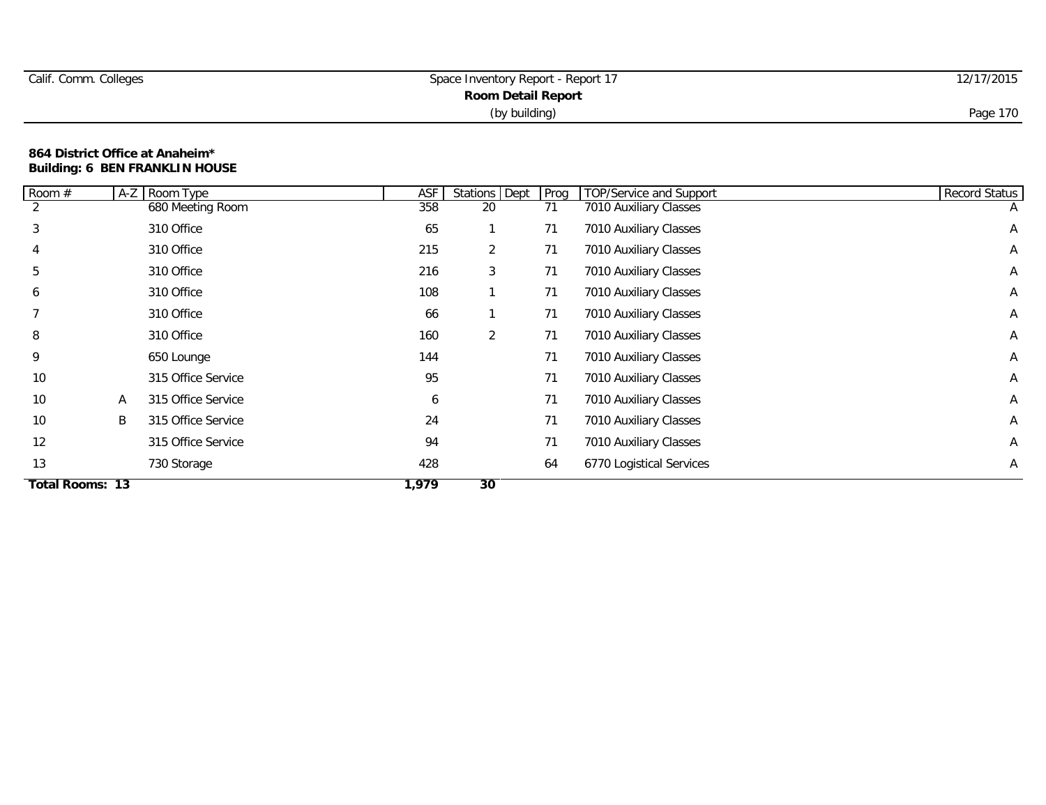**864 District Office at Anaheim***
**Building: 6 BEN FRANKLIN HOUSE**

| Room # | A-Z | Room Type | ASF | Stations | Dept | Prog | TOP/Service and Support | Record Status |
|---|---|---|---|---|---|---|---|---|
| 2 | | 680 Meeting Room | 358 | 20 | | 71 | 7010 Auxiliary Classes | A |
| 3 | | 310 Office | 65 | 1 | | 71 | 7010 Auxiliary Classes | A |
| 4 | | 310 Office | 215 | 2 | | 71 | 7010 Auxiliary Classes | A |
| 5 | | 310 Office | 216 | 3 | | 71 | 7010 Auxiliary Classes | A |
| 6 | | 310 Office | 108 | 1 | | 71 | 7010 Auxiliary Classes | A |
| 7 | | 310 Office | 66 | 1 | | 71 | 7010 Auxiliary Classes | A |
| 8 | | 310 Office | 160 | 2 | | 71 | 7010 Auxiliary Classes | A |
| 9 | | 650 Lounge | 144 | | | 71 | 7010 Auxiliary Classes | A |
| 10 | | 315 Office Service | 95 | | | 71 | 7010 Auxiliary Classes | A |
| 10 | A | 315 Office Service | 6 | | | 71 | 7010 Auxiliary Classes | A |
| 10 | B | 315 Office Service | 24 | | | 71 | 7010 Auxiliary Classes | A |
| 12 | | 315 Office Service | 94 | | | 71 | 7010 Auxiliary Classes | A |
| 13 | | 730 Storage | 428 | | | 64 | 6770 Logistical Services | A |
| **Total Rooms: 13** | | | **1,979** | **30** | | | | |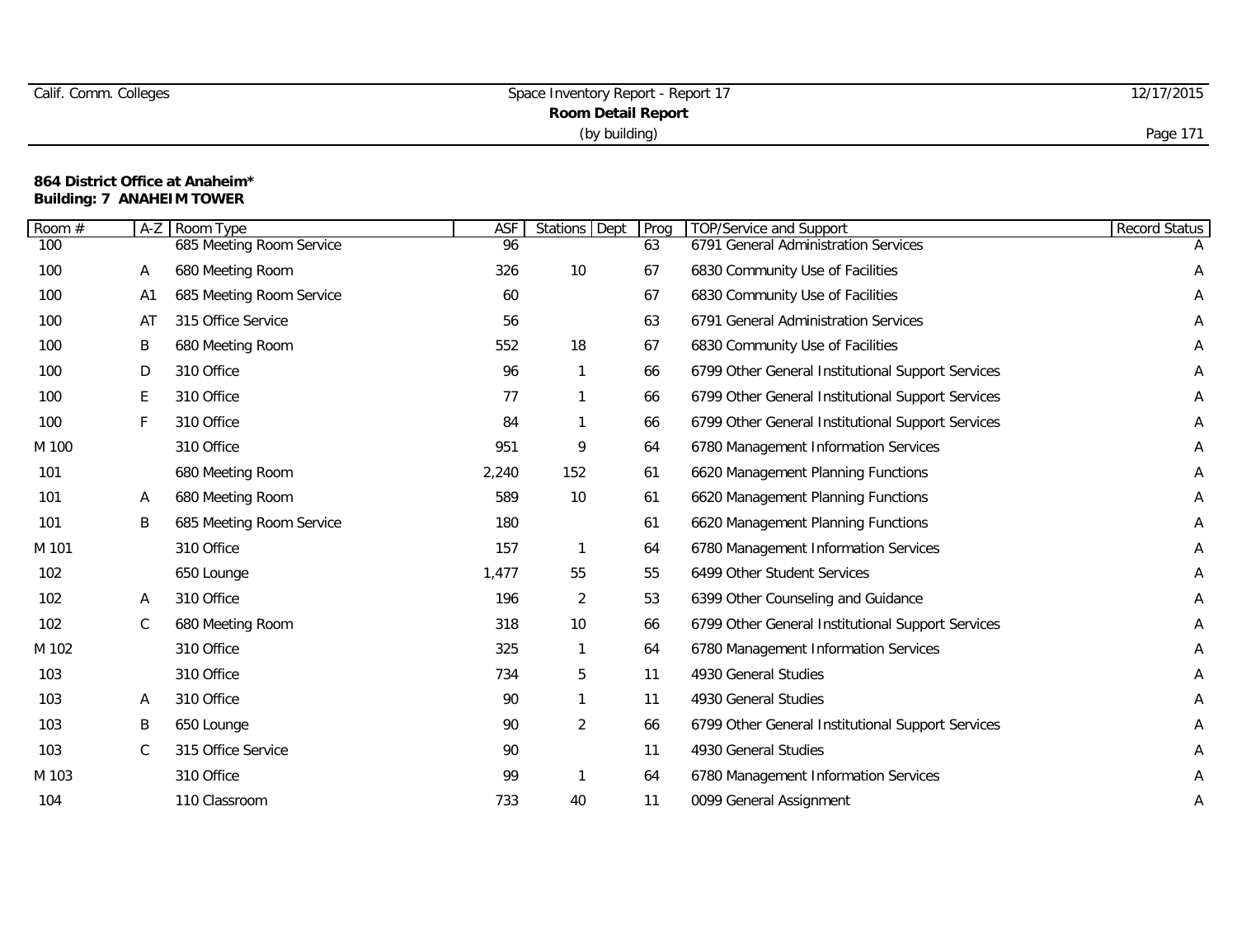**864 District Office at Anaheim***
**Building: 7 ANAHEIM TOWER**

| Room # | A-Z | Room Type | ASF | Stations | Dept | Prog | TOP/Service and Support | Record Status |
|---|---|---|---|---|---|---|---|---|
| 100 | | 685 Meeting Room Service | 96 | | | 63 | 6791 General Administration Services | A |
| 100 | A | 680 Meeting Room | 326 | 10 | | 67 | 6830 Community Use of Facilities | A |
| 100 | A1 | 685 Meeting Room Service | 60 | | | 67 | 6830 Community Use of Facilities | A |
| 100 | AT | 315 Office Service | 56 | | | 63 | 6791 General Administration Services | A |
| 100 | B | 680 Meeting Room | 552 | 18 | | 67 | 6830 Community Use of Facilities | A |
| 100 | D | 310 Office | 96 | 1 | | 66 | 6799 Other General Institutional Support Services | A |
| 100 | E | 310 Office | 77 | 1 | | 66 | 6799 Other General Institutional Support Services | A |
| 100 | F | 310 Office | 84 | 1 | | 66 | 6799 Other General Institutional Support Services | A |
| M 100 | | 310 Office | 951 | 9 | | 64 | 6780 Management Information Services | A |
| 101 | | 680 Meeting Room | 2,240 | 152 | | 61 | 6620 Management Planning Functions | A |
| 101 | A | 680 Meeting Room | 589 | 10 | | 61 | 6620 Management Planning Functions | A |
| 101 | B | 685 Meeting Room Service | 180 | | | 61 | 6620 Management Planning Functions | A |
| M 101 | | 310 Office | 157 | 1 | | 64 | 6780 Management Information Services | A |
| 102 | | 650 Lounge | 1,477 | 55 | | 55 | 6499 Other Student Services | A |
| 102 | A | 310 Office | 196 | 2 | | 53 | 6399 Other Counseling and Guidance | A |
| 102 | C | 680 Meeting Room | 318 | 10 | | 66 | 6799 Other General Institutional Support Services | A |
| M 102 | | 310 Office | 325 | 1 | | 64 | 6780 Management Information Services | A |
| 103 | | 310 Office | 734 | 5 | | 11 | 4930 General Studies | A |
| 103 | A | 310 Office | 90 | 1 | | 11 | 4930 General Studies | A |
| 103 | B | 650 Lounge | 90 | 2 | | 66 | 6799 Other General Institutional Support Services | A |
| 103 | C | 315 Office Service | 90 | | | 11 | 4930 General Studies | A |
| M 103 | | 310 Office | 99 | 1 | | 64 | 6780 Management Information Services | A |
| 104 | | 110 Classroom | 733 | 40 | | 11 | 0099 General Assignment | A |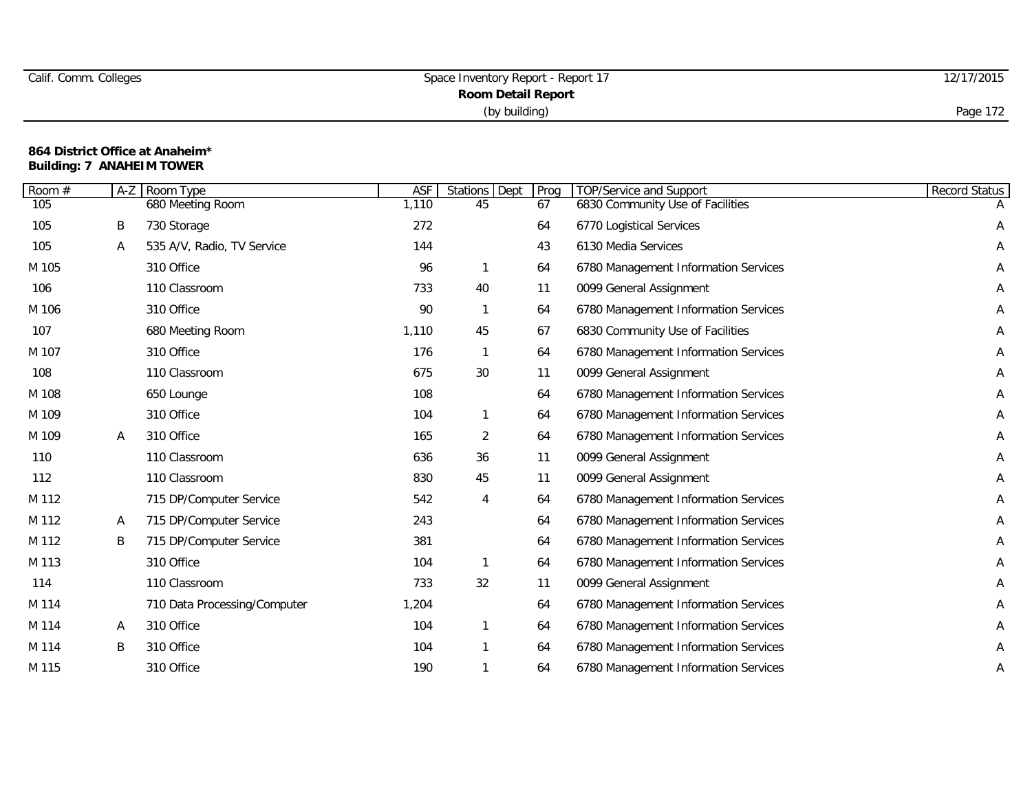**864 District Office at Anaheim***
**Building: 7 ANAHEIM TOWER**

| Room # | A-Z | Room Type | ASF | Stations | Dept | Prog | TOP/Service and Support | Record Status |
|---|---|---|---|---|---|---|---|---|
| 105 | | 680 Meeting Room | 1,110 | 45 | | 67 | 6830 Community Use of Facilities | A |
| 105 | B | 730 Storage | 272 | | | 64 | 6770 Logistical Services | A |
| 105 | A | 535 A/V, Radio, TV Service | 144 | | | 43 | 6130 Media Services | A |
| M 105 | | 310 Office | 96 | 1 | | 64 | 6780 Management Information Services | A |
| 106 | | 110 Classroom | 733 | 40 | | 11 | 0099 General Assignment | A |
| M 106 | | 310 Office | 90 | 1 | | 64 | 6780 Management Information Services | A |
| 107 | | 680 Meeting Room | 1,110 | 45 | | 67 | 6830 Community Use of Facilities | A |
| M 107 | | 310 Office | 176 | 1 | | 64 | 6780 Management Information Services | A |
| 108 | | 110 Classroom | 675 | 30 | | 11 | 0099 General Assignment | A |
| M 108 | | 650 Lounge | 108 | | | 64 | 6780 Management Information Services | A |
| M 109 | | 310 Office | 104 | 1 | | 64 | 6780 Management Information Services | A |
| M 109 | A | 310 Office | 165 | 2 | | 64 | 6780 Management Information Services | A |
| 110 | | 110 Classroom | 636 | 36 | | 11 | 0099 General Assignment | A |
| 112 | | 110 Classroom | 830 | 45 | | 11 | 0099 General Assignment | A |
| M 112 | | 715 DP/Computer Service | 542 | 4 | | 64 | 6780 Management Information Services | A |
| M 112 | A | 715 DP/Computer Service | 243 | | | 64 | 6780 Management Information Services | A |
| M 112 | B | 715 DP/Computer Service | 381 | | | 64 | 6780 Management Information Services | A |
| M 113 | | 310 Office | 104 | 1 | | 64 | 6780 Management Information Services | A |
| 114 | | 110 Classroom | 733 | 32 | | 11 | 0099 General Assignment | A |
| M 114 | | 710 Data Processing/Computer | 1,204 | | | 64 | 6780 Management Information Services | A |
| M 114 | A | 310 Office | 104 | 1 | | 64 | 6780 Management Information Services | A |
| M 114 | B | 310 Office | 104 | 1 | | 64 | 6780 Management Information Services | A |
| M 115 | | 310 Office | 190 | 1 | | 64 | 6780 Management Information Services | A |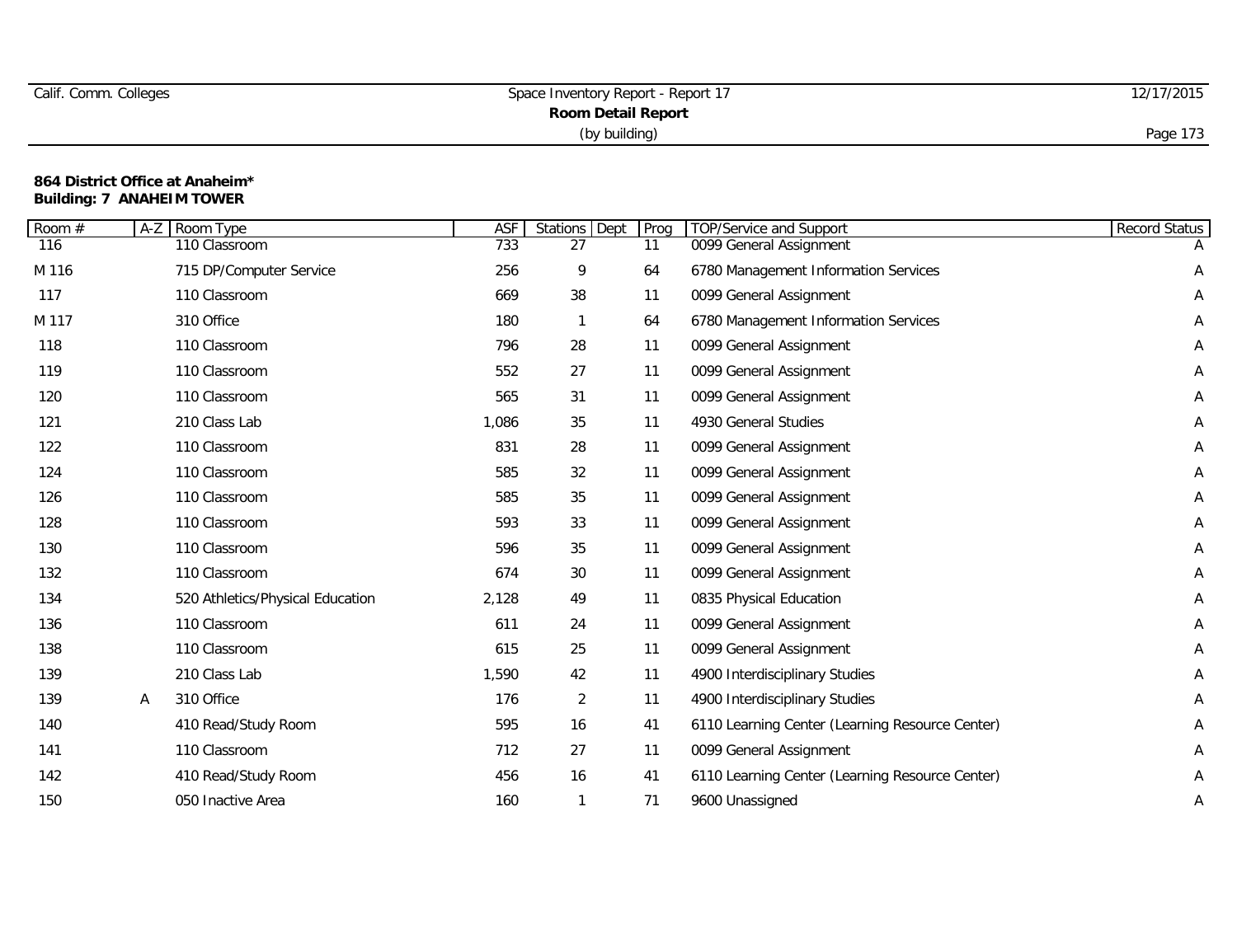**864 District Office at Anaheim***
**Building: 7 ANAHEIM TOWER**

| Room # | A-Z | Room Type | ASF | Stations | Dept | Prog | TOP/Service and Support | Record Status |
|---|---|---|---|---|---|---|---|---|
| 116 | | 110 Classroom | 733 | 27 | | 11 | 0099 General Assignment | A |
| M 116 | | 715 DP/Computer Service | 256 | 9 | | 64 | 6780 Management Information Services | A |
| 117 | | 110 Classroom | 669 | 38 | | 11 | 0099 General Assignment | A |
| M 117 | | 310 Office | 180 | 1 | | 64 | 6780 Management Information Services | A |
| 118 | | 110 Classroom | 796 | 28 | | 11 | 0099 General Assignment | A |
| 119 | | 110 Classroom | 552 | 27 | | 11 | 0099 General Assignment | A |
| 120 | | 110 Classroom | 565 | 31 | | 11 | 0099 General Assignment | A |
| 121 | | 210 Class Lab | 1,086 | 35 | | 11 | 4930 General Studies | A |
| 122 | | 110 Classroom | 831 | 28 | | 11 | 0099 General Assignment | A |
| 124 | | 110 Classroom | 585 | 32 | | 11 | 0099 General Assignment | A |
| 126 | | 110 Classroom | 585 | 35 | | 11 | 0099 General Assignment | A |
| 128 | | 110 Classroom | 593 | 33 | | 11 | 0099 General Assignment | A |
| 130 | | 110 Classroom | 596 | 35 | | 11 | 0099 General Assignment | A |
| 132 | | 110 Classroom | 674 | 30 | | 11 | 0099 General Assignment | A |
| 134 | | 520 Athletics/Physical Education | 2,128 | 49 | | 11 | 0835 Physical Education | A |
| 136 | | 110 Classroom | 611 | 24 | | 11 | 0099 General Assignment | A |
| 138 | | 110 Classroom | 615 | 25 | | 11 | 0099 General Assignment | A |
| 139 | | 210 Class Lab | 1,590 | 42 | | 11 | 4900 Interdisciplinary Studies | A |
| 139 | A | 310 Office | 176 | 2 | | 11 | 4900 Interdisciplinary Studies | A |
| 140 | | 410 Read/Study Room | 595 | 16 | | 41 | 6110 Learning Center (Learning Resource Center) | A |
| 141 | | 110 Classroom | 712 | 27 | | 11 | 0099 General Assignment | A |
| 142 | | 410 Read/Study Room | 456 | 16 | | 41 | 6110 Learning Center (Learning Resource Center) | A |
| 150 | | 050 Inactive Area | 160 | 1 | | 71 | 9600 Unassigned | A |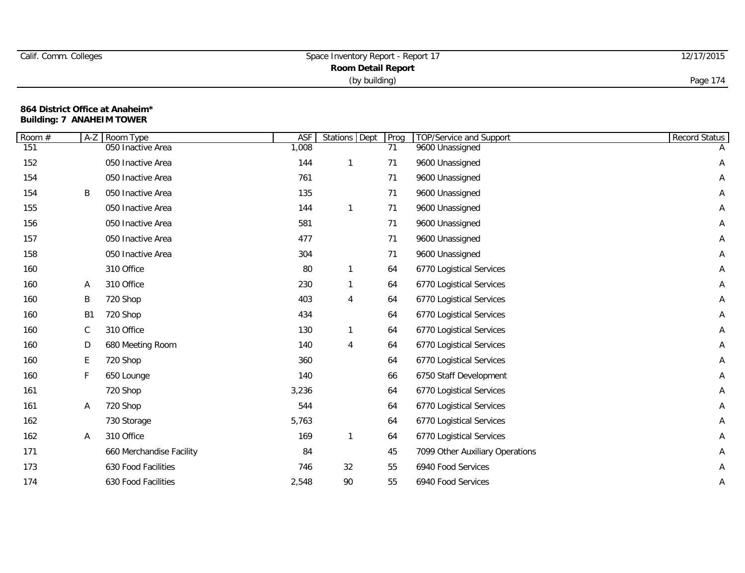**864 District Office at Anaheim***
**Building: 7 ANAHEIM TOWER**

| Room # | A-Z | Room Type | ASF | Stations | Dept | Prog | TOP/Service and Support | Record Status |
|---|---|---|---|---|---|---|---|---|
| 151 | | 050 Inactive Area | 1,008 | | | 71 | 9600 Unassigned | A |
| 152 | | 050 Inactive Area | 144 | 1 | | 71 | 9600 Unassigned | A |
| 154 | | 050 Inactive Area | 761 | | | 71 | 9600 Unassigned | A |
| 154 | B | 050 Inactive Area | 135 | | | 71 | 9600 Unassigned | A |
| 155 | | 050 Inactive Area | 144 | 1 | | 71 | 9600 Unassigned | A |
| 156 | | 050 Inactive Area | 581 | | | 71 | 9600 Unassigned | A |
| 157 | | 050 Inactive Area | 477 | | | 71 | 9600 Unassigned | A |
| 158 | | 050 Inactive Area | 304 | | | 71 | 9600 Unassigned | A |
| 160 | | 310 Office | 80 | 1 | | 64 | 6770 Logistical Services | A |
| 160 | A | 310 Office | 230 | 1 | | 64 | 6770 Logistical Services | A |
| 160 | B | 720 Shop | 403 | 4 | | 64 | 6770 Logistical Services | A |
| 160 | B1 | 720 Shop | 434 | | | 64 | 6770 Logistical Services | A |
| 160 | C | 310 Office | 130 | 1 | | 64 | 6770 Logistical Services | A |
| 160 | D | 680 Meeting Room | 140 | 4 | | 64 | 6770 Logistical Services | A |
| 160 | E | 720 Shop | 360 | | | 64 | 6770 Logistical Services | A |
| 160 | F | 650 Lounge | 140 | | | 66 | 6750 Staff Development | A |
| 161 | | 720 Shop | 3,236 | | | 64 | 6770 Logistical Services | A |
| 161 | A | 720 Shop | 544 | | | 64 | 6770 Logistical Services | A |
| 162 | | 730 Storage | 5,763 | | | 64 | 6770 Logistical Services | A |
| 162 | A | 310 Office | 169 | 1 | | 64 | 6770 Logistical Services | A |
| 171 | | 660 Merchandise Facility | 84 | | | 45 | 7099 Other Auxiliary Operations | A |
| 173 | | 630 Food Facilities | 746 | 32 | | 55 | 6940 Food Services | A |
| 174 | | 630 Food Facilities | 2,548 | 90 | | 55 | 6940 Food Services | A |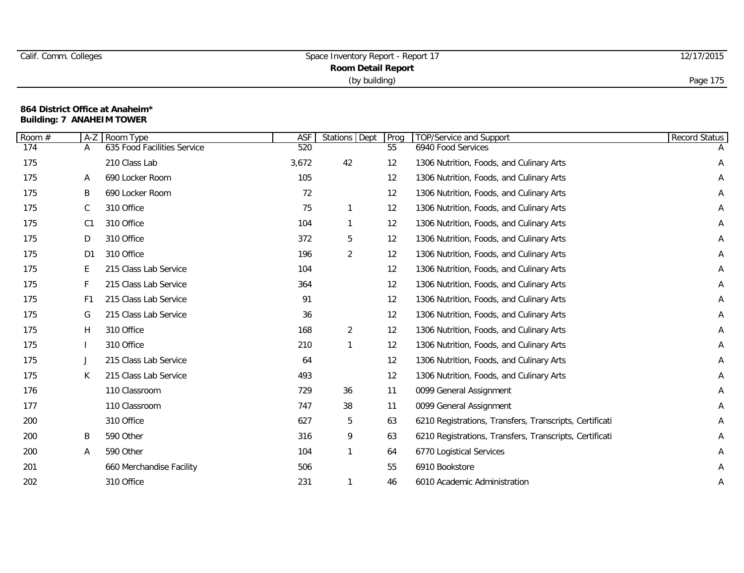**864 District Office at Anaheim***
**Building: 7 ANAHEIM TOWER**

| Room # | A-Z | Room Type | ASF | Stations | Dept | Prog | TOP/Service and Support | Record Status |
|---|---|---|---|---|---|---|---|---|
| 174 | A | 635 Food Facilities Service | 520 | | | 55 | 6940 Food Services | A |
| 175 | | 210 Class Lab | 3,672 | 42 | | 12 | 1306 Nutrition, Foods, and Culinary Arts | A |
| 175 | A | 690 Locker Room | 105 | | | 12 | 1306 Nutrition, Foods, and Culinary Arts | A |
| 175 | B | 690 Locker Room | 72 | | | 12 | 1306 Nutrition, Foods, and Culinary Arts | A |
| 175 | C | 310 Office | 75 | 1 | | 12 | 1306 Nutrition, Foods, and Culinary Arts | A |
| 175 | C1 | 310 Office | 104 | 1 | | 12 | 1306 Nutrition, Foods, and Culinary Arts | A |
| 175 | D | 310 Office | 372 | 5 | | 12 | 1306 Nutrition, Foods, and Culinary Arts | A |
| 175 | D1 | 310 Office | 196 | 2 | | 12 | 1306 Nutrition, Foods, and Culinary Arts | A |
| 175 | E | 215 Class Lab Service | 104 | | | 12 | 1306 Nutrition, Foods, and Culinary Arts | A |
| 175 | F | 215 Class Lab Service | 364 | | | 12 | 1306 Nutrition, Foods, and Culinary Arts | A |
| 175 | F1 | 215 Class Lab Service | 91 | | | 12 | 1306 Nutrition, Foods, and Culinary Arts | A |
| 175 | G | 215 Class Lab Service | 36 | | | 12 | 1306 Nutrition, Foods, and Culinary Arts | A |
| 175 | H | 310 Office | 168 | 2 | | 12 | 1306 Nutrition, Foods, and Culinary Arts | A |
| 175 | I | 310 Office | 210 | 1 | | 12 | 1306 Nutrition, Foods, and Culinary Arts | A |
| 175 | J | 215 Class Lab Service | 64 | | | 12 | 1306 Nutrition, Foods, and Culinary Arts | A |
| 175 | K | 215 Class Lab Service | 493 | | | 12 | 1306 Nutrition, Foods, and Culinary Arts | A |
| 176 | | 110 Classroom | 729 | 36 | | 11 | 0099 General Assignment | A |
| 177 | | 110 Classroom | 747 | 38 | | 11 | 0099 General Assignment | A |
| 200 | | 310 Office | 627 | 5 | | 63 | 6210 Registrations, Transfers, Transcripts, Certificati | A |
| 200 | B | 590 Other | 316 | 9 | | 63 | 6210 Registrations, Transfers, Transcripts, Certificati | A |
| 200 | A | 590 Other | 104 | 1 | | 64 | 6770 Logistical Services | A |
| 201 | | 660 Merchandise Facility | 506 | | | 55 | 6910 Bookstore | A |
| 202 | | 310 Office | 231 | 1 | | 46 | 6010 Academic Administration | A |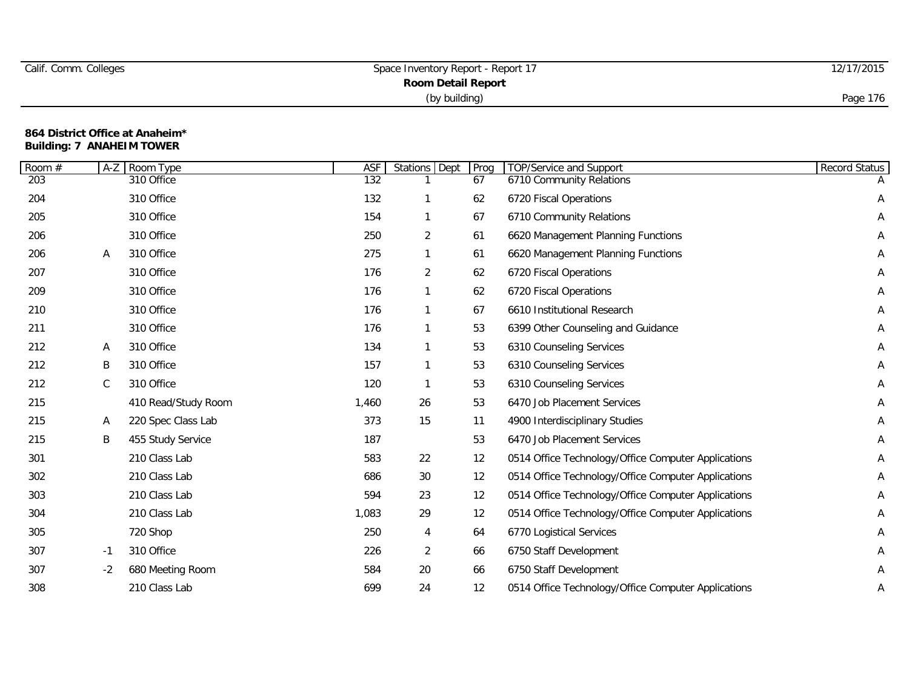**864 District Office at Anaheim***
**Building: 7 ANAHEIM TOWER**

| Room # | A-Z | Room Type | ASF | Stations | Dept | Prog | TOP/Service and Support | Record Status |
|---|---|---|---|---|---|---|---|---|
| 203 | | 310 Office | 132 | 1 | | 67 | 6710 Community Relations | A |
| 204 | | 310 Office | 132 | 1 | | 62 | 6720 Fiscal Operations | A |
| 205 | | 310 Office | 154 | 1 | | 67 | 6710 Community Relations | A |
| 206 | | 310 Office | 250 | 2 | | 61 | 6620 Management Planning Functions | A |
| 206 | A | 310 Office | 275 | 1 | | 61 | 6620 Management Planning Functions | A |
| 207 | | 310 Office | 176 | 2 | | 62 | 6720 Fiscal Operations | A |
| 209 | | 310 Office | 176 | 1 | | 62 | 6720 Fiscal Operations | A |
| 210 | | 310 Office | 176 | 1 | | 67 | 6610 Institutional Research | A |
| 211 | | 310 Office | 176 | 1 | | 53 | 6399 Other Counseling and Guidance | A |
| 212 | A | 310 Office | 134 | 1 | | 53 | 6310 Counseling Services | A |
| 212 | B | 310 Office | 157 | 1 | | 53 | 6310 Counseling Services | A |
| 212 | C | 310 Office | 120 | 1 | | 53 | 6310 Counseling Services | A |
| 215 | | 410 Read/Study Room | 1,460 | 26 | | 53 | 6470 Job Placement Services | A |
| 215 | A | 220 Spec Class Lab | 373 | 15 | | 11 | 4900 Interdisciplinary Studies | A |
| 215 | B | 455 Study Service | 187 | | | 53 | 6470 Job Placement Services | A |
| 301 | | 210 Class Lab | 583 | 22 | | 12 | 0514 Office Technology/Office Computer Applications | A |
| 302 | | 210 Class Lab | 686 | 30 | | 12 | 0514 Office Technology/Office Computer Applications | A |
| 303 | | 210 Class Lab | 594 | 23 | | 12 | 0514 Office Technology/Office Computer Applications | A |
| 304 | | 210 Class Lab | 1,083 | 29 | | 12 | 0514 Office Technology/Office Computer Applications | A |
| 305 | | 720 Shop | 250 | 4 | | 64 | 6770 Logistical Services | A |
| 307 | -1 | 310 Office | 226 | 2 | | 66 | 6750 Staff Development | A |
| 307 | -2 | 680 Meeting Room | 584 | 20 | | 66 | 6750 Staff Development | A |
| 308 | | 210 Class Lab | 699 | 24 | | 12 | 0514 Office Technology/Office Computer Applications | A |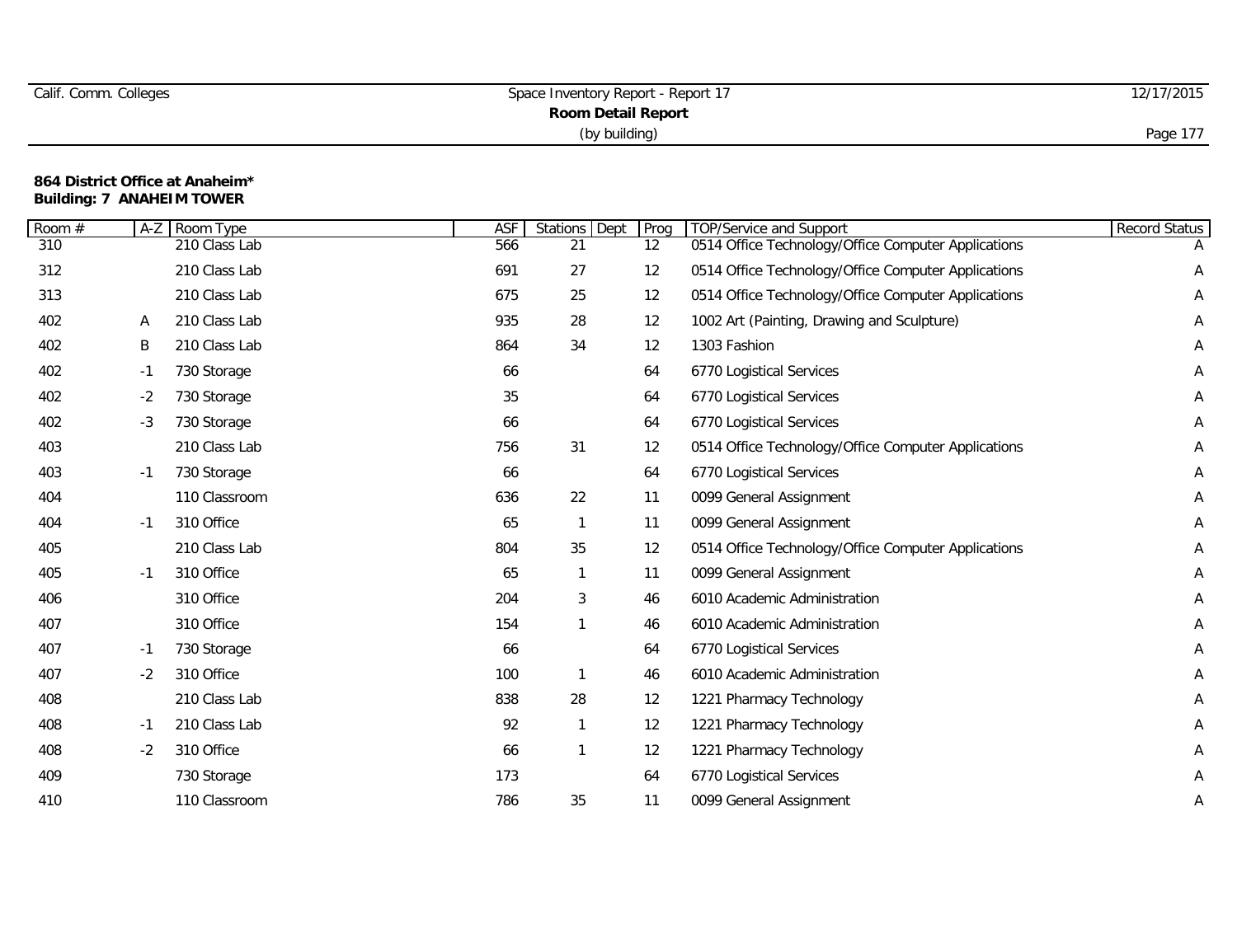**864 District Office at Anaheim***
**Building: 7 ANAHEIM TOWER**

| Room # | A-Z | Room Type | ASF | Stations | Dept | Prog | TOP/Service and Support | Record Status |
|---|---|---|---|---|---|---|---|---|
| 310 | | 210 Class Lab | 566 | 21 | | 12 | 0514 Office Technology/Office Computer Applications | A |
| 312 | | 210 Class Lab | 691 | 27 | | 12 | 0514 Office Technology/Office Computer Applications | A |
| 313 | | 210 Class Lab | 675 | 25 | | 12 | 0514 Office Technology/Office Computer Applications | A |
| 402 | A | 210 Class Lab | 935 | 28 | | 12 | 1002 Art (Painting, Drawing and Sculpture) | A |
| 402 | B | 210 Class Lab | 864 | 34 | | 12 | 1303 Fashion | A |
| 402 | -1 | 730 Storage | 66 | | | 64 | 6770 Logistical Services | A |
| 402 | -2 | 730 Storage | 35 | | | 64 | 6770 Logistical Services | A |
| 402 | -3 | 730 Storage | 66 | | | 64 | 6770 Logistical Services | A |
| 403 | | 210 Class Lab | 756 | 31 | | 12 | 0514 Office Technology/Office Computer Applications | A |
| 403 | -1 | 730 Storage | 66 | | | 64 | 6770 Logistical Services | A |
| 404 | | 110 Classroom | 636 | 22 | | 11 | 0099 General Assignment | A |
| 404 | -1 | 310 Office | 65 | 1 | | 11 | 0099 General Assignment | A |
| 405 | | 210 Class Lab | 804 | 35 | | 12 | 0514 Office Technology/Office Computer Applications | A |
| 405 | -1 | 310 Office | 65 | 1 | | 11 | 0099 General Assignment | A |
| 406 | | 310 Office | 204 | 3 | | 46 | 6010 Academic Administration | A |
| 407 | | 310 Office | 154 | 1 | | 46 | 6010 Academic Administration | A |
| 407 | -1 | 730 Storage | 66 | | | 64 | 6770 Logistical Services | A |
| 407 | -2 | 310 Office | 100 | 1 | | 46 | 6010 Academic Administration | A |
| 408 | | 210 Class Lab | 838 | 28 | | 12 | 1221 Pharmacy Technology | A |
| 408 | -1 | 210 Class Lab | 92 | 1 | | 12 | 1221 Pharmacy Technology | A |
| 408 | -2 | 310 Office | 66 | 1 | | 12 | 1221 Pharmacy Technology | A |
| 409 | | 730 Storage | 173 | | | 64 | 6770 Logistical Services | A |
| 410 | | 110 Classroom | 786 | 35 | | 11 | 0099 General Assignment | A |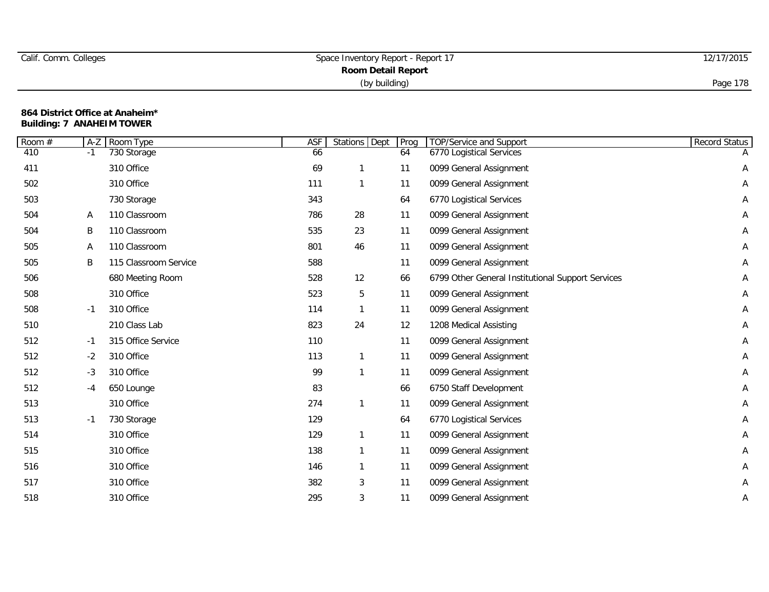**864 District Office at Anaheim***
**Building: 7 ANAHEIM TOWER**

| Room # | A-Z | Room Type | ASF | Stations | Dept | Prog | TOP/Service and Support | Record Status |
|---|---|---|---|---|---|---|---|---|
| 410 | -1 | 730 Storage | 66 | | | 64 | 6770 Logistical Services | A |
| 411 | | 310 Office | 69 | 1 | | 11 | 0099 General Assignment | A |
| 502 | | 310 Office | 111 | 1 | | 11 | 0099 General Assignment | A |
| 503 | | 730 Storage | 343 | | | 64 | 6770 Logistical Services | A |
| 504 | A | 110 Classroom | 786 | 28 | | 11 | 0099 General Assignment | A |
| 504 | B | 110 Classroom | 535 | 23 | | 11 | 0099 General Assignment | A |
| 505 | A | 110 Classroom | 801 | 46 | | 11 | 0099 General Assignment | A |
| 505 | B | 115 Classroom Service | 588 | | | 11 | 0099 General Assignment | A |
| 506 | | 680 Meeting Room | 528 | 12 | | 66 | 6799 Other General Institutional Support Services | A |
| 508 | | 310 Office | 523 | 5 | | 11 | 0099 General Assignment | A |
| 508 | -1 | 310 Office | 114 | 1 | | 11 | 0099 General Assignment | A |
| 510 | | 210 Class Lab | 823 | 24 | | 12 | 1208 Medical Assisting | A |
| 512 | -1 | 315 Office Service | 110 | | | 11 | 0099 General Assignment | A |
| 512 | -2 | 310 Office | 113 | 1 | | 11 | 0099 General Assignment | A |
| 512 | -3 | 310 Office | 99 | 1 | | 11 | 0099 General Assignment | A |
| 512 | -4 | 650 Lounge | 83 | | | 66 | 6750 Staff Development | A |
| 513 | | 310 Office | 274 | 1 | | 11 | 0099 General Assignment | A |
| 513 | -1 | 730 Storage | 129 | | | 64 | 6770 Logistical Services | A |
| 514 | | 310 Office | 129 | 1 | | 11 | 0099 General Assignment | A |
| 515 | | 310 Office | 138 | 1 | | 11 | 0099 General Assignment | A |
| 516 | | 310 Office | 146 | 1 | | 11 | 0099 General Assignment | A |
| 517 | | 310 Office | 382 | 3 | | 11 | 0099 General Assignment | A |
| 518 | | 310 Office | 295 | 3 | | 11 | 0099 General Assignment | A |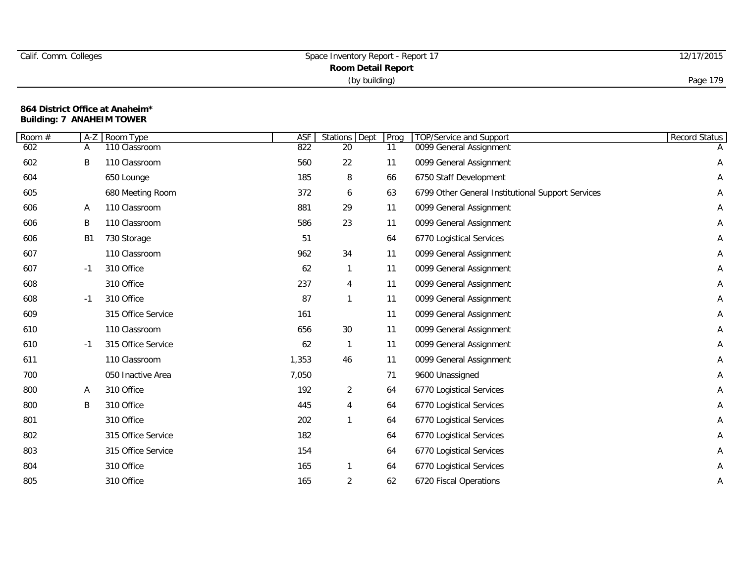**864 District Office at Anaheim***
**Building: 7 ANAHEIM TOWER**

| Room # | A-Z | Room Type | ASF | Stations | Dept | Prog | TOP/Service and Support | Record Status |
|---|---|---|---|---|---|---|---|---|
| 602 | A | 110 Classroom | 822 | 20 | | 11 | 0099 General Assignment | A |
| 602 | B | 110 Classroom | 560 | 22 | | 11 | 0099 General Assignment | A |
| 604 | | 650 Lounge | 185 | 8 | | 66 | 6750 Staff Development | A |
| 605 | | 680 Meeting Room | 372 | 6 | | 63 | 6799 Other General Institutional Support Services | A |
| 606 | A | 110 Classroom | 881 | 29 | | 11 | 0099 General Assignment | A |
| 606 | B | 110 Classroom | 586 | 23 | | 11 | 0099 General Assignment | A |
| 606 | B1 | 730 Storage | 51 | | | 64 | 6770 Logistical Services | A |
| 607 | | 110 Classroom | 962 | 34 | | 11 | 0099 General Assignment | A |
| 607 | -1 | 310 Office | 62 | 1 | | 11 | 0099 General Assignment | A |
| 608 | | 310 Office | 237 | 4 | | 11 | 0099 General Assignment | A |
| 608 | -1 | 310 Office | 87 | 1 | | 11 | 0099 General Assignment | A |
| 609 | | 315 Office Service | 161 | | | 11 | 0099 General Assignment | A |
| 610 | | 110 Classroom | 656 | 30 | | 11 | 0099 General Assignment | A |
| 610 | -1 | 315 Office Service | 62 | 1 | | 11 | 0099 General Assignment | A |
| 611 | | 110 Classroom | 1,353 | 46 | | 11 | 0099 General Assignment | A |
| 700 | | 050 Inactive Area | 7,050 | | | 71 | 9600 Unassigned | A |
| 800 | A | 310 Office | 192 | 2 | | 64 | 6770 Logistical Services | A |
| 800 | B | 310 Office | 445 | 4 | | 64 | 6770 Logistical Services | A |
| 801 | | 310 Office | 202 | 1 | | 64 | 6770 Logistical Services | A |
| 802 | | 315 Office Service | 182 | | | 64 | 6770 Logistical Services | A |
| 803 | | 315 Office Service | 154 | | | 64 | 6770 Logistical Services | A |
| 804 | | 310 Office | 165 | 1 | | 64 | 6770 Logistical Services | A |
| 805 | | 310 Office | 165 | 2 | | 62 | 6720 Fiscal Operations | A |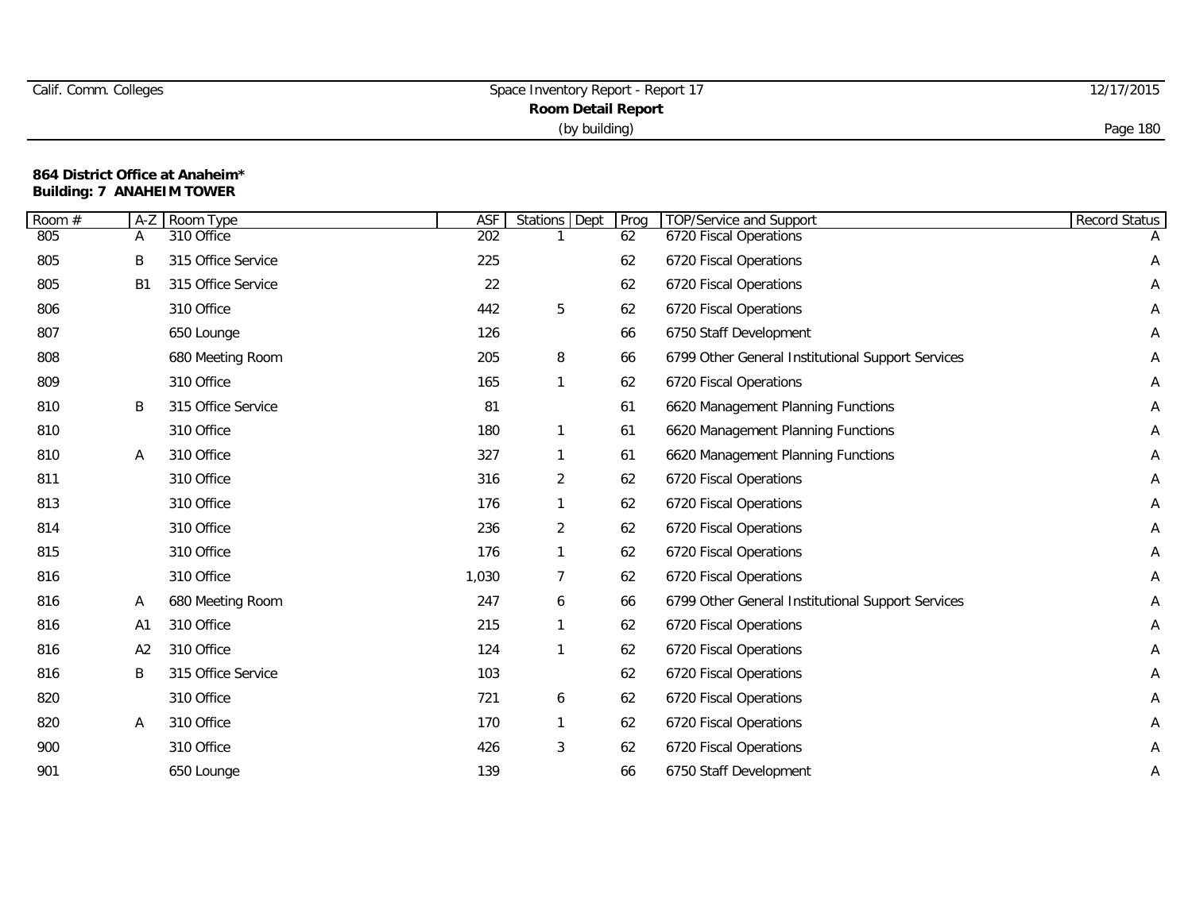**864 District Office at Anaheim***
**Building: 7 ANAHEIM TOWER**

| Room # | A-Z | Room Type | ASF | Stations | Dept | Prog | TOP/Service and Support | Record Status |
|---|---|---|---|---|---|---|---|---|
| 805 | A | 310 Office | 202 | 1 | | 62 | 6720 Fiscal Operations | A |
| 805 | B | 315 Office Service | 225 | | | 62 | 6720 Fiscal Operations | A |
| 805 | B1 | 315 Office Service | 22 | | | 62 | 6720 Fiscal Operations | A |
| 806 | | 310 Office | 442 | 5 | | 62 | 6720 Fiscal Operations | A |
| 807 | | 650 Lounge | 126 | | | 66 | 6750 Staff Development | A |
| 808 | | 680 Meeting Room | 205 | 8 | | 66 | 6799 Other General Institutional Support Services | A |
| 809 | | 310 Office | 165 | 1 | | 62 | 6720 Fiscal Operations | A |
| 810 | B | 315 Office Service | 81 | | | 61 | 6620 Management Planning Functions | A |
| 810 | | 310 Office | 180 | 1 | | 61 | 6620 Management Planning Functions | A |
| 810 | A | 310 Office | 327 | 1 | | 61 | 6620 Management Planning Functions | A |
| 811 | | 310 Office | 316 | 2 | | 62 | 6720 Fiscal Operations | A |
| 813 | | 310 Office | 176 | 1 | | 62 | 6720 Fiscal Operations | A |
| 814 | | 310 Office | 236 | 2 | | 62 | 6720 Fiscal Operations | A |
| 815 | | 310 Office | 176 | 1 | | 62 | 6720 Fiscal Operations | A |
| 816 | | 310 Office | 1,030 | 7 | | 62 | 6720 Fiscal Operations | A |
| 816 | A | 680 Meeting Room | 247 | 6 | | 66 | 6799 Other General Institutional Support Services | A |
| 816 | A1 | 310 Office | 215 | 1 | | 62 | 6720 Fiscal Operations | A |
| 816 | A2 | 310 Office | 124 | 1 | | 62 | 6720 Fiscal Operations | A |
| 816 | B | 315 Office Service | 103 | | | 62 | 6720 Fiscal Operations | A |
| 820 | | 310 Office | 721 | 6 | | 62 | 6720 Fiscal Operations | A |
| 820 | A | 310 Office | 170 | 1 | | 62 | 6720 Fiscal Operations | A |
| 900 | | 310 Office | 426 | 3 | | 62 | 6720 Fiscal Operations | A |
| 901 | | 650 Lounge | 139 | | | 66 | 6750 Staff Development | A |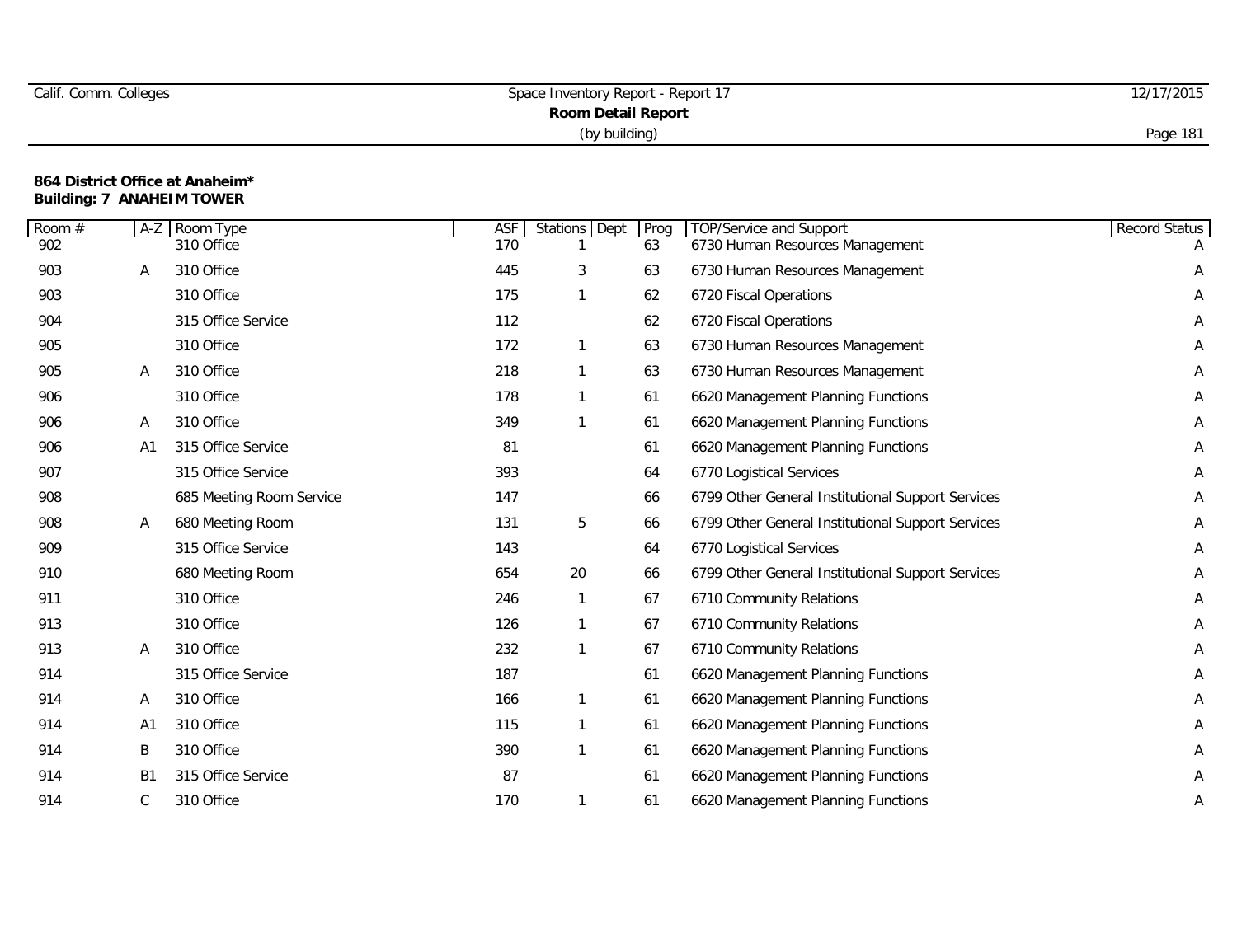**864 District Office at Anaheim***
**Building: 7 ANAHEIM TOWER**

| Room # | A-Z | Room Type | ASF | Stations | Dept | Prog | TOP/Service and Support | Record Status |
|---|---|---|---|---|---|---|---|---|
| 902 | | 310 Office | 170 | 1 | | 63 | 6730 Human Resources Management | A |
| 903 | A | 310 Office | 445 | 3 | | 63 | 6730 Human Resources Management | A |
| 903 | | 310 Office | 175 | 1 | | 62 | 6720 Fiscal Operations | A |
| 904 | | 315 Office Service | 112 | | | 62 | 6720 Fiscal Operations | A |
| 905 | | 310 Office | 172 | 1 | | 63 | 6730 Human Resources Management | A |
| 905 | A | 310 Office | 218 | 1 | | 63 | 6730 Human Resources Management | A |
| 906 | | 310 Office | 178 | 1 | | 61 | 6620 Management Planning Functions | A |
| 906 | A | 310 Office | 349 | 1 | | 61 | 6620 Management Planning Functions | A |
| 906 | A1 | 315 Office Service | 81 | | | 61 | 6620 Management Planning Functions | A |
| 907 | | 315 Office Service | 393 | | | 64 | 6770 Logistical Services | A |
| 908 | | 685 Meeting Room Service | 147 | | | 66 | 6799 Other General Institutional Support Services | A |
| 908 | A | 680 Meeting Room | 131 | 5 | | 66 | 6799 Other General Institutional Support Services | A |
| 909 | | 315 Office Service | 143 | | | 64 | 6770 Logistical Services | A |
| 910 | | 680 Meeting Room | 654 | 20 | | 66 | 6799 Other General Institutional Support Services | A |
| 911 | | 310 Office | 246 | 1 | | 67 | 6710 Community Relations | A |
| 913 | | 310 Office | 126 | 1 | | 67 | 6710 Community Relations | A |
| 913 | A | 310 Office | 232 | 1 | | 67 | 6710 Community Relations | A |
| 914 | | 315 Office Service | 187 | | | 61 | 6620 Management Planning Functions | A |
| 914 | A | 310 Office | 166 | 1 | | 61 | 6620 Management Planning Functions | A |
| 914 | A1 | 310 Office | 115 | 1 | | 61 | 6620 Management Planning Functions | A |
| 914 | B | 310 Office | 390 | 1 | | 61 | 6620 Management Planning Functions | A |
| 914 | B1 | 315 Office Service | 87 | | | 61 | 6620 Management Planning Functions | A |
| 914 | C | 310 Office | 170 | 1 | | 61 | 6620 Management Planning Functions | A |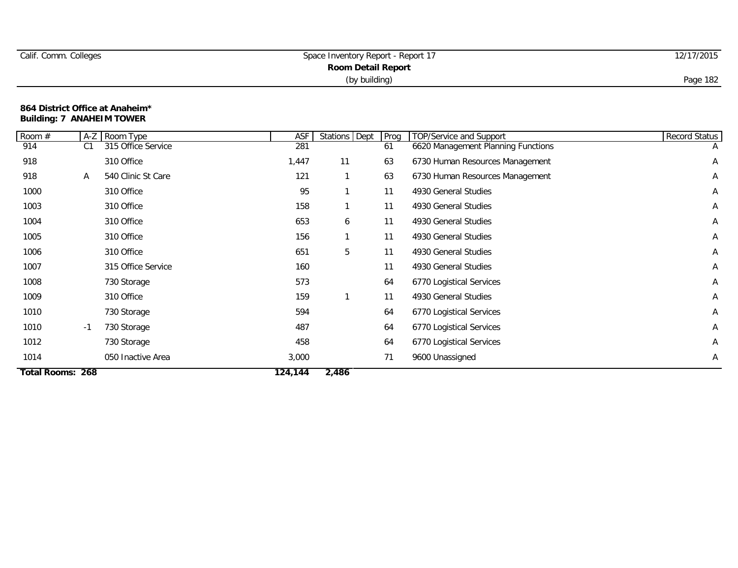**864 District Office at Anaheim***
**Building: 7 ANAHEIM TOWER**

| Room # | A-Z | Room Type | ASF | Stations | Dept | Prog | TOP/Service and Support | Record Status |
|---|---|---|---|---|---|---|---|---|
| 914 | C1 | 315 Office Service | 281 | | | 61 | 6620 Management Planning Functions | A |
| 918 | | 310 Office | 1,447 | 11 | | 63 | 6730 Human Resources Management | A |
| 918 | A | 540 Clinic St Care | 121 | 1 | | 63 | 6730 Human Resources Management | A |
| 1000 | | 310 Office | 95 | 1 | | 11 | 4930 General Studies | A |
| 1003 | | 310 Office | 158 | 1 | | 11 | 4930 General Studies | A |
| 1004 | | 310 Office | 653 | 6 | | 11 | 4930 General Studies | A |
| 1005 | | 310 Office | 156 | 1 | | 11 | 4930 General Studies | A |
| 1006 | | 310 Office | 651 | 5 | | 11 | 4930 General Studies | A |
| 1007 | | 315 Office Service | 160 | | | 11 | 4930 General Studies | A |
| 1008 | | 730 Storage | 573 | | | 64 | 6770 Logistical Services | A |
| 1009 | | 310 Office | 159 | 1 | | 11 | 4930 General Studies | A |
| 1010 | | 730 Storage | 594 | | | 64 | 6770 Logistical Services | A |
| 1010 | -1 | 730 Storage | 487 | | | 64 | 6770 Logistical Services | A |
| 1012 | | 730 Storage | 458 | | | 64 | 6770 Logistical Services | A |
| 1014 | | 050 Inactive Area | 3,000 | | | 71 | 9600 Unassigned | A |
| **Total Rooms: 268** | | | **124,144** | **2,486** | | | | |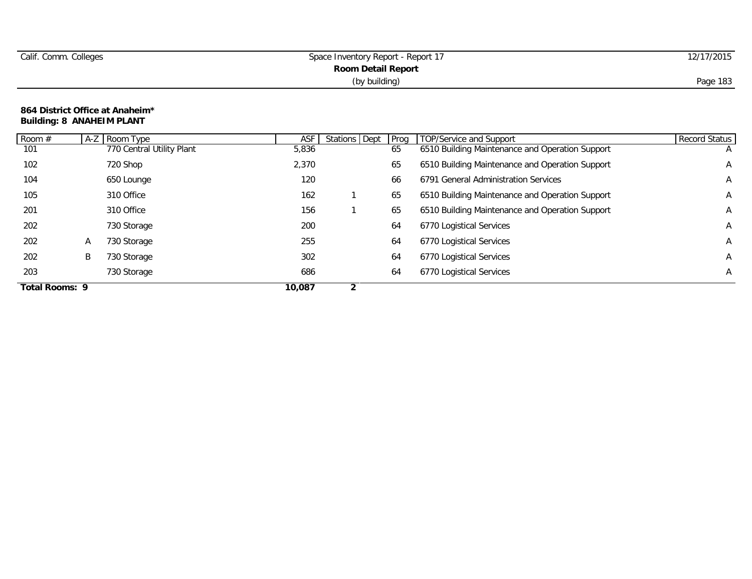**864 District Office at Anaheim***
**Building: 8 ANAHEIM PLANT**

| Room # | A-Z | Room Type | ASF | Stations | Dept | Prog | TOP/Service and Support | Record Status |
|---|---|---|---|---|---|---|---|---|
| 101 | | 770 Central Utility Plant | 5,836 | | | 65 | 6510 Building Maintenance and Operation Support | A |
| 102 | | 720 Shop | 2,370 | | | 65 | 6510 Building Maintenance and Operation Support | A |
| 104 | | 650 Lounge | 120 | | | 66 | 6791 General Administration Services | A |
| 105 | | 310 Office | 162 | 1 | | 65 | 6510 Building Maintenance and Operation Support | A |
| 201 | | 310 Office | 156 | 1 | | 65 | 6510 Building Maintenance and Operation Support | A |
| 202 | | 730 Storage | 200 | | | 64 | 6770 Logistical Services | A |
| 202 | A | 730 Storage | 255 | | | 64 | 6770 Logistical Services | A |
| 202 | B | 730 Storage | 302 | | | 64 | 6770 Logistical Services | A |
| 203 | | 730 Storage | 686 | | | 64 | 6770 Logistical Services | A |
| **Total Rooms: 9** | | | **10,087** | **2** | | | | |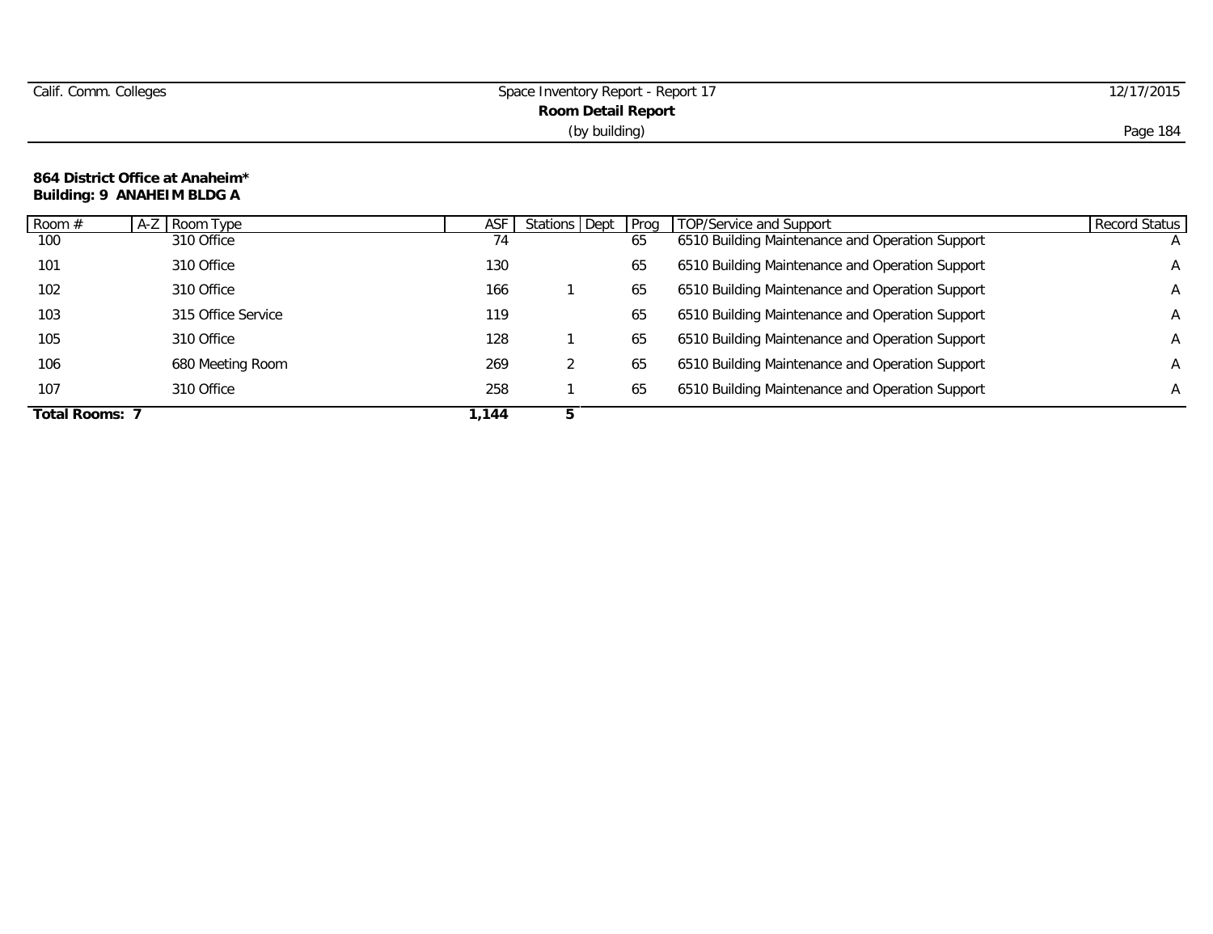**864 District Office at Anaheim***
**Building: 9 ANAHEIM BLDG A**

| Room # | A-Z | Room Type | ASF | Stations | Dept | Prog | TOP/Service and Support | Record Status |
|---|---|---|---|---|---|---|---|---|
| 100 | | 310 Office | 74 | | | 65 | 6510 Building Maintenance and Operation Support | A |
| 101 | | 310 Office | 130 | | | 65 | 6510 Building Maintenance and Operation Support | A |
| 102 | | 310 Office | 166 | 1 | | 65 | 6510 Building Maintenance and Operation Support | A |
| 103 | | 315 Office Service | 119 | | | 65 | 6510 Building Maintenance and Operation Support | A |
| 105 | | 310 Office | 128 | 1 | | 65 | 6510 Building Maintenance and Operation Support | A |
| 106 | | 680 Meeting Room | 269 | 2 | | 65 | 6510 Building Maintenance and Operation Support | A |
| 107 | | 310 Office | 258 | 1 | | 65 | 6510 Building Maintenance and Operation Support | A |
| **Total Rooms: 7** | | | **1,144** | **5** | | | | |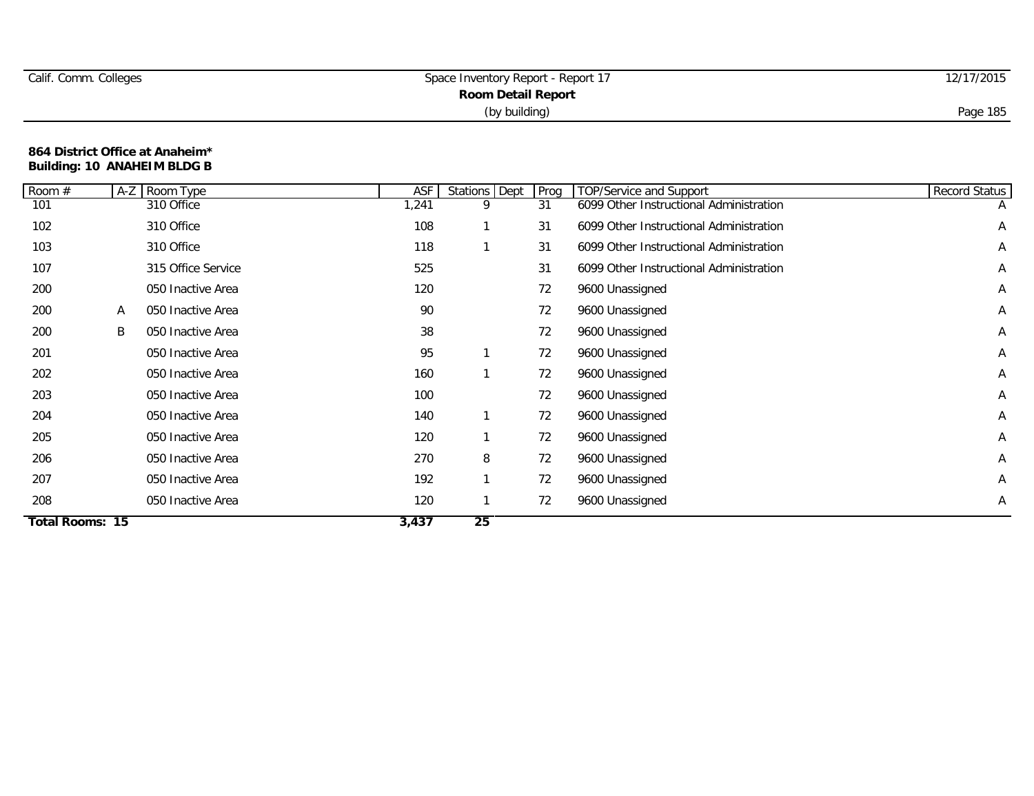**864 District Office at Anaheim***
**Building: 10 ANAHEIM BLDG B**

| Room # | A-Z | Room Type | ASF | Stations | Dept | Prog | TOP/Service and Support | Record Status |
|---|---|---|---|---|---|---|---|---|
| 101 | | 310 Office | 1,241 | 9 | | 31 | 6099 Other Instructional Administration | A |
| 102 | | 310 Office | 108 | 1 | | 31 | 6099 Other Instructional Administration | A |
| 103 | | 310 Office | 118 | 1 | | 31 | 6099 Other Instructional Administration | A |
| 107 | | 315 Office Service | 525 | | | 31 | 6099 Other Instructional Administration | A |
| 200 | | 050 Inactive Area | 120 | | | 72 | 9600 Unassigned | A |
| 200 | A | 050 Inactive Area | 90 | | | 72 | 9600 Unassigned | A |
| 200 | B | 050 Inactive Area | 38 | | | 72 | 9600 Unassigned | A |
| 201 | | 050 Inactive Area | 95 | 1 | | 72 | 9600 Unassigned | A |
| 202 | | 050 Inactive Area | 160 | 1 | | 72 | 9600 Unassigned | A |
| 203 | | 050 Inactive Area | 100 | | | 72 | 9600 Unassigned | A |
| 204 | | 050 Inactive Area | 140 | 1 | | 72 | 9600 Unassigned | A |
| 205 | | 050 Inactive Area | 120 | 1 | | 72 | 9600 Unassigned | A |
| 206 | | 050 Inactive Area | 270 | 8 | | 72 | 9600 Unassigned | A |
| 207 | | 050 Inactive Area | 192 | 1 | | 72 | 9600 Unassigned | A |
| 208 | | 050 Inactive Area | 120 | 1 | | 72 | 9600 Unassigned | A |
| **Total Rooms: 15** | | | **3,437** | **25** | | | | |